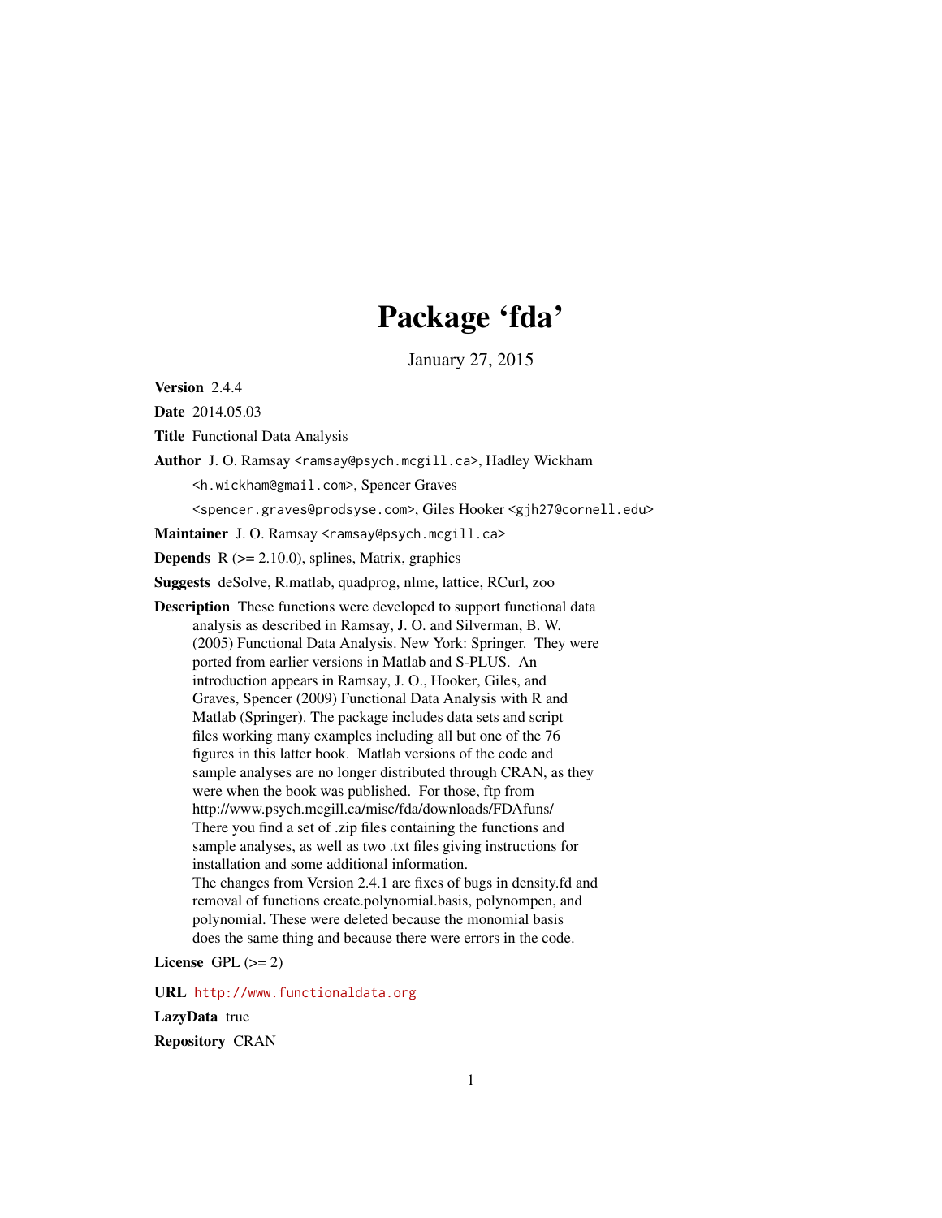# Package 'fda'

January 27, 2015

**Version** 2.4.4

**Date** 2014.05.03

**Title** Functional Data Analysis

**Author** J. O. Ramsay <ramsay@psych.mcgill.ca>, Hadley Wickham <h.wickham@gmail.com>, Spencer Graves <spencer.graves@prodsyse.com>, Giles Hooker <gjh27@cornell.edu>

**Maintainer** J. O. Ramsay <ramsay@psych.mcgill.ca>

**Depends** R (>= 2.10.0), splines, Matrix, graphics

**Suggests** deSolve, R.matlab, quadprog, nlme, lattice, RCurl, zoo

**Description** These functions were developed to support functional data analysis as described in Ramsay, J. O. and Silverman, B. W. (2005) Functional Data Analysis. New York: Springer. They were ported from earlier versions in Matlab and S-PLUS. An introduction appears in Ramsay, J. O., Hooker, Giles, and Graves, Spencer (2009) Functional Data Analysis with R and Matlab (Springer). The package includes data sets and script files working many examples including all but one of the 76 figures in this latter book. Matlab versions of the code and sample analyses are no longer distributed through CRAN, as they were when the book was published. For those, ftp from http://www.psych.mcgill.ca/misc/fda/downloads/FDAfuns/ There you find a set of .zip files containing the functions and sample analyses, as well as two .txt files giving instructions for installation and some additional information.
The changes from Version 2.4.1 are fixes of bugs in density.fd and removal of functions create.polynomial.basis, polynompen, and polynomial. These were deleted because the monomial basis does the same thing and because there were errors in the code.

**License** GPL (>= 2)

**URL** http://www.functionaldata.org

**LazyData** true

**Repository** CRAN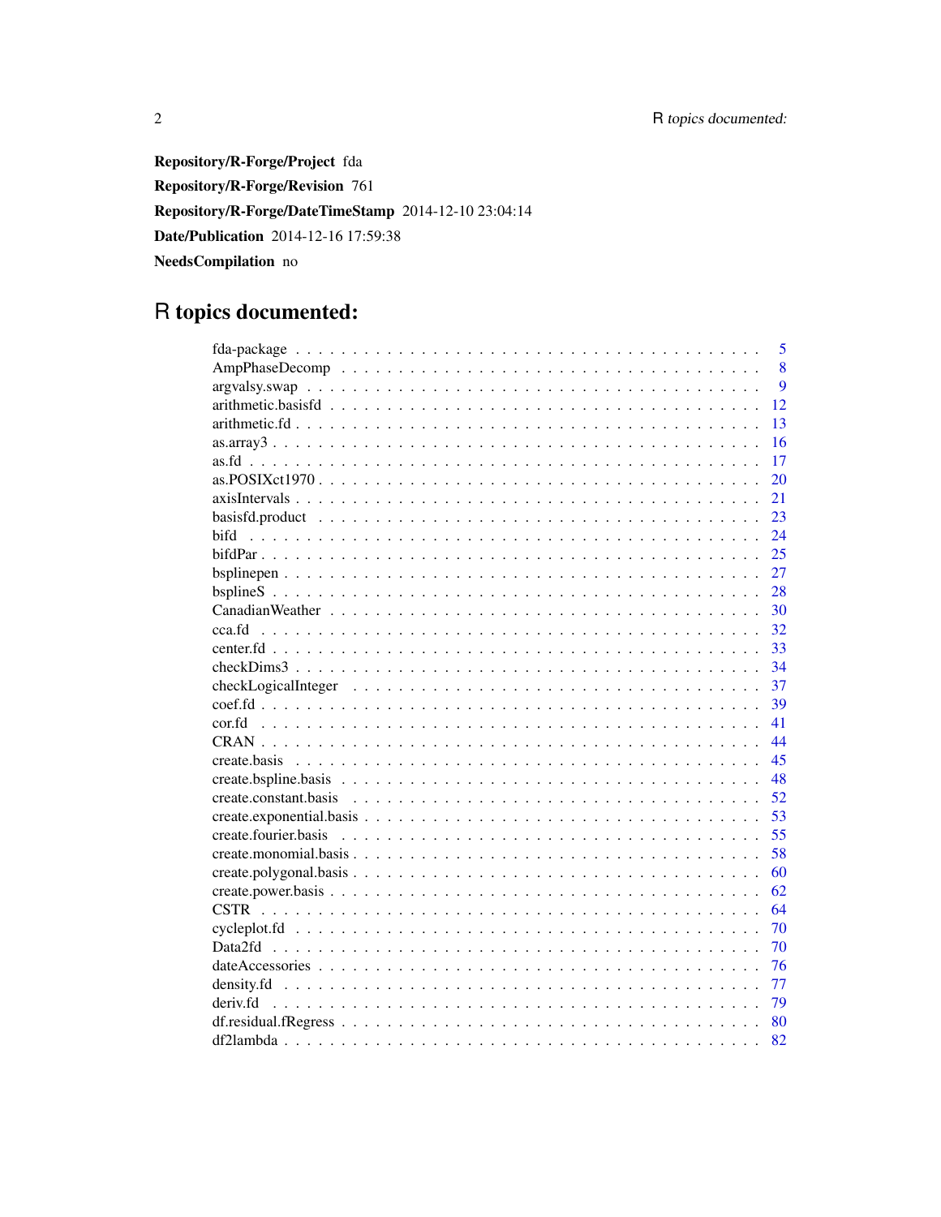**Repository/R-Forge/Project** fda

**Repository/R-Forge/Revision** 761

**Repository/R-Forge/DateTimeStamp** 2014-12-10 23:04:14

**Date/Publication** 2014-12-16 17:59:38

**NeedsCompilation** no

# R topics documented:

| | |
|---|---|
| fda-package | 5 |
| AmpPhaseDecomp | 8 |
| argvalsy.swap | 9 |
| arithmetic.basisfd | 12 |
| arithmetic.fd | 13 |
| as.array3 | 16 |
| as.fd | 17 |
| as.POSIXct1970 | 20 |
| axisIntervals | 21 |
| basisfd.product | 23 |
| bifd | 24 |
| bifdPar | 25 |
| bsplinepen | 27 |
| bsplineS | 28 |
| CanadianWeather | 30 |
| cca.fd | 32 |
| center.fd | 33 |
| checkDims3 | 34 |
| checkLogicalInteger | 37 |
| coef.fd | 39 |
| cor.fd | 41 |
| CRAN | 44 |
| create.basis | 45 |
| create.bspline.basis | 48 |
| create.constant.basis | 52 |
| create.exponential.basis | 53 |
| create.fourier.basis | 55 |
| create.monomial.basis | 58 |
| create.polygonal.basis | 60 |
| create.power.basis | 62 |
| CSTR | 64 |
| cycleplot.fd | 70 |
| Data2fd | 70 |
| dateAccessories | 76 |
| density.fd | 77 |
| deriv.fd | 79 |
| df.residual.fRegress | 80 |
| df2lambda | 82 |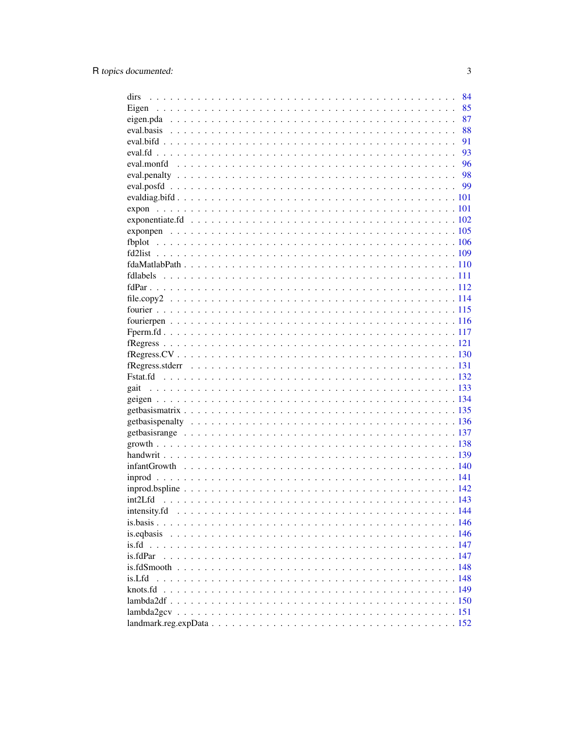dirs . . . . . . . . . . . . . . . . . . . . . . . . . . . . . . . . . . . . . . . . . . . 84
Eigen . . . . . . . . . . . . . . . . . . . . . . . . . . . . . . . . . . . . . . . . . . 85
eigen.pda . . . . . . . . . . . . . . . . . . . . . . . . . . . . . . . . . . . . . . . . 87
eval.basis . . . . . . . . . . . . . . . . . . . . . . . . . . . . . . . . . . . . . . . . 88
eval.bifd . . . . . . . . . . . . . . . . . . . . . . . . . . . . . . . . . . . . . . . . . 91
eval.fd . . . . . . . . . . . . . . . . . . . . . . . . . . . . . . . . . . . . . . . . . . 93
eval.monfd . . . . . . . . . . . . . . . . . . . . . . . . . . . . . . . . . . . . . . . 96
eval.penalty . . . . . . . . . . . . . . . . . . . . . . . . . . . . . . . . . . . . . . 98
eval.posfd . . . . . . . . . . . . . . . . . . . . . . . . . . . . . . . . . . . . . . . . 99
evaldiag.bifd . . . . . . . . . . . . . . . . . . . . . . . . . . . . . . . . . . . . . . 101
expon . . . . . . . . . . . . . . . . . . . . . . . . . . . . . . . . . . . . . . . . . . 101
exponentiate.fd . . . . . . . . . . . . . . . . . . . . . . . . . . . . . . . . . . . . 102
exponpen . . . . . . . . . . . . . . . . . . . . . . . . . . . . . . . . . . . . . . . . 105
fbplot . . . . . . . . . . . . . . . . . . . . . . . . . . . . . . . . . . . . . . . . . . 106
fd2list . . . . . . . . . . . . . . . . . . . . . . . . . . . . . . . . . . . . . . . . . . 109
fdaMatlabPath . . . . . . . . . . . . . . . . . . . . . . . . . . . . . . . . . . . . . 110
fdlabels . . . . . . . . . . . . . . . . . . . . . . . . . . . . . . . . . . . . . . . . . 111
fdPar . . . . . . . . . . . . . . . . . . . . . . . . . . . . . . . . . . . . . . . . . . . 112
file.copy2 . . . . . . . . . . . . . . . . . . . . . . . . . . . . . . . . . . . . . . . . 114
fourier . . . . . . . . . . . . . . . . . . . . . . . . . . . . . . . . . . . . . . . . . . 115
fourierpen . . . . . . . . . . . . . . . . . . . . . . . . . . . . . . . . . . . . . . . . 116
Fperm.fd . . . . . . . . . . . . . . . . . . . . . . . . . . . . . . . . . . . . . . . . . 117
fRegress . . . . . . . . . . . . . . . . . . . . . . . . . . . . . . . . . . . . . . . . . 121
fRegress.CV . . . . . . . . . . . . . . . . . . . . . . . . . . . . . . . . . . . . . . . 130
fRegress.stderr . . . . . . . . . . . . . . . . . . . . . . . . . . . . . . . . . . . . . 131
Fstat.fd . . . . . . . . . . . . . . . . . . . . . . . . . . . . . . . . . . . . . . . . . . 132
gait . . . . . . . . . . . . . . . . . . . . . . . . . . . . . . . . . . . . . . . . . . . . 133
geigen . . . . . . . . . . . . . . . . . . . . . . . . . . . . . . . . . . . . . . . . . . . 134
getbasismatrix . . . . . . . . . . . . . . . . . . . . . . . . . . . . . . . . . . . . . 135
getbasispenalty . . . . . . . . . . . . . . . . . . . . . . . . . . . . . . . . . . . . . 136
getbasisrange . . . . . . . . . . . . . . . . . . . . . . . . . . . . . . . . . . . . . . 137
growth . . . . . . . . . . . . . . . . . . . . . . . . . . . . . . . . . . . . . . . . . . 138
handwrit . . . . . . . . . . . . . . . . . . . . . . . . . . . . . . . . . . . . . . . . . 139
infantGrowth . . . . . . . . . . . . . . . . . . . . . . . . . . . . . . . . . . . . . . 140
inprod . . . . . . . . . . . . . . . . . . . . . . . . . . . . . . . . . . . . . . . . . . . 141
inprod.bspline . . . . . . . . . . . . . . . . . . . . . . . . . . . . . . . . . . . . . . 142
int2Lfd . . . . . . . . . . . . . . . . . . . . . . . . . . . . . . . . . . . . . . . . . . 143
intensity.fd . . . . . . . . . . . . . . . . . . . . . . . . . . . . . . . . . . . . . . . 144
is.basis . . . . . . . . . . . . . . . . . . . . . . . . . . . . . . . . . . . . . . . . . . 146
is.eqbasis . . . . . . . . . . . . . . . . . . . . . . . . . . . . . . . . . . . . . . . . 146
is.fd . . . . . . . . . . . . . . . . . . . . . . . . . . . . . . . . . . . . . . . . . . . . 147
is.fdPar . . . . . . . . . . . . . . . . . . . . . . . . . . . . . . . . . . . . . . . . . . 147
is.fdSmooth . . . . . . . . . . . . . . . . . . . . . . . . . . . . . . . . . . . . . . . 148
is.Lfd . . . . . . . . . . . . . . . . . . . . . . . . . . . . . . . . . . . . . . . . . . . 148
knots.fd . . . . . . . . . . . . . . . . . . . . . . . . . . . . . . . . . . . . . . . . . . 149
lambda2df . . . . . . . . . . . . . . . . . . . . . . . . . . . . . . . . . . . . . . . . 150
lambda2gcv . . . . . . . . . . . . . . . . . . . . . . . . . . . . . . . . . . . . . . . 151
landmark.reg.expData . . . . . . . . . . . . . . . . . . . . . . . . . . . . . . . . . 152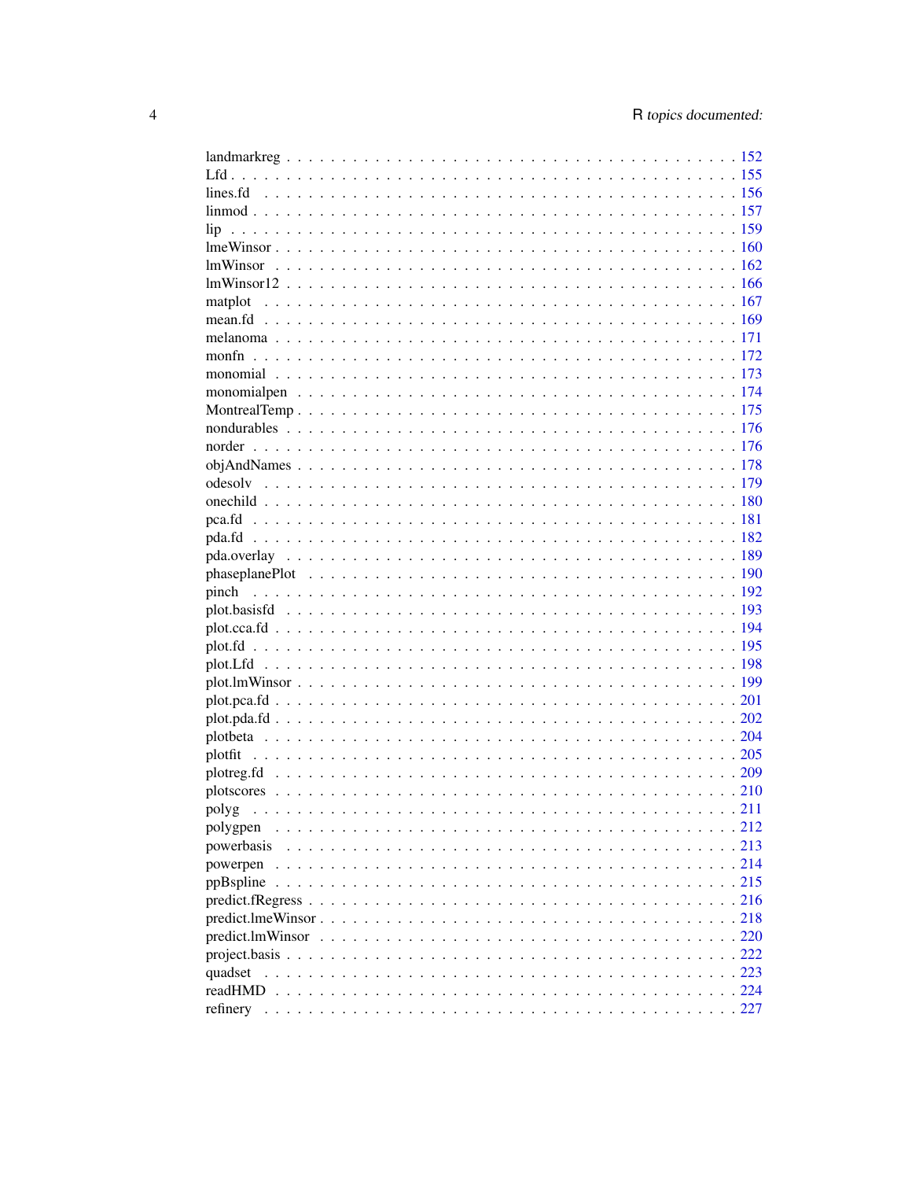landmarkreg . . . . . . . . . . . . . . . . . . . . . . . . . . . . . . . . . . . . . . . . 152
Lfd . . . . . . . . . . . . . . . . . . . . . . . . . . . . . . . . . . . . . . . . . . . . 155
lines.fd . . . . . . . . . . . . . . . . . . . . . . . . . . . . . . . . . . . . . . . . . . 156
linmod . . . . . . . . . . . . . . . . . . . . . . . . . . . . . . . . . . . . . . . . . . . 157
lip . . . . . . . . . . . . . . . . . . . . . . . . . . . . . . . . . . . . . . . . . . . . . 159
lmeWinsor . . . . . . . . . . . . . . . . . . . . . . . . . . . . . . . . . . . . . . . . . 160
lmWinsor . . . . . . . . . . . . . . . . . . . . . . . . . . . . . . . . . . . . . . . . . . 162
lmWinsor12 . . . . . . . . . . . . . . . . . . . . . . . . . . . . . . . . . . . . . . . . 166
matplot . . . . . . . . . . . . . . . . . . . . . . . . . . . . . . . . . . . . . . . . . . 167
mean.fd . . . . . . . . . . . . . . . . . . . . . . . . . . . . . . . . . . . . . . . . . . 169
melanoma . . . . . . . . . . . . . . . . . . . . . . . . . . . . . . . . . . . . . . . . . 171
monfn . . . . . . . . . . . . . . . . . . . . . . . . . . . . . . . . . . . . . . . . . . . 172
monomial . . . . . . . . . . . . . . . . . . . . . . . . . . . . . . . . . . . . . . . . . 173
monomialpen . . . . . . . . . . . . . . . . . . . . . . . . . . . . . . . . . . . . . . . 174
MontrealTemp . . . . . . . . . . . . . . . . . . . . . . . . . . . . . . . . . . . . . . 175
nondurables . . . . . . . . . . . . . . . . . . . . . . . . . . . . . . . . . . . . . . . 176
norder . . . . . . . . . . . . . . . . . . . . . . . . . . . . . . . . . . . . . . . . . . . 176
objAndNames . . . . . . . . . . . . . . . . . . . . . . . . . . . . . . . . . . . . . . 178
odesolv . . . . . . . . . . . . . . . . . . . . . . . . . . . . . . . . . . . . . . . . . . 179
onechild . . . . . . . . . . . . . . . . . . . . . . . . . . . . . . . . . . . . . . . . . . 180
pca.fd . . . . . . . . . . . . . . . . . . . . . . . . . . . . . . . . . . . . . . . . . . . 181
pda.fd . . . . . . . . . . . . . . . . . . . . . . . . . . . . . . . . . . . . . . . . . . . 182
pda.overlay . . . . . . . . . . . . . . . . . . . . . . . . . . . . . . . . . . . . . . . . 189
phaseplanePlot . . . . . . . . . . . . . . . . . . . . . . . . . . . . . . . . . . . . . . 190
pinch . . . . . . . . . . . . . . . . . . . . . . . . . . . . . . . . . . . . . . . . . . . . 192
plot.basisfd . . . . . . . . . . . . . . . . . . . . . . . . . . . . . . . . . . . . . . . . 193
plot.cca.fd . . . . . . . . . . . . . . . . . . . . . . . . . . . . . . . . . . . . . . . . . 194
plot.fd . . . . . . . . . . . . . . . . . . . . . . . . . . . . . . . . . . . . . . . . . . . 195
plot.Lfd . . . . . . . . . . . . . . . . . . . . . . . . . . . . . . . . . . . . . . . . . . 198
plot.lmWinsor . . . . . . . . . . . . . . . . . . . . . . . . . . . . . . . . . . . . . . 199
plot.pca.fd . . . . . . . . . . . . . . . . . . . . . . . . . . . . . . . . . . . . . . . . 201
plot.pda.fd . . . . . . . . . . . . . . . . . . . . . . . . . . . . . . . . . . . . . . . . 202
plotbeta . . . . . . . . . . . . . . . . . . . . . . . . . . . . . . . . . . . . . . . . . . 204
plotfit . . . . . . . . . . . . . . . . . . . . . . . . . . . . . . . . . . . . . . . . . . . 205
plotreg.fd . . . . . . . . . . . . . . . . . . . . . . . . . . . . . . . . . . . . . . . . . 209
plotscores . . . . . . . . . . . . . . . . . . . . . . . . . . . . . . . . . . . . . . . . . 210
polyg . . . . . . . . . . . . . . . . . . . . . . . . . . . . . . . . . . . . . . . . . . . . 211
polygpen . . . . . . . . . . . . . . . . . . . . . . . . . . . . . . . . . . . . . . . . . . 212
powerbasis . . . . . . . . . . . . . . . . . . . . . . . . . . . . . . . . . . . . . . . . 213
powerpen . . . . . . . . . . . . . . . . . . . . . . . . . . . . . . . . . . . . . . . . . 214
ppBspline . . . . . . . . . . . . . . . . . . . . . . . . . . . . . . . . . . . . . . . . . 215
predict.fRegress . . . . . . . . . . . . . . . . . . . . . . . . . . . . . . . . . . . . . 216
predict.lmeWinsor . . . . . . . . . . . . . . . . . . . . . . . . . . . . . . . . . . . . 218
predict.lmWinsor . . . . . . . . . . . . . . . . . . . . . . . . . . . . . . . . . . . . 220
project.basis . . . . . . . . . . . . . . . . . . . . . . . . . . . . . . . . . . . . . . . 222
quadset . . . . . . . . . . . . . . . . . . . . . . . . . . . . . . . . . . . . . . . . . . 223
readHMD . . . . . . . . . . . . . . . . . . . . . . . . . . . . . . . . . . . . . . . . . 224
refinery . . . . . . . . . . . . . . . . . . . . . . . . . . . . . . . . . . . . . . . . . . 227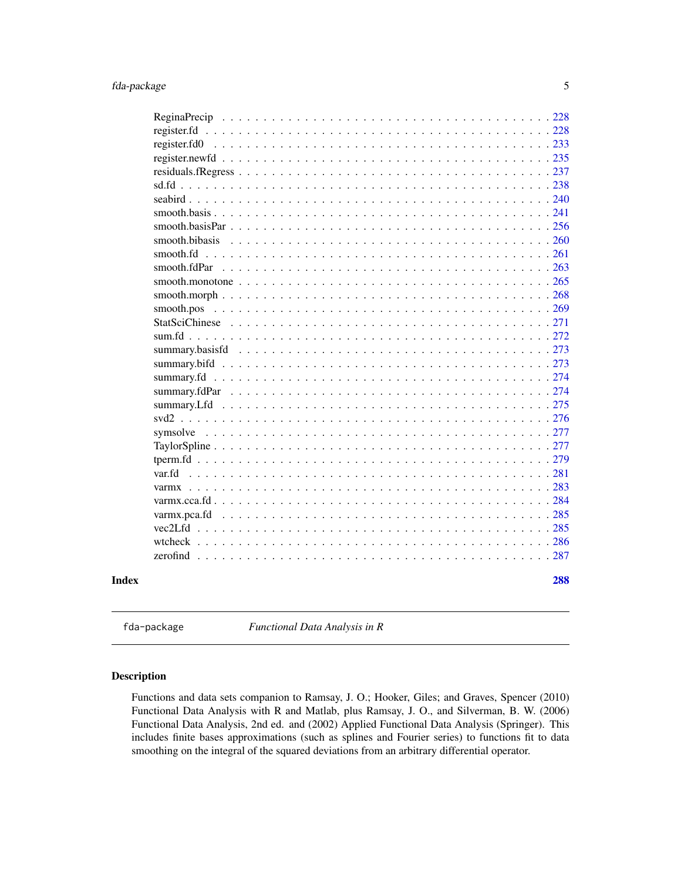ReginaPrecip . . . . . . . . . . . . . . . . . . . . . . . . . . . . . . . . . . . . . . . 228
register.fd . . . . . . . . . . . . . . . . . . . . . . . . . . . . . . . . . . . . . . . . 228
register.fd0 . . . . . . . . . . . . . . . . . . . . . . . . . . . . . . . . . . . . . . . 233
register.newfd . . . . . . . . . . . . . . . . . . . . . . . . . . . . . . . . . . . . . . 235
residuals.fRegress . . . . . . . . . . . . . . . . . . . . . . . . . . . . . . . . . . . . 237
sd.fd . . . . . . . . . . . . . . . . . . . . . . . . . . . . . . . . . . . . . . . . . . . 238
seabird . . . . . . . . . . . . . . . . . . . . . . . . . . . . . . . . . . . . . . . . . . 240
smooth.basis . . . . . . . . . . . . . . . . . . . . . . . . . . . . . . . . . . . . . . . 241
smooth.basisPar . . . . . . . . . . . . . . . . . . . . . . . . . . . . . . . . . . . . . 256
smooth.bibasis . . . . . . . . . . . . . . . . . . . . . . . . . . . . . . . . . . . . . . 260
smooth.fd . . . . . . . . . . . . . . . . . . . . . . . . . . . . . . . . . . . . . . . . . 261
smooth.fdPar . . . . . . . . . . . . . . . . . . . . . . . . . . . . . . . . . . . . . . . 263
smooth.monotone . . . . . . . . . . . . . . . . . . . . . . . . . . . . . . . . . . . . . 265
smooth.morph . . . . . . . . . . . . . . . . . . . . . . . . . . . . . . . . . . . . . . . 268
smooth.pos . . . . . . . . . . . . . . . . . . . . . . . . . . . . . . . . . . . . . . . . 269
StatSciChinese . . . . . . . . . . . . . . . . . . . . . . . . . . . . . . . . . . . . . . 271
sum.fd . . . . . . . . . . . . . . . . . . . . . . . . . . . . . . . . . . . . . . . . . . . 272
summary.basisfd . . . . . . . . . . . . . . . . . . . . . . . . . . . . . . . . . . . . . 273
summary.bifd . . . . . . . . . . . . . . . . . . . . . . . . . . . . . . . . . . . . . . . 273
summary.fd . . . . . . . . . . . . . . . . . . . . . . . . . . . . . . . . . . . . . . . . 274
summary.fdPar . . . . . . . . . . . . . . . . . . . . . . . . . . . . . . . . . . . . . . 274
summary.Lfd . . . . . . . . . . . . . . . . . . . . . . . . . . . . . . . . . . . . . . . 275
svd2 . . . . . . . . . . . . . . . . . . . . . . . . . . . . . . . . . . . . . . . . . . . . 276
symsolve . . . . . . . . . . . . . . . . . . . . . . . . . . . . . . . . . . . . . . . . . . 277
TaylorSpline . . . . . . . . . . . . . . . . . . . . . . . . . . . . . . . . . . . . . . . . 277
tperm.fd . . . . . . . . . . . . . . . . . . . . . . . . . . . . . . . . . . . . . . . . . . 279
var.fd . . . . . . . . . . . . . . . . . . . . . . . . . . . . . . . . . . . . . . . . . . . . 281
varmx . . . . . . . . . . . . . . . . . . . . . . . . . . . . . . . . . . . . . . . . . . . . 283
varmx.cca.fd . . . . . . . . . . . . . . . . . . . . . . . . . . . . . . . . . . . . . . . . 284
varmx.pca.fd . . . . . . . . . . . . . . . . . . . . . . . . . . . . . . . . . . . . . . . . 285
vec2Lfd . . . . . . . . . . . . . . . . . . . . . . . . . . . . . . . . . . . . . . . . . . . 285
wtcheck . . . . . . . . . . . . . . . . . . . . . . . . . . . . . . . . . . . . . . . . . . . 286
zerofind . . . . . . . . . . . . . . . . . . . . . . . . . . . . . . . . . . . . . . . . . . . 287

**Index** **288**

---

`fda-package` *Functional Data Analysis in R*

---

## Description

Functions and data sets companion to Ramsay, J. O.; Hooker, Giles; and Graves, Spencer (2010) Functional Data Analysis with R and Matlab, plus Ramsay, J. O., and Silverman, B. W. (2006) Functional Data Analysis, 2nd ed. and (2002) Applied Functional Data Analysis (Springer). This includes finite bases approximations (such as splines and Fourier series) to functions fit to data smoothing on the integral of the squared deviations from an arbitrary differential operator.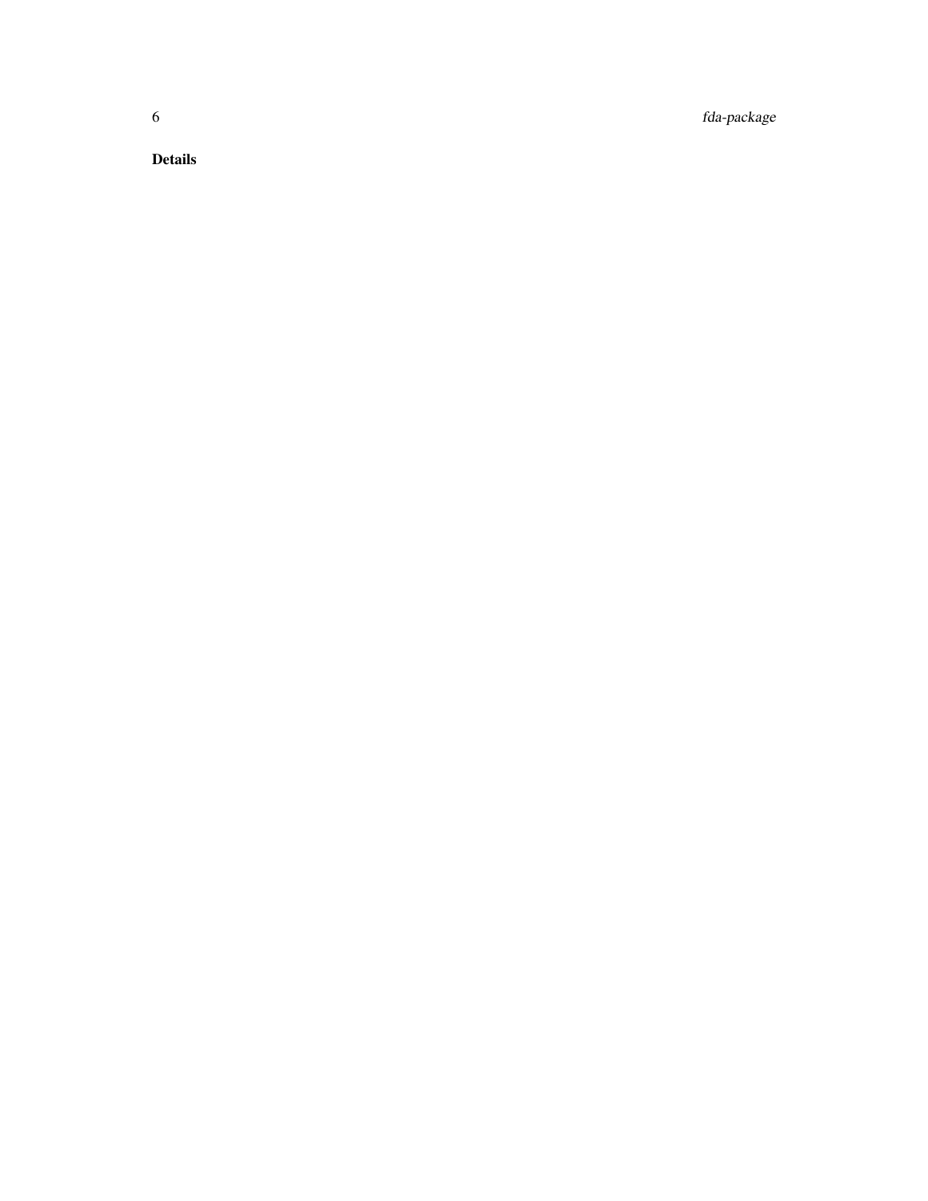## Details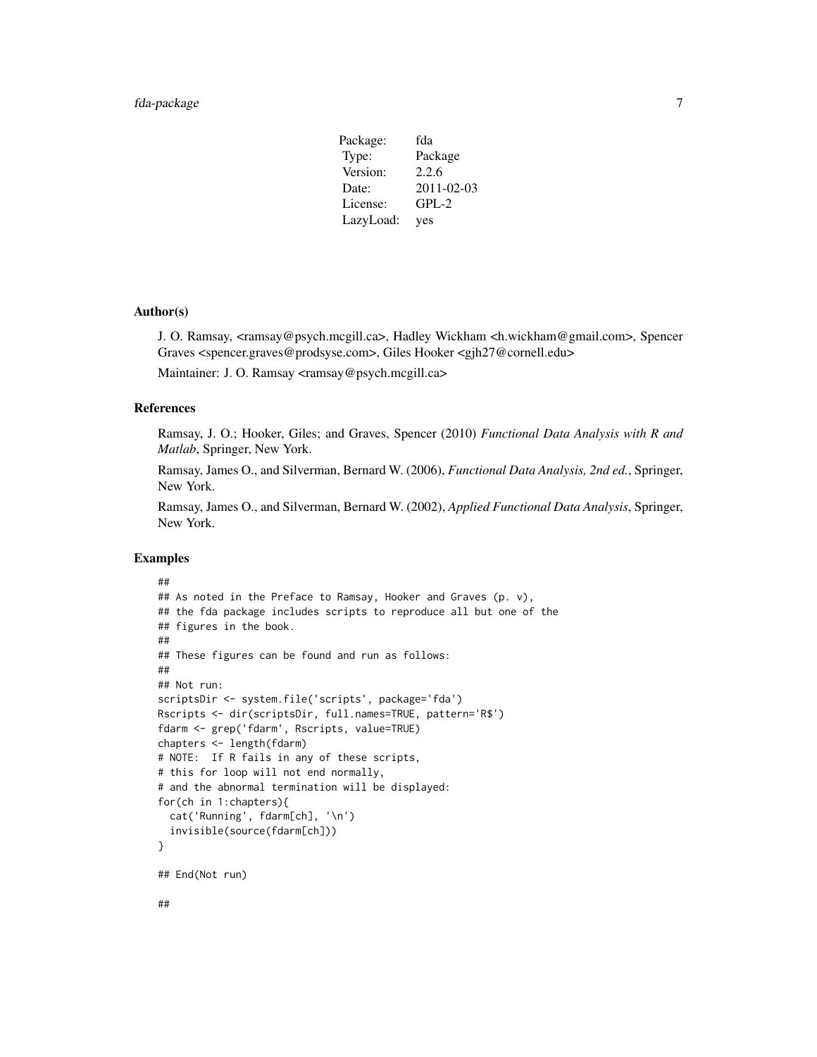| Package: | fda |
|---|---|
| Type: | Package |
| Version: | 2.2.6 |
| Date: | 2011-02-03 |
| License: | GPL-2 |
| LazyLoad: | yes |

### Author(s)

J. O. Ramsay, <ramsay@psych.mcgill.ca>, Hadley Wickham <h.wickham@gmail.com>, Spencer Graves <spencer.graves@prodsyse.com>, Giles Hooker <gjh27@cornell.edu>

Maintainer: J. O. Ramsay <ramsay@psych.mcgill.ca>

### References

Ramsay, J. O.; Hooker, Giles; and Graves, Spencer (2010) *Functional Data Analysis with R and Matlab*, Springer, New York.

Ramsay, James O., and Silverman, Bernard W. (2006), *Functional Data Analysis, 2nd ed.*, Springer, New York.

Ramsay, James O., and Silverman, Bernard W. (2002), *Applied Functional Data Analysis*, Springer, New York.

### Examples

```
##
## As noted in the Preface to Ramsay, Hooker and Graves (p. v),
## the fda package includes scripts to reproduce all but one of the
## figures in the book.
##
## These figures can be found and run as follows:
##
## Not run:
scriptsDir <- system.file('scripts', package='fda')
Rscripts <- dir(scriptsDir, full.names=TRUE, pattern='R$')
fdarm <- grep('fdarm', Rscripts, value=TRUE)
chapters <- length(fdarm)
# NOTE:  If R fails in any of these scripts,
# this for loop will not end normally,
# and the abnormal termination will be displayed:
for(ch in 1:chapters){
  cat('Running', fdarm[ch], '\n')
  invisible(source(fdarm[ch]))
}

## End(Not run)

##
```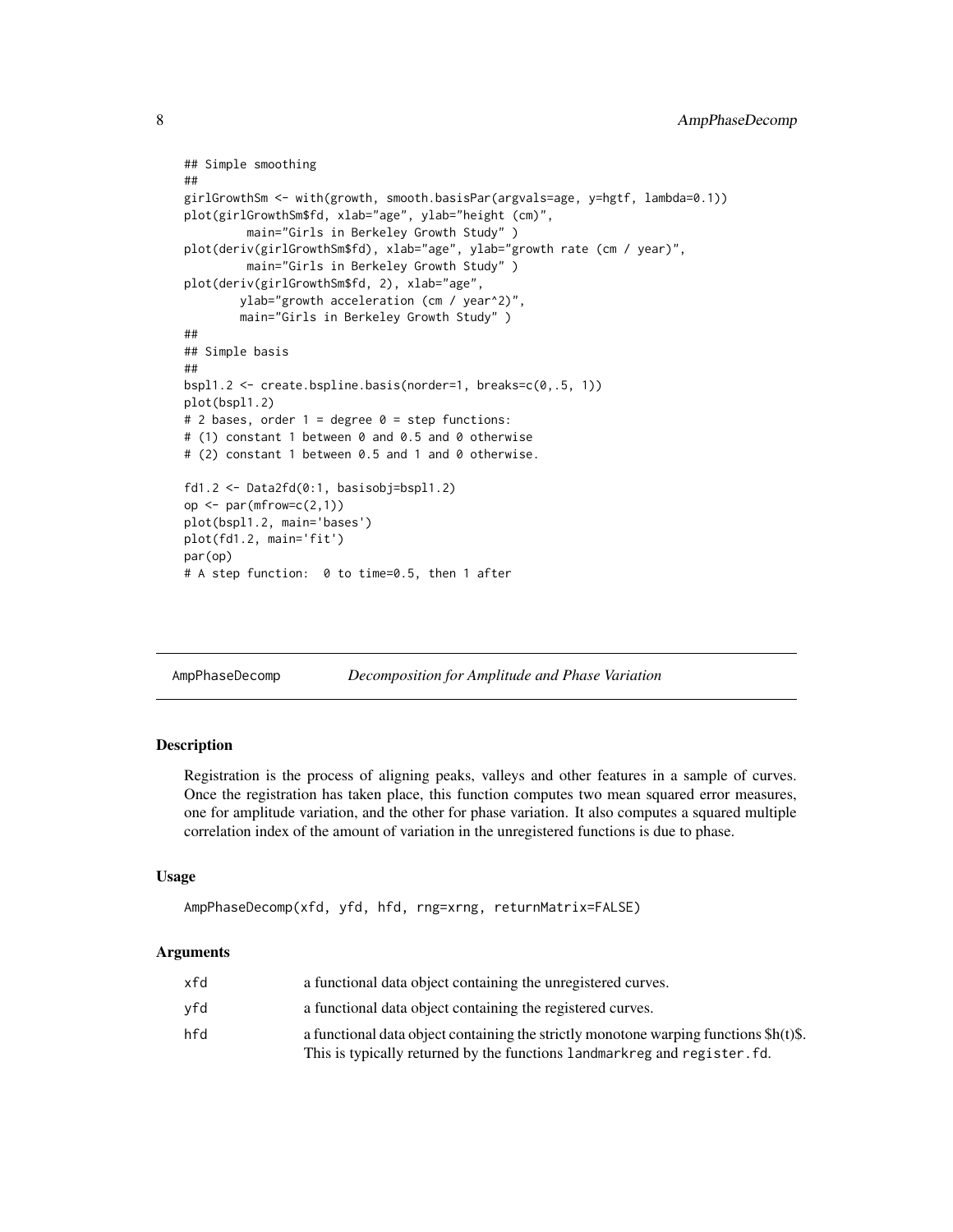```
## Simple smoothing
##
girlGrowthSm <- with(growth, smooth.basisPar(argvals=age, y=hgtf, lambda=0.1))
plot(girlGrowthSm$fd, xlab="age", ylab="height (cm)",
         main="Girls in Berkeley Growth Study" )
plot(deriv(girlGrowthSm$fd), xlab="age", ylab="growth rate (cm / year)",
         main="Girls in Berkeley Growth Study" )
plot(deriv(girlGrowthSm$fd, 2), xlab="age",
        ylab="growth acceleration (cm / year^2)",
        main="Girls in Berkeley Growth Study" )
##
## Simple basis
##
bspl1.2 <- create.bspline.basis(norder=1, breaks=c(0,.5, 1))
plot(bspl1.2)
# 2 bases, order 1 = degree 0 = step functions:
# (1) constant 1 between 0 and 0.5 and 0 otherwise
# (2) constant 1 between 0.5 and 1 and 0 otherwise.

fd1.2 <- Data2fd(0:1, basisobj=bspl1.2)
op <- par(mfrow=c(2,1))
plot(bspl1.2, main='bases')
plot(fd1.2, main='fit')
par(op)
# A step function:  0 to time=0.5, then 1 after
```

---

## AmpPhaseDecomp — *Decomposition for Amplitude and Phase Variation*

---

### Description

Registration is the process of aligning peaks, valleys and other features in a sample of curves. Once the registration has taken place, this function computes two mean squared error measures, one for amplitude variation, and the other for phase variation. It also computes a squared multiple correlation index of the amount of variation in the unregistered functions is due to phase.

### Usage

```
AmpPhaseDecomp(xfd, yfd, hfd, rng=xrng, returnMatrix=FALSE)
```

### Arguments

| | |
|---|---|
| xfd | a functional data object containing the unregistered curves. |
| yfd | a functional data object containing the registered curves. |
| hfd | a functional data object containing the strictly monotone warping functions $h(t)$. This is typically returned by the functions `landmarkreg` and `register.fd`. |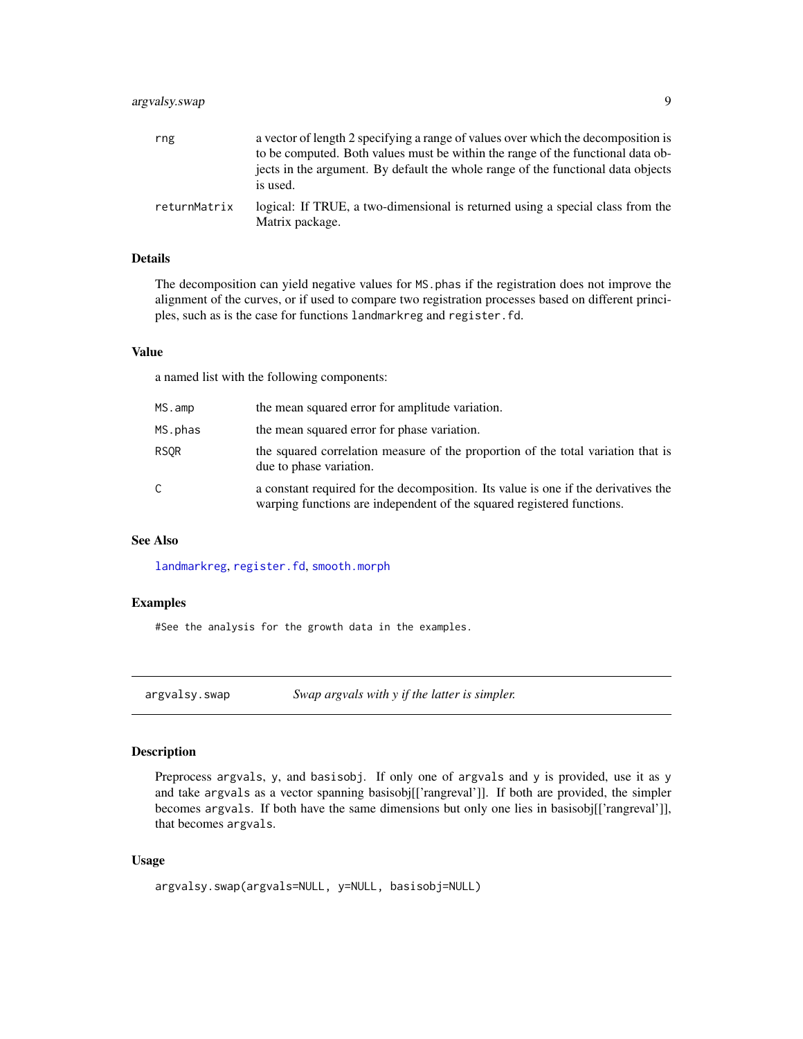| | |
|---|---|
| rng | a vector of length 2 specifying a range of values over which the decomposition is to be computed. Both values must be within the range of the functional data objects in the argument. By default the whole range of the functional data objects is used. |
| returnMatrix | logical: If TRUE, a two-dimensional is returned using a special class from the Matrix package. |

### Details

The decomposition can yield negative values for `MS.phas` if the registration does not improve the alignment of the curves, or if used to compare two registration processes based on different principles, such as is the case for functions `landmarkreg` and `register.fd`.

### Value

a named list with the following components:

| | |
|---|---|
| MS.amp | the mean squared error for amplitude variation. |
| MS.phas | the mean squared error for phase variation. |
| RSQR | the squared correlation measure of the proportion of the total variation that is due to phase variation. |
| C | a constant required for the decomposition. Its value is one if the derivatives the warping functions are independent of the squared registered functions. |

### See Also

`landmarkreg`, `register.fd`, `smooth.morph`

### Examples

```
#See the analysis for the growth data in the examples.
```

---

## argvalsy.swap — *Swap argvals with y if the latter is simpler.*

---

### Description

Preprocess `argvals`, `y`, and `basisobj`. If only one of `argvals` and `y` is provided, use it as `y` and take `argvals` as a vector spanning basisobj[['rangreval']]. If both are provided, the simpler becomes `argvals`. If both have the same dimensions but only one lies in basisobj[['rangreval']], that becomes `argvals`.

### Usage

```
argvalsy.swap(argvals=NULL, y=NULL, basisobj=NULL)
```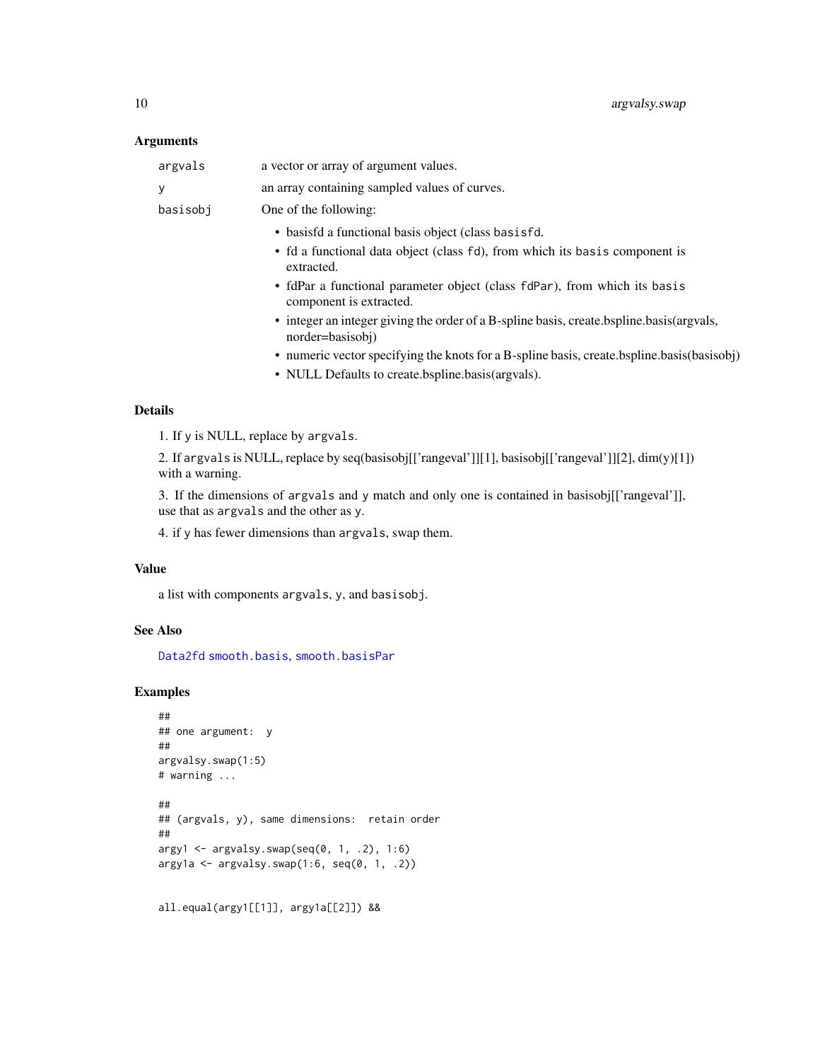### Arguments

| | |
|---|---|
| `argvals` | a vector or array of argument values. |
| `y` | an array containing sampled values of curves. |
| `basisobj` | One of the following: |

- basisfd a functional basis object (class `basisfd`.
- fd a functional data object (class `fd`), from which its `basis` component is extracted.
- fdPar a functional parameter object (class `fdPar`), from which its `basis` component is extracted.
- integer an integer giving the order of a B-spline basis, create.bspline.basis(argvals, norder=basisobj)
- numeric vector specifying the knots for a B-spline basis, create.bspline.basis(basisobj)
- NULL Defaults to create.bspline.basis(argvals).

### Details

1. If `y` is NULL, replace by `argvals`.

2. If `argvals` is NULL, replace by seq(basisobj[['rangeval']][1], basisobj[['rangeval']][2], dim(y)[1]) with a warning.

3. If the dimensions of `argvals` and `y` match and only one is contained in basisobj[['rangeval']], use that as `argvals` and the other as `y`.

4. if `y` has fewer dimensions than `argvals`, swap them.

### Value

a list with components `argvals`, `y`, and `basisobj`.

### See Also

`Data2fd` `smooth.basis`, `smooth.basisPar`

### Examples

```
##
## one argument:  y
##
argvalsy.swap(1:5)
# warning ...

##
## (argvals, y), same dimensions:  retain order
##
argy1 <- argvalsy.swap(seq(0, 1, .2), 1:6)
argy1a <- argvalsy.swap(1:6, seq(0, 1, .2))


all.equal(argy1[[1]], argy1a[[2]]) &&
```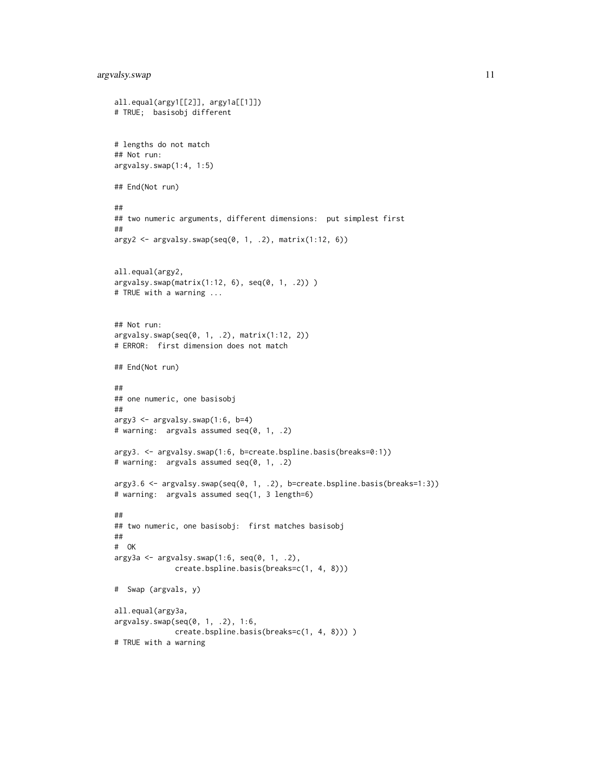```
all.equal(argy1[[2]], argy1a[[1]])
# TRUE;  basisobj different


# lengths do not match
## Not run:
argvalsy.swap(1:4, 1:5)

## End(Not run)

##
## two numeric arguments, different dimensions:  put simplest first
##
argy2 <- argvalsy.swap(seq(0, 1, .2), matrix(1:12, 6))


all.equal(argy2,
argvalsy.swap(matrix(1:12, 6), seq(0, 1, .2)) )
# TRUE with a warning ...


## Not run:
argvalsy.swap(seq(0, 1, .2), matrix(1:12, 2))
# ERROR:  first dimension does not match

## End(Not run)

##
## one numeric, one basisobj
##
argy3 <- argvalsy.swap(1:6, b=4)
# warning:  argvals assumed seq(0, 1, .2)

argy3. <- argvalsy.swap(1:6, b=create.bspline.basis(breaks=0:1))
# warning:  argvals assumed seq(0, 1, .2)

argy3.6 <- argvalsy.swap(seq(0, 1, .2), b=create.bspline.basis(breaks=1:3))
# warning:  argvals assumed seq(1, 3 length=6)

##
## two numeric, one basisobj:  first matches basisobj
##
#  OK
argy3a <- argvalsy.swap(1:6, seq(0, 1, .2),
              create.bspline.basis(breaks=c(1, 4, 8)))

#  Swap (argvals, y)

all.equal(argy3a,
argvalsy.swap(seq(0, 1, .2), 1:6,
              create.bspline.basis(breaks=c(1, 4, 8))) )
# TRUE with a warning
```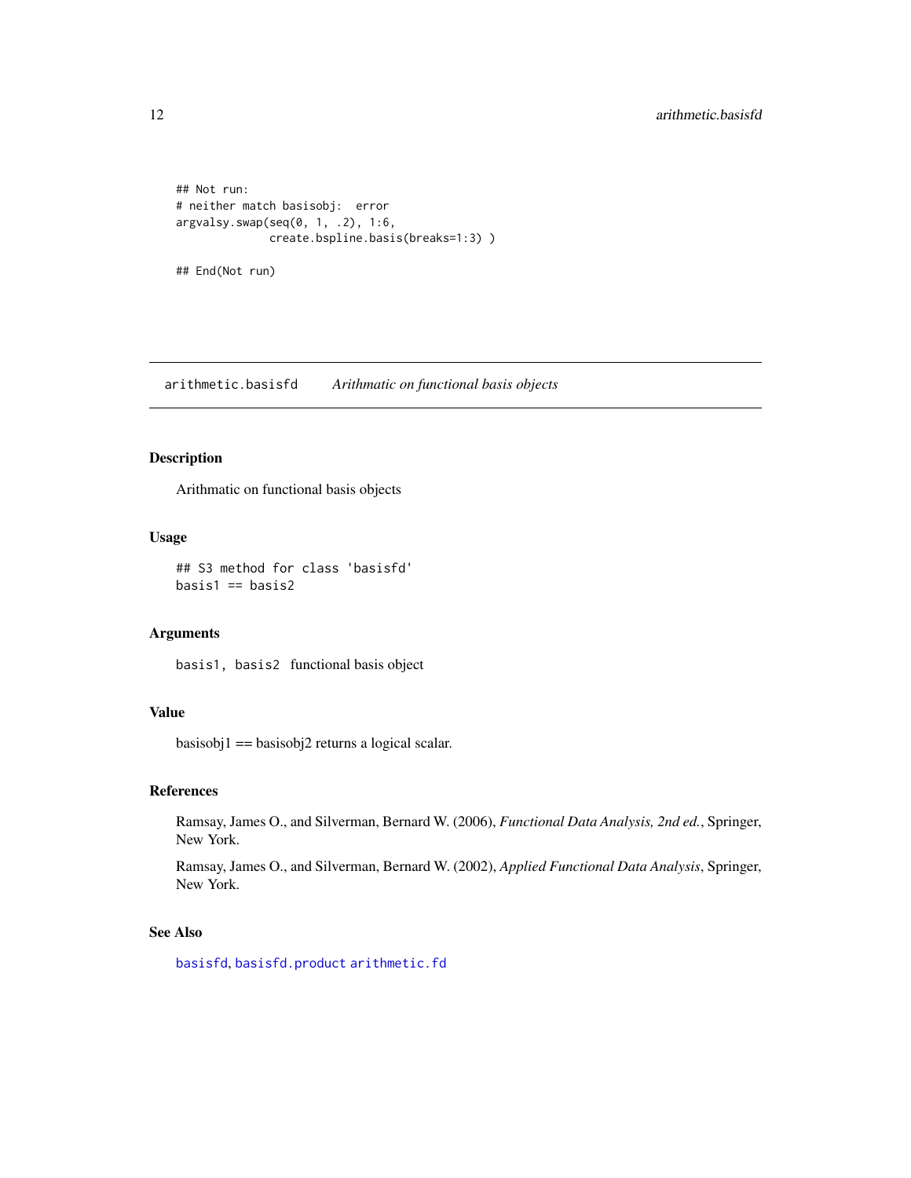```
## Not run:
# neither match basisobj:  error
argvalsy.swap(seq(0, 1, .2), 1:6,
              create.bspline.basis(breaks=1:3) )

## End(Not run)
```

## arithmetic.basisfd    *Arithmatic on functional basis objects*

### Description

Arithmatic on functional basis objects

### Usage

```
## S3 method for class 'basisfd'
basis1 == basis2
```

### Arguments

`basis1, basis2` functional basis object

### Value

basisobj1 == basisobj2 returns a logical scalar.

### References

Ramsay, James O., and Silverman, Bernard W. (2006), *Functional Data Analysis, 2nd ed.*, Springer, New York.

Ramsay, James O., and Silverman, Bernard W. (2002), *Applied Functional Data Analysis*, Springer, New York.

### See Also

`basisfd`, `basisfd.product` `arithmetic.fd`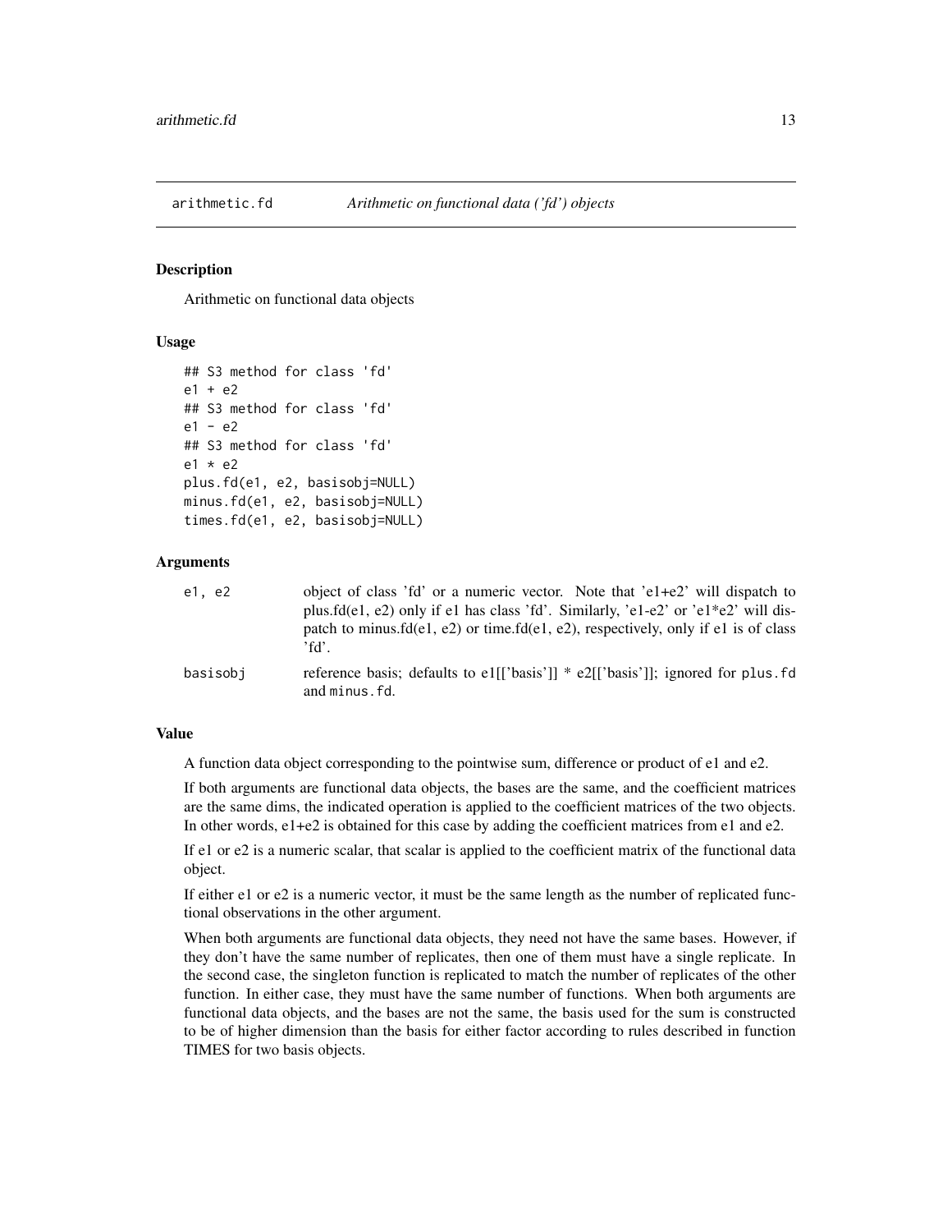## arithmetic.fd *Arithmetic on functional data ('fd') objects*

### Description

Arithmetic on functional data objects

### Usage

```
## S3 method for class 'fd'
e1 + e2
## S3 method for class 'fd'
e1 - e2
## S3 method for class 'fd'
e1 * e2
plus.fd(e1, e2, basisobj=NULL)
minus.fd(e1, e2, basisobj=NULL)
times.fd(e1, e2, basisobj=NULL)
```

### Arguments

| | |
|---|---|
| e1, e2 | object of class 'fd' or a numeric vector. Note that 'e1+e2' will dispatch to plus.fd(e1, e2) only if e1 has class 'fd'. Similarly, 'e1-e2' or 'e1*e2' will dispatch to minus.fd(e1, e2) or time.fd(e1, e2), respectively, only if e1 is of class 'fd'. |
| basisobj | reference basis; defaults to e1[['basis']] * e2[['basis']]; ignored for `plus.fd` and `minus.fd`. |

### Value

A function data object corresponding to the pointwise sum, difference or product of e1 and e2.

If both arguments are functional data objects, the bases are the same, and the coefficient matrices are the same dims, the indicated operation is applied to the coefficient matrices of the two objects. In other words, e1+e2 is obtained for this case by adding the coefficient matrices from e1 and e2.

If e1 or e2 is a numeric scalar, that scalar is applied to the coefficient matrix of the functional data object.

If either e1 or e2 is a numeric vector, it must be the same length as the number of replicated functional observations in the other argument.

When both arguments are functional data objects, they need not have the same bases. However, if they don't have the same number of replicates, then one of them must have a single replicate. In the second case, the singleton function is replicated to match the number of replicates of the other function. In either case, they must have the same number of functions. When both arguments are functional data objects, and the bases are not the same, the basis used for the sum is constructed to be of higher dimension than the basis for either factor according to rules described in function TIMES for two basis objects.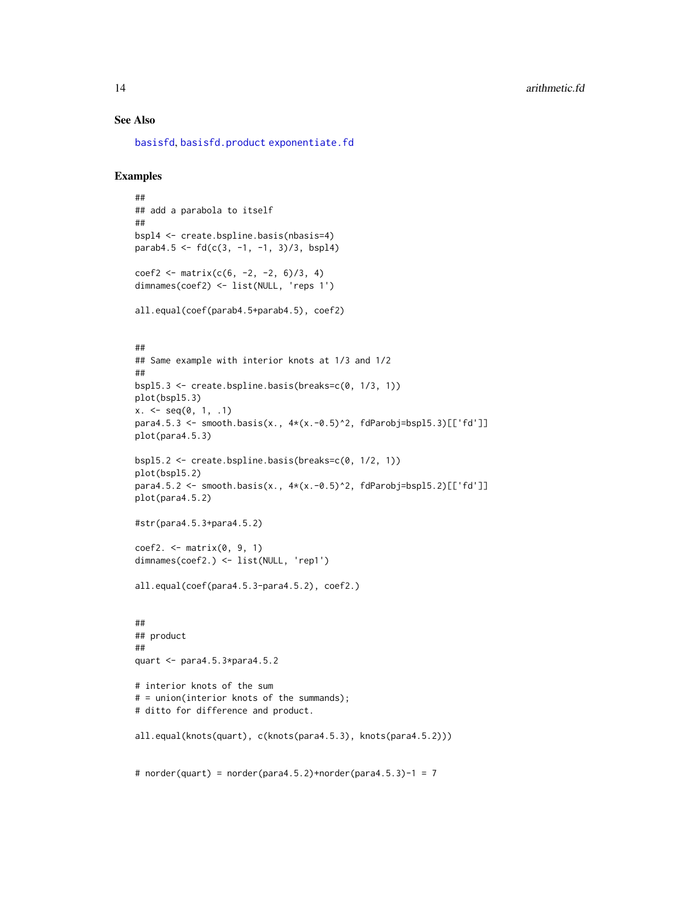### See Also

basisfd, basisfd.product exponentiate.fd

### Examples

```
##
## add a parabola to itself
##
bspl4 <- create.bspline.basis(nbasis=4)
parab4.5 <- fd(c(3, -1, -1, 3)/3, bspl4)

coef2 <- matrix(c(6, -2, -2, 6)/3, 4)
dimnames(coef2) <- list(NULL, 'reps 1')

all.equal(coef(parab4.5+parab4.5), coef2)


##
## Same example with interior knots at 1/3 and 1/2
##
bspl5.3 <- create.bspline.basis(breaks=c(0, 1/3, 1))
plot(bspl5.3)
x. <- seq(0, 1, .1)
para4.5.3 <- smooth.basis(x., 4*(x.-0.5)^2, fdParobj=bspl5.3)[['fd']]
plot(para4.5.3)

bspl5.2 <- create.bspline.basis(breaks=c(0, 1/2, 1))
plot(bspl5.2)
para4.5.2 <- smooth.basis(x., 4*(x.-0.5)^2, fdParobj=bspl5.2)[['fd']]
plot(para4.5.2)

#str(para4.5.3+para4.5.2)

coef2. <- matrix(0, 9, 1)
dimnames(coef2.) <- list(NULL, 'rep1')

all.equal(coef(para4.5.3-para4.5.2), coef2.)


##
## product
##
quart <- para4.5.3*para4.5.2

# interior knots of the sum
# = union(interior knots of the summands);
# ditto for difference and product.

all.equal(knots(quart), c(knots(para4.5.3), knots(para4.5.2)))


# norder(quart) = norder(para4.5.2)+norder(para4.5.3)-1 = 7
```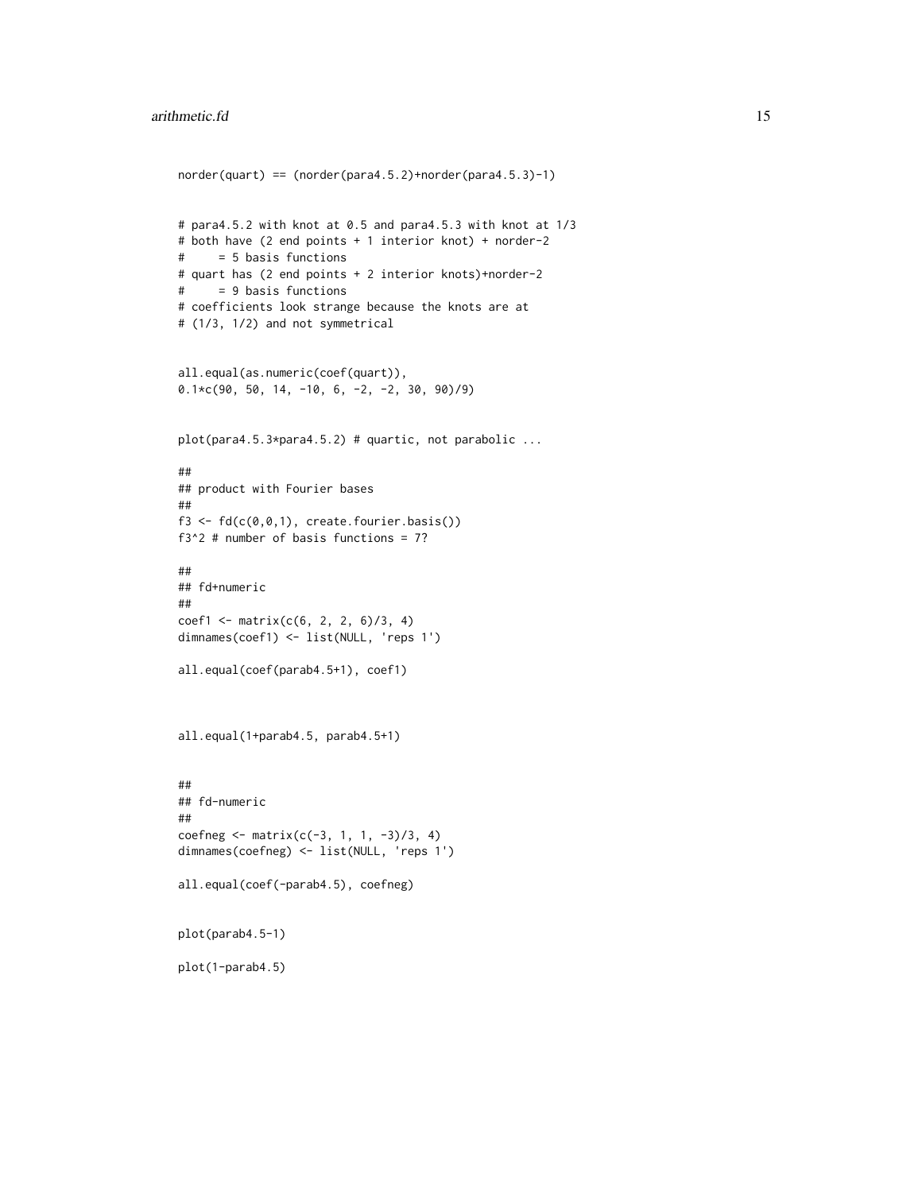```
norder(quart) == (norder(para4.5.2)+norder(para4.5.3)-1)


# para4.5.2 with knot at 0.5 and para4.5.3 with knot at 1/3
# both have (2 end points + 1 interior knot) + norder-2
#     = 5 basis functions
# quart has (2 end points + 2 interior knots)+norder-2
#     = 9 basis functions
# coefficients look strange because the knots are at
# (1/3, 1/2) and not symmetrical


all.equal(as.numeric(coef(quart)),
0.1*c(90, 50, 14, -10, 6, -2, -2, 30, 90)/9)


plot(para4.5.3*para4.5.2) # quartic, not parabolic ...

##
## product with Fourier bases
##
f3 <- fd(c(0,0,1), create.fourier.basis())
f3^2 # number of basis functions = 7?

##
## fd+numeric
##
coef1 <- matrix(c(6, 2, 2, 6)/3, 4)
dimnames(coef1) <- list(NULL, 'reps 1')

all.equal(coef(parab4.5+1), coef1)



all.equal(1+parab4.5, parab4.5+1)


##
## fd-numeric
##
coefneg <- matrix(c(-3, 1, 1, -3)/3, 4)
dimnames(coefneg) <- list(NULL, 'reps 1')

all.equal(coef(-parab4.5), coefneg)


plot(parab4.5-1)

plot(1-parab4.5)
```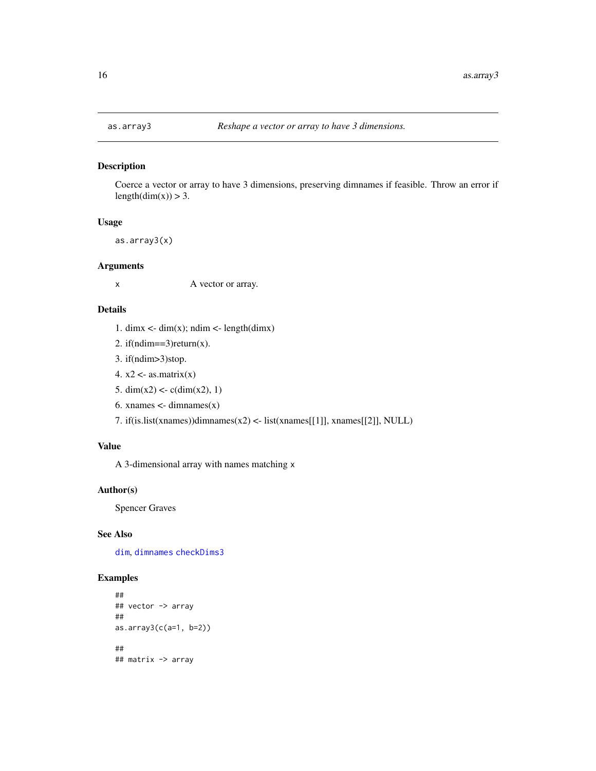as.array3 *Reshape a vector or array to have 3 dimensions.*

## Description

Coerce a vector or array to have 3 dimensions, preserving dimnames if feasible. Throw an error if length(dim(x)) > 3.

## Usage

```
as.array3(x)
```

## Arguments

| | |
|---|---|
| x | A vector or array. |

## Details

1. dimx <- dim(x); ndim <- length(dimx)
2. if(ndim==3)return(x).
3. if(ndim>3)stop.
4. x2 <- as.matrix(x)
5. dim(x2) <- c(dim(x2), 1)
6. xnames <- dimnames(x)
7. if(is.list(xnames))dimnames(x2) <- list(xnames[[1]], xnames[[2]], NULL)

## Value

A 3-dimensional array with names matching `x`

## Author(s)

Spencer Graves

## See Also

`dim`, `dimnames` `checkDims3`

## Examples

```
##
## vector -> array
##
as.array3(c(a=1, b=2))

##
## matrix -> array
```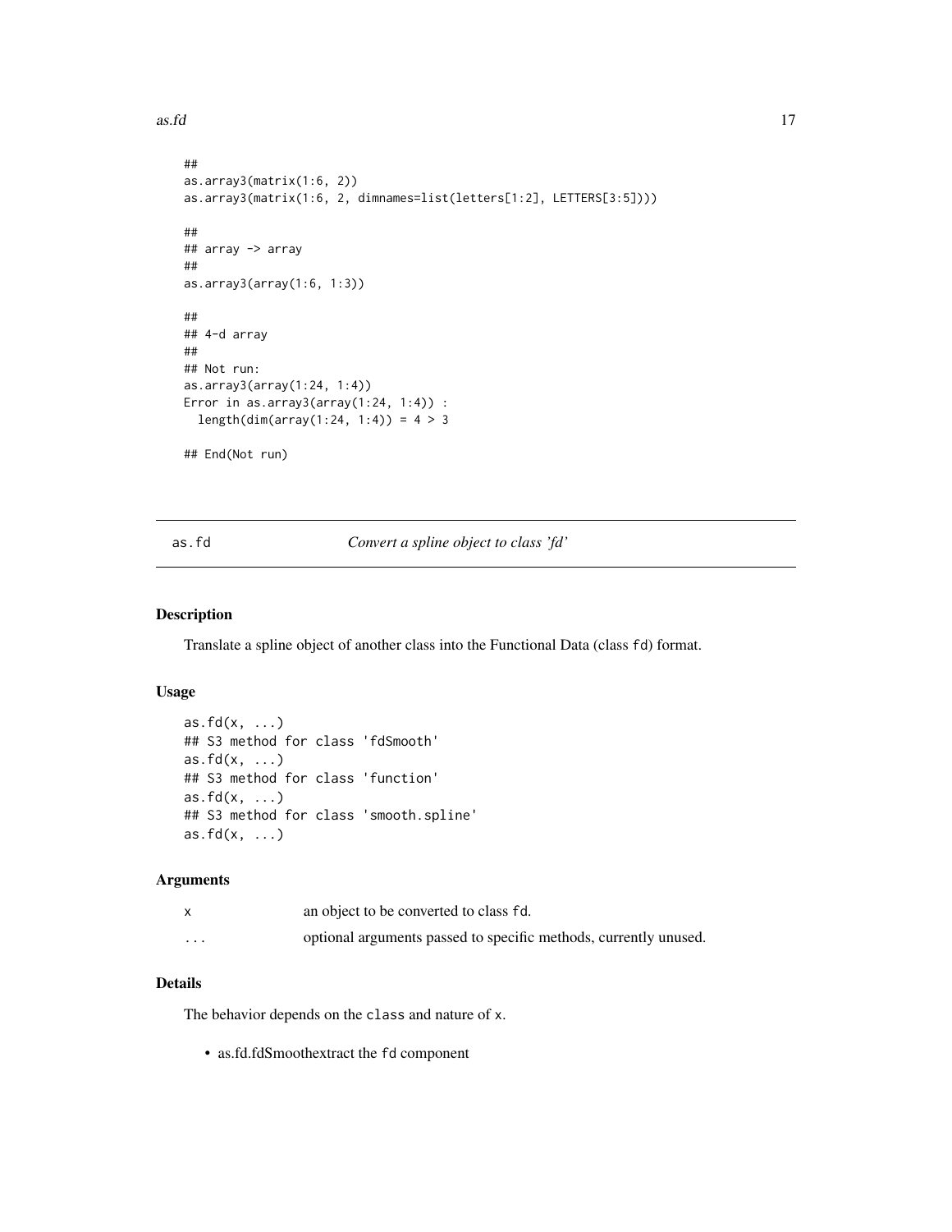```
##
as.array3(matrix(1:6, 2))
as.array3(matrix(1:6, 2, dimnames=list(letters[1:2], LETTERS[3:5])))

##
## array -> array
##
as.array3(array(1:6, 1:3))

##
## 4-d array
##
## Not run:
as.array3(array(1:24, 1:4))
Error in as.array3(array(1:24, 1:4)) :
  length(dim(array(1:24, 1:4)) = 4 > 3

## End(Not run)
```

---

## as.fd — *Convert a spline object to class 'fd'*

### Description

Translate a spline object of another class into the Functional Data (class `fd`) format.

### Usage

```
as.fd(x, ...)
## S3 method for class 'fdSmooth'
as.fd(x, ...)
## S3 method for class 'function'
as.fd(x, ...)
## S3 method for class 'smooth.spline'
as.fd(x, ...)
```

### Arguments

| | |
|---|---|
| `x` | an object to be converted to class `fd`. |
| `...` | optional arguments passed to specific methods, currently unused. |

### Details

The behavior depends on the `class` and nature of `x`.

- as.fd.fdSmoothextract the `fd` component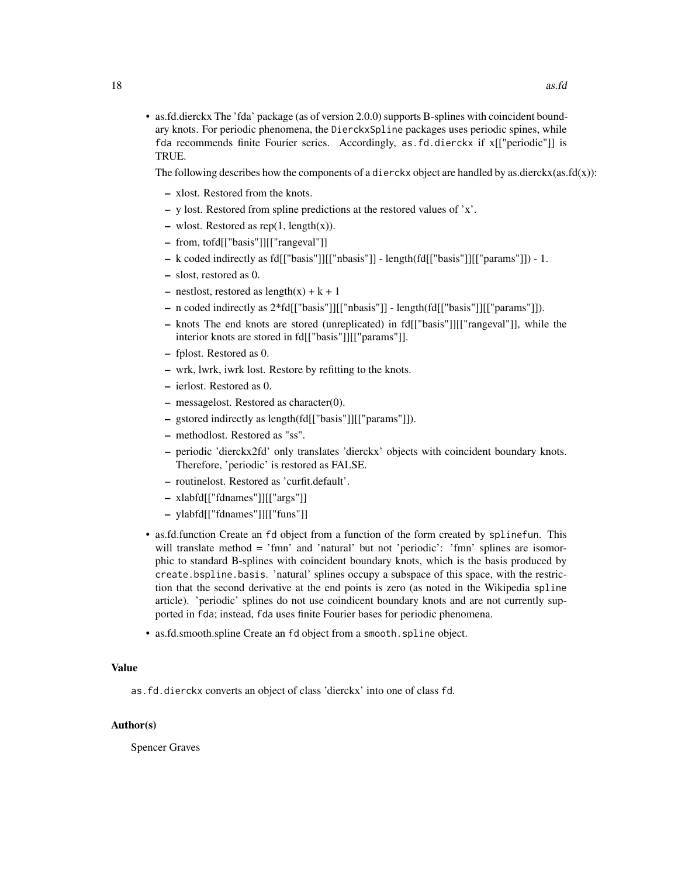- as.fd.dierckx The 'fda' package (as of version 2.0.0) supports B-splines with coincident boundary knots. For periodic phenomena, the `DierckxSpline` packages uses periodic spines, while `fda` recommends finite Fourier series. Accordingly, `as.fd.dierckx` if x[["periodic"]] is TRUE.

  The following describes how the components of a `dierckx` object are handled by as.dierckx(as.fd(x)):

  - xlost. Restored from the knots.
  - y lost. Restored from spline predictions at the restored values of 'x'.
  - wlost. Restored as rep(1, length(x)).
  - from, tofd[["basis"]][["rangeval"]]
  - k coded indirectly as fd[["basis"]][["nbasis"]] - length(fd[["basis"]][["params"]]) - 1.
  - slost, restored as 0.
  - nestlost, restored as length(x) + k + 1
  - n coded indirectly as 2*fd[["basis"]][["nbasis"]] - length(fd[["basis"]][["params"]]).
  - knots The end knots are stored (unreplicated) in fd[["basis"]][["rangeval"]], while the interior knots are stored in fd[["basis"]][["params"]].
  - fplost. Restored as 0.
  - wrk, lwrk, iwrk lost. Restore by refitting to the knots.
  - ierlost. Restored as 0.
  - messagelost. Restored as character(0).
  - gstored indirectly as length(fd[["basis"]][["params"]]).
  - methodlost. Restored as "ss".
  - periodic 'dierckx2fd' only translates 'dierckx' objects with coincident boundary knots. Therefore, 'periodic' is restored as FALSE.
  - routinelost. Restored as 'curfit.default'.
  - xlabfd[["fdnames"]][["args"]]
  - ylabfd[["fdnames"]][["funs"]]

- as.fd.function Create an `fd` object from a function of the form created by `splinefun`. This will translate method = 'fmn' and 'natural' but not 'periodic': 'fmn' splines are isomorphic to standard B-splines with coincident boundary knots, which is the basis produced by `create.bspline.basis`. 'natural' splines occupy a subspace of this space, with the restriction that the second derivative at the end points is zero (as noted in the Wikipedia `spline` article). 'periodic' splines do not use coindicent boundary knots and are not currently supported in `fda`; instead, `fda` uses finite Fourier bases for periodic phenomena.

- as.fd.smooth.spline Create an `fd` object from a `smooth.spline` object.

## Value

`as.fd.dierckx` converts an object of class 'dierckx' into one of class `fd`.

## Author(s)

Spencer Graves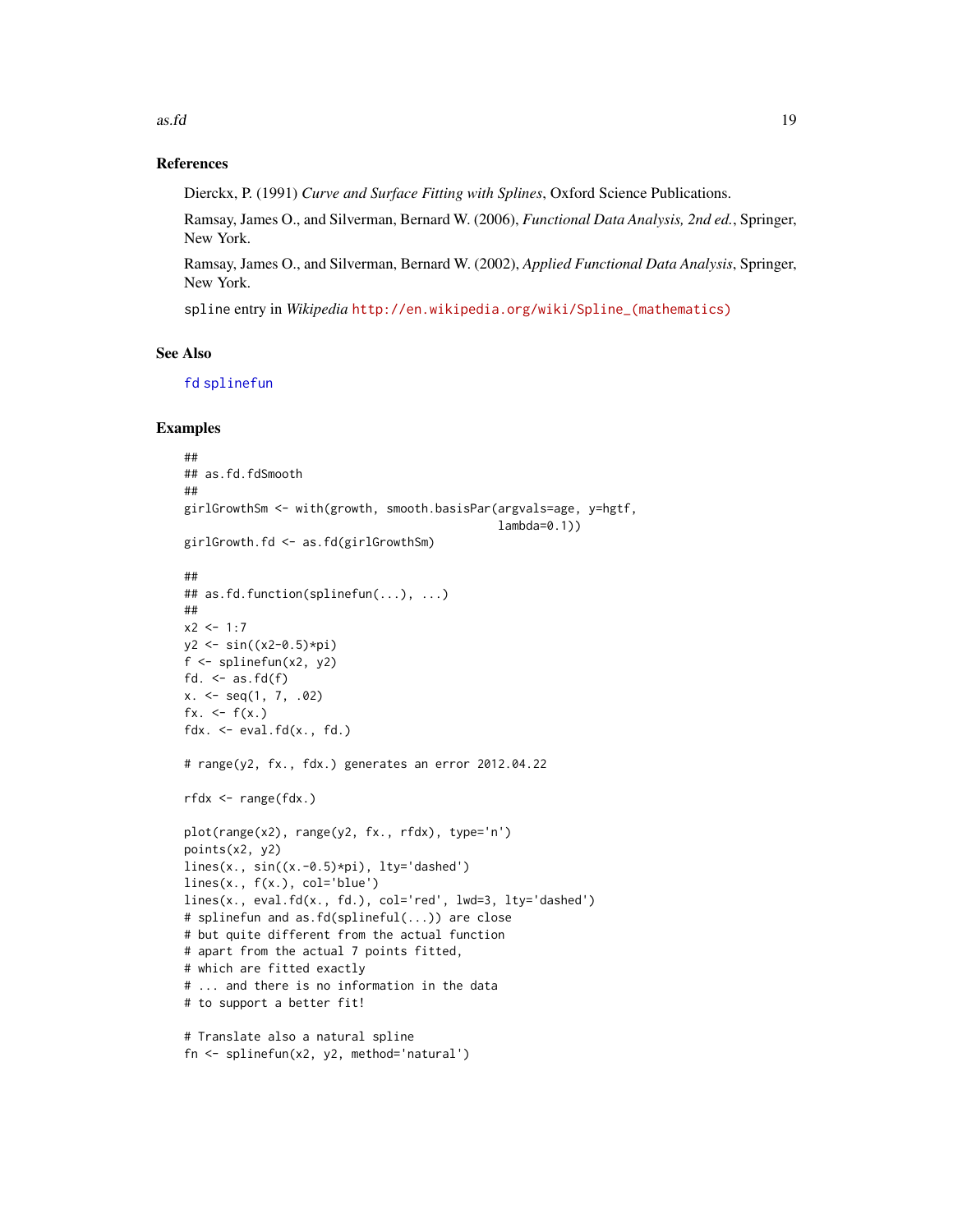### References

Dierckx, P. (1991) *Curve and Surface Fitting with Splines*, Oxford Science Publications.

Ramsay, James O., and Silverman, Bernard W. (2006), *Functional Data Analysis, 2nd ed.*, Springer, New York.

Ramsay, James O., and Silverman, Bernard W. (2002), *Applied Functional Data Analysis*, Springer, New York.

`spline` entry in *Wikipedia* http://en.wikipedia.org/wiki/Spline_(mathematics)

### See Also

`fd` `splinefun`

### Examples

```
##
## as.fd.fdSmooth
##
girlGrowthSm <- with(growth, smooth.basisPar(argvals=age, y=hgtf,
                                              lambda=0.1))
girlGrowth.fd <- as.fd(girlGrowthSm)

##
## as.fd.function(splinefun(...), ...)
##
x2 <- 1:7
y2 <- sin((x2-0.5)*pi)
f <- splinefun(x2, y2)
fd. <- as.fd(f)
x. <- seq(1, 7, .02)
fx. <- f(x.)
fdx. <- eval.fd(x., fd.)

# range(y2, fx., fdx.) generates an error 2012.04.22

rfdx <- range(fdx.)

plot(range(x2), range(y2, fx., rfdx), type='n')
points(x2, y2)
lines(x., sin((x.-0.5)*pi), lty='dashed')
lines(x., f(x.), col='blue')
lines(x., eval.fd(x., fd.), col='red', lwd=3, lty='dashed')
# splinefun and as.fd(splineful(...)) are close
# but quite different from the actual function
# apart from the actual 7 points fitted,
# which are fitted exactly
# ... and there is no information in the data
# to support a better fit!

# Translate also a natural spline
fn <- splinefun(x2, y2, method='natural')
```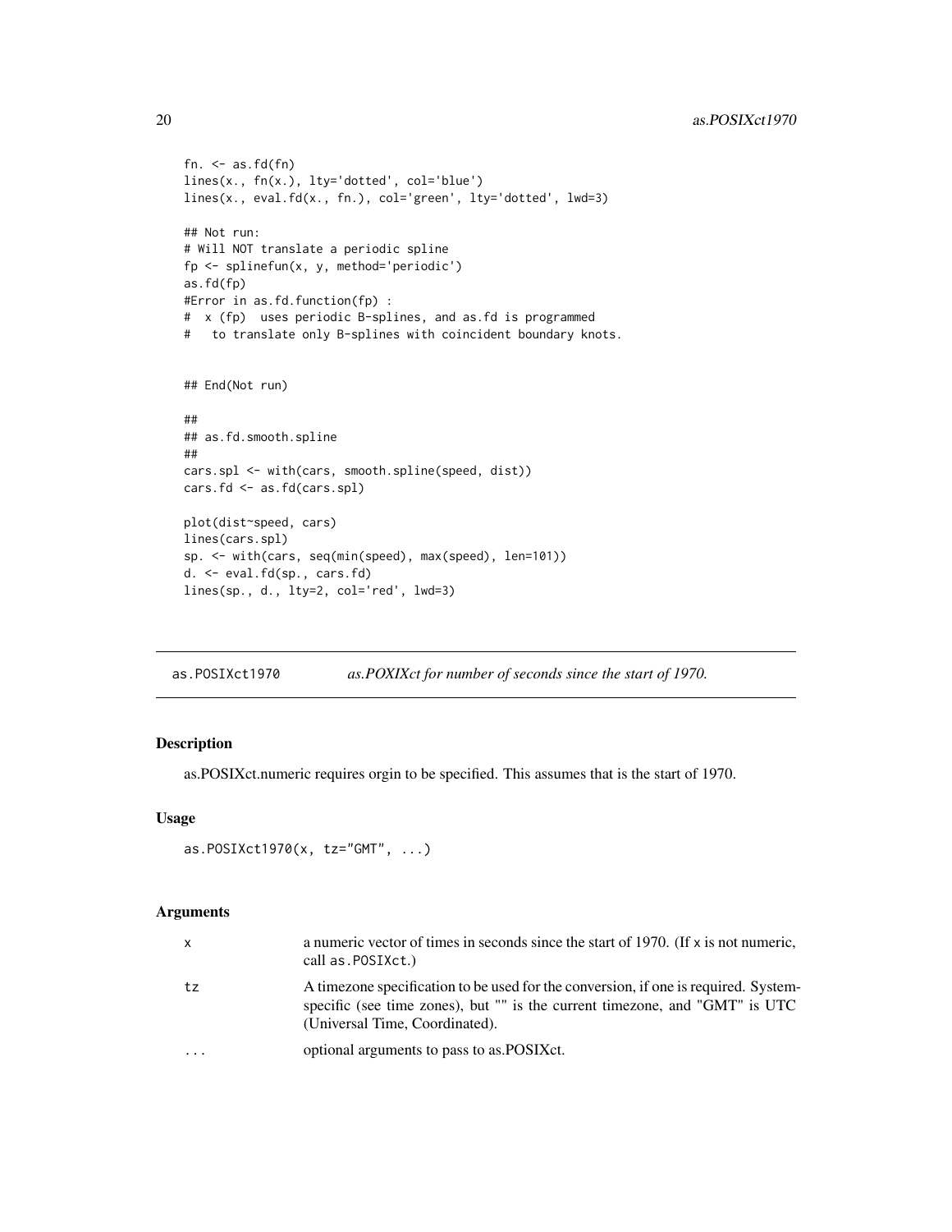```
fn. <- as.fd(fn)
lines(x., fn(x.), lty='dotted', col='blue')
lines(x., eval.fd(x., fn.), col='green', lty='dotted', lwd=3)

## Not run:
# Will NOT translate a periodic spline
fp <- splinefun(x, y, method='periodic')
as.fd(fp)
#Error in as.fd.function(fp) :
#  x (fp)  uses periodic B-splines, and as.fd is programmed
#   to translate only B-splines with coincident boundary knots.


## End(Not run)

##
## as.fd.smooth.spline
##
cars.spl <- with(cars, smooth.spline(speed, dist))
cars.fd <- as.fd(cars.spl)

plot(dist~speed, cars)
lines(cars.spl)
sp. <- with(cars, seq(min(speed), max(speed), len=101))
d. <- eval.fd(sp., cars.fd)
lines(sp., d., lty=2, col='red', lwd=3)
```

---

## as.POSIXct1970 — *as.POXIXct for number of seconds since the start of 1970.*

### Description

as.POSIXct.numeric requires orgin to be specified. This assumes that is the start of 1970.

### Usage

```
as.POSIXct1970(x, tz="GMT", ...)
```

### Arguments

| | |
|---|---|
| x | a numeric vector of times in seconds since the start of 1970. (If x is not numeric, call as.POSIXct.) |
| tz | A timezone specification to be used for the conversion, if one is required. System-specific (see time zones), but "" is the current timezone, and "GMT" is UTC (Universal Time, Coordinated). |
| ... | optional arguments to pass to as.POSIXct. |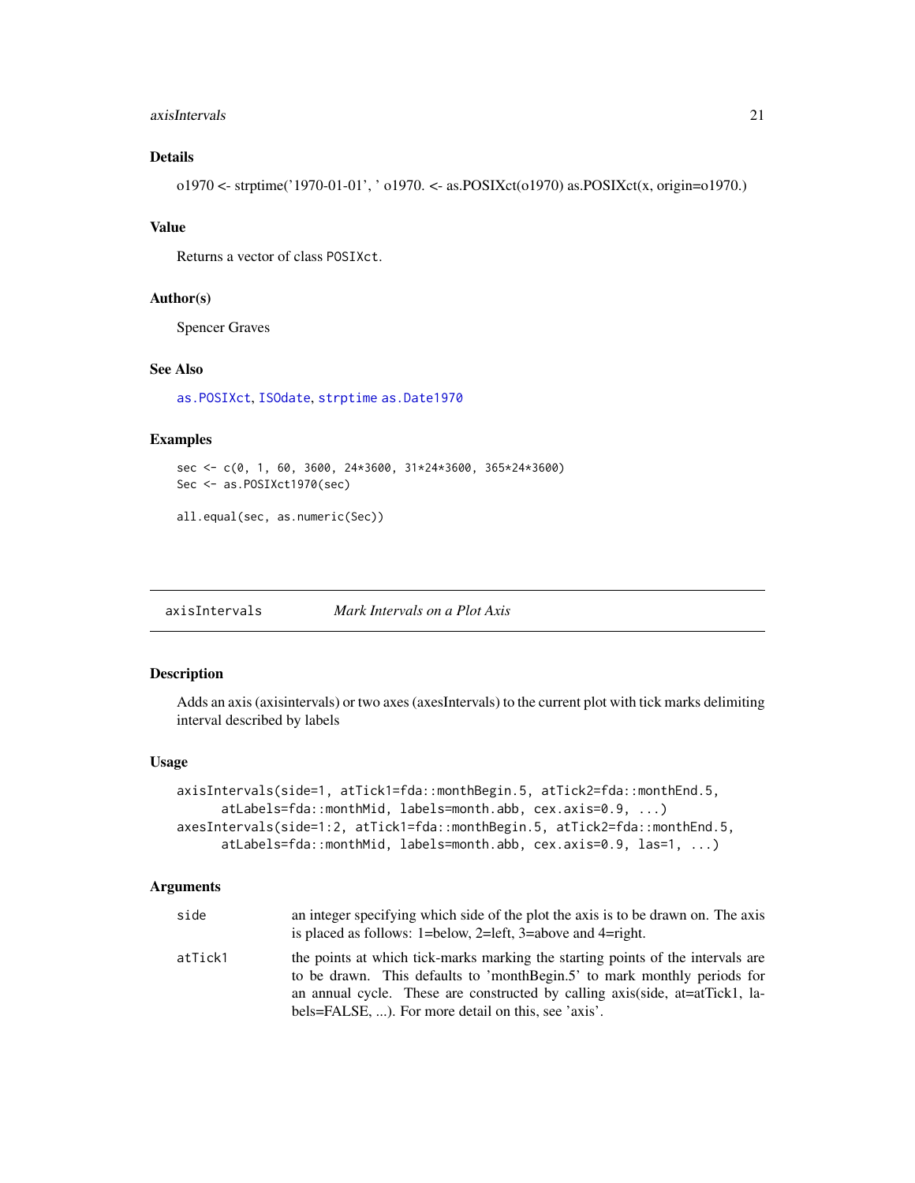## Details

o1970 <- strptime('1970-01-01', ' o1970. <- as.POSIXct(o1970) as.POSIXct(x, origin=o1970.)

## Value

Returns a vector of class `POSIXct`.

## Author(s)

Spencer Graves

## See Also

`as.POSIXct`, `ISOdate`, `strptime` `as.Date1970`

## Examples

```
sec <- c(0, 1, 60, 3600, 24*3600, 31*24*3600, 365*24*3600)
Sec <- as.POSIXct1970(sec)

all.equal(sec, as.numeric(Sec))
```

---

# axisIntervals *Mark Intervals on a Plot Axis*

## Description

Adds an axis (axisintervals) or two axes (axesIntervals) to the current plot with tick marks delimiting interval described by labels

## Usage

```
axisIntervals(side=1, atTick1=fda::monthBegin.5, atTick2=fda::monthEnd.5,
      atLabels=fda::monthMid, labels=month.abb, cex.axis=0.9, ...)
axesIntervals(side=1:2, atTick1=fda::monthBegin.5, atTick2=fda::monthEnd.5,
      atLabels=fda::monthMid, labels=month.abb, cex.axis=0.9, las=1, ...)
```

## Arguments

| | |
|---|---|
| `side` | an integer specifying which side of the plot the axis is to be drawn on. The axis is placed as follows: 1=below, 2=left, 3=above and 4=right. |
| `atTick1` | the points at which tick-marks marking the starting points of the intervals are to be drawn. This defaults to 'monthBegin.5' to mark monthly periods for an annual cycle. These are constructed by calling axis(side, at=atTick1, labels=FALSE, ...). For more detail on this, see 'axis'. |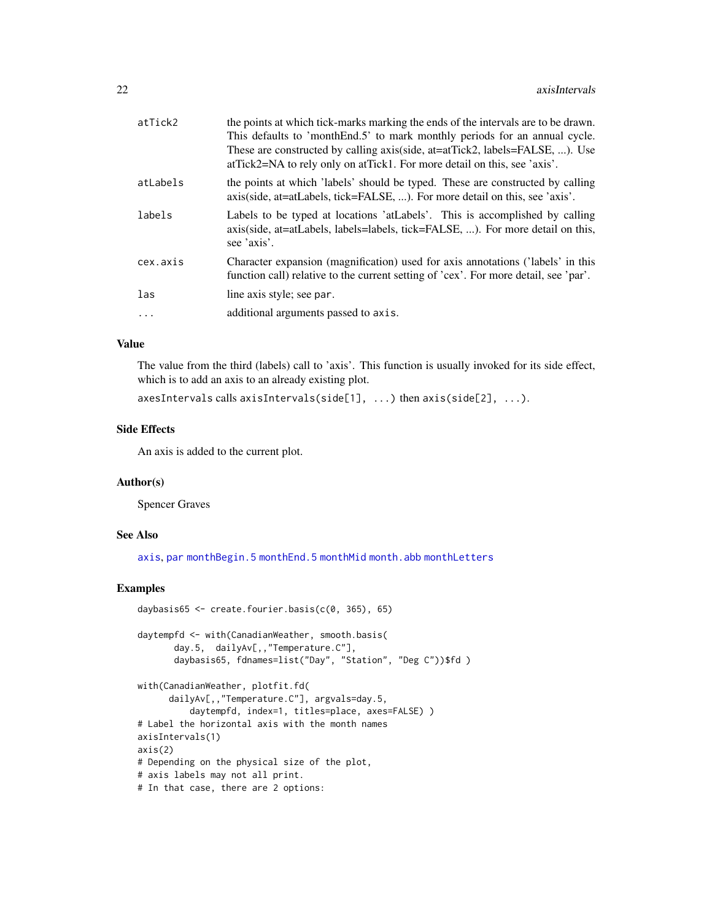| | |
|---|---|
| atTick2 | the points at which tick-marks marking the ends of the intervals are to be drawn. This defaults to 'monthEnd.5' to mark monthly periods for an annual cycle. These are constructed by calling axis(side, at=atTick2, labels=FALSE, ...). Use atTick2=NA to rely only on atTick1. For more detail on this, see 'axis'. |
| atLabels | the points at which 'labels' should be typed. These are constructed by calling axis(side, at=atLabels, tick=FALSE, ...). For more detail on this, see 'axis'. |
| labels | Labels to be typed at locations 'atLabels'. This is accomplished by calling axis(side, at=atLabels, labels=labels, tick=FALSE, ...). For more detail on this, see 'axis'. |
| cex.axis | Character expansion (magnification) used for axis annotations ('labels' in this function call) relative to the current setting of 'cex'. For more detail, see 'par'. |
| las | line axis style; see `par`. |
| ... | additional arguments passed to `axis`. |

## Value

The value from the third (labels) call to 'axis'. This function is usually invoked for its side effect, which is to add an axis to an already existing plot.

`axesIntervals` calls `axisIntervals(side[1], ...)` then `axis(side[2], ...)`.

## Side Effects

An axis is added to the current plot.

## Author(s)

Spencer Graves

## See Also

`axis`, `par` `monthBegin.5` `monthEnd.5` `monthMid` `month.abb` `monthLetters`

## Examples

```
daybasis65 <- create.fourier.basis(c(0, 365), 65)

daytempfd <- with(CanadianWeather, smooth.basis(
       day.5,  dailyAv[,,"Temperature.C"],
       daybasis65, fdnames=list("Day", "Station", "Deg C"))$fd )

with(CanadianWeather, plotfit.fd(
      dailyAv[,,"Temperature.C"], argvals=day.5,
          daytempfd, index=1, titles=place, axes=FALSE) )
# Label the horizontal axis with the month names
axisIntervals(1)
axis(2)
# Depending on the physical size of the plot,
# axis labels may not all print.
# In that case, there are 2 options:
```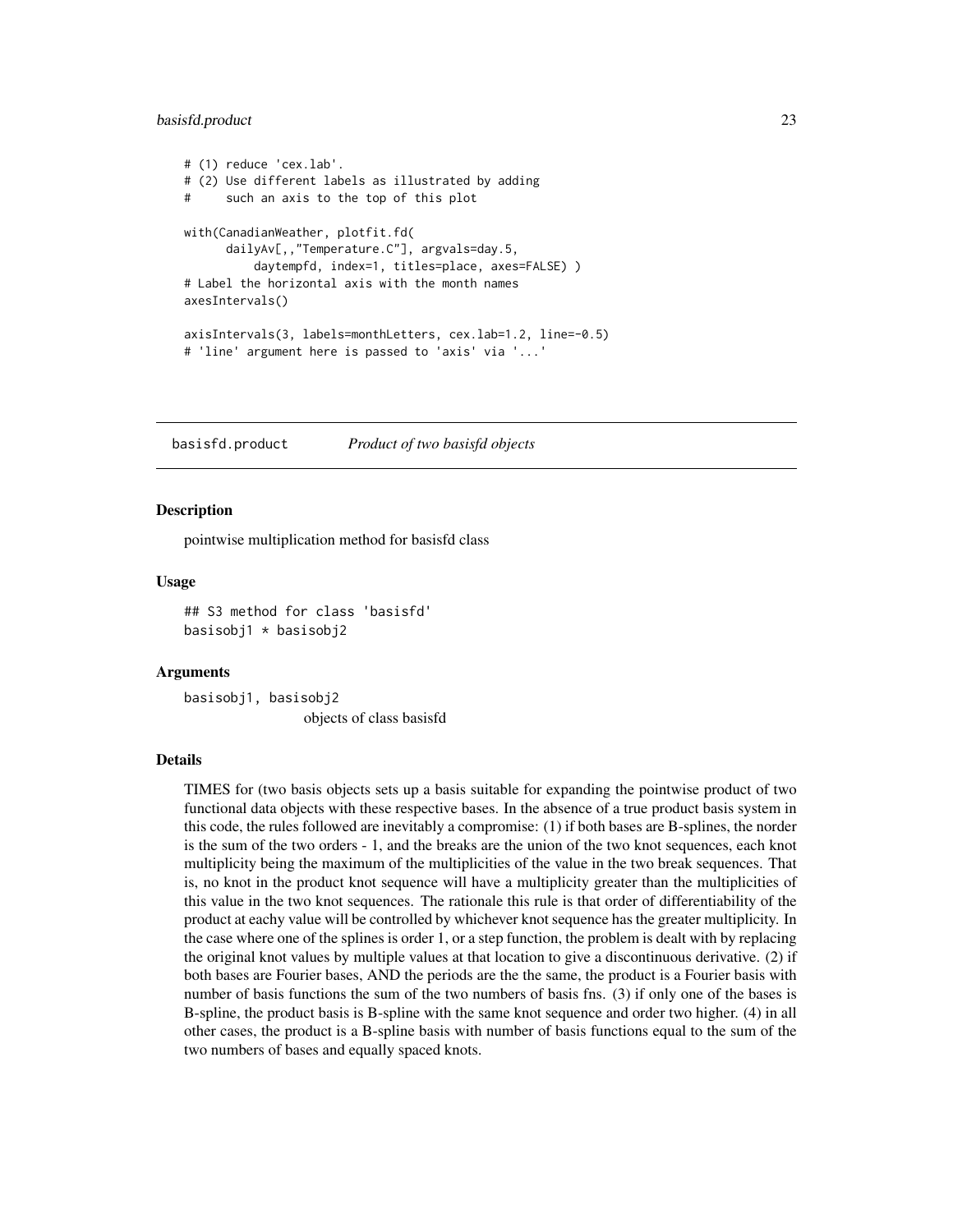```
# (1) reduce 'cex.lab'.
# (2) Use different labels as illustrated by adding
#     such an axis to the top of this plot

with(CanadianWeather, plotfit.fd(
      dailyAv[,,"Temperature.C"], argvals=day.5,
          daytempfd, index=1, titles=place, axes=FALSE) )
# Label the horizontal axis with the month names
axesIntervals()

axisIntervals(3, labels=monthLetters, cex.lab=1.2, line=-0.5)
# 'line' argument here is passed to 'axis' via '...'
```

## basisfd.product — *Product of two basisfd objects*

### Description

pointwise multiplication method for basisfd class

### Usage

```
## S3 method for class 'basisfd'
basisobj1 * basisobj2
```

### Arguments

basisobj1, basisobj2
: objects of class basisfd

### Details

TIMES for (two basis objects sets up a basis suitable for expanding the pointwise product of two functional data objects with these respective bases. In the absence of a true product basis system in this code, the rules followed are inevitably a compromise: (1) if both bases are B-splines, the norder is the sum of the two orders - 1, and the breaks are the union of the two knot sequences, each knot multiplicity being the maximum of the multiplicities of the value in the two break sequences. That is, no knot in the product knot sequence will have a multiplicity greater than the multiplicities of this value in the two knot sequences. The rationale this rule is that order of differentiability of the product at eachy value will be controlled by whichever knot sequence has the greater multiplicity. In the case where one of the splines is order 1, or a step function, the problem is dealt with by replacing the original knot values by multiple values at that location to give a discontinuous derivative. (2) if both bases are Fourier bases, AND the periods are the the same, the product is a Fourier basis with number of basis functions the sum of the two numbers of basis fns. (3) if only one of the bases is B-spline, the product basis is B-spline with the same knot sequence and order two higher. (4) in all other cases, the product is a B-spline basis with number of basis functions equal to the sum of the two numbers of bases and equally spaced knots.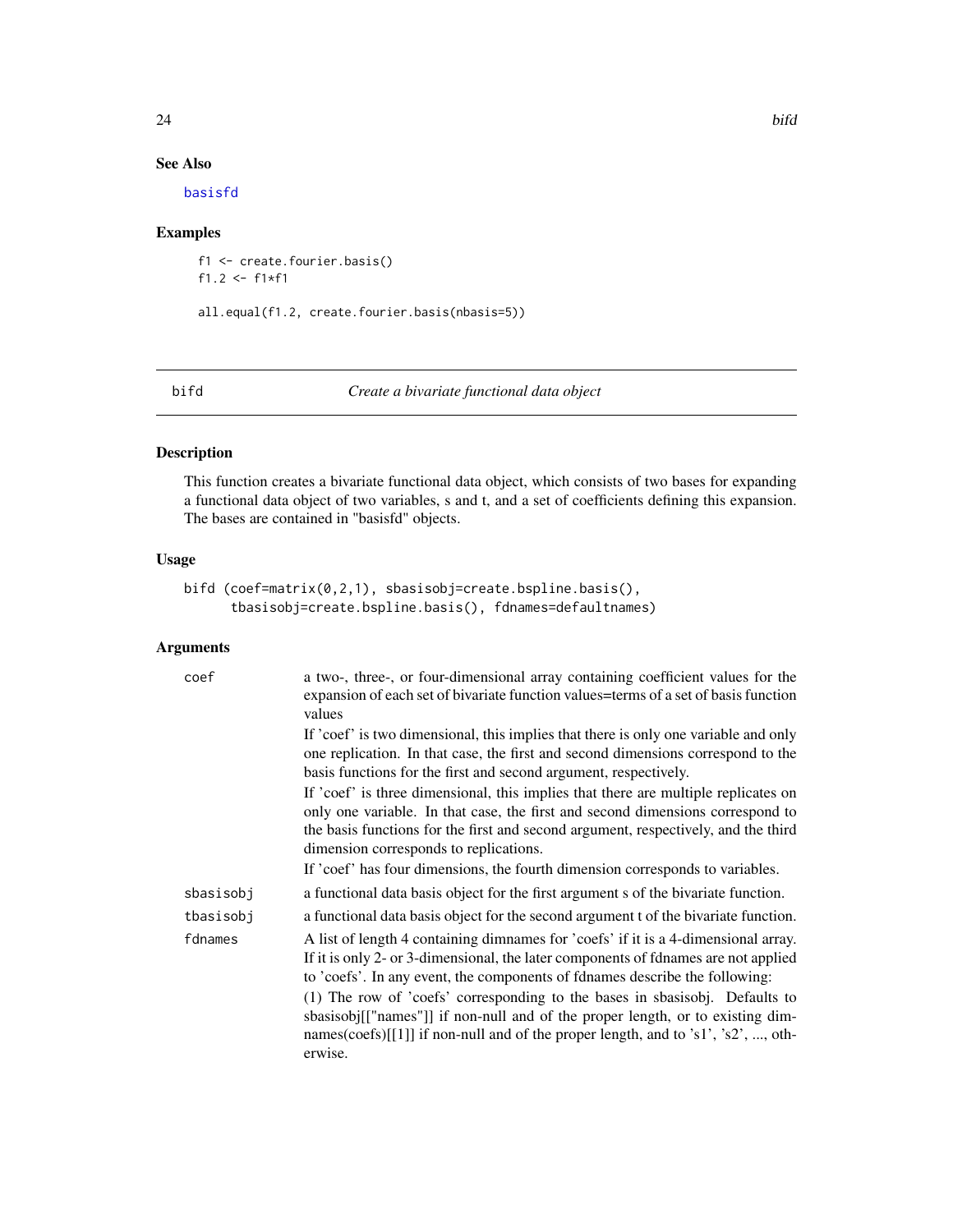### See Also

basisfd

### Examples

```
f1 <- create.fourier.basis()
f1.2 <- f1*f1

all.equal(f1.2, create.fourier.basis(nbasis=5))
```

---

## bifd — *Create a bivariate functional data object*

### Description

This function creates a bivariate functional data object, which consists of two bases for expanding a functional data object of two variables, s and t, and a set of coefficients defining this expansion. The bases are contained in "basisfd" objects.

### Usage

```
bifd (coef=matrix(0,2,1), sbasisobj=create.bspline.basis(),
      tbasisobj=create.bspline.basis(), fdnames=defaultnames)
```

### Arguments

| | |
|---|---|
| coef | a two-, three-, or four-dimensional array containing coefficient values for the expansion of each set of bivariate function values=terms of a set of basis function values<br>If 'coef' is two dimensional, this implies that there is only one variable and only one replication. In that case, the first and second dimensions correspond to the basis functions for the first and second argument, respectively.<br>If 'coef' is three dimensional, this implies that there are multiple replicates on only one variable. In that case, the first and second dimensions correspond to the basis functions for the first and second argument, respectively, and the third dimension corresponds to replications.<br>If 'coef' has four dimensions, the fourth dimension corresponds to variables. |
| sbasisobj | a functional data basis object for the first argument s of the bivariate function. |
| tbasisobj | a functional data basis object for the second argument t of the bivariate function. |
| fdnames | A list of length 4 containing dimnames for 'coefs' if it is a 4-dimensional array. If it is only 2- or 3-dimensional, the later components of fdnames are not applied to 'coefs'. In any event, the components of fdnames describe the following:<br>(1) The row of 'coefs' corresponding to the bases in sbasisobj. Defaults to sbasisobj[["names"]] if non-null and of the proper length, or to existing dimnames(coefs)[[1]] if non-null and of the proper length, and to 's1', 's2', ..., otherwise. |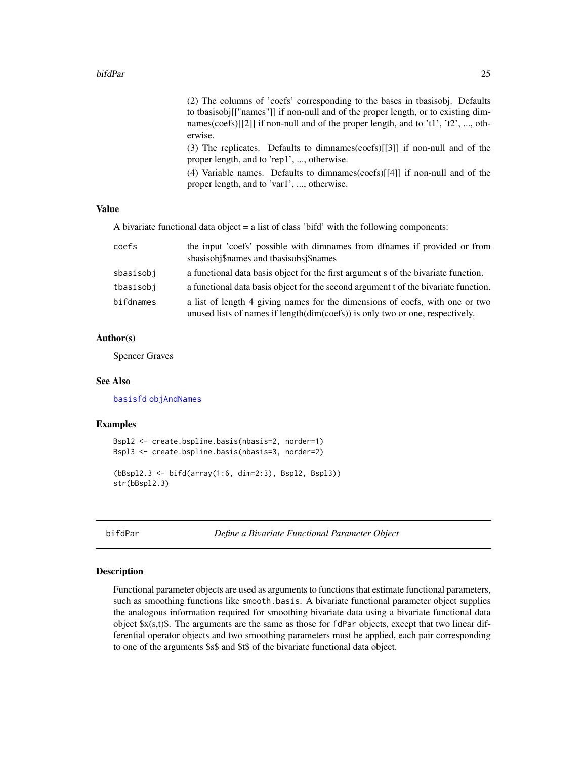(2) The columns of 'coefs' corresponding to the bases in tbasisobj. Defaults to tbasisobj[["names"]] if non-null and of the proper length, or to existing dimnames(coefs)[[2]] if non-null and of the proper length, and to 't1', 't2', ..., otherwise.

(3) The replicates. Defaults to dimnames(coefs)[[3]] if non-null and of the proper length, and to 'rep1', ..., otherwise.

(4) Variable names. Defaults to dimnames(coefs)[[4]] if non-null and of the proper length, and to 'var1', ..., otherwise.

### Value

A bivariate functional data object = a list of class 'bifd' with the following components:

| | |
|---|---|
| `coefs` | the input 'coefs' possible with dimnames from dfnames if provided or from sbasisobj$names and tbasisobsj$names |
| `sbasisobj` | a functional data basis object for the first argument s of the bivariate function. |
| `tbasisobj` | a functional data basis object for the second argument t of the bivariate function. |
| `bifdnames` | a list of length 4 giving names for the dimensions of coefs, with one or two unused lists of names if length(dim(coefs)) is only two or one, respectively. |

### Author(s)

Spencer Graves

### See Also

basisfd objAndNames

### Examples

```
Bspl2 <- create.bspline.basis(nbasis=2, norder=1)
Bspl3 <- create.bspline.basis(nbasis=3, norder=2)

(bBspl2.3 <- bifd(array(1:6, dim=2:3), Bspl2, Bspl3))
str(bBspl2.3)
```

---

## bifdPar — *Define a Bivariate Functional Parameter Object*

### Description

Functional parameter objects are used as arguments to functions that estimate functional parameters, such as smoothing functions like `smooth.basis`. A bivariate functional parameter object supplies the analogous information required for smoothing bivariate data using a bivariate functional data object $x(s,t)$. The arguments are the same as those for `fdPar` objects, except that two linear differential operator objects and two smoothing parameters must be applied, each pair corresponding to one of the arguments $s$ and $t$ of the bivariate functional data object.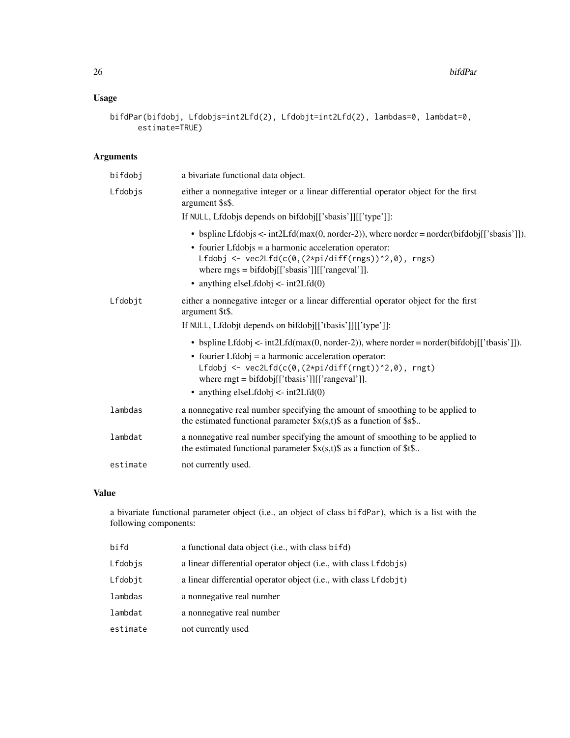## Usage

```
bifdPar(bifdobj, Lfdobjs=int2Lfd(2), Lfdobjt=int2Lfd(2), lambdas=0, lambdat=0,
      estimate=TRUE)
```

## Arguments

| | |
|---|---|
| bifdobj | a bivariate functional data object. |
| Lfdobjs | either a nonnegative integer or a linear differential operator object for the first argument \$s\$.<br>If NULL, Lfdobjs depends on bifdobj[['sbasis']][['type']]:<br>• bspline Lfdobjs <- int2Lfd(max(0, norder-2)), where norder = norder(bifdobj[['sbasis']]).<br>• fourier Lfdobjs = a harmonic acceleration operator:<br>`Lfdobj <- vec2Lfd(c(0,(2*pi/diff(rngs))^2,0), rngs)`<br>where rngs = bifdobj[['sbasis']][['rangeval']].<br>• anything elseLfdobj <- int2Lfd(0) |
| Lfdobjt | either a nonnegative integer or a linear differential operator object for the first argument \$t\$.<br>If NULL, Lfdobjt depends on bifdobj[['tbasis']][['type']]:<br>• bspline Lfdobj <- int2Lfd(max(0, norder-2)), where norder = norder(bifdobj[['tbasis']]).<br>• fourier Lfdobj = a harmonic acceleration operator:<br>`Lfdobj <- vec2Lfd(c(0,(2*pi/diff(rngt))^2,0), rngt)`<br>where rngt = bifdobj[['tbasis']][['rangeval']].<br>• anything elseLfdobj <- int2Lfd(0) |
| lambdas | a nonnegative real number specifying the amount of smoothing to be applied to the estimated functional parameter \$x(s,t)\$ as a function of \$s\$.. |
| lambdat | a nonnegative real number specifying the amount of smoothing to be applied to the estimated functional parameter \$x(s,t)\$ as a function of \$t\$.. |
| estimate | not currently used. |

## Value

a bivariate functional parameter object (i.e., an object of class bifdPar), which is a list with the following components:

| | |
|---|---|
| bifd | a functional data object (i.e., with class bifd) |
| Lfdobjs | a linear differential operator object (i.e., with class Lfdobjs) |
| Lfdobjt | a linear differential operator object (i.e., with class Lfdobjt) |
| lambdas | a nonnegative real number |
| lambdat | a nonnegative real number |
| estimate | not currently used |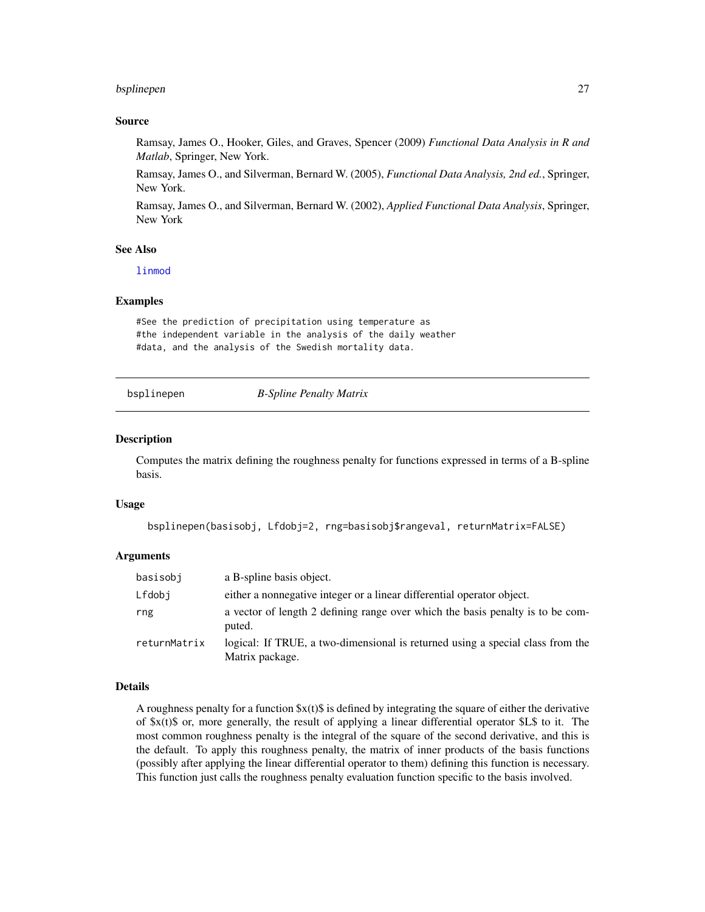### Source

Ramsay, James O., Hooker, Giles, and Graves, Spencer (2009) *Functional Data Analysis in R and Matlab*, Springer, New York.

Ramsay, James O., and Silverman, Bernard W. (2005), *Functional Data Analysis, 2nd ed.*, Springer, New York.

Ramsay, James O., and Silverman, Bernard W. (2002), *Applied Functional Data Analysis*, Springer, New York

### See Also

linmod

### Examples

```
#See the prediction of precipitation using temperature as
#the independent variable in the analysis of the daily weather
#data, and the analysis of the Swedish mortality data.
```

---

## bsplinepen *B-Spline Penalty Matrix*

### Description

Computes the matrix defining the roughness penalty for functions expressed in terms of a B-spline basis.

### Usage

```
bsplinepen(basisobj, Lfdobj=2, rng=basisobj$rangeval, returnMatrix=FALSE)
```

### Arguments

| | |
|---|---|
| basisobj | a B-spline basis object. |
| Lfdobj | either a nonnegative integer or a linear differential operator object. |
| rng | a vector of length 2 defining range over which the basis penalty is to be computed. |
| returnMatrix | logical: If TRUE, a two-dimensional is returned using a special class from the Matrix package. |

### Details

A roughness penalty for a function $x(t)$ is defined by integrating the square of either the derivative of $x(t)$ or, more generally, the result of applying a linear differential operator $L$ to it. The most common roughness penalty is the integral of the square of the second derivative, and this is the default. To apply this roughness penalty, the matrix of inner products of the basis functions (possibly after applying the linear differential operator to them) defining this function is necessary. This function just calls the roughness penalty evaluation function specific to the basis involved.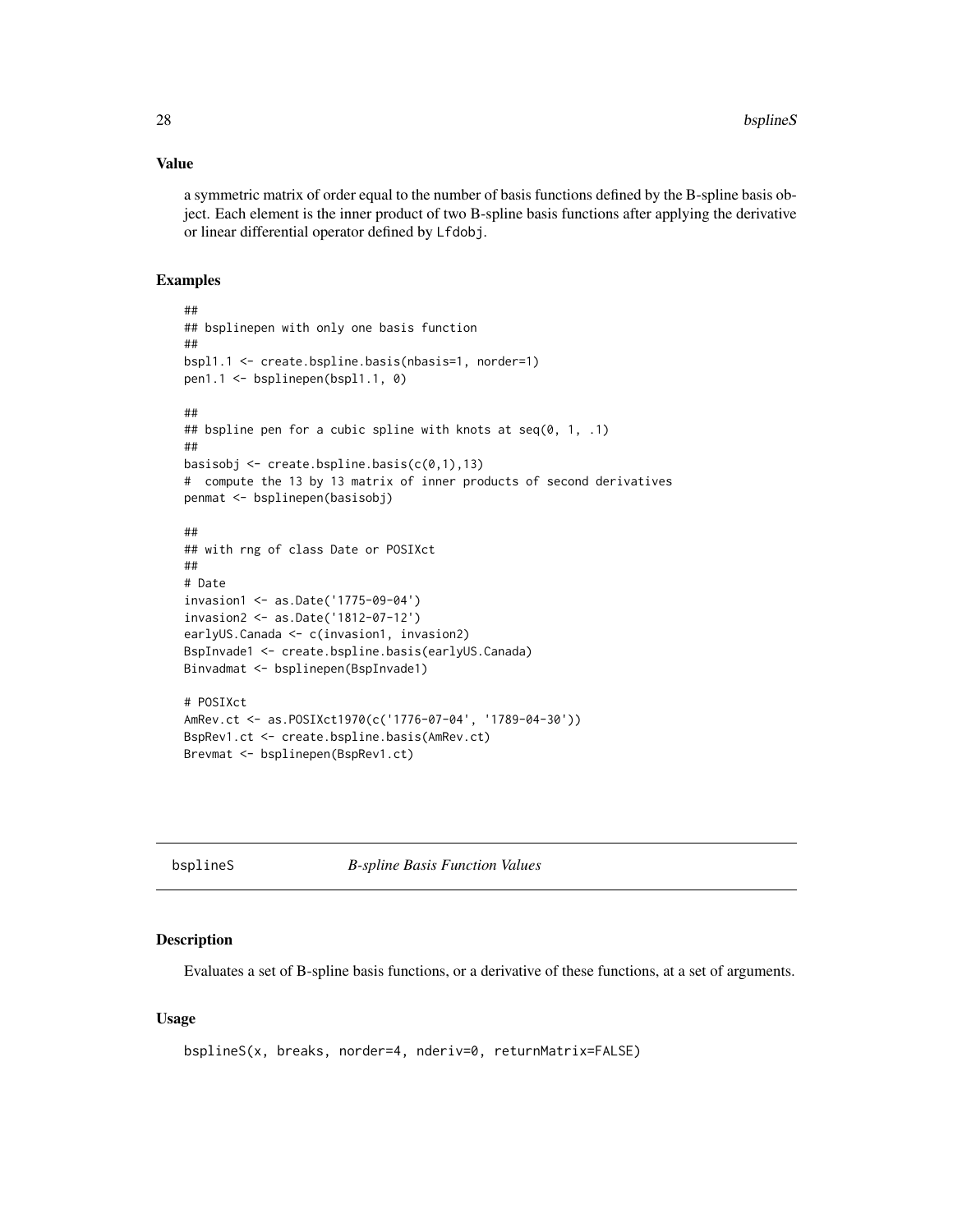## Value

a symmetric matrix of order equal to the number of basis functions defined by the B-spline basis object. Each element is the inner product of two B-spline basis functions after applying the derivative or linear differential operator defined by Lfdobj.

## Examples

```
##
## bsplinepen with only one basis function
##
bspl1.1 <- create.bspline.basis(nbasis=1, norder=1)
pen1.1 <- bsplinepen(bspl1.1, 0)

##
## bspline pen for a cubic spline with knots at seq(0, 1, .1)
##
basisobj <- create.bspline.basis(c(0,1),13)
#  compute the 13 by 13 matrix of inner products of second derivatives
penmat <- bsplinepen(basisobj)

##
## with rng of class Date or POSIXct
##
# Date
invasion1 <- as.Date('1775-09-04')
invasion2 <- as.Date('1812-07-12')
earlyUS.Canada <- c(invasion1, invasion2)
BspInvade1 <- create.bspline.basis(earlyUS.Canada)
Binvadmat <- bsplinepen(BspInvade1)

# POSIXct
AmRev.ct <- as.POSIXct1970(c('1776-07-04', '1789-04-30'))
BspRev1.ct <- create.bspline.basis(AmRev.ct)
Brevmat <- bsplinepen(BspRev1.ct)
```

---

# bsplineS *B-spline Basis Function Values*

## Description

Evaluates a set of B-spline basis functions, or a derivative of these functions, at a set of arguments.

## Usage

```
bsplineS(x, breaks, norder=4, nderiv=0, returnMatrix=FALSE)
```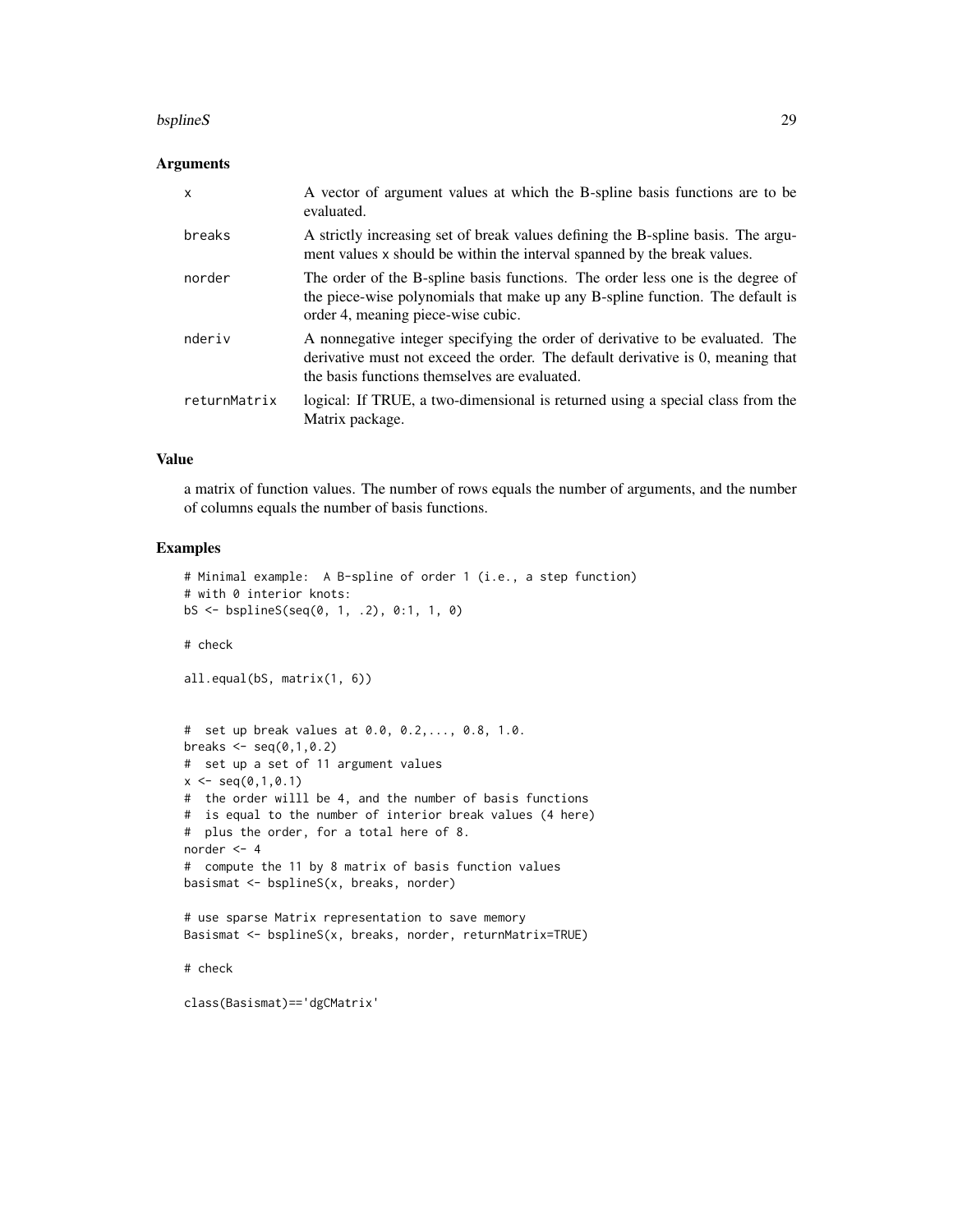## Arguments

| | |
|---|---|
| x | A vector of argument values at which the B-spline basis functions are to be evaluated. |
| breaks | A strictly increasing set of break values defining the B-spline basis. The argument values x should be within the interval spanned by the break values. |
| norder | The order of the B-spline basis functions. The order less one is the degree of the piece-wise polynomials that make up any B-spline function. The default is order 4, meaning piece-wise cubic. |
| nderiv | A nonnegative integer specifying the order of derivative to be evaluated. The derivative must not exceed the order. The default derivative is 0, meaning that the basis functions themselves are evaluated. |
| returnMatrix | logical: If TRUE, a two-dimensional is returned using a special class from the Matrix package. |

## Value

a matrix of function values. The number of rows equals the number of arguments, and the number of columns equals the number of basis functions.

## Examples

```
# Minimal example:  A B-spline of order 1 (i.e., a step function)
# with 0 interior knots:
bS <- bsplineS(seq(0, 1, .2), 0:1, 1, 0)

# check

all.equal(bS, matrix(1, 6))


#  set up break values at 0.0, 0.2,..., 0.8, 1.0.
breaks <- seq(0,1,0.2)
#  set up a set of 11 argument values
x <- seq(0,1,0.1)
#  the order willl be 4, and the number of basis functions
#  is equal to the number of interior break values (4 here)
#  plus the order, for a total here of 8.
norder <- 4
#  compute the 11 by 8 matrix of basis function values
basismat <- bsplineS(x, breaks, norder)

# use sparse Matrix representation to save memory
Basismat <- bsplineS(x, breaks, norder, returnMatrix=TRUE)

# check

class(Basismat)=='dgCMatrix'
```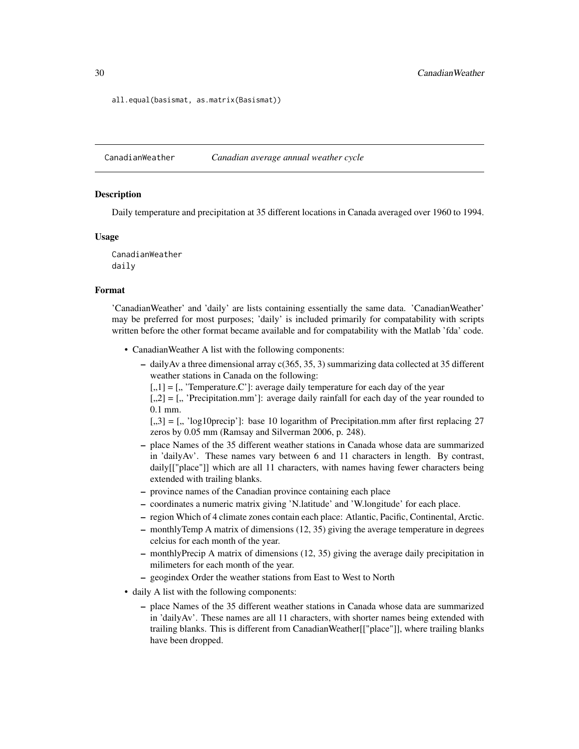```
all.equal(basismat, as.matrix(Basismat))
```

## CanadianWeather *Canadian average annual weather cycle*

### Description

Daily temperature and precipitation at 35 different locations in Canada averaged over 1960 to 1994.

### Usage

```
CanadianWeather
daily
```

### Format

'CanadianWeather' and 'daily' are lists containing essentially the same data. 'CanadianWeather' may be preferred for most purposes; 'daily' is included primarily for compatability with scripts written before the other format became available and for compatability with the Matlab 'fda' code.

- CanadianWeather A list with the following components:
  - dailyAv a three dimensional array c(365, 35, 3) summarizing data collected at 35 different weather stations in Canada on the following:
    [,,1] = [,, 'Temperature.C']: average daily temperature for each day of the year
    [,,2] = [,, 'Precipitation.mm']: average daily rainfall for each day of the year rounded to 0.1 mm.
    [,,3] = [,, 'log10precip']: base 10 logarithm of Precipitation.mm after first replacing 27 zeros by 0.05 mm (Ramsay and Silverman 2006, p. 248).
  - place Names of the 35 different weather stations in Canada whose data are summarized in 'dailyAv'. These names vary between 6 and 11 characters in length. By contrast, daily[["place"]] which are all 11 characters, with names having fewer characters being extended with trailing blanks.
  - province names of the Canadian province containing each place
  - coordinates a numeric matrix giving 'N.latitude' and 'W.longitude' for each place.
  - region Which of 4 climate zones contain each place: Atlantic, Pacific, Continental, Arctic.
  - monthlyTemp A matrix of dimensions (12, 35) giving the average temperature in degrees celcius for each month of the year.
  - monthlyPrecip A matrix of dimensions (12, 35) giving the average daily precipitation in milimeters for each month of the year.
  - geogindex Order the weather stations from East to West to North
- daily A list with the following components:
  - place Names of the 35 different weather stations in Canada whose data are summarized in 'dailyAv'. These names are all 11 characters, with shorter names being extended with trailing blanks. This is different from CanadianWeather[["place"]], where trailing blanks have been dropped.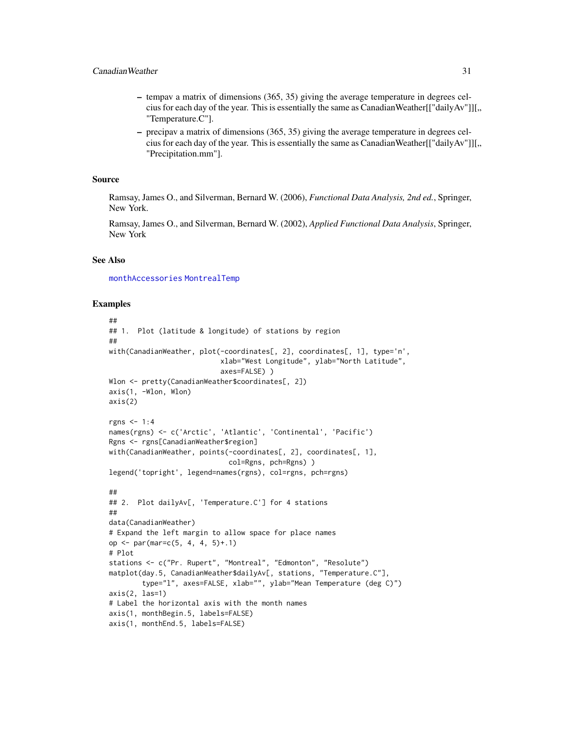- tempav a matrix of dimensions (365, 35) giving the average temperature in degrees celcius for each day of the year. This is essentially the same as CanadianWeather[["dailyAv"]][,, "Temperature.C"].
- precipav a matrix of dimensions (365, 35) giving the average temperature in degrees celcius for each day of the year. This is essentially the same as CanadianWeather[["dailyAv"]][,, "Precipitation.mm"].

## Source

Ramsay, James O., and Silverman, Bernard W. (2006), *Functional Data Analysis, 2nd ed.*, Springer, New York.

Ramsay, James O., and Silverman, Bernard W. (2002), *Applied Functional Data Analysis*, Springer, New York

## See Also

monthAccessories MontrealTemp

## Examples

```
##
## 1.  Plot (latitude & longitude) of stations by region
##
with(CanadianWeather, plot(-coordinates[, 2], coordinates[, 1], type='n',
                           xlab="West Longitude", ylab="North Latitude",
                           axes=FALSE) )
Wlon <- pretty(CanadianWeather$coordinates[, 2])
axis(1, -Wlon, Wlon)
axis(2)

rgns <- 1:4
names(rgns) <- c('Arctic', 'Atlantic', 'Continental', 'Pacific')
Rgns <- rgns[CanadianWeather$region]
with(CanadianWeather, points(-coordinates[, 2], coordinates[, 1],
                             col=Rgns, pch=Rgns) )
legend('topright', legend=names(rgns), col=rgns, pch=rgns)

##
## 2.  Plot dailyAv[, 'Temperature.C'] for 4 stations
##
data(CanadianWeather)
# Expand the left margin to allow space for place names
op <- par(mar=c(5, 4, 4, 5)+.1)
# Plot
stations <- c("Pr. Rupert", "Montreal", "Edmonton", "Resolute")
matplot(day.5, CanadianWeather$dailyAv[, stations, "Temperature.C"],
        type="l", axes=FALSE, xlab="", ylab="Mean Temperature (deg C)")
axis(2, las=1)
# Label the horizontal axis with the month names
axis(1, monthBegin.5, labels=FALSE)
axis(1, monthEnd.5, labels=FALSE)
```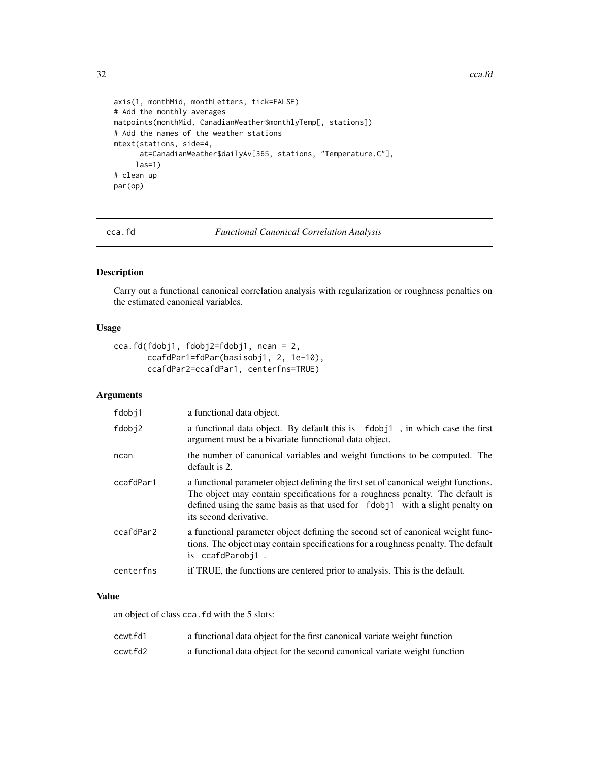```
axis(1, monthMid, monthLetters, tick=FALSE)
# Add the monthly averages
matpoints(monthMid, CanadianWeather$monthlyTemp[, stations])
# Add the names of the weather stations
mtext(stations, side=4,
      at=CanadianWeather$dailyAv[365, stations, "Temperature.C"],
     las=1)
# clean up
par(op)
```

## cca.fd — *Functional Canonical Correlation Analysis*

### Description

Carry out a functional canonical correlation analysis with regularization or roughness penalties on the estimated canonical variables.

### Usage

```
cca.fd(fdobj1, fdobj2=fdobj1, ncan = 2,
       ccafdPar1=fdPar(basisobj1, 2, 1e-10),
       ccafdPar2=ccafdPar1, centerfns=TRUE)
```

### Arguments

| | |
|---|---|
| fdobj1 | a functional data object. |
| fdobj2 | a functional data object. By default this is `fdobj1`, in which case the first argument must be a bivariate funnctional data object. |
| ncan | the number of canonical variables and weight functions to be computed. The default is 2. |
| ccafdPar1 | a functional parameter object defining the first set of canonical weight functions. The object may contain specifications for a roughness penalty. The default is defined using the same basis as that used for `fdobj1` with a slight penalty on its second derivative. |
| ccafdPar2 | a functional parameter object defining the second set of canonical weight functions. The object may contain specifications for a roughness penalty. The default is `ccafdParobj1`. |
| centerfns | if TRUE, the functions are centered prior to analysis. This is the default. |

### Value

an object of class `cca.fd` with the 5 slots:

| | |
|---|---|
| ccwtfd1 | a functional data object for the first canonical variate weight function |
| ccwtfd2 | a functional data object for the second canonical variate weight function |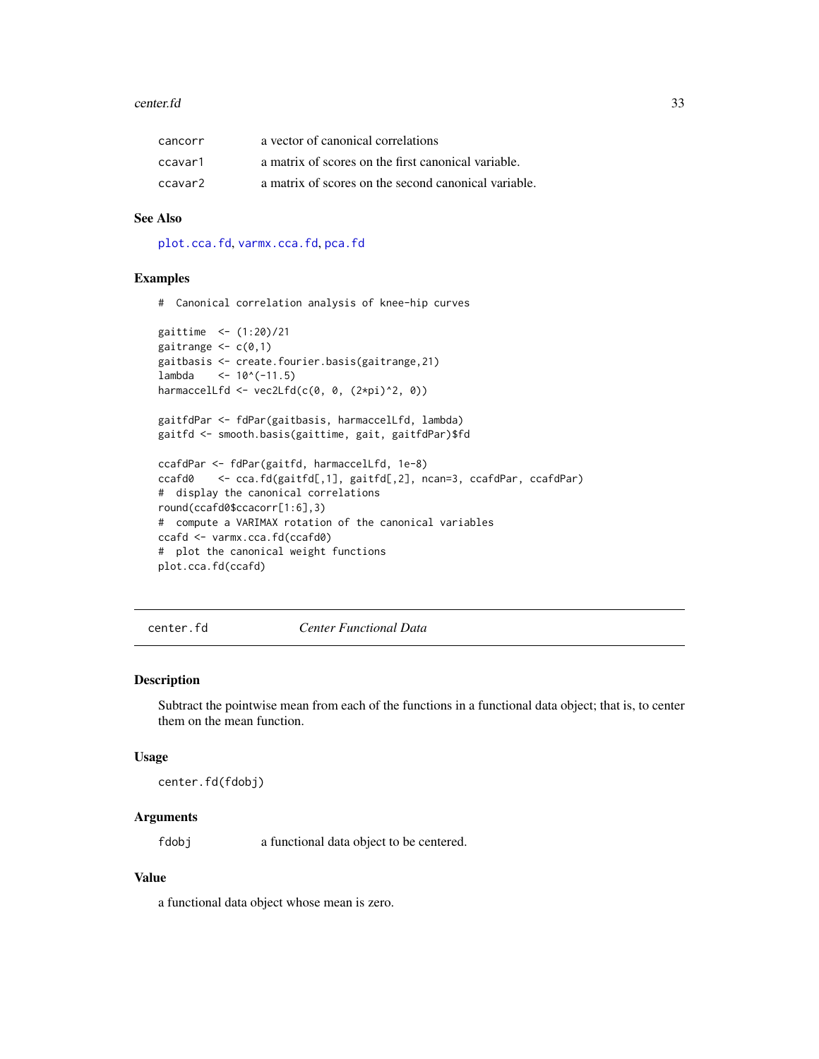| | |
|---|---|
| cancorr | a vector of canonical correlations |
| ccavar1 | a matrix of scores on the first canonical variable. |
| ccavar2 | a matrix of scores on the second canonical variable. |

### See Also

plot.cca.fd, varmx.cca.fd, pca.fd

### Examples

```
#  Canonical correlation analysis of knee-hip curves

gaittime  <- (1:20)/21
gaitrange <- c(0,1)
gaitbasis <- create.fourier.basis(gaitrange,21)
lambda    <- 10^(-11.5)
harmaccelLfd <- vec2Lfd(c(0, 0, (2*pi)^2, 0))

gaitfdPar <- fdPar(gaitbasis, harmaccelLfd, lambda)
gaitfd <- smooth.basis(gaittime, gait, gaitfdPar)$fd

ccafdPar <- fdPar(gaitfd, harmaccelLfd, 1e-8)
ccafd0    <- cca.fd(gaitfd[,1], gaitfd[,2], ncan=3, ccafdPar, ccafdPar)
#  display the canonical correlations
round(ccafd0$ccacorr[1:6],3)
#  compute a VARIMAX rotation of the canonical variables
ccafd <- varmx.cca.fd(ccafd0)
#  plot the canonical weight functions
plot.cca.fd(ccafd)
```

---

## center.fd *Center Functional Data*

### Description

Subtract the pointwise mean from each of the functions in a functional data object; that is, to center them on the mean function.

### Usage

```
center.fd(fdobj)
```

### Arguments

| | |
|---|---|
| fdobj | a functional data object to be centered. |

### Value

a functional data object whose mean is zero.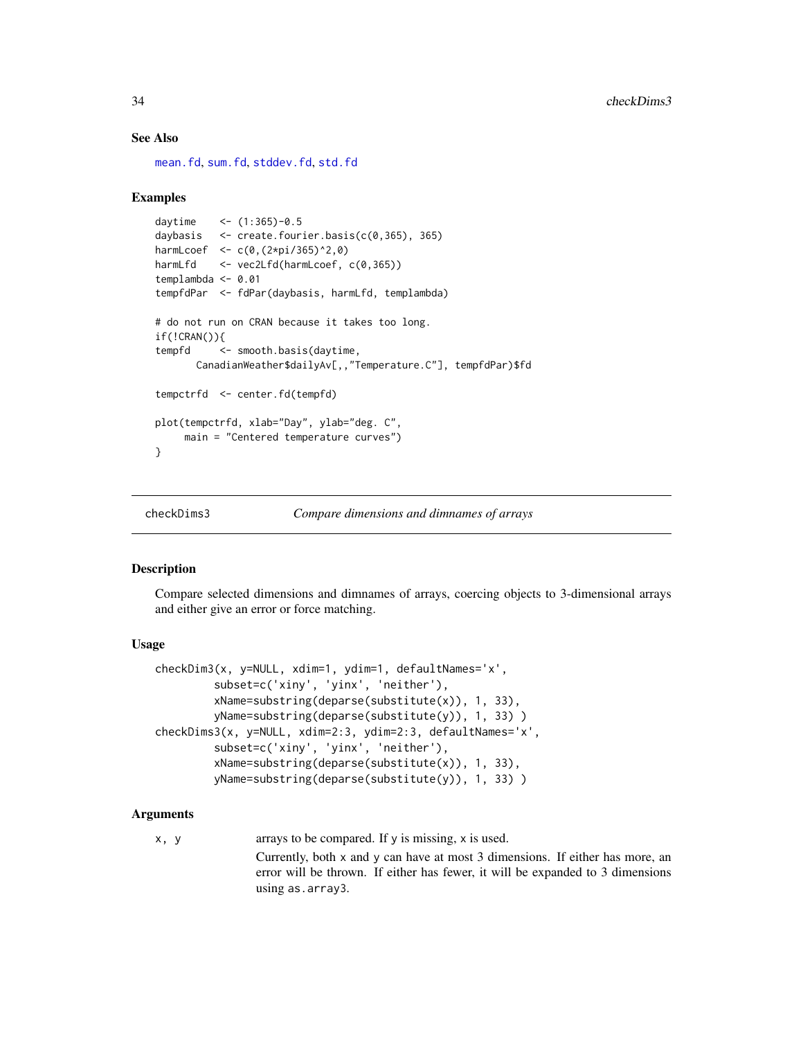## See Also

mean.fd, sum.fd, stddev.fd, std.fd

## Examples

```
daytime    <- (1:365)-0.5
daybasis   <- create.fourier.basis(c(0,365), 365)
harmLcoef  <- c(0,(2*pi/365)^2,0)
harmLfd    <- vec2Lfd(harmLcoef, c(0,365))
templambda <- 0.01
tempfdPar  <- fdPar(daybasis, harmLfd, templambda)

# do not run on CRAN because it takes too long.
if(!CRAN()){
tempfd     <- smooth.basis(daytime,
       CanadianWeather$dailyAv[,,"Temperature.C"], tempfdPar)$fd

tempctrfd  <- center.fd(tempfd)

plot(tempctrfd, xlab="Day", ylab="deg. C",
     main = "Centered temperature curves")
}
```

---

checkDims3 *Compare dimensions and dimnames of arrays*

---

## Description

Compare selected dimensions and dimnames of arrays, coercing objects to 3-dimensional arrays and either give an error or force matching.

## Usage

```
checkDim3(x, y=NULL, xdim=1, ydim=1, defaultNames='x',
          subset=c('xiny', 'yinx', 'neither'),
          xName=substring(deparse(substitute(x)), 1, 33),
          yName=substring(deparse(substitute(y)), 1, 33) )
checkDims3(x, y=NULL, xdim=2:3, ydim=2:3, defaultNames='x',
          subset=c('xiny', 'yinx', 'neither'),
          xName=substring(deparse(substitute(x)), 1, 33),
          yName=substring(deparse(substitute(y)), 1, 33) )
```

## Arguments

x, y  arrays to be compared. If y is missing, x is used.

Currently, both x and y can have at most 3 dimensions. If either has more, an error will be thrown. If either has fewer, it will be expanded to 3 dimensions using as.array3.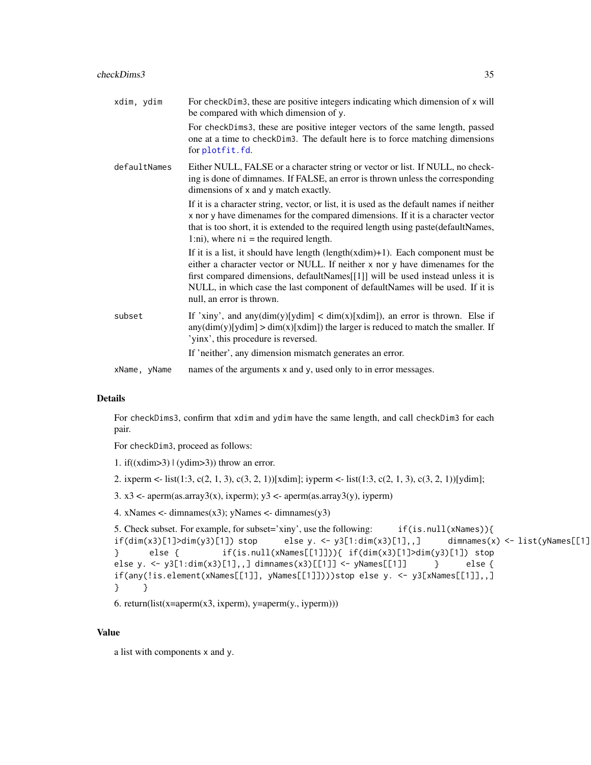| | |
|---|---|
| xdim, ydim | For checkDim3, these are positive integers indicating which dimension of x will be compared with which dimension of y. <br><br> For checkDims3, these are positive integer vectors of the same length, passed one at a time to checkDim3. The default here is to force matching dimensions for plotfit.fd. |
| defaultNames | Either NULL, FALSE or a character string or vector or list. If NULL, no checking is done of dimnames. If FALSE, an error is thrown unless the corresponding dimensions of x and y match exactly. <br><br> If it is a character string, vector, or list, it is used as the default names if neither x nor y have dimenames for the compared dimensions. If it is a character vector that is too short, it is extended to the required length using paste(defaultNames, 1:ni), where ni = the required length. <br><br> If it is a list, it should have length (length(xdim)+1). Each component must be either a character vector or NULL. If neither x nor y have dimenames for the first compared dimensions, defaultNames[[1]] will be used instead unless it is NULL, in which case the last component of defaultNames will be used. If it is null, an error is thrown. |
| subset | If 'xiny', and any(dim(y)[ydim] < dim(x)[xdim]), an error is thrown. Else if any(dim(y)[ydim] > dim(x)[xdim]) the larger is reduced to match the smaller. If 'yinx', this procedure is reversed. <br><br> If 'neither', any dimension mismatch generates an error. |
| xName, yName | names of the arguments x and y, used only to in error messages. |

## Details

For checkDims3, confirm that xdim and ydim have the same length, and call checkDim3 for each pair.

For checkDim3, proceed as follows:

1. if((xdim>3) | (ydim>3)) throw an error.

2. ixperm <- list(1:3, c(2, 1, 3), c(3, 2, 1))[xdim]; iyperm <- list(1:3, c(2, 1, 3), c(3, 2, 1))[ydim];

3. x3 <- aperm(as.array3(x), ixperm); y3 <- aperm(as.array3(y), iyperm)

4. xNames <- dimnames(x3); yNames <- dimnames(y3)

5. Check subset. For example, for subset='xiny', use the following: `if(is.null(xNames)){ if(dim(x3)[1]>dim(y3)[1]) stop else y. <- y3[1:dim(x3)[1],,] dimnames(x) <- list(yNames[[1] } else { if(is.null(xNames[[1]])){ if(dim(x3)[1]>dim(y3)[1]) stop else y. <- y3[1:dim(x3)[1],,] dimnames(x3)[[1]] <- yNames[[1]] } else { if(any(!is.element(xNames[[1]], yNames[[1]])))stop else y. <- y3[xNames[[1]],,] } }`

6. return(list(x=aperm(x3, ixperm), y=aperm(y., iyperm)))

## Value

a list with components x and y.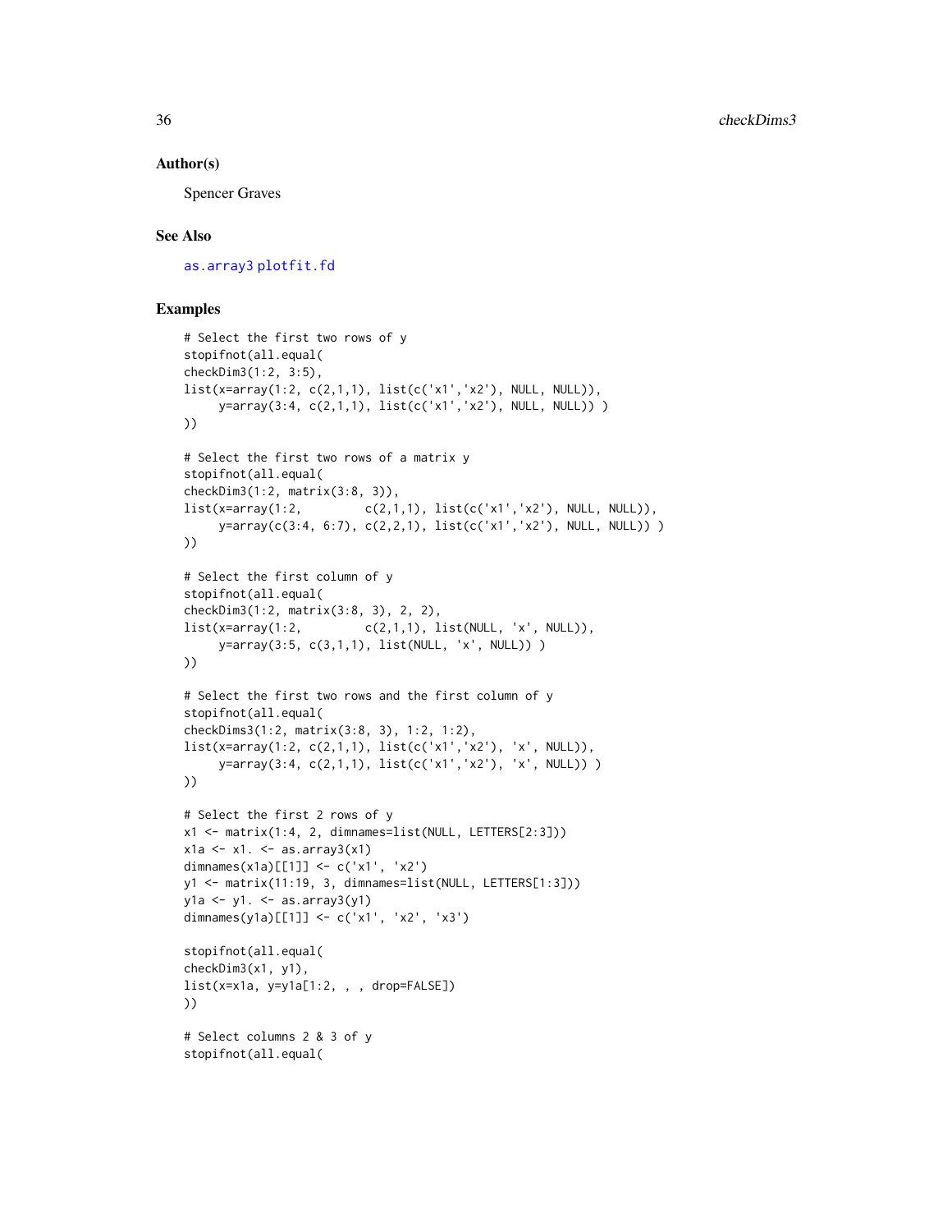## Author(s)

Spencer Graves

## See Also

as.array3 plotfit.fd

## Examples

```
# Select the first two rows of y
stopifnot(all.equal(
checkDim3(1:2, 3:5),
list(x=array(1:2, c(2,1,1), list(c('x1','x2'), NULL, NULL)),
     y=array(3:4, c(2,1,1), list(c('x1','x2'), NULL, NULL)) )
))

# Select the first two rows of a matrix y
stopifnot(all.equal(
checkDim3(1:2, matrix(3:8, 3)),
list(x=array(1:2,         c(2,1,1), list(c('x1','x2'), NULL, NULL)),
     y=array(c(3:4, 6:7), c(2,2,1), list(c('x1','x2'), NULL, NULL)) )
))

# Select the first column of y
stopifnot(all.equal(
checkDim3(1:2, matrix(3:8, 3), 2, 2),
list(x=array(1:2,         c(2,1,1), list(NULL, 'x', NULL)),
     y=array(3:5, c(3,1,1), list(NULL, 'x', NULL)) )
))

# Select the first two rows and the first column of y
stopifnot(all.equal(
checkDims3(1:2, matrix(3:8, 3), 1:2, 1:2),
list(x=array(1:2, c(2,1,1), list(c('x1','x2'), 'x', NULL)),
     y=array(3:4, c(2,1,1), list(c('x1','x2'), 'x', NULL)) )
))

# Select the first 2 rows of y
x1 <- matrix(1:4, 2, dimnames=list(NULL, LETTERS[2:3]))
x1a <- x1. <- as.array3(x1)
dimnames(x1a)[[1]] <- c('x1', 'x2')
y1 <- matrix(11:19, 3, dimnames=list(NULL, LETTERS[1:3]))
y1a <- y1. <- as.array3(y1)
dimnames(y1a)[[1]] <- c('x1', 'x2', 'x3')

stopifnot(all.equal(
checkDim3(x1, y1),
list(x=x1a, y=y1a[1:2, , , drop=FALSE])
))

# Select columns 2 & 3 of y
stopifnot(all.equal(
```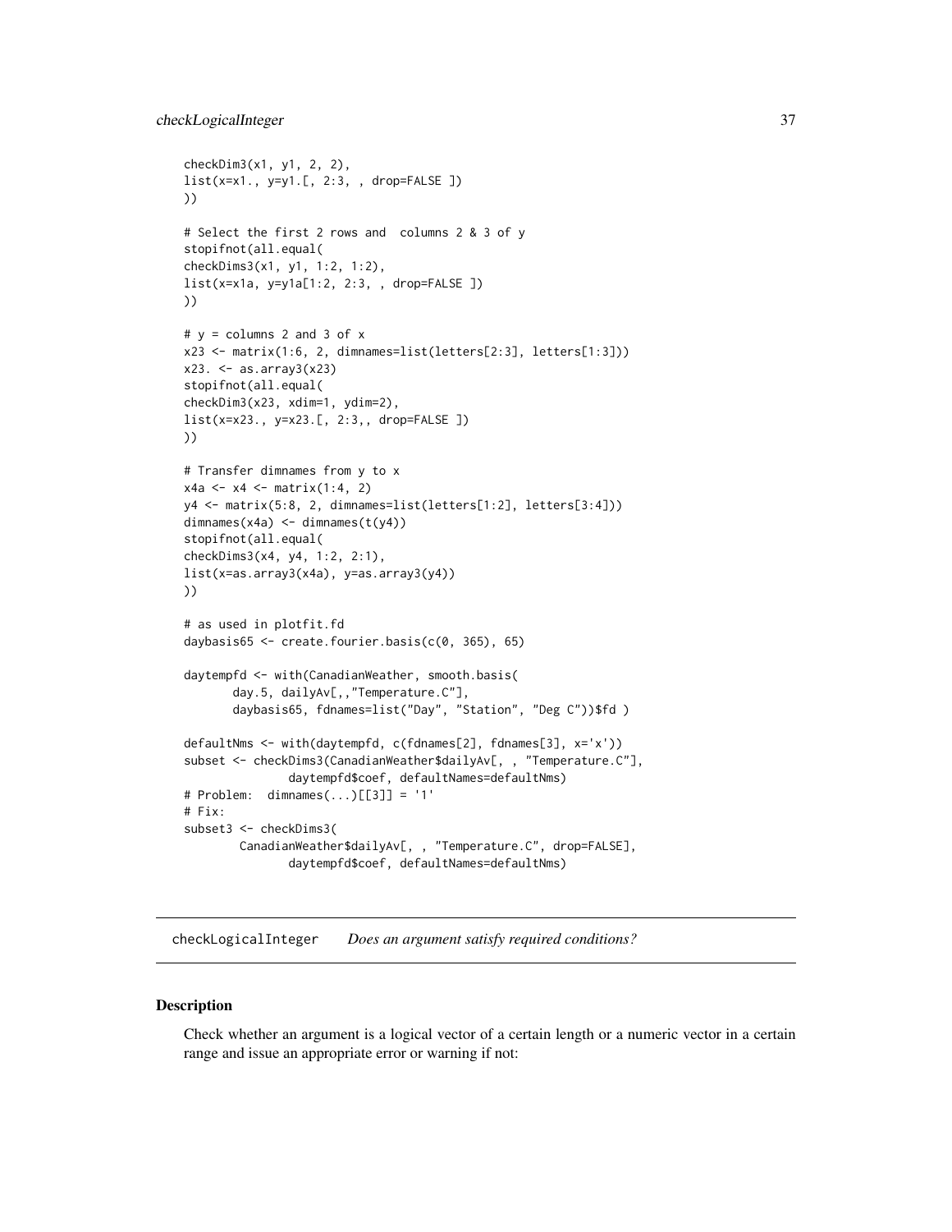```
checkDim3(x1, y1, 2, 2),
list(x=x1., y=y1.[, 2:3, , drop=FALSE ])
))

# Select the first 2 rows and  columns 2 & 3 of y
stopifnot(all.equal(
checkDims3(x1, y1, 1:2, 1:2),
list(x=x1a, y=y1a[1:2, 2:3, , drop=FALSE ])
))

# y = columns 2 and 3 of x
x23 <- matrix(1:6, 2, dimnames=list(letters[2:3], letters[1:3]))
x23. <- as.array3(x23)
stopifnot(all.equal(
checkDim3(x23, xdim=1, ydim=2),
list(x=x23., y=x23.[, 2:3,, drop=FALSE ])
))

# Transfer dimnames from y to x
x4a <- x4 <- matrix(1:4, 2)
y4 <- matrix(5:8, 2, dimnames=list(letters[1:2], letters[3:4]))
dimnames(x4a) <- dimnames(t(y4))
stopifnot(all.equal(
checkDims3(x4, y4, 1:2, 2:1),
list(x=as.array3(x4a), y=as.array3(y4))
))

# as used in plotfit.fd
daybasis65 <- create.fourier.basis(c(0, 365), 65)

daytempfd <- with(CanadianWeather, smooth.basis(
       day.5, dailyAv[,,"Temperature.C"],
       daybasis65, fdnames=list("Day", "Station", "Deg C"))$fd )

defaultNms <- with(daytempfd, c(fdnames[2], fdnames[3], x='x'))
subset <- checkDims3(CanadianWeather$dailyAv[, , "Temperature.C"],
              daytempfd$coef, defaultNames=defaultNms)
# Problem:  dimnames(...)[[3]] = '1'
# Fix:
subset3 <- checkDims3(
        CanadianWeather$dailyAv[, , "Temperature.C", drop=FALSE],
              daytempfd$coef, defaultNames=defaultNms)
```

---

## checkLogicalInteger &nbsp;&nbsp;&nbsp; *Does an argument satisfy required conditions?*

---

### Description

Check whether an argument is a logical vector of a certain length or a numeric vector in a certain range and issue an appropriate error or warning if not: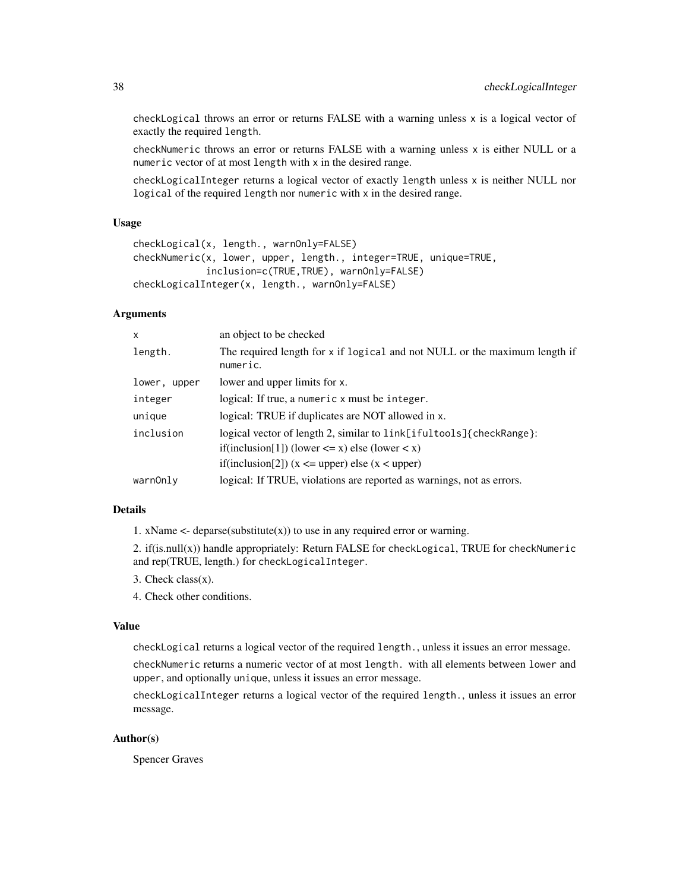checkLogical throws an error or returns FALSE with a warning unless x is a logical vector of exactly the required length.

checkNumeric throws an error or returns FALSE with a warning unless x is either NULL or a numeric vector of at most length with x in the desired range.

checkLogicalInteger returns a logical vector of exactly length unless x is neither NULL nor logical of the required length nor numeric with x in the desired range.

### Usage

```
checkLogical(x, length., warnOnly=FALSE)
checkNumeric(x, lower, upper, length., integer=TRUE, unique=TRUE,
             inclusion=c(TRUE,TRUE), warnOnly=FALSE)
checkLogicalInteger(x, length., warnOnly=FALSE)
```

### Arguments

| | |
|---|---|
| x | an object to be checked |
| length. | The required length for x if logical and not NULL or the maximum length if numeric. |
| lower, upper | lower and upper limits for x. |
| integer | logical: If true, a numeric x must be integer. |
| unique | logical: TRUE if duplicates are NOT allowed in x. |
| inclusion | logical vector of length 2, similar to link[ifultools]{checkRange}: if(inclusion[1]) (lower <= x) else (lower < x) if(inclusion[2]) (x <= upper) else (x < upper) |
| warnOnly | logical: If TRUE, violations are reported as warnings, not as errors. |

### Details

1. xName <- deparse(substitute(x)) to use in any required error or warning.

2. if(is.null(x)) handle appropriately: Return FALSE for checkLogical, TRUE for checkNumeric and rep(TRUE, length.) for checkLogicalInteger.

3. Check class(x).

4. Check other conditions.

### Value

checkLogical returns a logical vector of the required length., unless it issues an error message.

checkNumeric returns a numeric vector of at most length. with all elements between lower and upper, and optionally unique, unless it issues an error message.

checkLogicalInteger returns a logical vector of the required length., unless it issues an error message.

### Author(s)

Spencer Graves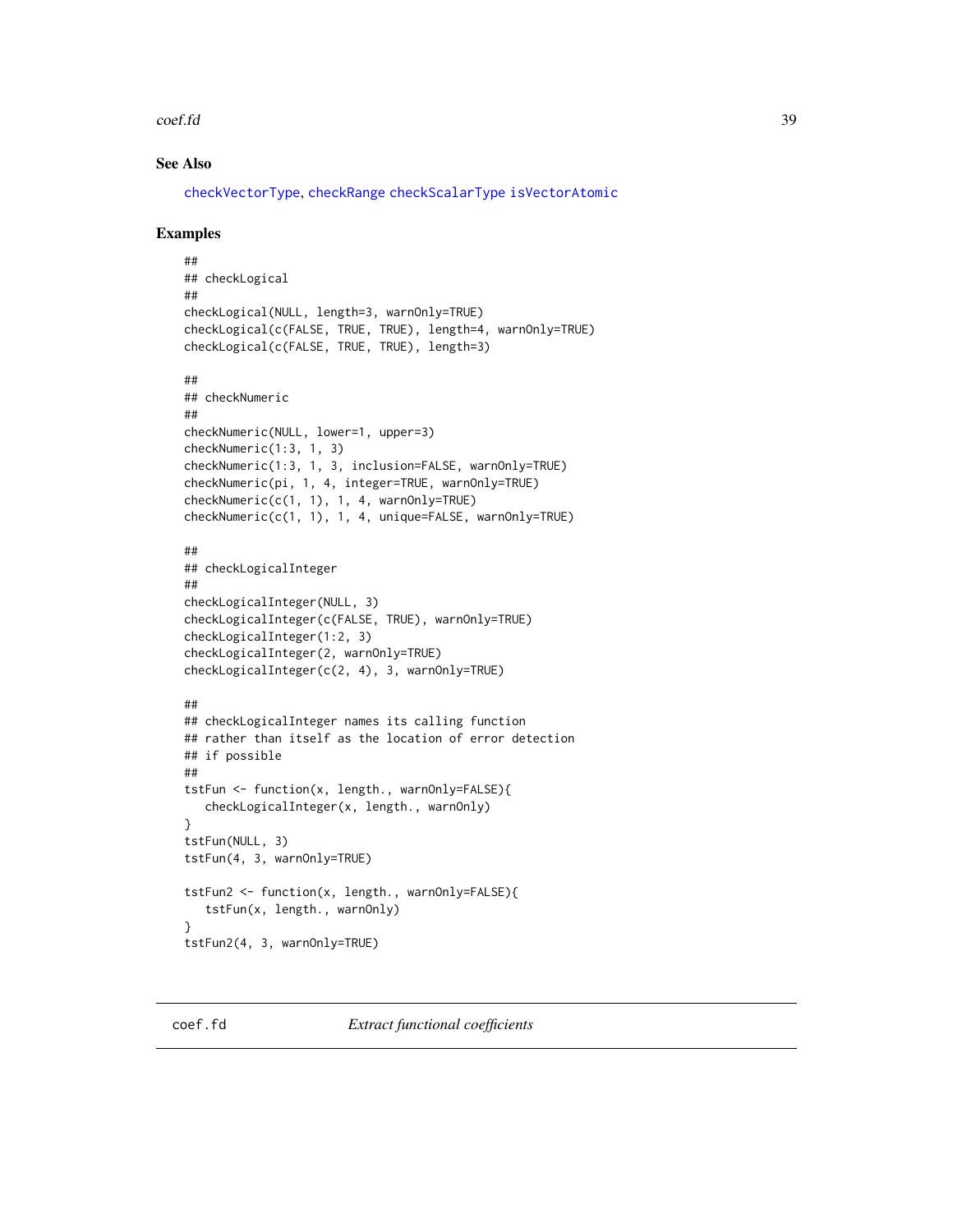## See Also

checkVectorType, checkRange checkScalarType isVectorAtomic

## Examples

```
##
## checkLogical
##
checkLogical(NULL, length=3, warnOnly=TRUE)
checkLogical(c(FALSE, TRUE, TRUE), length=4, warnOnly=TRUE)
checkLogical(c(FALSE, TRUE, TRUE), length=3)

##
## checkNumeric
##
checkNumeric(NULL, lower=1, upper=3)
checkNumeric(1:3, 1, 3)
checkNumeric(1:3, 1, 3, inclusion=FALSE, warnOnly=TRUE)
checkNumeric(pi, 1, 4, integer=TRUE, warnOnly=TRUE)
checkNumeric(c(1, 1), 1, 4, warnOnly=TRUE)
checkNumeric(c(1, 1), 1, 4, unique=FALSE, warnOnly=TRUE)

##
## checkLogicalInteger
##
checkLogicalInteger(NULL, 3)
checkLogicalInteger(c(FALSE, TRUE), warnOnly=TRUE)
checkLogicalInteger(1:2, 3)
checkLogicalInteger(2, warnOnly=TRUE)
checkLogicalInteger(c(2, 4), 3, warnOnly=TRUE)

##
## checkLogicalInteger names its calling function
## rather than itself as the location of error detection
## if possible
##
tstFun <- function(x, length., warnOnly=FALSE){
   checkLogicalInteger(x, length., warnOnly)
}
tstFun(NULL, 3)
tstFun(4, 3, warnOnly=TRUE)

tstFun2 <- function(x, length., warnOnly=FALSE){
   tstFun(x, length., warnOnly)
}
tstFun2(4, 3, warnOnly=TRUE)
```

---

# coef.fd — *Extract functional coefficients*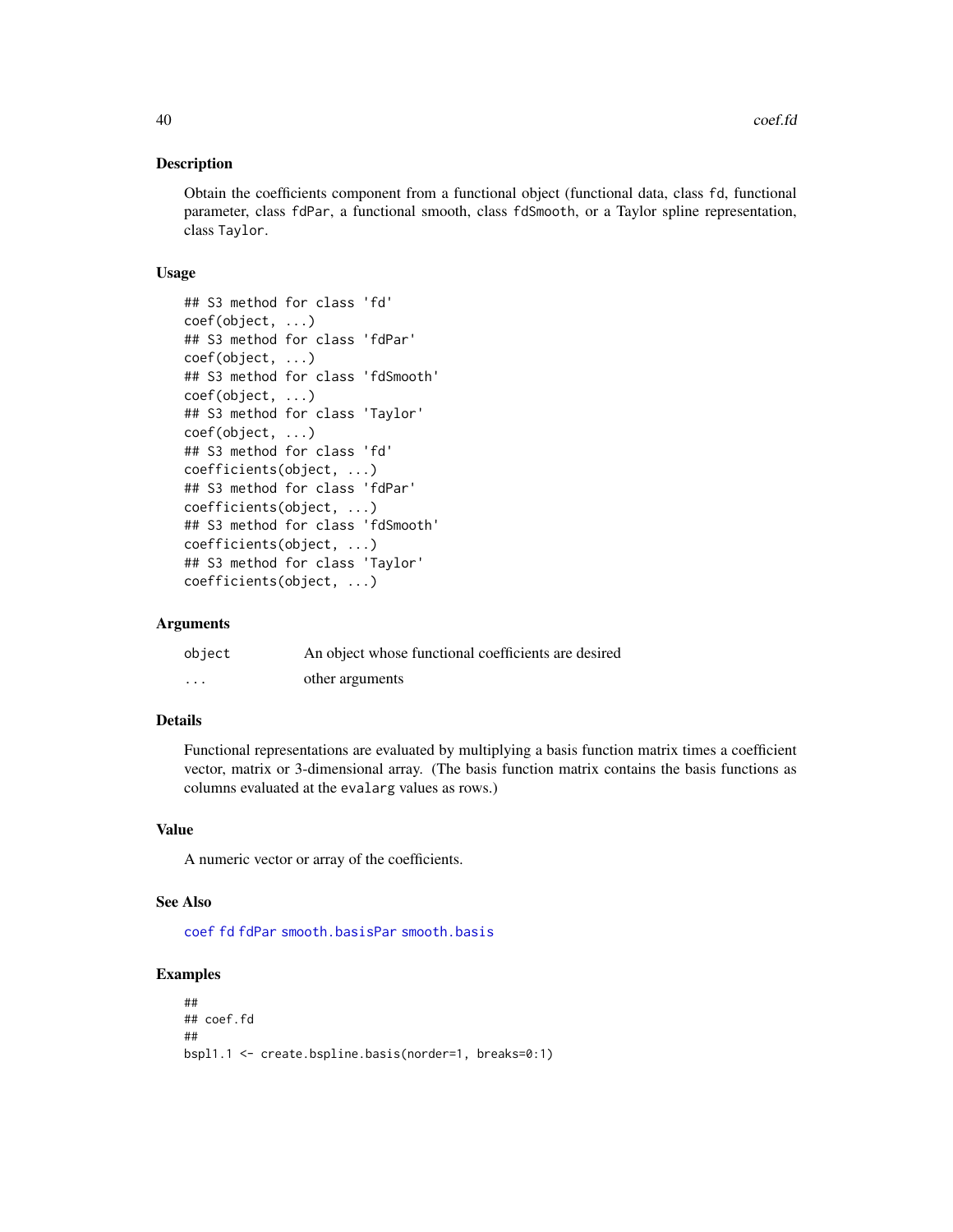## Description

Obtain the coefficients component from a functional object (functional data, class `fd`, functional parameter, class `fdPar`, a functional smooth, class `fdSmooth`, or a Taylor spline representation, class `Taylor`.

## Usage

```
## S3 method for class 'fd'
coef(object, ...)
## S3 method for class 'fdPar'
coef(object, ...)
## S3 method for class 'fdSmooth'
coef(object, ...)
## S3 method for class 'Taylor'
coef(object, ...)
## S3 method for class 'fd'
coefficients(object, ...)
## S3 method for class 'fdPar'
coefficients(object, ...)
## S3 method for class 'fdSmooth'
coefficients(object, ...)
## S3 method for class 'Taylor'
coefficients(object, ...)
```

## Arguments

| | |
|---|---|
| `object` | An object whose functional coefficients are desired |
| `...` | other arguments |

## Details

Functional representations are evaluated by multiplying a basis function matrix times a coefficient vector, matrix or 3-dimensional array. (The basis function matrix contains the basis functions as columns evaluated at the `evalarg` values as rows.)

## Value

A numeric vector or array of the coefficients.

## See Also

`coef` `fd` `fdPar` `smooth.basisPar` `smooth.basis`

## Examples

```
##
## coef.fd
##
bspl1.1 <- create.bspline.basis(norder=1, breaks=0:1)
```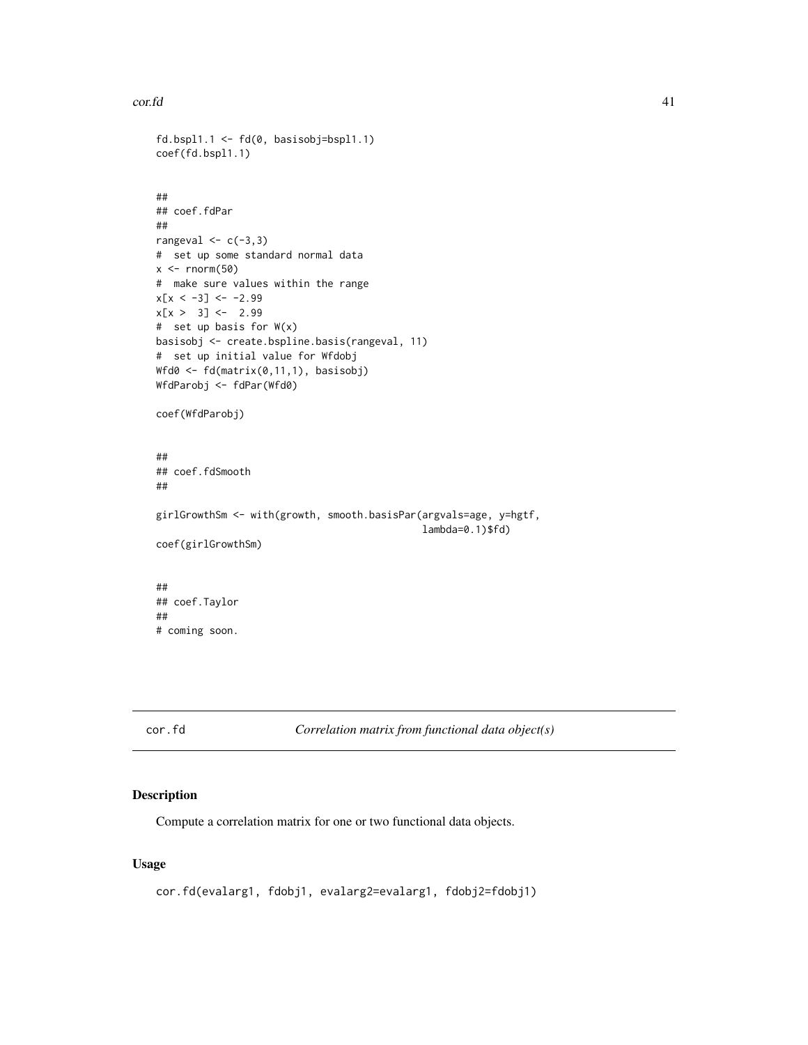```
fd.bspl1.1 <- fd(0, basisobj=bspl1.1)
coef(fd.bspl1.1)


##
## coef.fdPar
##
rangeval <- c(-3,3)
#  set up some standard normal data
x <- rnorm(50)
#  make sure values within the range
x[x < -3] <- -2.99
x[x >  3] <-  2.99
#  set up basis for W(x)
basisobj <- create.bspline.basis(rangeval, 11)
#  set up initial value for Wfdobj
Wfd0 <- fd(matrix(0,11,1), basisobj)
WfdParobj <- fdPar(Wfd0)

coef(WfdParobj)


##
## coef.fdSmooth
##

girlGrowthSm <- with(growth, smooth.basisPar(argvals=age, y=hgtf,
                                             lambda=0.1)$fd)
coef(girlGrowthSm)


##
## coef.Taylor
##
# coming soon.
```

## cor.fd *Correlation matrix from functional data object(s)*

### Description

Compute a correlation matrix for one or two functional data objects.

### Usage

```
cor.fd(evalarg1, fdobj1, evalarg2=evalarg1, fdobj2=fdobj1)
```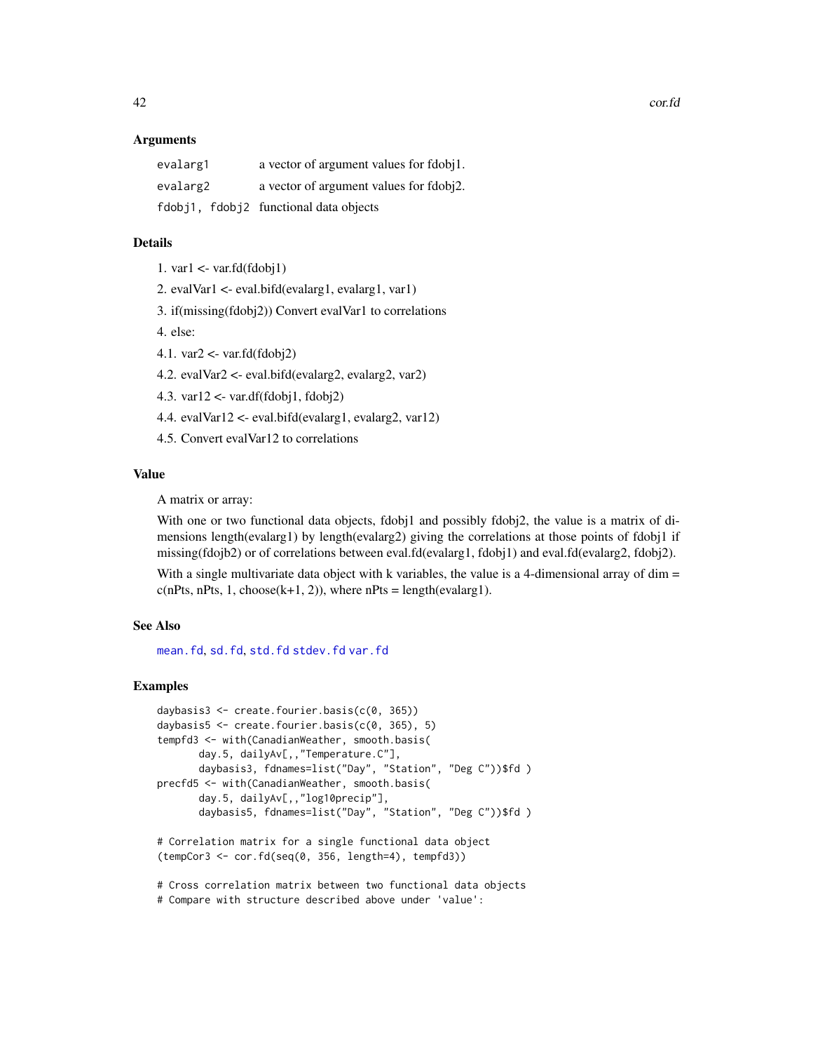### Arguments

| | |
|---|---|
| evalarg1 | a vector of argument values for fdobj1. |
| evalarg2 | a vector of argument values for fdobj2. |
| fdobj1, fdobj2 | functional data objects |

### Details

1. var1 <- var.fd(fdobj1)
2. evalVar1 <- eval.bifd(evalarg1, evalarg1, var1)
3. if(missing(fdobj2)) Convert evalVar1 to correlations
4. else:

4.1. var2 <- var.fd(fdobj2)

4.2. evalVar2 <- eval.bifd(evalarg2, evalarg2, var2)

4.3. var12 <- var.df(fdobj1, fdobj2)

4.4. evalVar12 <- eval.bifd(evalarg1, evalarg2, var12)

4.5. Convert evalVar12 to correlations

### Value

A matrix or array:

With one or two functional data objects, fdobj1 and possibly fdobj2, the value is a matrix of dimensions length(evalarg1) by length(evalarg2) giving the correlations at those points of fdobj1 if missing(fdojb2) or of correlations between eval.fd(evalarg1, fdobj1) and eval.fd(evalarg2, fdobj2).

With a single multivariate data object with k variables, the value is a 4-dimensional array of dim = c(nPts, nPts, 1, choose(k+1, 2)), where nPts = length(evalarg1).

### See Also

mean.fd, sd.fd, std.fd stdev.fd var.fd

### Examples

```
daybasis3 <- create.fourier.basis(c(0, 365))
daybasis5 <- create.fourier.basis(c(0, 365), 5)
tempfd3 <- with(CanadianWeather, smooth.basis(
       day.5, dailyAv[,,"Temperature.C"],
       daybasis3, fdnames=list("Day", "Station", "Deg C"))$fd )
precfd5 <- with(CanadianWeather, smooth.basis(
       day.5, dailyAv[,,"log10precip"],
       daybasis5, fdnames=list("Day", "Station", "Deg C"))$fd )

# Correlation matrix for a single functional data object
(tempCor3 <- cor.fd(seq(0, 356, length=4), tempfd3))

# Cross correlation matrix between two functional data objects
# Compare with structure described above under 'value':
```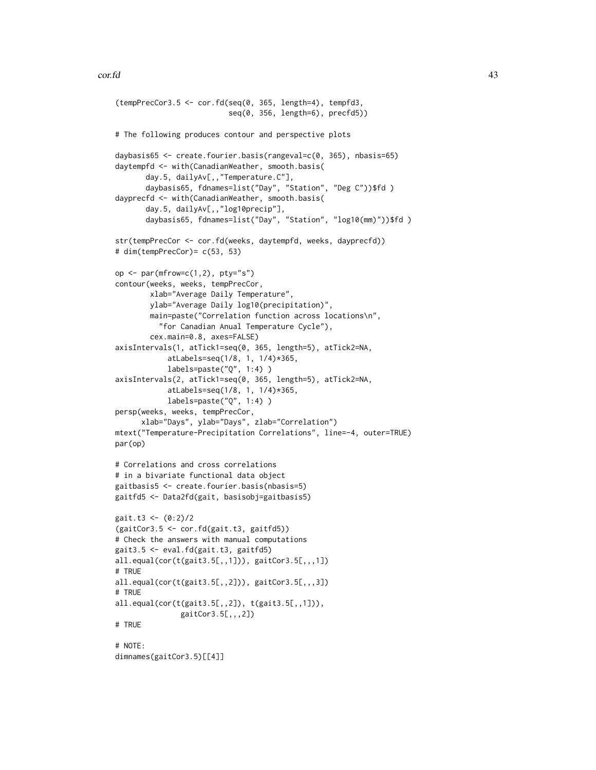```
(tempPrecCor3.5 <- cor.fd(seq(0, 365, length=4), tempfd3,
                          seq(0, 356, length=6), precfd5))

# The following produces contour and perspective plots

daybasis65 <- create.fourier.basis(rangeval=c(0, 365), nbasis=65)
daytempfd <- with(CanadianWeather, smooth.basis(
       day.5, dailyAv[,,"Temperature.C"],
       daybasis65, fdnames=list("Day", "Station", "Deg C"))$fd )
dayprecfd <- with(CanadianWeather, smooth.basis(
       day.5, dailyAv[,,"log10precip"],
       daybasis65, fdnames=list("Day", "Station", "log10(mm)"))$fd )

str(tempPrecCor <- cor.fd(weeks, daytempfd, weeks, dayprecfd))
# dim(tempPrecCor)= c(53, 53)

op <- par(mfrow=c(1,2), pty="s")
contour(weeks, weeks, tempPrecCor,
        xlab="Average Daily Temperature",
        ylab="Average Daily log10(precipitation)",
        main=paste("Correlation function across locations\n",
          "for Canadian Anual Temperature Cycle"),
        cex.main=0.8, axes=FALSE)
axisIntervals(1, atTick1=seq(0, 365, length=5), atTick2=NA,
            atLabels=seq(1/8, 1, 1/4)*365,
            labels=paste("Q", 1:4) )
axisIntervals(2, atTick1=seq(0, 365, length=5), atTick2=NA,
            atLabels=seq(1/8, 1, 1/4)*365,
            labels=paste("Q", 1:4) )
persp(weeks, weeks, tempPrecCor,
      xlab="Days", ylab="Days", zlab="Correlation")
mtext("Temperature-Precipitation Correlations", line=-4, outer=TRUE)
par(op)

# Correlations and cross correlations
# in a bivariate functional data object
gaitbasis5 <- create.fourier.basis(nbasis=5)
gaitfd5 <- Data2fd(gait, basisobj=gaitbasis5)

gait.t3 <- (0:2)/2
(gaitCor3.5 <- cor.fd(gait.t3, gaitfd5))
# Check the answers with manual computations
gait3.5 <- eval.fd(gait.t3, gaitfd5)
all.equal(cor(t(gait3.5[,,1])), gaitCor3.5[,,,1])
# TRUE
all.equal(cor(t(gait3.5[,,2])), gaitCor3.5[,,,3])
# TRUE
all.equal(cor(t(gait3.5[,,2]), t(gait3.5[,,1])),
               gaitCor3.5[,,,2])
# TRUE

# NOTE:
dimnames(gaitCor3.5)[[4]]
```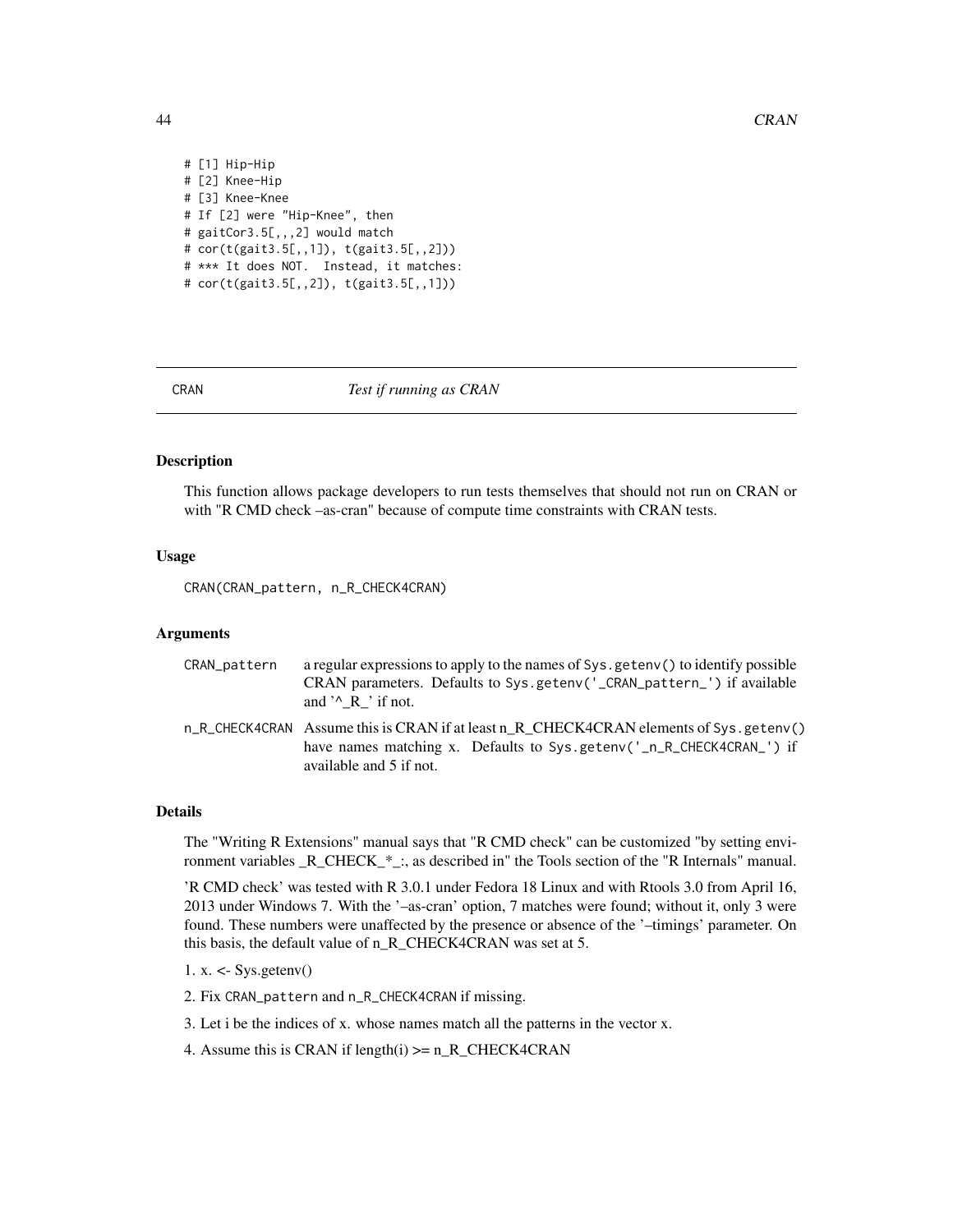```
# [1] Hip-Hip
# [2] Knee-Hip
# [3] Knee-Knee
# If [2] were "Hip-Knee", then
# gaitCor3.5[,,2] would match
# cor(t(gait3.5[,,1]), t(gait3.5[,,2]))
# *** It does NOT.  Instead, it matches:
# cor(t(gait3.5[,,2]), t(gait3.5[,,1]))
```

---

## CRAN — *Test if running as CRAN*

---

### Description

This function allows package developers to run tests themselves that should not run on CRAN or with "R CMD check –as-cran" because of compute time constraints with CRAN tests.

### Usage

```
CRAN(CRAN_pattern, n_R_CHECK4CRAN)
```

### Arguments

| | |
|---|---|
| `CRAN_pattern` | a regular expressions to apply to the names of `Sys.getenv()` to identify possible CRAN parameters. Defaults to `Sys.getenv('_CRAN_pattern_')` if available and '^_R_' if not. |
| `n_R_CHECK4CRAN` | Assume this is CRAN if at least n_R_CHECK4CRAN elements of `Sys.getenv()` have names matching x. Defaults to `Sys.getenv('_n_R_CHECK4CRAN_')` if available and 5 if not. |

### Details

The "Writing R Extensions" manual says that "R CMD check" can be customized "by setting environment variables _R_CHECK_*_:, as described in" the Tools section of the "R Internals" manual.

'R CMD check' was tested with R 3.0.1 under Fedora 18 Linux and with Rtools 3.0 from April 16, 2013 under Windows 7. With the '–as-cran' option, 7 matches were found; without it, only 3 were found. These numbers were unaffected by the presence or absence of the '–timings' parameter. On this basis, the default value of n_R_CHECK4CRAN was set at 5.

1. x. <- Sys.getenv()
2. Fix `CRAN_pattern` and `n_R_CHECK4CRAN` if missing.
3. Let i be the indices of x. whose names match all the patterns in the vector x.
4. Assume this is CRAN if length(i) >= n_R_CHECK4CRAN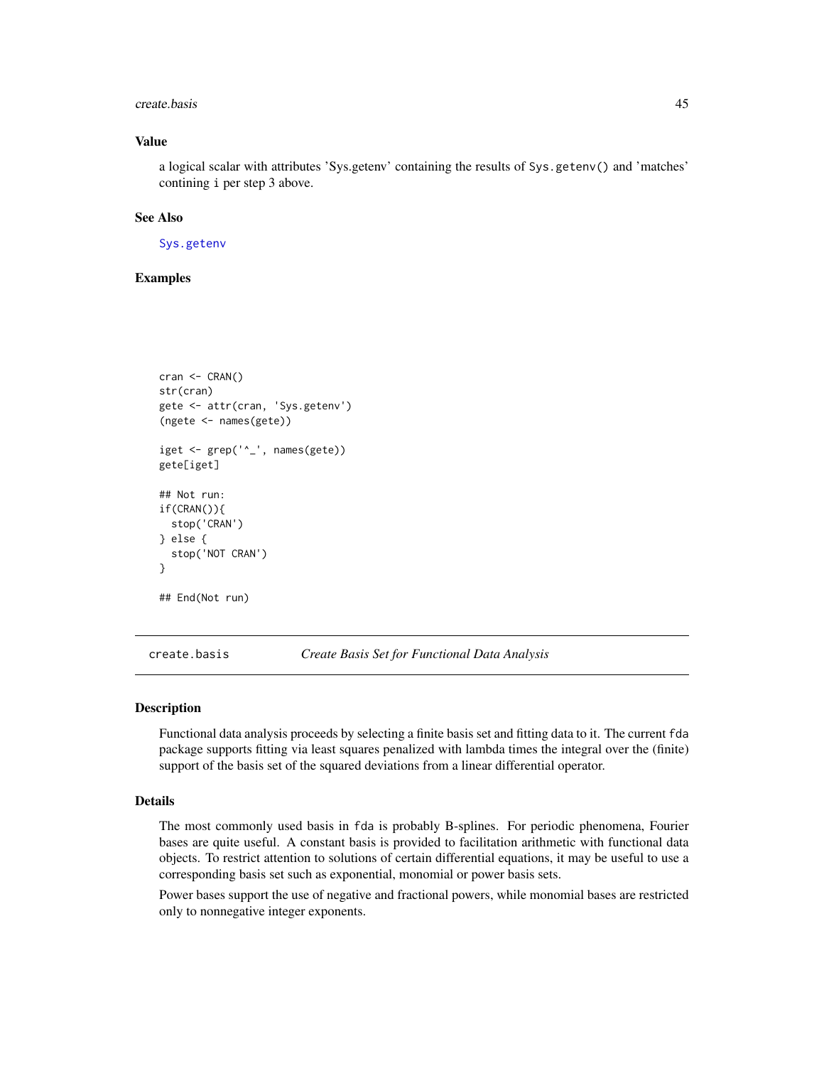### Value

a logical scalar with attributes 'Sys.getenv' containing the results of Sys.getenv() and 'matches' contining i per step 3 above.

### See Also

Sys.getenv

### Examples

```
cran <- CRAN()
str(cran)
gete <- attr(cran, 'Sys.getenv')
(ngete <- names(gete))

iget <- grep('^_', names(gete))
gete[iget]

## Not run:
if(CRAN()){
  stop('CRAN')
} else {
  stop('NOT CRAN')
}

## End(Not run)
```

## create.basis *Create Basis Set for Functional Data Analysis*

### Description

Functional data analysis proceeds by selecting a finite basis set and fitting data to it. The current fda package supports fitting via least squares penalized with lambda times the integral over the (finite) support of the basis set of the squared deviations from a linear differential operator.

### Details

The most commonly used basis in fda is probably B-splines. For periodic phenomena, Fourier bases are quite useful. A constant basis is provided to facilitation arithmetic with functional data objects. To restrict attention to solutions of certain differential equations, it may be useful to use a corresponding basis set such as exponential, monomial or power basis sets.

Power bases support the use of negative and fractional powers, while monomial bases are restricted only to nonnegative integer exponents.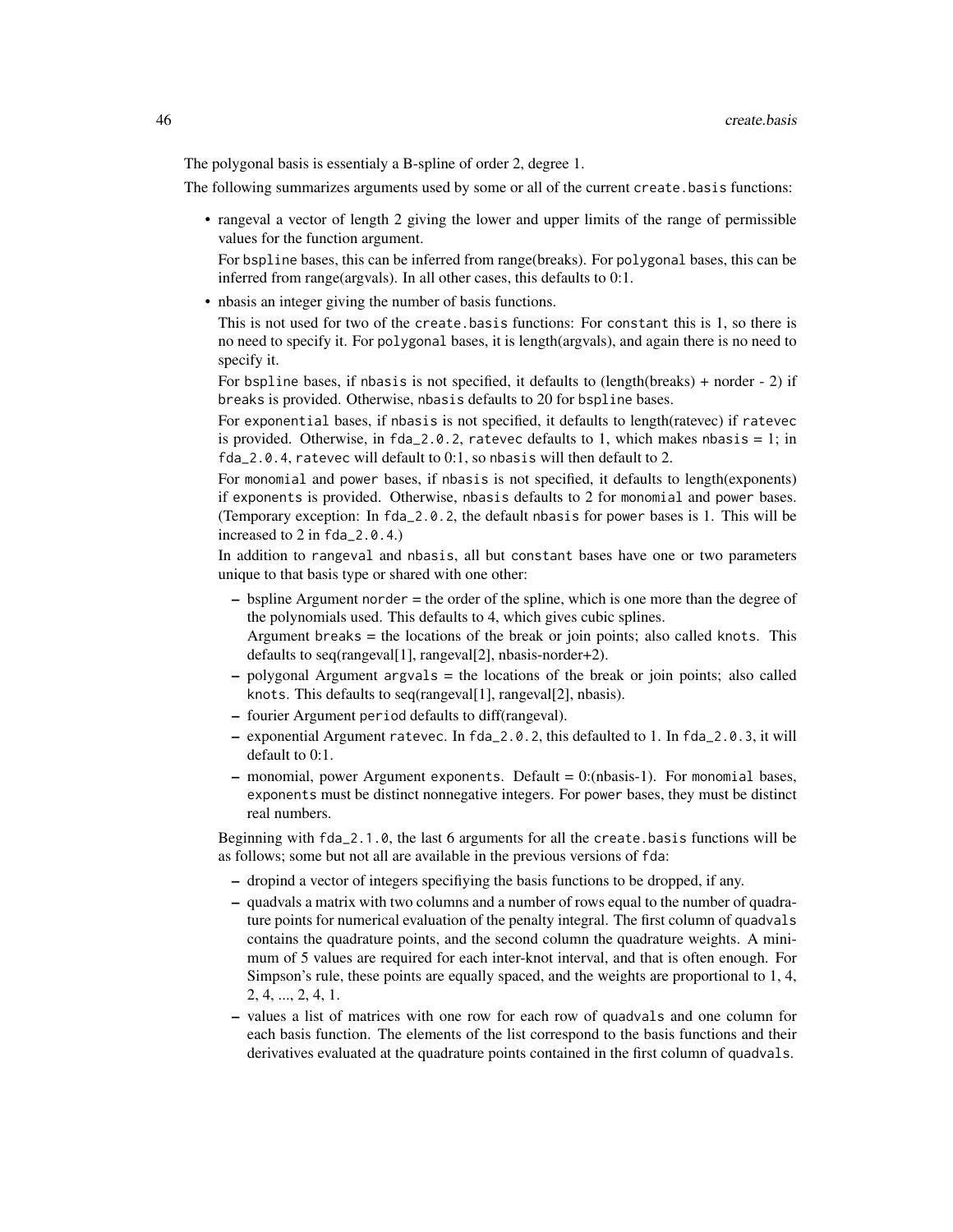The polygonal basis is essentialy a B-spline of order 2, degree 1.

The following summarizes arguments used by some or all of the current `create.basis` functions:

- rangeval a vector of length 2 giving the lower and upper limits of the range of permissible values for the function argument.

  For `bspline` bases, this can be inferred from range(breaks). For `polygonal` bases, this can be inferred from range(argvals). In all other cases, this defaults to 0:1.

- nbasis an integer giving the number of basis functions.

  This is not used for two of the `create.basis` functions: For `constant` this is 1, so there is no need to specify it. For `polygonal` bases, it is length(argvals), and again there is no need to specify it.

  For `bspline` bases, if `nbasis` is not specified, it defaults to (length(breaks) + norder - 2) if `breaks` is provided. Otherwise, `nbasis` defaults to 20 for `bspline` bases.

  For `exponential` bases, if `nbasis` is not specified, it defaults to length(ratevec) if `ratevec` is provided. Otherwise, in `fda_2.0.2`, `ratevec` defaults to 1, which makes `nbasis` = 1; in `fda_2.0.4`, `ratevec` will default to 0:1, so `nbasis` will then default to 2.

  For `monomial` and `power` bases, if `nbasis` is not specified, it defaults to length(exponents) if `exponents` is provided. Otherwise, `nbasis` defaults to 2 for `monomial` and `power` bases. (Temporary exception: In `fda_2.0.2`, the default `nbasis` for `power` bases is 1. This will be increased to 2 in `fda_2.0.4`.)

  In addition to `rangeval` and `nbasis`, all but `constant` bases have one or two parameters unique to that basis type or shared with one other:

  - bspline Argument `norder` = the order of the spline, which is one more than the degree of the polynomials used. This defaults to 4, which gives cubic splines.

    Argument `breaks` = the locations of the break or join points; also called `knots`. This defaults to seq(rangeval[1], rangeval[2], nbasis-norder+2).
  - polygonal Argument `argvals` = the locations of the break or join points; also called `knots`. This defaults to seq(rangeval[1], rangeval[2], nbasis).
  - fourier Argument `period` defaults to diff(rangeval).
  - exponential Argument `ratevec`. In `fda_2.0.2`, this defaulted to 1. In `fda_2.0.3`, it will default to 0:1.
  - monomial, power Argument `exponents`. Default = 0:(nbasis-1). For `monomial` bases, `exponents` must be distinct nonnegative integers. For `power` bases, they must be distinct real numbers.

  Beginning with `fda_2.1.0`, the last 6 arguments for all the `create.basis` functions will be as follows; some but not all are available in the previous versions of `fda`:

  - dropind a vector of integers specifiying the basis functions to be dropped, if any.
  - quadvals a matrix with two columns and a number of rows equal to the number of quadrature points for numerical evaluation of the penalty integral. The first column of `quadvals` contains the quadrature points, and the second column the quadrature weights. A minimum of 5 values are required for each inter-knot interval, and that is often enough. For Simpson's rule, these points are equally spaced, and the weights are proportional to 1, 4, 2, 4, ..., 2, 4, 1.
  - values a list of matrices with one row for each row of `quadvals` and one column for each basis function. The elements of the list correspond to the basis functions and their derivatives evaluated at the quadrature points contained in the first column of `quadvals`.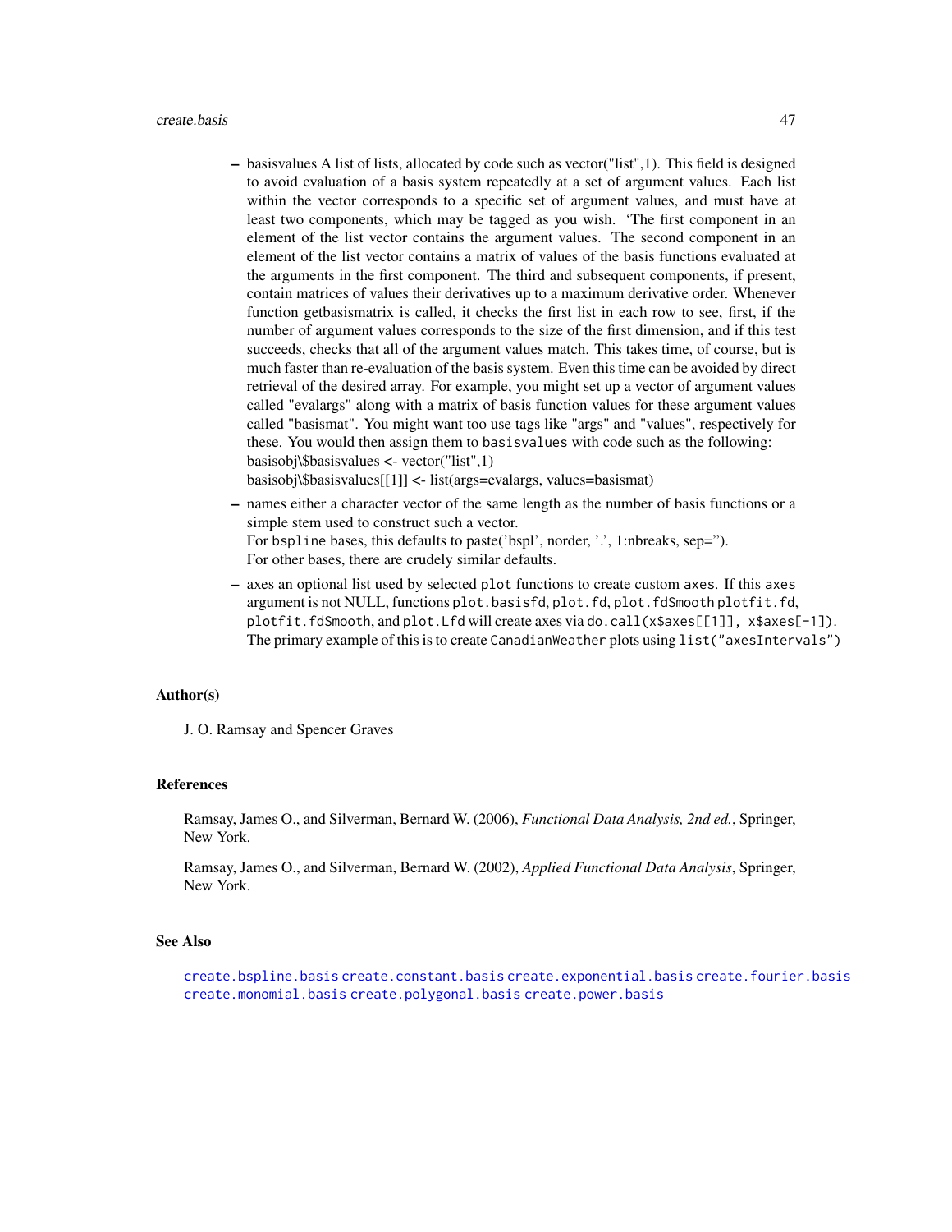- basisvalues A list of lists, allocated by code such as vector("list",1). This field is designed to avoid evaluation of a basis system repeatedly at a set of argument values. Each list within the vector corresponds to a specific set of argument values, and must have at least two components, which may be tagged as you wish. 'The first component in an element of the list vector contains the argument values. The second component in an element of the list vector contains a matrix of values of the basis functions evaluated at the arguments in the first component. The third and subsequent components, if present, contain matrices of values their derivatives up to a maximum derivative order. Whenever function getbasismatrix is called, it checks the first list in each row to see, first, if the number of argument values corresponds to the size of the first dimension, and if this test succeeds, checks that all of the argument values match. This takes time, of course, but is much faster than re-evaluation of the basis system. Even this time can be avoided by direct retrieval of the desired array. For example, you might set up a vector of argument values called "evalargs" along with a matrix of basis function values for these argument values called "basismat". You might want too use tags like "args" and "values", respectively for these. You would then assign them to `basisvalues` with code such as the following:
  basisobj\$basisvalues <- vector("list",1)
  basisobj\$basisvalues[[1]] <- list(args=evalargs, values=basismat)
- names either a character vector of the same length as the number of basis functions or a simple stem used to construct such a vector.
  For `bspline` bases, this defaults to paste('bspl', norder, '.', 1:nbreaks, sep='').
  For other bases, there are crudely similar defaults.
- axes an optional list used by selected `plot` functions to create custom `axes`. If this `axes` argument is not NULL, functions `plot.basisfd`, `plot.fd`, `plot.fdSmooth` `plotfit.fd`, `plotfit.fdSmooth`, and `plot.Lfd` will create axes via `do.call(x$axes[[1]], x$axes[-1])`. The primary example of this is to create `CanadianWeather` plots using `list("axesIntervals")`

## Author(s)

J. O. Ramsay and Spencer Graves

## References

Ramsay, James O., and Silverman, Bernard W. (2006), *Functional Data Analysis, 2nd ed.*, Springer, New York.

Ramsay, James O., and Silverman, Bernard W. (2002), *Applied Functional Data Analysis*, Springer, New York.

## See Also

`create.bspline.basis` `create.constant.basis` `create.exponential.basis` `create.fourier.basis` `create.monomial.basis` `create.polygonal.basis` `create.power.basis`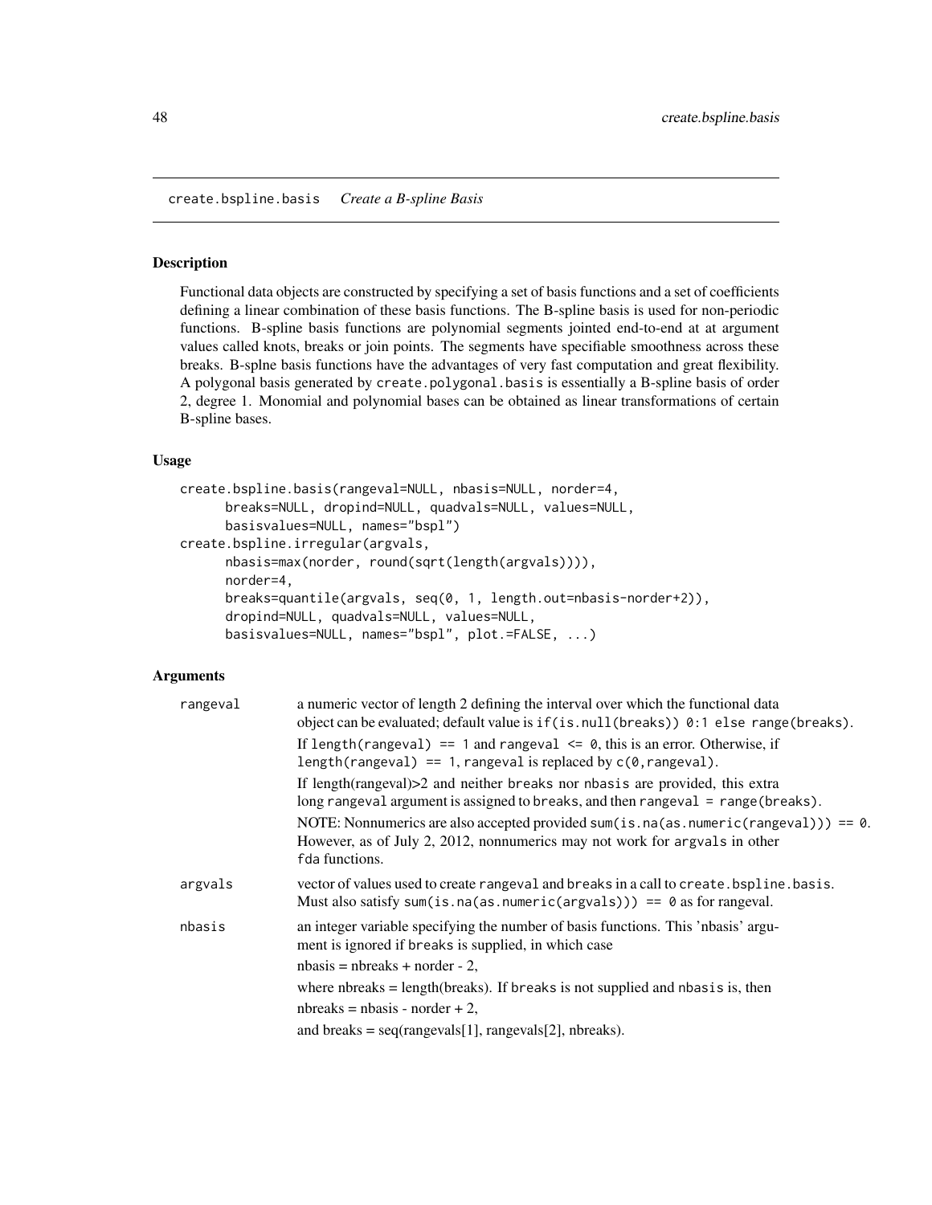## create.bspline.basis *Create a B-spline Basis*

### Description

Functional data objects are constructed by specifying a set of basis functions and a set of coefficients defining a linear combination of these basis functions. The B-spline basis is used for non-periodic functions. B-spline basis functions are polynomial segments jointed end-to-end at at argument values called knots, breaks or join points. The segments have specifiable smoothness across these breaks. B-splne basis functions have the advantages of very fast computation and great flexibility. A polygonal basis generated by `create.polygonal.basis` is essentially a B-spline basis of order 2, degree 1. Monomial and polynomial bases can be obtained as linear transformations of certain B-spline bases.

### Usage

```
create.bspline.basis(rangeval=NULL, nbasis=NULL, norder=4,
      breaks=NULL, dropind=NULL, quadvals=NULL, values=NULL,
      basisvalues=NULL, names="bspl")
create.bspline.irregular(argvals,
      nbasis=max(norder, round(sqrt(length(argvals)))),
      norder=4,
      breaks=quantile(argvals, seq(0, 1, length.out=nbasis-norder+2)),
      dropind=NULL, quadvals=NULL, values=NULL,
      basisvalues=NULL, names="bspl", plot.=FALSE, ...)
```

### Arguments

**rangeval** a numeric vector of length 2 defining the interval over which the functional data object can be evaluated; default value is `if(is.null(breaks)) 0:1 else range(breaks)`.

If `length(rangeval) == 1` and `rangeval <= 0`, this is an error. Otherwise, if `length(rangeval) == 1`, `rangeval` is replaced by `c(0,rangeval)`.

If length(rangeval)>2 and neither `breaks` nor `nbasis` are provided, this extra long `rangeval` argument is assigned to `breaks`, and then `rangeval = range(breaks)`.

NOTE: Nonnumerics are also accepted provided `sum(is.na(as.numeric(rangeval))) == 0`. However, as of July 2, 2012, nonnumerics may not work for `argvals` in other `fda` functions.

**argvals** vector of values used to create `rangeval` and `breaks` in a call to `create.bspline.basis`. Must also satisfy `sum(is.na(as.numeric(argvals))) == 0` as for rangeval.

**nbasis** an integer variable specifying the number of basis functions. This 'nbasis' argument is ignored if `breaks` is supplied, in which case

nbasis = nbreaks + norder - 2,

where nbreaks = length(breaks). If `breaks` is not supplied and `nbasis` is, then

nbreaks = nbasis - norder + 2,

and breaks = seq(rangevals[1], rangevals[2], nbreaks).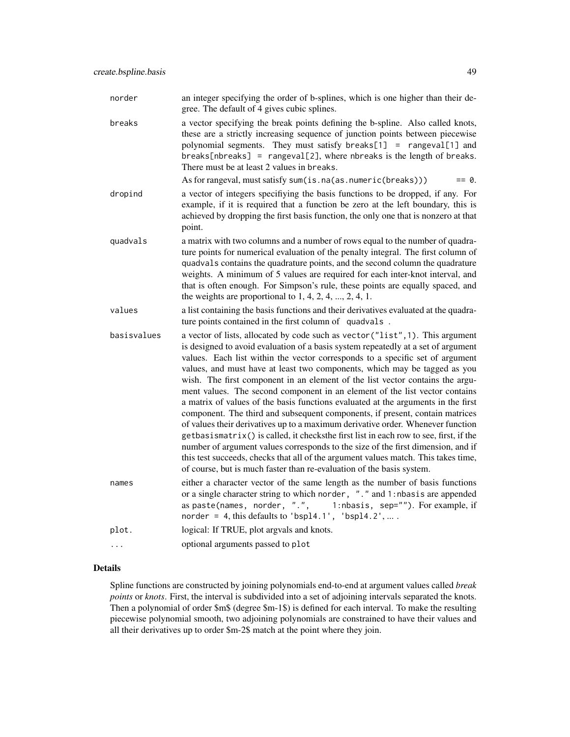| | |
|---|---|
| norder | an integer specifying the order of b-splines, which is one higher than their degree. The default of 4 gives cubic splines. |
| breaks | a vector specifying the break points defining the b-spline. Also called knots, these are a strictly increasing sequence of junction points between piecewise polynomial segments. They must satisfy `breaks[1] = rangeval[1]` and `breaks[nbreaks] = rangeval[2]`, where `nbreaks` is the length of `breaks`. There must be at least 2 values in `breaks`. As for rangeval, must satisfy `sum(is.na(as.numeric(breaks))) == 0`. |
| dropind | a vector of integers specifiying the basis functions to be dropped, if any. For example, if it is required that a function be zero at the left boundary, this is achieved by dropping the first basis function, the only one that is nonzero at that point. |
| quadvals | a matrix with two columns and a number of rows equal to the number of quadrature points for numerical evaluation of the penalty integral. The first column of `quadvals` contains the quadrature points, and the second column the quadrature weights. A minimum of 5 values are required for each inter-knot interval, and that is often enough. For Simpson's rule, these points are equally spaced, and the weights are proportional to 1, 4, 2, 4, ..., 2, 4, 1. |
| values | a list containing the basis functions and their derivatives evaluated at the quadrature points contained in the first column of `quadvals` . |
| basisvalues | a vector of lists, allocated by code such as `vector("list",1)`. This argument is designed to avoid evaluation of a basis system repeatedly at a set of argument values. Each list within the vector corresponds to a specific set of argument values, and must have at least two components, which may be tagged as you wish. The first component in an element of the list vector contains the argument values. The second component in an element of the list vector contains a matrix of values of the basis functions evaluated at the arguments in the first component. The third and subsequent components, if present, contain matrices of values their derivatives up to a maximum derivative order. Whenever function `getbasismatrix()` is called, it checksthe first list in each row to see, first, if the number of argument values corresponds to the size of the first dimension, and if this test succeeds, checks that all of the argument values match. This takes time, of course, but is much faster than re-evaluation of the basis system. |
| names | either a character vector of the same length as the number of basis functions or a single character string to which `norder, "."` and `1:nbasis` are appended as `paste(names, norder, ".", 1:nbasis, sep="")`. For example, if `norder = 4`, this defaults to `'bspl4.1', 'bspl4.2'`, ... . |
| plot. | logical: If TRUE, plot argvals and knots. |
| ... | optional arguments passed to `plot` |

## Details

Spline functions are constructed by joining polynomials end-to-end at argument values called *break points* or *knots*. First, the interval is subdivided into a set of adjoining intervals separated the knots. Then a polynomial of order $m$ (degree $m-1$) is defined for each interval. To make the resulting piecewise polynomial smooth, two adjoining polynomials are constrained to have their values and all their derivatives up to order $m-2$ match at the point where they join.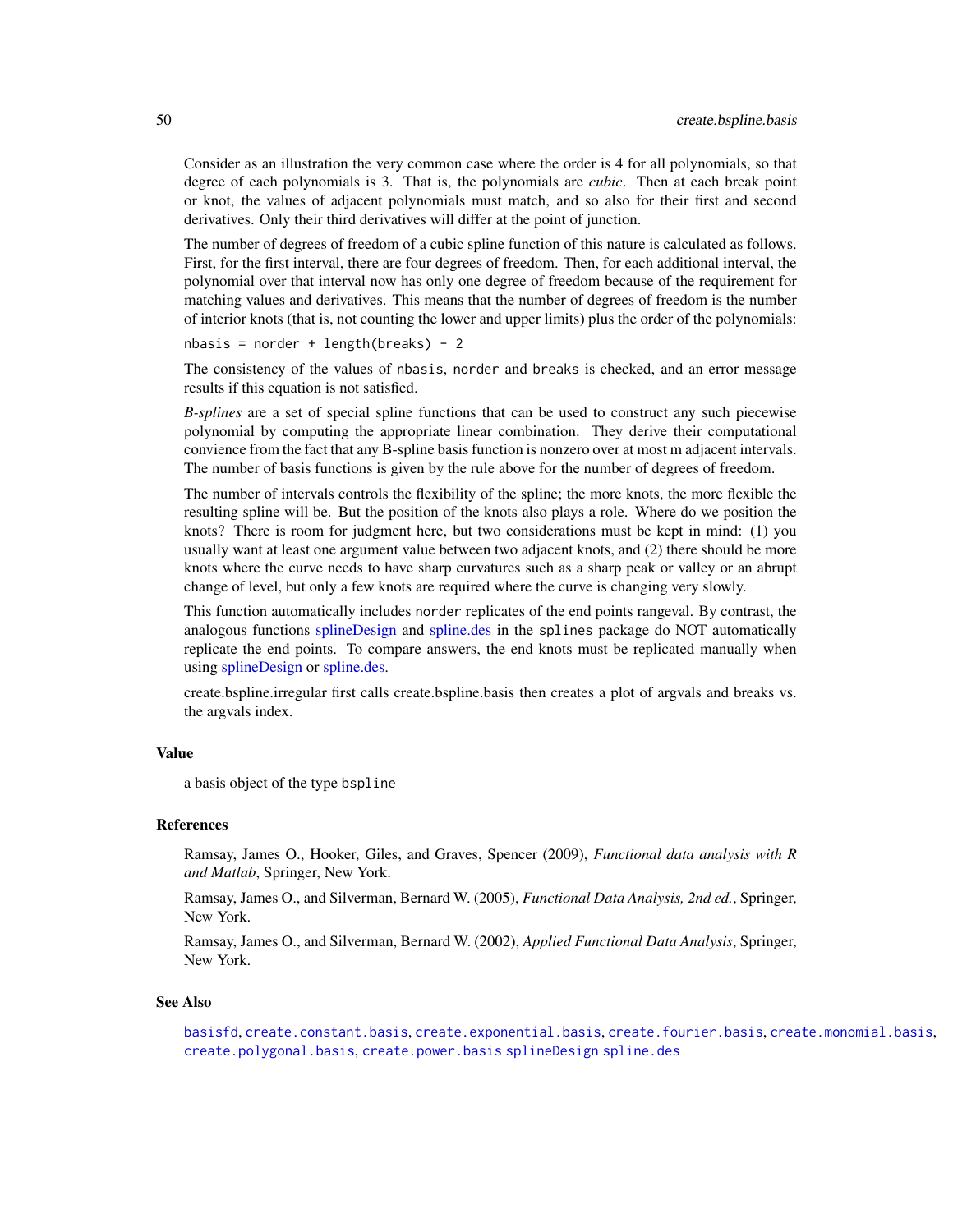Consider as an illustration the very common case where the order is 4 for all polynomials, so that degree of each polynomials is 3. That is, the polynomials are *cubic*. Then at each break point or knot, the values of adjacent polynomials must match, and so also for their first and second derivatives. Only their third derivatives will differ at the point of junction.

The number of degrees of freedom of a cubic spline function of this nature is calculated as follows. First, for the first interval, there are four degrees of freedom. Then, for each additional interval, the polynomial over that interval now has only one degree of freedom because of the requirement for matching values and derivatives. This means that the number of degrees of freedom is the number of interior knots (that is, not counting the lower and upper limits) plus the order of the polynomials:

```
nbasis = norder + length(breaks) - 2
```

The consistency of the values of `nbasis`, `norder` and `breaks` is checked, and an error message results if this equation is not satisfied.

*B-splines* are a set of special spline functions that can be used to construct any such piecewise polynomial by computing the appropriate linear combination. They derive their computational convience from the fact that any B-spline basis function is nonzero over at most m adjacent intervals. The number of basis functions is given by the rule above for the number of degrees of freedom.

The number of intervals controls the flexibility of the spline; the more knots, the more flexible the resulting spline will be. But the position of the knots also plays a role. Where do we position the knots? There is room for judgment here, but two considerations must be kept in mind: (1) you usually want at least one argument value between two adjacent knots, and (2) there should be more knots where the curve needs to have sharp curvatures such as a sharp peak or valley or an abrupt change of level, but only a few knots are required where the curve is changing very slowly.

This function automatically includes `norder` replicates of the end points rangeval. By contrast, the analogous functions splineDesign and spline.des in the `splines` package do NOT automatically replicate the end points. To compare answers, the end knots must be replicated manually when using splineDesign or spline.des.

create.bspline.irregular first calls create.bspline.basis then creates a plot of argvals and breaks vs. the argvals index.

## Value

a basis object of the type `bspline`

## References

Ramsay, James O., Hooker, Giles, and Graves, Spencer (2009), *Functional data analysis with R and Matlab*, Springer, New York.

Ramsay, James O., and Silverman, Bernard W. (2005), *Functional Data Analysis, 2nd ed.*, Springer, New York.

Ramsay, James O., and Silverman, Bernard W. (2002), *Applied Functional Data Analysis*, Springer, New York.

## See Also

`basisfd`, `create.constant.basis`, `create.exponential.basis`, `create.fourier.basis`, `create.monomial.basis`, `create.polygonal.basis`, `create.power.basis` `splineDesign` `spline.des`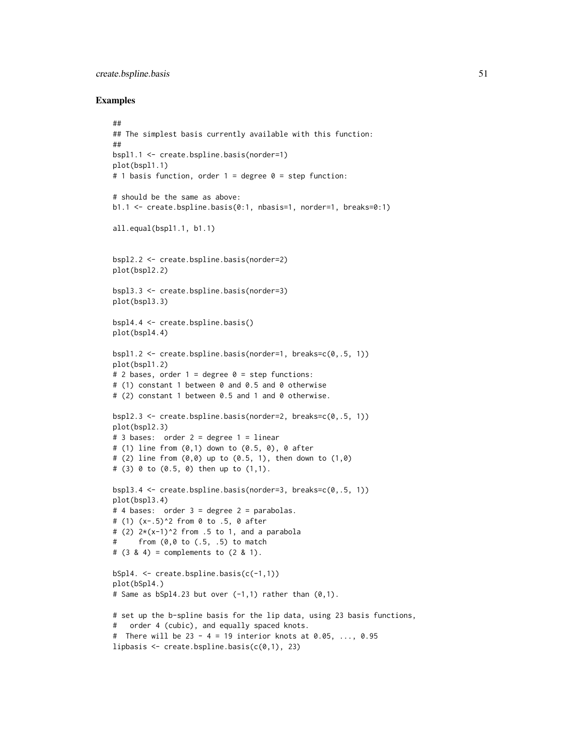### Examples

```
##
## The simplest basis currently available with this function:
##
bspl1.1 <- create.bspline.basis(norder=1)
plot(bspl1.1)
# 1 basis function, order 1 = degree 0 = step function:

# should be the same as above:
b1.1 <- create.bspline.basis(0:1, nbasis=1, norder=1, breaks=0:1)

all.equal(bspl1.1, b1.1)


bspl2.2 <- create.bspline.basis(norder=2)
plot(bspl2.2)

bspl3.3 <- create.bspline.basis(norder=3)
plot(bspl3.3)

bspl4.4 <- create.bspline.basis()
plot(bspl4.4)

bspl1.2 <- create.bspline.basis(norder=1, breaks=c(0,.5, 1))
plot(bspl1.2)
# 2 bases, order 1 = degree 0 = step functions:
# (1) constant 1 between 0 and 0.5 and 0 otherwise
# (2) constant 1 between 0.5 and 1 and 0 otherwise.

bspl2.3 <- create.bspline.basis(norder=2, breaks=c(0,.5, 1))
plot(bspl2.3)
# 3 bases:  order 2 = degree 1 = linear
# (1) line from (0,1) down to (0.5, 0), 0 after
# (2) line from (0,0) up to (0.5, 1), then down to (1,0)
# (3) 0 to (0.5, 0) then up to (1,1).

bspl3.4 <- create.bspline.basis(norder=3, breaks=c(0,.5, 1))
plot(bspl3.4)
# 4 bases:  order 3 = degree 2 = parabolas.
# (1) (x-.5)^2 from 0 to .5, 0 after
# (2) 2*(x-1)^2 from .5 to 1, and a parabola
#     from (0,0 to (.5, .5) to match
# (3 & 4) = complements to (2 & 1).

bSpl4. <- create.bspline.basis(c(-1,1))
plot(bSpl4.)
# Same as bSpl4.23 but over (-1,1) rather than (0,1).

# set up the b-spline basis for the lip data, using 23 basis functions,
#   order 4 (cubic), and equally spaced knots.
#  There will be 23 - 4 = 19 interior knots at 0.05, ..., 0.95
lipbasis <- create.bspline.basis(c(0,1), 23)
```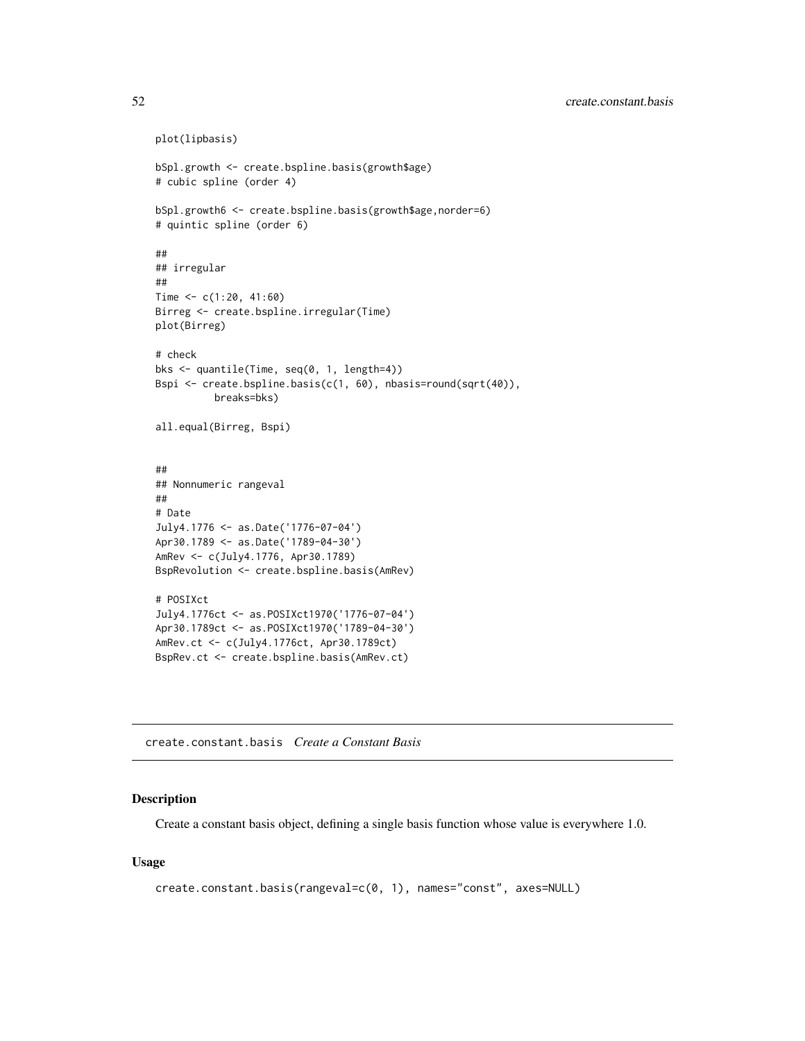```
plot(lipbasis)

bSpl.growth <- create.bspline.basis(growth$age)
# cubic spline (order 4)

bSpl.growth6 <- create.bspline.basis(growth$age,norder=6)
# quintic spline (order 6)

##
## irregular
##
Time <- c(1:20, 41:60)
Birreg <- create.bspline.irregular(Time)
plot(Birreg)

# check
bks <- quantile(Time, seq(0, 1, length=4))
Bspi <- create.bspline.basis(c(1, 60), nbasis=round(sqrt(40)),
          breaks=bks)

all.equal(Birreg, Bspi)


##
## Nonnumeric rangeval
##
# Date
July4.1776 <- as.Date('1776-07-04')
Apr30.1789 <- as.Date('1789-04-30')
AmRev <- c(July4.1776, Apr30.1789)
BspRevolution <- create.bspline.basis(AmRev)

# POSIXct
July4.1776ct <- as.POSIXct1970('1776-07-04')
Apr30.1789ct <- as.POSIXct1970('1789-04-30')
AmRev.ct <- c(July4.1776ct, Apr30.1789ct)
BspRev.ct <- create.bspline.basis(AmRev.ct)
```

---

## create.constant.basis *Create a Constant Basis*

### Description

Create a constant basis object, defining a single basis function whose value is everywhere 1.0.

### Usage

```
create.constant.basis(rangeval=c(0, 1), names="const", axes=NULL)
```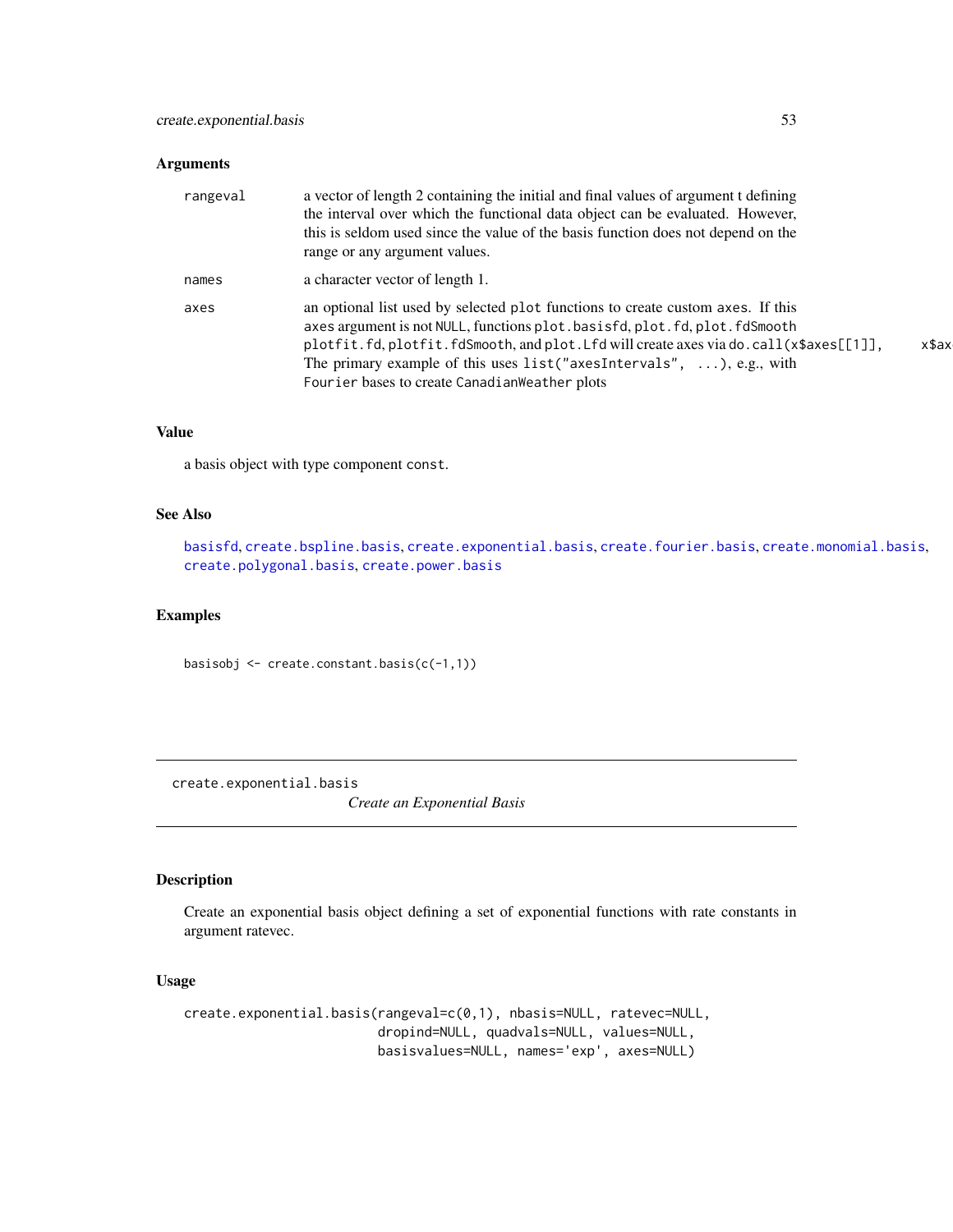### Arguments

| | |
|---|---|
| rangeval | a vector of length 2 containing the initial and final values of argument t defining the interval over which the functional data object can be evaluated. However, this is seldom used since the value of the basis function does not depend on the range or any argument values. |
| names | a character vector of length 1. |
| axes | an optional list used by selected plot functions to create custom axes. If this axes argument is not NULL, functions plot.basisfd, plot.fd, plot.fdSmooth plotfit.fd, plotfit.fdSmooth, and plot.Lfd will create axes via do.call(x$axes[[1]], x$ax The primary example of this uses list("axesIntervals", ...), e.g., with Fourier bases to create CanadianWeather plots |

### Value

a basis object with type component const.

### See Also

basisfd, create.bspline.basis, create.exponential.basis, create.fourier.basis, create.monomial.basis, create.polygonal.basis, create.power.basis

### Examples

```
basisobj <- create.constant.basis(c(-1,1))
```

---

## create.exponential.basis
*Create an Exponential Basis*

---

### Description

Create an exponential basis object defining a set of exponential functions with rate constants in argument ratevec.

### Usage

```
create.exponential.basis(rangeval=c(0,1), nbasis=NULL, ratevec=NULL,
                         dropind=NULL, quadvals=NULL, values=NULL,
                         basisvalues=NULL, names='exp', axes=NULL)
```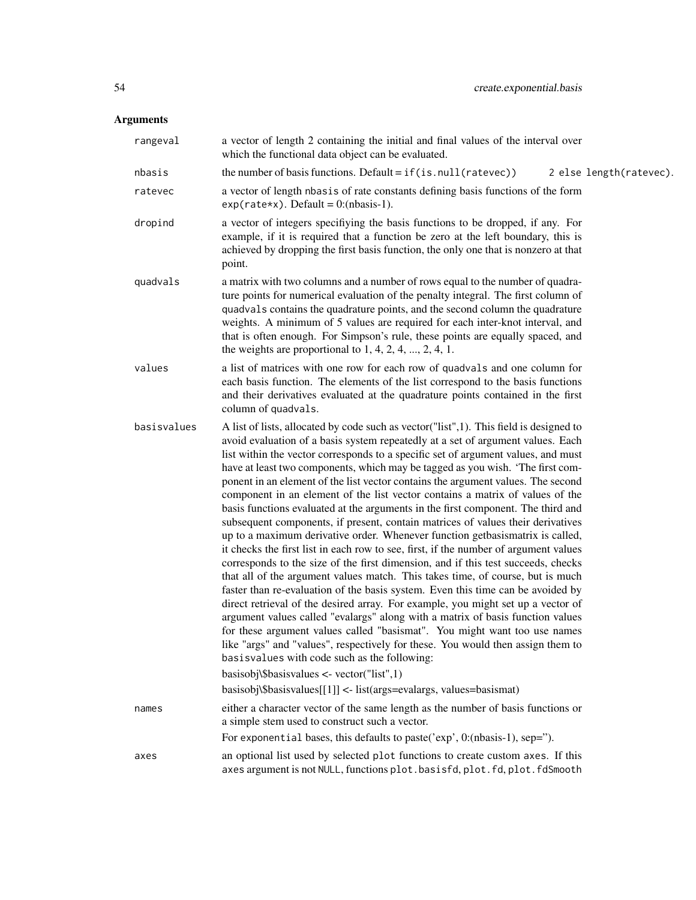### Arguments

**rangeval** a vector of length 2 containing the initial and final values of the interval over which the functional data object can be evaluated.

**nbasis** the number of basis functions. Default = `if(is.null(ratevec)) 2 else length(ratevec)`.

**ratevec** a vector of length `nbasis` of rate constants defining basis functions of the form `exp(rate*x)`. Default = 0:(nbasis-1).

**dropind** a vector of integers specifiying the basis functions to be dropped, if any. For example, if it is required that a function be zero at the left boundary, this is achieved by dropping the first basis function, the only one that is nonzero at that point.

**quadvals** a matrix with two columns and a number of rows equal to the number of quadrature points for numerical evaluation of the penalty integral. The first column of `quadvals` contains the quadrature points, and the second column the quadrature weights. A minimum of 5 values are required for each inter-knot interval, and that is often enough. For Simpson's rule, these points are equally spaced, and the weights are proportional to 1, 4, 2, 4, ..., 2, 4, 1.

**values** a list of matrices with one row for each row of `quadvals` and one column for each basis function. The elements of the list correspond to the basis functions and their derivatives evaluated at the quadrature points contained in the first column of `quadvals`.

**basisvalues** A list of lists, allocated by code such as vector("list",1). This field is designed to avoid evaluation of a basis system repeatedly at a set of argument values. Each list within the vector corresponds to a specific set of argument values, and must have at least two components, which may be tagged as you wish. 'The first component in an element of the list vector contains the argument values. The second component in an element of the list vector contains a matrix of values of the basis functions evaluated at the arguments in the first component. The third and subsequent components, if present, contain matrices of values their derivatives up to a maximum derivative order. Whenever function getbasismatrix is called, it checks the first list in each row to see, first, if the number of argument values corresponds to the size of the first dimension, and if this test succeeds, checks that all of the argument values match. This takes time, of course, but is much faster than re-evaluation of the basis system. Even this time can be avoided by direct retrieval of the desired array. For example, you might set up a vector of argument values called "evalargs" along with a matrix of basis function values for these argument values called "basismat". You might want too use names like "args" and "values", respectively for these. You would then assign them to `basisvalues` with code such as the following:

basisobj\$basisvalues <- vector("list",1)

basisobj\$basisvalues[[1]] <- list(args=evalargs, values=basismat)

**names** either a character vector of the same length as the number of basis functions or a simple stem used to construct such a vector.

For `exponential` bases, this defaults to paste('exp', 0:(nbasis-1), sep='').

**axes** an optional list used by selected `plot` functions to create custom `axes`. If this `axes` argument is not `NULL`, functions `plot.basisfd`, `plot.fd`, `plot.fdSmooth`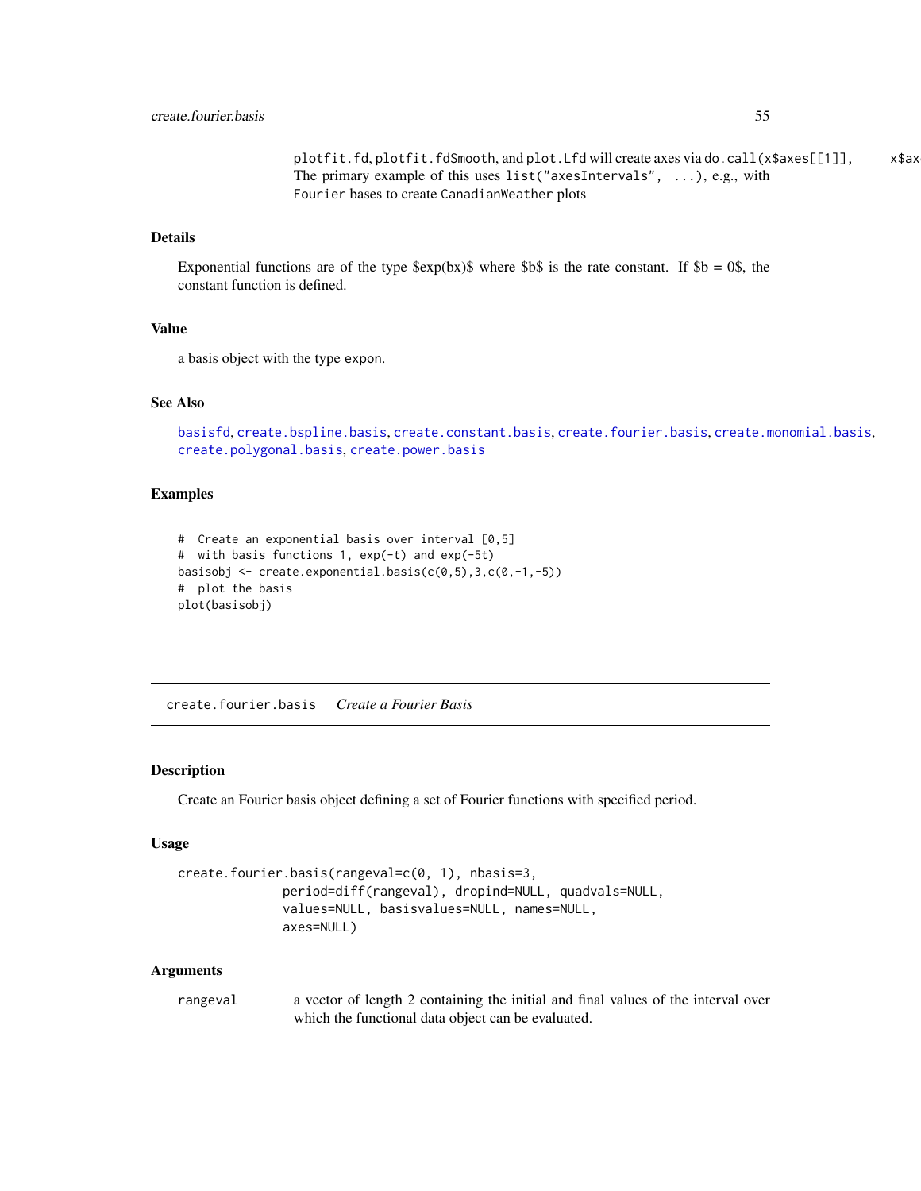plotfit.fd, plotfit.fdSmooth, and plot.Lfd will create axes via do.call(x$axes[[1]], x$ax
The primary example of this uses list("axesIntervals", ...), e.g., with Fourier bases to create CanadianWeather plots

### Details

Exponential functions are of the type $exp(bx)$ where $b$ is the rate constant. If $b = 0$, the constant function is defined.

### Value

a basis object with the type expon.

### See Also

basisfd, create.bspline.basis, create.constant.basis, create.fourier.basis, create.monomial.basis, create.polygonal.basis, create.power.basis

### Examples

```
#  Create an exponential basis over interval [0,5]
#  with basis functions 1, exp(-t) and exp(-5t)
basisobj <- create.exponential.basis(c(0,5),3,c(0,-1,-5))
#  plot the basis
plot(basisobj)
```

---

## create.fourier.basis    *Create a Fourier Basis*

### Description

Create an Fourier basis object defining a set of Fourier functions with specified period.

### Usage

```
create.fourier.basis(rangeval=c(0, 1), nbasis=3,
              period=diff(rangeval), dropind=NULL, quadvals=NULL,
              values=NULL, basisvalues=NULL, names=NULL,
              axes=NULL)
```

### Arguments

rangeval    a vector of length 2 containing the initial and final values of the interval over which the functional data object can be evaluated.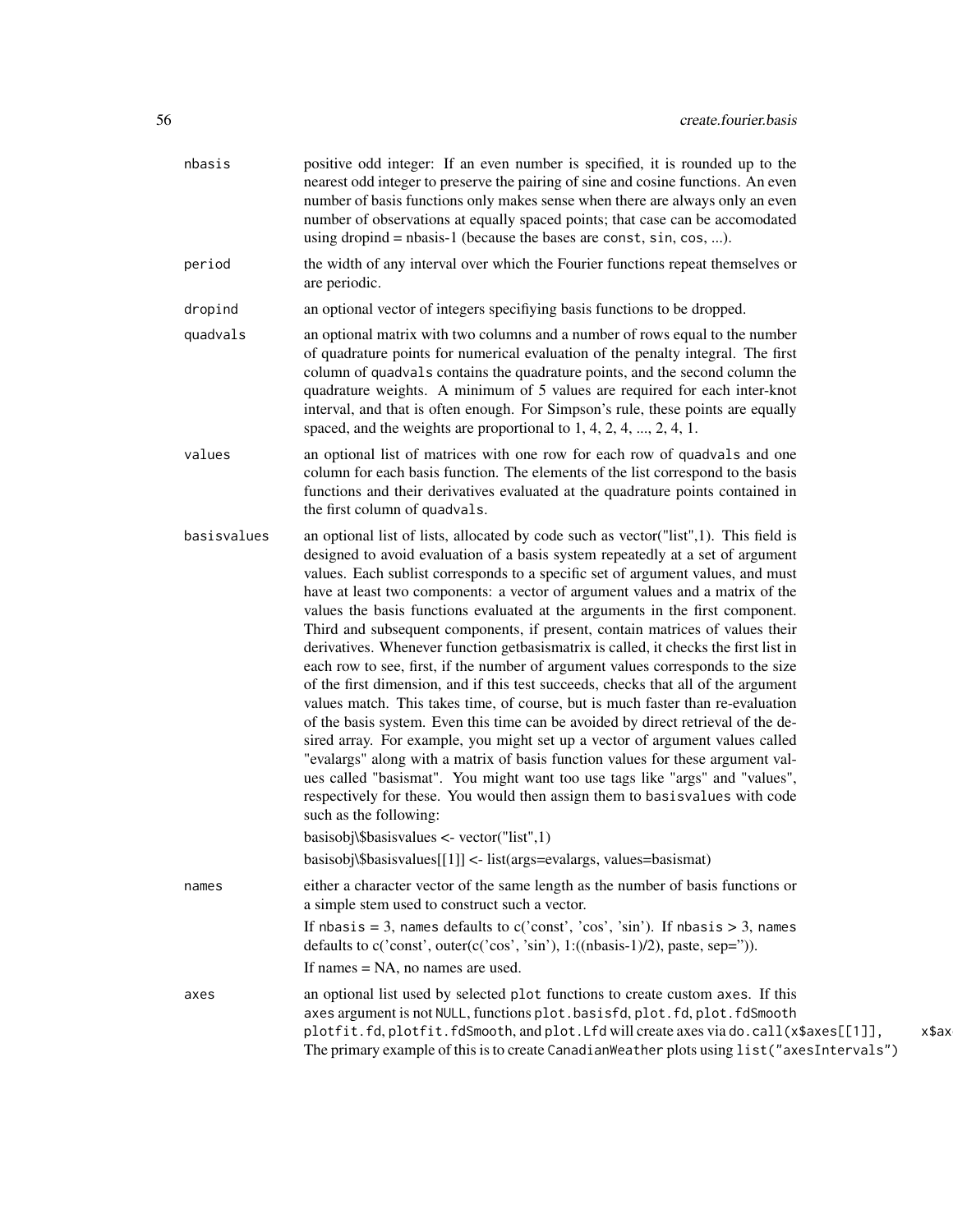| | |
|---|---|
| nbasis | positive odd integer: If an even number is specified, it is rounded up to the nearest odd integer to preserve the pairing of sine and cosine functions. An even number of basis functions only makes sense when there are always only an even number of observations at equally spaced points; that case can be accomodated using dropind = nbasis-1 (because the bases are const, sin, cos, ...). |
| period | the width of any interval over which the Fourier functions repeat themselves or are periodic. |
| dropind | an optional vector of integers specifiying basis functions to be dropped. |
| quadvals | an optional matrix with two columns and a number of rows equal to the number of quadrature points for numerical evaluation of the penalty integral. The first column of quadvals contains the quadrature points, and the second column the quadrature weights. A minimum of 5 values are required for each inter-knot interval, and that is often enough. For Simpson's rule, these points are equally spaced, and the weights are proportional to 1, 4, 2, 4, ..., 2, 4, 1. |
| values | an optional list of matrices with one row for each row of quadvals and one column for each basis function. The elements of the list correspond to the basis functions and their derivatives evaluated at the quadrature points contained in the first column of quadvals. |
| basisvalues | an optional list of lists, allocated by code such as vector("list",1). This field is designed to avoid evaluation of a basis system repeatedly at a set of argument values. Each sublist corresponds to a specific set of argument values, and must have at least two components: a vector of argument values and a matrix of the values the basis functions evaluated at the arguments in the first component. Third and subsequent components, if present, contain matrices of values their derivatives. Whenever function getbasismatrix is called, it checks the first list in each row to see, first, if the number of argument values corresponds to the size of the first dimension, and if this test succeeds, checks that all of the argument values match. This takes time, of course, but is much faster than re-evaluation of the basis system. Even this time can be avoided by direct retrieval of the desired array. For example, you might set up a vector of argument values called "evalargs" along with a matrix of basis function values for these argument values called "basismat". You might want too use tags like "args" and "values", respectively for these. You would then assign them to basisvalues with code such as the following:<br>basisobj\$basisvalues <- vector("list",1)<br>basisobj\$basisvalues[[1]] <- list(args=evalargs, values=basismat) |
| names | either a character vector of the same length as the number of basis functions or a simple stem used to construct such a vector.<br>If nbasis = 3, names defaults to c('const', 'cos', 'sin'). If nbasis > 3, names defaults to c('const', outer(c('cos', 'sin'), 1:((nbasis-1)/2), paste, sep='')).<br>If names = NA, no names are used. |
| axes | an optional list used by selected plot functions to create custom axes. If this axes argument is not NULL, functions plot.basisfd, plot.fd, plot.fdSmooth plotfit.fd, plotfit.fdSmooth, and plot.Lfd will create axes via do.call(x\$axes[[1]], x\$ax The primary example of this is to create CanadianWeather plots using list("axesIntervals") |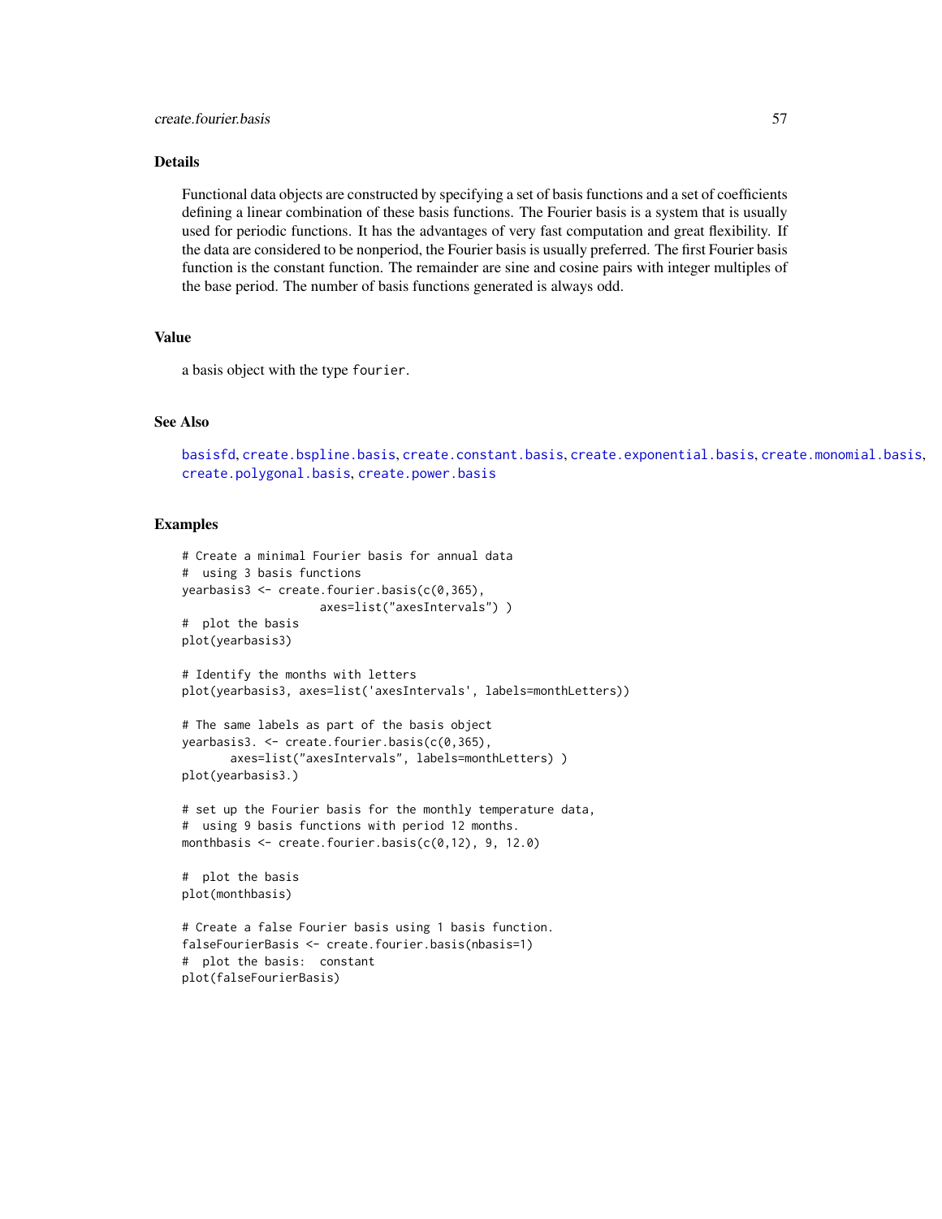## Details

Functional data objects are constructed by specifying a set of basis functions and a set of coefficients defining a linear combination of these basis functions. The Fourier basis is a system that is usually used for periodic functions. It has the advantages of very fast computation and great flexibility. If the data are considered to be nonperiod, the Fourier basis is usually preferred. The first Fourier basis function is the constant function. The remainder are sine and cosine pairs with integer multiples of the base period. The number of basis functions generated is always odd.

## Value

a basis object with the type `fourier`.

## See Also

basisfd, create.bspline.basis, create.constant.basis, create.exponential.basis, create.monomial.basis, create.polygonal.basis, create.power.basis

## Examples

```
# Create a minimal Fourier basis for annual data
#  using 3 basis functions
yearbasis3 <- create.fourier.basis(c(0,365),
                    axes=list("axesIntervals") )
#  plot the basis
plot(yearbasis3)

# Identify the months with letters
plot(yearbasis3, axes=list('axesIntervals', labels=monthLetters))

# The same labels as part of the basis object
yearbasis3. <- create.fourier.basis(c(0,365),
       axes=list("axesIntervals", labels=monthLetters) )
plot(yearbasis3.)

# set up the Fourier basis for the monthly temperature data,
#  using 9 basis functions with period 12 months.
monthbasis <- create.fourier.basis(c(0,12), 9, 12.0)

#  plot the basis
plot(monthbasis)

# Create a false Fourier basis using 1 basis function.
falseFourierBasis <- create.fourier.basis(nbasis=1)
#  plot the basis:  constant
plot(falseFourierBasis)
```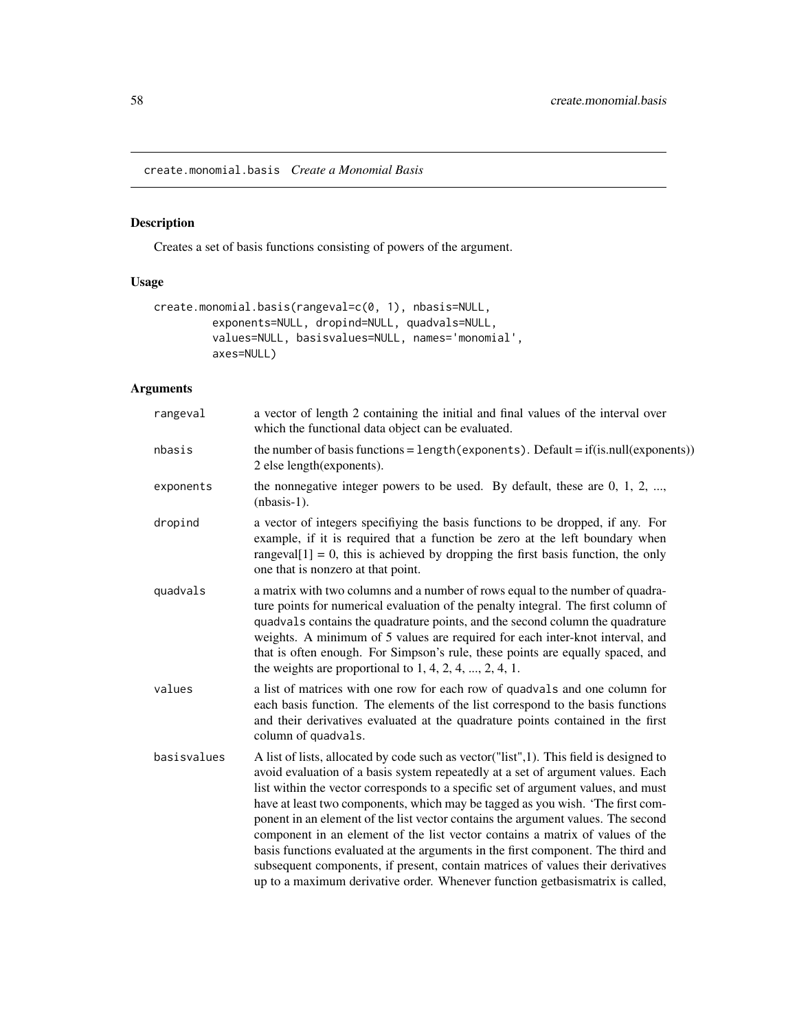create.monomial.basis *Create a Monomial Basis*

## Description

Creates a set of basis functions consisting of powers of the argument.

## Usage

```
create.monomial.basis(rangeval=c(0, 1), nbasis=NULL,
        exponents=NULL, dropind=NULL, quadvals=NULL,
        values=NULL, basisvalues=NULL, names='monomial',
        axes=NULL)
```

## Arguments

| | |
|---|---|
| rangeval | a vector of length 2 containing the initial and final values of the interval over which the functional data object can be evaluated. |
| nbasis | the number of basis functions = length(exponents). Default = if(is.null(exponents)) 2 else length(exponents). |
| exponents | the nonnegative integer powers to be used. By default, these are 0, 1, 2, ..., (nbasis-1). |
| dropind | a vector of integers specifiying the basis functions to be dropped, if any. For example, if it is required that a function be zero at the left boundary when rangeval[1] = 0, this is achieved by dropping the first basis function, the only one that is nonzero at that point. |
| quadvals | a matrix with two columns and a number of rows equal to the number of quadrature points for numerical evaluation of the penalty integral. The first column of quadvals contains the quadrature points, and the second column the quadrature weights. A minimum of 5 values are required for each inter-knot interval, and that is often enough. For Simpson's rule, these points are equally spaced, and the weights are proportional to 1, 4, 2, 4, ..., 2, 4, 1. |
| values | a list of matrices with one row for each row of quadvals and one column for each basis function. The elements of the list correspond to the basis functions and their derivatives evaluated at the quadrature points contained in the first column of quadvals. |
| basisvalues | A list of lists, allocated by code such as vector("list",1). This field is designed to avoid evaluation of a basis system repeatedly at a set of argument values. Each list within the vector corresponds to a specific set of argument values, and must have at least two components, which may be tagged as you wish. 'The first component in an element of the list vector contains the argument values. The second component in an element of the list vector contains a matrix of values of the basis functions evaluated at the arguments in the first component. The third and subsequent components, if present, contain matrices of values their derivatives up to a maximum derivative order. Whenever function getbasismatrix is called, |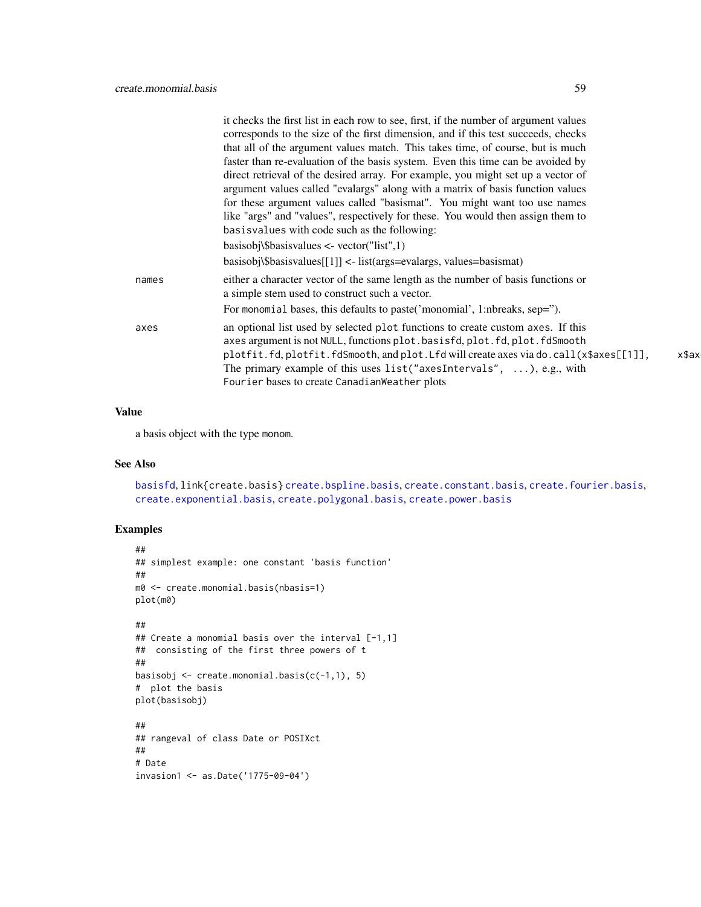it checks the first list in each row to see, first, if the number of argument values corresponds to the size of the first dimension, and if this test succeeds, checks that all of the argument values match. This takes time, of course, but is much faster than re-evaluation of the basis system. Even this time can be avoided by direct retrieval of the desired array. For example, you might set up a vector of argument values called "evalargs" along with a matrix of basis function values for these argument values called "basismat". You might want too use names like "args" and "values", respectively for these. You would then assign them to `basisvalues` with code such as the following:

basisobj\$basisvalues <- vector("list",1)

basisobj\$basisvalues[[1]] <- list(args=evalargs, values=basismat)

`names`
: either a character vector of the same length as the number of basis functions or a simple stem used to construct such a vector.

  For `monomial` bases, this defaults to paste('monomial', 1:nbreaks, sep='').

`axes`
: an optional list used by selected `plot` functions to create custom `axes`. If this `axes` argument is not `NULL`, functions `plot.basisfd`, `plot.fd`, `plot.fdSmooth` `plotfit.fd`, `plotfit.fdSmooth`, and `plot.Lfd` will create axes via `do.call(x$axes[[1]], x$ax`
  The primary example of this uses `list("axesIntervals", ...)`, e.g., with `Fourier` bases to create `CanadianWeather` plots

## Value

a basis object with the type `monom`.

## See Also

`basisfd`, link{create.basis} `create.bspline.basis`, `create.constant.basis`, `create.fourier.basis`, `create.exponential.basis`, `create.polygonal.basis`, `create.power.basis`

## Examples

```
##
## simplest example: one constant 'basis function'
##
m0 <- create.monomial.basis(nbasis=1)
plot(m0)

##
## Create a monomial basis over the interval [-1,1]
##  consisting of the first three powers of t
##
basisobj <- create.monomial.basis(c(-1,1), 5)
#  plot the basis
plot(basisobj)

##
## rangeval of class Date or POSIXct
##
# Date
invasion1 <- as.Date('1775-09-04')
```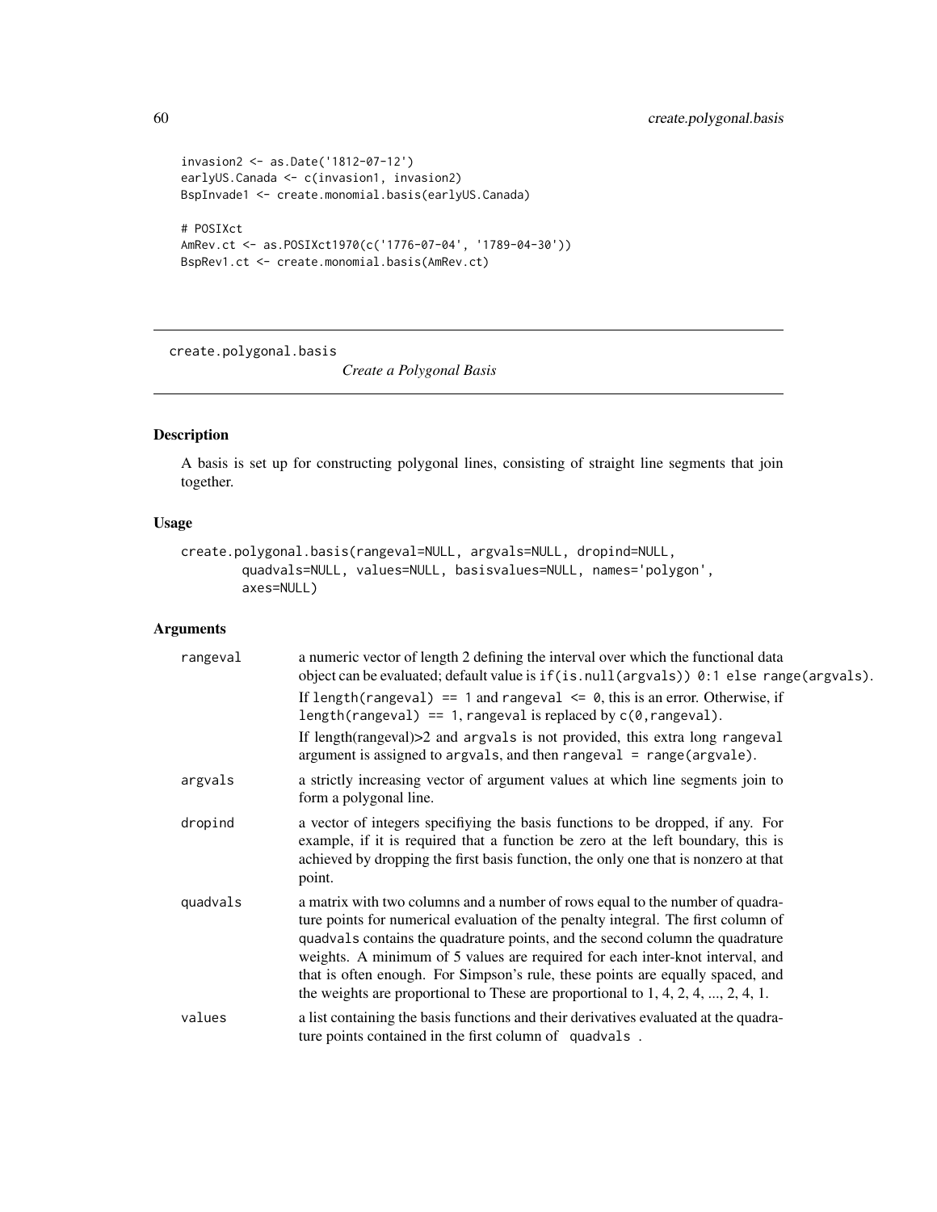```
invasion2 <- as.Date('1812-07-12')
earlyUS.Canada <- c(invasion1, invasion2)
BspInvade1 <- create.monomial.basis(earlyUS.Canada)

# POSIXct
AmRev.ct <- as.POSIXct1970(c('1776-07-04', '1789-04-30'))
BspRev1.ct <- create.monomial.basis(AmRev.ct)
```

---

## create.polygonal.basis

*Create a Polygonal Basis*

---

### Description

A basis is set up for constructing polygonal lines, consisting of straight line segments that join together.

### Usage

```
create.polygonal.basis(rangeval=NULL, argvals=NULL, dropind=NULL,
        quadvals=NULL, values=NULL, basisvalues=NULL, names='polygon',
        axes=NULL)
```

### Arguments

| | |
|---|---|
| `rangeval` | a numeric vector of length 2 defining the interval over which the functional data object can be evaluated; default value is `if(is.null(argvals)) 0:1 else range(argvals)`. <br> If `length(rangeval) == 1` and `rangeval <= 0`, this is an error. Otherwise, if `length(rangeval) == 1`, `rangeval` is replaced by `c(0,rangeval)`. <br> If length(rangeval)>2 and `argvals` is not provided, this extra long `rangeval` argument is assigned to `argvals`, and then `rangeval = range(argvale)`. |
| `argvals` | a strictly increasing vector of argument values at which line segments join to form a polygonal line. |
| `dropind` | a vector of integers specifiying the basis functions to be dropped, if any. For example, if it is required that a function be zero at the left boundary, this is achieved by dropping the first basis function, the only one that is nonzero at that point. |
| `quadvals` | a matrix with two columns and a number of rows equal to the number of quadrature points for numerical evaluation of the penalty integral. The first column of `quadvals` contains the quadrature points, and the second column the quadrature weights. A minimum of 5 values are required for each inter-knot interval, and that is often enough. For Simpson's rule, these points are equally spaced, and the weights are proportional to These are proportional to 1, 4, 2, 4, ..., 2, 4, 1. |
| `values` | a list containing the basis functions and their derivatives evaluated at the quadrature points contained in the first column of `quadvals` . |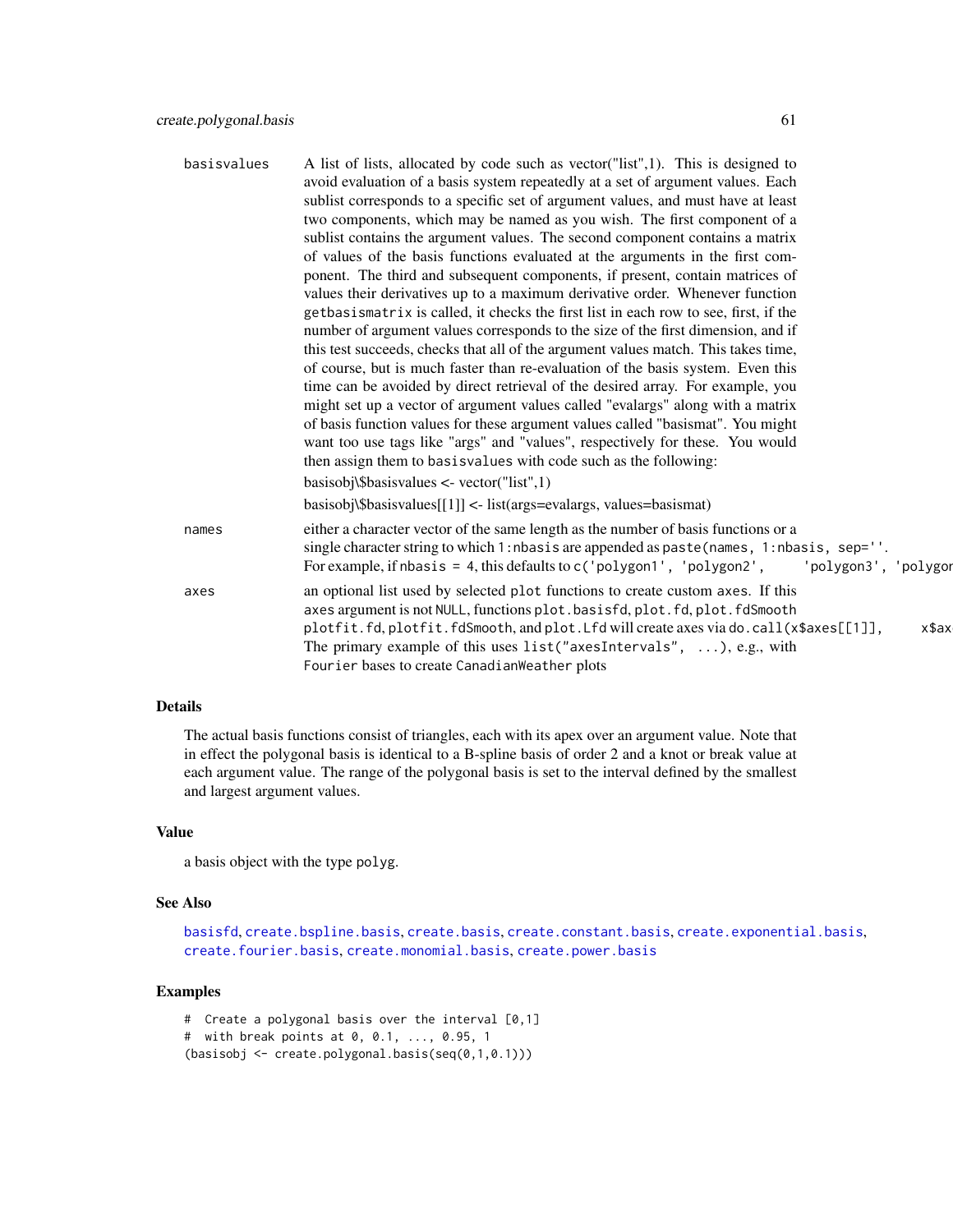basisvalues
: A list of lists, allocated by code such as vector("list",1). This is designed to avoid evaluation of a basis system repeatedly at a set of argument values. Each sublist corresponds to a specific set of argument values, and must have at least two components, which may be named as you wish. The first component of a sublist contains the argument values. The second component contains a matrix of values of the basis functions evaluated at the arguments in the first component. The third and subsequent components, if present, contain matrices of values their derivatives up to a maximum derivative order. Whenever function `getbasismatrix` is called, it checks the first list in each row to see, first, if the number of argument values corresponds to the size of the first dimension, and if this test succeeds, checks that all of the argument values match. This takes time, of course, but is much faster than re-evaluation of the basis system. Even this time can be avoided by direct retrieval of the desired array. For example, you might set up a vector of argument values called "evalargs" along with a matrix of basis function values for these argument values called "basismat". You might want too use tags like "args" and "values", respectively for these. You would then assign them to `basisvalues` with code such as the following:

  basisobj\$basisvalues <- vector("list",1)

  basisobj\$basisvalues[[1]] <- list(args=evalargs, values=basismat)

names
: either a character vector of the same length as the number of basis functions or a single character string to which `1:nbasis` are appended as `paste(names, 1:nbasis, sep='')`. For example, if `nbasis = 4`, this defaults to `c('polygon1', 'polygon2', 'polygon3', 'polygon4')`.

axes
: an optional list used by selected `plot` functions to create custom `axes`. If this `axes` argument is not `NULL`, functions `plot.basisfd`, `plot.fd`, `plot.fdSmooth` `plotfit.fd`, `plotfit.fdSmooth`, and `plot.Lfd` will create axes via `do.call(x$axes[[1]], x$axes[-1])`. The primary example of this uses `list("axesIntervals", ...)`, e.g., with `Fourier` bases to create `CanadianWeather` plots

## Details

The actual basis functions consist of triangles, each with its apex over an argument value. Note that in effect the polygonal basis is identical to a B-spline basis of order 2 and a knot or break value at each argument value. The range of the polygonal basis is set to the interval defined by the smallest and largest argument values.

## Value

a basis object with the type `polyg`.

## See Also

`basisfd`, `create.bspline.basis`, `create.basis`, `create.constant.basis`, `create.exponential.basis`, `create.fourier.basis`, `create.monomial.basis`, `create.power.basis`

## Examples

```
#  Create a polygonal basis over the interval [0,1]
#  with break points at 0, 0.1, ..., 0.95, 1
(basisobj <- create.polygonal.basis(seq(0,1,0.1)))
```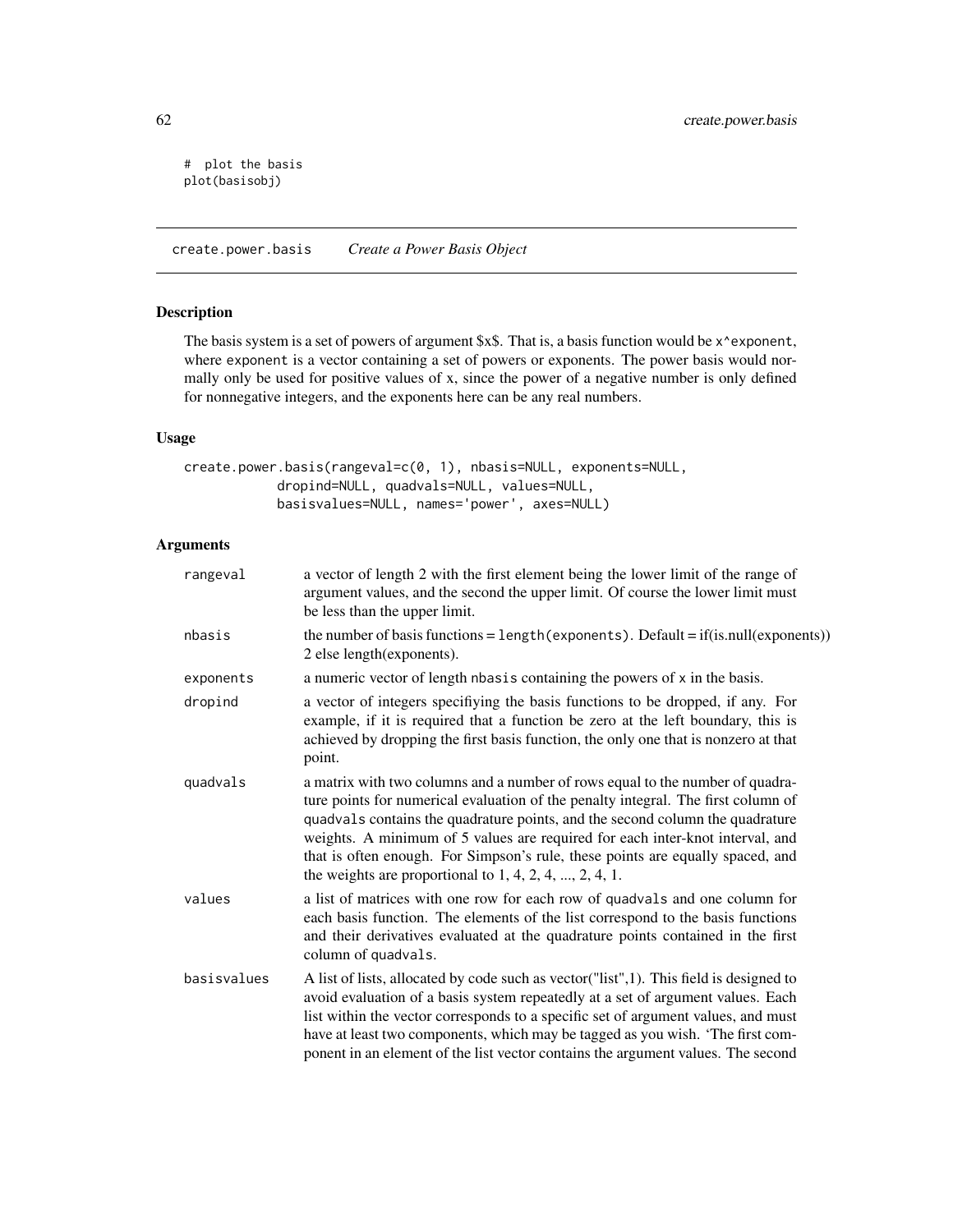```
# plot the basis
plot(basisobj)
```

## create.power.basis *Create a Power Basis Object*

### Description

The basis system is a set of powers of argument $x$. That is, a basis function would be `x^exponent`, where `exponent` is a vector containing a set of powers or exponents. The power basis would normally only be used for positive values of x, since the power of a negative number is only defined for nonnegative integers, and the exponents here can be any real numbers.

### Usage

```
create.power.basis(rangeval=c(0, 1), nbasis=NULL, exponents=NULL,
            dropind=NULL, quadvals=NULL, values=NULL,
            basisvalues=NULL, names='power', axes=NULL)
```

### Arguments

| | |
|---|---|
| `rangeval` | a vector of length 2 with the first element being the lower limit of the range of argument values, and the second the upper limit. Of course the lower limit must be less than the upper limit. |
| `nbasis` | the number of basis functions = `length(exponents)`. Default = if(is.null(exponents)) 2 else length(exponents). |
| `exponents` | a numeric vector of length `nbasis` containing the powers of `x` in the basis. |
| `dropind` | a vector of integers specifiying the basis functions to be dropped, if any. For example, if it is required that a function be zero at the left boundary, this is achieved by dropping the first basis function, the only one that is nonzero at that point. |
| `quadvals` | a matrix with two columns and a number of rows equal to the number of quadrature points for numerical evaluation of the penalty integral. The first column of `quadvals` contains the quadrature points, and the second column the quadrature weights. A minimum of 5 values are required for each inter-knot interval, and that is often enough. For Simpson's rule, these points are equally spaced, and the weights are proportional to 1, 4, 2, 4, ..., 2, 4, 1. |
| `values` | a list of matrices with one row for each row of `quadvals` and one column for each basis function. The elements of the list correspond to the basis functions and their derivatives evaluated at the quadrature points contained in the first column of `quadvals`. |
| `basisvalues` | A list of lists, allocated by code such as vector("list",1). This field is designed to avoid evaluation of a basis system repeatedly at a set of argument values. Each list within the vector corresponds to a specific set of argument values, and must have at least two components, which may be tagged as you wish. 'The first component in an element of the list vector contains the argument values. The second |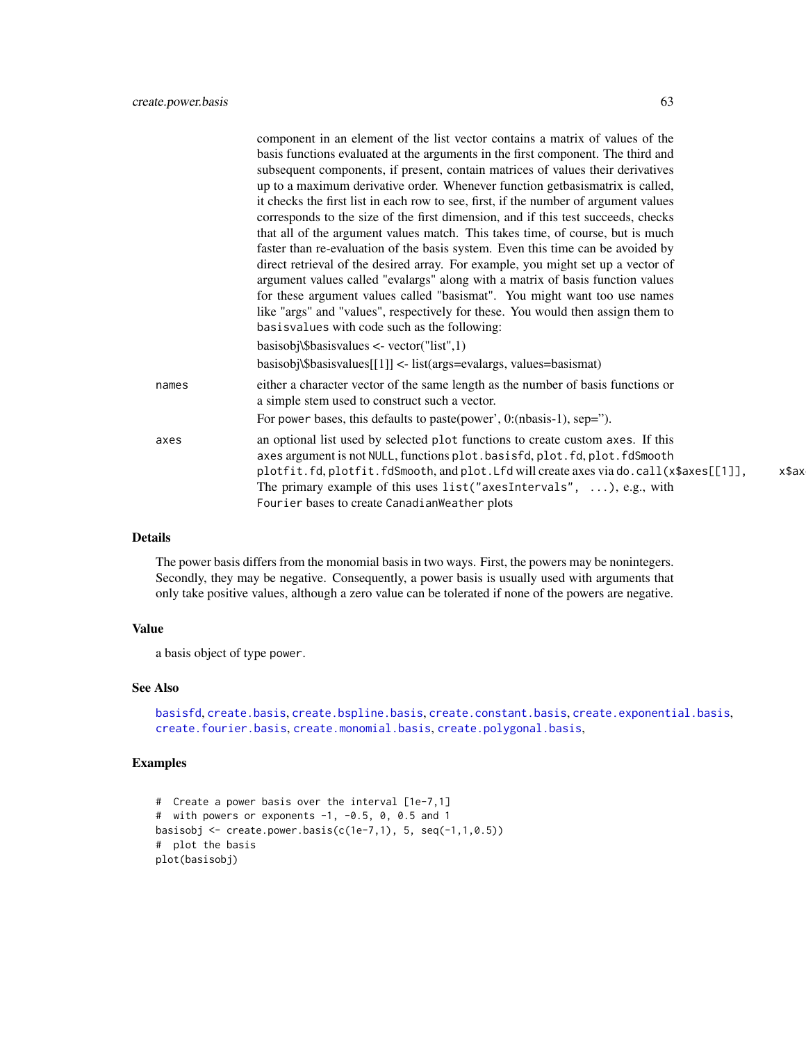component in an element of the list vector contains a matrix of values of the basis functions evaluated at the arguments in the first component. The third and subsequent components, if present, contain matrices of values their derivatives up to a maximum derivative order. Whenever function getbasismatrix is called, it checks the first list in each row to see, first, if the number of argument values corresponds to the size of the first dimension, and if this test succeeds, checks that all of the argument values match. This takes time, of course, but is much faster than re-evaluation of the basis system. Even this time can be avoided by direct retrieval of the desired array. For example, you might set up a vector of argument values called "evalargs" along with a matrix of basis function values for these argument values called "basismat". You might want too use names like "args" and "values", respectively for these. You would then assign them to `basisvalues` with code such as the following:

basisobj\$basisvalues <- vector("list",1)

basisobj\$basisvalues[[1]] <- list(args=evalargs, values=basismat)

`names`
: either a character vector of the same length as the number of basis functions or a simple stem used to construct such a vector.

  For power bases, this defaults to paste(power', 0:(nbasis-1), sep='').

`axes`
: an optional list used by selected `plot` functions to create custom `axes`. If this `axes` argument is not `NULL`, functions `plot.basisfd`, `plot.fd`, `plot.fdSmooth` `plotfit.fd`, `plotfit.fdSmooth`, and `plot.Lfd` will create axes via `do.call(x$axes[[1]], x$ax`
  The primary example of this uses `list("axesIntervals", ...)`, e.g., with `Fourier` bases to create `CanadianWeather` plots

## Details

The power basis differs from the monomial basis in two ways. First, the powers may be nonintegers. Secondly, they may be negative. Consequently, a power basis is usually used with arguments that only take positive values, although a zero value can be tolerated if none of the powers are negative.

## Value

a basis object of type `power`.

## See Also

`basisfd`, `create.basis`, `create.bspline.basis`, `create.constant.basis`, `create.exponential.basis`, `create.fourier.basis`, `create.monomial.basis`, `create.polygonal.basis`,

## Examples

```
#  Create a power basis over the interval [1e-7,1]
#  with powers or exponents -1, -0.5, 0, 0.5 and 1
basisobj <- create.power.basis(c(1e-7,1), 5, seq(-1,1,0.5))
#  plot the basis
plot(basisobj)
```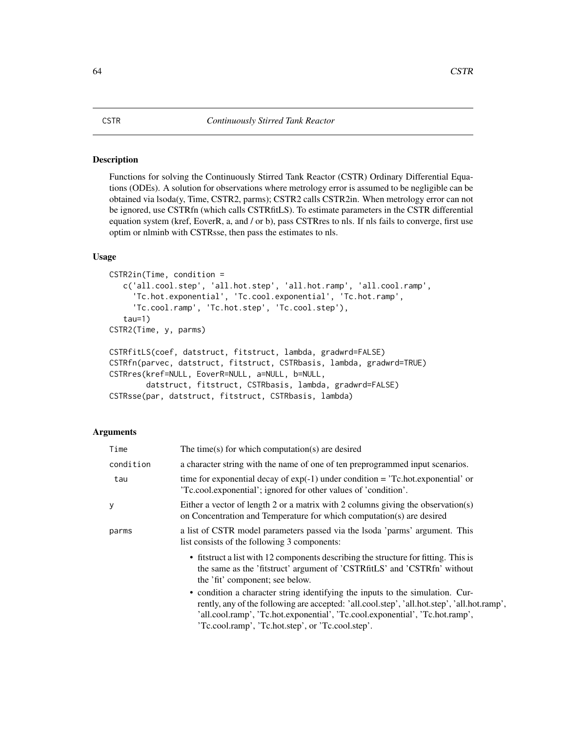# CSTR — *Continuously Stirred Tank Reactor*

## Description

Functions for solving the Continuously Stirred Tank Reactor (CSTR) Ordinary Differential Equations (ODEs). A solution for observations where metrology error is assumed to be negligible can be obtained via lsoda(y, Time, CSTR2, parms); CSTR2 calls CSTR2in. When metrology error can not be ignored, use CSTRfn (which calls CSTRfitLS). To estimate parameters in the CSTR differential equation system (kref, EoverR, a, and / or b), pass CSTRres to nls. If nls fails to converge, first use optim or nlminb with CSTRsse, then pass the estimates to nls.

## Usage

```
CSTR2in(Time, condition =
   c('all.cool.step', 'all.hot.step', 'all.hot.ramp', 'all.cool.ramp',
     'Tc.hot.exponential', 'Tc.cool.exponential', 'Tc.hot.ramp',
     'Tc.cool.ramp', 'Tc.hot.step', 'Tc.cool.step'),
   tau=1)
CSTR2(Time, y, parms)

CSTRfitLS(coef, datstruct, fitstruct, lambda, gradwrd=FALSE)
CSTRfn(parvec, datstruct, fitstruct, CSTRbasis, lambda, gradwrd=TRUE)
CSTRres(kref=NULL, EoverR=NULL, a=NULL, b=NULL,
        datstruct, fitstruct, CSTRbasis, lambda, gradwrd=FALSE)
CSTRsse(par, datstruct, fitstruct, CSTRbasis, lambda)
```

## Arguments

| | |
|---|---|
| `Time` | The time(s) for which computation(s) are desired |
| `condition` | a character string with the name of one of ten preprogrammed input scenarios. |
| `tau` | time for exponential decay of exp(-1) under condition = 'Tc.hot.exponential' or 'Tc.cool.exponential'; ignored for other values of 'condition'. |
| `y` | Either a vector of length 2 or a matrix with 2 columns giving the observation(s) on Concentration and Temperature for which computation(s) are desired |
| `parms` | a list of CSTR model parameters passed via the lsoda 'parms' argument. This list consists of the following 3 components: |

- fitstruct a list with 12 components describing the structure for fitting. This is the same as the 'fitstruct' argument of 'CSTRfitLS' and 'CSTRfn' without the 'fit' component; see below.
- condition a character string identifying the inputs to the simulation. Currently, any of the following are accepted: 'all.cool.step', 'all.hot.step', 'all.hot.ramp', 'all.cool.ramp', 'Tc.hot.exponential', 'Tc.cool.exponential', 'Tc.hot.ramp', 'Tc.cool.ramp', 'Tc.hot.step', or 'Tc.cool.step'.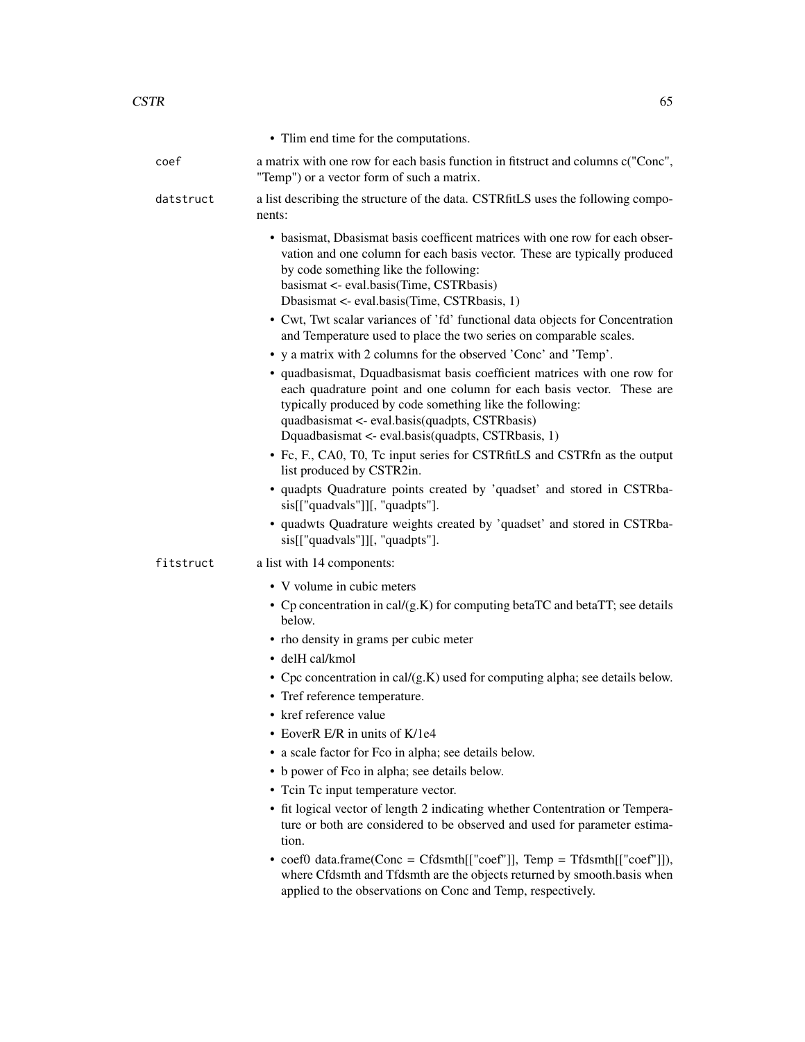- Tlim end time for the computations.

**coef** a matrix with one row for each basis function in fitstruct and columns c("Conc", "Temp") or a vector form of such a matrix.

**datstruct** a list describing the structure of the data. CSTRfitLS uses the following components:

- basismat, Dbasismat basis coefficent matrices with one row for each observation and one column for each basis vector. These are typically produced by code something like the following:
  basismat <- eval.basis(Time, CSTRbasis)
  Dbasismat <- eval.basis(Time, CSTRbasis, 1)
- Cwt, Twt scalar variances of 'fd' functional data objects for Concentration and Temperature used to place the two series on comparable scales.
- y a matrix with 2 columns for the observed 'Conc' and 'Temp'.
- quadbasismat, Dquadbasismat basis coefficient matrices with one row for each quadrature point and one column for each basis vector. These are typically produced by code something like the following:
  quadbasismat <- eval.basis(quadpts, CSTRbasis)
  Dquadbasismat <- eval.basis(quadpts, CSTRbasis, 1)
- Fc, F., CA0, T0, Tc input series for CSTRfitLS and CSTRfn as the output list produced by CSTR2in.
- quadpts Quadrature points created by 'quadset' and stored in CSTRbasis[["quadvals"]][, "quadpts"].
- quadwts Quadrature weights created by 'quadset' and stored in CSTRbasis[["quadvals"]][, "quadpts"].

**fitstruct** a list with 14 components:

- V volume in cubic meters
- Cp concentration in cal/(g.K) for computing betaTC and betaTT; see details below.
- rho density in grams per cubic meter
- delH cal/kmol
- Cpc concentration in cal/(g.K) used for computing alpha; see details below.
- Tref reference temperature.
- kref reference value
- EoverR E/R in units of K/1e4
- a scale factor for Fco in alpha; see details below.
- b power of Fco in alpha; see details below.
- Tcin Tc input temperature vector.
- fit logical vector of length 2 indicating whether Contentration or Temperature or both are considered to be observed and used for parameter estimation.
- coef0 data.frame(Conc = Cfdsmth[["coef"]], Temp = Tfdsmth[["coef"]]), where Cfdsmth and Tfdsmth are the objects returned by smooth.basis when applied to the observations on Conc and Temp, respectively.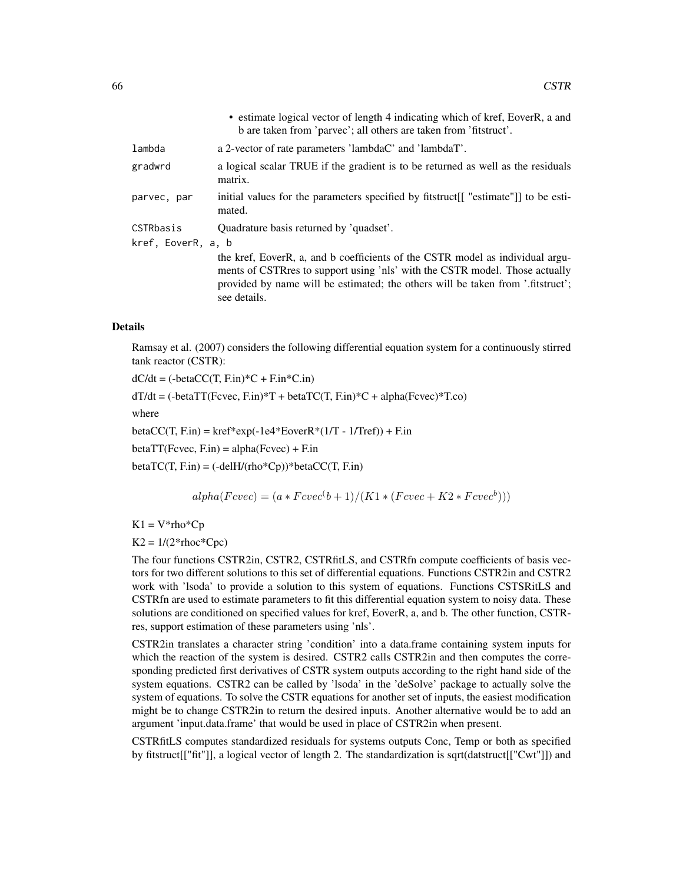- estimate logical vector of length 4 indicating which of kref, EoverR, a and b are taken from 'parvec'; all others are taken from 'fitstruct'.

lambda
: a 2-vector of rate parameters 'lambdaC' and 'lambdaT'.

gradwrd
: a logical scalar TRUE if the gradient is to be returned as well as the residuals matrix.

parvec, par
: initial values for the parameters specified by fitstruct[[ "estimate"]] to be estimated.

CSTRbasis
: Quadrature basis returned by 'quadset'.

kref, EoverR, a, b
: the kref, EoverR, a, and b coefficients of the CSTR model as individual arguments of CSTRres to support using 'nls' with the CSTR model. Those actually provided by name will be estimated; the others will be taken from '.fitstruct'; see details.

## Details

Ramsay et al. (2007) considers the following differential equation system for a continuously stirred tank reactor (CSTR):

dC/dt = (-betaCC(T, F.in)*C + F.in*C.in)

dT/dt = (-betaTT(Fcvec, F.in)*T + betaTC(T, F.in)*C + alpha(Fcvec)*T.co)

where

betaCC(T, F.in) = kref*exp(-1e4*EoverR*(1/T - 1/Tref)) + F.in

betaTT(Fcvec, F.in) = alpha(Fcvec) + F.in

betaTC(T, F.in) = (-delH/(rho*Cp))*betaCC(T, F.in)

$$alpha(Fcvec) = (a * Fcvec^(b + 1)/(K1 * (Fcvec + K2 * Fcvec^b)))$$

K1 = V*rho*Cp

K2 = 1/(2*rhoc*Cpc)

The four functions CSTR2in, CSTR2, CSTRfitLS, and CSTRfn compute coefficients of basis vectors for two different solutions to this set of differential equations. Functions CSTR2in and CSTR2 work with 'lsoda' to provide a solution to this system of equations. Functions CSTSRitLS and CSTRfn are used to estimate parameters to fit this differential equation system to noisy data. These solutions are conditioned on specified values for kref, EoverR, a, and b. The other function, CSTRres, support estimation of these parameters using 'nls'.

CSTR2in translates a character string 'condition' into a data.frame containing system inputs for which the reaction of the system is desired. CSTR2 calls CSTR2in and then computes the corresponding predicted first derivatives of CSTR system outputs according to the right hand side of the system equations. CSTR2 can be called by 'lsoda' in the 'deSolve' package to actually solve the system of equations. To solve the CSTR equations for another set of inputs, the easiest modification might be to change CSTR2in to return the desired inputs. Another alternative would be to add an argument 'input.data.frame' that would be used in place of CSTR2in when present.

CSTRfitLS computes standardized residuals for systems outputs Conc, Temp or both as specified by fitstruct[["fit"]], a logical vector of length 2. The standardization is sqrt(datstruct[["Cwt"]]) and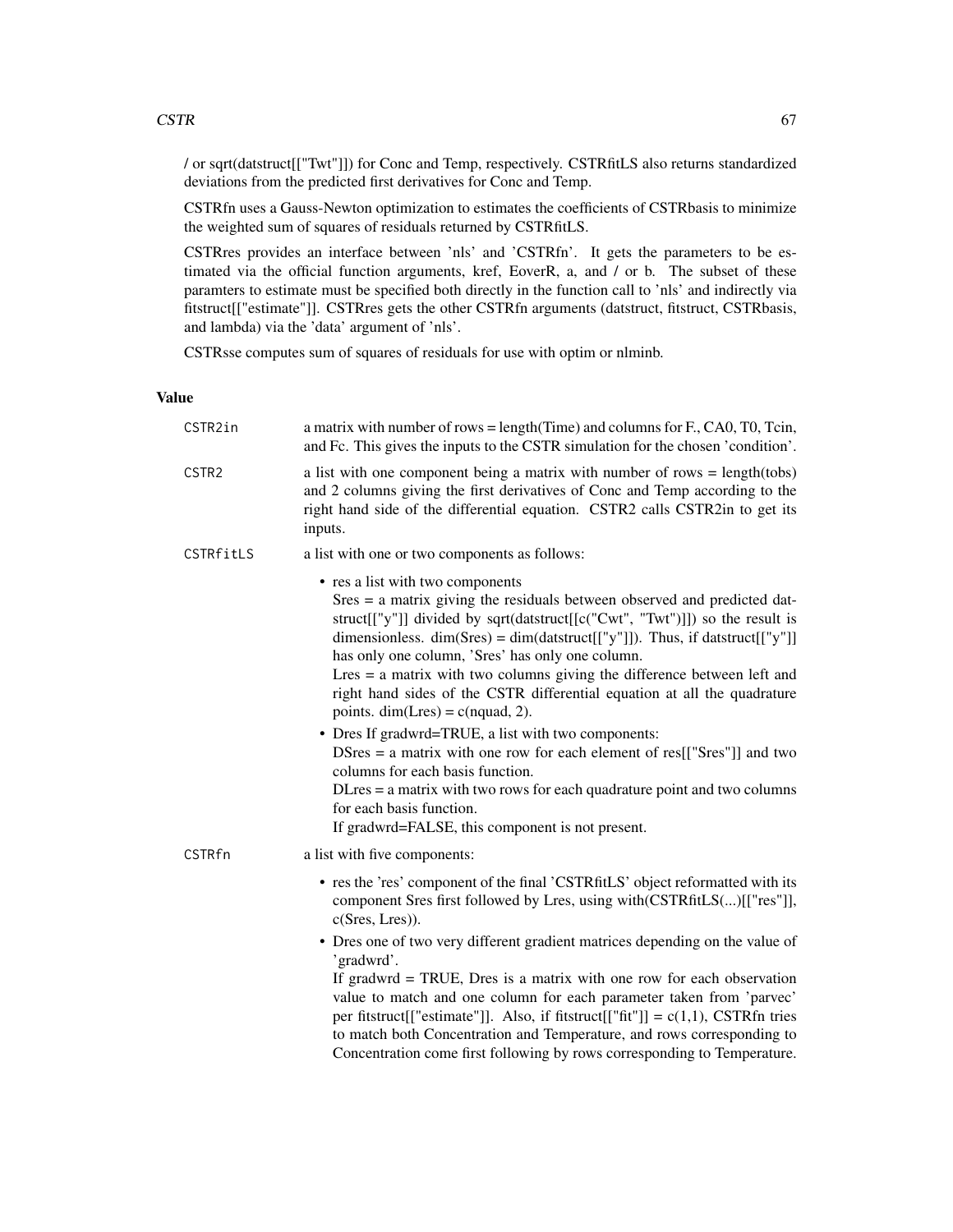/ or sqrt(datstruct[["Twt"]]) for Conc and Temp, respectively. CSTRfitLS also returns standardized deviations from the predicted first derivatives for Conc and Temp.

CSTRfn uses a Gauss-Newton optimization to estimates the coefficients of CSTRbasis to minimize the weighted sum of squares of residuals returned by CSTRfitLS.

CSTRres provides an interface between 'nls' and 'CSTRfn'. It gets the parameters to be estimated via the official function arguments, kref, EoverR, a, and / or b. The subset of these paramters to estimate must be specified both directly in the function call to 'nls' and indirectly via fitstruct[["estimate"]]. CSTRres gets the other CSTRfn arguments (datstruct, fitstruct, CSTRbasis, and lambda) via the 'data' argument of 'nls'.

CSTRsse computes sum of squares of residuals for use with optim or nlminb.

## Value

`CSTR2in` a matrix with number of rows = length(Time) and columns for F., CA0, T0, Tcin, and Fc. This gives the inputs to the CSTR simulation for the chosen 'condition'.

`CSTR2` a list with one component being a matrix with number of rows = length(tobs) and 2 columns giving the first derivatives of Conc and Temp according to the right hand side of the differential equation. CSTR2 calls CSTR2in to get its inputs.

`CSTRfitLS` a list with one or two components as follows:

- res a list with two components
  Sres = a matrix giving the residuals between observed and predicted datstruct[["y"]] divided by sqrt(datstruct[[c("Cwt", "Twt")]]) so the result is dimensionless. dim(Sres) = dim(datstruct[["y"]]). Thus, if datstruct[["y"]] has only one column, 'Sres' has only one column.
  Lres = a matrix with two columns giving the difference between left and right hand sides of the CSTR differential equation at all the quadrature points. dim(Lres) = c(nquad, 2).
- Dres If gradwrd=TRUE, a list with two components:
  DSres = a matrix with one row for each element of res[["Sres"]] and two columns for each basis function.
  DLres = a matrix with two rows for each quadrature point and two columns for each basis function.
  If gradwrd=FALSE, this component is not present.

`CSTRfn` a list with five components:

- res the 'res' component of the final 'CSTRfitLS' object reformatted with its component Sres first followed by Lres, using with(CSTRfitLS(...)[["res"]], c(Sres, Lres)).
- Dres one of two very different gradient matrices depending on the value of 'gradwrd'.
  If gradwrd = TRUE, Dres is a matrix with one row for each observation value to match and one column for each parameter taken from 'parvec' per fitstruct[["estimate"]]. Also, if fitstruct[["fit"]] = c(1,1), CSTRfn tries to match both Concentration and Temperature, and rows corresponding to Concentration come first following by rows corresponding to Temperature.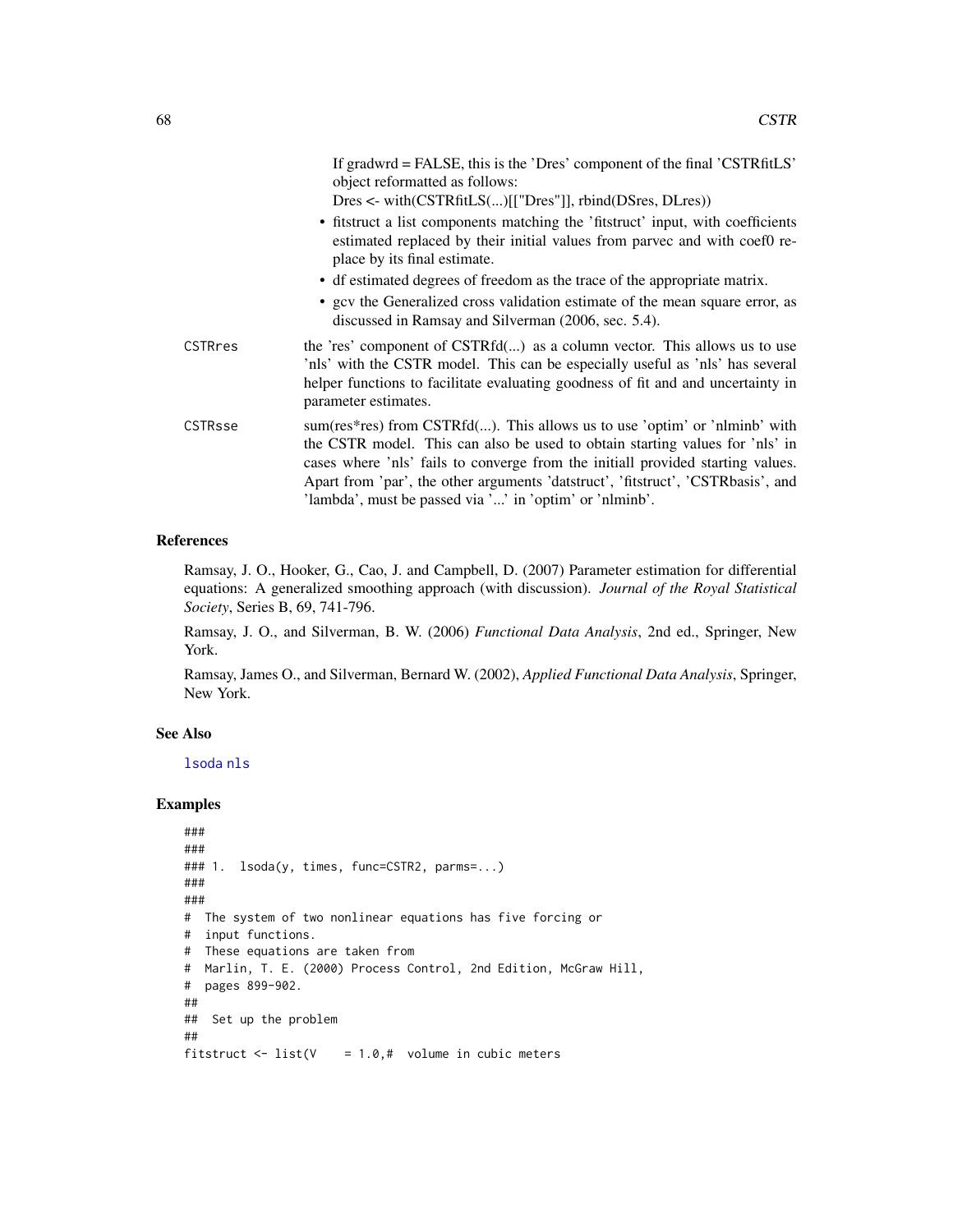If gradwrd = FALSE, this is the 'Dres' component of the final 'CSTRfitLS' object reformatted as follows:

Dres <- with(CSTRfitLS(...)[["Dres"]], rbind(DSres, DLres))

- fitstruct a list components matching the 'fitstruct' input, with coefficients estimated replaced by their initial values from parvec and with coef0 replace by its final estimate.
- df estimated degrees of freedom as the trace of the appropriate matrix.
- gcv the Generalized cross validation estimate of the mean square error, as discussed in Ramsay and Silverman (2006, sec. 5.4).

`CSTRres` the 'res' component of CSTRfd(...) as a column vector. This allows us to use 'nls' with the CSTR model. This can be especially useful as 'nls' has several helper functions to facilitate evaluating goodness of fit and and uncertainty in parameter estimates.

`CSTRsse` sum(res*res) from CSTRfd(...). This allows us to use 'optim' or 'nlminb' with the CSTR model. This can also be used to obtain starting values for 'nls' in cases where 'nls' fails to converge from the initiall provided starting values. Apart from 'par', the other arguments 'datstruct', 'fitstruct', 'CSTRbasis', and 'lambda', must be passed via '...' in 'optim' or 'nlminb'.

## References

Ramsay, J. O., Hooker, G., Cao, J. and Campbell, D. (2007) Parameter estimation for differential equations: A generalized smoothing approach (with discussion). *Journal of the Royal Statistical Society*, Series B, 69, 741-796.

Ramsay, J. O., and Silverman, B. W. (2006) *Functional Data Analysis*, 2nd ed., Springer, New York.

Ramsay, James O., and Silverman, Bernard W. (2002), *Applied Functional Data Analysis*, Springer, New York.

## See Also

lsoda nls

## Examples

```
###
###
### 1.  lsoda(y, times, func=CSTR2, parms=...)
###
###
#  The system of two nonlinear equations has five forcing or
#  input functions.
#  These equations are taken from
#  Marlin, T. E. (2000) Process Control, 2nd Edition, McGraw Hill,
#  pages 899-902.
##
##  Set up the problem
##
fitstruct <- list(V    = 1.0,#  volume in cubic meters
```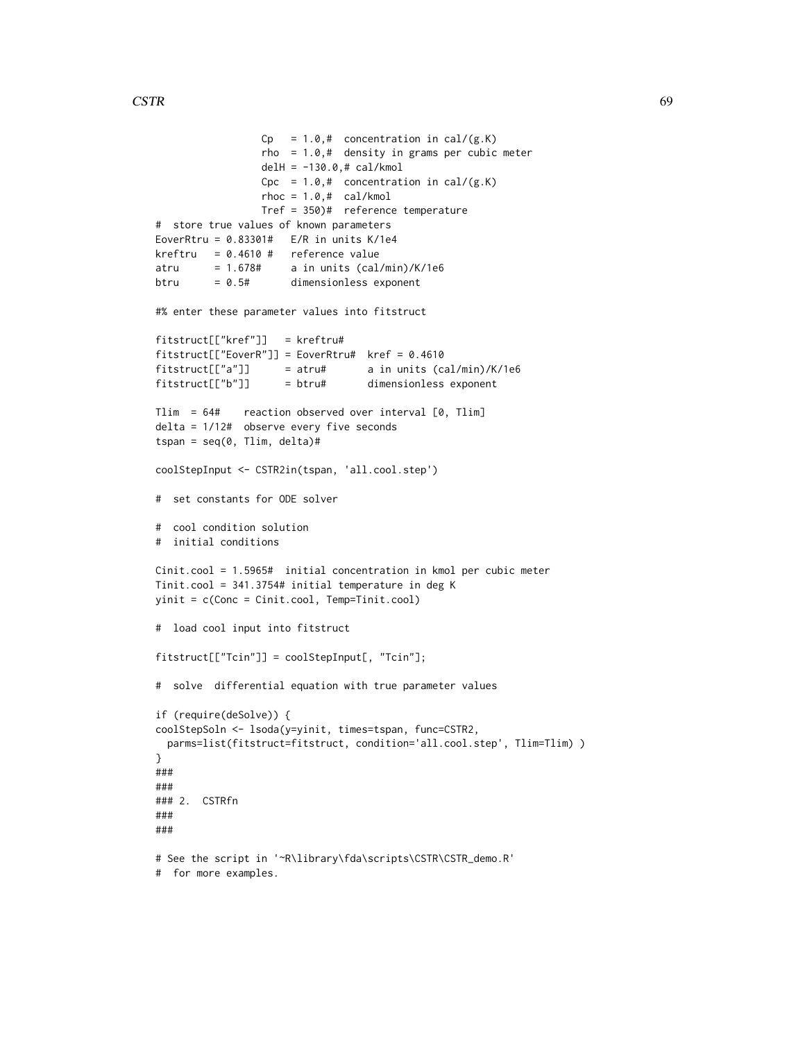```
                 Cp   = 1.0,#  concentration in cal/(g.K)
                 rho  = 1.0,#  density in grams per cubic meter
                 delH = -130.0,# cal/kmol
                 Cpc  = 1.0,#  concentration in cal/(g.K)
                 rhoc = 1.0,#  cal/kmol
                 Tref = 350)#  reference temperature
#  store true values of known parameters
EoverRtru = 0.83301#   E/R in units K/1e4
kreftru   = 0.4610 #   reference value
atru      = 1.678#     a in units (cal/min)/K/1e6
btru      = 0.5#       dimensionless exponent

#% enter these parameter values into fitstruct

fitstruct[["kref"]]   = kreftru#
fitstruct[["EoverR"]] = EoverRtru#  kref = 0.4610
fitstruct[["a"]]      = atru#       a in units (cal/min)/K/1e6
fitstruct[["b"]]      = btru#       dimensionless exponent

Tlim  = 64#    reaction observed over interval [0, Tlim]
delta = 1/12#  observe every five seconds
tspan = seq(0, Tlim, delta)#

coolStepInput <- CSTR2in(tspan, 'all.cool.step')

#  set constants for ODE solver

#  cool condition solution
#  initial conditions

Cinit.cool = 1.5965#  initial concentration in kmol per cubic meter
Tinit.cool = 341.3754# initial temperature in deg K
yinit = c(Conc = Cinit.cool, Temp=Tinit.cool)

#  load cool input into fitstruct

fitstruct[["Tcin"]] = coolStepInput[, "Tcin"];

#  solve  differential equation with true parameter values

if (require(deSolve)) {
coolStepSoln <- lsoda(y=yinit, times=tspan, func=CSTR2,
  parms=list(fitstruct=fitstruct, condition='all.cool.step', Tlim=Tlim) )
}
###
###
### 2.  CSTRfn
###
###

# See the script in '~R\library\fda\scripts\CSTR\CSTR_demo.R'
#  for more examples.
```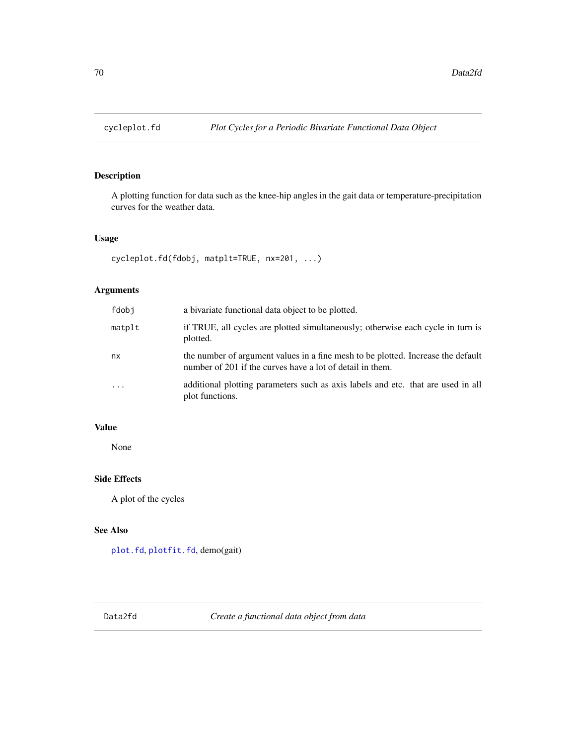## cycleplot.fd *Plot Cycles for a Periodic Bivariate Functional Data Object*

### Description

A plotting function for data such as the knee-hip angles in the gait data or temperature-precipitation curves for the weather data.

### Usage

```
cycleplot.fd(fdobj, matplt=TRUE, nx=201, ...)
```

### Arguments

| | |
|---|---|
| fdobj | a bivariate functional data object to be plotted. |
| matplt | if TRUE, all cycles are plotted simultaneously; otherwise each cycle in turn is plotted. |
| nx | the number of argument values in a fine mesh to be plotted. Increase the default number of 201 if the curves have a lot of detail in them. |
| ... | additional plotting parameters such as axis labels and etc. that are used in all plot functions. |

### Value

None

### Side Effects

A plot of the cycles

### See Also

plot.fd, plotfit.fd, demo(gait)

## Data2fd *Create a functional data object from data*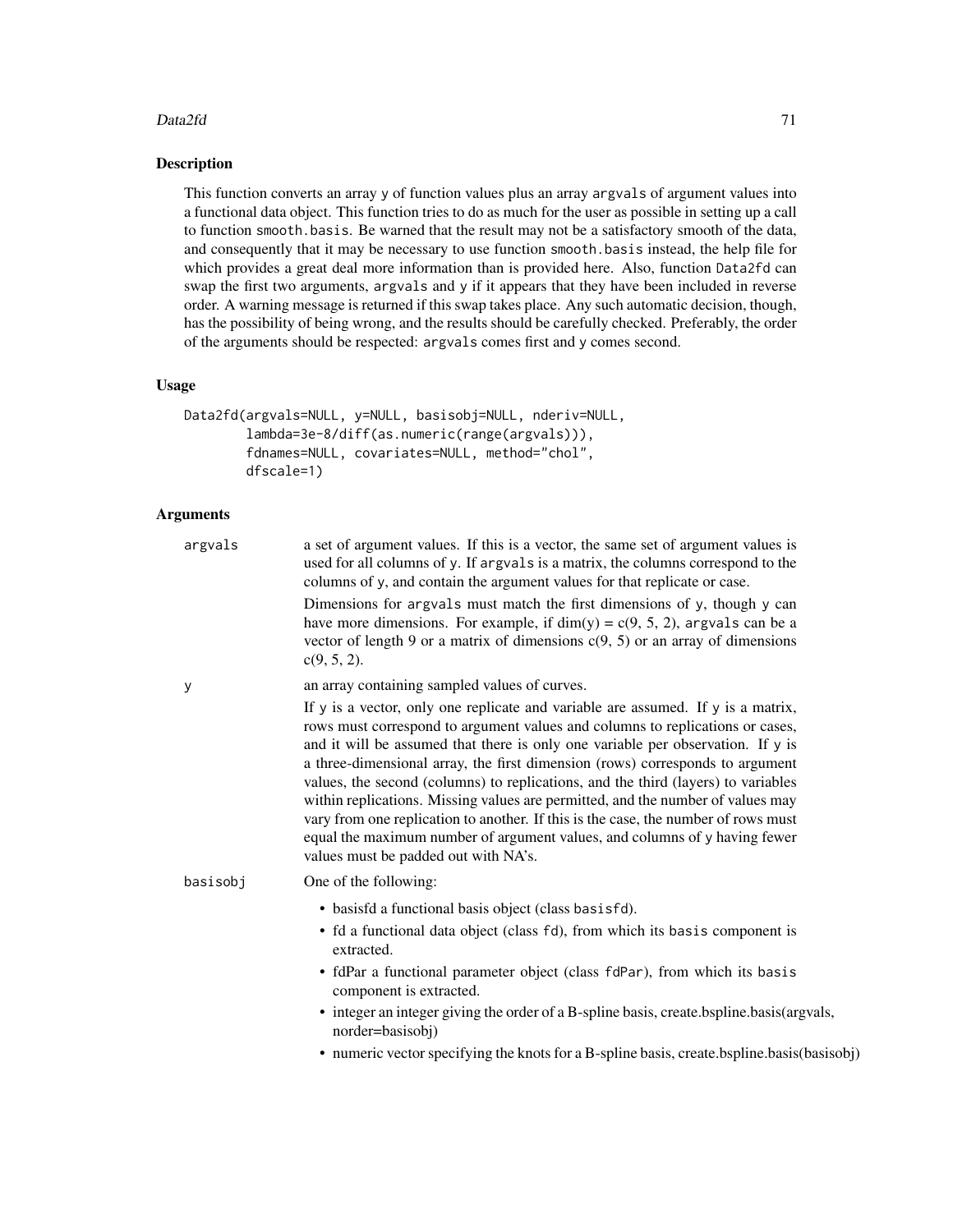## Description

This function converts an array y of function values plus an array argvals of argument values into a functional data object. This function tries to do as much for the user as possible in setting up a call to function smooth.basis. Be warned that the result may not be a satisfactory smooth of the data, and consequently that it may be necessary to use function smooth.basis instead, the help file for which provides a great deal more information than is provided here. Also, function Data2fd can swap the first two arguments, argvals and y if it appears that they have been included in reverse order. A warning message is returned if this swap takes place. Any such automatic decision, though, has the possibility of being wrong, and the results should be carefully checked. Preferably, the order of the arguments should be respected: argvals comes first and y comes second.

## Usage

```
Data2fd(argvals=NULL, y=NULL, basisobj=NULL, nderiv=NULL,
        lambda=3e-8/diff(as.numeric(range(argvals))),
        fdnames=NULL, covariates=NULL, method="chol",
        dfscale=1)
```

## Arguments

**argvals** a set of argument values. If this is a vector, the same set of argument values is used for all columns of y. If argvals is a matrix, the columns correspond to the columns of y, and contain the argument values for that replicate or case.

Dimensions for argvals must match the first dimensions of y, though y can have more dimensions. For example, if dim(y) = c(9, 5, 2), argvals can be a vector of length 9 or a matrix of dimensions c(9, 5) or an array of dimensions c(9, 5, 2).

**y** an array containing sampled values of curves.

If y is a vector, only one replicate and variable are assumed. If y is a matrix, rows must correspond to argument values and columns to replications or cases, and it will be assumed that there is only one variable per observation. If y is a three-dimensional array, the first dimension (rows) corresponds to argument values, the second (columns) to replications, and the third (layers) to variables within replications. Missing values are permitted, and the number of values may vary from one replication to another. If this is the case, the number of rows must equal the maximum number of argument values, and columns of y having fewer values must be padded out with NA's.

**basisobj** One of the following:

- basisfd a functional basis object (class basisfd).
- fd a functional data object (class fd), from which its basis component is extracted.
- fdPar a functional parameter object (class fdPar), from which its basis component is extracted.
- integer an integer giving the order of a B-spline basis, create.bspline.basis(argvals, norder=basisobj)
- numeric vector specifying the knots for a B-spline basis, create.bspline.basis(basisobj)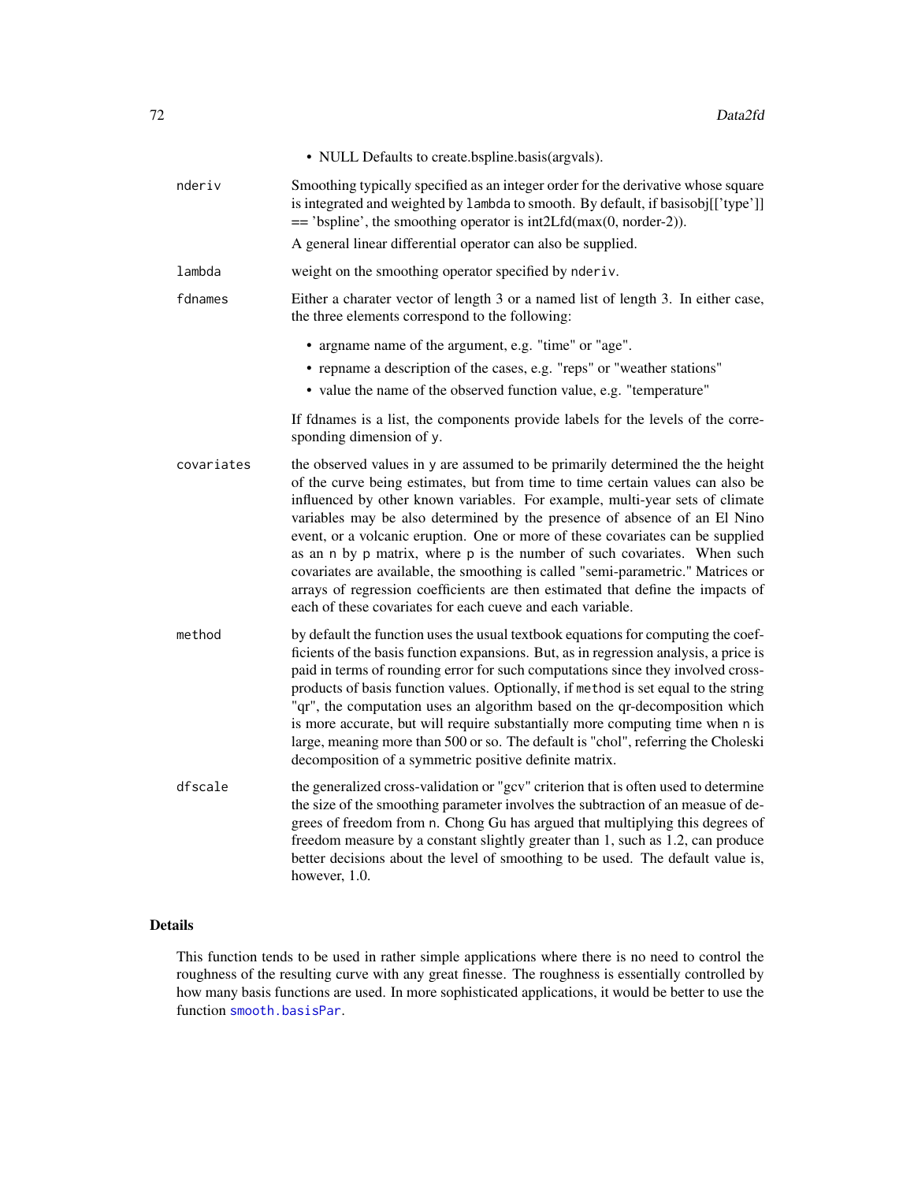- NULL Defaults to create.bspline.basis(argvals).

`nderiv`
: Smoothing typically specified as an integer order for the derivative whose square is integrated and weighted by `lambda` to smooth. By default, if basisobj[['type']] == 'bspline', the smoothing operator is int2Lfd(max(0, norder-2)).

  A general linear differential operator can also be supplied.

`lambda`
: weight on the smoothing operator specified by `nderiv`.

`fdnames`
: Either a charater vector of length 3 or a named list of length 3. In either case, the three elements correspond to the following:

  - argname name of the argument, e.g. "time" or "age".
  - repname a description of the cases, e.g. "reps" or "weather stations"
  - value the name of the observed function value, e.g. "temperature"

  If fdnames is a list, the components provide labels for the levels of the corresponding dimension of `y`.

`covariates`
: the observed values in `y` are assumed to be primarily determined the the height of the curve being estimates, but from time to time certain values can also be influenced by other known variables. For example, multi-year sets of climate variables may be also determined by the presence of absence of an El Nino event, or a volcanic eruption. One or more of these covariates can be supplied as an `n` by `p` matrix, where `p` is the number of such covariates. When such covariates are available, the smoothing is called "semi-parametric." Matrices or arrays of regression coefficients are then estimated that define the impacts of each of these covariates for each cueve and each variable.

`method`
: by default the function uses the usual textbook equations for computing the coefficients of the basis function expansions. But, as in regression analysis, a price is paid in terms of rounding error for such computations since they involved cross-products of basis function values. Optionally, if `method` is set equal to the string "qr", the computation uses an algorithm based on the qr-decomposition which is more accurate, but will require substantially more computing time when `n` is large, meaning more than 500 or so. The default is "chol", referring the Choleski decomposition of a symmetric positive definite matrix.

`dfscale`
: the generalized cross-validation or "gcv" criterion that is often used to determine the size of the smoothing parameter involves the subtraction of an measue of degrees of freedom from `n`. Chong Gu has argued that multiplying this degrees of freedom measure by a constant slightly greater than 1, such as 1.2, can produce better decisions about the level of smoothing to be used. The default value is, however, 1.0.

## Details

This function tends to be used in rather simple applications where there is no need to control the roughness of the resulting curve with any great finesse. The roughness is essentially controlled by how many basis functions are used. In more sophisticated applications, it would be better to use the function `smooth.basisPar`.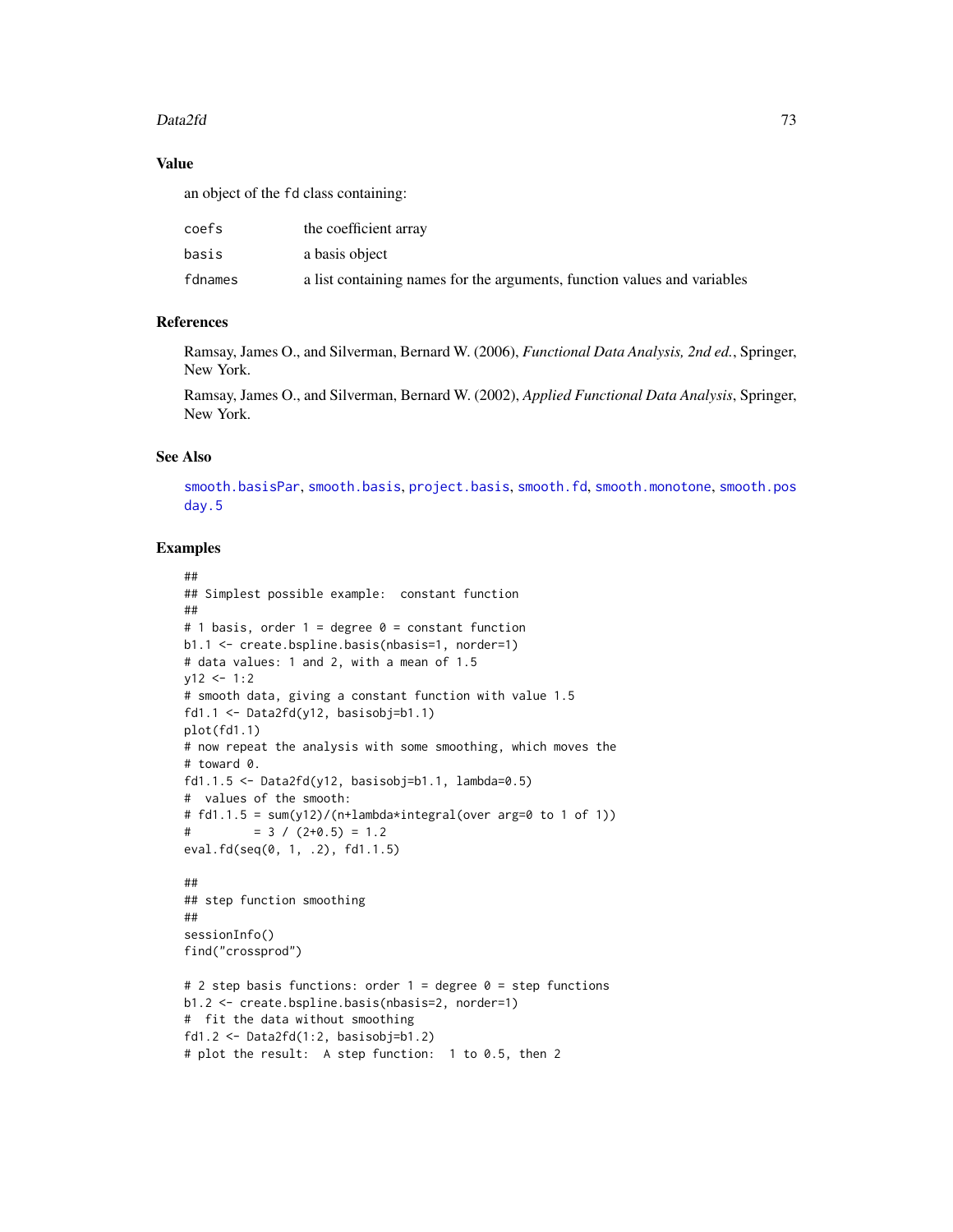## Value

an object of the fd class containing:

| | |
|---|---|
| coefs | the coefficient array |
| basis | a basis object |
| fdnames | a list containing names for the arguments, function values and variables |

## References

Ramsay, James O., and Silverman, Bernard W. (2006), *Functional Data Analysis, 2nd ed.*, Springer, New York.

Ramsay, James O., and Silverman, Bernard W. (2002), *Applied Functional Data Analysis*, Springer, New York.

## See Also

smooth.basisPar, smooth.basis, project.basis, smooth.fd, smooth.monotone, smooth.pos day.5

## Examples

```
##
## Simplest possible example:  constant function
##
# 1 basis, order 1 = degree 0 = constant function
b1.1 <- create.bspline.basis(nbasis=1, norder=1)
# data values: 1 and 2, with a mean of 1.5
y12 <- 1:2
# smooth data, giving a constant function with value 1.5
fd1.1 <- Data2fd(y12, basisobj=b1.1)
plot(fd1.1)
# now repeat the analysis with some smoothing, which moves the
# toward 0.
fd1.1.5 <- Data2fd(y12, basisobj=b1.1, lambda=0.5)
#  values of the smooth:
# fd1.1.5 = sum(y12)/(n+lambda*integral(over arg=0 to 1 of 1))
#         = 3 / (2+0.5) = 1.2
eval.fd(seq(0, 1, .2), fd1.1.5)

##
## step function smoothing
##
sessionInfo()
find("crossprod")

# 2 step basis functions: order 1 = degree 0 = step functions
b1.2 <- create.bspline.basis(nbasis=2, norder=1)
#  fit the data without smoothing
fd1.2 <- Data2fd(1:2, basisobj=b1.2)
# plot the result:  A step function:  1 to 0.5, then 2
```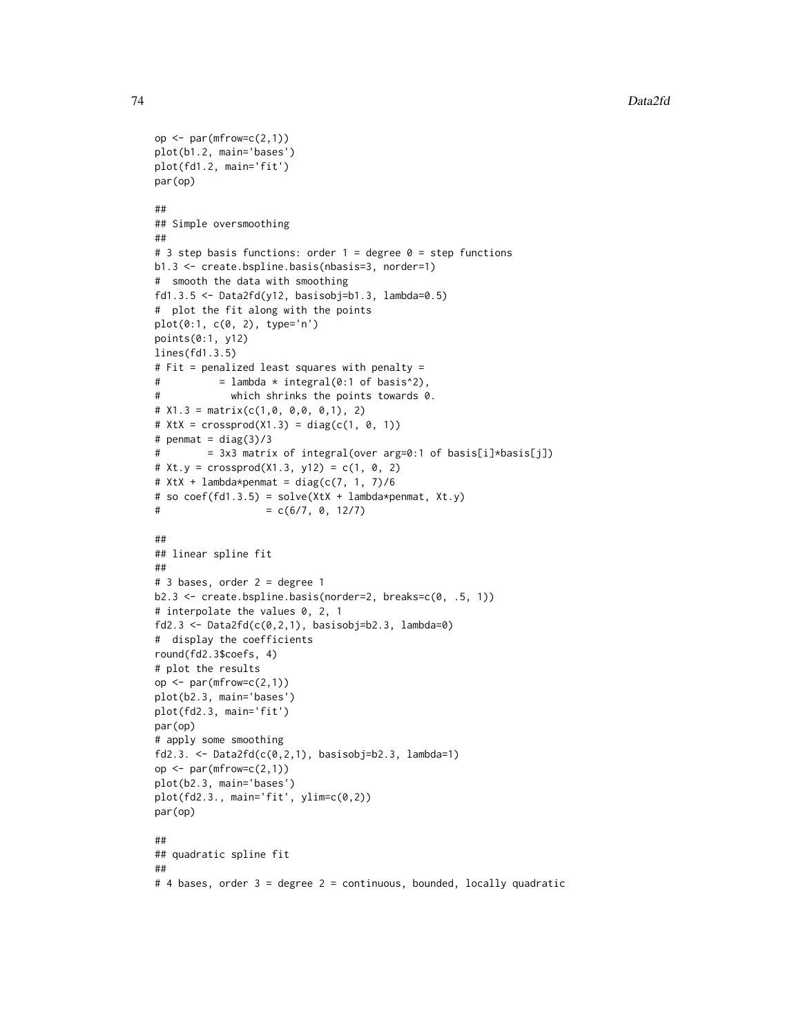```
op <- par(mfrow=c(2,1))
plot(b1.2, main='bases')
plot(fd1.2, main='fit')
par(op)

##
## Simple oversmoothing
##
# 3 step basis functions: order 1 = degree 0 = step functions
b1.3 <- create.bspline.basis(nbasis=3, norder=1)
#  smooth the data with smoothing
fd1.3.5 <- Data2fd(y12, basisobj=b1.3, lambda=0.5)
#  plot the fit along with the points
plot(0:1, c(0, 2), type='n')
points(0:1, y12)
lines(fd1.3.5)
# Fit = penalized least squares with penalty =
#          = lambda * integral(0:1 of basis^2),
#            which shrinks the points towards 0.
# X1.3 = matrix(c(1,0, 0,0, 0,1), 2)
# XtX = crossprod(X1.3) = diag(c(1, 0, 1))
# penmat = diag(3)/3
#        = 3x3 matrix of integral(over arg=0:1 of basis[i]*basis[j])
# Xt.y = crossprod(X1.3, y12) = c(1, 0, 2)
# XtX + lambda*penmat = diag(c(7, 1, 7)/6
# so coef(fd1.3.5) = solve(XtX + lambda*penmat, Xt.y)
#                  = c(6/7, 0, 12/7)

##
## linear spline fit
##
# 3 bases, order 2 = degree 1
b2.3 <- create.bspline.basis(norder=2, breaks=c(0, .5, 1))
# interpolate the values 0, 2, 1
fd2.3 <- Data2fd(c(0,2,1), basisobj=b2.3, lambda=0)
#  display the coefficients
round(fd2.3$coefs, 4)
# plot the results
op <- par(mfrow=c(2,1))
plot(b2.3, main='bases')
plot(fd2.3, main='fit')
par(op)
# apply some smoothing
fd2.3. <- Data2fd(c(0,2,1), basisobj=b2.3, lambda=1)
op <- par(mfrow=c(2,1))
plot(b2.3, main='bases')
plot(fd2.3., main='fit', ylim=c(0,2))
par(op)

##
## quadratic spline fit
##
# 4 bases, order 3 = degree 2 = continuous, bounded, locally quadratic
```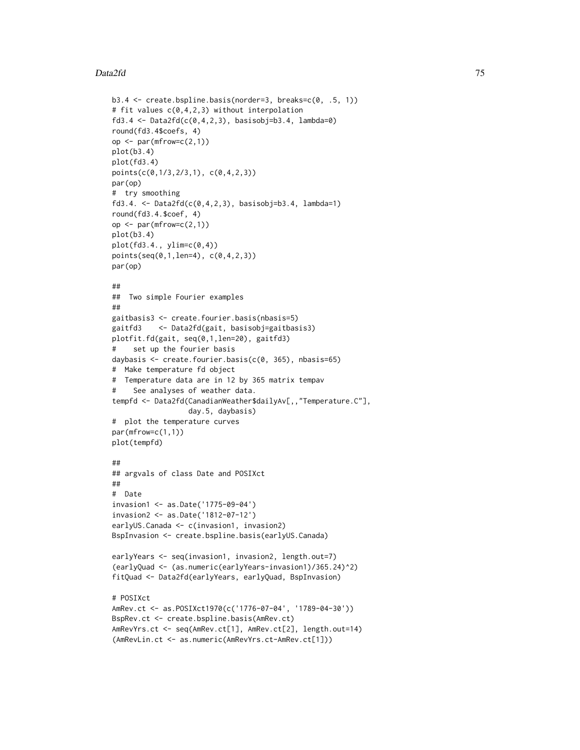```
b3.4 <- create.bspline.basis(norder=3, breaks=c(0, .5, 1))
# fit values c(0,4,2,3) without interpolation
fd3.4 <- Data2fd(c(0,4,2,3), basisobj=b3.4, lambda=0)
round(fd3.4$coefs, 4)
op <- par(mfrow=c(2,1))
plot(b3.4)
plot(fd3.4)
points(c(0,1/3,2/3,1), c(0,4,2,3))
par(op)
#  try smoothing
fd3.4. <- Data2fd(c(0,4,2,3), basisobj=b3.4, lambda=1)
round(fd3.4.$coef, 4)
op <- par(mfrow=c(2,1))
plot(b3.4)
plot(fd3.4., ylim=c(0,4))
points(seq(0,1,len=4), c(0,4,2,3))
par(op)

##
##  Two simple Fourier examples
##
gaitbasis3 <- create.fourier.basis(nbasis=5)
gaitfd3    <- Data2fd(gait, basisobj=gaitbasis3)
plotfit.fd(gait, seq(0,1,len=20), gaitfd3)
#    set up the fourier basis
daybasis <- create.fourier.basis(c(0, 365), nbasis=65)
#  Make temperature fd object
#  Temperature data are in 12 by 365 matrix tempav
#    See analyses of weather data.
tempfd <- Data2fd(CanadianWeather$dailyAv[,,"Temperature.C"],
                  day.5, daybasis)
#  plot the temperature curves
par(mfrow=c(1,1))
plot(tempfd)

##
## argvals of class Date and POSIXct
##
#  Date
invasion1 <- as.Date('1775-09-04')
invasion2 <- as.Date('1812-07-12')
earlyUS.Canada <- c(invasion1, invasion2)
BspInvasion <- create.bspline.basis(earlyUS.Canada)

earlyYears <- seq(invasion1, invasion2, length.out=7)
(earlyQuad <- (as.numeric(earlyYears-invasion1)/365.24)^2)
fitQuad <- Data2fd(earlyYears, earlyQuad, BspInvasion)

# POSIXct
AmRev.ct <- as.POSIXct1970(c('1776-07-04', '1789-04-30'))
BspRev.ct <- create.bspline.basis(AmRev.ct)
AmRevYrs.ct <- seq(AmRev.ct[1], AmRev.ct[2], length.out=14)
(AmRevLin.ct <- as.numeric(AmRevYrs.ct-AmRev.ct[1]))
```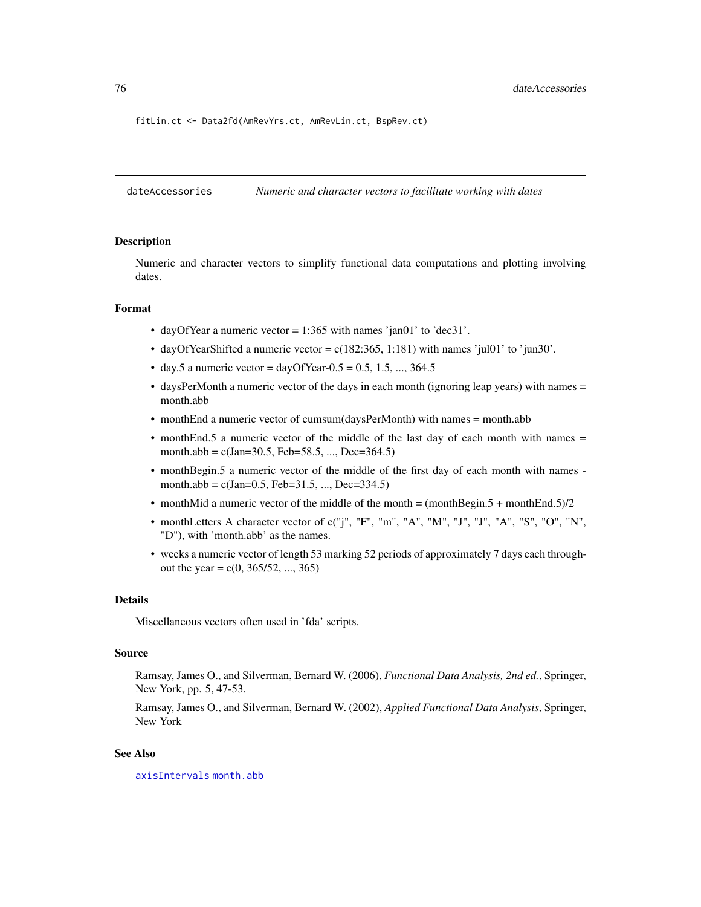```
fitLin.ct <- Data2fd(AmRevYrs.ct, AmRevLin.ct, BspRev.ct)
```

## dateAccessories — *Numeric and character vectors to facilitate working with dates*

### Description

Numeric and character vectors to simplify functional data computations and plotting involving dates.

### Format

- dayOfYear a numeric vector = 1:365 with names 'jan01' to 'dec31'.
- dayOfYearShifted a numeric vector = c(182:365, 1:181) with names 'jul01' to 'jun30'.
- day.5 a numeric vector = dayOfYear-0.5 = 0.5, 1.5, ..., 364.5
- daysPerMonth a numeric vector of the days in each month (ignoring leap years) with names = month.abb
- monthEnd a numeric vector of cumsum(daysPerMonth) with names = month.abb
- monthEnd.5 a numeric vector of the middle of the last day of each month with names = month.abb = c(Jan=30.5, Feb=58.5, ..., Dec=364.5)
- monthBegin.5 a numeric vector of the middle of the first day of each month with names - month.abb = c(Jan=0.5, Feb=31.5, ..., Dec=334.5)
- monthMid a numeric vector of the middle of the month = (monthBegin.5 + monthEnd.5)/2
- monthLetters A character vector of c("j", "F", "m", "A", "M", "J", "J", "A", "S", "O", "N", "D"), with 'month.abb' as the names.
- weeks a numeric vector of length 53 marking 52 periods of approximately 7 days each throughout the year = c(0, 365/52, ..., 365)

### Details

Miscellaneous vectors often used in 'fda' scripts.

### Source

Ramsay, James O., and Silverman, Bernard W. (2006), *Functional Data Analysis, 2nd ed.*, Springer, New York, pp. 5, 47-53.

Ramsay, James O., and Silverman, Bernard W. (2002), *Applied Functional Data Analysis*, Springer, New York

### See Also

axisIntervals month.abb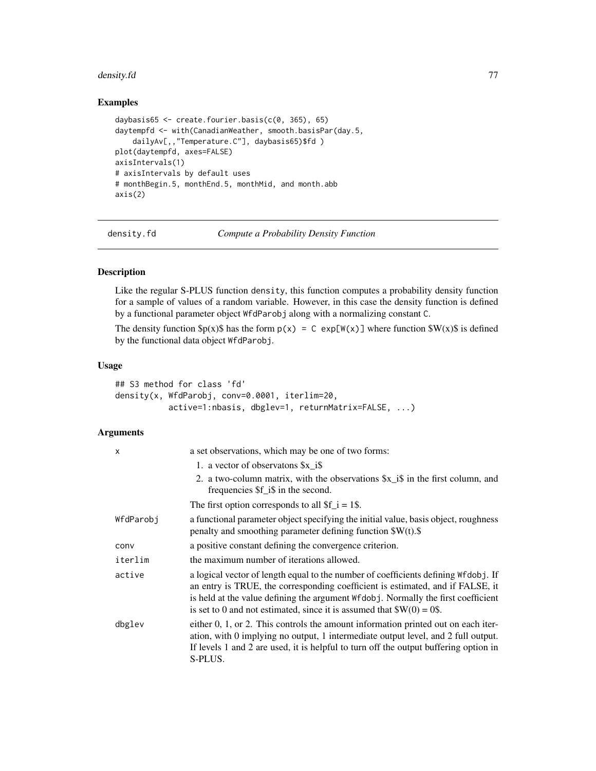## Examples

```
daybasis65 <- create.fourier.basis(c(0, 365), 65)
daytempfd <- with(CanadianWeather, smooth.basisPar(day.5,
    dailyAv[,,"Temperature.C"], daybasis65)$fd )
plot(daytempfd, axes=FALSE)
axisIntervals(1)
# axisIntervals by default uses
# monthBegin.5, monthEnd.5, monthMid, and month.abb
axis(2)
```

---

# density.fd — *Compute a Probability Density Function*

## Description

Like the regular S-PLUS function `density`, this function computes a probability density function for a sample of values of a random variable. However, in this case the density function is defined by a functional parameter object `WfdParobj` along with a normalizing constant `C`.

The density function $p(x)$ has the form `p(x) = C exp[W(x)]` where function $W(x)$ is defined by the functional data object `WfdParobj`.

## Usage

```
## S3 method for class 'fd'
density(x, WfdParobj, conv=0.0001, iterlim=20,
           active=1:nbasis, dbglev=1, returnMatrix=FALSE, ...)
```

## Arguments

| | |
|---|---|
| `x` | a set observations, which may be one of two forms: 1. a vector of observatons $x_i$ 2. a two-column matrix, with the observations $x_i$ in the first column, and frequencies $f_i$ in the second. The first option corresponds to all $f_i = 1$. |
| `WfdParobj` | a functional parameter object specifying the initial value, basis object, roughness penalty and smoothing parameter defining function $W(t).$ |
| `conv` | a positive constant defining the convergence criterion. |
| `iterlim` | the maximum number of iterations allowed. |
| `active` | a logical vector of length equal to the number of coefficients defining `Wfdobj`. If an entry is TRUE, the corresponding coefficient is estimated, and if FALSE, it is held at the value defining the argument `Wfdobj`. Normally the first coefficient is set to 0 and not estimated, since it is assumed that $W(0) = 0$. |
| `dbglev` | either 0, 1, or 2. This controls the amount information printed out on each iteration, with 0 implying no output, 1 intermediate output level, and 2 full output. If levels 1 and 2 are used, it is helpful to turn off the output buffering option in S-PLUS. |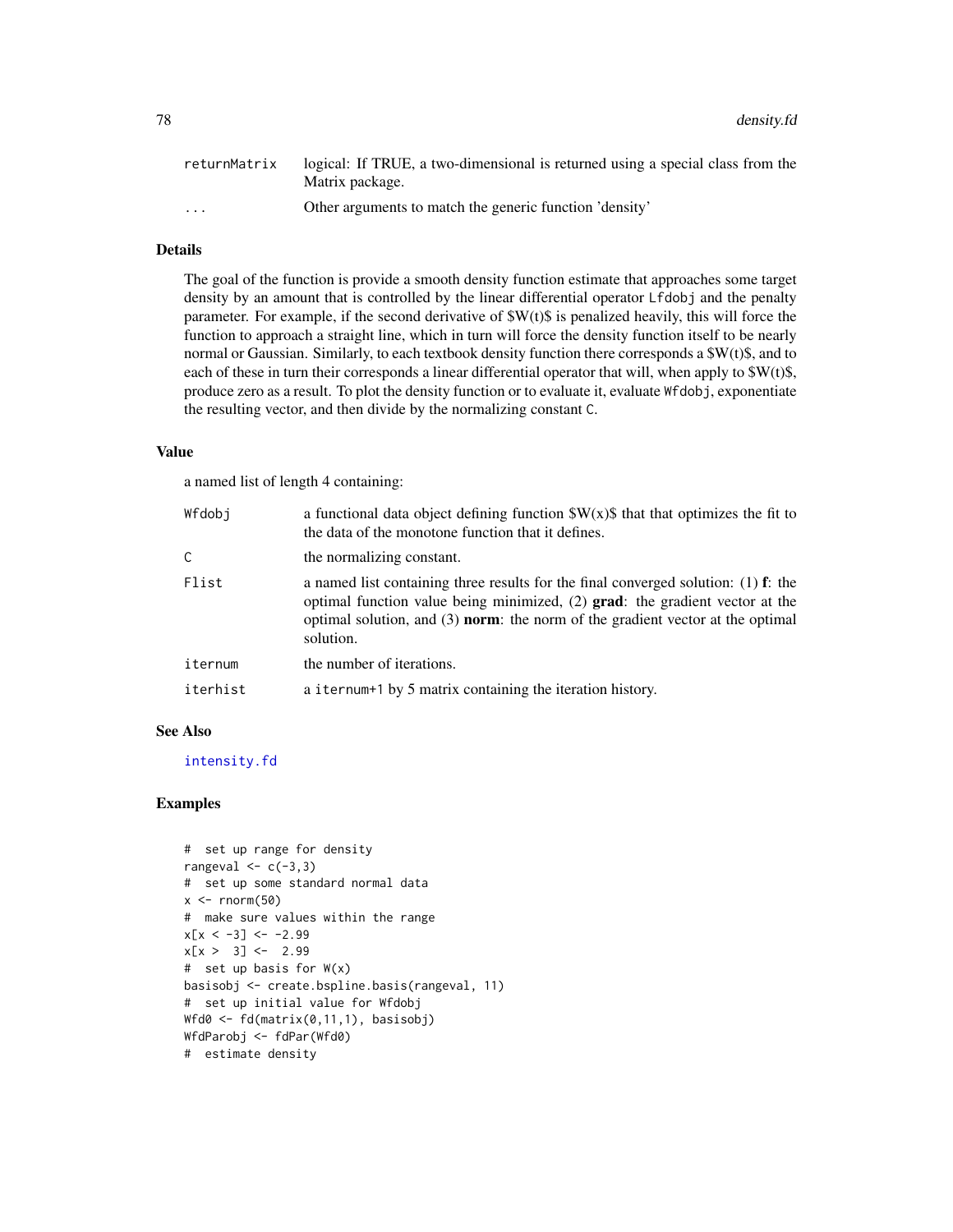| | |
|---|---|
| returnMatrix | logical: If TRUE, a two-dimensional is returned using a special class from the Matrix package. |
| ... | Other arguments to match the generic function 'density' |

## Details

The goal of the function is provide a smooth density function estimate that approaches some target density by an amount that is controlled by the linear differential operator Lfdobj and the penalty parameter. For example, if the second derivative of $W(t)$ is penalized heavily, this will force the function to approach a straight line, which in turn will force the density function itself to be nearly normal or Gaussian. Similarly, to each textbook density function there corresponds a $W(t)$, and to each of these in turn their corresponds a linear differential operator that will, when apply to $W(t)$, produce zero as a result. To plot the density function or to evaluate it, evaluate Wfdobj, exponentiate the resulting vector, and then divide by the normalizing constant C.

## Value

a named list of length 4 containing:

| | |
|---|---|
| Wfdobj | a functional data object defining function $W(x)$ that that optimizes the fit to the data of the monotone function that it defines. |
| C | the normalizing constant. |
| Flist | a named list containing three results for the final converged solution: (1) **f**: the optimal function value being minimized, (2) **grad**: the gradient vector at the optimal solution, and (3) **norm**: the norm of the gradient vector at the optimal solution. |
| iternum | the number of iterations. |
| iterhist | a iternum+1 by 5 matrix containing the iteration history. |

## See Also

intensity.fd

## Examples

```
#  set up range for density
rangeval <- c(-3,3)
#  set up some standard normal data
x <- rnorm(50)
#  make sure values within the range
x[x < -3] <- -2.99
x[x >  3] <-  2.99
#  set up basis for W(x)
basisobj <- create.bspline.basis(rangeval, 11)
#  set up initial value for Wfdobj
Wfd0 <- fd(matrix(0,11,1), basisobj)
WfdParobj <- fdPar(Wfd0)
#  estimate density
```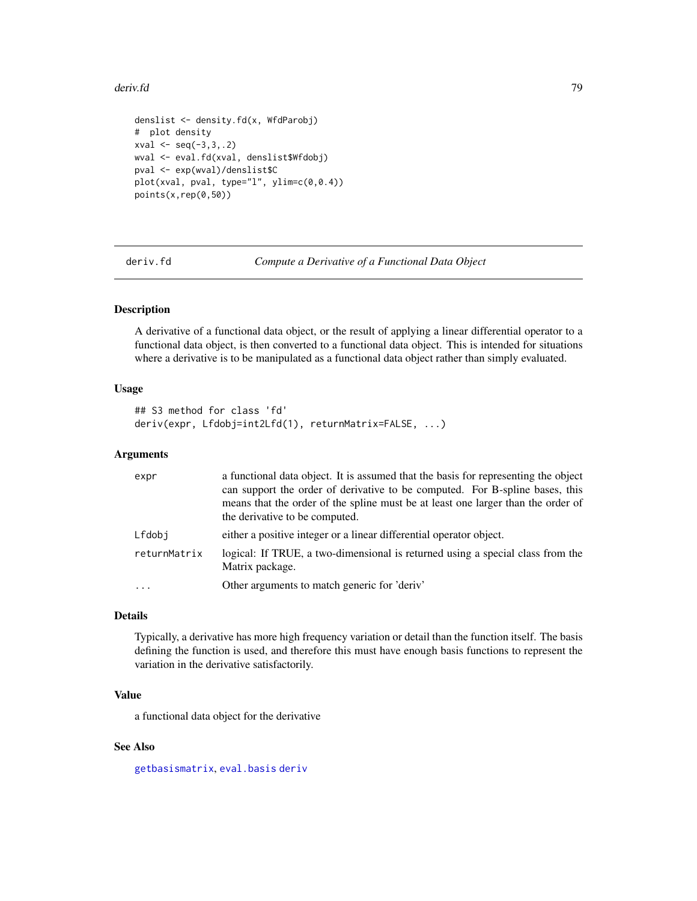```
denslist <- density.fd(x, WfdParobj)
#  plot density
xval <- seq(-3,3,.2)
wval <- eval.fd(xval, denslist$Wfdobj)
pval <- exp(wval)/denslist$C
plot(xval, pval, type="l", ylim=c(0,0.4))
points(x,rep(0,50))
```

## deriv.fd *Compute a Derivative of a Functional Data Object*

### Description

A derivative of a functional data object, or the result of applying a linear differential operator to a functional data object, is then converted to a functional data object. This is intended for situations where a derivative is to be manipulated as a functional data object rather than simply evaluated.

### Usage

```
## S3 method for class 'fd'
deriv(expr, Lfdobj=int2Lfd(1), returnMatrix=FALSE, ...)
```

### Arguments

| | |
|---|---|
| `expr` | a functional data object. It is assumed that the basis for representing the object can support the order of derivative to be computed. For B-spline bases, this means that the order of the spline must be at least one larger than the order of the derivative to be computed. |
| `Lfdobj` | either a positive integer or a linear differential operator object. |
| `returnMatrix` | logical: If TRUE, a two-dimensional is returned using a special class from the Matrix package. |
| `...` | Other arguments to match generic for 'deriv' |

### Details

Typically, a derivative has more high frequency variation or detail than the function itself. The basis defining the function is used, and therefore this must have enough basis functions to represent the variation in the derivative satisfactorily.

### Value

a functional data object for the derivative

### See Also

getbasismatrix, eval.basis deriv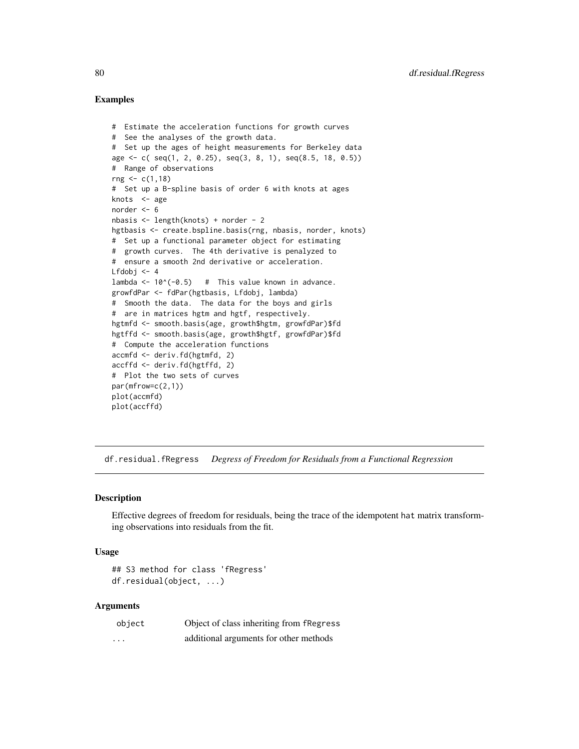## Examples

```
#  Estimate the acceleration functions for growth curves
#  See the analyses of the growth data.
#  Set up the ages of height measurements for Berkeley data
age <- c( seq(1, 2, 0.25), seq(3, 8, 1), seq(8.5, 18, 0.5))
#  Range of observations
rng <- c(1,18)
#  Set up a B-spline basis of order 6 with knots at ages
knots  <- age
norder <- 6
nbasis <- length(knots) + norder - 2
hgtbasis <- create.bspline.basis(rng, nbasis, norder, knots)
#  Set up a functional parameter object for estimating
#  growth curves.  The 4th derivative is penalyzed to
#  ensure a smooth 2nd derivative or acceleration.
Lfdobj <- 4
lambda <- 10^(-0.5)   #  This value known in advance.
growfdPar <- fdPar(hgtbasis, Lfdobj, lambda)
#  Smooth the data.  The data for the boys and girls
#  are in matrices hgtm and hgtf, respectively.
hgtmfd <- smooth.basis(age, growth$hgtm, growfdPar)$fd
hgtffd <- smooth.basis(age, growth$hgtf, growfdPar)$fd
#  Compute the acceleration functions
accmfd <- deriv.fd(hgtmfd, 2)
accffd <- deriv.fd(hgtffd, 2)
#  Plot the two sets of curves
par(mfrow=c(2,1))
plot(accmfd)
plot(accffd)
```

---

# df.residual.fRegress    *Degress of Freedom for Residuals from a Functional Regression*

## Description

Effective degrees of freedom for residuals, being the trace of the idempotent hat matrix transforming observations into residuals from the fit.

## Usage

```
## S3 method for class 'fRegress'
df.residual(object, ...)
```

## Arguments

| | |
|---|---|
| object | Object of class inheriting from fRegress |
| ... | additional arguments for other methods |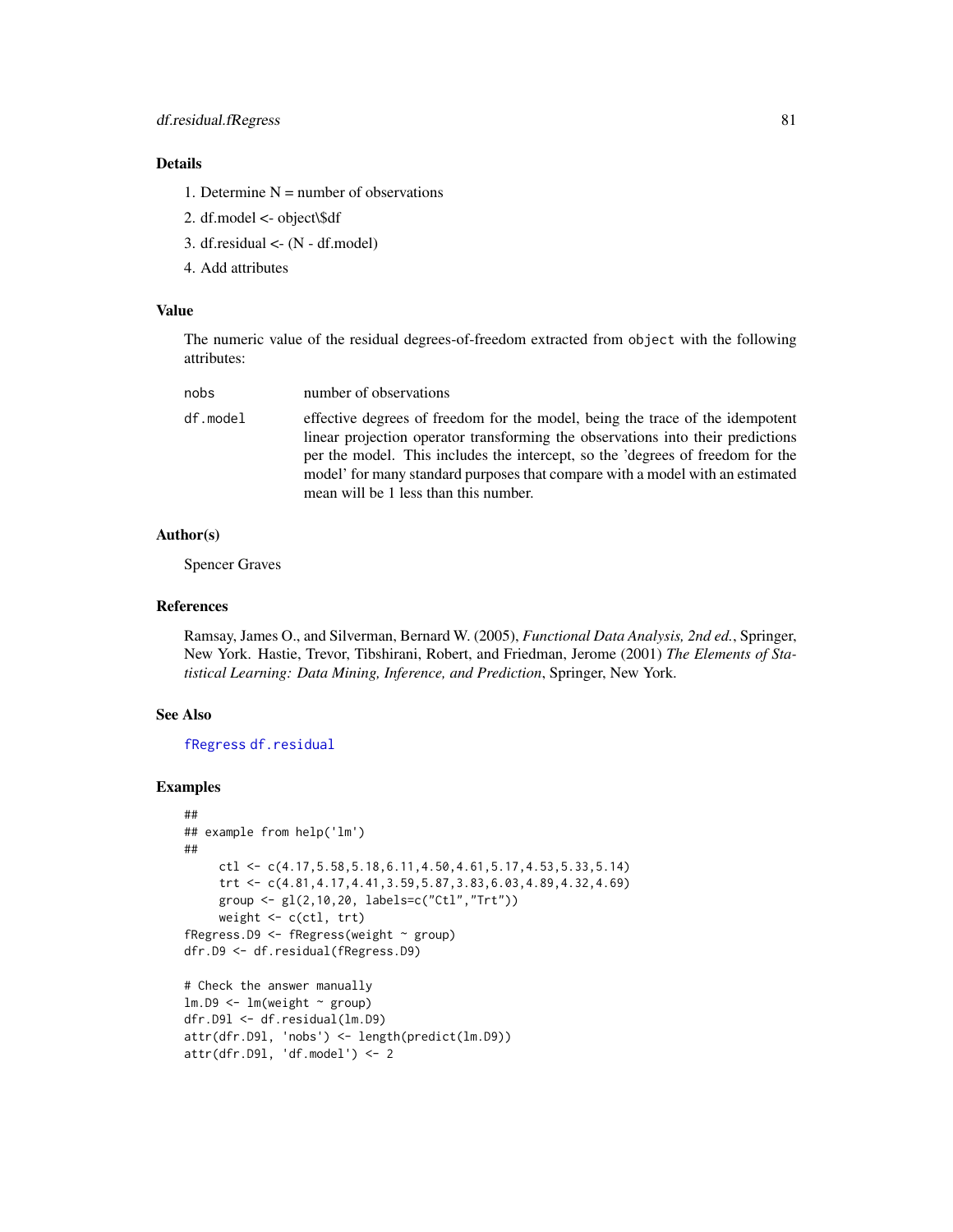### Details

1. Determine N = number of observations
2. df.model <- object\$df
3. df.residual <- (N - df.model)
4. Add attributes

### Value

The numeric value of the residual degrees-of-freedom extracted from `object` with the following attributes:

| | |
|---|---|
| `nobs` | number of observations |
| `df.model` | effective degrees of freedom for the model, being the trace of the idempotent linear projection operator transforming the observations into their predictions per the model. This includes the intercept, so the 'degrees of freedom for the model' for many standard purposes that compare with a model with an estimated mean will be 1 less than this number. |

### Author(s)

Spencer Graves

### References

Ramsay, James O., and Silverman, Bernard W. (2005), *Functional Data Analysis, 2nd ed.*, Springer, New York. Hastie, Trevor, Tibshirani, Robert, and Friedman, Jerome (2001) *The Elements of Statistical Learning: Data Mining, Inference, and Prediction*, Springer, New York.

### See Also

`fRegress` `df.residual`

### Examples

```
##
## example from help('lm')
##
     ctl <- c(4.17,5.58,5.18,6.11,4.50,4.61,5.17,4.53,5.33,5.14)
     trt <- c(4.81,4.17,4.41,3.59,5.87,3.83,6.03,4.89,4.32,4.69)
     group <- gl(2,10,20, labels=c("Ctl","Trt"))
     weight <- c(ctl, trt)
fRegress.D9 <- fRegress(weight ~ group)
dfr.D9 <- df.residual(fRegress.D9)

# Check the answer manually
lm.D9 <- lm(weight ~ group)
dfr.D9l <- df.residual(lm.D9)
attr(dfr.D9l, 'nobs') <- length(predict(lm.D9))
attr(dfr.D9l, 'df.model') <- 2
```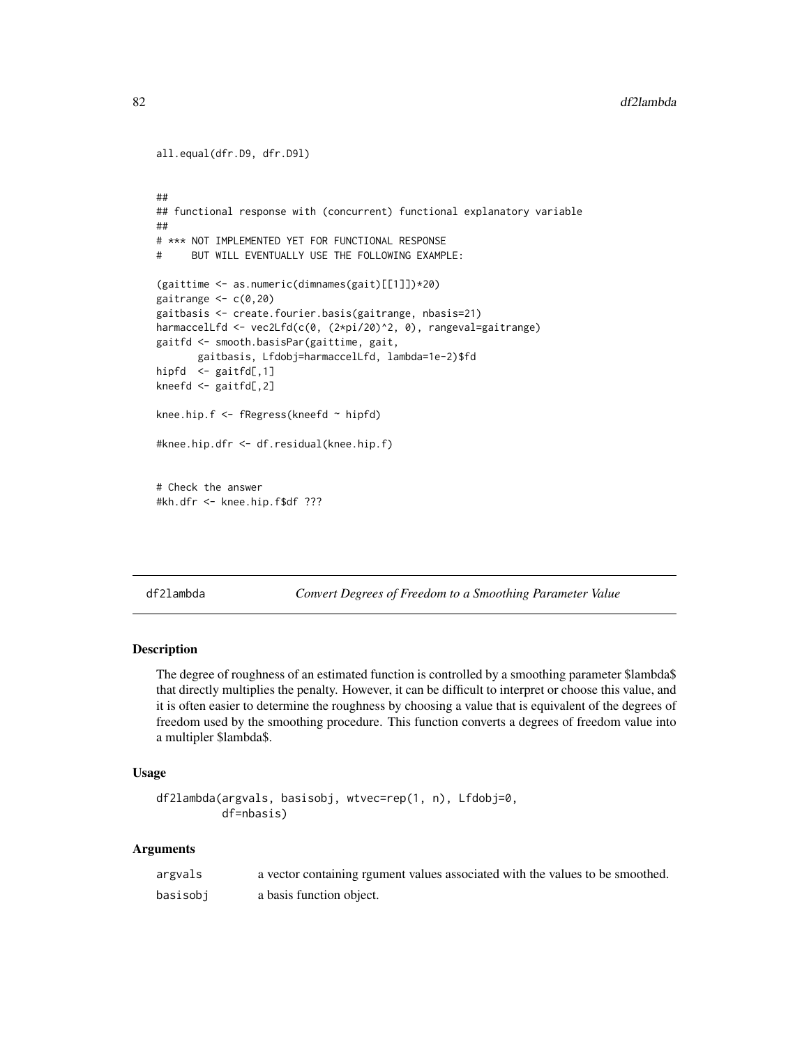```
all.equal(dfr.D9, dfr.D9l)


##
## functional response with (concurrent) functional explanatory variable
##
# *** NOT IMPLEMENTED YET FOR FUNCTIONAL RESPONSE
#     BUT WILL EVENTUALLY USE THE FOLLOWING EXAMPLE:

(gaittime <- as.numeric(dimnames(gait)[[1]])*20)
gaitrange <- c(0,20)
gaitbasis <- create.fourier.basis(gaitrange, nbasis=21)
harmaccelLfd <- vec2Lfd(c(0, (2*pi/20)^2, 0), rangeval=gaitrange)
gaitfd <- smooth.basisPar(gaittime, gait,
       gaitbasis, Lfdobj=harmaccelLfd, lambda=1e-2)$fd
hipfd  <- gaitfd[,1]
kneefd <- gaitfd[,2]

knee.hip.f <- fRegress(kneefd ~ hipfd)

#knee.hip.dfr <- df.residual(knee.hip.f)


# Check the answer
#kh.dfr <- knee.hip.f$df ???
```

## df2lambda — *Convert Degrees of Freedom to a Smoothing Parameter Value*

### Description

The degree of roughness of an estimated function is controlled by a smoothing parameter $lambda$ that directly multiplies the penalty. However, it can be difficult to interpret or choose this value, and it is often easier to determine the roughness by choosing a value that is equivalent of the degrees of freedom used by the smoothing procedure. This function converts a degrees of freedom value into a multipler $lambda$.

### Usage

```
df2lambda(argvals, basisobj, wtvec=rep(1, n), Lfdobj=0,
          df=nbasis)
```

### Arguments

| | |
|---|---|
| argvals | a vector containing rgument values associated with the values to be smoothed. |
| basisobj | a basis function object. |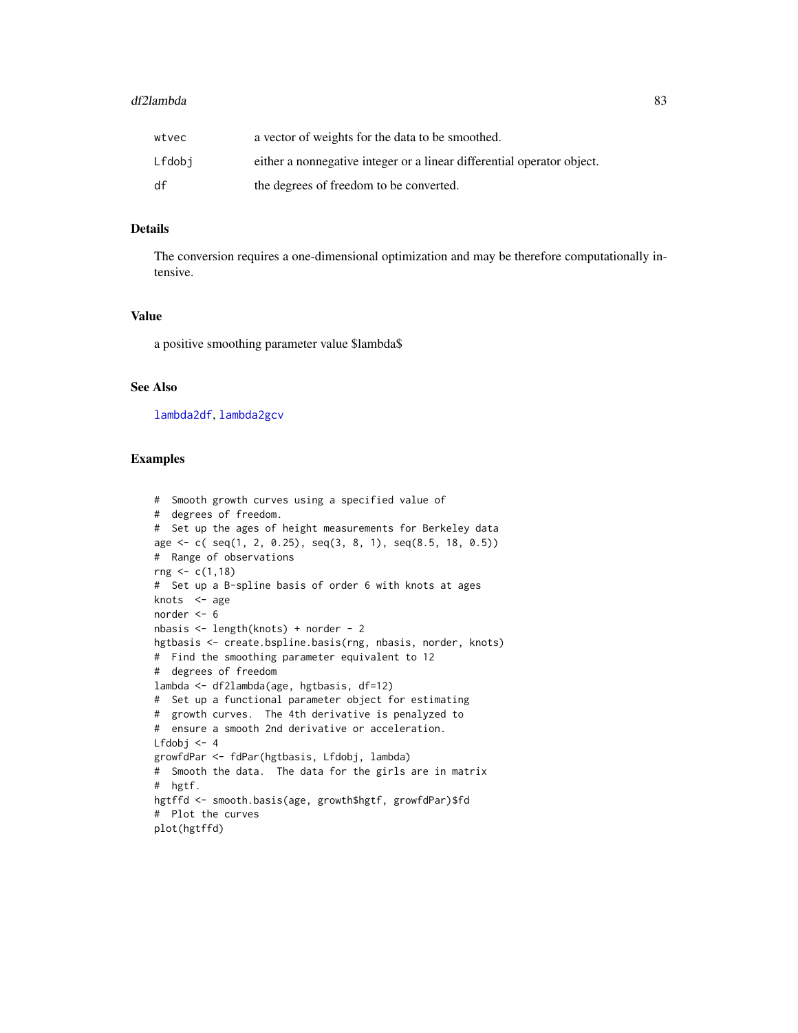| | |
|---|---|
| wtvec | a vector of weights for the data to be smoothed. |
| Lfdobj | either a nonnegative integer or a linear differential operator object. |
| df | the degrees of freedom to be converted. |

## Details

The conversion requires a one-dimensional optimization and may be therefore computationally intensive.

## Value

a positive smoothing parameter value $lambda$

## See Also

lambda2df, lambda2gcv

## Examples

```
#  Smooth growth curves using a specified value of
#  degrees of freedom.
#  Set up the ages of height measurements for Berkeley data
age <- c( seq(1, 2, 0.25), seq(3, 8, 1), seq(8.5, 18, 0.5))
#  Range of observations
rng <- c(1,18)
#  Set up a B-spline basis of order 6 with knots at ages
knots  <- age
norder <- 6
nbasis <- length(knots) + norder - 2
hgtbasis <- create.bspline.basis(rng, nbasis, norder, knots)
#  Find the smoothing parameter equivalent to 12
#  degrees of freedom
lambda <- df2lambda(age, hgtbasis, df=12)
#  Set up a functional parameter object for estimating
#  growth curves.  The 4th derivative is penalyzed to
#  ensure a smooth 2nd derivative or acceleration.
Lfdobj <- 4
growfdPar <- fdPar(hgtbasis, Lfdobj, lambda)
#  Smooth the data.  The data for the girls are in matrix
#  hgtf.
hgtffd <- smooth.basis(age, growth$hgtf, growfdPar)$fd
#  Plot the curves
plot(hgtffd)
```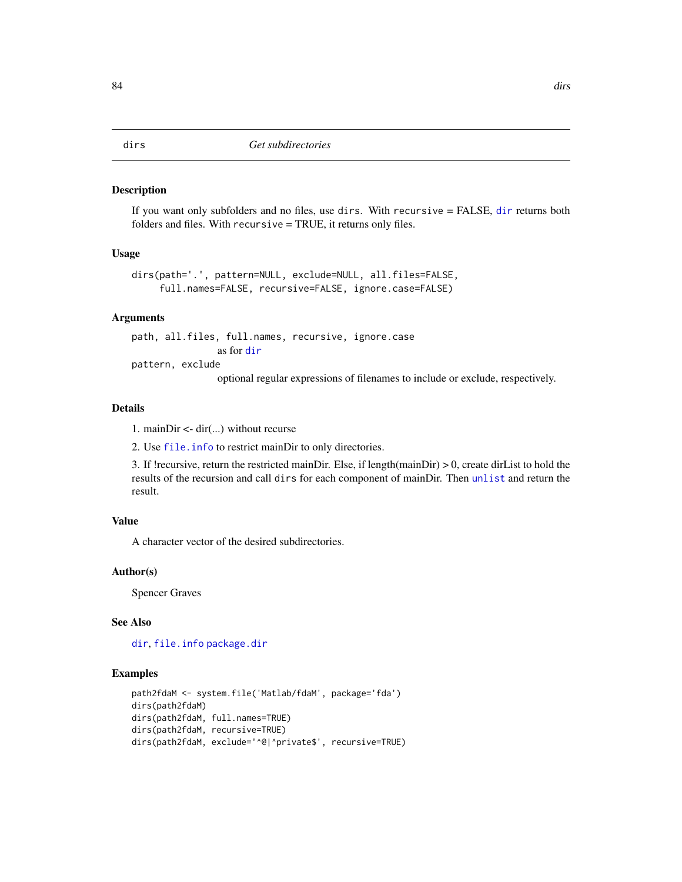## dirs *Get subdirectories*

### Description

If you want only subfolders and no files, use `dirs`. With `recursive` = FALSE, `dir` returns both folders and files. With `recursive` = TRUE, it returns only files.

### Usage

```
dirs(path='.', pattern=NULL, exclude=NULL, all.files=FALSE,
     full.names=FALSE, recursive=FALSE, ignore.case=FALSE)
```

### Arguments

`path, all.files, full.names, recursive, ignore.case`
: as for `dir`

`pattern, exclude`
: optional regular expressions of filenames to include or exclude, respectively.

### Details

1. mainDir <- dir(...) without recurse

2. Use `file.info` to restrict mainDir to only directories.

3. If !recursive, return the restricted mainDir. Else, if length(mainDir) > 0, create dirList to hold the results of the recursion and call `dirs` for each component of mainDir. Then `unlist` and return the result.

### Value

A character vector of the desired subdirectories.

### Author(s)

Spencer Graves

### See Also

`dir`, `file.info` `package.dir`

### Examples

```
path2fdaM <- system.file('Matlab/fdaM', package='fda')
dirs(path2fdaM)
dirs(path2fdaM, full.names=TRUE)
dirs(path2fdaM, recursive=TRUE)
dirs(path2fdaM, exclude='^@|^private$', recursive=TRUE)
```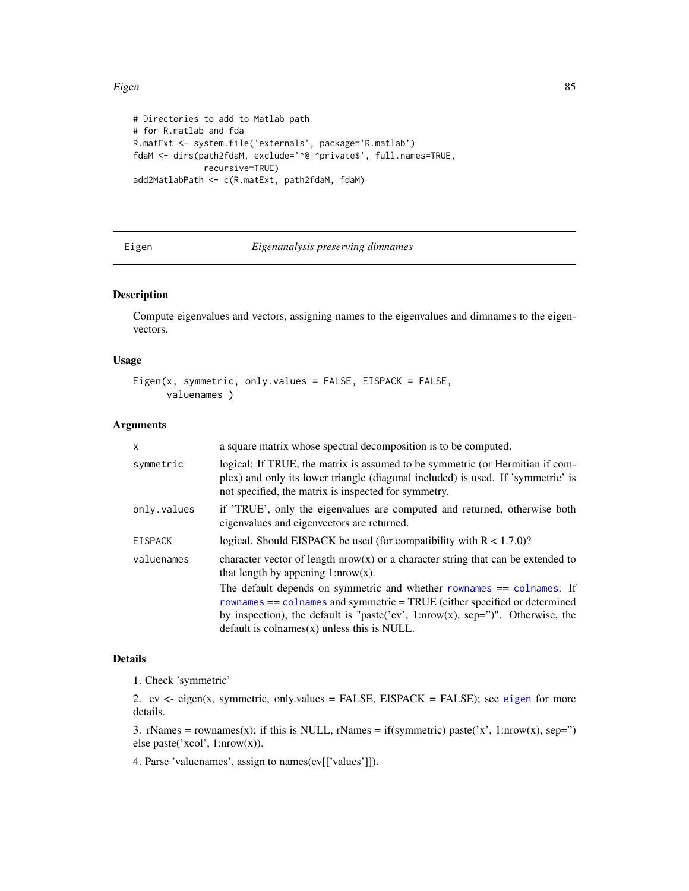```
# Directories to add to Matlab path
# for R.matlab and fda
R.matExt <- system.file('externals', package='R.matlab')
fdaM <- dirs(path2fdaM, exclude='^@|^private$', full.names=TRUE,
              recursive=TRUE)
add2MatlabPath <- c(R.matExt, path2fdaM, fdaM)
```

---

## Eigen — *Eigenanalysis preserving dimnames*

### Description

Compute eigenvalues and vectors, assigning names to the eigenvalues and dimnames to the eigenvectors.

### Usage

```
Eigen(x, symmetric, only.values = FALSE, EISPACK = FALSE,
      valuenames )
```

### Arguments

| | |
|---|---|
| `x` | a square matrix whose spectral decomposition is to be computed. |
| `symmetric` | logical: If TRUE, the matrix is assumed to be symmetric (or Hermitian if complex) and only its lower triangle (diagonal included) is used. If 'symmetric' is not specified, the matrix is inspected for symmetry. |
| `only.values` | if 'TRUE', only the eigenvalues are computed and returned, otherwise both eigenvalues and eigenvectors are returned. |
| `EISPACK` | logical. Should EISPACK be used (for compatibility with R < 1.7.0)? |
| `valuenames` | character vector of length nrow(x) or a character string that can be extended to that length by appening 1:nrow(x). The default depends on symmetric and whether `rownames` == `colnames`: If `rownames` == `colnames` and symmetric = TRUE (either specified or determined by inspection), the default is "paste('ev', 1:nrow(x), sep='')". Otherwise, the default is colnames(x) unless this is NULL. |

### Details

1. Check 'symmetric'

2. ev <- eigen(x, symmetric, only.values = FALSE, EISPACK = FALSE); see `eigen` for more details.

3. rNames = rownames(x); if this is NULL, rNames = if(symmetric) paste('x', 1:nrow(x), sep='') else paste('xcol', 1:nrow(x)).

4. Parse 'valuenames', assign to names(ev[['values']]).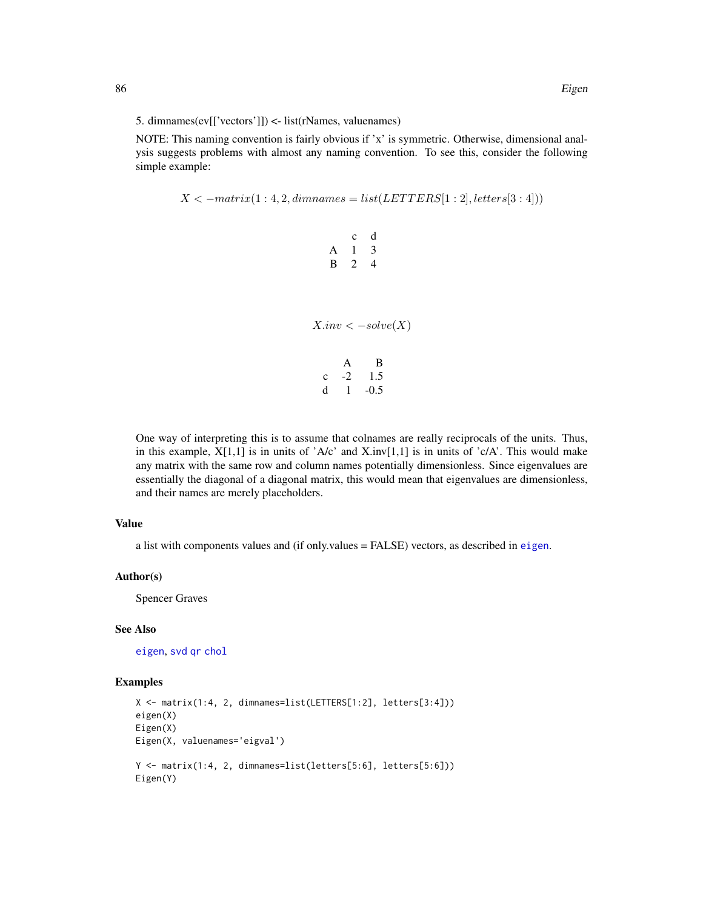5. dimnames(ev[['vectors']]) <- list(rNames, valuenames)

NOTE: This naming convention is fairly obvious if 'x' is symmetric. Otherwise, dimensional analysis suggests problems with almost any naming convention. To see this, consider the following simple example:

$$X < -matrix(1:4, 2, dimnames = list(LETTERS[1:2], letters[3:4]))$$

| | c | d |
|---|---|---|
| A | 1 | 3 |
| B | 2 | 4 |

$$X.inv < -solve(X)$$

| | A | B |
|---|---|---|
| c | -2 | 1.5 |
| d | 1 | -0.5 |

One way of interpreting this is to assume that colnames are really reciprocals of the units. Thus, in this example, X[1,1] is in units of 'A/c' and X.inv[1,1] is in units of 'c/A'. This would make any matrix with the same row and column names potentially dimensionless. Since eigenvalues are essentially the diagonal of a diagonal matrix, this would mean that eigenvalues are dimensionless, and their names are merely placeholders.

### Value

a list with components values and (if only.values = FALSE) vectors, as described in eigen.

### Author(s)

Spencer Graves

### See Also

eigen, svd qr chol

### Examples

```
X <- matrix(1:4, 2, dimnames=list(LETTERS[1:2], letters[3:4]))
eigen(X)
Eigen(X)
Eigen(X, valuenames='eigval')

Y <- matrix(1:4, 2, dimnames=list(letters[5:6], letters[5:6]))
Eigen(Y)
```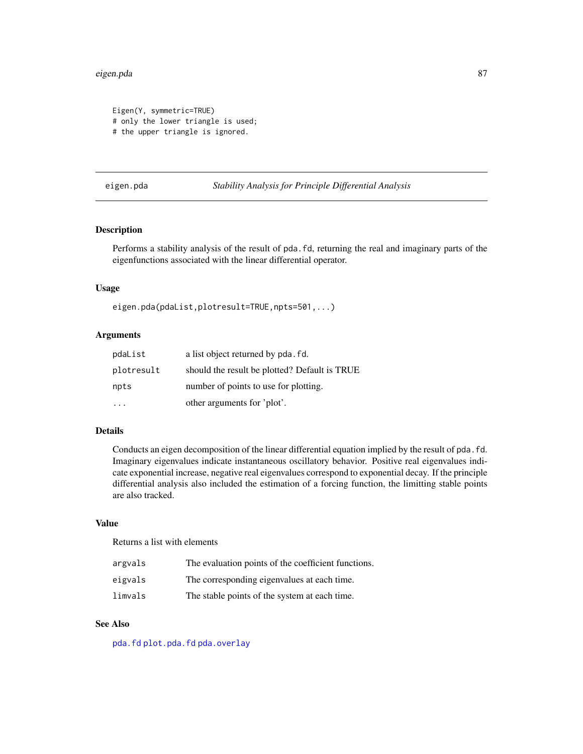```
Eigen(Y, symmetric=TRUE)
# only the lower triangle is used;
# the upper triangle is ignored.
```

---

## eigen.pda *Stability Analysis for Principle Differential Analysis*

---

### Description

Performs a stability analysis of the result of `pda.fd`, returning the real and imaginary parts of the eigenfunctions associated with the linear differential operator.

### Usage

```
eigen.pda(pdaList,plotresult=TRUE,npts=501,...)
```

### Arguments

| | |
|---|---|
| `pdaList` | a list object returned by `pda.fd`. |
| `plotresult` | should the result be plotted? Default is TRUE |
| `npts` | number of points to use for plotting. |
| `...` | other arguments for 'plot'. |

### Details

Conducts an eigen decomposition of the linear differential equation implied by the result of `pda.fd`. Imaginary eigenvalues indicate instantaneous oscillatory behavior. Positive real eigenvalues indicate exponential increase, negative real eigenvalues correspond to exponential decay. If the principle differential analysis also included the estimation of a forcing function, the limitting stable points are also tracked.

### Value

Returns a list with elements

| | |
|---|---|
| `argvals` | The evaluation points of the coefficient functions. |
| `eigvals` | The corresponding eigenvalues at each time. |
| `limvals` | The stable points of the system at each time. |

### See Also

`pda.fd` `plot.pda.fd` `pda.overlay`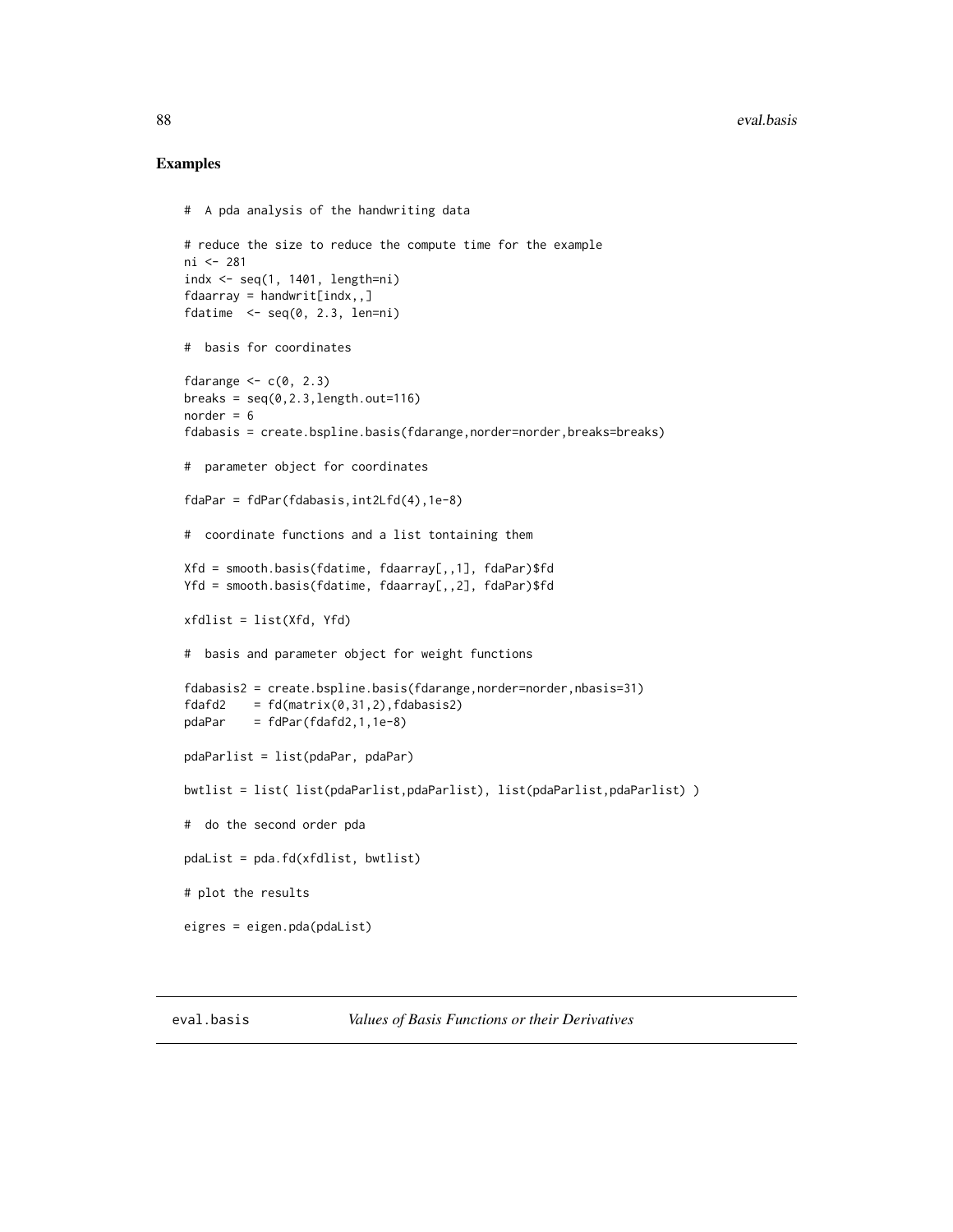## Examples

```
#  A pda analysis of the handwriting data

# reduce the size to reduce the compute time for the example
ni <- 281
indx <- seq(1, 1401, length=ni)
fdaarray = handwrit[indx,,]
fdatime  <- seq(0, 2.3, len=ni)

#  basis for coordinates

fdarange <- c(0, 2.3)
breaks = seq(0,2.3,length.out=116)
norder = 6
fdabasis = create.bspline.basis(fdarange,norder=norder,breaks=breaks)

#  parameter object for coordinates

fdaPar = fdPar(fdabasis,int2Lfd(4),1e-8)

#  coordinate functions and a list tontaining them

Xfd = smooth.basis(fdatime, fdaarray[,,1], fdaPar)$fd
Yfd = smooth.basis(fdatime, fdaarray[,,2], fdaPar)$fd

xfdlist = list(Xfd, Yfd)

#  basis and parameter object for weight functions

fdabasis2 = create.bspline.basis(fdarange,norder=norder,nbasis=31)
fdafd2    = fd(matrix(0,31,2),fdabasis2)
pdaPar    = fdPar(fdafd2,1,1e-8)

pdaParlist = list(pdaPar, pdaPar)

bwtlist = list( list(pdaParlist,pdaParlist), list(pdaParlist,pdaParlist) )

#  do the second order pda

pdaList = pda.fd(xfdlist, bwtlist)

# plot the results

eigres = eigen.pda(pdaList)
```

---

eval.basis *Values of Basis Functions or their Derivatives*

---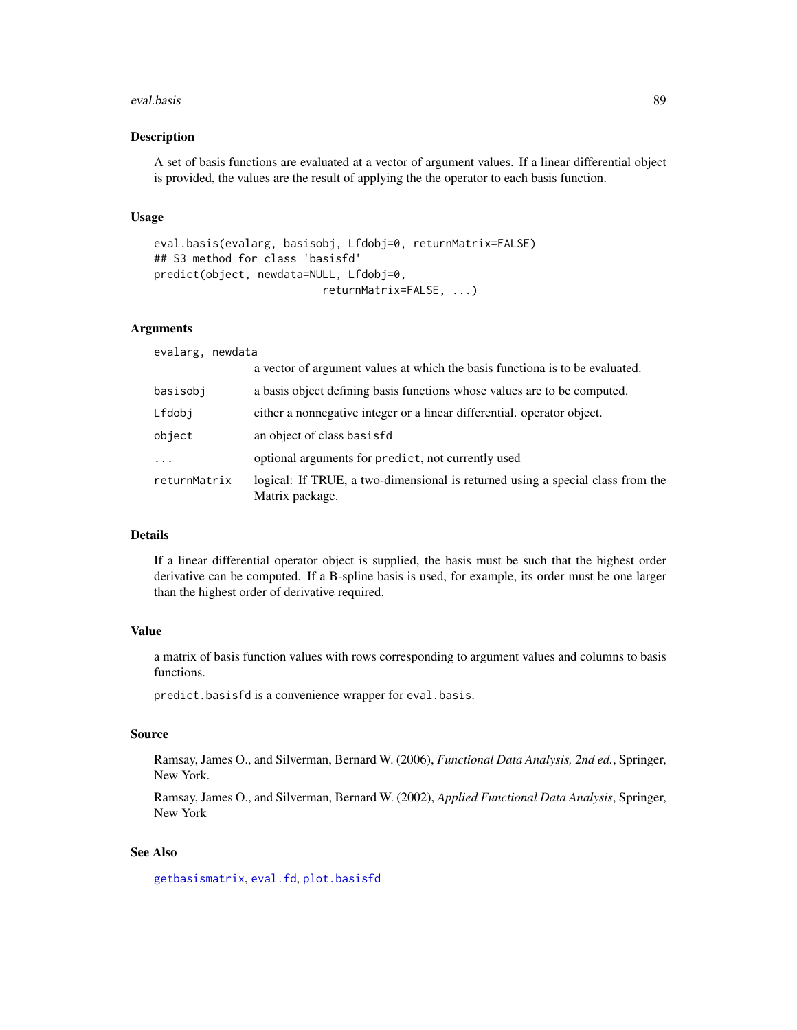## Description

A set of basis functions are evaluated at a vector of argument values. If a linear differential object is provided, the values are the result of applying the the operator to each basis function.

## Usage

```
eval.basis(evalarg, basisobj, Lfdobj=0, returnMatrix=FALSE)
## S3 method for class 'basisfd'
predict(object, newdata=NULL, Lfdobj=0,
                         returnMatrix=FALSE, ...)
```

## Arguments

| | |
|---|---|
| `evalarg, newdata` | a vector of argument values at which the basis functiona is to be evaluated. |
| `basisobj` | a basis object defining basis functions whose values are to be computed. |
| `Lfdobj` | either a nonnegative integer or a linear differential. operator object. |
| `object` | an object of class `basisfd` |
| `...` | optional arguments for `predict`, not currently used |
| `returnMatrix` | logical: If TRUE, a two-dimensional is returned using a special class from the Matrix package. |

## Details

If a linear differential operator object is supplied, the basis must be such that the highest order derivative can be computed. If a B-spline basis is used, for example, its order must be one larger than the highest order of derivative required.

## Value

a matrix of basis function values with rows corresponding to argument values and columns to basis functions.

`predict.basisfd` is a convenience wrapper for `eval.basis`.

## Source

Ramsay, James O., and Silverman, Bernard W. (2006), *Functional Data Analysis, 2nd ed.*, Springer, New York.

Ramsay, James O., and Silverman, Bernard W. (2002), *Applied Functional Data Analysis*, Springer, New York

## See Also

`getbasismatrix`, `eval.fd`, `plot.basisfd`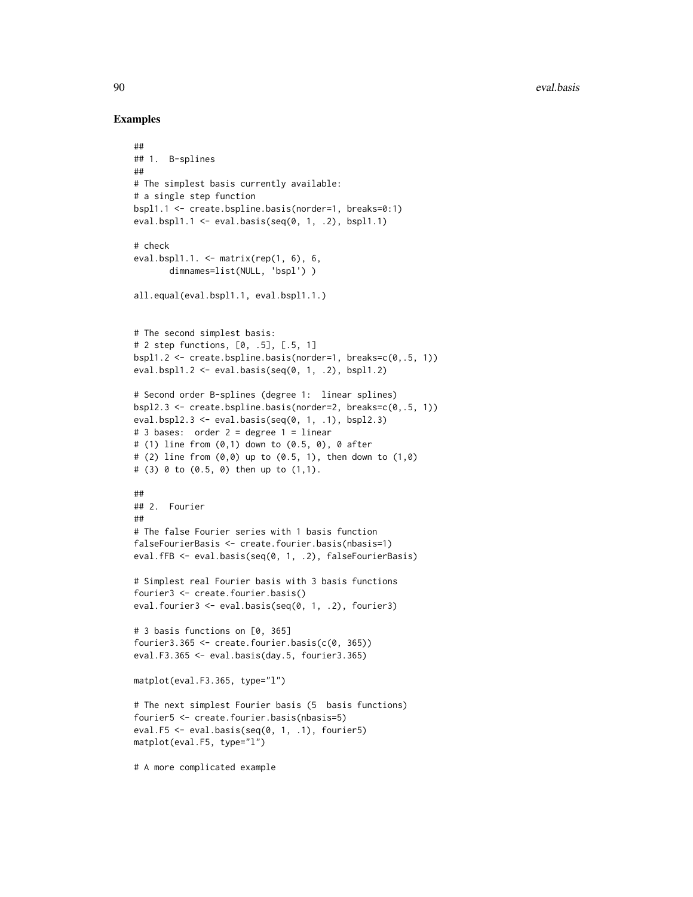## Examples

```
##
## 1.  B-splines
##
# The simplest basis currently available:
# a single step function
bspl1.1 <- create.bspline.basis(norder=1, breaks=0:1)
eval.bspl1.1 <- eval.basis(seq(0, 1, .2), bspl1.1)

# check
eval.bspl1.1. <- matrix(rep(1, 6), 6,
       dimnames=list(NULL, 'bspl') )

all.equal(eval.bspl1.1, eval.bspl1.1.)


# The second simplest basis:
# 2 step functions, [0, .5], [.5, 1]
bspl1.2 <- create.bspline.basis(norder=1, breaks=c(0,.5, 1))
eval.bspl1.2 <- eval.basis(seq(0, 1, .2), bspl1.2)

# Second order B-splines (degree 1:  linear splines)
bspl2.3 <- create.bspline.basis(norder=2, breaks=c(0,.5, 1))
eval.bspl2.3 <- eval.basis(seq(0, 1, .1), bspl2.3)
# 3 bases:  order 2 = degree 1 = linear
# (1) line from (0,1) down to (0.5, 0), 0 after
# (2) line from (0,0) up to (0.5, 1), then down to (1,0)
# (3) 0 to (0.5, 0) then up to (1,1).

##
## 2.  Fourier
##
# The false Fourier series with 1 basis function
falseFourierBasis <- create.fourier.basis(nbasis=1)
eval.fFB <- eval.basis(seq(0, 1, .2), falseFourierBasis)

# Simplest real Fourier basis with 3 basis functions
fourier3 <- create.fourier.basis()
eval.fourier3 <- eval.basis(seq(0, 1, .2), fourier3)

# 3 basis functions on [0, 365]
fourier3.365 <- create.fourier.basis(c(0, 365))
eval.F3.365 <- eval.basis(day.5, fourier3.365)

matplot(eval.F3.365, type="l")

# The next simplest Fourier basis (5  basis functions)
fourier5 <- create.fourier.basis(nbasis=5)
eval.F5 <- eval.basis(seq(0, 1, .1), fourier5)
matplot(eval.F5, type="l")

# A more complicated example
```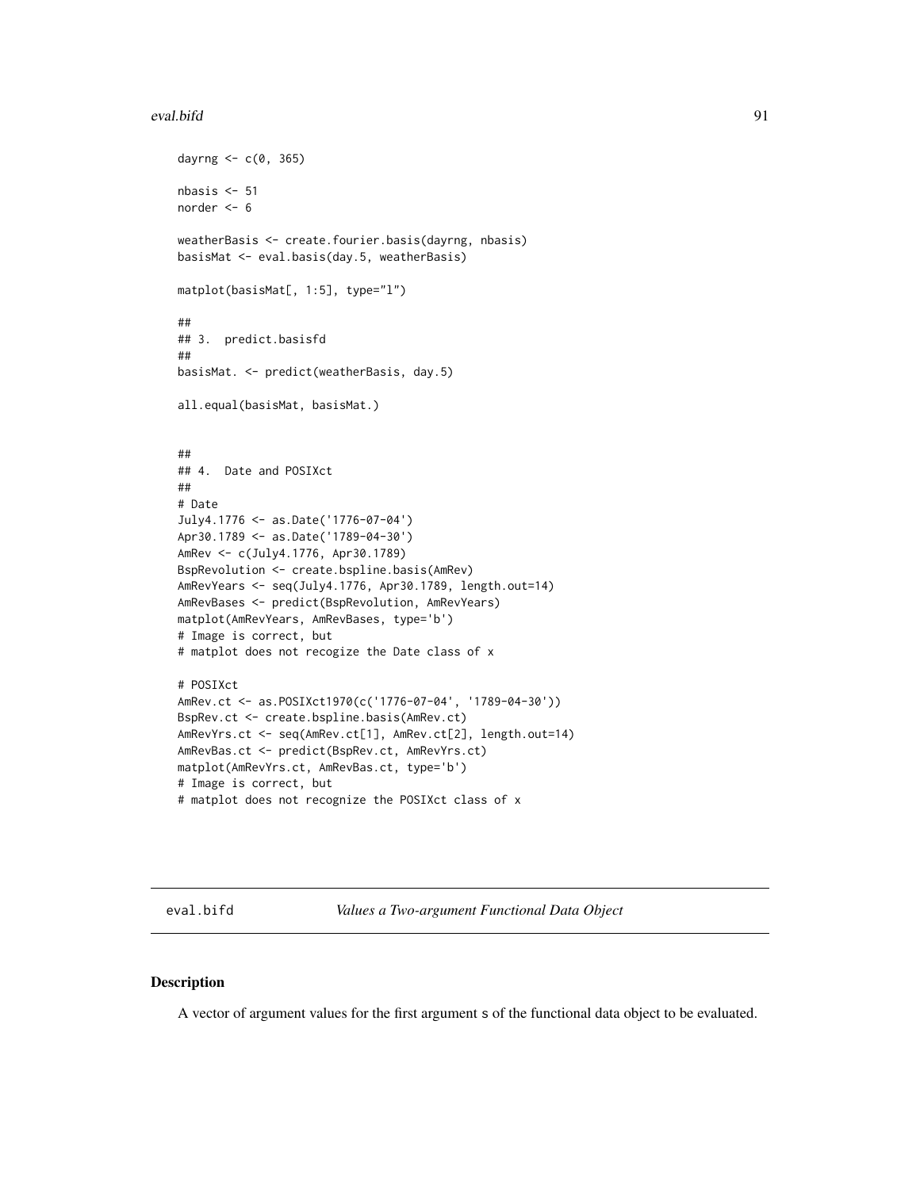```
dayrng <- c(0, 365)

nbasis <- 51
norder <- 6

weatherBasis <- create.fourier.basis(dayrng, nbasis)
basisMat <- eval.basis(day.5, weatherBasis)

matplot(basisMat[, 1:5], type="l")

##
## 3.  predict.basisfd
##
basisMat. <- predict(weatherBasis, day.5)

all.equal(basisMat, basisMat.)


##
## 4.  Date and POSIXct
##
# Date
July4.1776 <- as.Date('1776-07-04')
Apr30.1789 <- as.Date('1789-04-30')
AmRev <- c(July4.1776, Apr30.1789)
BspRevolution <- create.bspline.basis(AmRev)
AmRevYears <- seq(July4.1776, Apr30.1789, length.out=14)
AmRevBases <- predict(BspRevolution, AmRevYears)
matplot(AmRevYears, AmRevBases, type='b')
# Image is correct, but
# matplot does not recogize the Date class of x

# POSIXct
AmRev.ct <- as.POSIXct1970(c('1776-07-04', '1789-04-30'))
BspRev.ct <- create.bspline.basis(AmRev.ct)
AmRevYrs.ct <- seq(AmRev.ct[1], AmRev.ct[2], length.out=14)
AmRevBas.ct <- predict(BspRev.ct, AmRevYrs.ct)
matplot(AmRevYrs.ct, AmRevBas.ct, type='b')
# Image is correct, but
# matplot does not recognize the POSIXct class of x
```

---

## eval.bifd — *Values a Two-argument Functional Data Object*

### Description

A vector of argument values for the first argument s of the functional data object to be evaluated.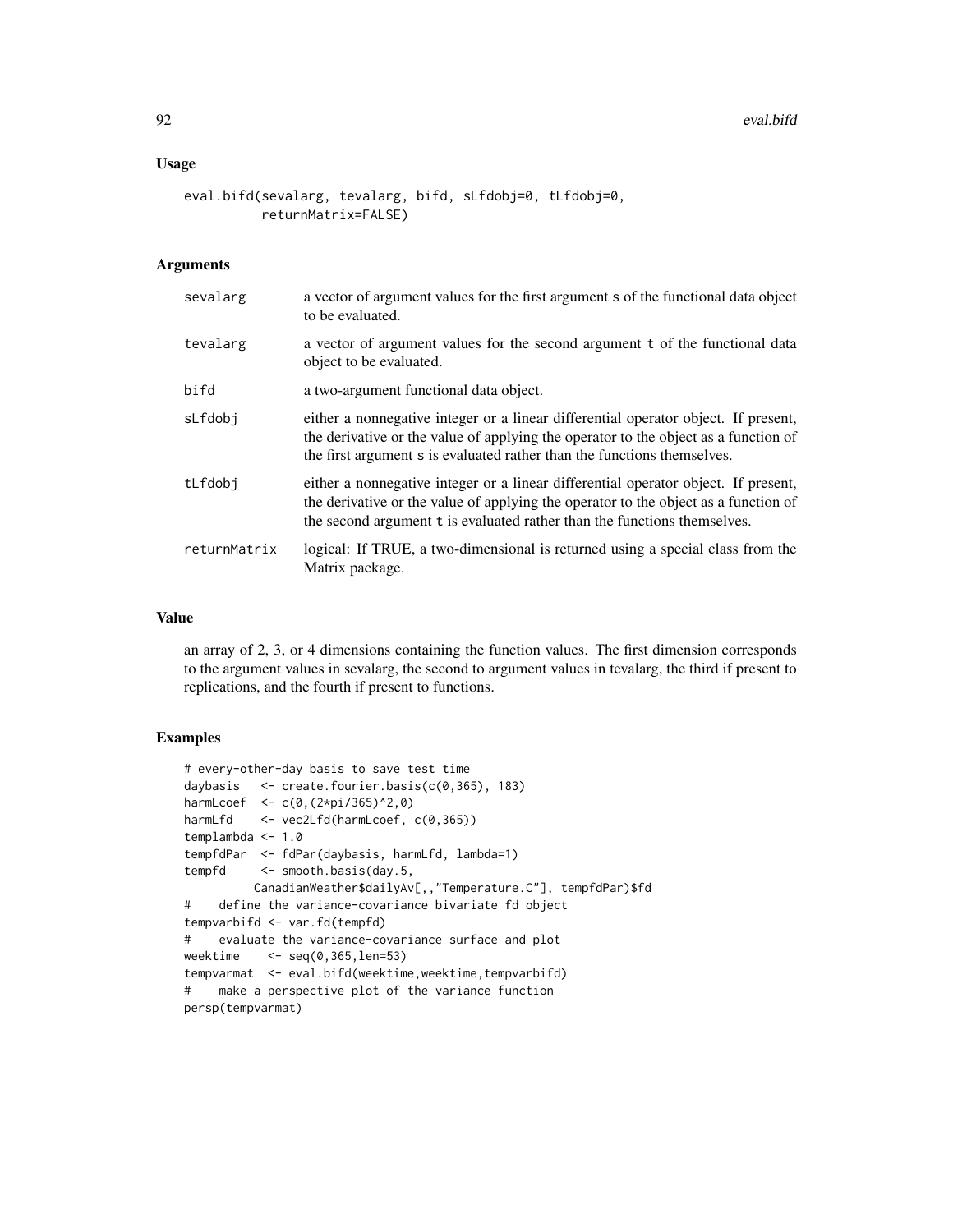### Usage

```
eval.bifd(sevalarg, tevalarg, bifd, sLfdobj=0, tLfdobj=0,
          returnMatrix=FALSE)
```

### Arguments

| | |
|---|---|
| sevalarg | a vector of argument values for the first argument s of the functional data object to be evaluated. |
| tevalarg | a vector of argument values for the second argument t of the functional data object to be evaluated. |
| bifd | a two-argument functional data object. |
| sLfdobj | either a nonnegative integer or a linear differential operator object. If present, the derivative or the value of applying the operator to the object as a function of the first argument s is evaluated rather than the functions themselves. |
| tLfdobj | either a nonnegative integer or a linear differential operator object. If present, the derivative or the value of applying the operator to the object as a function of the second argument t is evaluated rather than the functions themselves. |
| returnMatrix | logical: If TRUE, a two-dimensional is returned using a special class from the Matrix package. |

### Value

an array of 2, 3, or 4 dimensions containing the function values. The first dimension corresponds to the argument values in sevalarg, the second to argument values in tevalarg, the third if present to replications, and the fourth if present to functions.

### Examples

```
# every-other-day basis to save test time
daybasis   <- create.fourier.basis(c(0,365), 183)
harmLcoef  <- c(0,(2*pi/365)^2,0)
harmLfd    <- vec2Lfd(harmLcoef, c(0,365))
templambda <- 1.0
tempfdPar  <- fdPar(daybasis, harmLfd, lambda=1)
tempfd     <- smooth.basis(day.5,
          CanadianWeather$dailyAv[,,"Temperature.C"], tempfdPar)$fd
#    define the variance-covariance bivariate fd object
tempvarbifd <- var.fd(tempfd)
#    evaluate the variance-covariance surface and plot
weektime    <- seq(0,365,len=53)
tempvarmat  <- eval.bifd(weektime,weektime,tempvarbifd)
#    make a perspective plot of the variance function
persp(tempvarmat)
```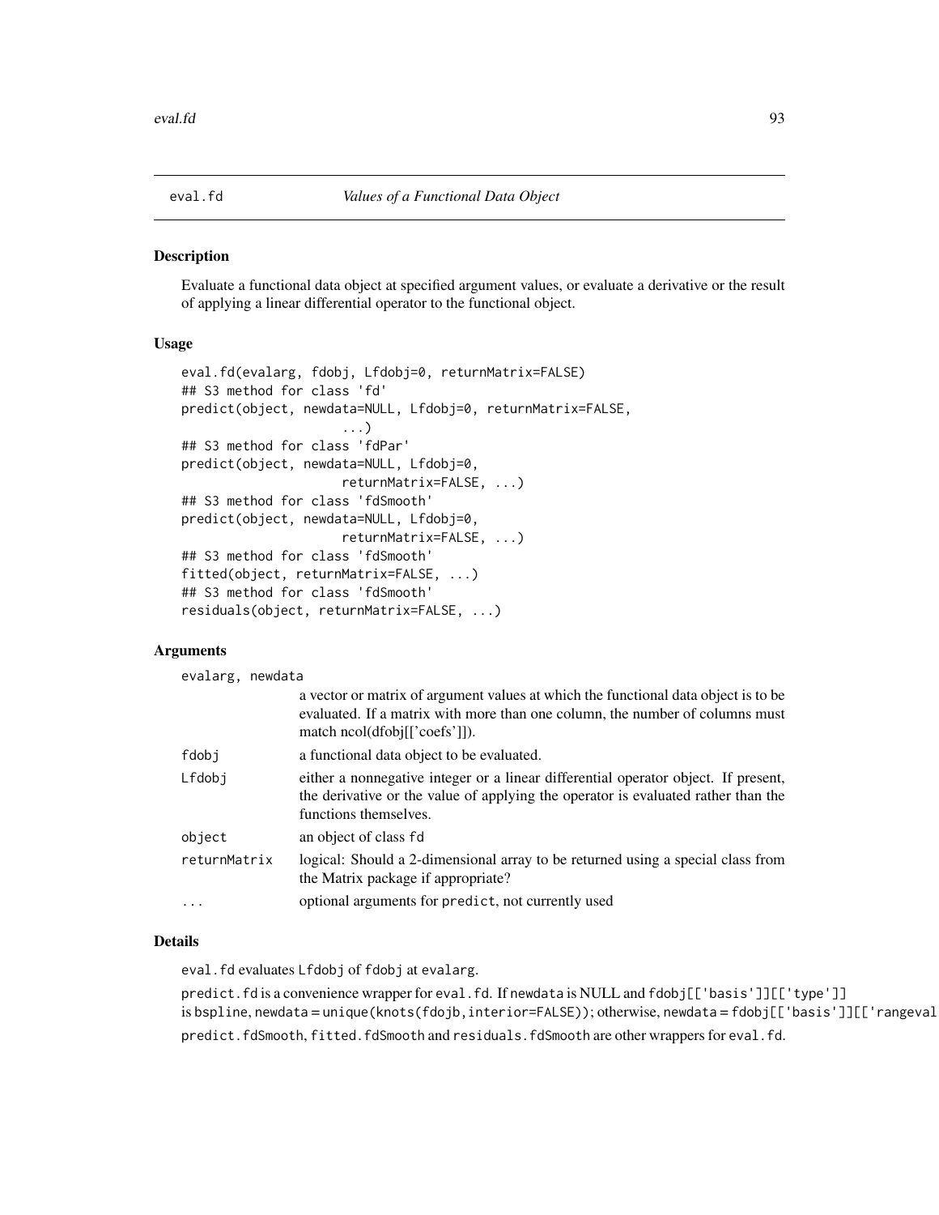# eval.fd *Values of a Functional Data Object*

## Description

Evaluate a functional data object at specified argument values, or evaluate a derivative or the result of applying a linear differential operator to the functional object.

## Usage

```
eval.fd(evalarg, fdobj, Lfdobj=0, returnMatrix=FALSE)
## S3 method for class 'fd'
predict(object, newdata=NULL, Lfdobj=0, returnMatrix=FALSE,
                     ...)
## S3 method for class 'fdPar'
predict(object, newdata=NULL, Lfdobj=0,
                     returnMatrix=FALSE, ...)
## S3 method for class 'fdSmooth'
predict(object, newdata=NULL, Lfdobj=0,
                     returnMatrix=FALSE, ...)
## S3 method for class 'fdSmooth'
fitted(object, returnMatrix=FALSE, ...)
## S3 method for class 'fdSmooth'
residuals(object, returnMatrix=FALSE, ...)
```

## Arguments

| | |
|---|---|
| evalarg, newdata | a vector or matrix of argument values at which the functional data object is to be evaluated. If a matrix with more than one column, the number of columns must match ncol(dfobj[['coefs']]). |
| fdobj | a functional data object to be evaluated. |
| Lfdobj | either a nonnegative integer or a linear differential operator object. If present, the derivative or the value of applying the operator is evaluated rather than the functions themselves. |
| object | an object of class fd |
| returnMatrix | logical: Should a 2-dimensional array to be returned using a special class from the Matrix package if appropriate? |
| ... | optional arguments for predict, not currently used |

## Details

eval.fd evaluates Lfdobj of fdobj at evalarg.

predict.fd is a convenience wrapper for eval.fd. If newdata is NULL and fdobj[['basis']][['type']] is bspline, newdata = unique(knots(fdojb,interior=FALSE)); otherwise, newdata = fdobj[['basis']][['rangeval

predict.fdSmooth, fitted.fdSmooth and residuals.fdSmooth are other wrappers for eval.fd.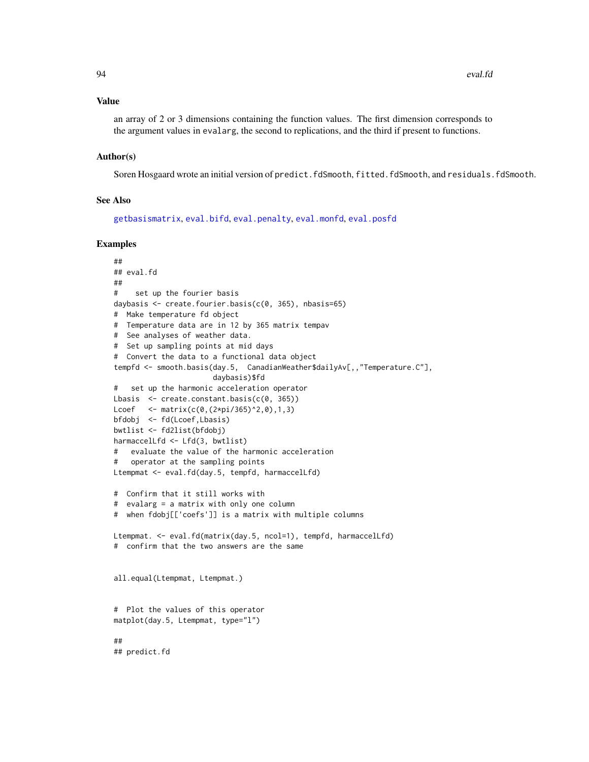## Value

an array of 2 or 3 dimensions containing the function values. The first dimension corresponds to the argument values in evalarg, the second to replications, and the third if present to functions.

## Author(s)

Soren Hosgaard wrote an initial version of predict.fdSmooth, fitted.fdSmooth, and residuals.fdSmooth.

## See Also

getbasismatrix, eval.bifd, eval.penalty, eval.monfd, eval.posfd

## Examples

```
##
## eval.fd
##
#    set up the fourier basis
daybasis <- create.fourier.basis(c(0, 365), nbasis=65)
#  Make temperature fd object
#  Temperature data are in 12 by 365 matrix tempav
#  See analyses of weather data.
#  Set up sampling points at mid days
#  Convert the data to a functional data object
tempfd <- smooth.basis(day.5,  CanadianWeather$dailyAv[,,"Temperature.C"],
                       daybasis)$fd
#   set up the harmonic acceleration operator
Lbasis  <- create.constant.basis(c(0, 365))
Lcoef   <- matrix(c(0,(2*pi/365)^2,0),1,3)
bfdobj  <- fd(Lcoef,Lbasis)
bwtlist <- fd2list(bfdobj)
harmaccelLfd <- Lfd(3, bwtlist)
#   evaluate the value of the harmonic acceleration
#   operator at the sampling points
Ltempmat <- eval.fd(day.5, tempfd, harmaccelLfd)

#  Confirm that it still works with
#  evalarg = a matrix with only one column
#  when fdobj[['coefs']] is a matrix with multiple columns

Ltempmat. <- eval.fd(matrix(day.5, ncol=1), tempfd, harmaccelLfd)
#  confirm that the two answers are the same


all.equal(Ltempmat, Ltempmat.)


#  Plot the values of this operator
matplot(day.5, Ltempmat, type="l")

##
## predict.fd
```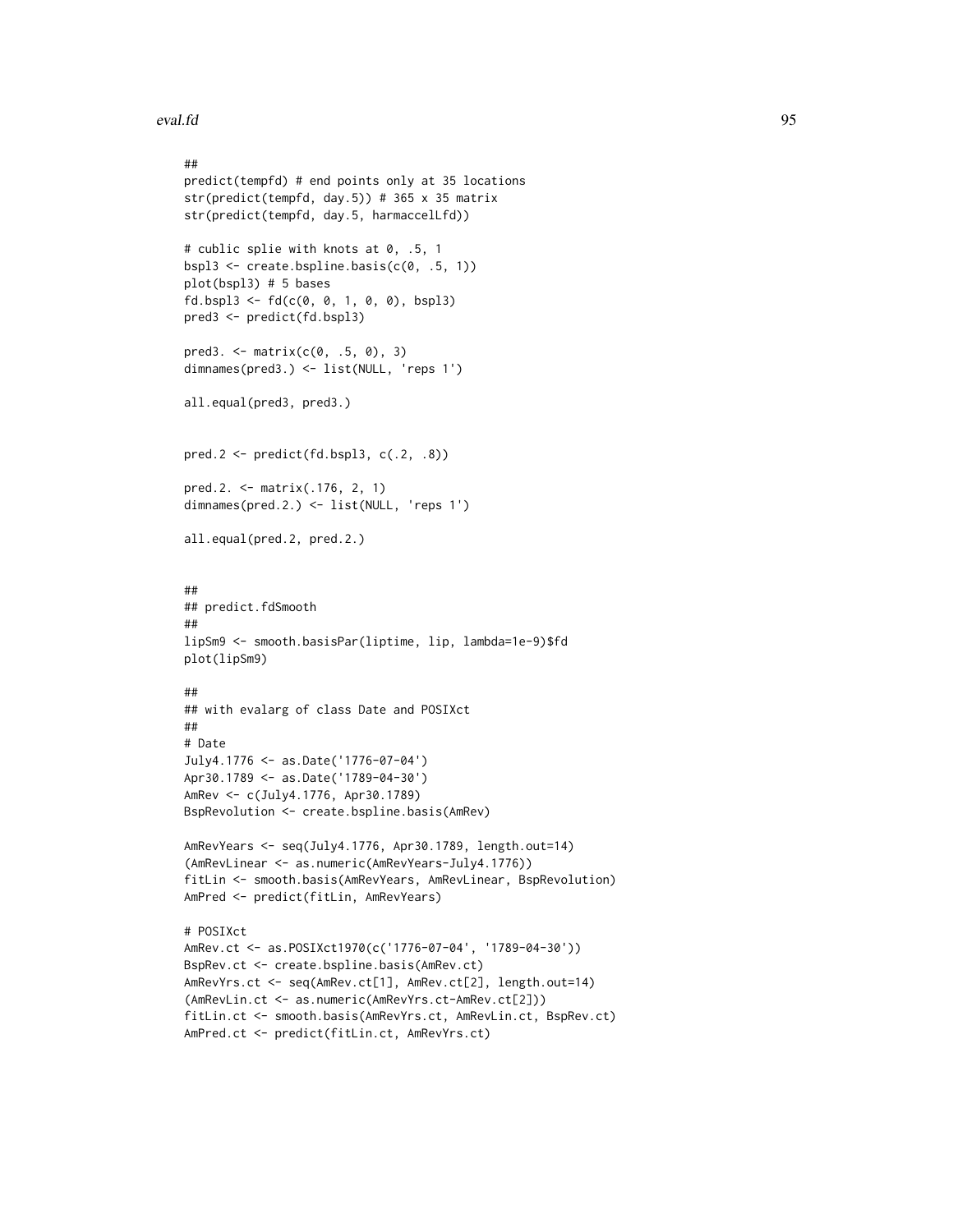```
##
predict(tempfd) # end points only at 35 locations
str(predict(tempfd, day.5)) # 365 x 35 matrix
str(predict(tempfd, day.5, harmaccelLfd))

# cublic splie with knots at 0, .5, 1
bspl3 <- create.bspline.basis(c(0, .5, 1))
plot(bspl3) # 5 bases
fd.bspl3 <- fd(c(0, 0, 1, 0, 0), bspl3)
pred3 <- predict(fd.bspl3)

pred3. <- matrix(c(0, .5, 0), 3)
dimnames(pred3.) <- list(NULL, 'reps 1')

all.equal(pred3, pred3.)


pred.2 <- predict(fd.bspl3, c(.2, .8))

pred.2. <- matrix(.176, 2, 1)
dimnames(pred.2.) <- list(NULL, 'reps 1')

all.equal(pred.2, pred.2.)


##
## predict.fdSmooth
##
lipSm9 <- smooth.basisPar(liptime, lip, lambda=1e-9)$fd
plot(lipSm9)

##
## with evalarg of class Date and POSIXct
##
# Date
July4.1776 <- as.Date('1776-07-04')
Apr30.1789 <- as.Date('1789-04-30')
AmRev <- c(July4.1776, Apr30.1789)
BspRevolution <- create.bspline.basis(AmRev)

AmRevYears <- seq(July4.1776, Apr30.1789, length.out=14)
(AmRevLinear <- as.numeric(AmRevYears-July4.1776))
fitLin <- smooth.basis(AmRevYears, AmRevLinear, BspRevolution)
AmPred <- predict(fitLin, AmRevYears)

# POSIXct
AmRev.ct <- as.POSIXct1970(c('1776-07-04', '1789-04-30'))
BspRev.ct <- create.bspline.basis(AmRev.ct)
AmRevYrs.ct <- seq(AmRev.ct[1], AmRev.ct[2], length.out=14)
(AmRevLin.ct <- as.numeric(AmRevYrs.ct-AmRev.ct[2]))
fitLin.ct <- smooth.basis(AmRevYrs.ct, AmRevLin.ct, BspRev.ct)
AmPred.ct <- predict(fitLin.ct, AmRevYrs.ct)
```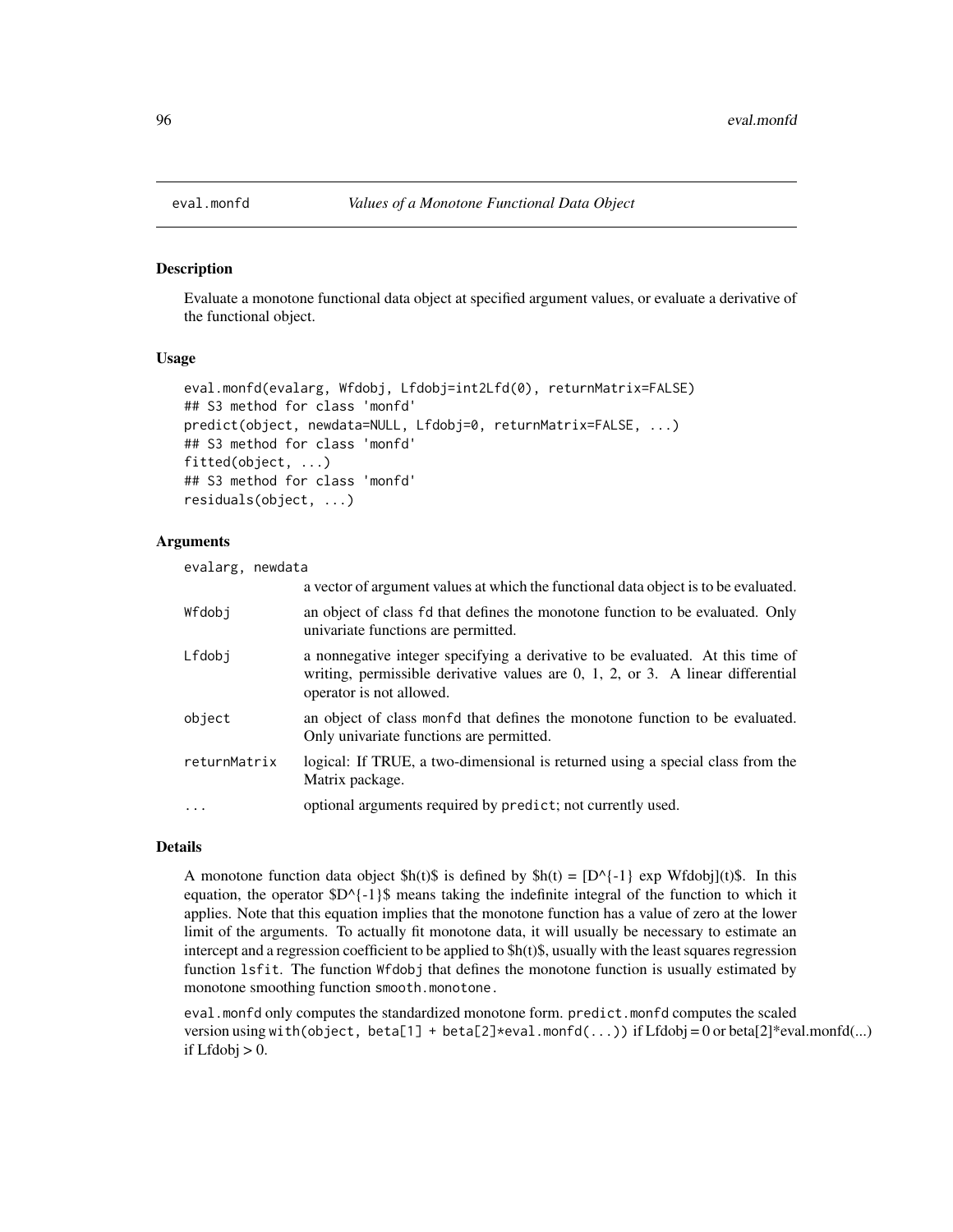# eval.monfd — *Values of a Monotone Functional Data Object*

## Description

Evaluate a monotone functional data object at specified argument values, or evaluate a derivative of the functional object.

## Usage

```
eval.monfd(evalarg, Wfdobj, Lfdobj=int2Lfd(0), returnMatrix=FALSE)
## S3 method for class 'monfd'
predict(object, newdata=NULL, Lfdobj=0, returnMatrix=FALSE, ...)
## S3 method for class 'monfd'
fitted(object, ...)
## S3 method for class 'monfd'
residuals(object, ...)
```

## Arguments

| | |
|---|---|
| evalarg, newdata | a vector of argument values at which the functional data object is to be evaluated. |
| Wfdobj | an object of class fd that defines the monotone function to be evaluated. Only univariate functions are permitted. |
| Lfdobj | a nonnegative integer specifying a derivative to be evaluated. At this time of writing, permissible derivative values are 0, 1, 2, or 3. A linear differential operator is not allowed. |
| object | an object of class monfd that defines the monotone function to be evaluated. Only univariate functions are permitted. |
| returnMatrix | logical: If TRUE, a two-dimensional is returned using a special class from the Matrix package. |
| ... | optional arguments required by predict; not currently used. |

## Details

A monotone function data object \$h(t)\$ is defined by \$h(t) = [D^{-1} exp Wfdobj](t)\$. In this equation, the operator \$D^{-1}\$ means taking the indefinite integral of the function to which it applies. Note that this equation implies that the monotone function has a value of zero at the lower limit of the arguments. To actually fit monotone data, it will usually be necessary to estimate an intercept and a regression coefficient to be applied to \$h(t)\$, usually with the least squares regression function lsfit. The function Wfdobj that defines the monotone function is usually estimated by monotone smoothing function smooth.monotone.

eval.monfd only computes the standardized monotone form. predict.monfd computes the scaled version using with(object, beta[1] + beta[2]*eval.monfd(...)) if Lfdobj = 0 or beta[2]*eval.monfd(...) if Lfdobj > 0.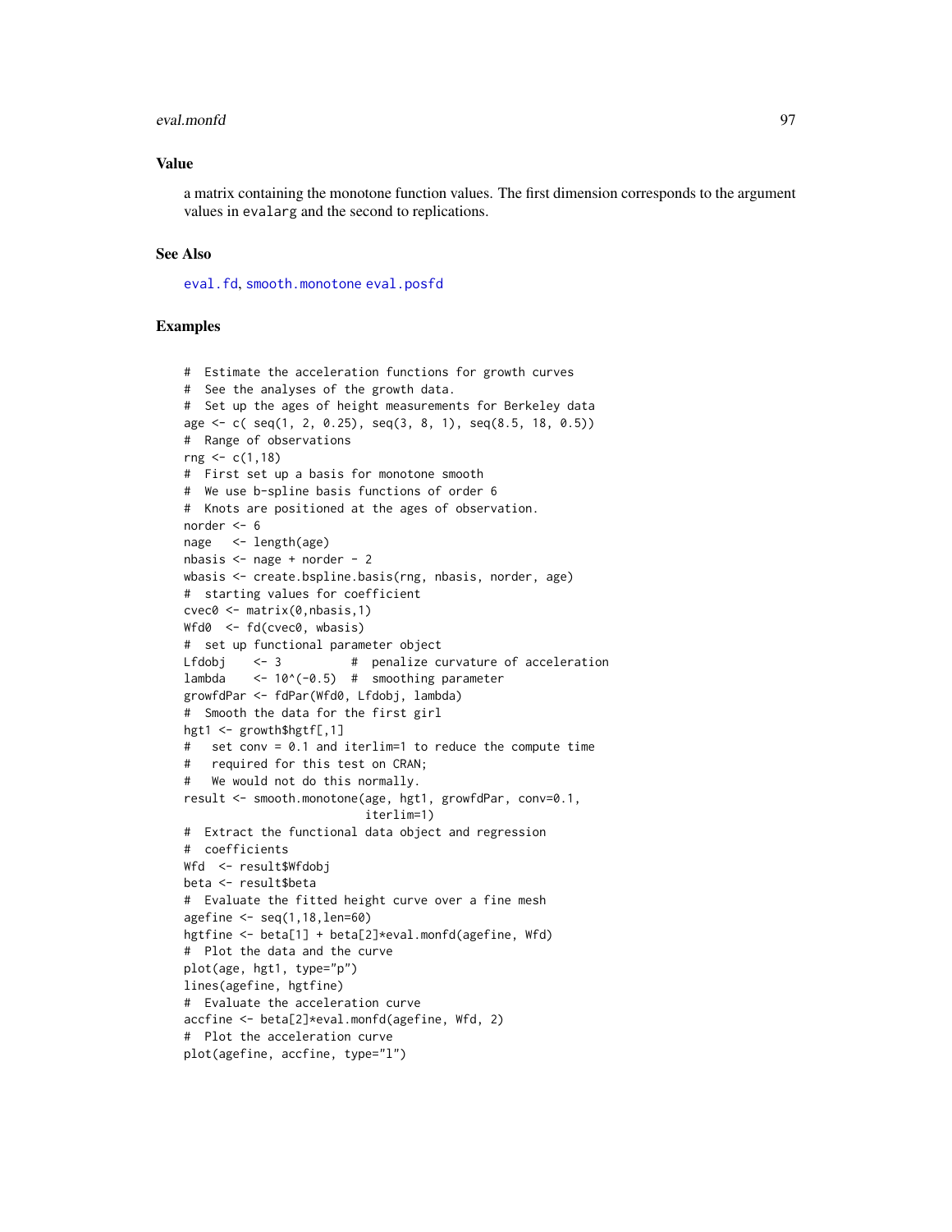## Value

a matrix containing the monotone function values. The first dimension corresponds to the argument values in `evalarg` and the second to replications.

## See Also

`eval.fd`, `smooth.monotone` `eval.posfd`

## Examples

```
#  Estimate the acceleration functions for growth curves
#  See the analyses of the growth data.
#  Set up the ages of height measurements for Berkeley data
age <- c( seq(1, 2, 0.25), seq(3, 8, 1), seq(8.5, 18, 0.5))
#  Range of observations
rng <- c(1,18)
#  First set up a basis for monotone smooth
#  We use b-spline basis functions of order 6
#  Knots are positioned at the ages of observation.
norder <- 6
nage   <- length(age)
nbasis <- nage + norder - 2
wbasis <- create.bspline.basis(rng, nbasis, norder, age)
#  starting values for coefficient
cvec0 <- matrix(0,nbasis,1)
Wfd0  <- fd(cvec0, wbasis)
#  set up functional parameter object
Lfdobj    <- 3          #  penalize curvature of acceleration
lambda    <- 10^(-0.5)  #  smoothing parameter
growfdPar <- fdPar(Wfd0, Lfdobj, lambda)
#  Smooth the data for the first girl
hgt1 <- growth$hgtf[,1]
#   set conv = 0.1 and iterlim=1 to reduce the compute time
#   required for this test on CRAN;
#   We would not do this normally.
result <- smooth.monotone(age, hgt1, growfdPar, conv=0.1,
                          iterlim=1)
#  Extract the functional data object and regression
#  coefficients
Wfd  <- result$Wfdobj
beta <- result$beta
#  Evaluate the fitted height curve over a fine mesh
agefine <- seq(1,18,len=60)
hgtfine <- beta[1] + beta[2]*eval.monfd(agefine, Wfd)
#  Plot the data and the curve
plot(age, hgt1, type="p")
lines(agefine, hgtfine)
#  Evaluate the acceleration curve
accfine <- beta[2]*eval.monfd(agefine, Wfd, 2)
#  Plot the acceleration curve
plot(agefine, accfine, type="l")
```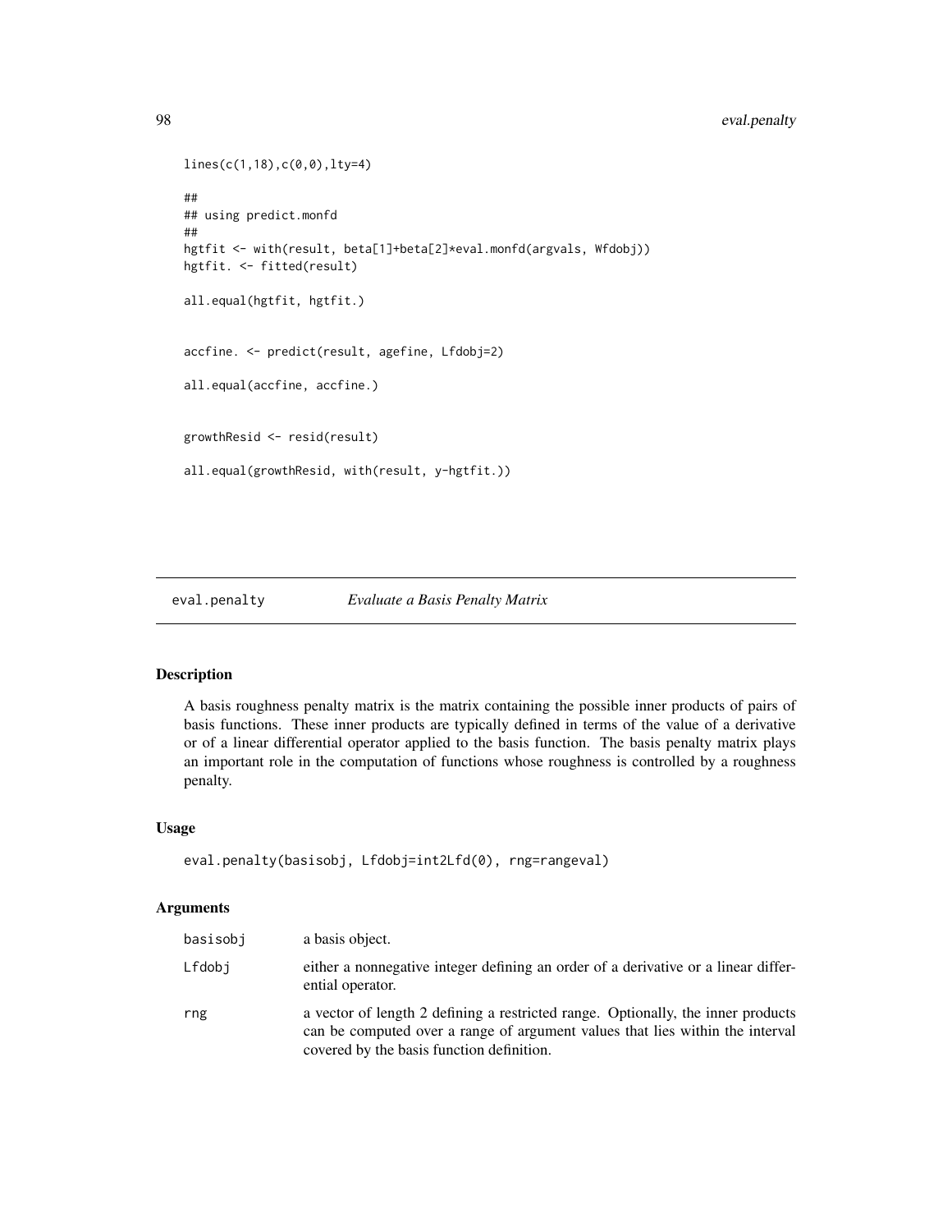```
lines(c(1,18),c(0,0),lty=4)

##
## using predict.monfd
##
hgtfit <- with(result, beta[1]+beta[2]*eval.monfd(argvals, Wfdobj))
hgtfit. <- fitted(result)

all.equal(hgtfit, hgtfit.)


accfine. <- predict(result, agefine, Lfdobj=2)

all.equal(accfine, accfine.)


growthResid <- resid(result)

all.equal(growthResid, with(result, y-hgtfit.))
```

---

## eval.penalty — *Evaluate a Basis Penalty Matrix*

### Description

A basis roughness penalty matrix is the matrix containing the possible inner products of pairs of basis functions. These inner products are typically defined in terms of the value of a derivative or of a linear differential operator applied to the basis function. The basis penalty matrix plays an important role in the computation of functions whose roughness is controlled by a roughness penalty.

### Usage

```
eval.penalty(basisobj, Lfdobj=int2Lfd(0), rng=rangeval)
```

### Arguments

| | |
|---|---|
| basisobj | a basis object. |
| Lfdobj | either a nonnegative integer defining an order of a derivative or a linear differential operator. |
| rng | a vector of length 2 defining a restricted range. Optionally, the inner products can be computed over a range of argument values that lies within the interval covered by the basis function definition. |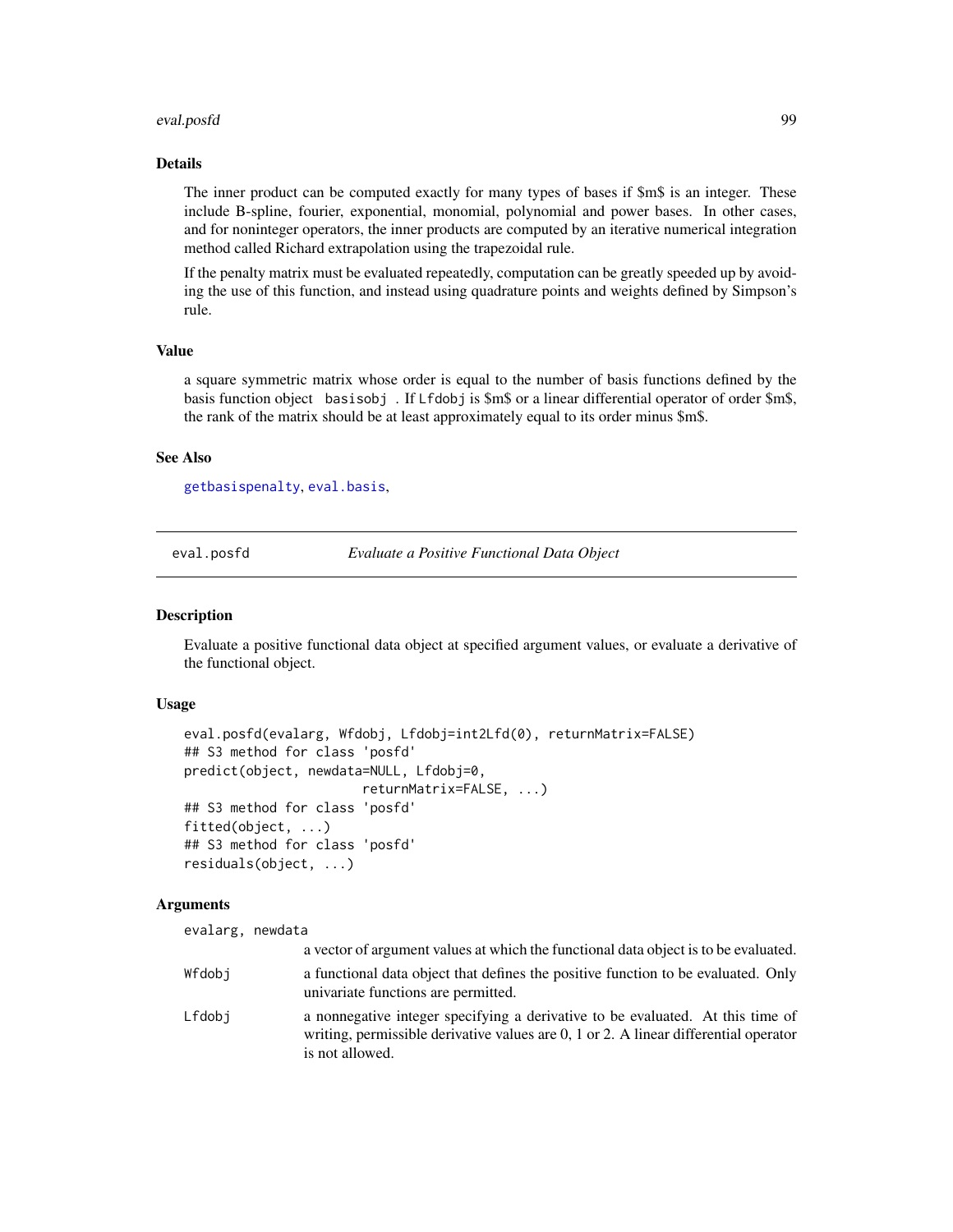### Details

The inner product can be computed exactly for many types of bases if $m$ is an integer. These include B-spline, fourier, exponential, monomial, polynomial and power bases. In other cases, and for noninteger operators, the inner products are computed by an iterative numerical integration method called Richard extrapolation using the trapezoidal rule.

If the penalty matrix must be evaluated repeatedly, computation can be greatly speeded up by avoiding the use of this function, and instead using quadrature points and weights defined by Simpson's rule.

### Value

a square symmetric matrix whose order is equal to the number of basis functions defined by the basis function object `basisobj`. If `Lfdobj` is $m$ or a linear differential operator of order $m$, the rank of the matrix should be at least approximately equal to its order minus $m$.

### See Also

getbasispenalty, eval.basis,

---

## eval.posfd — *Evaluate a Positive Functional Data Object*

### Description

Evaluate a positive functional data object at specified argument values, or evaluate a derivative of the functional object.

### Usage

```
eval.posfd(evalarg, Wfdobj, Lfdobj=int2Lfd(0), returnMatrix=FALSE)
## S3 method for class 'posfd'
predict(object, newdata=NULL, Lfdobj=0,
                     returnMatrix=FALSE, ...)
## S3 method for class 'posfd'
fitted(object, ...)
## S3 method for class 'posfd'
residuals(object, ...)
```

### Arguments

`evalarg, newdata`
: a vector of argument values at which the functional data object is to be evaluated.

`Wfdobj`
: a functional data object that defines the positive function to be evaluated. Only univariate functions are permitted.

`Lfdobj`
: a nonnegative integer specifying a derivative to be evaluated. At this time of writing, permissible derivative values are 0, 1 or 2. A linear differential operator is not allowed.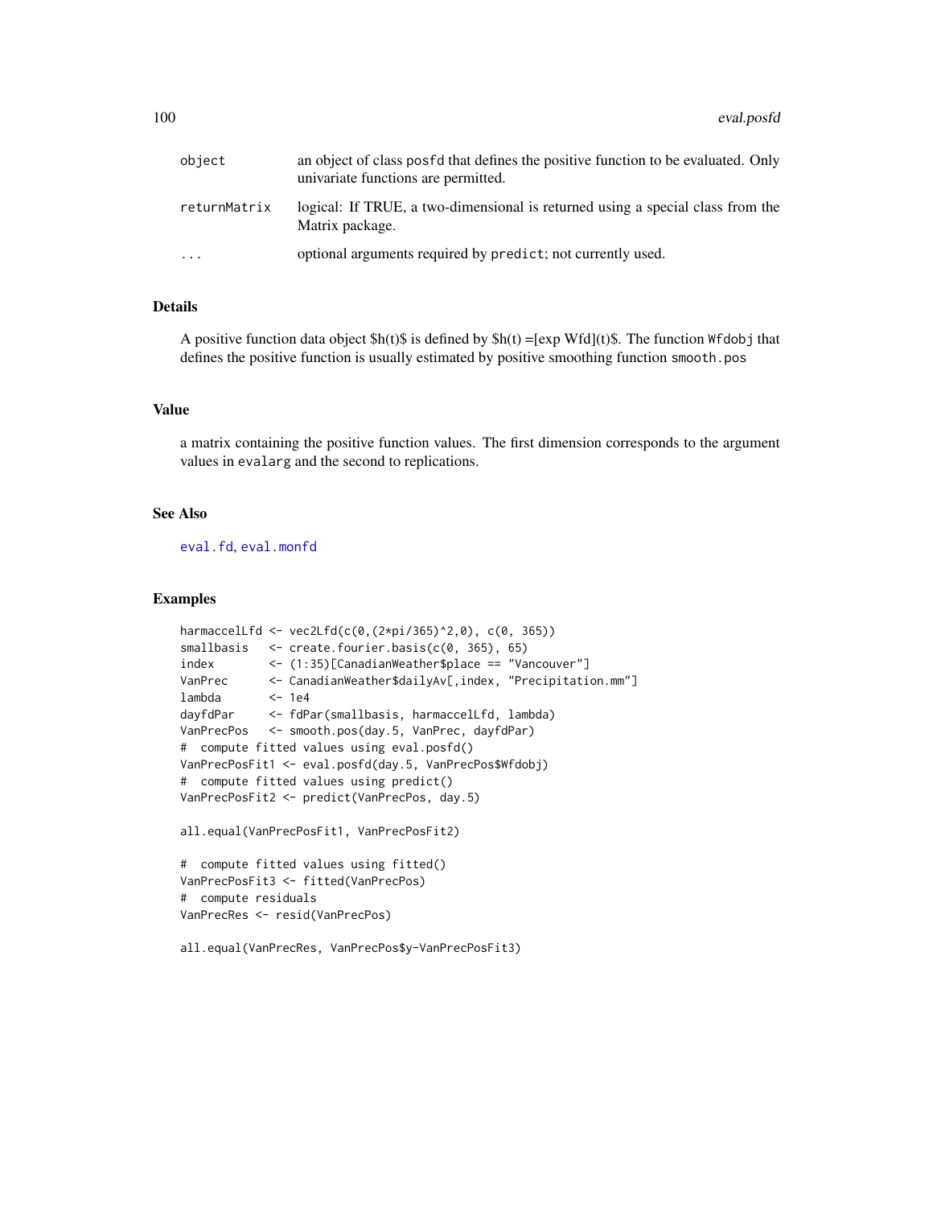| | |
|---|---|
| object | an object of class posfd that defines the positive function to be evaluated. Only univariate functions are permitted. |
| returnMatrix | logical: If TRUE, a two-dimensional is returned using a special class from the Matrix package. |
| ... | optional arguments required by predict; not currently used. |

## Details

A positive function data object $h(t)$ is defined by $h(t) =[exp Wfd](t)$. The function Wfdobj that defines the positive function is usually estimated by positive smoothing function smooth.pos

## Value

a matrix containing the positive function values. The first dimension corresponds to the argument values in evalarg and the second to replications.

## See Also

eval.fd, eval.monfd

## Examples

```
harmaccelLfd <- vec2Lfd(c(0,(2*pi/365)^2,0), c(0, 365))
smallbasis   <- create.fourier.basis(c(0, 365), 65)
index        <- (1:35)[CanadianWeather$place == "Vancouver"]
VanPrec      <- CanadianWeather$dailyAv[,index, "Precipitation.mm"]
lambda       <- 1e4
dayfdPar     <- fdPar(smallbasis, harmaccelLfd, lambda)
VanPrecPos   <- smooth.pos(day.5, VanPrec, dayfdPar)
#  compute fitted values using eval.posfd()
VanPrecPosFit1 <- eval.posfd(day.5, VanPrecPos$Wfdobj)
#  compute fitted values using predict()
VanPrecPosFit2 <- predict(VanPrecPos, day.5)

all.equal(VanPrecPosFit1, VanPrecPosFit2)

#  compute fitted values using fitted()
VanPrecPosFit3 <- fitted(VanPrecPos)
#  compute residuals
VanPrecRes <- resid(VanPrecPos)

all.equal(VanPrecRes, VanPrecPos$y-VanPrecPosFit3)
```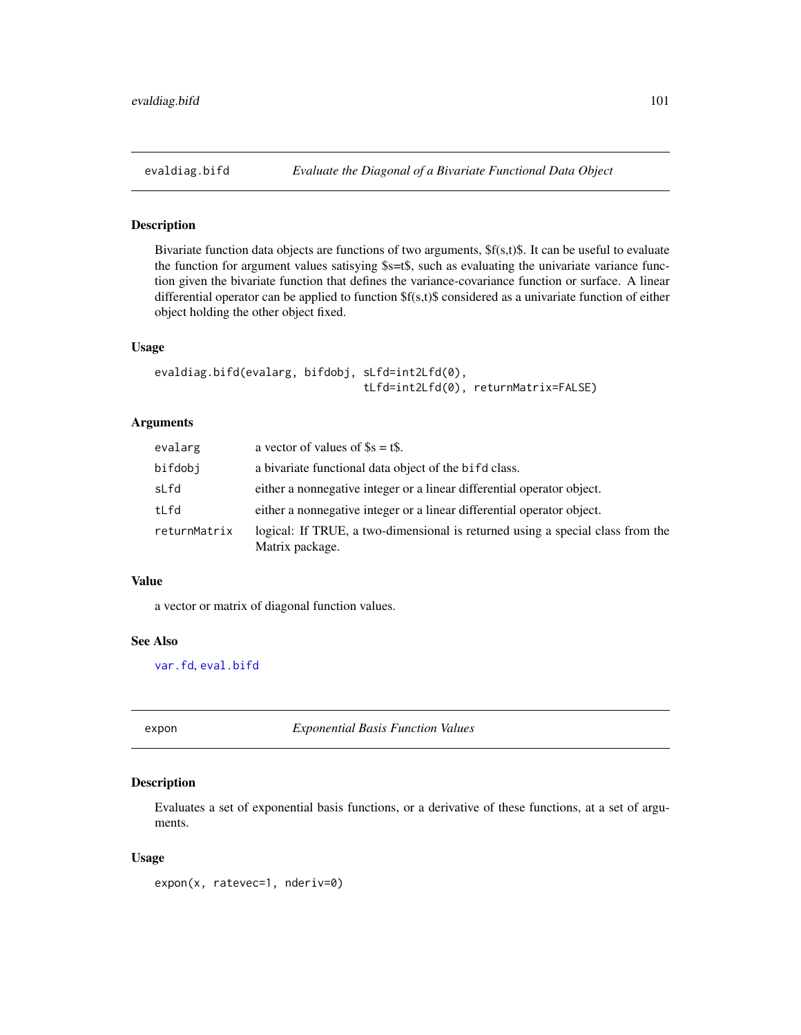## evaldiag.bifd — *Evaluate the Diagonal of a Bivariate Functional Data Object*

### Description

Bivariate function data objects are functions of two arguments, $f(s,t)$. It can be useful to evaluate the function for argument values satisying $s=t$, such as evaluating the univariate variance function given the bivariate function that defines the variance-covariance function or surface. A linear differential operator can be applied to function $f(s,t)$ considered as a univariate function of either object holding the other object fixed.

### Usage

```
evaldiag.bifd(evalarg, bifdobj, sLfd=int2Lfd(0),
                                tLfd=int2Lfd(0), returnMatrix=FALSE)
```

### Arguments

| | |
|---|---|
| evalarg | a vector of values of $s = t$. |
| bifdobj | a bivariate functional data object of the bifd class. |
| sLfd | either a nonnegative integer or a linear differential operator object. |
| tLfd | either a nonnegative integer or a linear differential operator object. |
| returnMatrix | logical: If TRUE, a two-dimensional is returned using a special class from the Matrix package. |

### Value

a vector or matrix of diagonal function values.

### See Also

var.fd, eval.bifd

## expon — *Exponential Basis Function Values*

### Description

Evaluates a set of exponential basis functions, or a derivative of these functions, at a set of arguments.

### Usage

```
expon(x, ratevec=1, nderiv=0)
```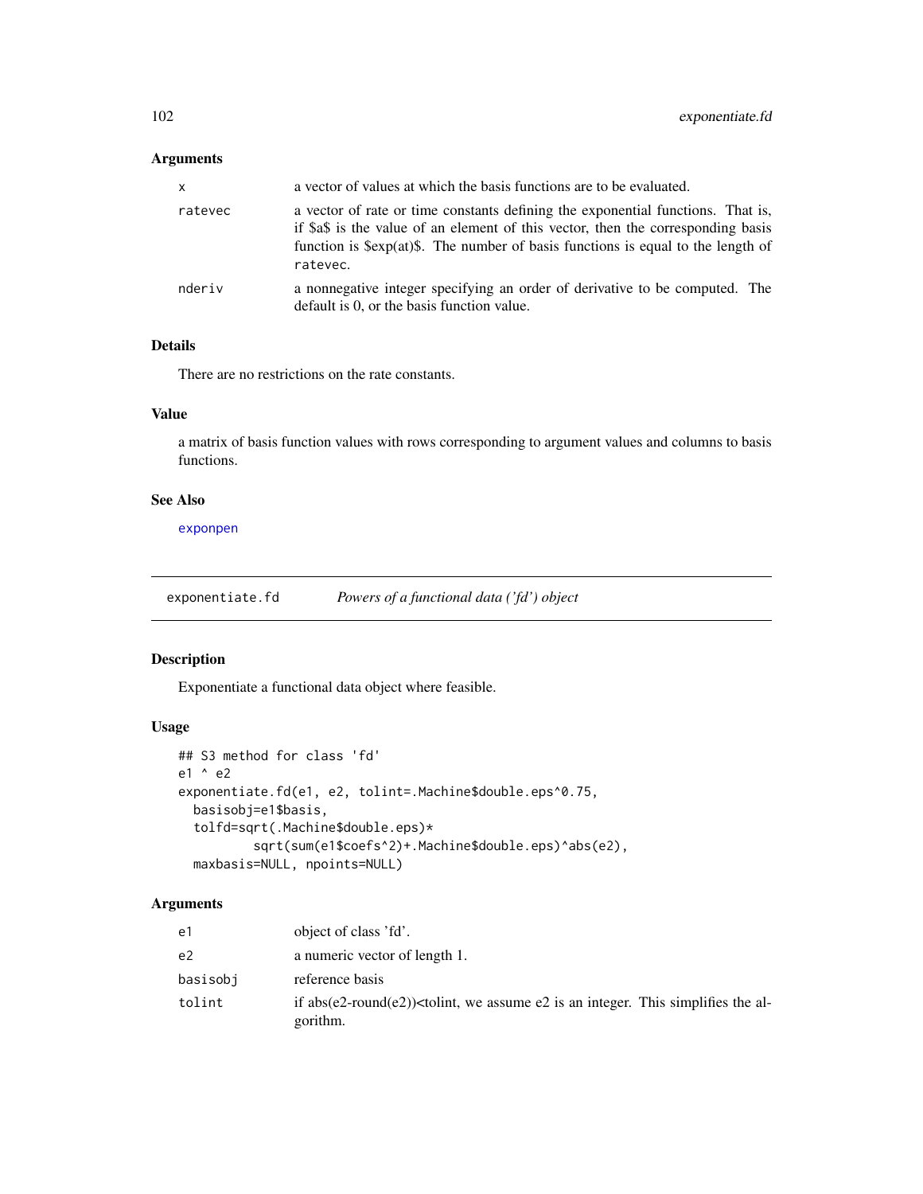### Arguments

| | |
|---|---|
| x | a vector of values at which the basis functions are to be evaluated. |
| ratevec | a vector of rate or time constants defining the exponential functions. That is, if $a$ is the value of an element of this vector, then the corresponding basis function is $exp(at)$. The number of basis functions is equal to the length of ratevec. |
| nderiv | a nonnegative integer specifying an order of derivative to be computed. The default is 0, or the basis function value. |

### Details

There are no restrictions on the rate constants.

### Value

a matrix of basis function values with rows corresponding to argument values and columns to basis functions.

### See Also

exponpen

---

## exponentiate.fd *Powers of a functional data ('fd') object*

### Description

Exponentiate a functional data object where feasible.

### Usage

```
## S3 method for class 'fd'
e1 ^ e2
exponentiate.fd(e1, e2, tolint=.Machine$double.eps^0.75,
  basisobj=e1$basis,
  tolfd=sqrt(.Machine$double.eps)*
          sqrt(sum(e1$coefs^2)+.Machine$double.eps)^abs(e2),
  maxbasis=NULL, npoints=NULL)
```

### Arguments

| | |
|---|---|
| e1 | object of class 'fd'. |
| e2 | a numeric vector of length 1. |
| basisobj | reference basis |
| tolint | if abs(e2-round(e2))<tolint, we assume e2 is an integer. This simplifies the algorithm. |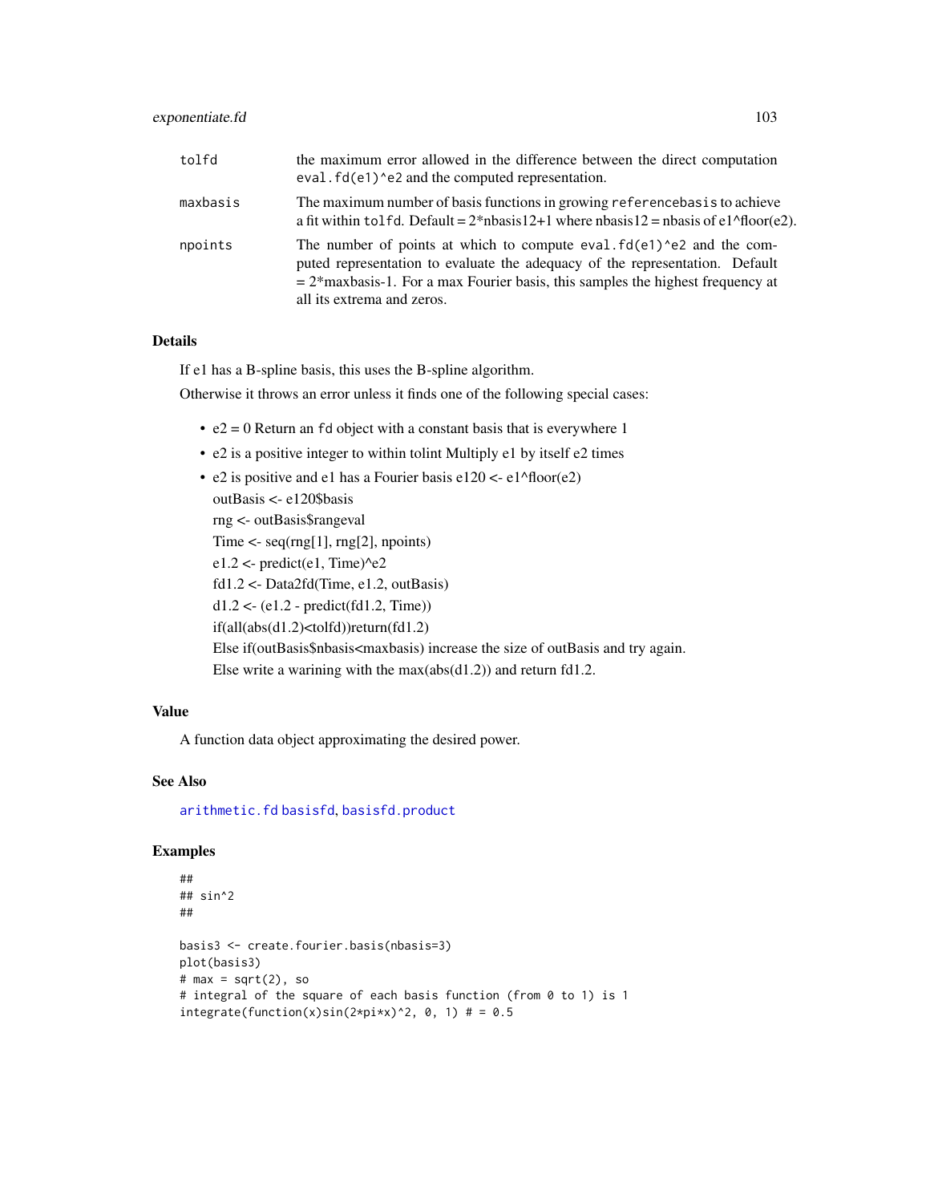| | |
|---|---|
| tolfd | the maximum error allowed in the difference between the direct computation `eval.fd(e1)^e2` and the computed representation. |
| maxbasis | The maximum number of basis functions in growing `referencebasis` to achieve a fit within `tolfd`. Default = 2*nbasis12+1 where nbasis12 = nbasis of e1^floor(e2). |
| npoints | The number of points at which to compute `eval.fd(e1)^e2` and the computed representation to evaluate the adequacy of the representation. Default = 2*maxbasis-1. For a max Fourier basis, this samples the highest frequency at all its extrema and zeros. |

## Details

If e1 has a B-spline basis, this uses the B-spline algorithm.

Otherwise it throws an error unless it finds one of the following special cases:

- e2 = 0 Return an `fd` object with a constant basis that is everywhere 1
- e2 is a positive integer to within tolint Multiply e1 by itself e2 times
- e2 is positive and e1 has a Fourier basis e120 <- e1^floor(e2)
  outBasis <- e120$basis
  rng <- outBasis$rangeval
  Time <- seq(rng[1], rng[2], npoints)
  e1.2 <- predict(e1, Time)^e2
  fd1.2 <- Data2fd(Time, e1.2, outBasis)
  d1.2 <- (e1.2 - predict(fd1.2, Time))
  if(all(abs(d1.2)<tolfd))return(fd1.2)
  Else if(outBasis$nbasis<maxbasis) increase the size of outBasis and try again.
  Else write a warining with the max(abs(d1.2)) and return fd1.2.

## Value

A function data object approximating the desired power.

## See Also

`arithmetic.fd` `basisfd`, `basisfd.product`

## Examples

```
##
## sin^2
##

basis3 <- create.fourier.basis(nbasis=3)
plot(basis3)
# max = sqrt(2), so
# integral of the square of each basis function (from 0 to 1) is 1
integrate(function(x)sin(2*pi*x)^2, 0, 1) # = 0.5
```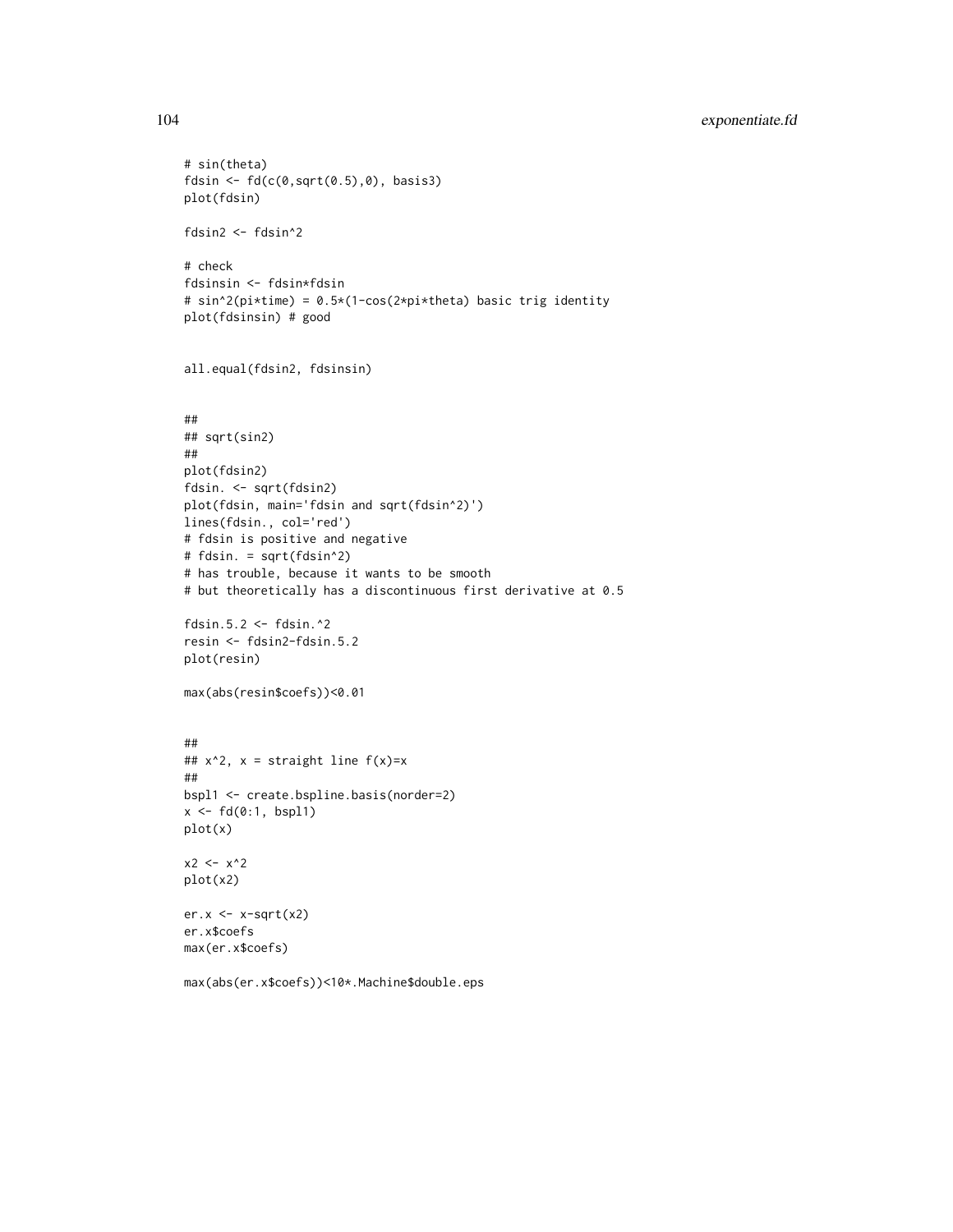```
# sin(theta)
fdsin <- fd(c(0,sqrt(0.5),0), basis3)
plot(fdsin)

fdsin2 <- fdsin^2

# check
fdsinsin <- fdsin*fdsin
# sin^2(pi*time) = 0.5*(1-cos(2*pi*theta) basic trig identity
plot(fdsinsin) # good


all.equal(fdsin2, fdsinsin)


##
## sqrt(sin2)
##
plot(fdsin2)
fdsin. <- sqrt(fdsin2)
plot(fdsin, main='fdsin and sqrt(fdsin^2)')
lines(fdsin., col='red')
# fdsin is positive and negative
# fdsin. = sqrt(fdsin^2)
# has trouble, because it wants to be smooth
# but theoretically has a discontinuous first derivative at 0.5

fdsin.5.2 <- fdsin.^2
resin <- fdsin2-fdsin.5.2
plot(resin)

max(abs(resin$coefs))<0.01


##
## x^2, x = straight line f(x)=x
##
bspl1 <- create.bspline.basis(norder=2)
x <- fd(0:1, bspl1)
plot(x)

x2 <- x^2
plot(x2)

er.x <- x-sqrt(x2)
er.x$coefs
max(er.x$coefs)

max(abs(er.x$coefs))<10*.Machine$double.eps
```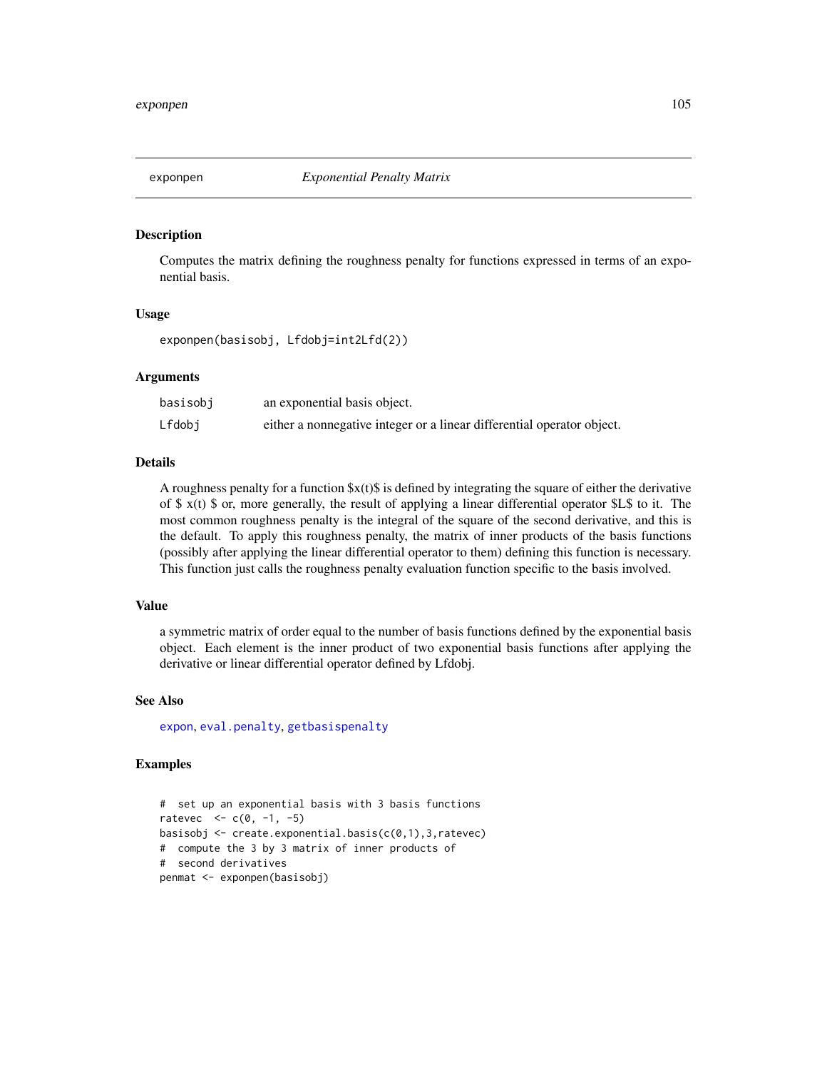## exponpen    *Exponential Penalty Matrix*

### Description

Computes the matrix defining the roughness penalty for functions expressed in terms of an exponential basis.

### Usage

```
exponpen(basisobj, Lfdobj=int2Lfd(2))
```

### Arguments

| | |
|---|---|
| basisobj | an exponential basis object. |
| Lfdobj | either a nonnegative integer or a linear differential operator object. |

### Details

A roughness penalty for a function $x(t)$ is defined by integrating the square of either the derivative of $x(t)$ or, more generally, the result of applying a linear differential operator $L$ to it. The most common roughness penalty is the integral of the square of the second derivative, and this is the default. To apply this roughness penalty, the matrix of inner products of the basis functions (possibly after applying the linear differential operator to them) defining this function is necessary. This function just calls the roughness penalty evaluation function specific to the basis involved.

### Value

a symmetric matrix of order equal to the number of basis functions defined by the exponential basis object. Each element is the inner product of two exponential basis functions after applying the derivative or linear differential operator defined by Lfdobj.

### See Also

expon, eval.penalty, getbasispenalty

### Examples

```
#  set up an exponential basis with 3 basis functions
ratevec  <- c(0, -1, -5)
basisobj <- create.exponential.basis(c(0,1),3,ratevec)
#  compute the 3 by 3 matrix of inner products of
#  second derivatives
penmat <- exponpen(basisobj)
```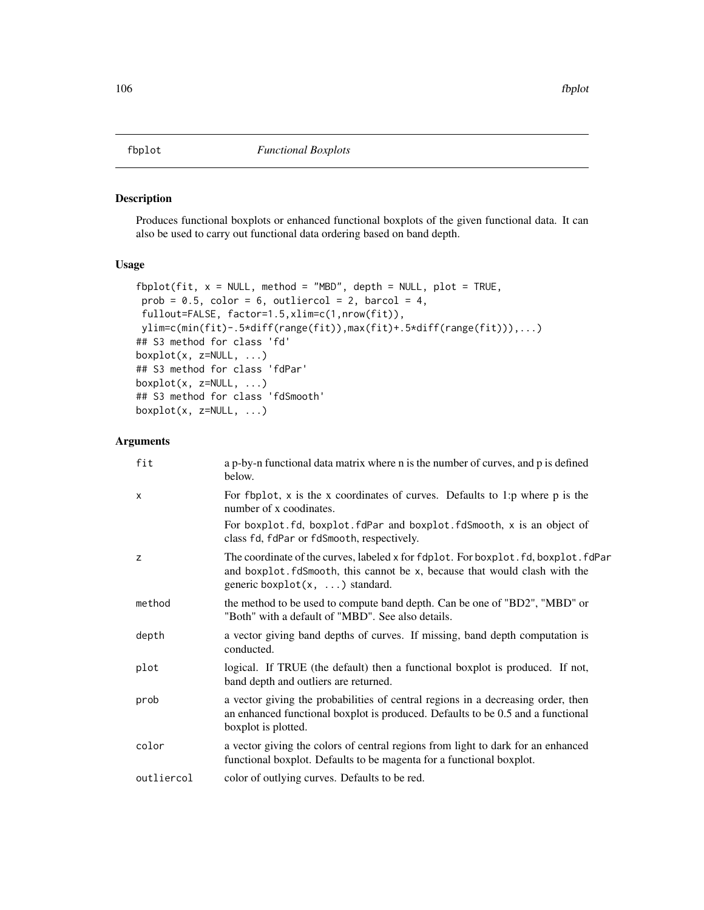# fbplot *Functional Boxplots*

## Description

Produces functional boxplots or enhanced functional boxplots of the given functional data. It can also be used to carry out functional data ordering based on band depth.

## Usage

```
fbplot(fit, x = NULL, method = "MBD", depth = NULL, plot = TRUE,
 prob = 0.5, color = 6, outliercol = 2, barcol = 4,
 fullout=FALSE, factor=1.5,xlim=c(1,nrow(fit)),
 ylim=c(min(fit)-.5*diff(range(fit)),max(fit)+.5*diff(range(fit))),...)
## S3 method for class 'fd'
boxplot(x, z=NULL, ...)
## S3 method for class 'fdPar'
boxplot(x, z=NULL, ...)
## S3 method for class 'fdSmooth'
boxplot(x, z=NULL, ...)
```

## Arguments

| | |
|---|---|
| fit | a p-by-n functional data matrix where n is the number of curves, and p is defined below. |
| x | For fbplot, x is the x coordinates of curves. Defaults to 1:p where p is the number of x coodinates.<br>For boxplot.fd, boxplot.fdPar and boxplot.fdSmooth, x is an object of class fd, fdPar or fdSmooth, respectively. |
| z | The coordinate of the curves, labeled x for fdplot. For boxplot.fd, boxplot.fdPar and boxplot.fdSmooth, this cannot be x, because that would clash with the generic boxplot(x, ...) standard. |
| method | the method to be used to compute band depth. Can be one of "BD2", "MBD" or "Both" with a default of "MBD". See also details. |
| depth | a vector giving band depths of curves. If missing, band depth computation is conducted. |
| plot | logical. If TRUE (the default) then a functional boxplot is produced. If not, band depth and outliers are returned. |
| prob | a vector giving the probabilities of central regions in a decreasing order, then an enhanced functional boxplot is produced. Defaults to be 0.5 and a functional boxplot is plotted. |
| color | a vector giving the colors of central regions from light to dark for an enhanced functional boxplot. Defaults to be magenta for a functional boxplot. |
| outliercol | color of outlying curves. Defaults to be red. |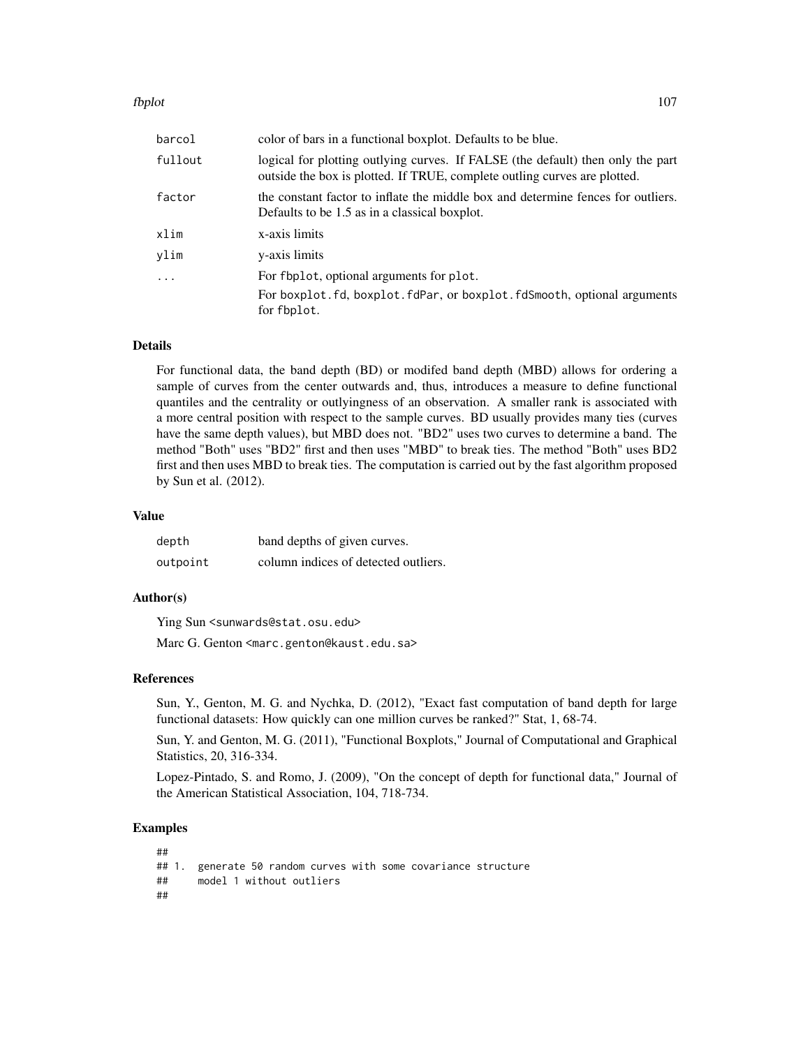| | |
|---|---|
| barcol | color of bars in a functional boxplot. Defaults to be blue. |
| fullout | logical for plotting outlying curves. If FALSE (the default) then only the part outside the box is plotted. If TRUE, complete outling curves are plotted. |
| factor | the constant factor to inflate the middle box and determine fences for outliers. Defaults to be 1.5 as in a classical boxplot. |
| xlim | x-axis limits |
| ylim | y-axis limits |
| ... | For fbplot, optional arguments for plot. For boxplot.fd, boxplot.fdPar, or boxplot.fdSmooth, optional arguments for fbplot. |

## Details

For functional data, the band depth (BD) or modifed band depth (MBD) allows for ordering a sample of curves from the center outwards and, thus, introduces a measure to define functional quantiles and the centrality or outlyingness of an observation. A smaller rank is associated with a more central position with respect to the sample curves. BD usually provides many ties (curves have the same depth values), but MBD does not. "BD2" uses two curves to determine a band. The method "Both" uses "BD2" first and then uses "MBD" to break ties. The method "Both" uses BD2 first and then uses MBD to break ties. The computation is carried out by the fast algorithm proposed by Sun et al. (2012).

## Value

| | |
|---|---|
| depth | band depths of given curves. |
| outpoint | column indices of detected outliers. |

## Author(s)

Ying Sun <sunwards@stat.osu.edu>

Marc G. Genton <marc.genton@kaust.edu.sa>

## References

Sun, Y., Genton, M. G. and Nychka, D. (2012), "Exact fast computation of band depth for large functional datasets: How quickly can one million curves be ranked?" Stat, 1, 68-74.

Sun, Y. and Genton, M. G. (2011), "Functional Boxplots," Journal of Computational and Graphical Statistics, 20, 316-334.

Lopez-Pintado, S. and Romo, J. (2009), "On the concept of depth for functional data," Journal of the American Statistical Association, 104, 718-734.

## Examples

```
##
## 1.  generate 50 random curves with some covariance structure
##     model 1 without outliers
##
```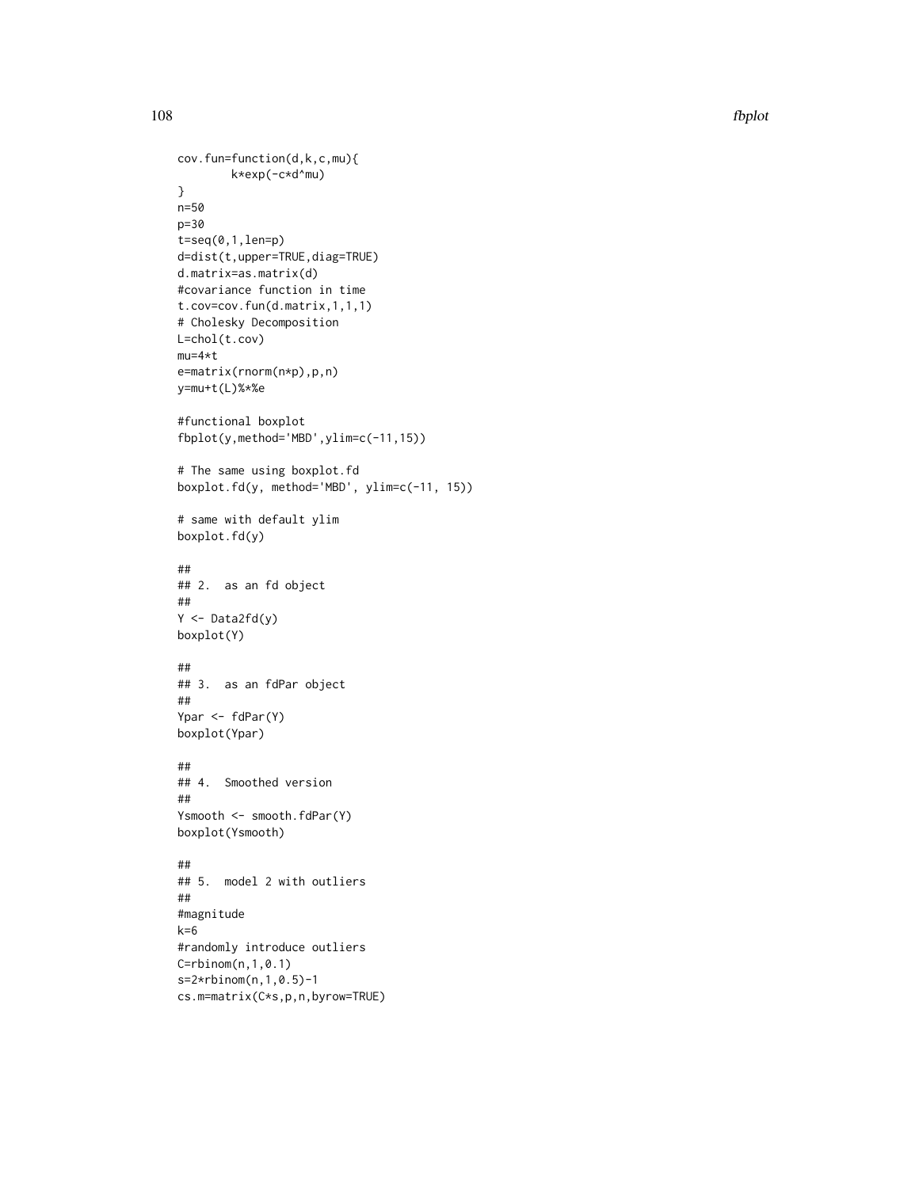```
cov.fun=function(d,k,c,mu){
        k*exp(-c*d^mu)
}
n=50
p=30
t=seq(0,1,len=p)
d=dist(t,upper=TRUE,diag=TRUE)
d.matrix=as.matrix(d)
#covariance function in time
t.cov=cov.fun(d.matrix,1,1,1)
# Cholesky Decomposition
L=chol(t.cov)
mu=4*t
e=matrix(rnorm(n*p),p,n)
y=mu+t(L)%*%e

#functional boxplot
fbplot(y,method='MBD',ylim=c(-11,15))

# The same using boxplot.fd
boxplot.fd(y, method='MBD', ylim=c(-11, 15))

# same with default ylim
boxplot.fd(y)

##
## 2.  as an fd object
##
Y <- Data2fd(y)
boxplot(Y)

##
## 3.  as an fdPar object
##
Ypar <- fdPar(Y)
boxplot(Ypar)

##
## 4.  Smoothed version
##
Ysmooth <- smooth.fdPar(Y)
boxplot(Ysmooth)

##
## 5.  model 2 with outliers
##
#magnitude
k=6
#randomly introduce outliers
C=rbinom(n,1,0.1)
s=2*rbinom(n,1,0.5)-1
cs.m=matrix(C*s,p,n,byrow=TRUE)
```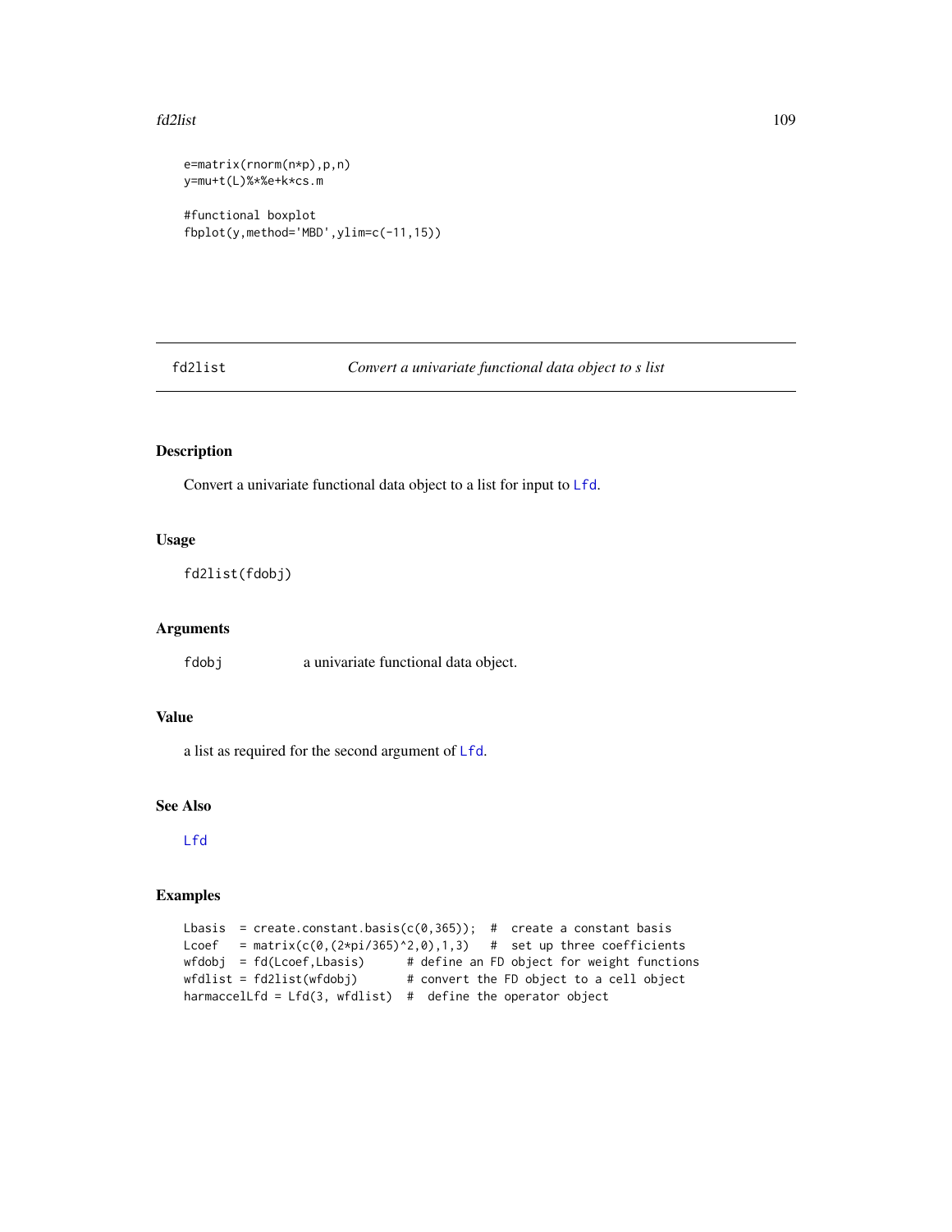```
e=matrix(rnorm(n*p),p,n)
y=mu+t(L)%*%e+k*cs.m

#functional boxplot
fbplot(y,method='MBD',ylim=c(-11,15))
```

---

fd2list *Convert a univariate functional data object to s list*

---

## Description

Convert a univariate functional data object to a list for input to Lfd.

## Usage

```
fd2list(fdobj)
```

## Arguments

fdobj a univariate functional data object.

## Value

a list as required for the second argument of Lfd.

## See Also

Lfd

## Examples

```
Lbasis  = create.constant.basis(c(0,365));  #  create a constant basis
Lcoef   = matrix(c(0,(2*pi/365)^2,0),1,3)   #  set up three coefficients
wfdobj  = fd(Lcoef,Lbasis)      # define an FD object for weight functions
wfdlist = fd2list(wfdobj)       # convert the FD object to a cell object
harmaccelLfd = Lfd(3, wfdlist)  #  define the operator object
```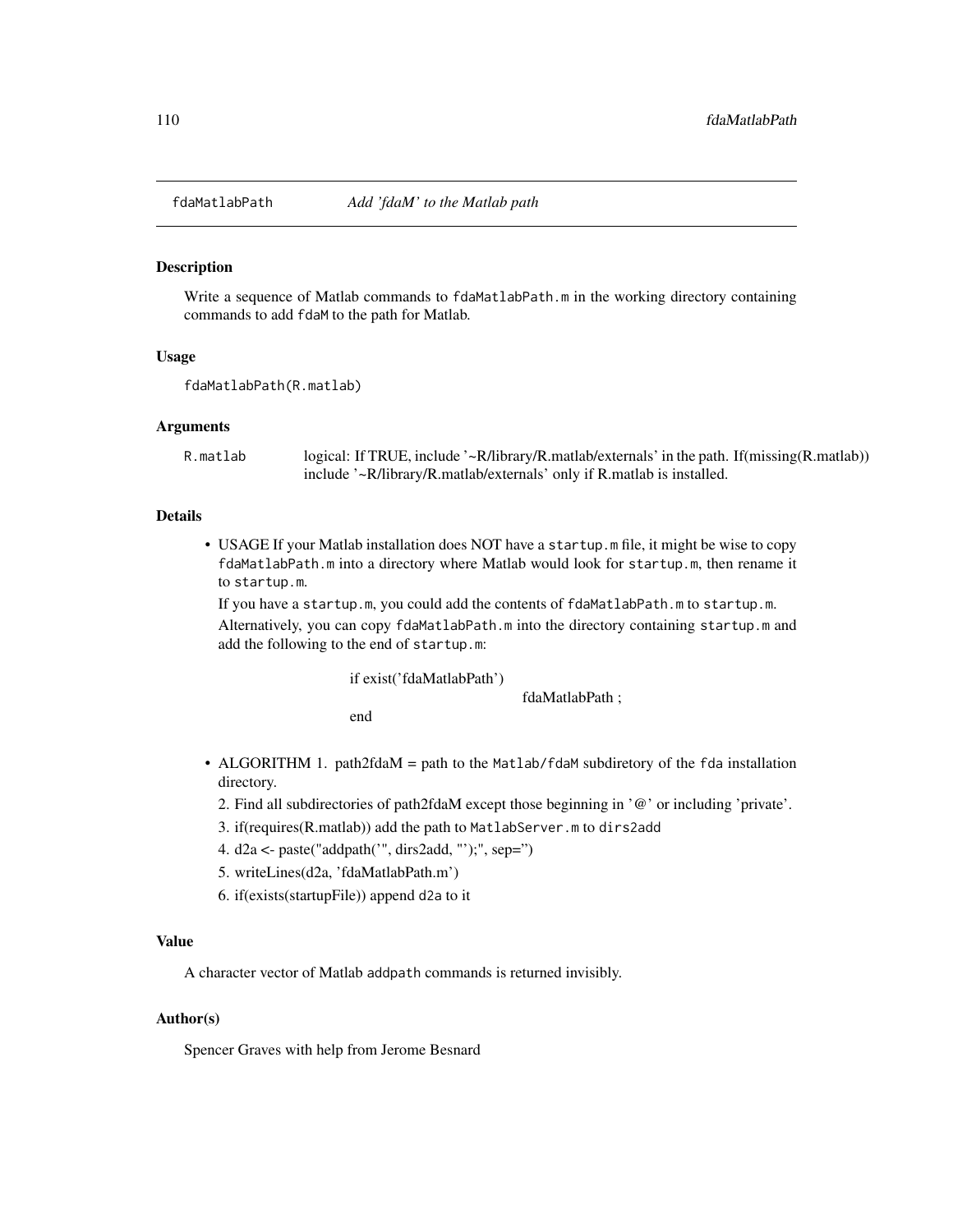fdaMatlabPath *Add 'fdaM' to the Matlab path*

## Description

Write a sequence of Matlab commands to `fdaMatlabPath.m` in the working directory containing commands to add `fdaM` to the path for Matlab.

## Usage

```
fdaMatlabPath(R.matlab)
```

## Arguments

| | |
|---|---|
| `R.matlab` | logical: If TRUE, include '~R/library/R.matlab/externals' in the path. If(missing(R.matlab)) include '~R/library/R.matlab/externals' only if R.matlab is installed. |

## Details

- USAGE If your Matlab installation does NOT have a `startup.m` file, it might be wise to copy `fdaMatlabPath.m` into a directory where Matlab would look for `startup.m`, then rename it to `startup.m`.

  If you have a `startup.m`, you could add the contents of `fdaMatlabPath.m` to `startup.m`.

  Alternatively, you can copy `fdaMatlabPath.m` into the directory containing `startup.m` and add the following to the end of `startup.m`:

  ```
  if exist('fdaMatlabPath')
      fdaMatlabPath ;
  end
  ```

- ALGORITHM 1. path2fdaM = path to the `Matlab/fdaM` subdiretory of the `fda` installation directory.

  2. Find all subdirectories of path2fdaM except those beginning in '@' or including 'private'.

  3. if(requires(R.matlab)) add the path to `MatlabServer.m` to `dirs2add`

  4. d2a <- paste("addpath('", dirs2add, "');", sep='')

  5. writeLines(d2a, 'fdaMatlabPath.m')

  6. if(exists(startupFile)) append `d2a` to it

## Value

A character vector of Matlab `addpath` commands is returned invisibly.

## Author(s)

Spencer Graves with help from Jerome Besnard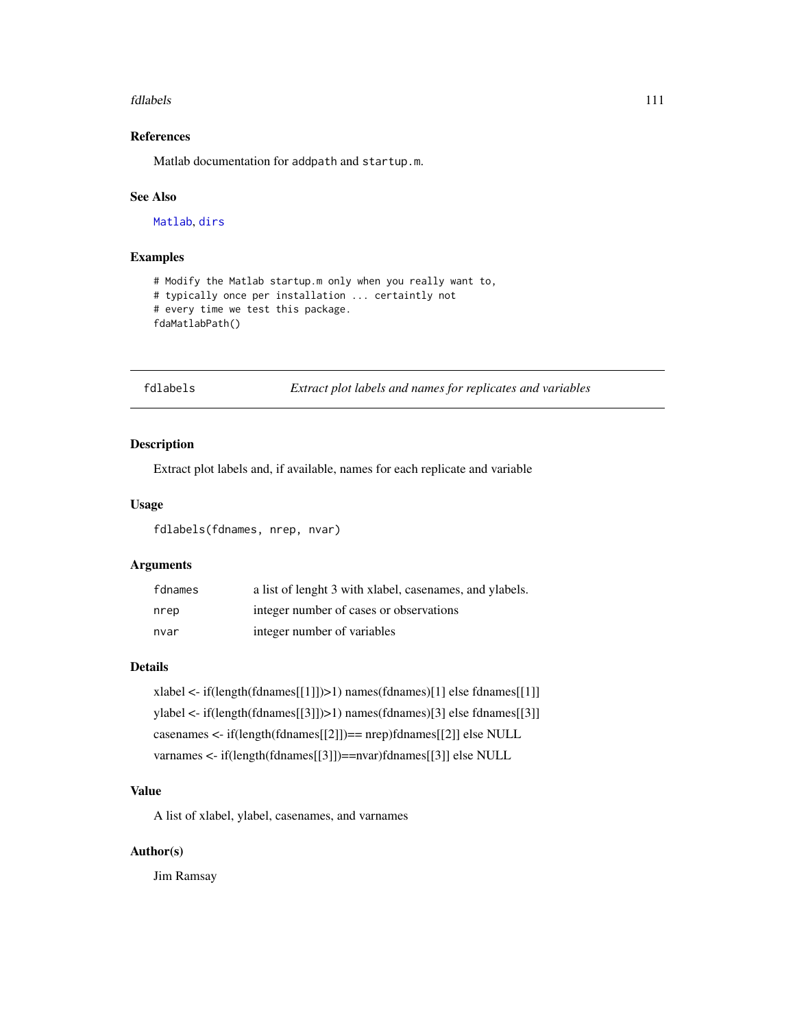### References

Matlab documentation for addpath and startup.m.

### See Also

Matlab, dirs

### Examples

```
# Modify the Matlab startup.m only when you really want to,
# typically once per installation ... certaintly not
# every time we test this package.
fdaMatlabPath()
```

---

## fdlabels *Extract plot labels and names for replicates and variables*

### Description

Extract plot labels and, if available, names for each replicate and variable

### Usage

```
fdlabels(fdnames, nrep, nvar)
```

### Arguments

| | |
|---|---|
| fdnames | a list of lenght 3 with xlabel, casenames, and ylabels. |
| nrep | integer number of cases or observations |
| nvar | integer number of variables |

### Details

xlabel <- if(length(fdnames[[1]])>1) names(fdnames)[1] else fdnames[[1]]

ylabel <- if(length(fdnames[[3]])>1) names(fdnames)[3] else fdnames[[3]]

casenames <- if(length(fdnames[[2]])== nrep)fdnames[[2]] else NULL

varnames <- if(length(fdnames[[3]])==nvar)fdnames[[3]] else NULL

### Value

A list of xlabel, ylabel, casenames, and varnames

### Author(s)

Jim Ramsay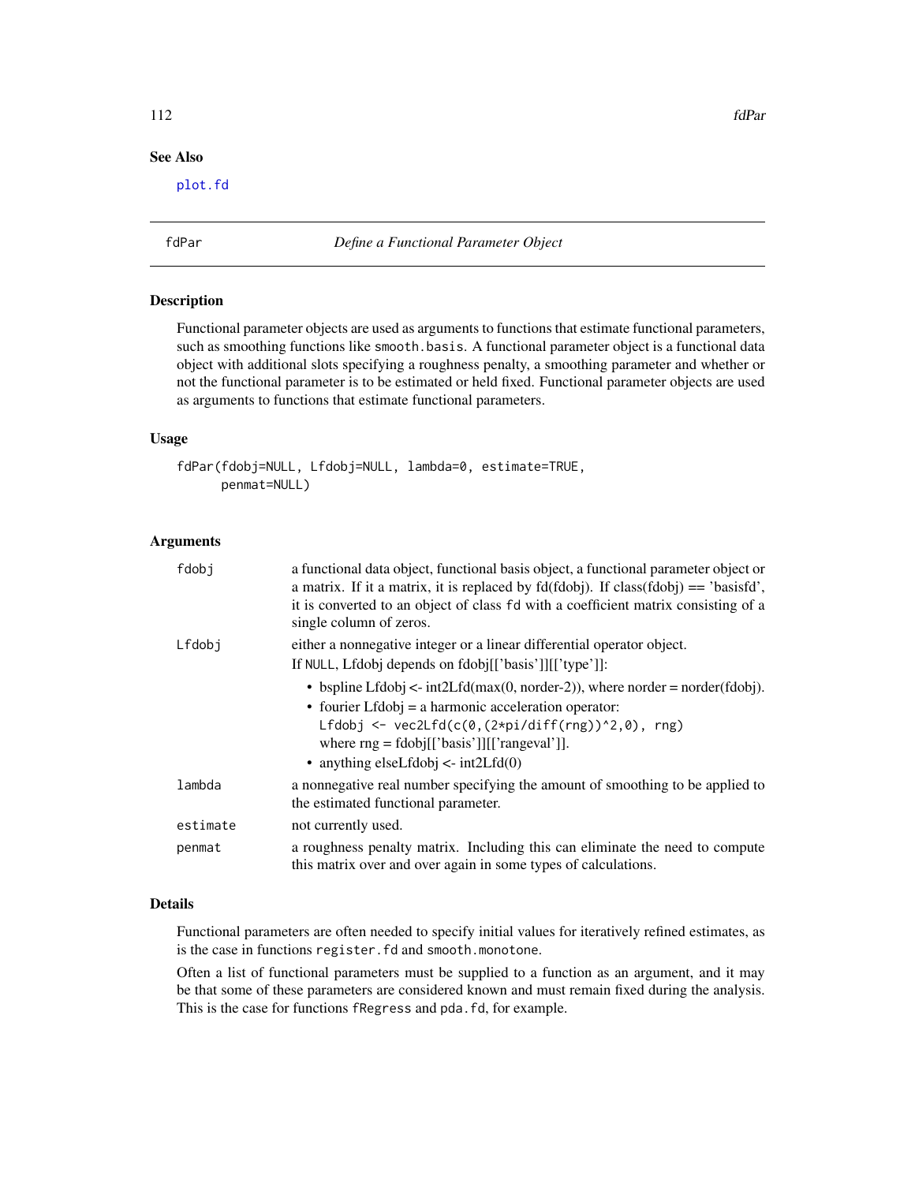## See Also

plot.fd

---

## fdPar — *Define a Functional Parameter Object*

### Description

Functional parameter objects are used as arguments to functions that estimate functional parameters, such as smoothing functions like `smooth.basis`. A functional parameter object is a functional data object with additional slots specifying a roughness penalty, a smoothing parameter and whether or not the functional parameter is to be estimated or held fixed. Functional parameter objects are used as arguments to functions that estimate functional parameters.

### Usage

```
fdPar(fdobj=NULL, Lfdobj=NULL, lambda=0, estimate=TRUE,
      penmat=NULL)
```

### Arguments

| | |
|---|---|
| `fdobj` | a functional data object, functional basis object, a functional parameter object or a matrix. If it a matrix, it is replaced by fd(fdobj). If class(fdobj) == 'basisfd', it is converted to an object of class `fd` with a coefficient matrix consisting of a single column of zeros. |
| `Lfdobj` | either a nonnegative integer or a linear differential operator object. If `NULL`, Lfdobj depends on fdobj[['basis']][['type']]: <br>• bspline Lfdobj <- int2Lfd(max(0, norder-2)), where norder = norder(fdobj). <br>• fourier Lfdobj = a harmonic acceleration operator: `Lfdobj <- vec2Lfd(c(0,(2*pi/diff(rng))^2,0), rng)` where rng = fdobj[['basis']][['rangeval']]. <br>• anything elseLfdobj <- int2Lfd(0) |
| `lambda` | a nonnegative real number specifying the amount of smoothing to be applied to the estimated functional parameter. |
| `estimate` | not currently used. |
| `penmat` | a roughness penalty matrix. Including this can eliminate the need to compute this matrix over and over again in some types of calculations. |

### Details

Functional parameters are often needed to specify initial values for iteratively refined estimates, as is the case in functions `register.fd` and `smooth.monotone`.

Often a list of functional parameters must be supplied to a function as an argument, and it may be that some of these parameters are considered known and must remain fixed during the analysis. This is the case for functions `fRegress` and `pda.fd`, for example.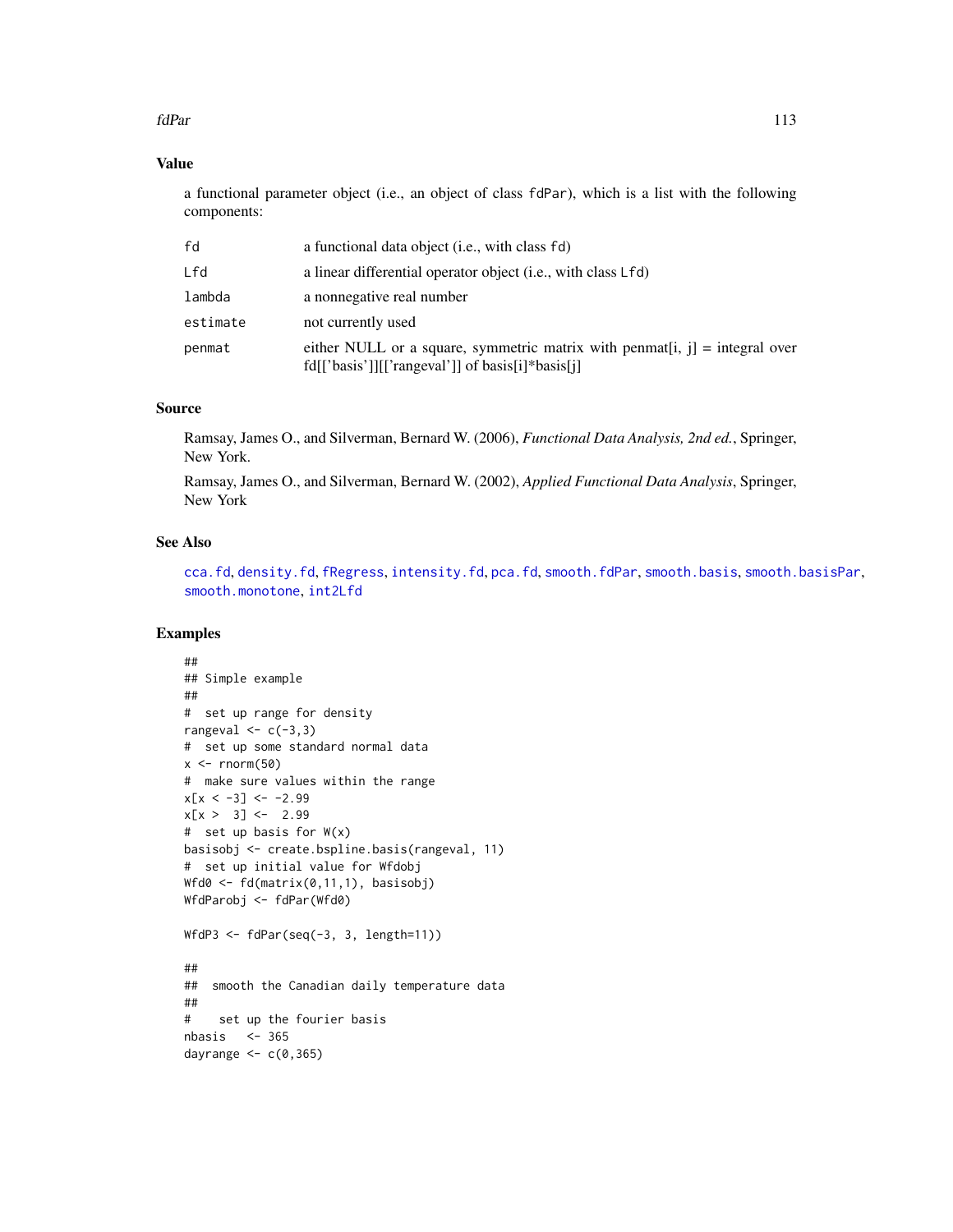## Value

a functional parameter object (i.e., an object of class `fdPar`), which is a list with the following components:

| | |
|---|---|
| fd | a functional data object (i.e., with class fd) |
| Lfd | a linear differential operator object (i.e., with class Lfd) |
| lambda | a nonnegative real number |
| estimate | not currently used |
| penmat | either NULL or a square, symmetric matrix with penmat[i, j] = integral over fd[['basis']][['rangeval']] of basis[i]*basis[j] |

## Source

Ramsay, James O., and Silverman, Bernard W. (2006), *Functional Data Analysis, 2nd ed.*, Springer, New York.

Ramsay, James O., and Silverman, Bernard W. (2002), *Applied Functional Data Analysis*, Springer, New York

## See Also

cca.fd, density.fd, fRegress, intensity.fd, pca.fd, smooth.fdPar, smooth.basis, smooth.basisPar, smooth.monotone, int2Lfd

## Examples

```
##
## Simple example
##
#  set up range for density
rangeval <- c(-3,3)
#  set up some standard normal data
x <- rnorm(50)
#  make sure values within the range
x[x < -3] <- -2.99
x[x >  3] <-  2.99
#  set up basis for W(x)
basisobj <- create.bspline.basis(rangeval, 11)
#  set up initial value for Wfdobj
Wfd0 <- fd(matrix(0,11,1), basisobj)
WfdParobj <- fdPar(Wfd0)

WfdP3 <- fdPar(seq(-3, 3, length=11))

##
##  smooth the Canadian daily temperature data
##
#    set up the fourier basis
nbasis   <- 365
dayrange <- c(0,365)
```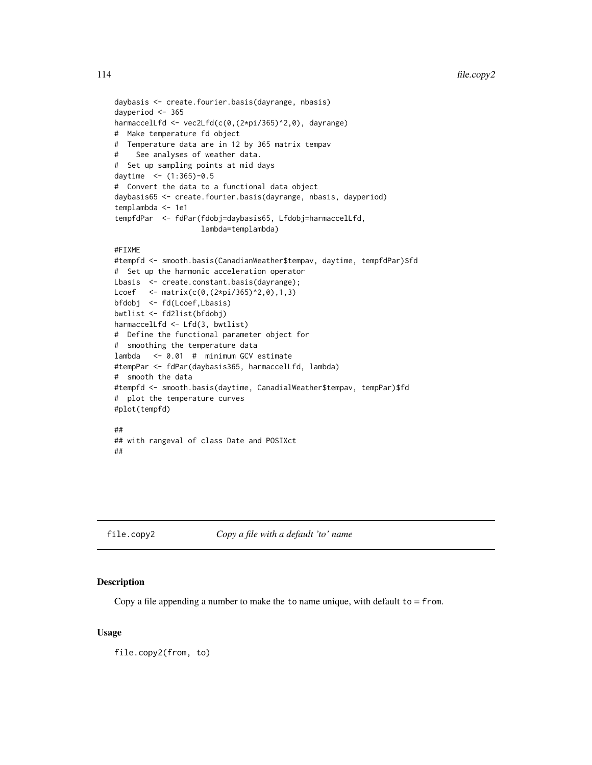```
daybasis <- create.fourier.basis(dayrange, nbasis)
dayperiod <- 365
harmaccelLfd <- vec2Lfd(c(0,(2*pi/365)^2,0), dayrange)
#  Make temperature fd object
#  Temperature data are in 12 by 365 matrix tempav
#    See analyses of weather data.
#  Set up sampling points at mid days
daytime  <- (1:365)-0.5
#  Convert the data to a functional data object
daybasis65 <- create.fourier.basis(dayrange, nbasis, dayperiod)
templambda <- 1e1
tempfdPar  <- fdPar(fdobj=daybasis65, Lfdobj=harmaccelLfd,
                    lambda=templambda)

#FIXME
#tempfd <- smooth.basis(CanadianWeather$tempav, daytime, tempfdPar)$fd
#  Set up the harmonic acceleration operator
Lbasis  <- create.constant.basis(dayrange);
Lcoef   <- matrix(c(0,(2*pi/365)^2,0),1,3)
bfdobj  <- fd(Lcoef,Lbasis)
bwtlist <- fd2list(bfdobj)
harmaccelLfd <- Lfd(3, bwtlist)
#  Define the functional parameter object for
#  smoothing the temperature data
lambda   <- 0.01  #  minimum GCV estimate
#tempPar <- fdPar(daybasis365, harmaccelLfd, lambda)
#  smooth the data
#tempfd <- smooth.basis(daytime, CanadialWeather$tempav, tempPar)$fd
#  plot the temperature curves
#plot(tempfd)

##
## with rangeval of class Date and POSIXct
##
```

---

file.copy2 *Copy a file with a default 'to' name*

---

### Description

Copy a file appending a number to make the `to` name unique, with default `to = from`.

### Usage

```
file.copy2(from, to)
```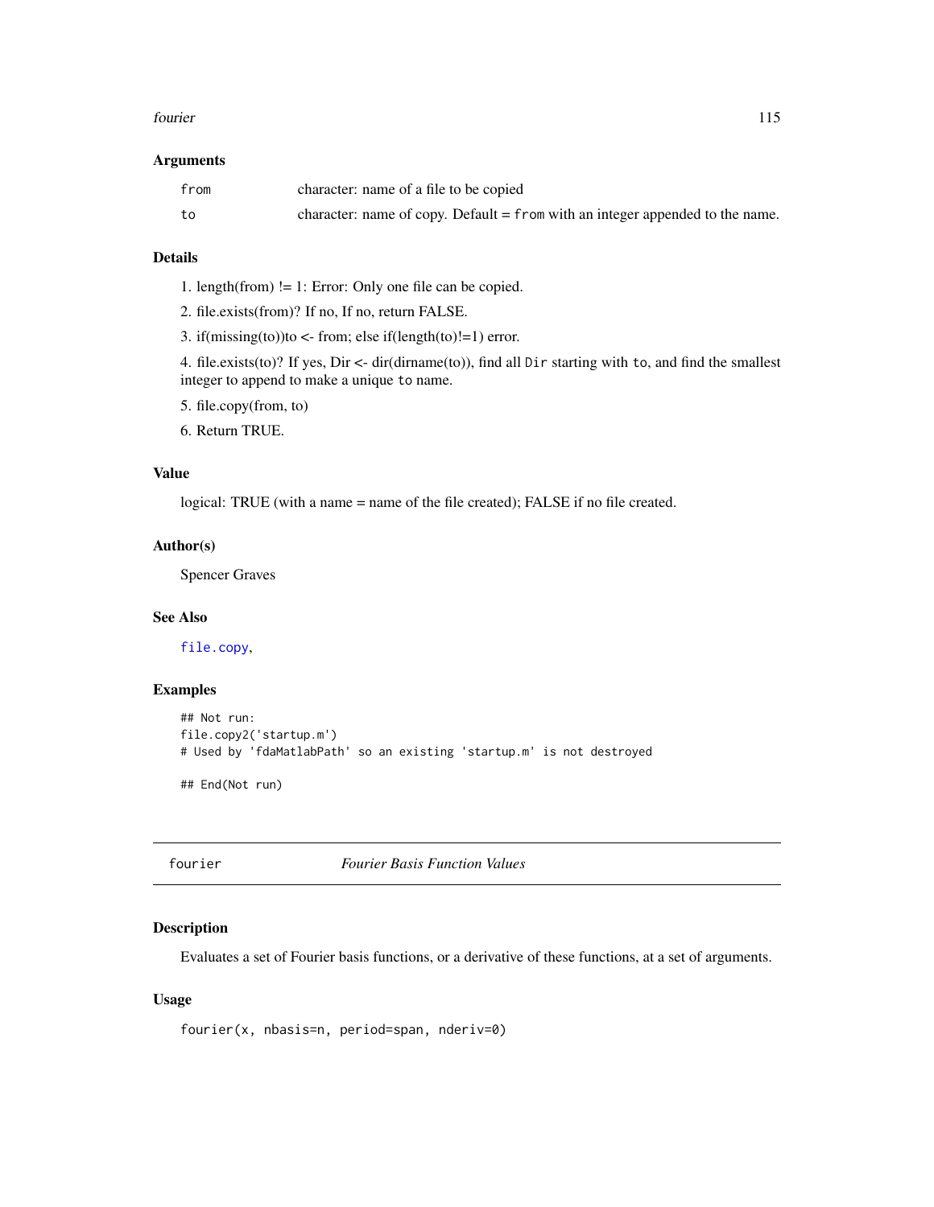### Arguments

| | |
|---|---|
| `from` | character: name of a file to be copied |
| `to` | character: name of copy. Default = `from` with an integer appended to the name. |

### Details

1. length(from) != 1: Error: Only one file can be copied.

2. file.exists(from)? If no, If no, return FALSE.

3. if(missing(to))to <- from; else if(length(to)!=1) error.

4. file.exists(to)? If yes, Dir <- dir(dirname(to)), find all `Dir` starting with `to`, and find the smallest integer to append to make a unique `to` name.

5. file.copy(from, to)

6. Return TRUE.

### Value

logical: TRUE (with a name = name of the file created); FALSE if no file created.

### Author(s)

Spencer Graves

### See Also

`file.copy`,

### Examples

```
## Not run:
file.copy2('startup.m')
# Used by 'fdaMatlabPath' so an existing 'startup.m' is not destroyed

## End(Not run)
```

---

## fourier — *Fourier Basis Function Values*

### Description

Evaluates a set of Fourier basis functions, or a derivative of these functions, at a set of arguments.

### Usage

```
fourier(x, nbasis=n, period=span, nderiv=0)
```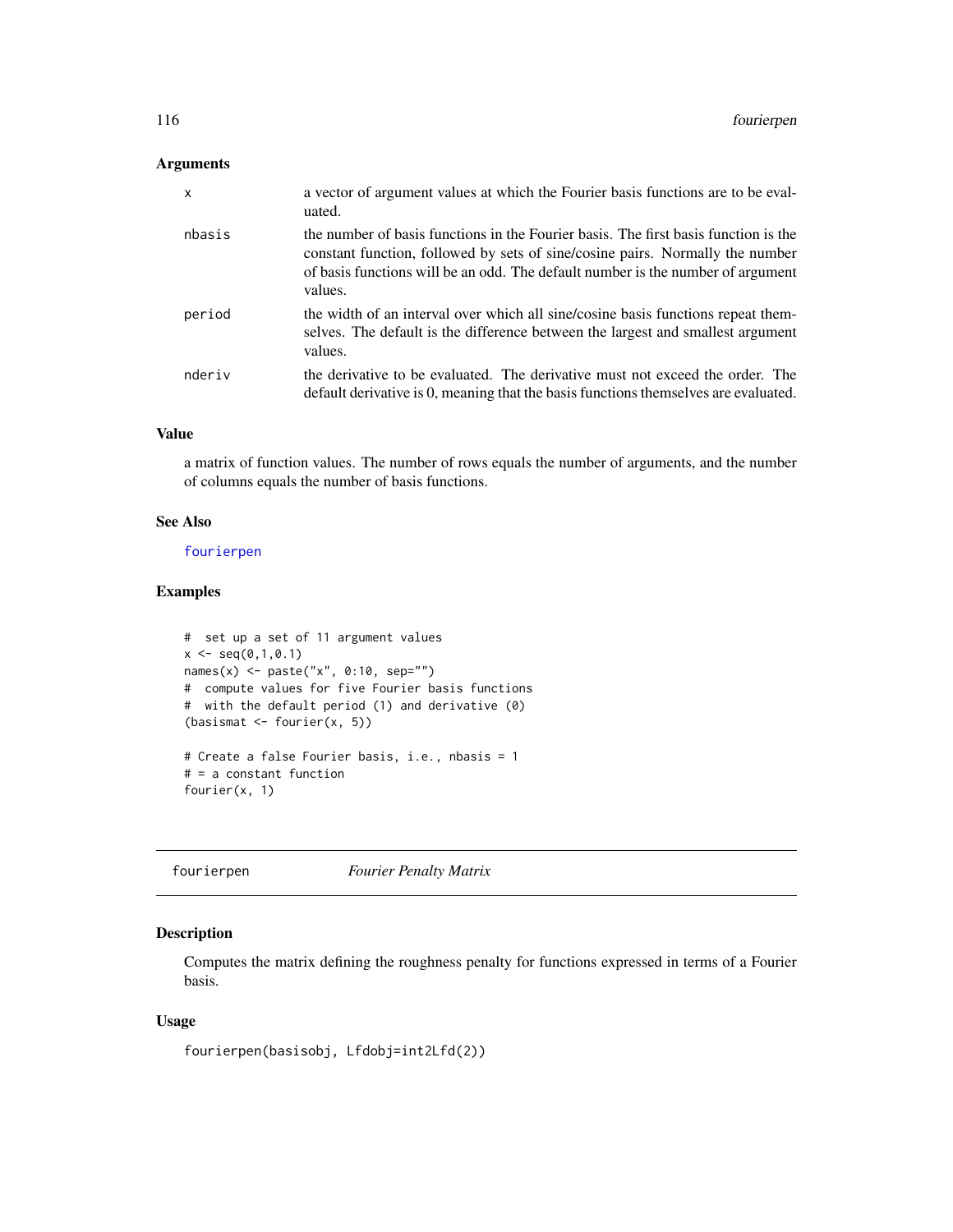### Arguments

| | |
|---|---|
| x | a vector of argument values at which the Fourier basis functions are to be evaluated. |
| nbasis | the number of basis functions in the Fourier basis. The first basis function is the constant function, followed by sets of sine/cosine pairs. Normally the number of basis functions will be an odd. The default number is the number of argument values. |
| period | the width of an interval over which all sine/cosine basis functions repeat themselves. The default is the difference between the largest and smallest argument values. |
| nderiv | the derivative to be evaluated. The derivative must not exceed the order. The default derivative is 0, meaning that the basis functions themselves are evaluated. |

### Value

a matrix of function values. The number of rows equals the number of arguments, and the number of columns equals the number of basis functions.

### See Also

fourierpen

### Examples

```
#  set up a set of 11 argument values
x <- seq(0,1,0.1)
names(x) <- paste("x", 0:10, sep="")
#  compute values for five Fourier basis functions
#  with the default period (1) and derivative (0)
(basismat <- fourier(x, 5))

# Create a false Fourier basis, i.e., nbasis = 1
# = a constant function
fourier(x, 1)
```

---

## fourierpen *Fourier Penalty Matrix*

### Description

Computes the matrix defining the roughness penalty for functions expressed in terms of a Fourier basis.

### Usage

```
fourierpen(basisobj, Lfdobj=int2Lfd(2))
```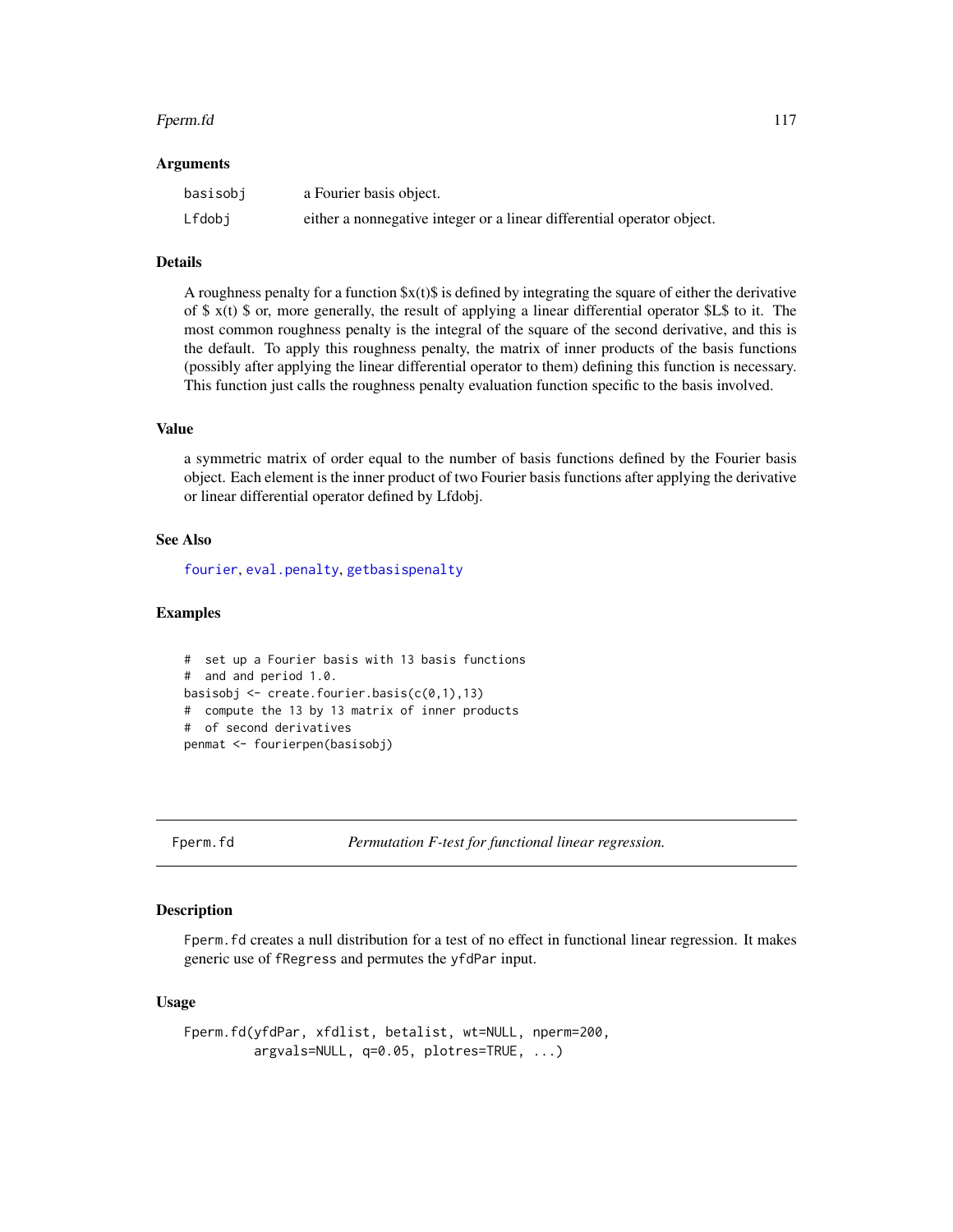### Arguments

| | |
|---|---|
| basisobj | a Fourier basis object. |
| Lfdobj | either a nonnegative integer or a linear differential operator object. |

### Details

A roughness penalty for a function $x(t)$ is defined by integrating the square of either the derivative of $ x(t) $ or, more generally, the result of applying a linear differential operator $L$ to it. The most common roughness penalty is the integral of the square of the second derivative, and this is the default. To apply this roughness penalty, the matrix of inner products of the basis functions (possibly after applying the linear differential operator to them) defining this function is necessary. This function just calls the roughness penalty evaluation function specific to the basis involved.

### Value

a symmetric matrix of order equal to the number of basis functions defined by the Fourier basis object. Each element is the inner product of two Fourier basis functions after applying the derivative or linear differential operator defined by Lfdobj.

### See Also

fourier, eval.penalty, getbasispenalty

### Examples

```
#  set up a Fourier basis with 13 basis functions
#  and and period 1.0.
basisobj <- create.fourier.basis(c(0,1),13)
#  compute the 13 by 13 matrix of inner products
#  of second derivatives
penmat <- fourierpen(basisobj)
```

---

## Fperm.fd — *Permutation F-test for functional linear regression.*

### Description

Fperm.fd creates a null distribution for a test of no effect in functional linear regression. It makes generic use of fRegress and permutes the yfdPar input.

### Usage

```
Fperm.fd(yfdPar, xfdlist, betalist, wt=NULL, nperm=200,
         argvals=NULL, q=0.05, plotres=TRUE, ...)
```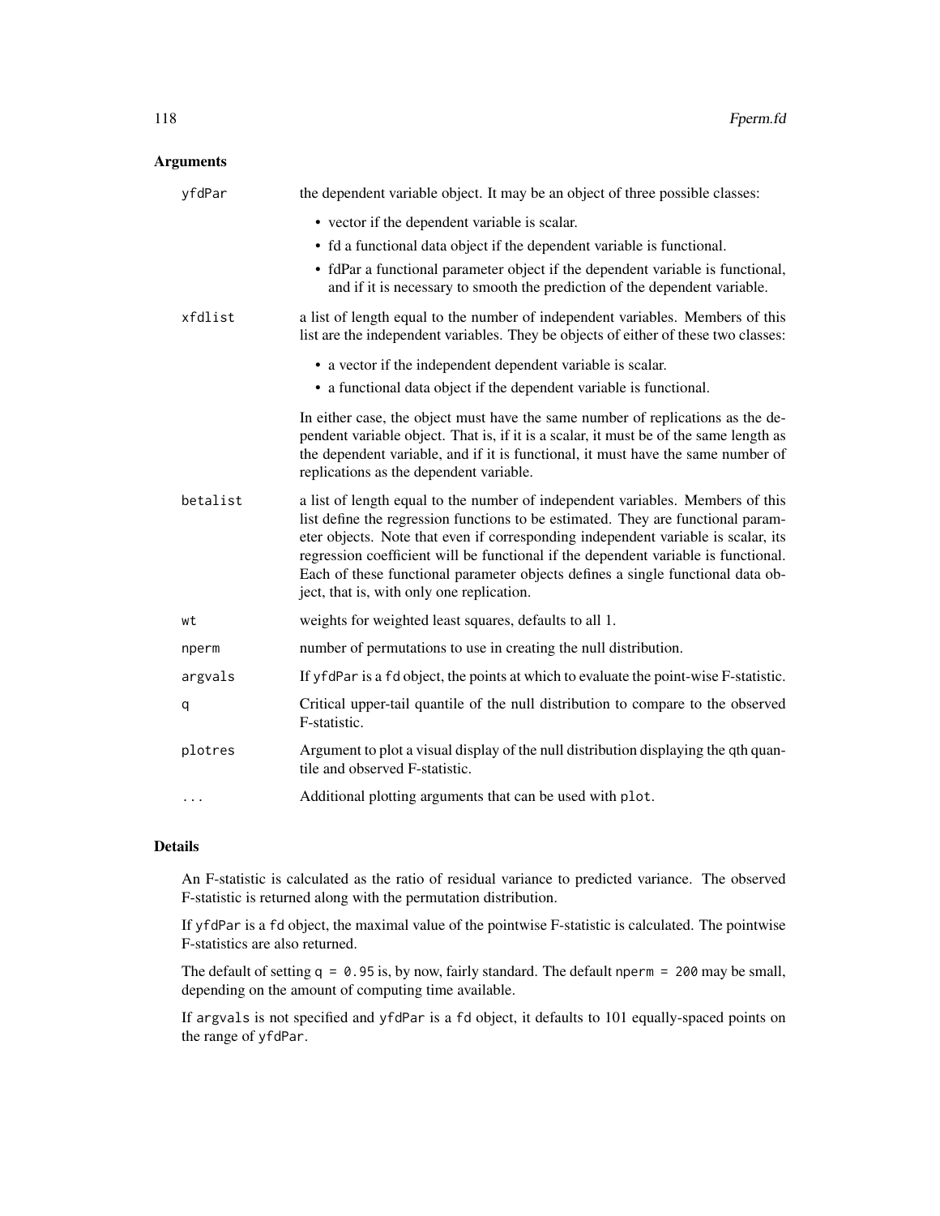## Arguments

| | |
|---|---|
| `yfdPar` | the dependent variable object. It may be an object of three possible classes:<br>• vector if the dependent variable is scalar.<br>• fd a functional data object if the dependent variable is functional.<br>• fdPar a functional parameter object if the dependent variable is functional, and if it is necessary to smooth the prediction of the dependent variable. |
| `xfdlist` | a list of length equal to the number of independent variables. Members of this list are the independent variables. They be objects of either of these two classes:<br>• a vector if the independent dependent variable is scalar.<br>• a functional data object if the dependent variable is functional.<br><br>In either case, the object must have the same number of replications as the dependent variable object. That is, if it is a scalar, it must be of the same length as the dependent variable, and if it is functional, it must have the same number of replications as the dependent variable. |
| `betalist` | a list of length equal to the number of independent variables. Members of this list define the regression functions to be estimated. They are functional parameter objects. Note that even if corresponding independent variable is scalar, its regression coefficient will be functional if the dependent variable is functional. Each of these functional parameter objects defines a single functional data object, that is, with only one replication. |
| `wt` | weights for weighted least squares, defaults to all 1. |
| `nperm` | number of permutations to use in creating the null distribution. |
| `argvals` | If `yfdPar` is a `fd` object, the points at which to evaluate the point-wise F-statistic. |
| `q` | Critical upper-tail quantile of the null distribution to compare to the observed F-statistic. |
| `plotres` | Argument to plot a visual display of the null distribution displaying the qth quantile and observed F-statistic. |
| `...` | Additional plotting arguments that can be used with `plot`. |

## Details

An F-statistic is calculated as the ratio of residual variance to predicted variance. The observed F-statistic is returned along with the permutation distribution.

If `yfdPar` is a `fd` object, the maximal value of the pointwise F-statistic is calculated. The pointwise F-statistics are also returned.

The default of setting `q = 0.95` is, by now, fairly standard. The default `nperm = 200` may be small, depending on the amount of computing time available.

If `argvals` is not specified and `yfdPar` is a `fd` object, it defaults to 101 equally-spaced points on the range of `yfdPar`.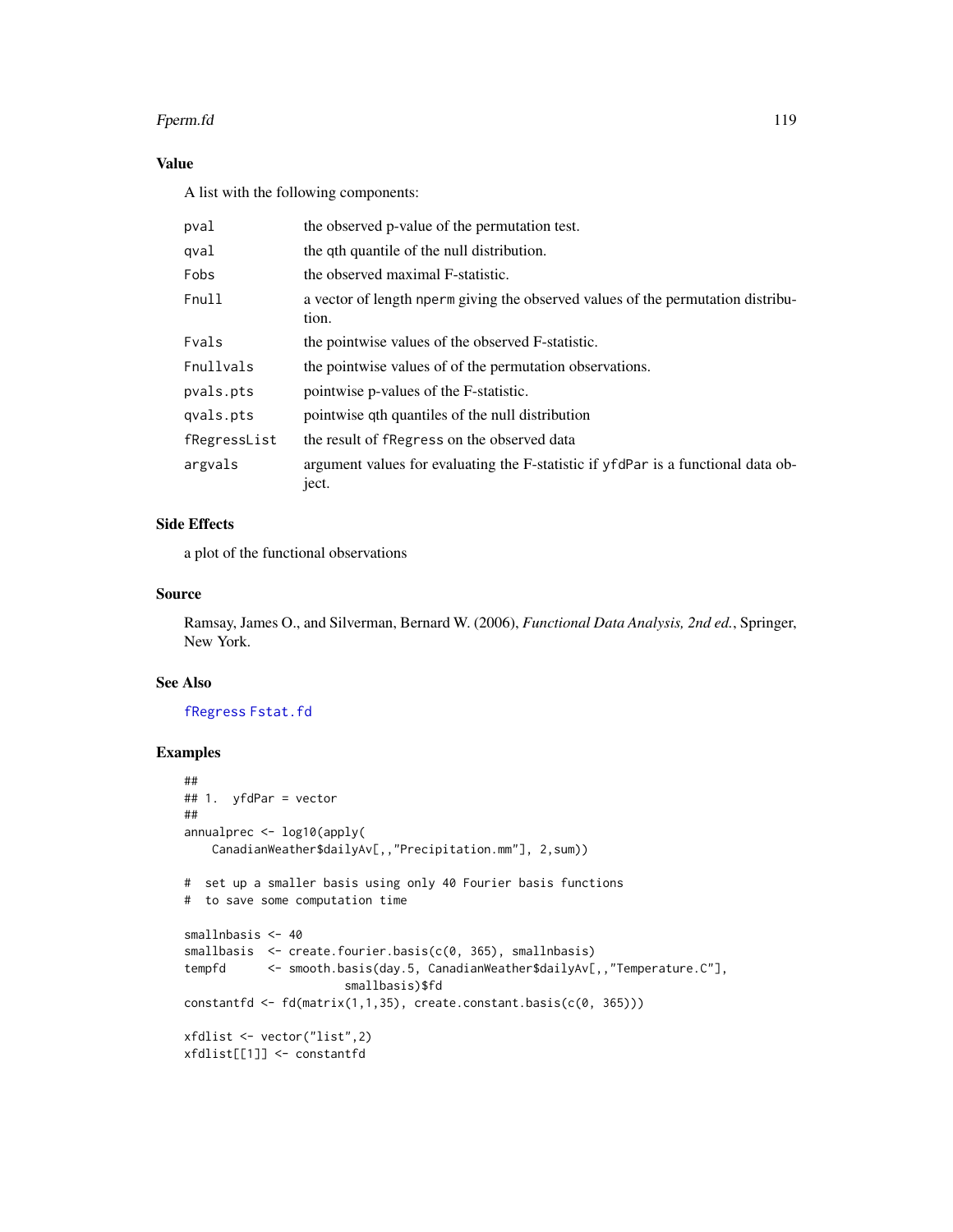## Value

A list with the following components:

| | |
|---|---|
| pval | the observed p-value of the permutation test. |
| qval | the qth quantile of the null distribution. |
| Fobs | the observed maximal F-statistic. |
| Fnull | a vector of length nperm giving the observed values of the permutation distribution. |
| Fvals | the pointwise values of the observed F-statistic. |
| Fnullvals | the pointwise values of of the permutation observations. |
| pvals.pts | pointwise p-values of the F-statistic. |
| qvals.pts | pointwise qth quantiles of the null distribution |
| fRegressList | the result of fRegress on the observed data |
| argvals | argument values for evaluating the F-statistic if yfdPar is a functional data object. |

## Side Effects

a plot of the functional observations

## Source

Ramsay, James O., and Silverman, Bernard W. (2006), *Functional Data Analysis, 2nd ed.*, Springer, New York.

## See Also

fRegress Fstat.fd

## Examples

```
##
## 1.  yfdPar = vector
##
annualprec <- log10(apply(
    CanadianWeather$dailyAv[,,"Precipitation.mm"], 2,sum))

#  set up a smaller basis using only 40 Fourier basis functions
#  to save some computation time

smallnbasis <- 40
smallbasis  <- create.fourier.basis(c(0, 365), smallnbasis)
tempfd      <- smooth.basis(day.5, CanadianWeather$dailyAv[,,"Temperature.C"],
                      smallbasis)$fd
constantfd <- fd(matrix(1,1,35), create.constant.basis(c(0, 365)))

xfdlist <- vector("list",2)
xfdlist[[1]] <- constantfd
```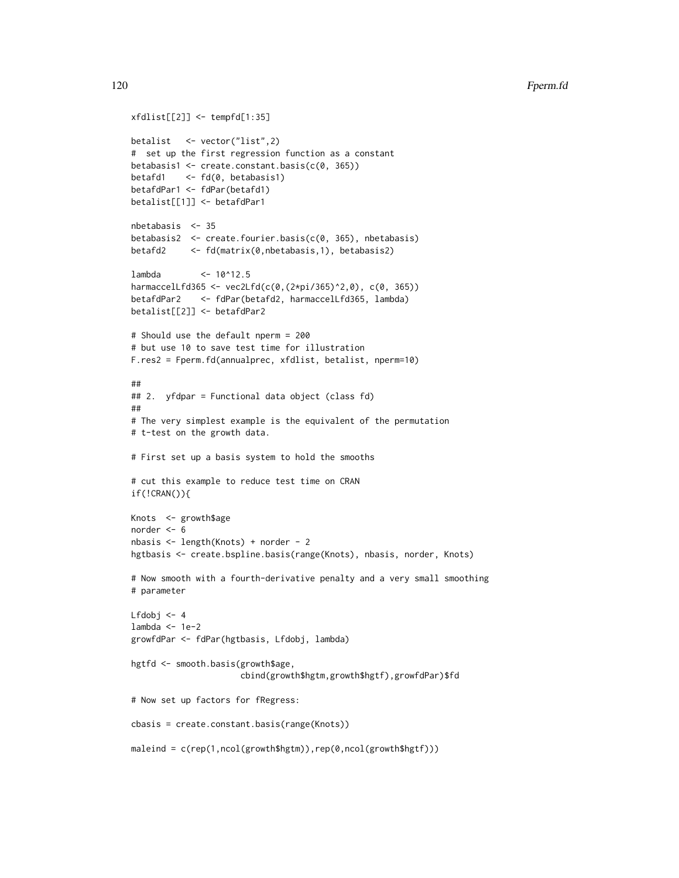```
xfdlist[[2]] <- tempfd[1:35]

betalist   <- vector("list",2)
#  set up the first regression function as a constant
betabasis1 <- create.constant.basis(c(0, 365))
betafd1    <- fd(0, betabasis1)
betafdPar1 <- fdPar(betafd1)
betalist[[1]] <- betafdPar1

nbetabasis  <- 35
betabasis2  <- create.fourier.basis(c(0, 365), nbetabasis)
betafd2     <- fd(matrix(0,nbetabasis,1), betabasis2)

lambda        <- 10^12.5
harmaccelLfd365 <- vec2Lfd(c(0,(2*pi/365)^2,0), c(0, 365))
betafdPar2    <- fdPar(betafd2, harmaccelLfd365, lambda)
betalist[[2]] <- betafdPar2

# Should use the default nperm = 200
# but use 10 to save test time for illustration
F.res2 = Fperm.fd(annualprec, xfdlist, betalist, nperm=10)

##
## 2.  yfdpar = Functional data object (class fd)
##
# The very simplest example is the equivalent of the permutation
# t-test on the growth data.

# First set up a basis system to hold the smooths

# cut this example to reduce test time on CRAN
if(!CRAN()){

Knots  <- growth$age
norder <- 6
nbasis <- length(Knots) + norder - 2
hgtbasis <- create.bspline.basis(range(Knots), nbasis, norder, Knots)

# Now smooth with a fourth-derivative penalty and a very small smoothing
# parameter

Lfdobj <- 4
lambda <- 1e-2
growfdPar <- fdPar(hgtbasis, Lfdobj, lambda)

hgtfd <- smooth.basis(growth$age,
                      cbind(growth$hgtm,growth$hgtf),growfdPar)$fd

# Now set up factors for fRegress:

cbasis = create.constant.basis(range(Knots))

maleind = c(rep(1,ncol(growth$hgtm)),rep(0,ncol(growth$hgtf)))
```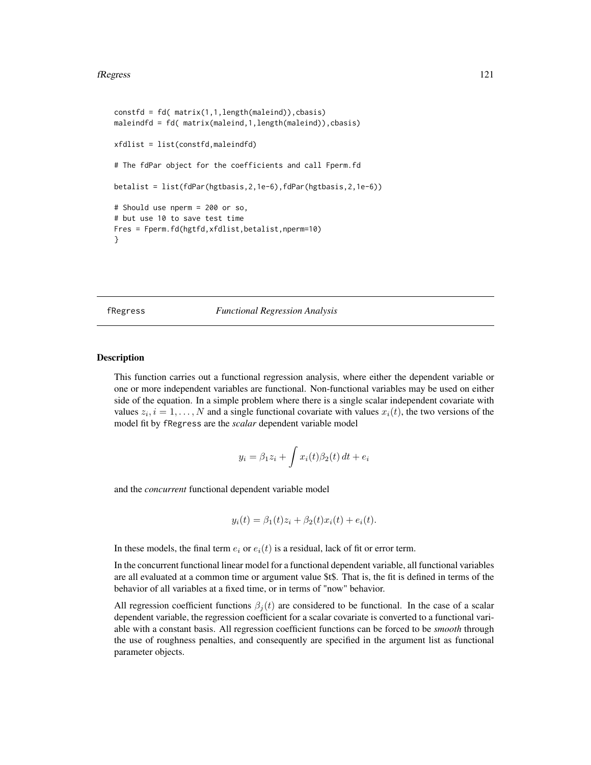```
constfd = fd( matrix(1,1,length(maleind)),cbasis)
maleindfd = fd( matrix(maleind,1,length(maleind)),cbasis)

xfdlist = list(constfd,maleindfd)

# The fdPar object for the coefficients and call Fperm.fd

betalist = list(fdPar(hgtbasis,2,1e-6),fdPar(hgtbasis,2,1e-6))

# Should use nperm = 200 or so,
# but use 10 to save test time
Fres = Fperm.fd(hgtfd,xfdlist,betalist,nperm=10)
}
```

---

## fRegress — *Functional Regression Analysis*

---

### Description

This function carries out a functional regression analysis, where either the dependent variable or one or more independent variables are functional. Non-functional variables may be used on either side of the equation. In a simple problem where there is a single scalar independent covariate with values $z_i, i = 1, \ldots, N$ and a single functional covariate with values $x_i(t)$, the two versions of the model fit by `fRegress` are the *scalar* dependent variable model

$$y_i = \beta_1 z_i + \int x_i(t)\beta_2(t)\, dt + e_i$$

and the *concurrent* functional dependent variable model

$$y_i(t) = \beta_1(t) z_i + \beta_2(t) x_i(t) + e_i(t).$$

In these models, the final term $e_i$ or $e_i(t)$ is a residual, lack of fit or error term.

In the concurrent functional linear model for a functional dependent variable, all functional variables are all evaluated at a common time or argument value $t$. That is, the fit is defined in terms of the behavior of all variables at a fixed time, or in terms of "now" behavior.

All regression coefficient functions $\beta_j(t)$ are considered to be functional. In the case of a scalar dependent variable, the regression coefficient for a scalar covariate is converted to a functional variable with a constant basis. All regression coefficient functions can be forced to be *smooth* through the use of roughness penalties, and consequently are specified in the argument list as functional parameter objects.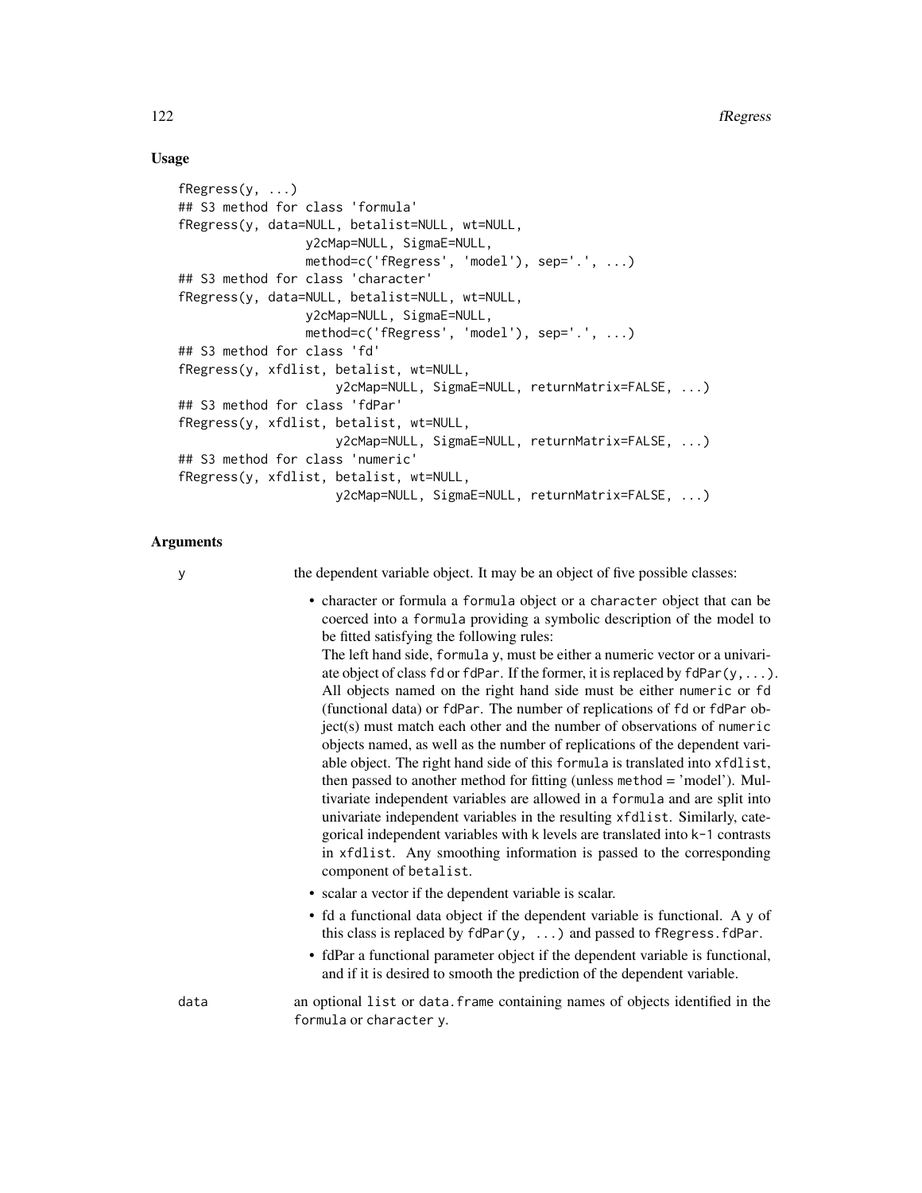## Usage

```
fRegress(y, ...)
## S3 method for class 'formula'
fRegress(y, data=NULL, betalist=NULL, wt=NULL,
                 y2cMap=NULL, SigmaE=NULL,
                 method=c('fRegress', 'model'), sep='.', ...)
## S3 method for class 'character'
fRegress(y, data=NULL, betalist=NULL, wt=NULL,
                 y2cMap=NULL, SigmaE=NULL,
                 method=c('fRegress', 'model'), sep='.', ...)
## S3 method for class 'fd'
fRegress(y, xfdlist, betalist, wt=NULL,
                    y2cMap=NULL, SigmaE=NULL, returnMatrix=FALSE, ...)
## S3 method for class 'fdPar'
fRegress(y, xfdlist, betalist, wt=NULL,
                    y2cMap=NULL, SigmaE=NULL, returnMatrix=FALSE, ...)
## S3 method for class 'numeric'
fRegress(y, xfdlist, betalist, wt=NULL,
                    y2cMap=NULL, SigmaE=NULL, returnMatrix=FALSE, ...)
```

## Arguments

`y` the dependent variable object. It may be an object of five possible classes:

- character or formula a `formula` object or a `character` object that can be coerced into a `formula` providing a symbolic description of the model to be fitted satisfying the following rules:
  The left hand side, `formula y`, must be either a numeric vector or a univariate object of class `fd` or `fdPar`. If the former, it is replaced by `fdPar(y,...)`. All objects named on the right hand side must be either `numeric` or `fd` (functional data) or `fdPar`. The number of replications of `fd` or `fdPar` object(s) must match each other and the number of observations of `numeric` objects named, as well as the number of replications of the dependent variable object. The right hand side of this `formula` is translated into `xfdlist`, then passed to another method for fitting (unless `method` = 'model'). Multivariate independent variables are allowed in a `formula` and are split into univariate independent variables in the resulting `xfdlist`. Similarly, categorical independent variables with `k` levels are translated into `k-1` contrasts in `xfdlist`. Any smoothing information is passed to the corresponding component of `betalist`.
- scalar a vector if the dependent variable is scalar.
- fd a functional data object if the dependent variable is functional. A `y` of this class is replaced by `fdPar(y, ...)` and passed to `fRegress.fdPar`.
- fdPar a functional parameter object if the dependent variable is functional, and if it is desired to smooth the prediction of the dependent variable.

`data` an optional `list` or `data.frame` containing names of objects identified in the `formula` or `character y`.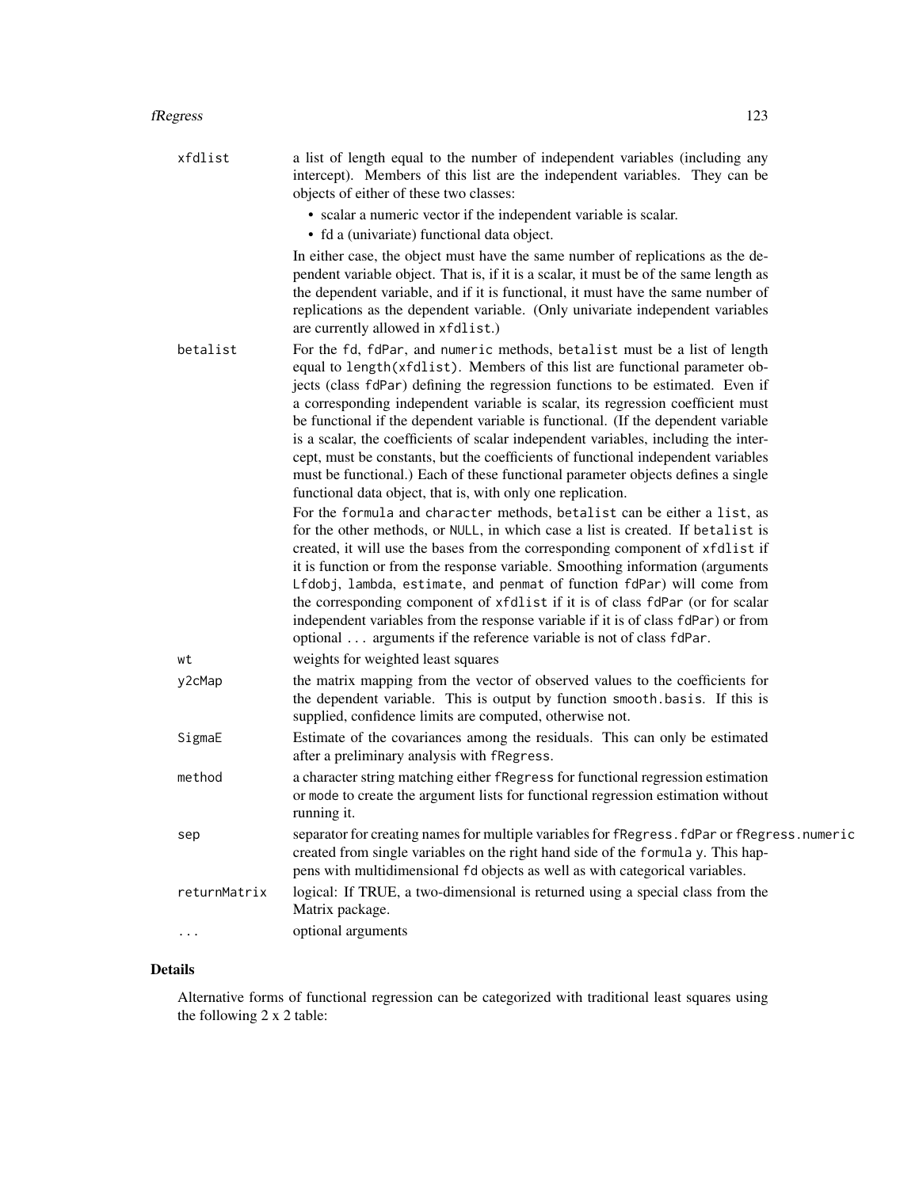`xfdlist` a list of length equal to the number of independent variables (including any intercept). Members of this list are the independent variables. They can be objects of either of these two classes:

- scalar a numeric vector if the independent variable is scalar.
- fd a (univariate) functional data object.

In either case, the object must have the same number of replications as the dependent variable object. That is, if it is a scalar, it must be of the same length as the dependent variable, and if it is functional, it must have the same number of replications as the dependent variable. (Only univariate independent variables are currently allowed in `xfdlist`.)

`betalist` For the `fd`, `fdPar`, and `numeric` methods, `betalist` must be a list of length equal to `length(xfdlist)`. Members of this list are functional parameter objects (class `fdPar`) defining the regression functions to be estimated. Even if a corresponding independent variable is scalar, its regression coefficient must be functional if the dependent variable is functional. (If the dependent variable is a scalar, the coefficients of scalar independent variables, including the intercept, must be constants, but the coefficients of functional independent variables must be functional.) Each of these functional parameter objects defines a single functional data object, that is, with only one replication.

For the `formula` and `character` methods, `betalist` can be either a `list`, as for the other methods, or `NULL`, in which case a list is created. If `betalist` is created, it will use the bases from the corresponding component of `xfdlist` if it is function or from the response variable. Smoothing information (arguments `Lfdobj`, `lambda`, `estimate`, and `penmat` of function `fdPar`) will come from the corresponding component of `xfdlist` if it is of class `fdPar` (or for scalar independent variables from the response variable if it is of class `fdPar`) or from optional `...` arguments if the reference variable is not of class `fdPar`.

`wt` weights for weighted least squares

`y2cMap` the matrix mapping from the vector of observed values to the coefficients for the dependent variable. This is output by function `smooth.basis`. If this is supplied, confidence limits are computed, otherwise not.

`SigmaE` Estimate of the covariances among the residuals. This can only be estimated after a preliminary analysis with `fRegress`.

`method` a character string matching either `fRegress` for functional regression estimation or `mode` to create the argument lists for functional regression estimation without running it.

`sep` separator for creating names for multiple variables for `fRegress.fdPar` or `fRegress.numeric` created from single variables on the right hand side of the `formula` `y`. This happens with multidimensional `fd` objects as well as with categorical variables.

`returnMatrix` logical: If TRUE, a two-dimensional is returned using a special class from the Matrix package.

`...` optional arguments

## Details

Alternative forms of functional regression can be categorized with traditional least squares using the following 2 x 2 table: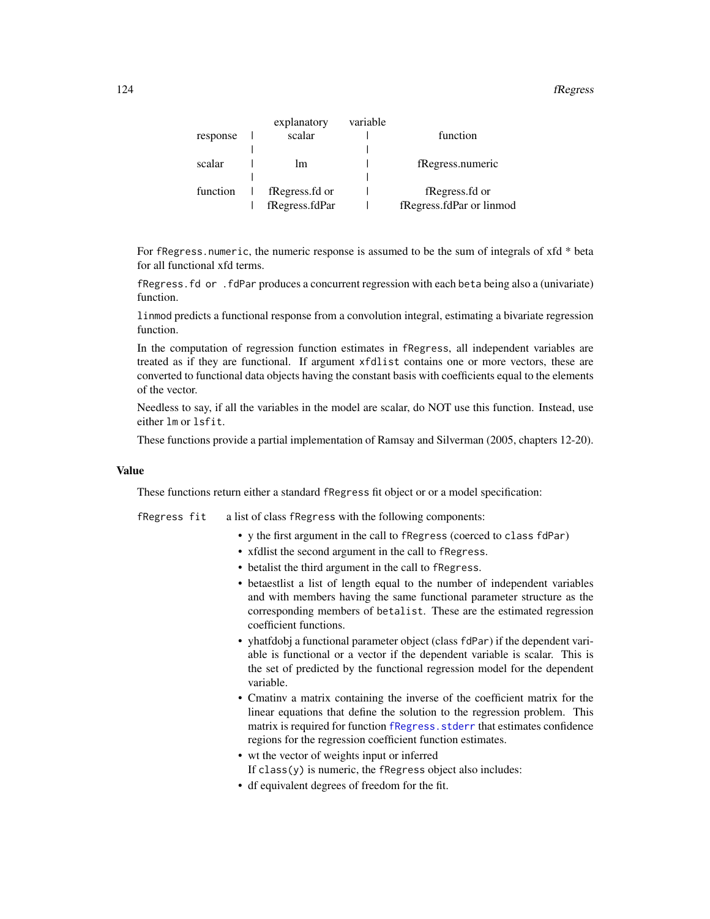| | explanatory variable | |
|---|---|---|
| response | scalar | function |
| scalar | lm | fRegress.numeric |
| function | fRegress.fd or fRegress.fdPar | fRegress.fd or fRegress.fdPar or linmod |

For `fRegress.numeric`, the numeric response is assumed to be the sum of integrals of xfd * beta for all functional xfd terms.

`fRegress.fd or .fdPar` produces a concurrent regression with each `beta` being also a (univariate) function.

`linmod` predicts a functional response from a convolution integral, estimating a bivariate regression function.

In the computation of regression function estimates in `fRegress`, all independent variables are treated as if they are functional. If argument `xfdlist` contains one or more vectors, these are converted to functional data objects having the constant basis with coefficients equal to the elements of the vector.

Needless to say, if all the variables in the model are scalar, do NOT use this function. Instead, use either `lm` or `lsfit`.

These functions provide a partial implementation of Ramsay and Silverman (2005, chapters 12-20).

## Value

These functions return either a standard `fRegress` fit object or or a model specification:

`fRegress fit` a list of class `fRegress` with the following components:

- y the first argument in the call to `fRegress` (coerced to `class fdPar`)
- xfdlist the second argument in the call to `fRegress`.
- betalist the third argument in the call to `fRegress`.
- betaestlist a list of length equal to the number of independent variables and with members having the same functional parameter structure as the corresponding members of `betalist`. These are the estimated regression coefficient functions.
- yhatfdobj a functional parameter object (class `fdPar`) if the dependent variable is functional or a vector if the dependent variable is scalar. This is the set of predicted by the functional regression model for the dependent variable.
- Cmatinv a matrix containing the inverse of the coefficient matrix for the linear equations that define the solution to the regression problem. This matrix is required for function `fRegress.stderr` that estimates confidence regions for the regression coefficient function estimates.
- wt the vector of weights input or inferred
  If `class(y)` is numeric, the `fRegress` object also includes:
- df equivalent degrees of freedom for the fit.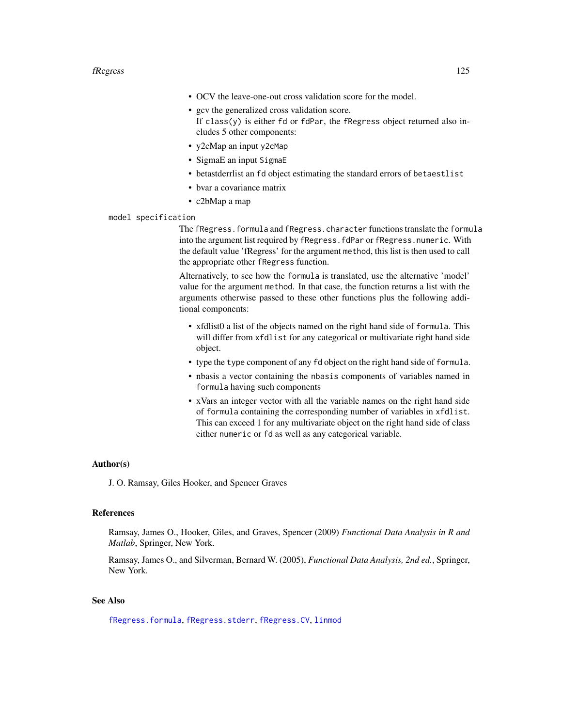- OCV the leave-one-out cross validation score for the model.
- gcv the generalized cross validation score.
  If `class(y)` is either `fd` or `fdPar`, the `fRegress` object returned also includes 5 other components:
- y2cMap an input `y2cMap`
- SigmaE an input `SigmaE`
- betastderrlist an `fd` object estimating the standard errors of `betaestlist`
- bvar a covariance matrix
- c2bMap a map

`model specification`

The `fRegress.formula` and `fRegress.character` functions translate the `formula` into the argument list required by `fRegress.fdPar` or `fRegress.numeric`. With the default value 'fRegress' for the argument `method`, this list is then used to call the appropriate other `fRegress` function.

Alternatively, to see how the `formula` is translated, use the alternative 'model' value for the argument `method`. In that case, the function returns a list with the arguments otherwise passed to these other functions plus the following additional components:

- xfdlist0 a list of the objects named on the right hand side of `formula`. This will differ from `xfdlist` for any categorical or multivariate right hand side object.
- type the `type` component of any `fd` object on the right hand side of `formula`.
- nbasis a vector containing the `nbasis` components of variables named in `formula` having such components
- xVars an integer vector with all the variable names on the right hand side of `formula` containing the corresponding number of variables in `xfdlist`. This can exceed 1 for any multivariate object on the right hand side of class either `numeric` or `fd` as well as any categorical variable.

## Author(s)

J. O. Ramsay, Giles Hooker, and Spencer Graves

## References

Ramsay, James O., Hooker, Giles, and Graves, Spencer (2009) *Functional Data Analysis in R and Matlab*, Springer, New York.

Ramsay, James O., and Silverman, Bernard W. (2005), *Functional Data Analysis, 2nd ed.*, Springer, New York.

## See Also

`fRegress.formula`, `fRegress.stderr`, `fRegress.CV`, `linmod`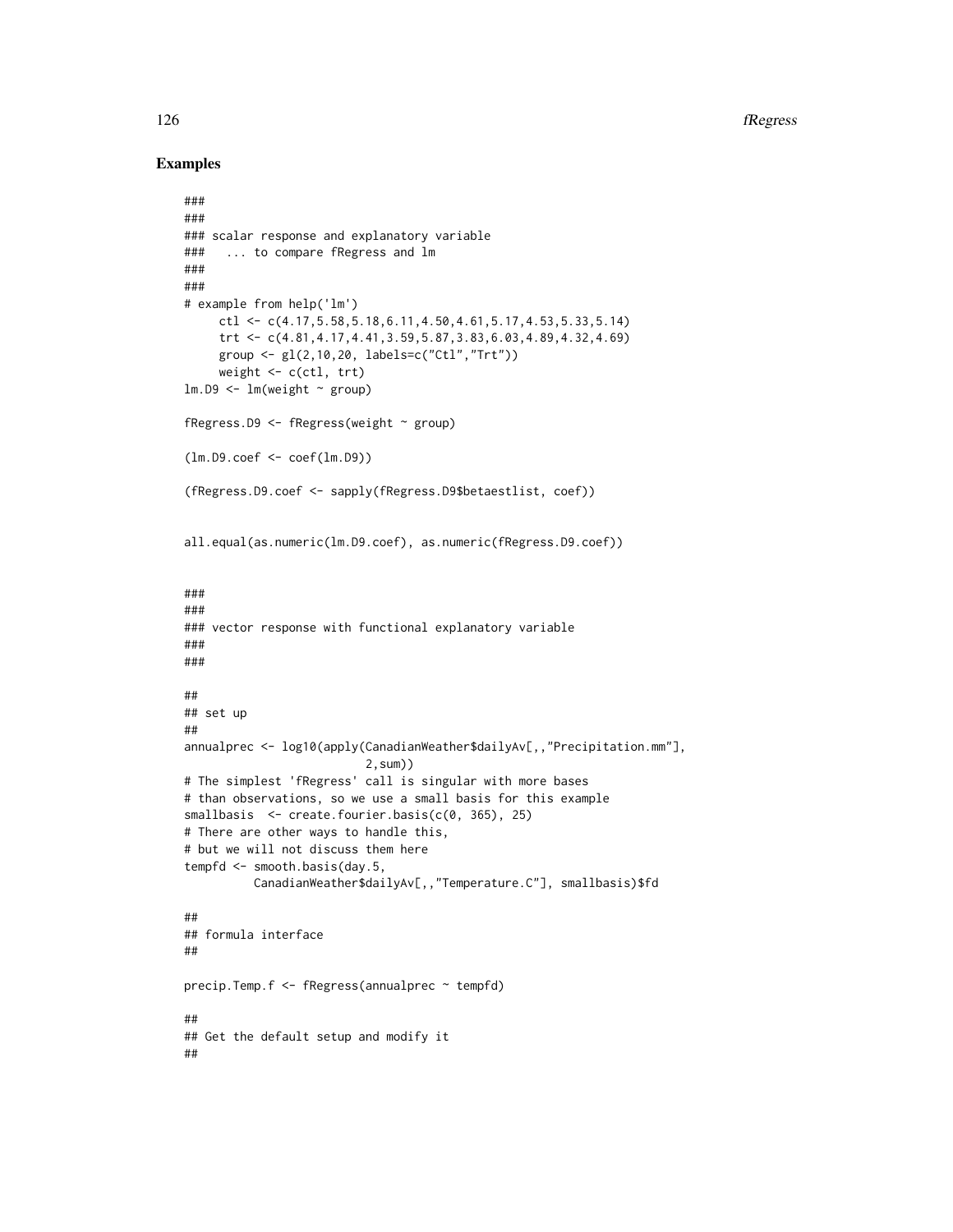## Examples

```
###
###
### scalar response and explanatory variable
###   ... to compare fRegress and lm
###
###
# example from help('lm')
     ctl <- c(4.17,5.58,5.18,6.11,4.50,4.61,5.17,4.53,5.33,5.14)
     trt <- c(4.81,4.17,4.41,3.59,5.87,3.83,6.03,4.89,4.32,4.69)
     group <- gl(2,10,20, labels=c("Ctl","Trt"))
     weight <- c(ctl, trt)
lm.D9 <- lm(weight ~ group)

fRegress.D9 <- fRegress(weight ~ group)

(lm.D9.coef <- coef(lm.D9))

(fRegress.D9.coef <- sapply(fRegress.D9$betaestlist, coef))


all.equal(as.numeric(lm.D9.coef), as.numeric(fRegress.D9.coef))


###
###
### vector response with functional explanatory variable
###
###

##
## set up
##
annualprec <- log10(apply(CanadianWeather$dailyAv[,,"Precipitation.mm"],
                          2,sum))
# The simplest 'fRegress' call is singular with more bases
# than observations, so we use a small basis for this example
smallbasis  <- create.fourier.basis(c(0, 365), 25)
# There are other ways to handle this,
# but we will not discuss them here
tempfd <- smooth.basis(day.5,
          CanadianWeather$dailyAv[,,"Temperature.C"], smallbasis)$fd

##
## formula interface
##

precip.Temp.f <- fRegress(annualprec ~ tempfd)

##
## Get the default setup and modify it
##
```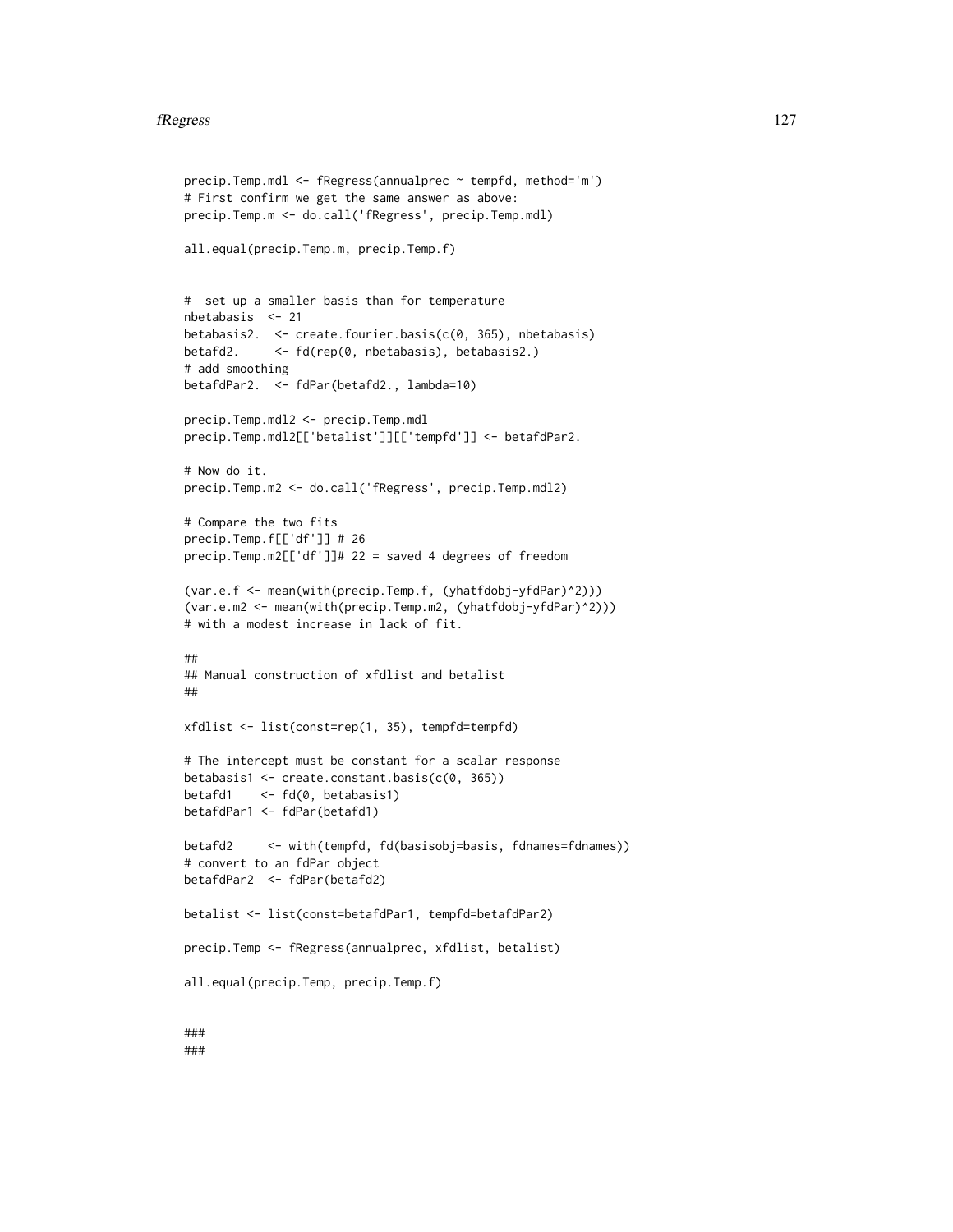```
precip.Temp.mdl <- fRegress(annualprec ~ tempfd, method='m')
# First confirm we get the same answer as above:
precip.Temp.m <- do.call('fRegress', precip.Temp.mdl)

all.equal(precip.Temp.m, precip.Temp.f)


#  set up a smaller basis than for temperature
nbetabasis  <- 21
betabasis2.  <- create.fourier.basis(c(0, 365), nbetabasis)
betafd2.     <- fd(rep(0, nbetabasis), betabasis2.)
# add smoothing
betafdPar2.  <- fdPar(betafd2., lambda=10)

precip.Temp.mdl2 <- precip.Temp.mdl
precip.Temp.mdl2[['betalist']][['tempfd']] <- betafdPar2.

# Now do it.
precip.Temp.m2 <- do.call('fRegress', precip.Temp.mdl2)

# Compare the two fits
precip.Temp.f[['df']] # 26
precip.Temp.m2[['df']]# 22 = saved 4 degrees of freedom

(var.e.f <- mean(with(precip.Temp.f, (yhatfdobj-yfdPar)^2)))
(var.e.m2 <- mean(with(precip.Temp.m2, (yhatfdobj-yfdPar)^2)))
# with a modest increase in lack of fit.

##
## Manual construction of xfdlist and betalist
##

xfdlist <- list(const=rep(1, 35), tempfd=tempfd)

# The intercept must be constant for a scalar response
betabasis1 <- create.constant.basis(c(0, 365))
betafd1    <- fd(0, betabasis1)
betafdPar1 <- fdPar(betafd1)

betafd2     <- with(tempfd, fd(basisobj=basis, fdnames=fdnames))
# convert to an fdPar object
betafdPar2  <- fdPar(betafd2)

betalist <- list(const=betafdPar1, tempfd=betafdPar2)

precip.Temp <- fRegress(annualprec, xfdlist, betalist)

all.equal(precip.Temp, precip.Temp.f)


###
###
```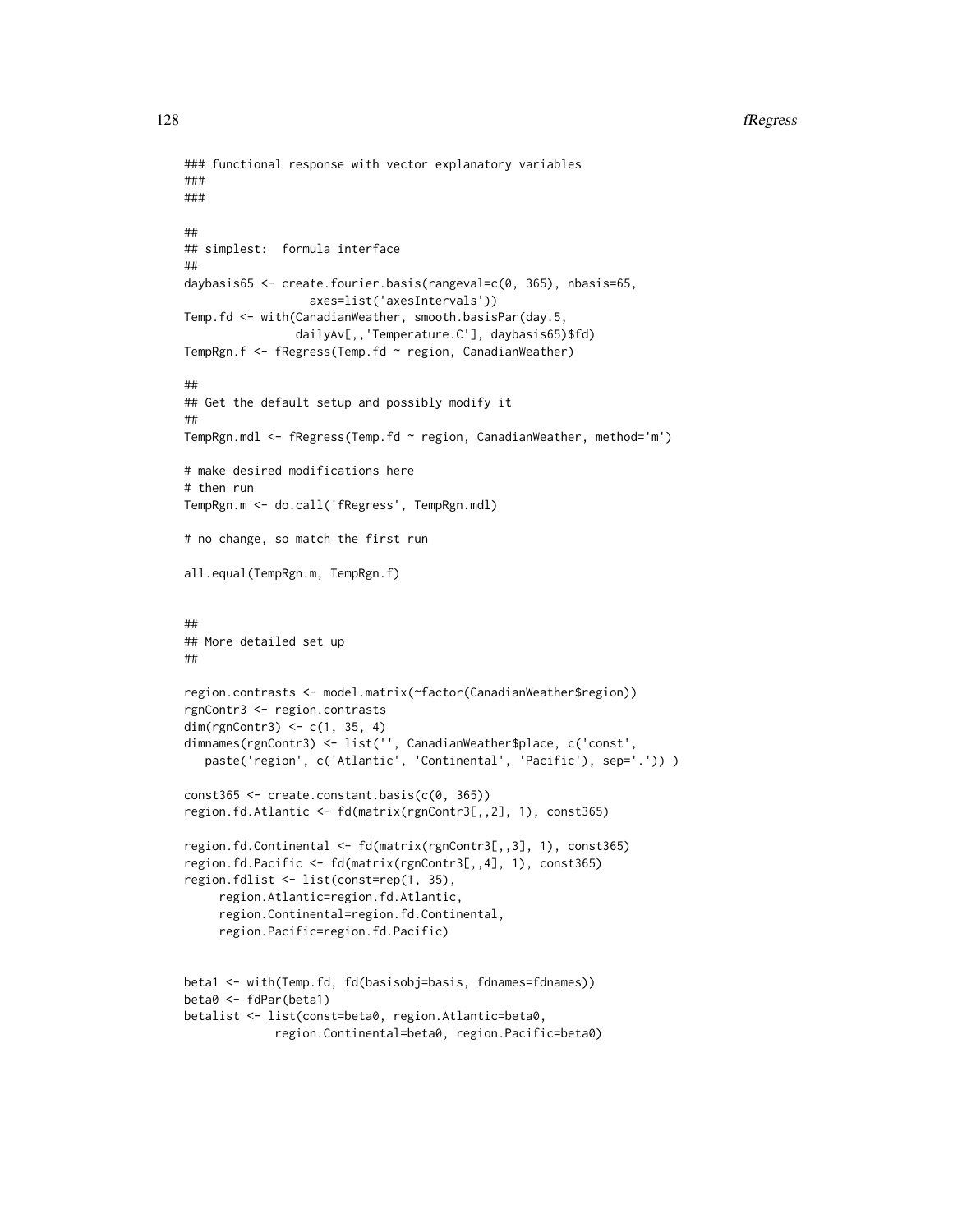```
### functional response with vector explanatory variables
###
###

##
## simplest:  formula interface
##
daybasis65 <- create.fourier.basis(rangeval=c(0, 365), nbasis=65,
                  axes=list('axesIntervals'))
Temp.fd <- with(CanadianWeather, smooth.basisPar(day.5,
                dailyAv[,,'Temperature.C'], daybasis65)$fd)
TempRgn.f <- fRegress(Temp.fd ~ region, CanadianWeather)

##
## Get the default setup and possibly modify it
##
TempRgn.mdl <- fRegress(Temp.fd ~ region, CanadianWeather, method='m')

# make desired modifications here
# then run
TempRgn.m <- do.call('fRegress', TempRgn.mdl)

# no change, so match the first run

all.equal(TempRgn.m, TempRgn.f)


##
## More detailed set up
##

region.contrasts <- model.matrix(~factor(CanadianWeather$region))
rgnContr3 <- region.contrasts
dim(rgnContr3) <- c(1, 35, 4)
dimnames(rgnContr3) <- list('', CanadianWeather$place, c('const',
   paste('region', c('Atlantic', 'Continental', 'Pacific'), sep='.')) )

const365 <- create.constant.basis(c(0, 365))
region.fd.Atlantic <- fd(matrix(rgnContr3[,,2], 1), const365)

region.fd.Continental <- fd(matrix(rgnContr3[,,3], 1), const365)
region.fd.Pacific <- fd(matrix(rgnContr3[,,4], 1), const365)
region.fdlist <- list(const=rep(1, 35),
     region.Atlantic=region.fd.Atlantic,
     region.Continental=region.fd.Continental,
     region.Pacific=region.fd.Pacific)


beta1 <- with(Temp.fd, fd(basisobj=basis, fdnames=fdnames))
beta0 <- fdPar(beta1)
betalist <- list(const=beta0, region.Atlantic=beta0,
             region.Continental=beta0, region.Pacific=beta0)
```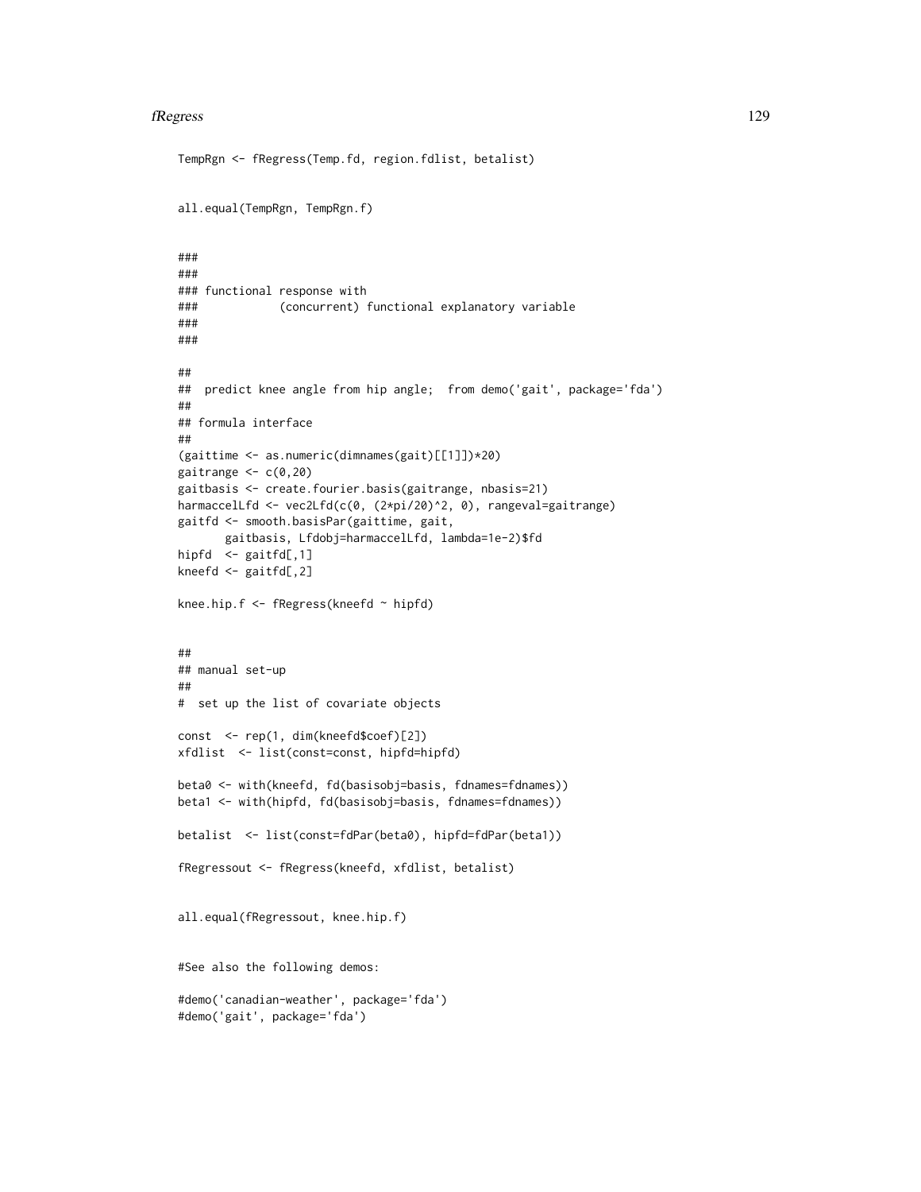```
TempRgn <- fRegress(Temp.fd, region.fdlist, betalist)


all.equal(TempRgn, TempRgn.f)


###
###
### functional response with
###            (concurrent) functional explanatory variable
###
###

##
##  predict knee angle from hip angle;  from demo('gait', package='fda')
##
## formula interface
##
(gaittime <- as.numeric(dimnames(gait)[[1]])*20)
gaitrange <- c(0,20)
gaitbasis <- create.fourier.basis(gaitrange, nbasis=21)
harmaccelLfd <- vec2Lfd(c(0, (2*pi/20)^2, 0), rangeval=gaitrange)
gaitfd <- smooth.basisPar(gaittime, gait,
       gaitbasis, Lfdobj=harmaccelLfd, lambda=1e-2)$fd
hipfd  <- gaitfd[,1]
kneefd <- gaitfd[,2]

knee.hip.f <- fRegress(kneefd ~ hipfd)


##
## manual set-up
##
#  set up the list of covariate objects

const  <- rep(1, dim(kneefd$coef)[2])
xfdlist  <- list(const=const, hipfd=hipfd)

beta0 <- with(kneefd, fd(basisobj=basis, fdnames=fdnames))
beta1 <- with(hipfd, fd(basisobj=basis, fdnames=fdnames))

betalist  <- list(const=fdPar(beta0), hipfd=fdPar(beta1))

fRegressout <- fRegress(kneefd, xfdlist, betalist)


all.equal(fRegressout, knee.hip.f)


#See also the following demos:

#demo('canadian-weather', package='fda')
#demo('gait', package='fda')
```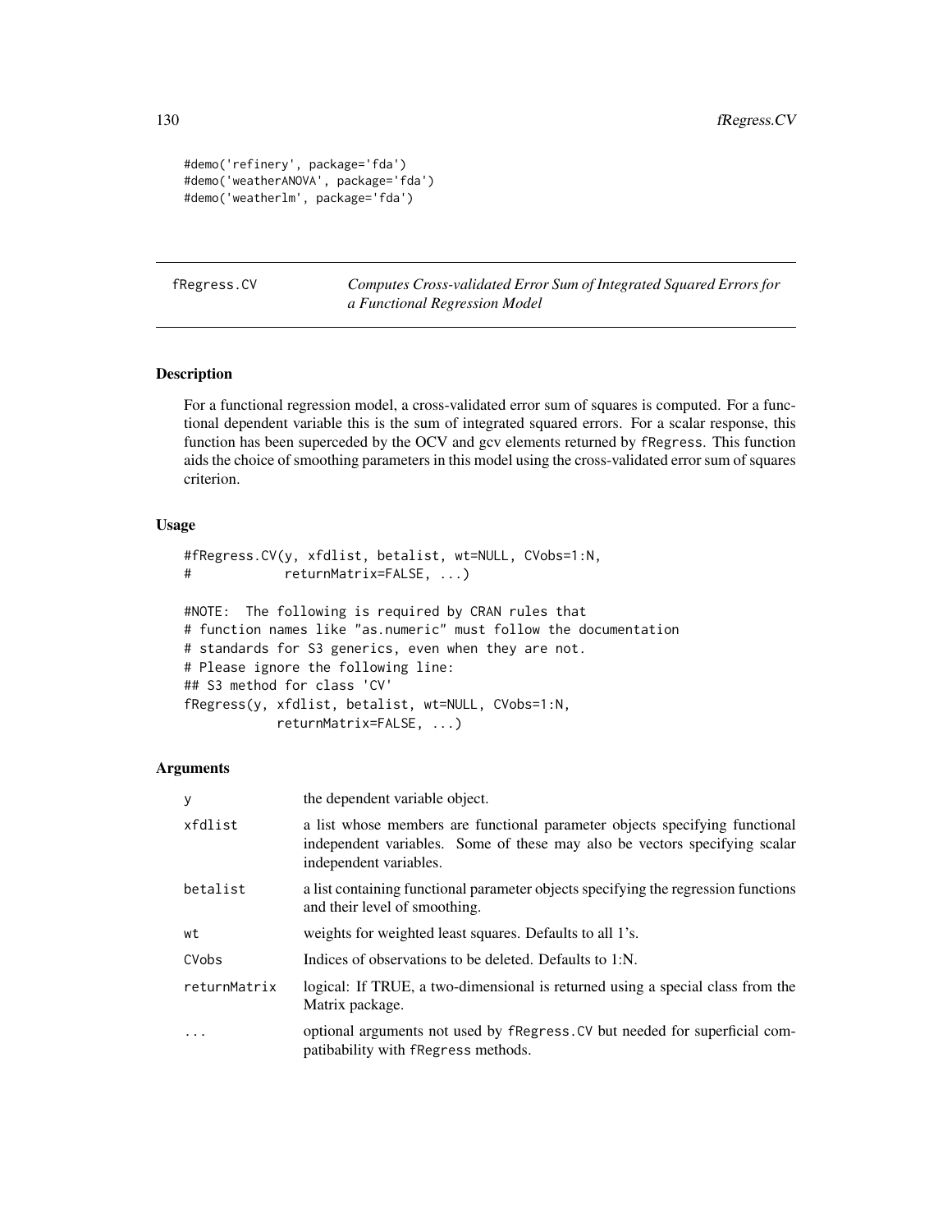```
#demo('refinery', package='fda')
#demo('weatherANOVA', package='fda')
#demo('weatherlm', package='fda')
```

## fRegress.CV — *Computes Cross-validated Error Sum of Integrated Squared Errors for a Functional Regression Model*

### Description

For a functional regression model, a cross-validated error sum of squares is computed. For a functional dependent variable this is the sum of integrated squared errors. For a scalar response, this function has been superceded by the OCV and gcv elements returned by `fRegress`. This function aids the choice of smoothing parameters in this model using the cross-validated error sum of squares criterion.

### Usage

```
#fRegress.CV(y, xfdlist, betalist, wt=NULL, CVobs=1:N,
#            returnMatrix=FALSE, ...)

#NOTE:  The following is required by CRAN rules that
# function names like "as.numeric" must follow the documentation
# standards for S3 generics, even when they are not.
# Please ignore the following line:
## S3 method for class 'CV'
fRegress(y, xfdlist, betalist, wt=NULL, CVobs=1:N,
           returnMatrix=FALSE, ...)
```

### Arguments

| | |
|---|---|
| `y` | the dependent variable object. |
| `xfdlist` | a list whose members are functional parameter objects specifying functional independent variables. Some of these may also be vectors specifying scalar independent variables. |
| `betalist` | a list containing functional parameter objects specifying the regression functions and their level of smoothing. |
| `wt` | weights for weighted least squares. Defaults to all 1's. |
| `CVobs` | Indices of observations to be deleted. Defaults to 1:N. |
| `returnMatrix` | logical: If TRUE, a two-dimensional is returned using a special class from the Matrix package. |
| `...` | optional arguments not used by `fRegress.CV` but needed for superficial compatibility with `fRegress` methods. |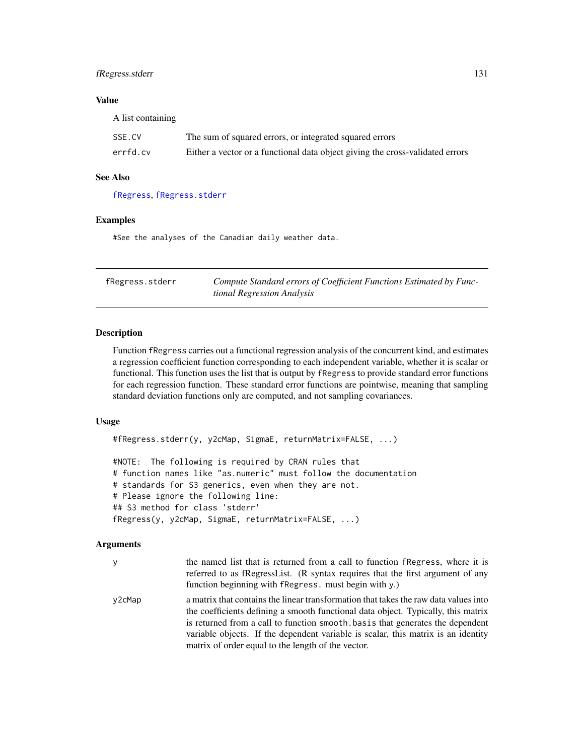### Value

A list containing

| | |
|---|---|
| SSE.CV | The sum of squared errors, or integrated squared errors |
| errfd.cv | Either a vector or a functional data object giving the cross-validated errors |

### See Also

fRegress, fRegress.stderr

### Examples

```
#See the analyses of the Canadian daily weather data.
```

---

## fRegress.stderr — *Compute Standard errors of Coefficient Functions Estimated by Functional Regression Analysis*

---

### Description

Function fRegress carries out a functional regression analysis of the concurrent kind, and estimates a regression coefficient function corresponding to each independent variable, whether it is scalar or functional. This function uses the list that is output by fRegress to provide standard error functions for each regression function. These standard error functions are pointwise, meaning that sampling standard deviation functions only are computed, and not sampling covariances.

### Usage

```
#fRegress.stderr(y, y2cMap, SigmaE, returnMatrix=FALSE, ...)

#NOTE:  The following is required by CRAN rules that
# function names like "as.numeric" must follow the documentation
# standards for S3 generics, even when they are not.
# Please ignore the following line:
## S3 method for class 'stderr'
fRegress(y, y2cMap, SigmaE, returnMatrix=FALSE, ...)
```

### Arguments

| | |
|---|---|
| y | the named list that is returned from a call to function fRegress, where it is referred to as fRegressList. (R syntax requires that the first argument of any function beginning with fRegress. must begin with y.) |
| y2cMap | a matrix that contains the linear transformation that takes the raw data values into the coefficients defining a smooth functional data object. Typically, this matrix is returned from a call to function smooth.basis that generates the dependent variable objects. If the dependent variable is scalar, this matrix is an identity matrix of order equal to the length of the vector. |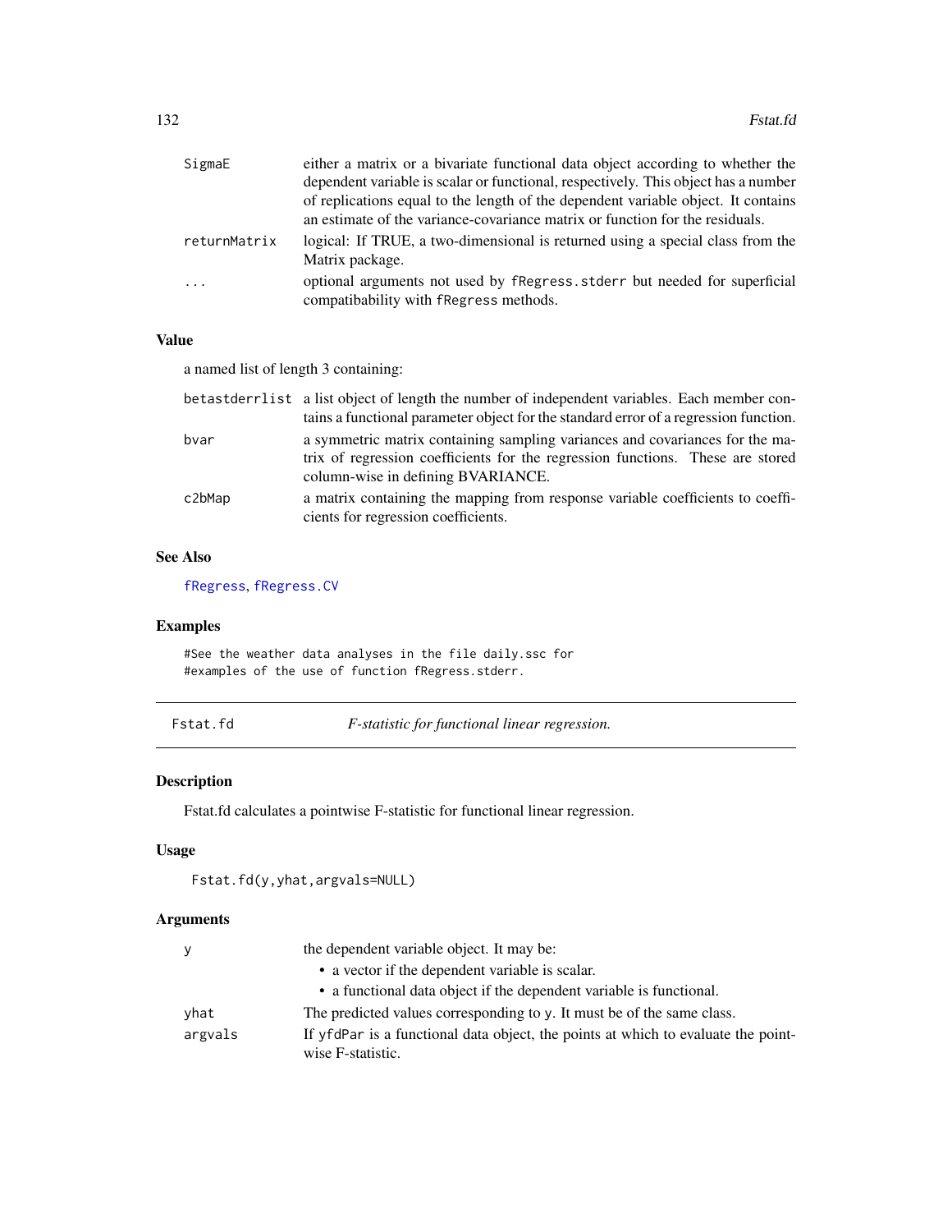| | |
|---|---|
| SigmaE | either a matrix or a bivariate functional data object according to whether the dependent variable is scalar or functional, respectively. This object has a number of replications equal to the length of the dependent variable object. It contains an estimate of the variance-covariance matrix or function for the residuals. |
| returnMatrix | logical: If TRUE, a two-dimensional is returned using a special class from the Matrix package. |
| ... | optional arguments not used by fRegress.stderr but needed for superficial compatibility with fRegress methods. |

### Value

a named list of length 3 containing:

| | |
|---|---|
| betastderrlist | a list object of length the number of independent variables. Each member contains a functional parameter object for the standard error of a regression function. |
| bvar | a symmetric matrix containing sampling variances and covariances for the matrix of regression coefficients for the regression functions. These are stored column-wise in defining BVARIANCE. |
| c2bMap | a matrix containing the mapping from response variable coefficients to coefficients for regression coefficients. |

### See Also

fRegress, fRegress.CV

### Examples

```
#See the weather data analyses in the file daily.ssc for
#examples of the use of function fRegress.stderr.
```

---

## Fstat.fd *F-statistic for functional linear regression.*

### Description

Fstat.fd calculates a pointwise F-statistic for functional linear regression.

### Usage

```
Fstat.fd(y,yhat,argvals=NULL)
```

### Arguments

| | |
|---|---|
| y | the dependent variable object. It may be:<br>• a vector if the dependent variable is scalar.<br>• a functional data object if the dependent variable is functional. |
| yhat | The predicted values corresponding to y. It must be of the same class. |
| argvals | If yfdPar is a functional data object, the points at which to evaluate the pointwise F-statistic. |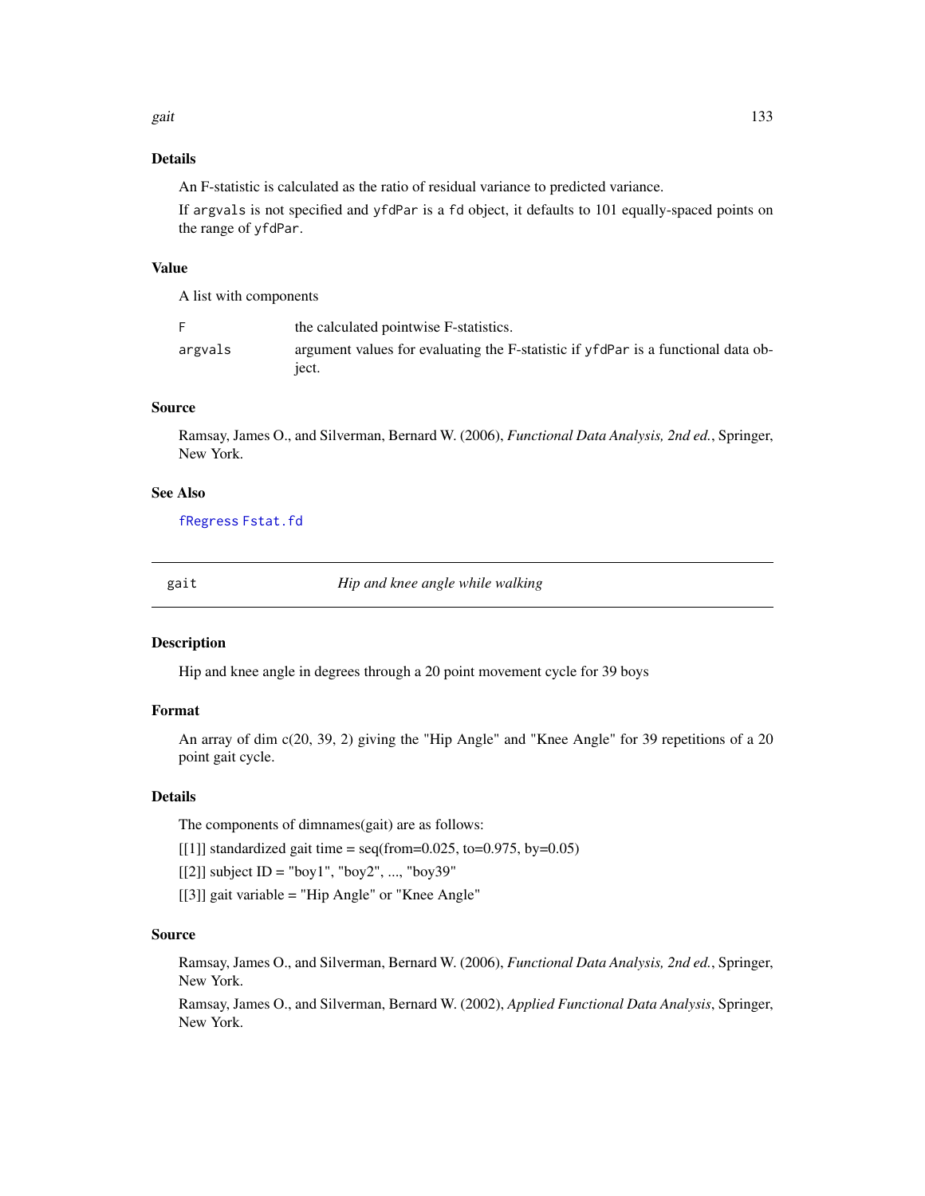### Details

An F-statistic is calculated as the ratio of residual variance to predicted variance.

If `argvals` is not specified and `yfdPar` is a `fd` object, it defaults to 101 equally-spaced points on the range of `yfdPar`.

### Value

A list with components

| | |
|---|---|
| `F` | the calculated pointwise F-statistics. |
| `argvals` | argument values for evaluating the F-statistic if `yfdPar` is a functional data object. |

### Source

Ramsay, James O., and Silverman, Bernard W. (2006), *Functional Data Analysis, 2nd ed.*, Springer, New York.

### See Also

`fRegress` `Fstat.fd`

---

## gait — *Hip and knee angle while walking*

---

### Description

Hip and knee angle in degrees through a 20 point movement cycle for 39 boys

### Format

An array of dim c(20, 39, 2) giving the "Hip Angle" and "Knee Angle" for 39 repetitions of a 20 point gait cycle.

### Details

The components of dimnames(gait) are as follows:

[[1]] standardized gait time = seq(from=0.025, to=0.975, by=0.05)

[[2]] subject ID = "boy1", "boy2", ..., "boy39"

[[3]] gait variable = "Hip Angle" or "Knee Angle"

### Source

Ramsay, James O., and Silverman, Bernard W. (2006), *Functional Data Analysis, 2nd ed.*, Springer, New York.

Ramsay, James O., and Silverman, Bernard W. (2002), *Applied Functional Data Analysis*, Springer, New York.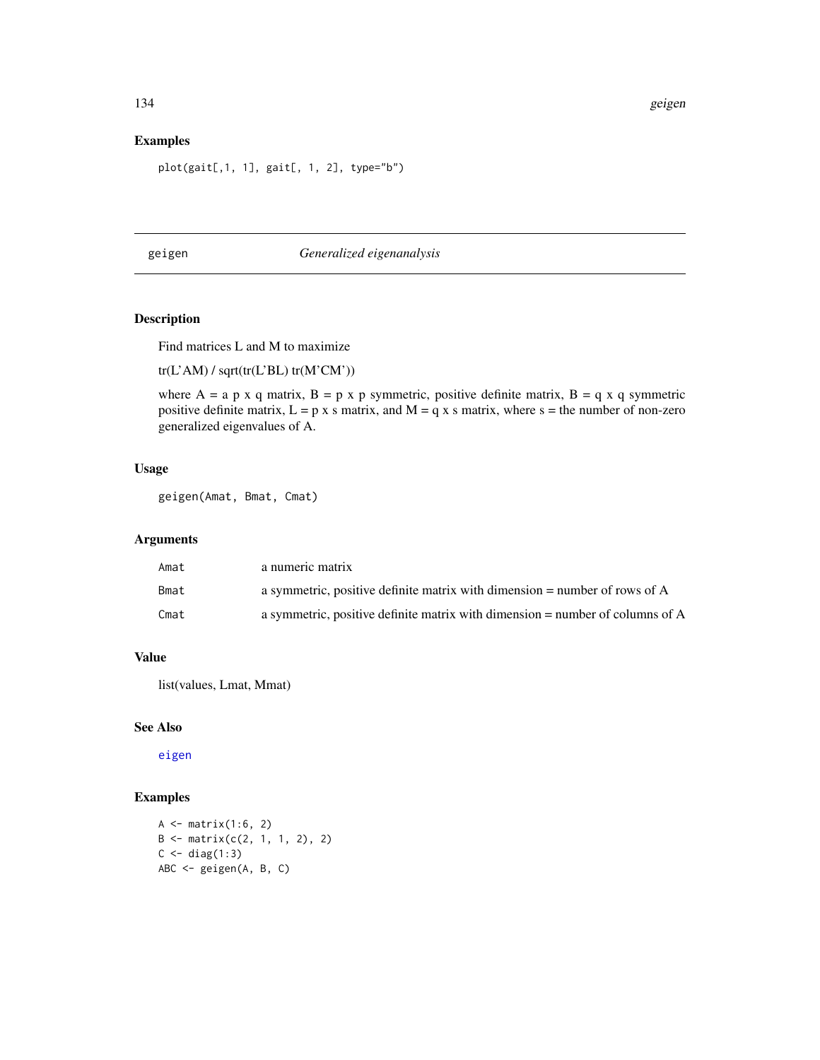## Examples

```
plot(gait[,1, 1], gait[, 1, 2], type="b")
```

---

# geigen *Generalized eigenanalysis*

---

## Description

Find matrices L and M to maximize

tr(L'AM) / sqrt(tr(L'BL) tr(M'CM'))

where A = a p x q matrix, B = p x p symmetric, positive definite matrix, B = q x q symmetric positive definite matrix, L = p x s matrix, and M = q x s matrix, where s = the number of non-zero generalized eigenvalues of A.

## Usage

```
geigen(Amat, Bmat, Cmat)
```

## Arguments

| | |
|---|---|
| Amat | a numeric matrix |
| Bmat | a symmetric, positive definite matrix with dimension = number of rows of A |
| Cmat | a symmetric, positive definite matrix with dimension = number of columns of A |

## Value

list(values, Lmat, Mmat)

## See Also

eigen

## Examples

```
A <- matrix(1:6, 2)
B <- matrix(c(2, 1, 1, 2), 2)
C <- diag(1:3)
ABC <- geigen(A, B, C)
```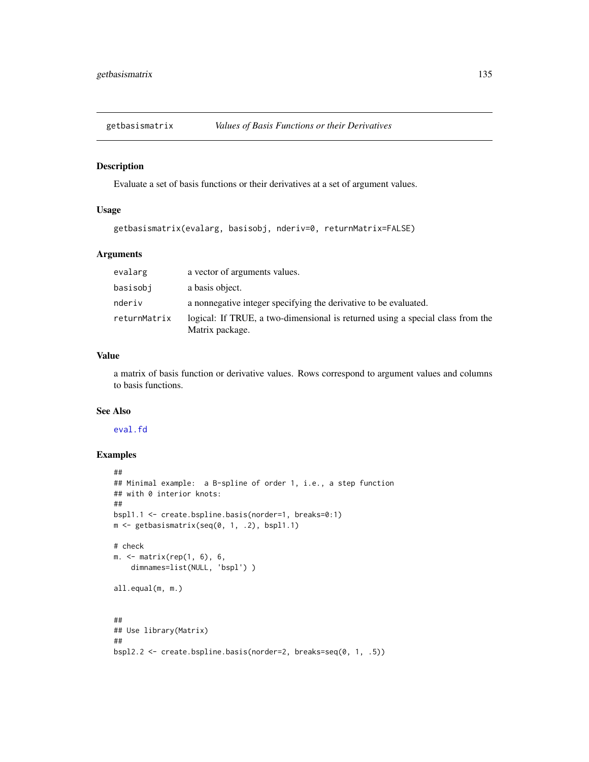# getbasismatrix — *Values of Basis Functions or their Derivatives*

## Description

Evaluate a set of basis functions or their derivatives at a set of argument values.

## Usage

```
getbasismatrix(evalarg, basisobj, nderiv=0, returnMatrix=FALSE)
```

## Arguments

| | |
|---|---|
| `evalarg` | a vector of arguments values. |
| `basisobj` | a basis object. |
| `nderiv` | a nonnegative integer specifying the derivative to be evaluated. |
| `returnMatrix` | logical: If TRUE, a two-dimensional is returned using a special class from the Matrix package. |

## Value

a matrix of basis function or derivative values. Rows correspond to argument values and columns to basis functions.

## See Also

`eval.fd`

## Examples

```
##
## Minimal example:  a B-spline of order 1, i.e., a step function
## with 0 interior knots:
##
bspl1.1 <- create.bspline.basis(norder=1, breaks=0:1)
m <- getbasismatrix(seq(0, 1, .2), bspl1.1)

# check
m. <- matrix(rep(1, 6), 6,
    dimnames=list(NULL, 'bspl') )

all.equal(m, m.)


##
## Use library(Matrix)
##
bspl2.2 <- create.bspline.basis(norder=2, breaks=seq(0, 1, .5))
```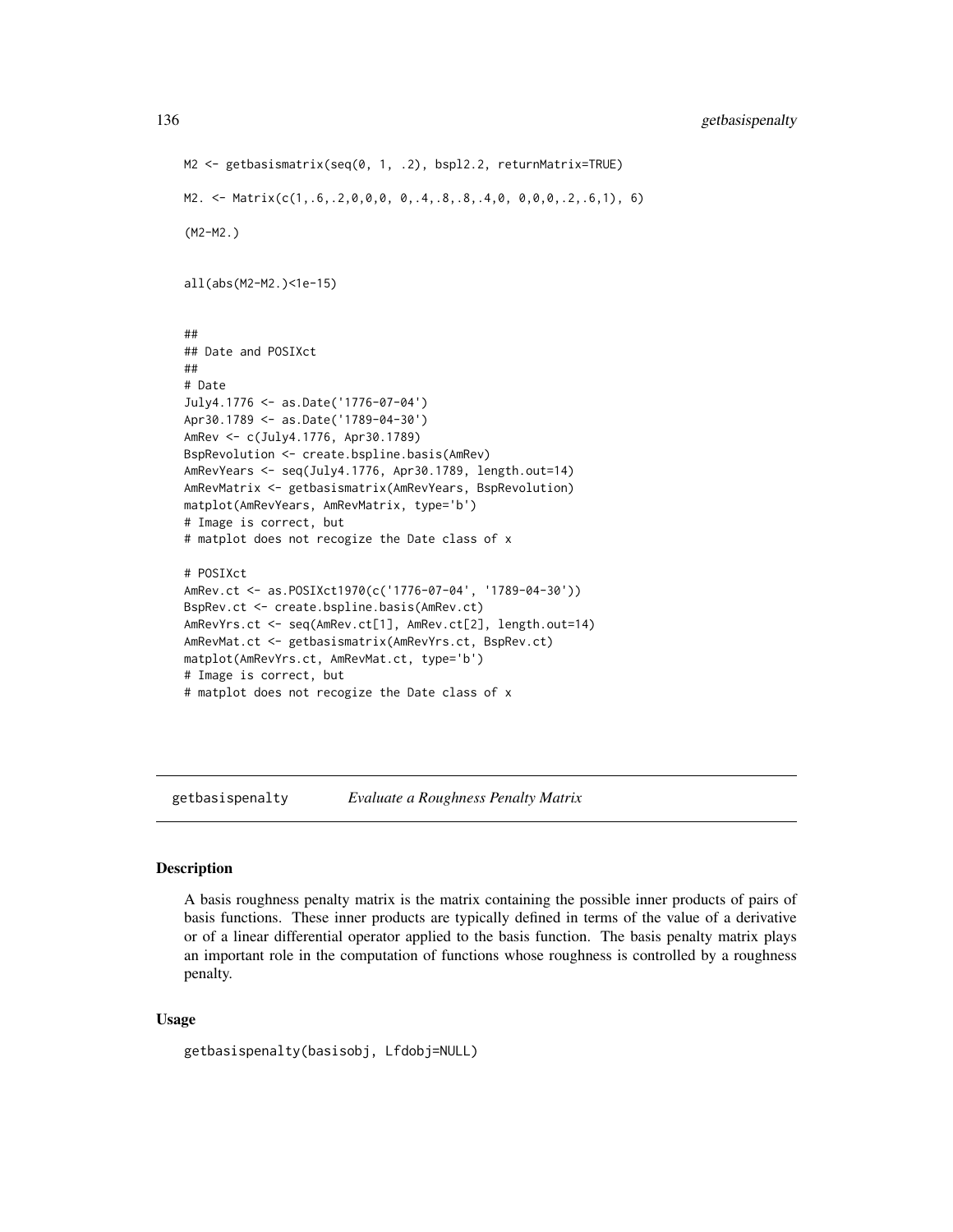```
M2 <- getbasismatrix(seq(0, 1, .2), bspl2.2, returnMatrix=TRUE)

M2. <- Matrix(c(1,.6,.2,0,0,0, 0,.4,.8,.8,.4,0, 0,0,0,.2,.6,1), 6)

(M2-M2.)


all(abs(M2-M2.)<1e-15)


##
## Date and POSIXct
##
# Date
July4.1776 <- as.Date('1776-07-04')
Apr30.1789 <- as.Date('1789-04-30')
AmRev <- c(July4.1776, Apr30.1789)
BspRevolution <- create.bspline.basis(AmRev)
AmRevYears <- seq(July4.1776, Apr30.1789, length.out=14)
AmRevMatrix <- getbasismatrix(AmRevYears, BspRevolution)
matplot(AmRevYears, AmRevMatrix, type='b')
# Image is correct, but
# matplot does not recogize the Date class of x

# POSIXct
AmRev.ct <- as.POSIXct1970(c('1776-07-04', '1789-04-30'))
BspRev.ct <- create.bspline.basis(AmRev.ct)
AmRevYrs.ct <- seq(AmRev.ct[1], AmRev.ct[2], length.out=14)
AmRevMat.ct <- getbasismatrix(AmRevYrs.ct, BspRev.ct)
matplot(AmRevYrs.ct, AmRevMat.ct, type='b')
# Image is correct, but
# matplot does not recogize the Date class of x
```

## getbasispenalty *Evaluate a Roughness Penalty Matrix*

### Description

A basis roughness penalty matrix is the matrix containing the possible inner products of pairs of basis functions. These inner products are typically defined in terms of the value of a derivative or of a linear differential operator applied to the basis function. The basis penalty matrix plays an important role in the computation of functions whose roughness is controlled by a roughness penalty.

### Usage

```
getbasispenalty(basisobj, Lfdobj=NULL)
```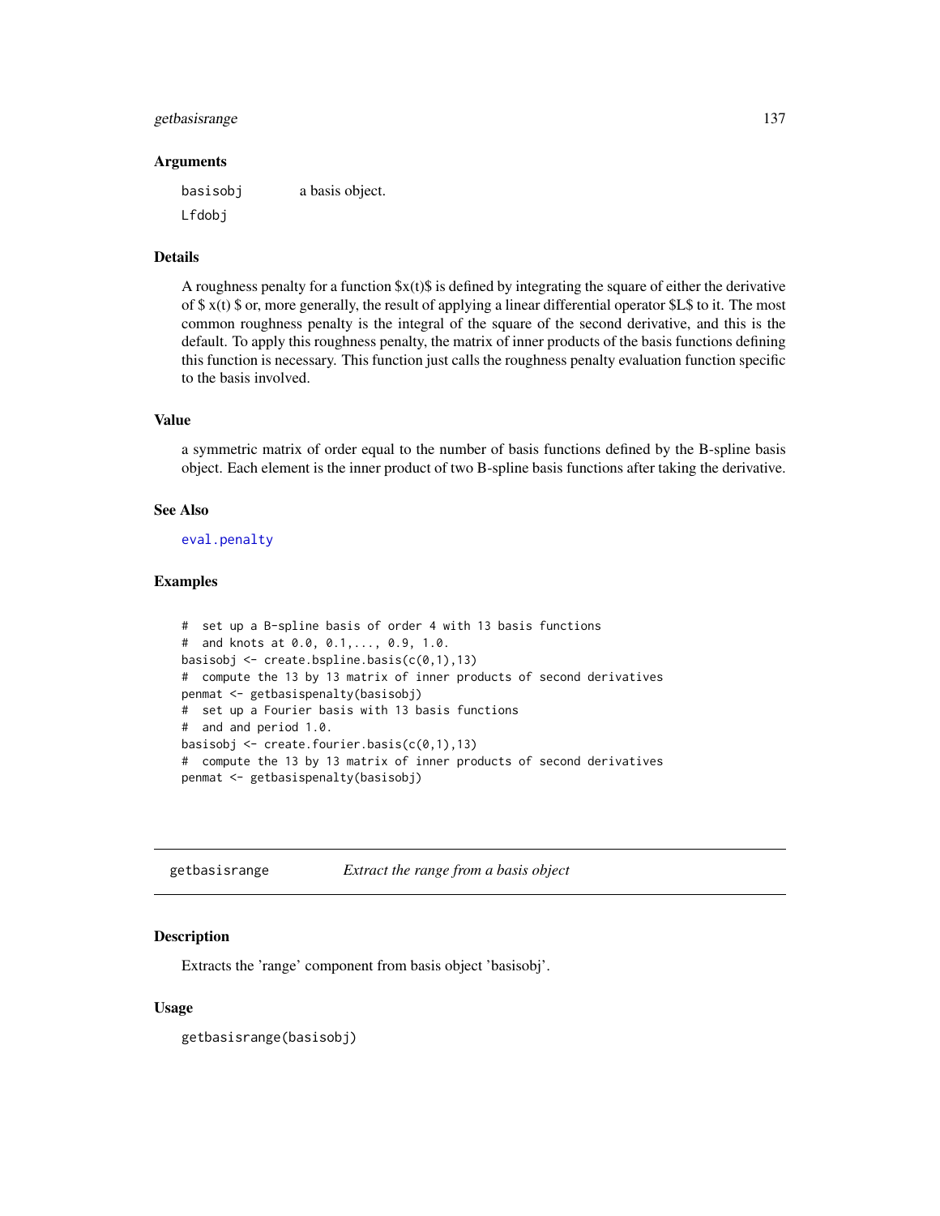### Arguments

| | |
|---|---|
| basisobj | a basis object. |
| Lfdobj | |

### Details

A roughness penalty for a function $x(t)$ is defined by integrating the square of either the derivative of $x(t)$ or, more generally, the result of applying a linear differential operator $L$ to it. The most common roughness penalty is the integral of the square of the second derivative, and this is the default. To apply this roughness penalty, the matrix of inner products of the basis functions defining this function is necessary. This function just calls the roughness penalty evaluation function specific to the basis involved.

### Value

a symmetric matrix of order equal to the number of basis functions defined by the B-spline basis object. Each element is the inner product of two B-spline basis functions after taking the derivative.

### See Also

eval.penalty

### Examples

```
#  set up a B-spline basis of order 4 with 13 basis functions
#  and knots at 0.0, 0.1,..., 0.9, 1.0.
basisobj <- create.bspline.basis(c(0,1),13)
#  compute the 13 by 13 matrix of inner products of second derivatives
penmat <- getbasispenalty(basisobj)
#  set up a Fourier basis with 13 basis functions
#  and and period 1.0.
basisobj <- create.fourier.basis(c(0,1),13)
#  compute the 13 by 13 matrix of inner products of second derivatives
penmat <- getbasispenalty(basisobj)
```

---

## getbasisrange    *Extract the range from a basis object*

### Description

Extracts the 'range' component from basis object 'basisobj'.

### Usage

```
getbasisrange(basisobj)
```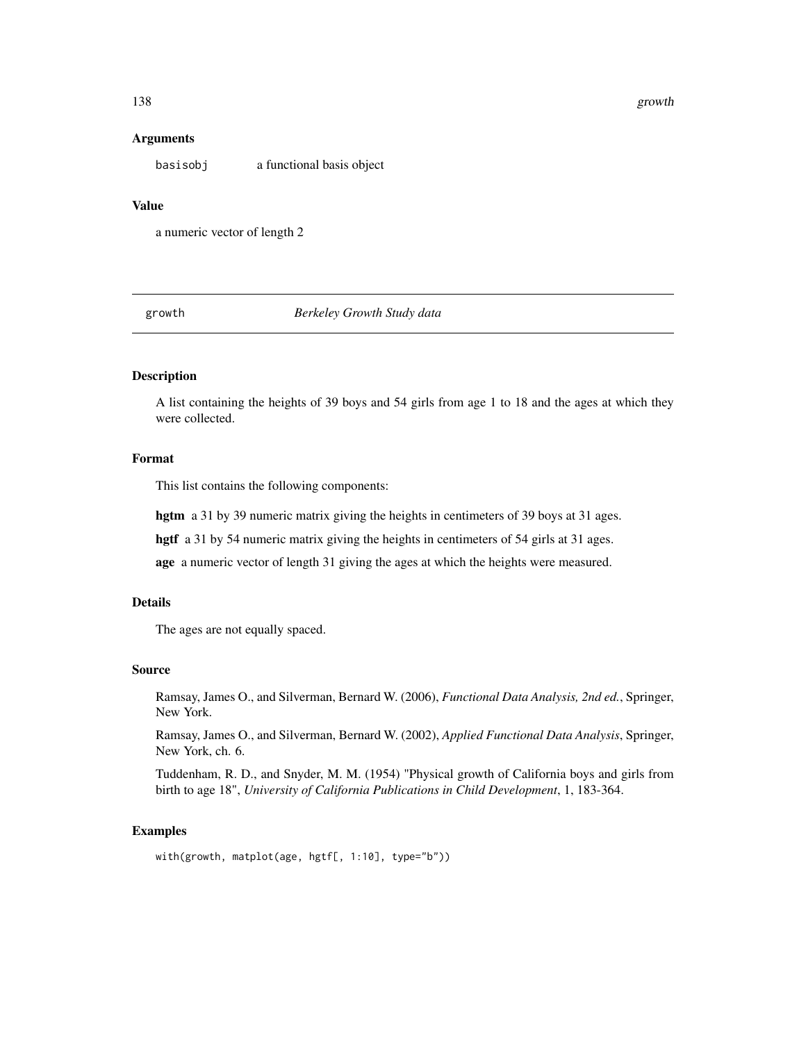### Arguments

basisobj a functional basis object

### Value

a numeric vector of length 2

---

## growth *Berkeley Growth Study data*

### Description

A list containing the heights of 39 boys and 54 girls from age 1 to 18 and the ages at which they were collected.

### Format

This list contains the following components:

**hgtm** a 31 by 39 numeric matrix giving the heights in centimeters of 39 boys at 31 ages.

**hgtf** a 31 by 54 numeric matrix giving the heights in centimeters of 54 girls at 31 ages.

**age** a numeric vector of length 31 giving the ages at which the heights were measured.

### Details

The ages are not equally spaced.

### Source

Ramsay, James O., and Silverman, Bernard W. (2006), *Functional Data Analysis, 2nd ed.*, Springer, New York.

Ramsay, James O., and Silverman, Bernard W. (2002), *Applied Functional Data Analysis*, Springer, New York, ch. 6.

Tuddenham, R. D., and Snyder, M. M. (1954) "Physical growth of California boys and girls from birth to age 18", *University of California Publications in Child Development*, 1, 183-364.

### Examples

```
with(growth, matplot(age, hgtf[, 1:10], type="b"))
```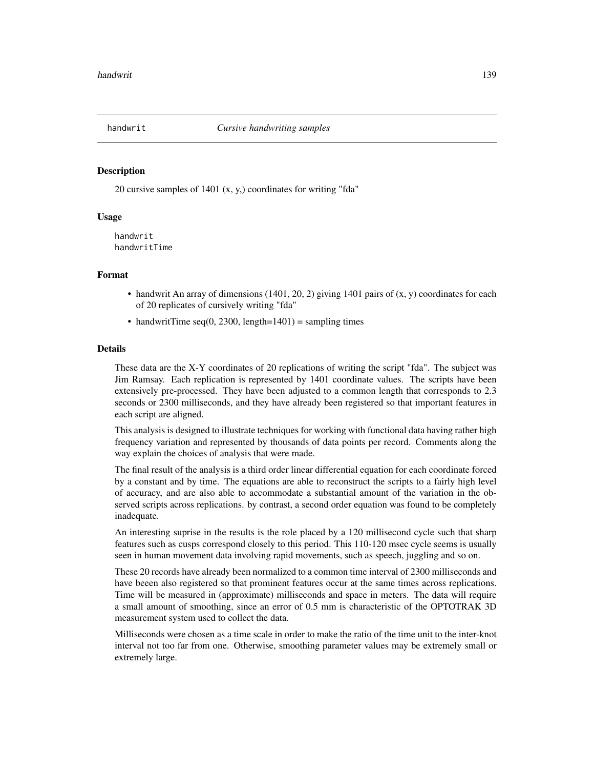handwrit *Cursive handwriting samples*

## Description

20 cursive samples of 1401 (x, y,) coordinates for writing "fda"

## Usage

```
handwrit
handwritTime
```

## Format

- handwrit An array of dimensions (1401, 20, 2) giving 1401 pairs of (x, y) coordinates for each of 20 replicates of cursively writing "fda"
- handwritTime seq(0, 2300, length=1401) = sampling times

## Details

These data are the X-Y coordinates of 20 replications of writing the script "fda". The subject was Jim Ramsay. Each replication is represented by 1401 coordinate values. The scripts have been extensively pre-processed. They have been adjusted to a common length that corresponds to 2.3 seconds or 2300 milliseconds, and they have already been registered so that important features in each script are aligned.

This analysis is designed to illustrate techniques for working with functional data having rather high frequency variation and represented by thousands of data points per record. Comments along the way explain the choices of analysis that were made.

The final result of the analysis is a third order linear differential equation for each coordinate forced by a constant and by time. The equations are able to reconstruct the scripts to a fairly high level of accuracy, and are also able to accommodate a substantial amount of the variation in the observed scripts across replications. by contrast, a second order equation was found to be completely inadequate.

An interesting suprise in the results is the role placed by a 120 millisecond cycle such that sharp features such as cusps correspond closely to this period. This 110-120 msec cycle seems is usually seen in human movement data involving rapid movements, such as speech, juggling and so on.

These 20 records have already been normalized to a common time interval of 2300 milliseconds and have beeen also registered so that prominent features occur at the same times across replications. Time will be measured in (approximate) milliseconds and space in meters. The data will require a small amount of smoothing, since an error of 0.5 mm is characteristic of the OPTOTRAK 3D measurement system used to collect the data.

Milliseconds were chosen as a time scale in order to make the ratio of the time unit to the inter-knot interval not too far from one. Otherwise, smoothing parameter values may be extremely small or extremely large.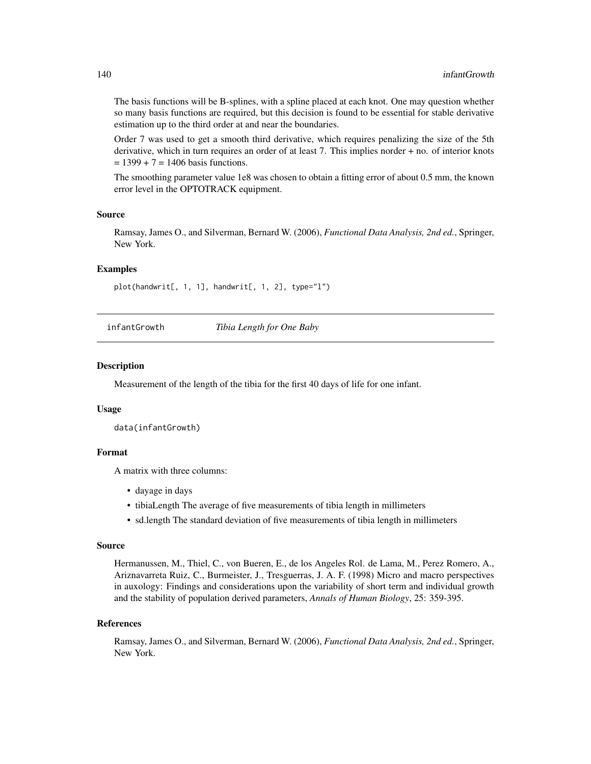The basis functions will be B-splines, with a spline placed at each knot. One may question whether so many basis functions are required, but this decision is found to be essential for stable derivative estimation up to the third order at and near the boundaries.

Order 7 was used to get a smooth third derivative, which requires penalizing the size of the 5th derivative, which in turn requires an order of at least 7. This implies norder + no. of interior knots = 1399 + 7 = 1406 basis functions.

The smoothing parameter value 1e8 was chosen to obtain a fitting error of about 0.5 mm, the known error level in the OPTOTRACK equipment.

### Source

Ramsay, James O., and Silverman, Bernard W. (2006), *Functional Data Analysis, 2nd ed.*, Springer, New York.

### Examples

```
plot(handwrit[, 1, 1], handwrit[, 1, 2], type="l")
```

---

## infantGrowth *Tibia Length for One Baby*

---

### Description

Measurement of the length of the tibia for the first 40 days of life for one infant.

### Usage

```
data(infantGrowth)
```

### Format

A matrix with three columns:

- dayage in days
- tibiaLength The average of five measurements of tibia length in millimeters
- sd.length The standard deviation of five measurements of tibia length in millimeters

### Source

Hermanussen, M., Thiel, C., von Bueren, E., de los Angeles Rol. de Lama, M., Perez Romero, A., Ariznavarreta Ruiz, C., Burmeister, J., Tresguerras, J. A. F. (1998) Micro and macro perspectives in auxology: Findings and considerations upon the variability of short term and individual growth and the stability of population derived parameters, *Annals of Human Biology*, 25: 359-395.

### References

Ramsay, James O., and Silverman, Bernard W. (2006), *Functional Data Analysis, 2nd ed.*, Springer, New York.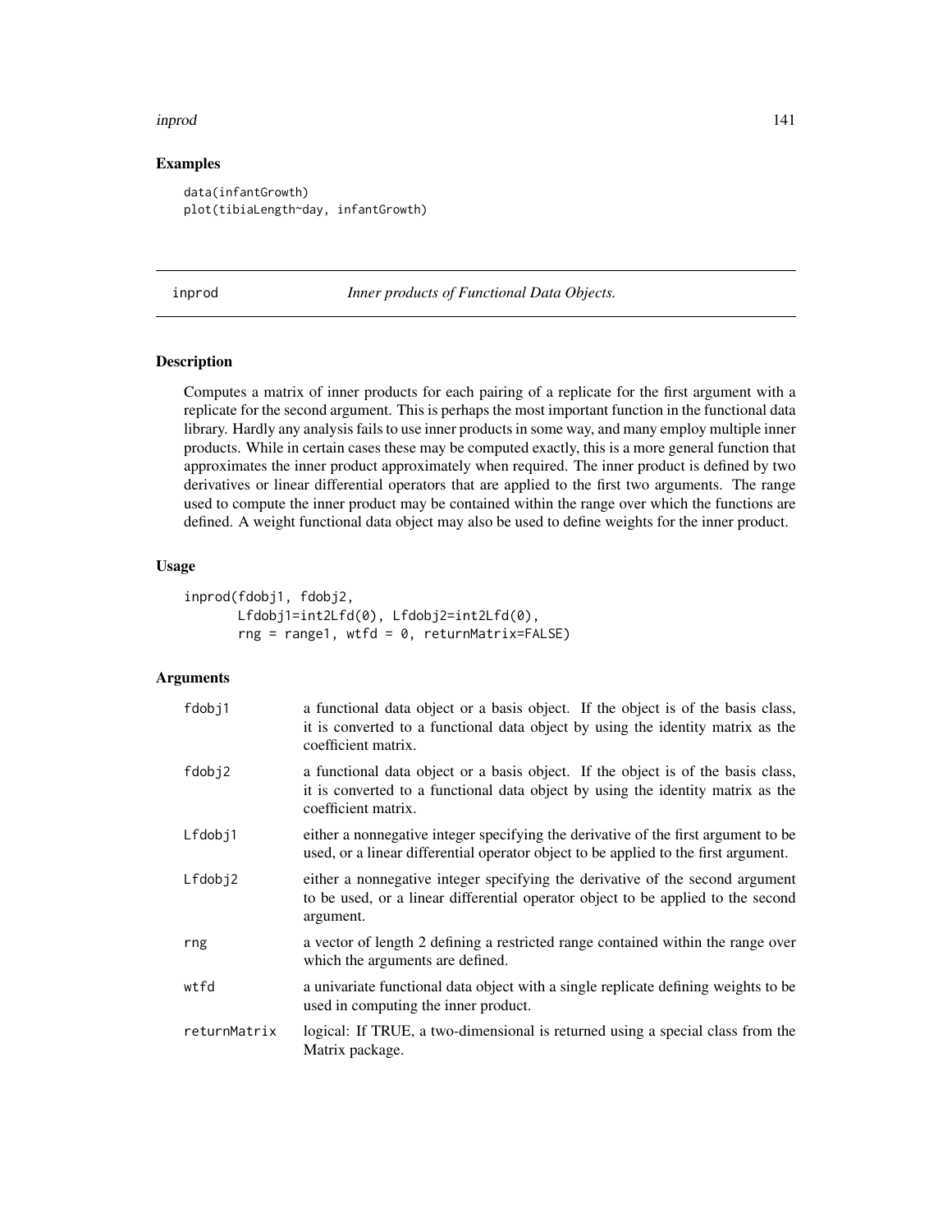## Examples

```
data(infantGrowth)
plot(tibiaLength~day, infantGrowth)
```

---

inprod *Inner products of Functional Data Objects.*

---

### Description

Computes a matrix of inner products for each pairing of a replicate for the first argument with a replicate for the second argument. This is perhaps the most important function in the functional data library. Hardly any analysis fails to use inner products in some way, and many employ multiple inner products. While in certain cases these may be computed exactly, this is a more general function that approximates the inner product approximately when required. The inner product is defined by two derivatives or linear differential operators that are applied to the first two arguments. The range used to compute the inner product may be contained within the range over which the functions are defined. A weight functional data object may also be used to define weights for the inner product.

### Usage

```
inprod(fdobj1, fdobj2,
       Lfdobj1=int2Lfd(0), Lfdobj2=int2Lfd(0),
       rng = range1, wtfd = 0, returnMatrix=FALSE)
```

### Arguments

| | |
|---|---|
| fdobj1 | a functional data object or a basis object. If the object is of the basis class, it is converted to a functional data object by using the identity matrix as the coefficient matrix. |
| fdobj2 | a functional data object or a basis object. If the object is of the basis class, it is converted to a functional data object by using the identity matrix as the coefficient matrix. |
| Lfdobj1 | either a nonnegative integer specifying the derivative of the first argument to be used, or a linear differential operator object to be applied to the first argument. |
| Lfdobj2 | either a nonnegative integer specifying the derivative of the second argument to be used, or a linear differential operator object to be applied to the second argument. |
| rng | a vector of length 2 defining a restricted range contained within the range over which the arguments are defined. |
| wtfd | a univariate functional data object with a single replicate defining weights to be used in computing the inner product. |
| returnMatrix | logical: If TRUE, a two-dimensional is returned using a special class from the Matrix package. |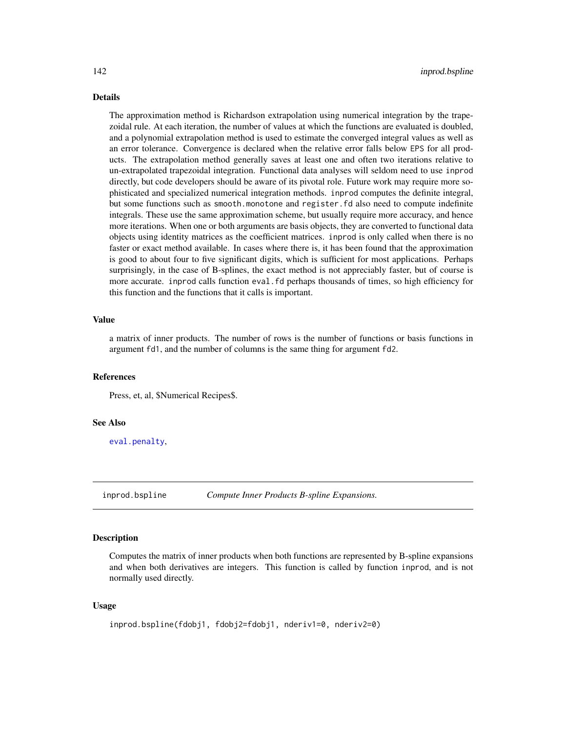## Details

The approximation method is Richardson extrapolation using numerical integration by the trapezoidal rule. At each iteration, the number of values at which the functions are evaluated is doubled, and a polynomial extrapolation method is used to estimate the converged integral values as well as an error tolerance. Convergence is declared when the relative error falls below `EPS` for all products. The extrapolation method generally saves at least one and often two iterations relative to un-extrapolated trapezoidal integration. Functional data analyses will seldom need to use `inprod` directly, but code developers should be aware of its pivotal role. Future work may require more sophisticated and specialized numerical integration methods. `inprod` computes the definite integral, but some functions such as `smooth.monotone` and `register.fd` also need to compute indefinite integrals. These use the same approximation scheme, but usually require more accuracy, and hence more iterations. When one or both arguments are basis objects, they are converted to functional data objects using identity matrices as the coefficient matrices. `inprod` is only called when there is no faster or exact method available. In cases where there is, it has been found that the approximation is good to about four to five significant digits, which is sufficient for most applications. Perhaps surprisingly, in the case of B-splines, the exact method is not appreciably faster, but of course is more accurate. `inprod` calls function `eval.fd` perhaps thousands of times, so high efficiency for this function and the functions that it calls is important.

## Value

a matrix of inner products. The number of rows is the number of functions or basis functions in argument `fd1`, and the number of columns is the same thing for argument `fd2`.

## References

Press, et, al, $Numerical Recipes$.

## See Also

`eval.penalty`,

---

# inprod.bspline — *Compute Inner Products B-spline Expansions.*

## Description

Computes the matrix of inner products when both functions are represented by B-spline expansions and when both derivatives are integers. This function is called by function `inprod`, and is not normally used directly.

## Usage

```
inprod.bspline(fdobj1, fdobj2=fdobj1, nderiv1=0, nderiv2=0)
```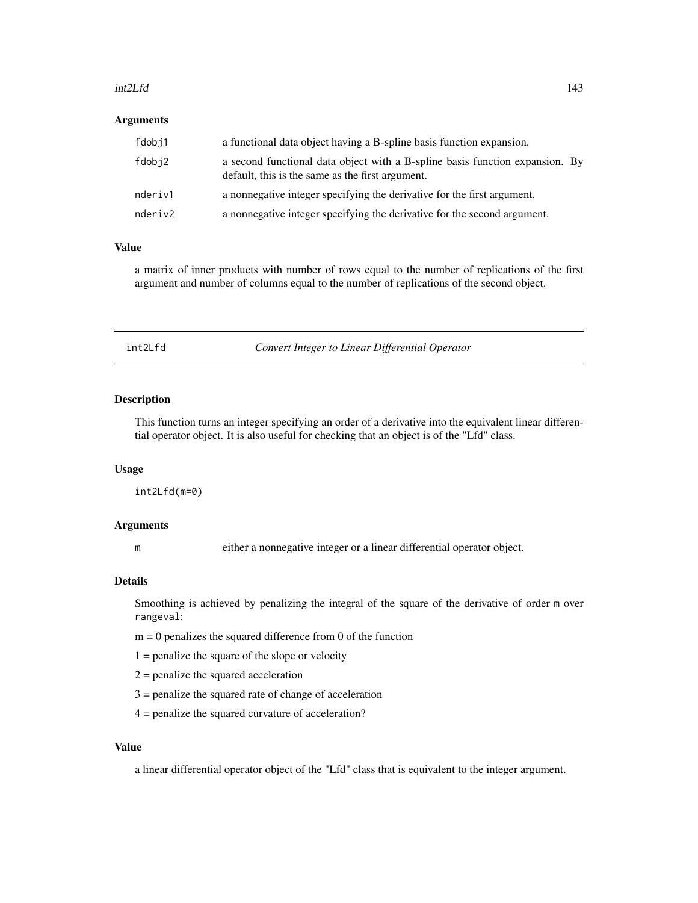### Arguments

| | |
|---|---|
| fdobj1 | a functional data object having a B-spline basis function expansion. |
| fdobj2 | a second functional data object with a B-spline basis function expansion. By default, this is the same as the first argument. |
| nderiv1 | a nonnegative integer specifying the derivative for the first argument. |
| nderiv2 | a nonnegative integer specifying the derivative for the second argument. |

### Value

a matrix of inner products with number of rows equal to the number of replications of the first argument and number of columns equal to the number of replications of the second object.

---

## int2Lfd — *Convert Integer to Linear Differential Operator*

---

### Description

This function turns an integer specifying an order of a derivative into the equivalent linear differential operator object. It is also useful for checking that an object is of the "Lfd" class.

### Usage

```
int2Lfd(m=0)
```

### Arguments

| | |
|---|---|
| m | either a nonnegative integer or a linear differential operator object. |

### Details

Smoothing is achieved by penalizing the integral of the square of the derivative of order `m` over `rangeval`:

m = 0 penalizes the squared difference from 0 of the function

1 = penalize the square of the slope or velocity

2 = penalize the squared acceleration

3 = penalize the squared rate of change of acceleration

4 = penalize the squared curvature of acceleration?

### Value

a linear differential operator object of the "Lfd" class that is equivalent to the integer argument.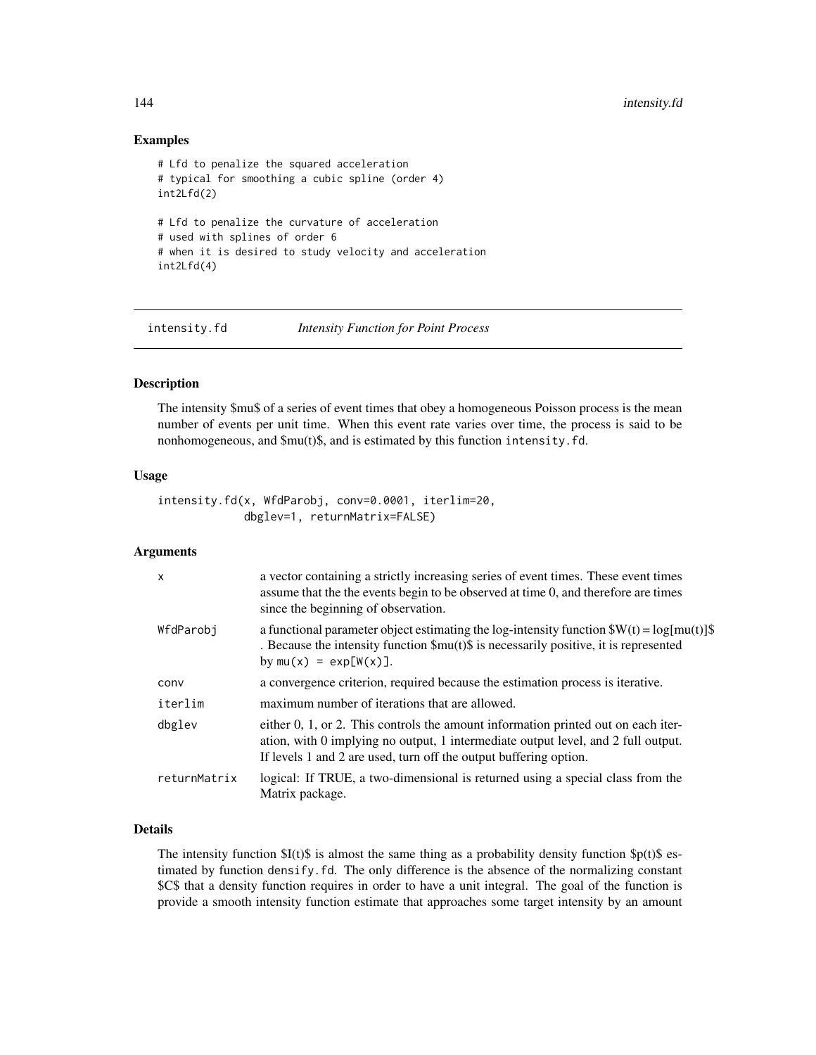### Examples

```
# Lfd to penalize the squared acceleration
# typical for smoothing a cubic spline (order 4)
int2Lfd(2)

# Lfd to penalize the curvature of acceleration
# used with splines of order 6
# when it is desired to study velocity and acceleration
int2Lfd(4)
```

---

## intensity.fd *Intensity Function for Point Process*

### Description

The intensity $mu$ of a series of event times that obey a homogeneous Poisson process is the mean number of events per unit time. When this event rate varies over time, the process is said to be nonhomogeneous, and $mu(t)$, and is estimated by this function `intensity.fd`.

### Usage

```
intensity.fd(x, WfdParobj, conv=0.0001, iterlim=20,
             dbglev=1, returnMatrix=FALSE)
```

### Arguments

| | |
|---|---|
| x | a vector containing a strictly increasing series of event times. These event times assume that the the events begin to be observed at time 0, and therefore are times since the beginning of observation. |
| WfdParobj | a functional parameter object estimating the log-intensity function $W(t) = log[mu(t)]$ . Because the intensity function $mu(t)$ is necessarily positive, it is represented by `mu(x) = exp[W(x)]`. |
| conv | a convergence criterion, required because the estimation process is iterative. |
| iterlim | maximum number of iterations that are allowed. |
| dbglev | either 0, 1, or 2. This controls the amount information printed out on each iteration, with 0 implying no output, 1 intermediate output level, and 2 full output. If levels 1 and 2 are used, turn off the output buffering option. |
| returnMatrix | logical: If TRUE, a two-dimensional is returned using a special class from the Matrix package. |

### Details

The intensity function $I(t)$ is almost the same thing as a probability density function $p(t)$ estimated by function `densify.fd`. The only difference is the absence of the normalizing constant $C$ that a density function requires in order to have a unit integral. The goal of the function is provide a smooth intensity function estimate that approaches some target intensity by an amount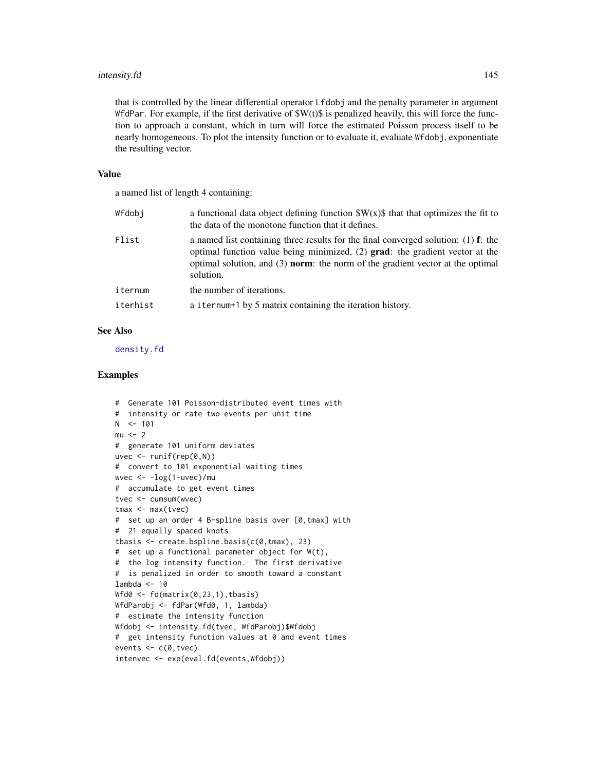that is controlled by the linear differential operator `Lfdobj` and the penalty parameter in argument `WfdPar`. For example, if the first derivative of $W(t)$ is penalized heavily, this will force the function to approach a constant, which in turn will force the estimated Poisson process itself to be nearly homogeneous. To plot the intensity function or to evaluate it, evaluate `Wfdobj`, exponentiate the resulting vector.

### Value

a named list of length 4 containing:

| | |
|---|---|
| `Wfdobj` | a functional data object defining function $W(x)$ that that optimizes the fit to the data of the monotone function that it defines. |
| `Flist` | a named list containing three results for the final converged solution: (1) **f**: the optimal function value being minimized, (2) **grad**: the gradient vector at the optimal solution, and (3) **norm**: the norm of the gradient vector at the optimal solution. |
| `iternum` | the number of iterations. |
| `iterhist` | a `iternum+1` by 5 matrix containing the iteration history. |

### See Also

`density.fd`

### Examples

```
#  Generate 101 Poisson-distributed event times with
#  intensity or rate two events per unit time
N  <- 101
mu <- 2
#  generate 101 uniform deviates
uvec <- runif(rep(0,N))
#  convert to 101 exponential waiting times
wvec <- -log(1-uvec)/mu
#  accumulate to get event times
tvec <- cumsum(wvec)
tmax <- max(tvec)
#  set up an order 4 B-spline basis over [0,tmax] with
#  21 equally spaced knots
tbasis <- create.bspline.basis(c(0,tmax), 23)
#  set up a functional parameter object for W(t),
#  the log intensity function.  The first derivative
#  is penalized in order to smooth toward a constant
lambda <- 10
Wfd0 <- fd(matrix(0,23,1),tbasis)
WfdParobj <- fdPar(Wfd0, 1, lambda)
#  estimate the intensity function
Wfdobj <- intensity.fd(tvec, WfdParobj)$Wfdobj
#  get intensity function values at 0 and event times
events <- c(0,tvec)
intenvec <- exp(eval.fd(events,Wfdobj))
```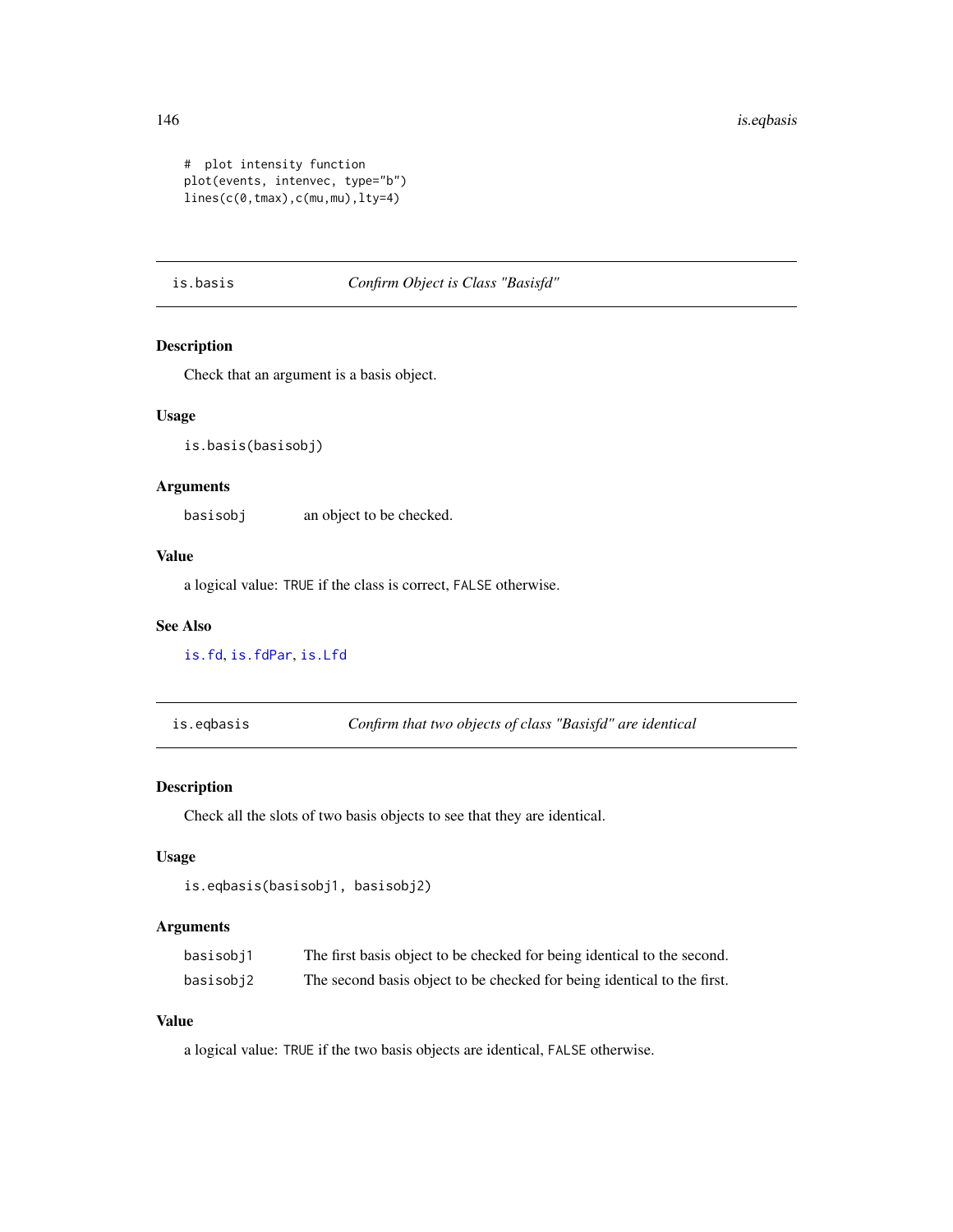```
#  plot intensity function
plot(events, intenvec, type="b")
lines(c(0,tmax),c(mu,mu),lty=4)
```

## is.basis — *Confirm Object is Class "Basisfd"*

### Description

Check that an argument is a basis object.

### Usage

```
is.basis(basisobj)
```

### Arguments

| | |
|---|---|
| basisobj | an object to be checked. |

### Value

a logical value: TRUE if the class is correct, FALSE otherwise.

### See Also

is.fd, is.fdPar, is.Lfd

## is.eqbasis — *Confirm that two objects of class "Basisfd" are identical*

### Description

Check all the slots of two basis objects to see that they are identical.

### Usage

```
is.eqbasis(basisobj1, basisobj2)
```

### Arguments

| | |
|---|---|
| basisobj1 | The first basis object to be checked for being identical to the second. |
| basisobj2 | The second basis object to be checked for being identical to the first. |

### Value

a logical value: TRUE if the two basis objects are identical, FALSE otherwise.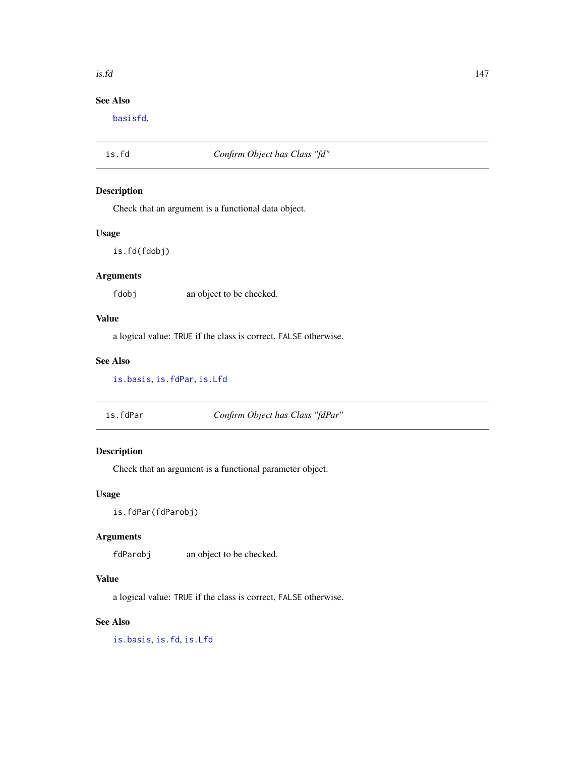## See Also

basisfd,

---

## is.fd *Confirm Object has Class "fd"*

### Description

Check that an argument is a functional data object.

### Usage

```
is.fd(fdobj)
```

### Arguments

fdobj an object to be checked.

### Value

a logical value: TRUE if the class is correct, FALSE otherwise.

### See Also

is.basis, is.fdPar, is.Lfd

---

## is.fdPar *Confirm Object has Class "fdPar"*

### Description

Check that an argument is a functional parameter object.

### Usage

```
is.fdPar(fdParobj)
```

### Arguments

fdParobj an object to be checked.

### Value

a logical value: TRUE if the class is correct, FALSE otherwise.

### See Also

is.basis, is.fd, is.Lfd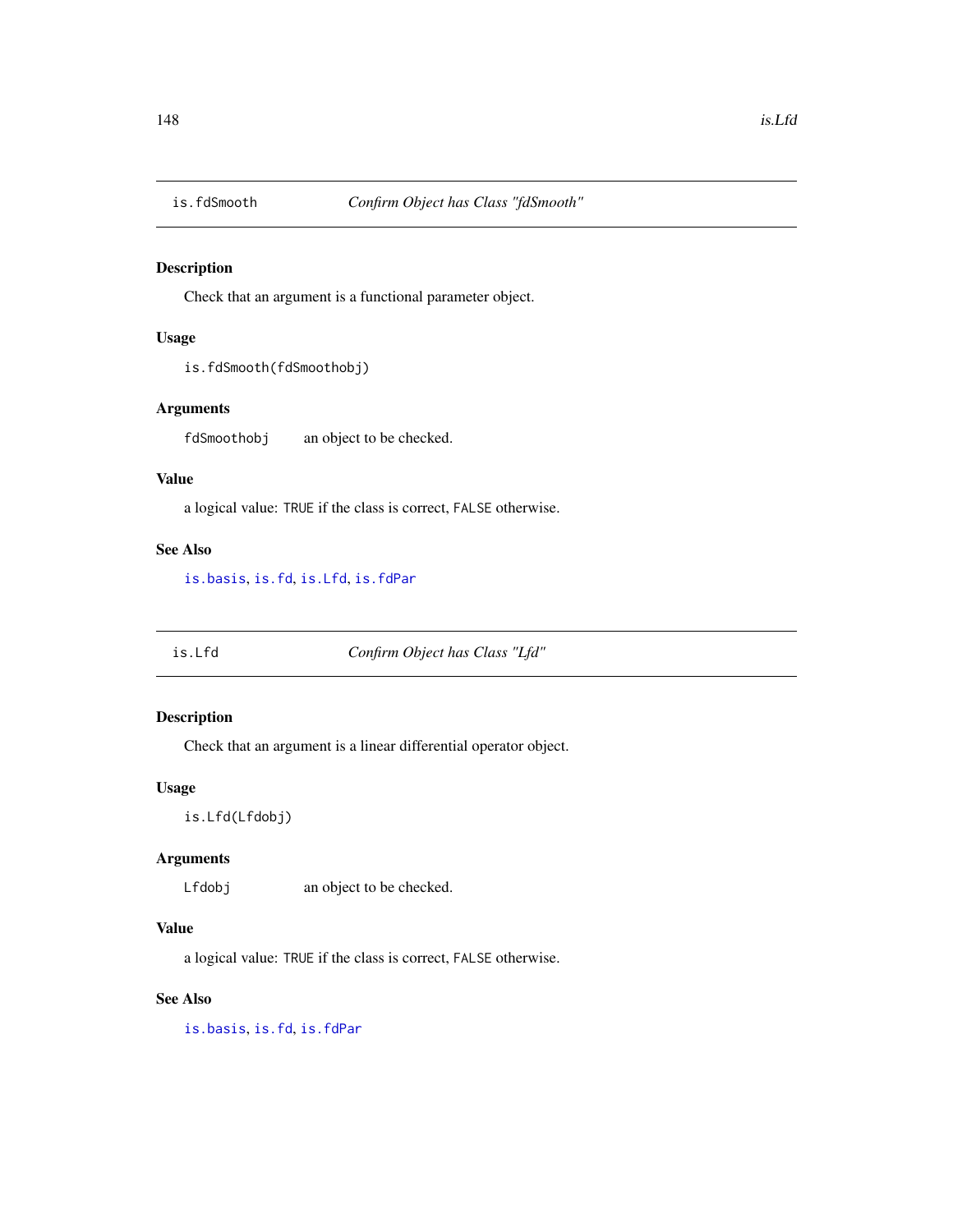## is.fdSmooth — *Confirm Object has Class "fdSmooth"*

### Description

Check that an argument is a functional parameter object.

### Usage

```
is.fdSmooth(fdSmoothobj)
```

### Arguments

| | |
|---|---|
| `fdSmoothobj` | an object to be checked. |

### Value

a logical value: `TRUE` if the class is correct, `FALSE` otherwise.

### See Also

`is.basis`, `is.fd`, `is.Lfd`, `is.fdPar`

## is.Lfd — *Confirm Object has Class "Lfd"*

### Description

Check that an argument is a linear differential operator object.

### Usage

```
is.Lfd(Lfdobj)
```

### Arguments

| | |
|---|---|
| `Lfdobj` | an object to be checked. |

### Value

a logical value: `TRUE` if the class is correct, `FALSE` otherwise.

### See Also

`is.basis`, `is.fd`, `is.fdPar`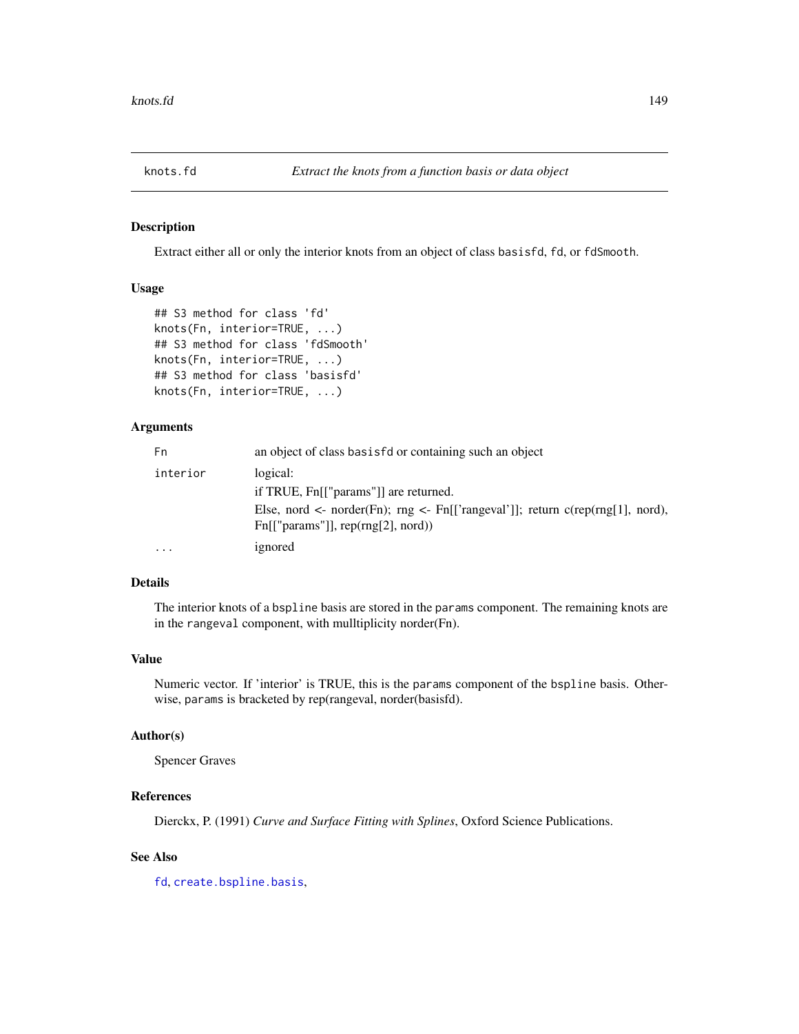knots.fd — *Extract the knots from a function basis or data object*

## Description

Extract either all or only the interior knots from an object of class `basisfd`, `fd`, or `fdSmooth`.

## Usage

```
## S3 method for class 'fd'
knots(Fn, interior=TRUE, ...)
## S3 method for class 'fdSmooth'
knots(Fn, interior=TRUE, ...)
## S3 method for class 'basisfd'
knots(Fn, interior=TRUE, ...)
```

## Arguments

| | |
|---|---|
| `Fn` | an object of class `basisfd` or containing such an object |
| `interior` | logical:<br>if TRUE, Fn[["params"]] are returned.<br>Else, nord <- norder(Fn); rng <- Fn[['rangeval']]; return c(rep(rng[1], nord), Fn[["params"]], rep(rng[2], nord)) |
| `...` | ignored |

## Details

The interior knots of a `bspline` basis are stored in the `params` component. The remaining knots are in the `rangeval` component, with mulltiplicity norder(Fn).

## Value

Numeric vector. If 'interior' is TRUE, this is the `params` component of the `bspline` basis. Otherwise, `params` is bracketed by rep(rangeval, norder(basisfd).

## Author(s)

Spencer Graves

## References

Dierckx, P. (1991) *Curve and Surface Fitting with Splines*, Oxford Science Publications.

## See Also

`fd`, `create.bspline.basis`,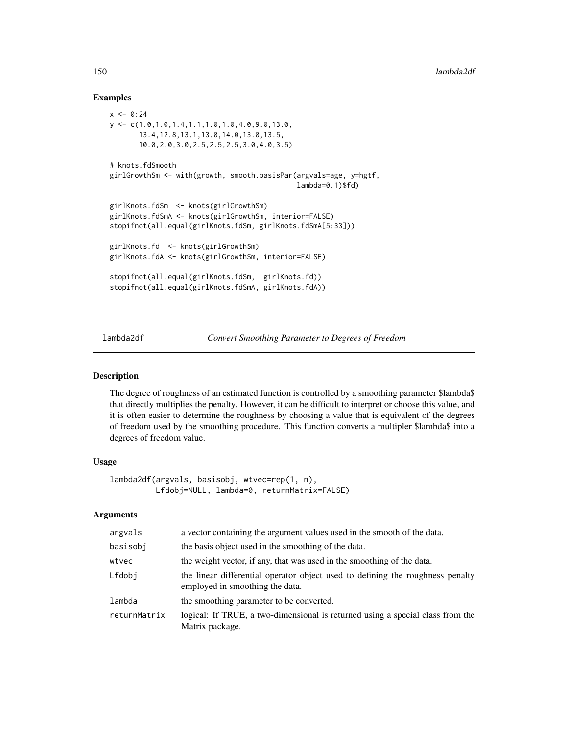## Examples

```
x <- 0:24
y <- c(1.0,1.0,1.4,1.1,1.0,1.0,4.0,9.0,13.0,
       13.4,12.8,13.1,13.0,14.0,13.0,13.5,
       10.0,2.0,3.0,2.5,2.5,2.5,3.0,4.0,3.5)

# knots.fdSmooth
girlGrowthSm <- with(growth, smooth.basisPar(argvals=age, y=hgtf,
                                               lambda=0.1)$fd)

girlKnots.fdSm  <- knots(girlGrowthSm)
girlKnots.fdSmA <- knots(girlGrowthSm, interior=FALSE)
stopifnot(all.equal(girlKnots.fdSm, girlKnots.fdSmA[5:33]))

girlKnots.fd  <- knots(girlGrowthSm)
girlKnots.fdA <- knots(girlGrowthSm, interior=FALSE)

stopifnot(all.equal(girlKnots.fdSm,  girlKnots.fd))
stopifnot(all.equal(girlKnots.fdSmA, girlKnots.fdA))
```

---

# lambda2df — *Convert Smoothing Parameter to Degrees of Freedom*

## Description

The degree of roughness of an estimated function is controlled by a smoothing parameter \$lambda\$ that directly multiplies the penalty. However, it can be difficult to interpret or choose this value, and it is often easier to determine the roughness by choosing a value that is equivalent of the degrees of freedom used by the smoothing procedure. This function converts a multipler \$lambda\$ into a degrees of freedom value.

## Usage

```
lambda2df(argvals, basisobj, wtvec=rep(1, n),
          Lfdobj=NULL, lambda=0, returnMatrix=FALSE)
```

## Arguments

| | |
|---|---|
| argvals | a vector containing the argument values used in the smooth of the data. |
| basisobj | the basis object used in the smoothing of the data. |
| wtvec | the weight vector, if any, that was used in the smoothing of the data. |
| Lfdobj | the linear differential operator object used to defining the roughness penalty employed in smoothing the data. |
| lambda | the smoothing parameter to be converted. |
| returnMatrix | logical: If TRUE, a two-dimensional is returned using a special class from the Matrix package. |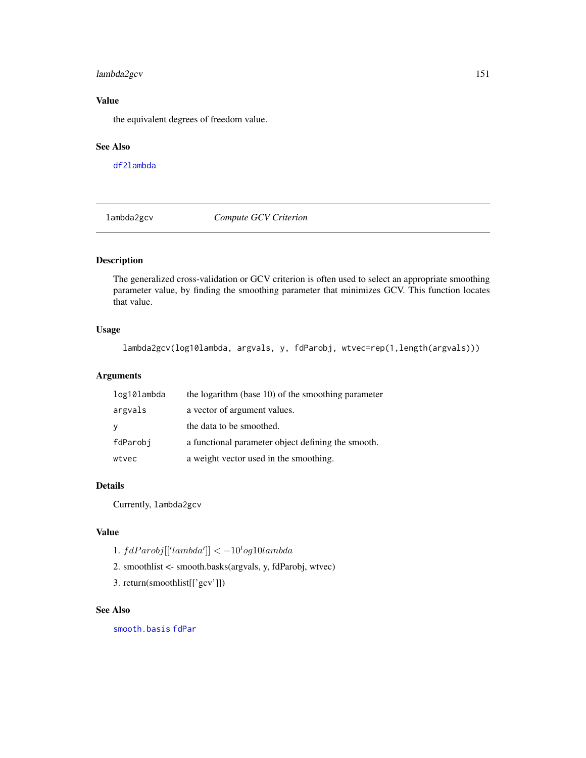## Value

the equivalent degrees of freedom value.

## See Also

df2lambda

---

lambda2gcv *Compute GCV Criterion*

---

## Description

The generalized cross-validation or GCV criterion is often used to select an appropriate smoothing parameter value, by finding the smoothing parameter that minimizes GCV. This function locates that value.

## Usage

```
lambda2gcv(log10lambda, argvals, y, fdParobj, wtvec=rep(1,length(argvals)))
```

## Arguments

| | |
|---|---|
| log10lambda | the logarithm (base 10) of the smoothing parameter |
| argvals | a vector of argument values. |
| y | the data to be smoothed. |
| fdParobj | a functional parameter object defining the smooth. |
| wtvec | a weight vector used in the smoothing. |

## Details

Currently, `lambda2gcv`

## Value

1. $fdParobj[['lambda']] < -10^log10lambda$
2. smoothlist <- smooth.basks(argvals, y, fdParobj, wtvec)
3. return(smoothlist[['gcv']])

## See Also

smooth.basis fdPar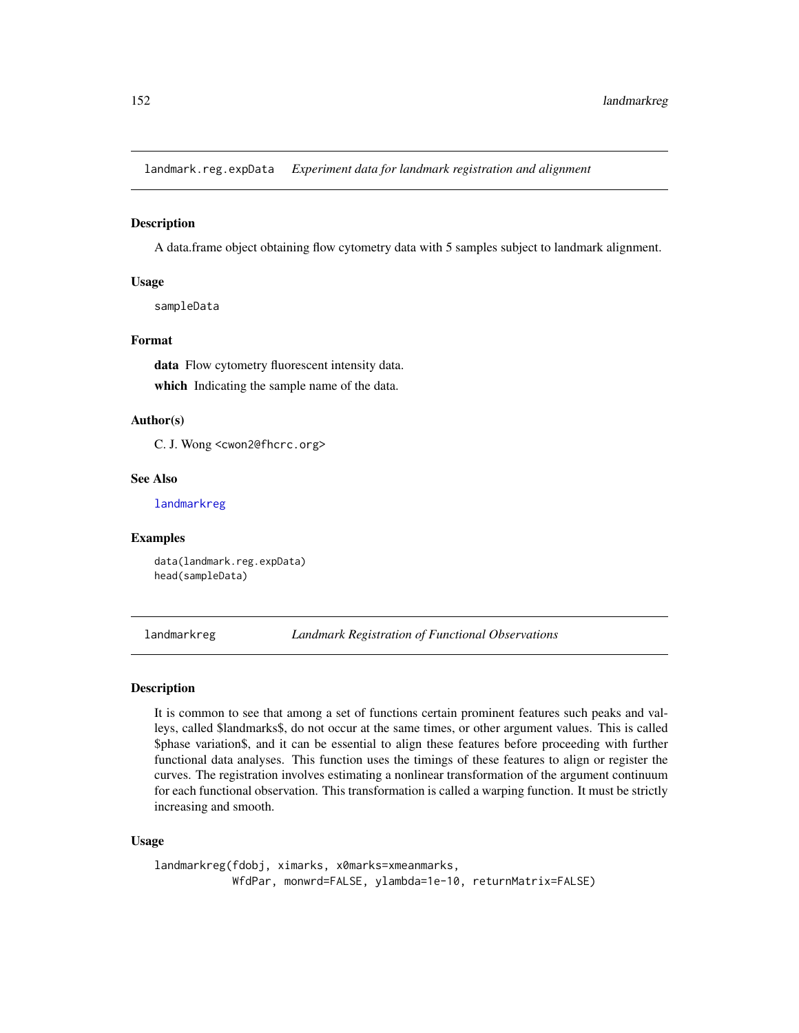## landmark.reg.expData *Experiment data for landmark registration and alignment*

### Description

A data.frame object obtaining flow cytometry data with 5 samples subject to landmark alignment.

### Usage

```
sampleData
```

### Format

**data** Flow cytometry fluorescent intensity data.

**which** Indicating the sample name of the data.

### Author(s)

C. J. Wong <cwon2@fhcrc.org>

### See Also

landmarkreg

### Examples

```
data(landmark.reg.expData)
head(sampleData)
```

## landmarkreg *Landmark Registration of Functional Observations*

### Description

It is common to see that among a set of functions certain prominent features such peaks and valleys, called $landmarks$, do not occur at the same times, or other argument values. This is called $phase variation$, and it can be essential to align these features before proceeding with further functional data analyses. This function uses the timings of these features to align or register the curves. The registration involves estimating a nonlinear transformation of the argument continuum for each functional observation. This transformation is called a warping function. It must be strictly increasing and smooth.

### Usage

```
landmarkreg(fdobj, ximarks, x0marks=xmeanmarks,
            WfdPar, monwrd=FALSE, ylambda=1e-10, returnMatrix=FALSE)
```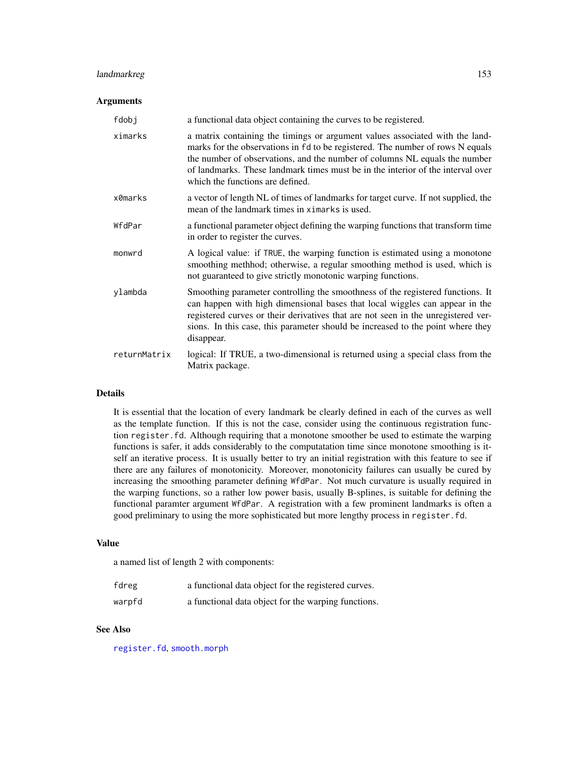## Arguments

| | |
|---|---|
| `fdobj` | a functional data object containing the curves to be registered. |
| `ximarks` | a matrix containing the timings or argument values associated with the landmarks for the observations in `fd` to be registered. The number of rows N equals the number of observations, and the number of columns NL equals the number of landmarks. These landmark times must be in the interior of the interval over which the functions are defined. |
| `x0marks` | a vector of length NL of times of landmarks for target curve. If not supplied, the mean of the landmark times in `ximarks` is used. |
| `WfdPar` | a functional parameter object defining the warping functions that transform time in order to register the curves. |
| `monwrd` | A logical value: if `TRUE`, the warping function is estimated using a monotone smoothing methhod; otherwise, a regular smoothing method is used, which is not guaranteed to give strictly monotonic warping functions. |
| `ylambda` | Smoothing parameter controlling the smoothness of the registered functions. It can happen with high dimensional bases that local wiggles can appear in the registered curves or their derivatives that are not seen in the unregistered versions. In this case, this parameter should be increased to the point where they disappear. |
| `returnMatrix` | logical: If TRUE, a two-dimensional is returned using a special class from the Matrix package. |

## Details

It is essential that the location of every landmark be clearly defined in each of the curves as well as the template function. If this is not the case, consider using the continuous registration function `register.fd`. Although requiring that a monotone smoother be used to estimate the warping functions is safer, it adds considerably to the computatation time since monotone smoothing is itself an iterative process. It is usually better to try an initial registration with this feature to see if there are any failures of monotonicity. Moreover, monotonicity failures can usually be cured by increasing the smoothing parameter defining `WfdPar`. Not much curvature is usually required in the warping functions, so a rather low power basis, usually B-splines, is suitable for defining the functional paramter argument `WfdPar`. A registration with a few prominent landmarks is often a good preliminary to using the more sophisticated but more lengthy process in `register.fd`.

## Value

a named list of length 2 with components:

| | |
|---|---|
| `fdreg` | a functional data object for the registered curves. |
| `warpfd` | a functional data object for the warping functions. |

## See Also

`register.fd`, `smooth.morph`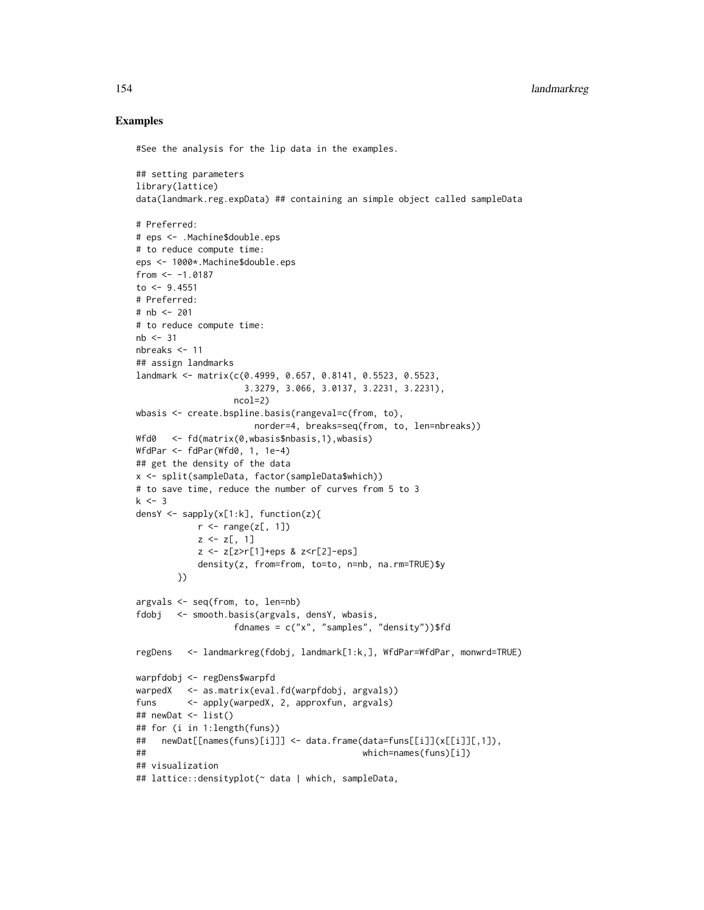## Examples

```
#See the analysis for the lip data in the examples.

## setting parameters
library(lattice)
data(landmark.reg.expData) ## containing an simple object called sampleData

# Preferred:
# eps <- .Machine$double.eps
# to reduce compute time:
eps <- 1000*.Machine$double.eps
from <- -1.0187
to <- 9.4551
# Preferred:
# nb <- 201
# to reduce compute time:
nb <- 31
nbreaks <- 11
## assign landmarks
landmark <- matrix(c(0.4999, 0.657, 0.8141, 0.5523, 0.5523,
                     3.3279, 3.066, 3.0137, 3.2231, 3.2231),
                   ncol=2)
wbasis <- create.bspline.basis(rangeval=c(from, to),
                       norder=4, breaks=seq(from, to, len=nbreaks))
Wfd0   <- fd(matrix(0,wbasis$nbasis,1),wbasis)
WfdPar <- fdPar(Wfd0, 1, 1e-4)
## get the density of the data
x <- split(sampleData, factor(sampleData$which))
# to save time, reduce the number of curves from 5 to 3
k <- 3
densY <- sapply(x[1:k], function(z){
            r <- range(z[, 1])
            z <- z[, 1]
            z <- z[z>r[1]+eps & z<r[2]-eps]
            density(z, from=from, to=to, n=nb, na.rm=TRUE)$y
        })

argvals <- seq(from, to, len=nb)
fdobj   <- smooth.basis(argvals, densY, wbasis,
                   fdnames = c("x", "samples", "density"))$fd

regDens   <- landmarkreg(fdobj, landmark[1:k,], WfdPar=WfdPar, monwrd=TRUE)

warpfdobj <- regDens$warpfd
warpedX   <- as.matrix(eval.fd(warpfdobj, argvals))
funs      <- apply(warpedX, 2, approxfun, argvals)
## newDat <- list()
## for (i in 1:length(funs))
##   newDat[[names(funs)[i]]] <- data.frame(data=funs[[i]](x[[i]][,1]),
##                                          which=names(funs)[i])
## visualization
## lattice::densityplot(~ data | which, sampleData,
```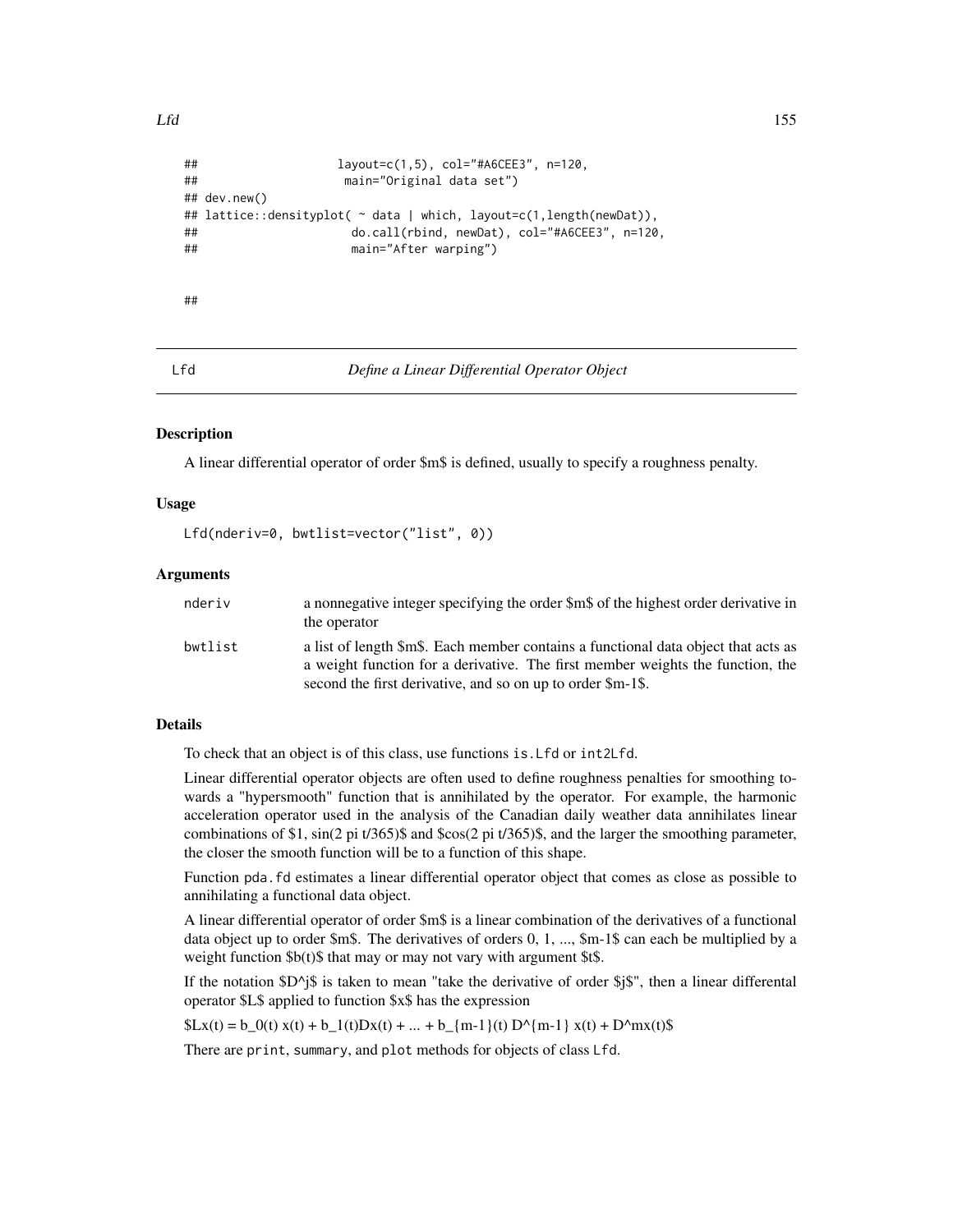```
##                    layout=c(1,5), col="#A6CEE3", n=120,
##                     main="Original data set")
## dev.new()
## lattice::densityplot( ~ data | which, layout=c(1,length(newDat)),
##                       do.call(rbind, newDat), col="#A6CEE3", n=120,
##                       main="After warping")


##
```

## Lfd — *Define a Linear Differential Operator Object*

### Description

A linear differential operator of order $m$ is defined, usually to specify a roughness penalty.

### Usage

```
Lfd(nderiv=0, bwtlist=vector("list", 0))
```

### Arguments

| | |
|---|---|
| nderiv | a nonnegative integer specifying the order $m$ of the highest order derivative in the operator |
| bwtlist | a list of length $m$. Each member contains a functional data object that acts as a weight function for a derivative. The first member weights the function, the second the first derivative, and so on up to order $m-1$. |

### Details

To check that an object is of this class, use functions `is.Lfd` or `int2Lfd`.

Linear differential operator objects are often used to define roughness penalties for smoothing towards a "hypersmooth" function that is annihilated by the operator. For example, the harmonic acceleration operator used in the analysis of the Canadian daily weather data annihilates linear combinations of $1, \sin(2 \pi t/365)$ and $\cos(2 \pi t/365)$, and the larger the smoothing parameter, the closer the smooth function will be to a function of this shape.

Function `pda.fd` estimates a linear differential operator object that comes as close as possible to annihilating a functional data object.

A linear differential operator of order $m$ is a linear combination of the derivatives of a functional data object up to order $m$. The derivatives of orders 0, 1, ..., $m-1$ can each be multiplied by a weight function $b(t)$ that may or may not vary with argument $t$.

If the notation $D^j$ is taken to mean "take the derivative of order $j$", then a linear differental operator $L$ applied to function $x$ has the expression

$Lx(t) = b_0(t) x(t) + b_1(t)Dx(t) + ... + b_{m-1}(t) D^{m-1} x(t) + D^mx(t)$

There are `print`, `summary`, and `plot` methods for objects of class `Lfd`.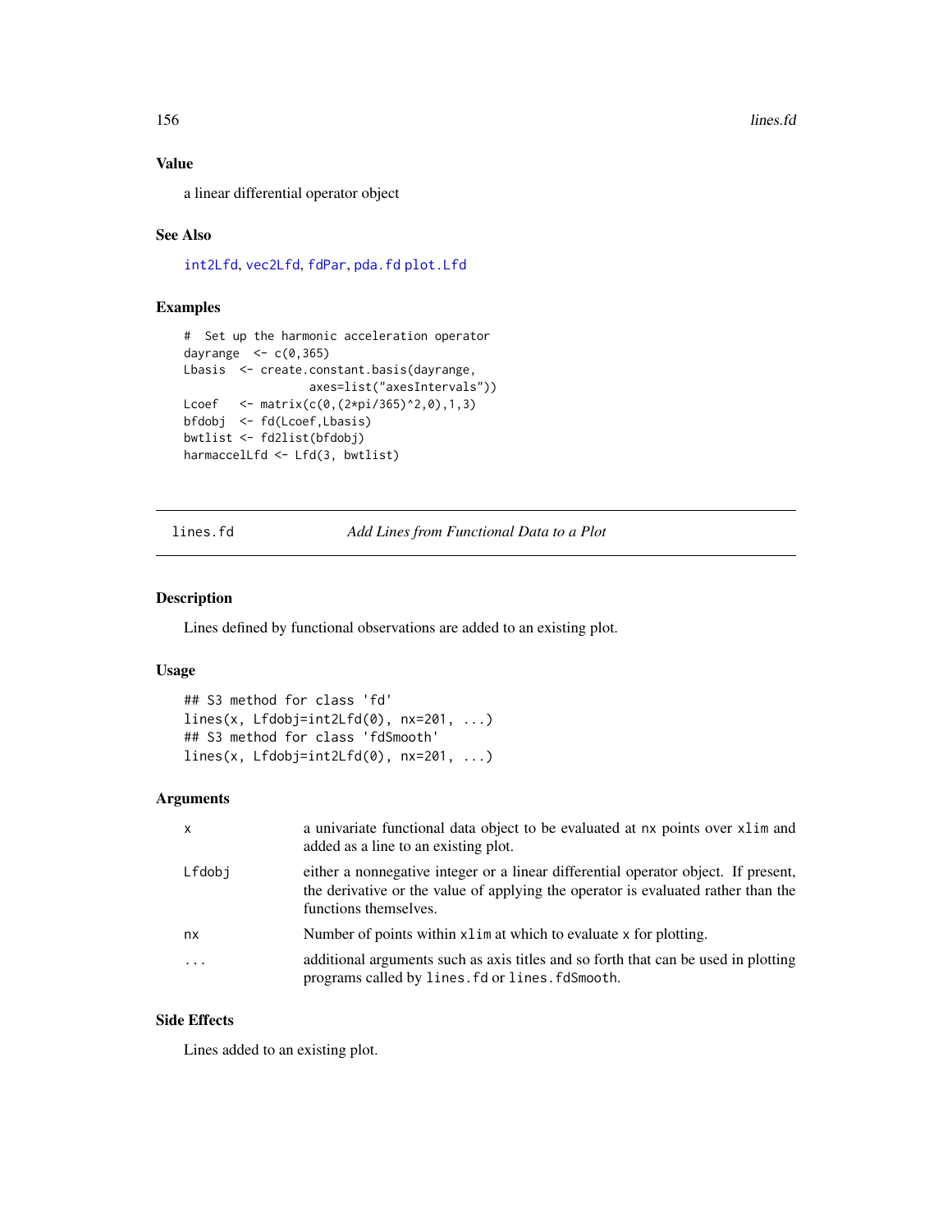### Value

a linear differential operator object

### See Also

int2Lfd, vec2Lfd, fdPar, pda.fd plot.Lfd

### Examples

```
#  Set up the harmonic acceleration operator
dayrange  <- c(0,365)
Lbasis  <- create.constant.basis(dayrange,
                axes=list("axesIntervals"))
Lcoef   <- matrix(c(0,(2*pi/365)^2,0),1,3)
bfdobj  <- fd(Lcoef,Lbasis)
bwtlist <- fd2list(bfdobj)
harmaccelLfd <- Lfd(3, bwtlist)
```

---

## lines.fd — *Add Lines from Functional Data to a Plot*

### Description

Lines defined by functional observations are added to an existing plot.

### Usage

```
## S3 method for class 'fd'
lines(x, Lfdobj=int2Lfd(0), nx=201, ...)
## S3 method for class 'fdSmooth'
lines(x, Lfdobj=int2Lfd(0), nx=201, ...)
```

### Arguments

| | |
|---|---|
| x | a univariate functional data object to be evaluated at nx points over xlim and added as a line to an existing plot. |
| Lfdobj | either a nonnegative integer or a linear differential operator object. If present, the derivative or the value of applying the operator is evaluated rather than the functions themselves. |
| nx | Number of points within xlim at which to evaluate x for plotting. |
| ... | additional arguments such as axis titles and so forth that can be used in plotting programs called by lines.fd or lines.fdSmooth. |

### Side Effects

Lines added to an existing plot.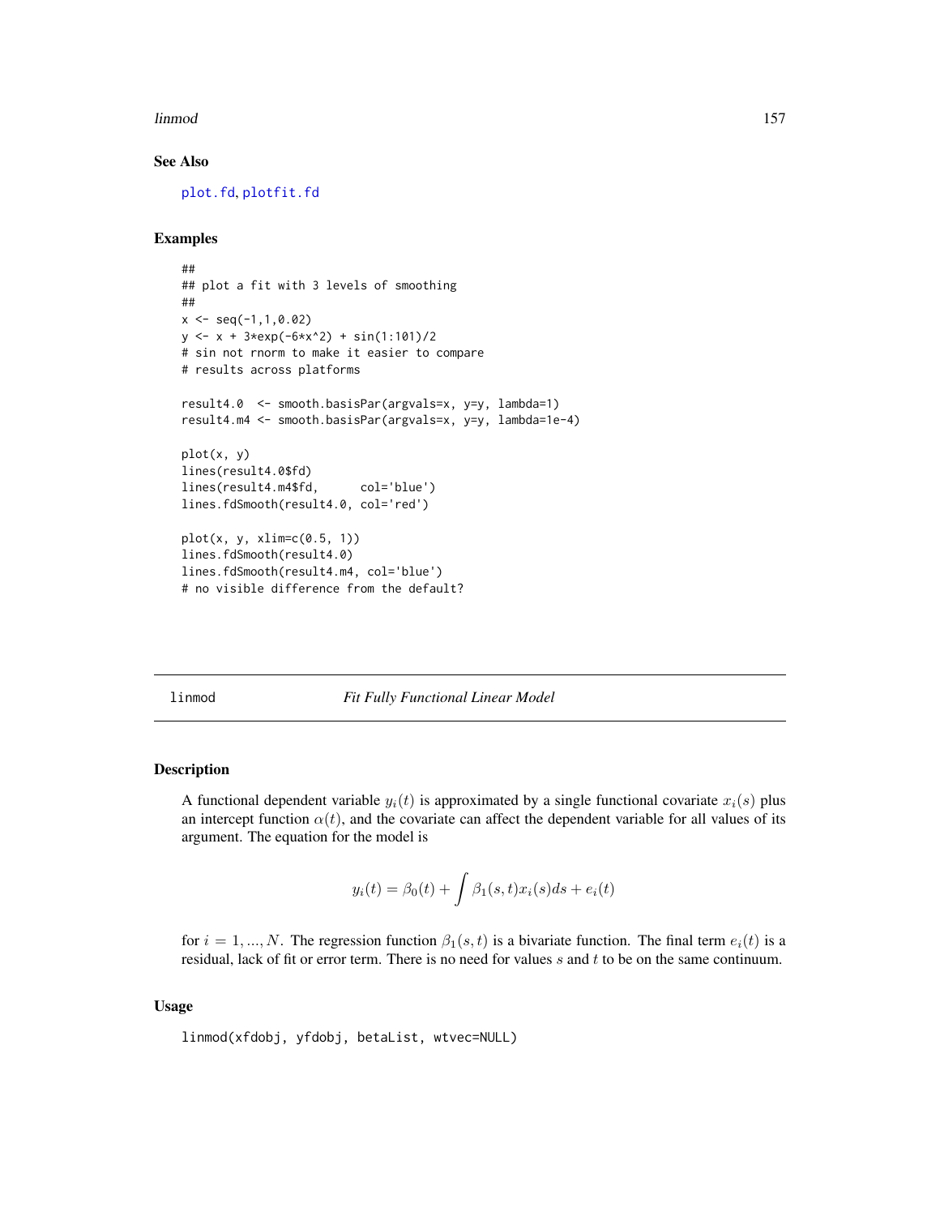### See Also

plot.fd, plotfit.fd

### Examples

```
##
## plot a fit with 3 levels of smoothing
##
x <- seq(-1,1,0.02)
y <- x + 3*exp(-6*x^2) + sin(1:101)/2
# sin not rnorm to make it easier to compare
# results across platforms

result4.0  <- smooth.basisPar(argvals=x, y=y, lambda=1)
result4.m4 <- smooth.basisPar(argvals=x, y=y, lambda=1e-4)

plot(x, y)
lines(result4.0$fd)
lines(result4.m4$fd,      col='blue')
lines.fdSmooth(result4.0, col='red')

plot(x, y, xlim=c(0.5, 1))
lines.fdSmooth(result4.0)
lines.fdSmooth(result4.m4, col='blue')
# no visible difference from the default?
```

---

## linmod *Fit Fully Functional Linear Model*

### Description

A functional dependent variable $y_i(t)$ is approximated by a single functional covariate $x_i(s)$ plus an intercept function $\alpha(t)$, and the covariate can affect the dependent variable for all values of its argument. The equation for the model is

$$y_i(t) = \beta_0(t) + \int \beta_1(s,t) x_i(s) ds + e_i(t)$$

for $i = 1, ..., N$. The regression function $\beta_1(s,t)$ is a bivariate function. The final term $e_i(t)$ is a residual, lack of fit or error term. There is no need for values $s$ and $t$ to be on the same continuum.

### Usage

```
linmod(xfdobj, yfdobj, betaList, wtvec=NULL)
```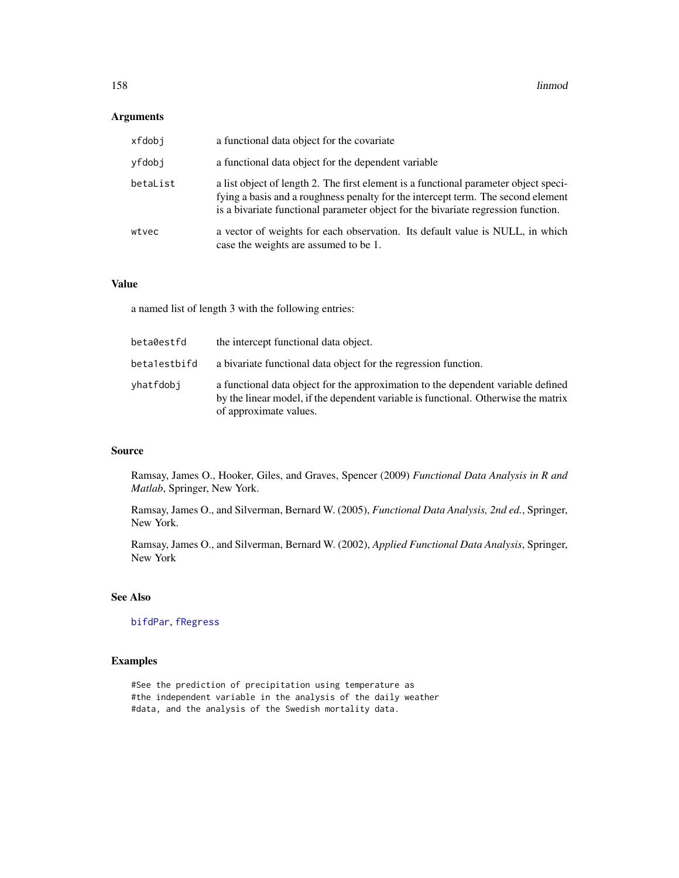## Arguments

| | |
|---|---|
| xfdobj | a functional data object for the covariate |
| yfdobj | a functional data object for the dependent variable |
| betaList | a list object of length 2. The first element is a functional parameter object specifying a basis and a roughness penalty for the intercept term. The second element is a bivariate functional parameter object for the bivariate regression function. |
| wtvec | a vector of weights for each observation. Its default value is NULL, in which case the weights are assumed to be 1. |

## Value

a named list of length 3 with the following entries:

| | |
|---|---|
| beta0estfd | the intercept functional data object. |
| beta1estbifd | a bivariate functional data object for the regression function. |
| yhatfdobj | a functional data object for the approximation to the dependent variable defined by the linear model, if the dependent variable is functional. Otherwise the matrix of approximate values. |

## Source

Ramsay, James O., Hooker, Giles, and Graves, Spencer (2009) *Functional Data Analysis in R and Matlab*, Springer, New York.

Ramsay, James O., and Silverman, Bernard W. (2005), *Functional Data Analysis, 2nd ed.*, Springer, New York.

Ramsay, James O., and Silverman, Bernard W. (2002), *Applied Functional Data Analysis*, Springer, New York

## See Also

bifdPar, fRegress

## Examples

```
#See the prediction of precipitation using temperature as
#the independent variable in the analysis of the daily weather
#data, and the analysis of the Swedish mortality data.
```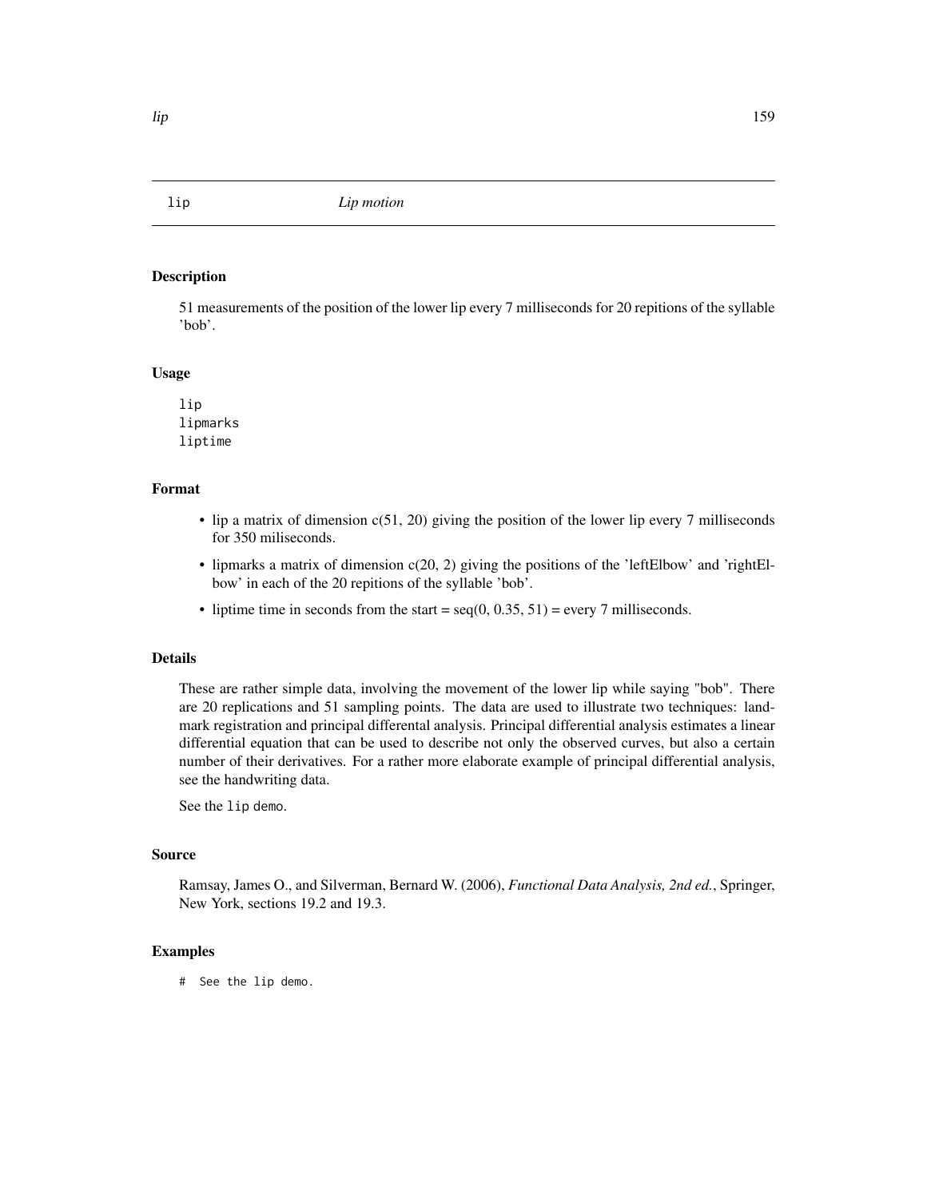# lip — *Lip motion*

## Description

51 measurements of the position of the lower lip every 7 milliseconds for 20 repitions of the syllable 'bob'.

## Usage

```
lip
lipmarks
liptime
```

## Format

- lip a matrix of dimension c(51, 20) giving the position of the lower lip every 7 milliseconds for 350 miliseconds.
- lipmarks a matrix of dimension c(20, 2) giving the positions of the 'leftElbow' and 'rightElbow' in each of the 20 repitions of the syllable 'bob'.
- liptime time in seconds from the start = seq(0, 0.35, 51) = every 7 milliseconds.

## Details

These are rather simple data, involving the movement of the lower lip while saying "bob". There are 20 replications and 51 sampling points. The data are used to illustrate two techniques: landmark registration and principal differental analysis. Principal differential analysis estimates a linear differential equation that can be used to describe not only the observed curves, but also a certain number of their derivatives. For a rather more elaborate example of principal differential analysis, see the handwriting data.

See the `lip` demo.

## Source

Ramsay, James O., and Silverman, Bernard W. (2006), *Functional Data Analysis, 2nd ed.*, Springer, New York, sections 19.2 and 19.3.

## Examples

```
#  See the lip demo.
```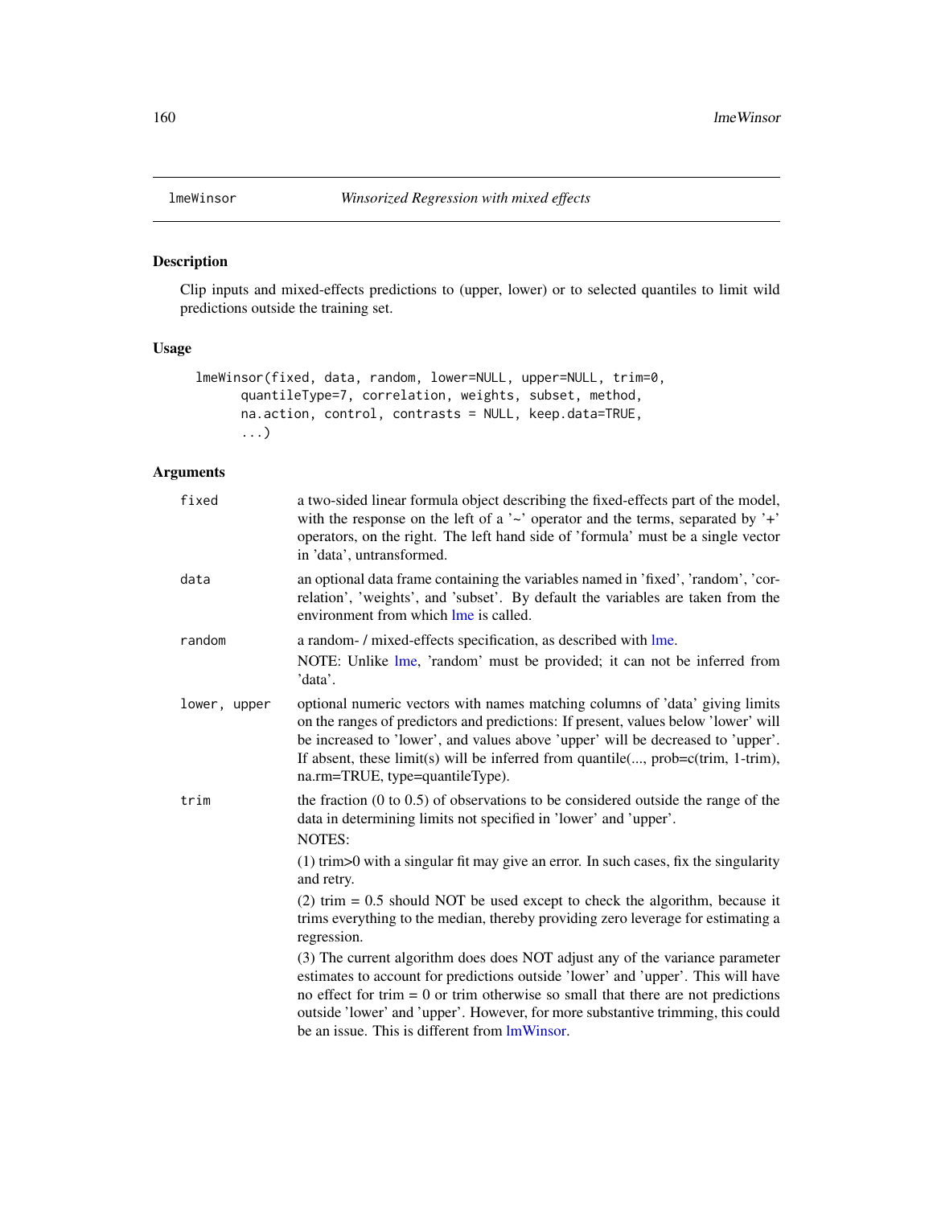# lmeWinsor *Winsorized Regression with mixed effects*

## Description

Clip inputs and mixed-effects predictions to (upper, lower) or to selected quantiles to limit wild predictions outside the training set.

## Usage

```
lmeWinsor(fixed, data, random, lower=NULL, upper=NULL, trim=0,
      quantileType=7, correlation, weights, subset, method,
      na.action, control, contrasts = NULL, keep.data=TRUE,
      ...)
```

## Arguments

| | |
|---|---|
| `fixed` | a two-sided linear formula object describing the fixed-effects part of the model, with the response on the left of a '~' operator and the terms, separated by '+' operators, on the right. The left hand side of 'formula' must be a single vector in 'data', untransformed. |
| `data` | an optional data frame containing the variables named in 'fixed', 'random', 'correlation', 'weights', and 'subset'. By default the variables are taken from the environment from which lme is called. |
| `random` | a random- / mixed-effects specification, as described with lme. NOTE: Unlike lme, 'random' must be provided; it can not be inferred from 'data'. |
| `lower, upper` | optional numeric vectors with names matching columns of 'data' giving limits on the ranges of predictors and predictions: If present, values below 'lower' will be increased to 'lower', and values above 'upper' will be decreased to 'upper'. If absent, these limit(s) will be inferred from quantile(..., prob=c(trim, 1-trim), na.rm=TRUE, type=quantileType). |
| `trim` | the fraction (0 to 0.5) of observations to be considered outside the range of the data in determining limits not specified in 'lower' and 'upper'. NOTES: (1) trim>0 with a singular fit may give an error. In such cases, fix the singularity and retry. (2) trim = 0.5 should NOT be used except to check the algorithm, because it trims everything to the median, thereby providing zero leverage for estimating a regression. (3) The current algorithm does does NOT adjust any of the variance parameter estimates to account for predictions outside 'lower' and 'upper'. This will have no effect for trim = 0 or trim otherwise so small that there are not predictions outside 'lower' and 'upper'. However, for more substantive trimming, this could be an issue. This is different from lmWinsor. |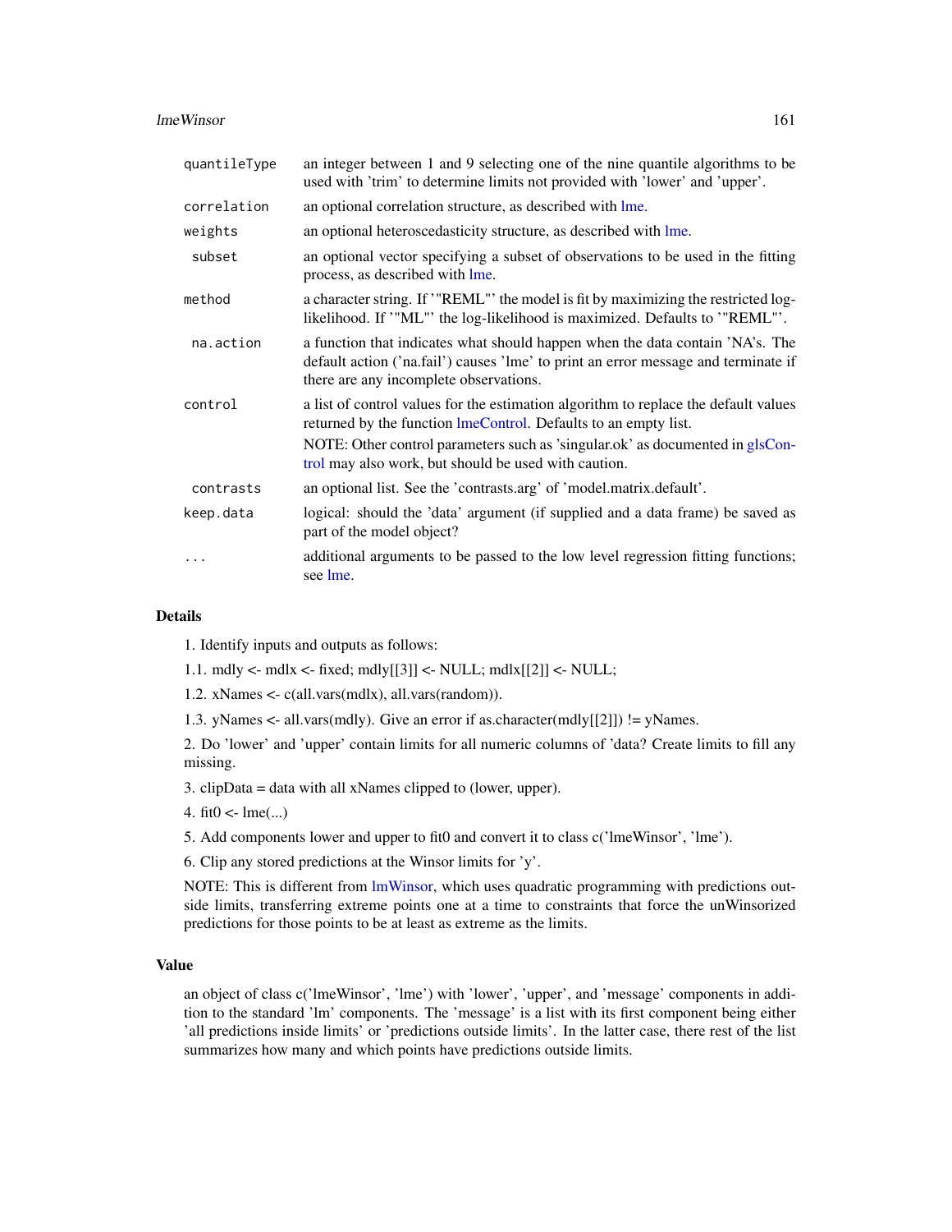| | |
|---|---|
| quantileType | an integer between 1 and 9 selecting one of the nine quantile algorithms to be used with 'trim' to determine limits not provided with 'lower' and 'upper'. |
| correlation | an optional correlation structure, as described with lme. |
| weights | an optional heteroscedasticity structure, as described with lme. |
| subset | an optional vector specifying a subset of observations to be used in the fitting process, as described with lme. |
| method | a character string. If '"REML"' the model is fit by maximizing the restricted log-likelihood. If '"ML"' the log-likelihood is maximized. Defaults to '"REML"'. |
| na.action | a function that indicates what should happen when the data contain 'NA's. The default action ('na.fail') causes 'lme' to print an error message and terminate if there are any incomplete observations. |
| control | a list of control values for the estimation algorithm to replace the default values returned by the function lmeControl. Defaults to an empty list. NOTE: Other control parameters such as 'singular.ok' as documented in glsControl may also work, but should be used with caution. |
| contrasts | an optional list. See the 'contrasts.arg' of 'model.matrix.default'. |
| keep.data | logical: should the 'data' argument (if supplied and a data frame) be saved as part of the model object? |
| ... | additional arguments to be passed to the low level regression fitting functions; see lme. |

## Details

1. Identify inputs and outputs as follows:

1.1. mdly <- mdlx <- fixed; mdly[[3]] <- NULL; mdlx[[2]] <- NULL;

1.2. xNames <- c(all.vars(mdlx), all.vars(random)).

1.3. yNames <- all.vars(mdly). Give an error if as.character(mdly[[2]]) != yNames.

2. Do 'lower' and 'upper' contain limits for all numeric columns of 'data? Create limits to fill any missing.

3. clipData = data with all xNames clipped to (lower, upper).

4. fit0 <- lme(...)

5. Add components lower and upper to fit0 and convert it to class c('lmeWinsor', 'lme').

6. Clip any stored predictions at the Winsor limits for 'y'.

NOTE: This is different from lmWinsor, which uses quadratic programming with predictions outside limits, transferring extreme points one at a time to constraints that force the unWinsorized predictions for those points to be at least as extreme as the limits.

## Value

an object of class c('lmeWinsor', 'lme') with 'lower', 'upper', and 'message' components in addition to the standard 'lm' components. The 'message' is a list with its first component being either 'all predictions inside limits' or 'predictions outside limits'. In the latter case, there rest of the list summarizes how many and which points have predictions outside limits.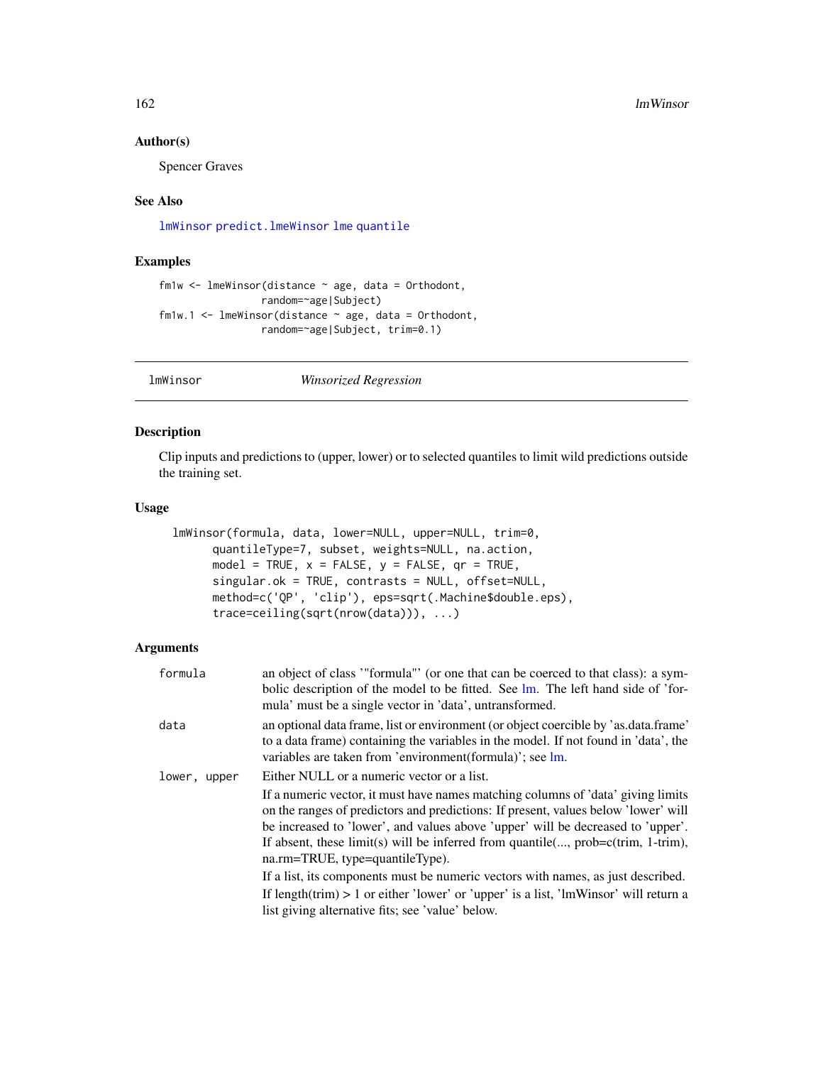## Author(s)

Spencer Graves

## See Also

lmWinsor predict.lmeWinsor lme quantile

## Examples

```
fm1w <- lmeWinsor(distance ~ age, data = Orthodont,
                  random=~age|Subject)
fm1w.1 <- lmeWinsor(distance ~ age, data = Orthodont,
                  random=~age|Subject, trim=0.1)
```

---

# lmWinsor *Winsorized Regression*

## Description

Clip inputs and predictions to (upper, lower) or to selected quantiles to limit wild predictions outside the training set.

## Usage

```
lmWinsor(formula, data, lower=NULL, upper=NULL, trim=0,
      quantileType=7, subset, weights=NULL, na.action,
      model = TRUE, x = FALSE, y = FALSE, qr = TRUE,
      singular.ok = TRUE, contrasts = NULL, offset=NULL,
      method=c('QP', 'clip'), eps=sqrt(.Machine$double.eps),
      trace=ceiling(sqrt(nrow(data))), ...)
```

## Arguments

| | |
|---|---|
| formula | an object of class '"formula"' (or one that can be coerced to that class): a symbolic description of the model to be fitted. See lm. The left hand side of 'formula' must be a single vector in 'data', untransformed. |
| data | an optional data frame, list or environment (or object coercible by 'as.data.frame' to a data frame) containing the variables in the model. If not found in 'data', the variables are taken from 'environment(formula)'; see lm. |
| lower, upper | Either NULL or a numeric vector or a list.<br><br>If a numeric vector, it must have names matching columns of 'data' giving limits on the ranges of predictors and predictions: If present, values below 'lower' will be increased to 'lower', and values above 'upper' will be decreased to 'upper'. If absent, these limit(s) will be inferred from quantile(..., prob=c(trim, 1-trim), na.rm=TRUE, type=quantileType).<br><br>If a list, its components must be numeric vectors with names, as just described. If length(trim) > 1 or either 'lower' or 'upper' is a list, 'lmWinsor' will return a list giving alternative fits; see 'value' below. |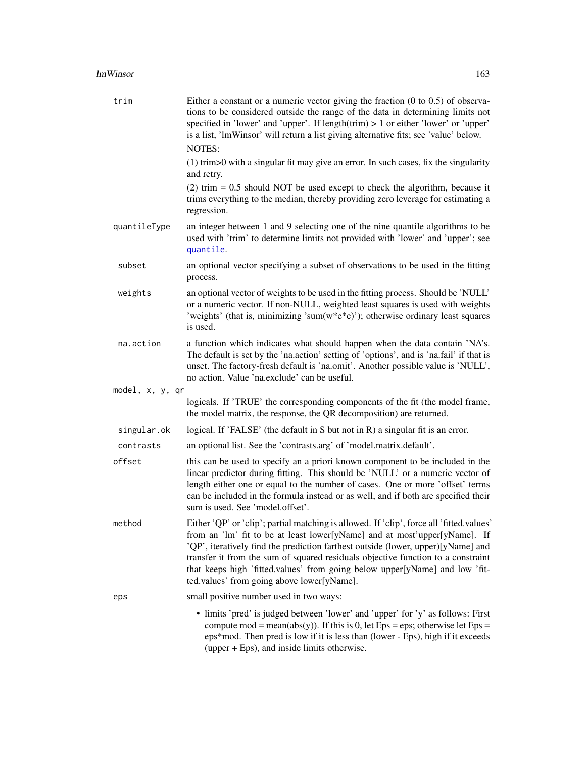`trim`
: Either a constant or a numeric vector giving the fraction (0 to 0.5) of observations to be considered outside the range of the data in determining limits not specified in 'lower' and 'upper'. If length(trim) > 1 or either 'lower' or 'upper' is a list, 'lmWinsor' will return a list giving alternative fits; see 'value' below.

  NOTES:

  (1) trim>0 with a singular fit may give an error. In such cases, fix the singularity and retry.

  (2) trim = 0.5 should NOT be used except to check the algorithm, because it trims everything to the median, thereby providing zero leverage for estimating a regression.

`quantileType`
: an integer between 1 and 9 selecting one of the nine quantile algorithms to be used with 'trim' to determine limits not provided with 'lower' and 'upper'; see `quantile`.

`subset`
: an optional vector specifying a subset of observations to be used in the fitting process.

`weights`
: an optional vector of weights to be used in the fitting process. Should be 'NULL' or a numeric vector. If non-NULL, weighted least squares is used with weights 'weights' (that is, minimizing 'sum(w*e*e)'); otherwise ordinary least squares is used.

`na.action`
: a function which indicates what should happen when the data contain 'NA's. The default is set by the 'na.action' setting of 'options', and is 'na.fail' if that is unset. The factory-fresh default is 'na.omit'. Another possible value is 'NULL', no action. Value 'na.exclude' can be useful.

`model, x, y, qr`
: logicals. If 'TRUE' the corresponding components of the fit (the model frame, the model matrix, the response, the QR decomposition) are returned.

`singular.ok`
: logical. If 'FALSE' (the default in S but not in R) a singular fit is an error.

`contrasts`
: an optional list. See the 'contrasts.arg' of 'model.matrix.default'.

`offset`
: this can be used to specify an a priori known component to be included in the linear predictor during fitting. This should be 'NULL' or a numeric vector of length either one or equal to the number of cases. One or more 'offset' terms can be included in the formula instead or as well, and if both are specified their sum is used. See 'model.offset'.

`method`
: Either 'QP' or 'clip'; partial matching is allowed. If 'clip', force all 'fitted.values' from an 'lm' fit to be at least lower[yName] and at most'upper[yName]. If 'QP', iteratively find the prediction farthest outside (lower, upper)[yName] and transfer it from the sum of squared residuals objective function to a constraint that keeps high 'fitted.values' from going below upper[yName] and low 'fitted.values' from going above lower[yName].

`eps`
: small positive number used in two ways:

  - limits 'pred' is judged between 'lower' and 'upper' for 'y' as follows: First compute mod = mean(abs(y)). If this is 0, let Eps = eps; otherwise let Eps = eps*mod. Then pred is low if it is less than (lower - Eps), high if it exceeds (upper + Eps), and inside limits otherwise.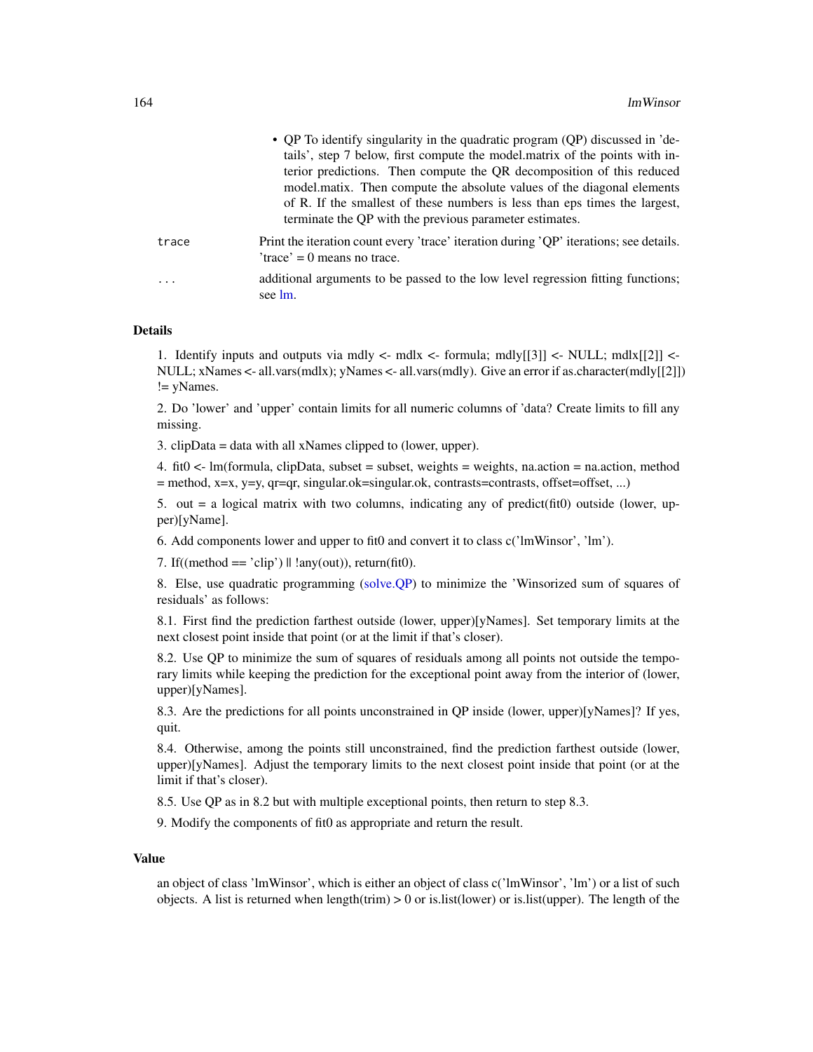- QP To identify singularity in the quadratic program (QP) discussed in 'details', step 7 below, first compute the model.matrix of the points with interior predictions. Then compute the QR decomposition of this reduced model.matix. Then compute the absolute values of the diagonal elements of R. If the smallest of these numbers is less than eps times the largest, terminate the QP with the previous parameter estimates.

`trace` Print the iteration count every 'trace' iteration during 'QP' iterations; see details. 'trace' = 0 means no trace.

`...` additional arguments to be passed to the low level regression fitting functions; see lm.

### Details

1. Identify inputs and outputs via mdly <- mdlx <- formula; mdly[[3]] <- NULL; mdlx[[2]] <- NULL; xNames <- all.vars(mdlx); yNames <- all.vars(mdly). Give an error if as.character(mdly[[2]]) != yNames.

2. Do 'lower' and 'upper' contain limits for all numeric columns of 'data? Create limits to fill any missing.

3. clipData = data with all xNames clipped to (lower, upper).

4. fit0 <- lm(formula, clipData, subset = subset, weights = weights, na.action = na.action, method = method, x=x, y=y, qr=qr, singular.ok=singular.ok, contrasts=contrasts, offset=offset, ...)

5. out = a logical matrix with two columns, indicating any of predict(fit0) outside (lower, upper)[yName].

6. Add components lower and upper to fit0 and convert it to class c('lmWinsor', 'lm').

7. If((method == 'clip') || !any(out)), return(fit0).

8. Else, use quadratic programming (solve.QP) to minimize the 'Winsorized sum of squares of residuals' as follows:

8.1. First find the prediction farthest outside (lower, upper)[yNames]. Set temporary limits at the next closest point inside that point (or at the limit if that's closer).

8.2. Use QP to minimize the sum of squares of residuals among all points not outside the temporary limits while keeping the prediction for the exceptional point away from the interior of (lower, upper)[yNames].

8.3. Are the predictions for all points unconstrained in QP inside (lower, upper)[yNames]? If yes, quit.

8.4. Otherwise, among the points still unconstrained, find the prediction farthest outside (lower, upper)[yNames]. Adjust the temporary limits to the next closest point inside that point (or at the limit if that's closer).

8.5. Use QP as in 8.2 but with multiple exceptional points, then return to step 8.3.

9. Modify the components of fit0 as appropriate and return the result.

### Value

an object of class 'lmWinsor', which is either an object of class c('lmWinsor', 'lm') or a list of such objects. A list is returned when length(trim) > 0 or is.list(lower) or is.list(upper). The length of the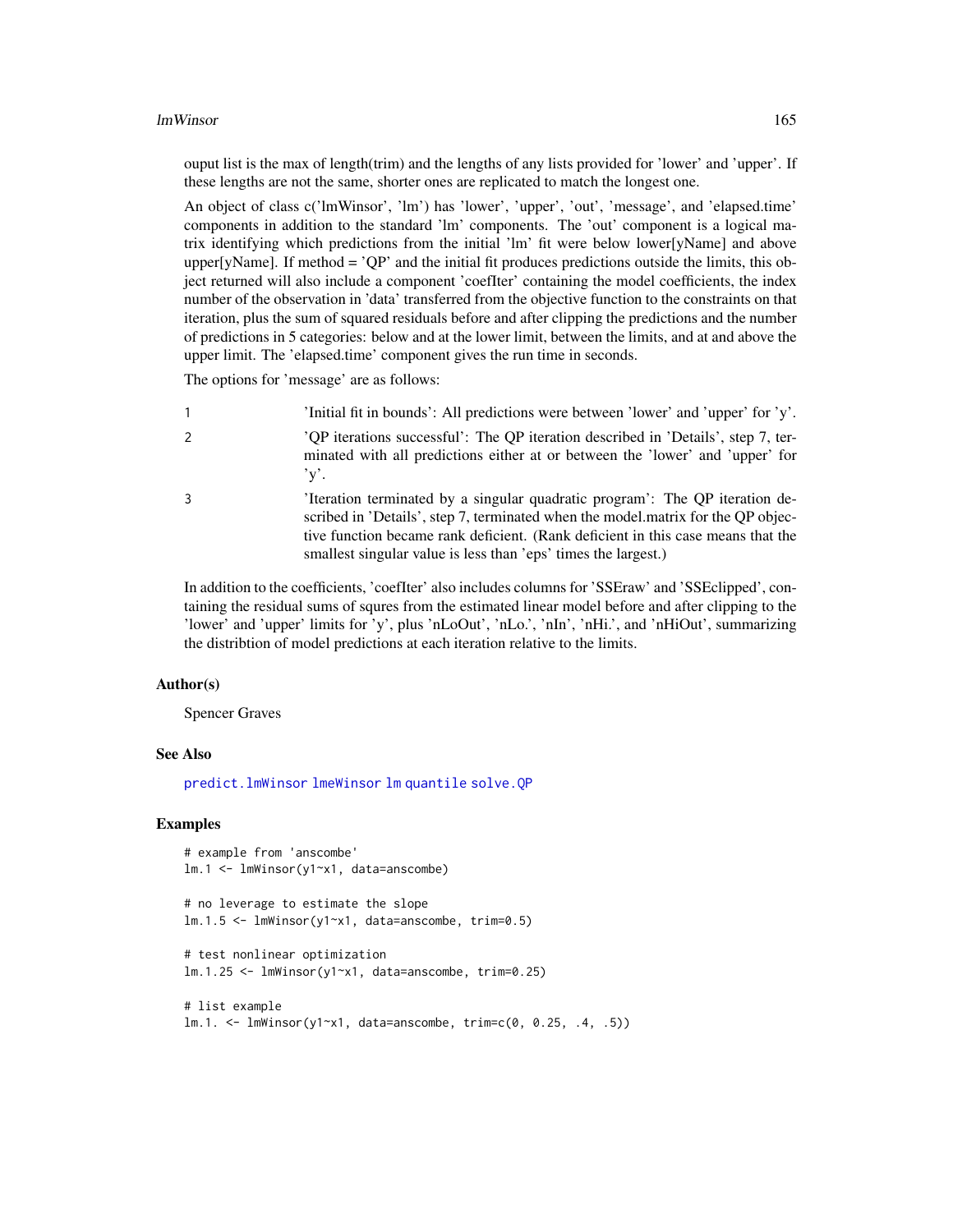ouput list is the max of length(trim) and the lengths of any lists provided for 'lower' and 'upper'. If these lengths are not the same, shorter ones are replicated to match the longest one.

An object of class c('lmWinsor', 'lm') has 'lower', 'upper', 'out', 'message', and 'elapsed.time' components in addition to the standard 'lm' components. The 'out' component is a logical matrix identifying which predictions from the initial 'lm' fit were below lower[yName] and above upper[yName]. If method = 'QP' and the initial fit produces predictions outside the limits, this object returned will also include a component 'coefIter' containing the model coefficients, the index number of the observation in 'data' transferred from the objective function to the constraints on that iteration, plus the sum of squared residuals before and after clipping the predictions and the number of predictions in 5 categories: below and at the lower limit, between the limits, and at and above the upper limit. The 'elapsed.time' component gives the run time in seconds.

The options for 'message' are as follows:

1 'Initial fit in bounds': All predictions were between 'lower' and 'upper' for 'y'.

2 'QP iterations successful': The QP iteration described in 'Details', step 7, terminated with all predictions either at or between the 'lower' and 'upper' for 'y'.

3 'Iteration terminated by a singular quadratic program': The QP iteration described in 'Details', step 7, terminated when the model.matrix for the QP objective function became rank deficient. (Rank deficient in this case means that the smallest singular value is less than 'eps' times the largest.)

In addition to the coefficients, 'coefIter' also includes columns for 'SSEraw' and 'SSEclipped', containing the residual sums of squres from the estimated linear model before and after clipping to the 'lower' and 'upper' limits for 'y', plus 'nLoOut', 'nLo.', 'nIn', 'nHi.', and 'nHiOut', summarizing the distribtion of model predictions at each iteration relative to the limits.

## Author(s)

Spencer Graves

## See Also

predict.lmWinsor lmeWinsor lm quantile solve.QP

## Examples

```
# example from 'anscombe'
lm.1 <- lmWinsor(y1~x1, data=anscombe)

# no leverage to estimate the slope
lm.1.5 <- lmWinsor(y1~x1, data=anscombe, trim=0.5)

# test nonlinear optimization
lm.1.25 <- lmWinsor(y1~x1, data=anscombe, trim=0.25)

# list example
lm.1. <- lmWinsor(y1~x1, data=anscombe, trim=c(0, 0.25, .4, .5))
```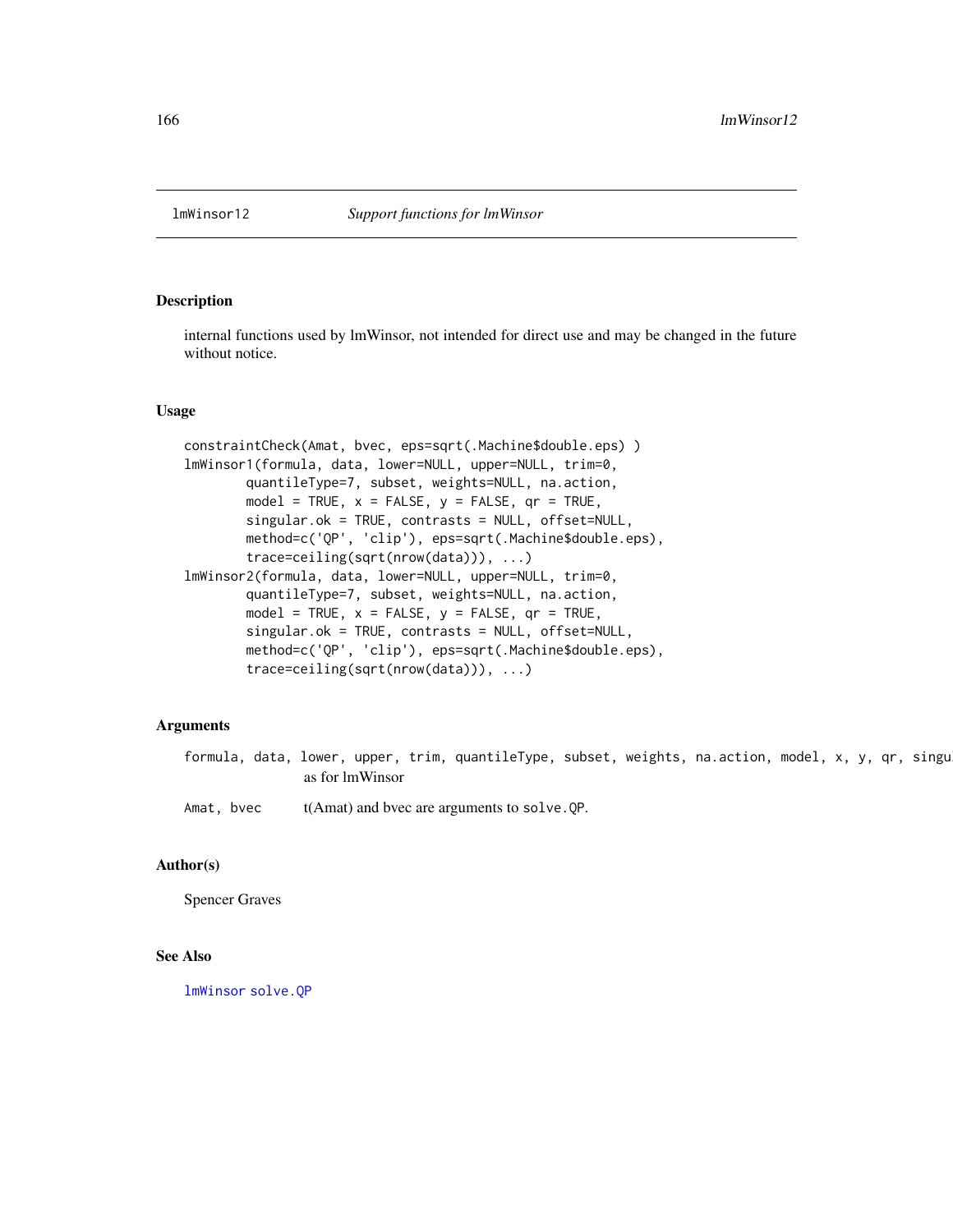# lmWinsor12 — *Support functions for lmWinsor*

## Description

internal functions used by lmWinsor, not intended for direct use and may be changed in the future without notice.

## Usage

```
constraintCheck(Amat, bvec, eps=sqrt(.Machine$double.eps) )
lmWinsor1(formula, data, lower=NULL, upper=NULL, trim=0,
        quantileType=7, subset, weights=NULL, na.action,
        model = TRUE, x = FALSE, y = FALSE, qr = TRUE,
        singular.ok = TRUE, contrasts = NULL, offset=NULL,
        method=c('QP', 'clip'), eps=sqrt(.Machine$double.eps),
        trace=ceiling(sqrt(nrow(data))), ...)
lmWinsor2(formula, data, lower=NULL, upper=NULL, trim=0,
        quantileType=7, subset, weights=NULL, na.action,
        model = TRUE, x = FALSE, y = FALSE, qr = TRUE,
        singular.ok = TRUE, contrasts = NULL, offset=NULL,
        method=c('QP', 'clip'), eps=sqrt(.Machine$double.eps),
        trace=ceiling(sqrt(nrow(data))), ...)
```

## Arguments

`formula, data, lower, upper, trim, quantileType, subset, weights, na.action, model, x, y, qr, singu`
: as for lmWinsor

`Amat, bvec`
: t(Amat) and bvec are arguments to `solve.QP`.

## Author(s)

Spencer Graves

## See Also

`lmWinsor` `solve.QP`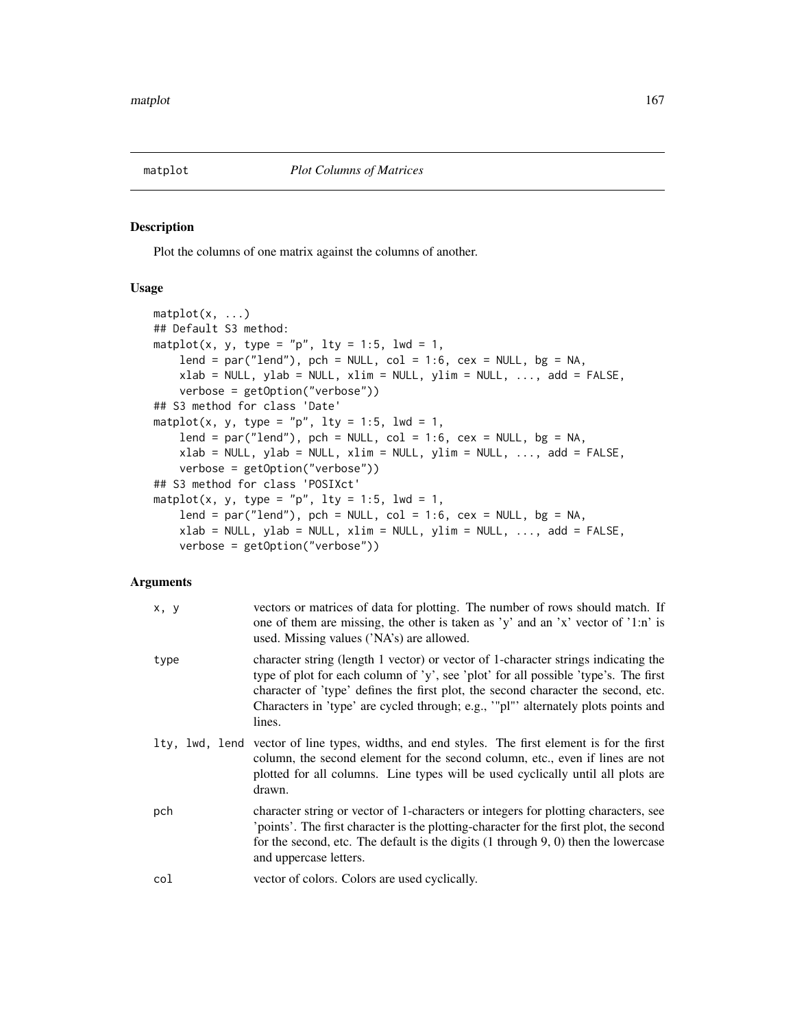# matplot — *Plot Columns of Matrices*

## Description

Plot the columns of one matrix against the columns of another.

## Usage

```
matplot(x, ...)
## Default S3 method:
matplot(x, y, type = "p", lty = 1:5, lwd = 1,
    lend = par("lend"), pch = NULL, col = 1:6, cex = NULL, bg = NA,
    xlab = NULL, ylab = NULL, xlim = NULL, ylim = NULL, ..., add = FALSE,
    verbose = getOption("verbose"))
## S3 method for class 'Date'
matplot(x, y, type = "p", lty = 1:5, lwd = 1,
    lend = par("lend"), pch = NULL, col = 1:6, cex = NULL, bg = NA,
    xlab = NULL, ylab = NULL, xlim = NULL, ylim = NULL, ..., add = FALSE,
    verbose = getOption("verbose"))
## S3 method for class 'POSIXct'
matplot(x, y, type = "p", lty = 1:5, lwd = 1,
    lend = par("lend"), pch = NULL, col = 1:6, cex = NULL, bg = NA,
    xlab = NULL, ylab = NULL, xlim = NULL, ylim = NULL, ..., add = FALSE,
    verbose = getOption("verbose"))
```

## Arguments

| Argument | Description |
|---|---|
| `x, y` | vectors or matrices of data for plotting. The number of rows should match. If one of them are missing, the other is taken as 'y' and an 'x' vector of '1:n' is used. Missing values ('NA's) are allowed. |
| `type` | character string (length 1 vector) or vector of 1-character strings indicating the type of plot for each column of 'y', see 'plot' for all possible 'type's. The first character of 'type' defines the first plot, the second character the second, etc. Characters in 'type' are cycled through; e.g., '"pl"' alternately plots points and lines. |
| `lty, lwd, lend` | vector of line types, widths, and end styles. The first element is for the first column, the second element for the second column, etc., even if lines are not plotted for all columns. Line types will be used cyclically until all plots are drawn. |
| `pch` | character string or vector of 1-characters or integers for plotting characters, see 'points'. The first character is the plotting-character for the first plot, the second for the second, etc. The default is the digits (1 through 9, 0) then the lowercase and uppercase letters. |
| `col` | vector of colors. Colors are used cyclically. |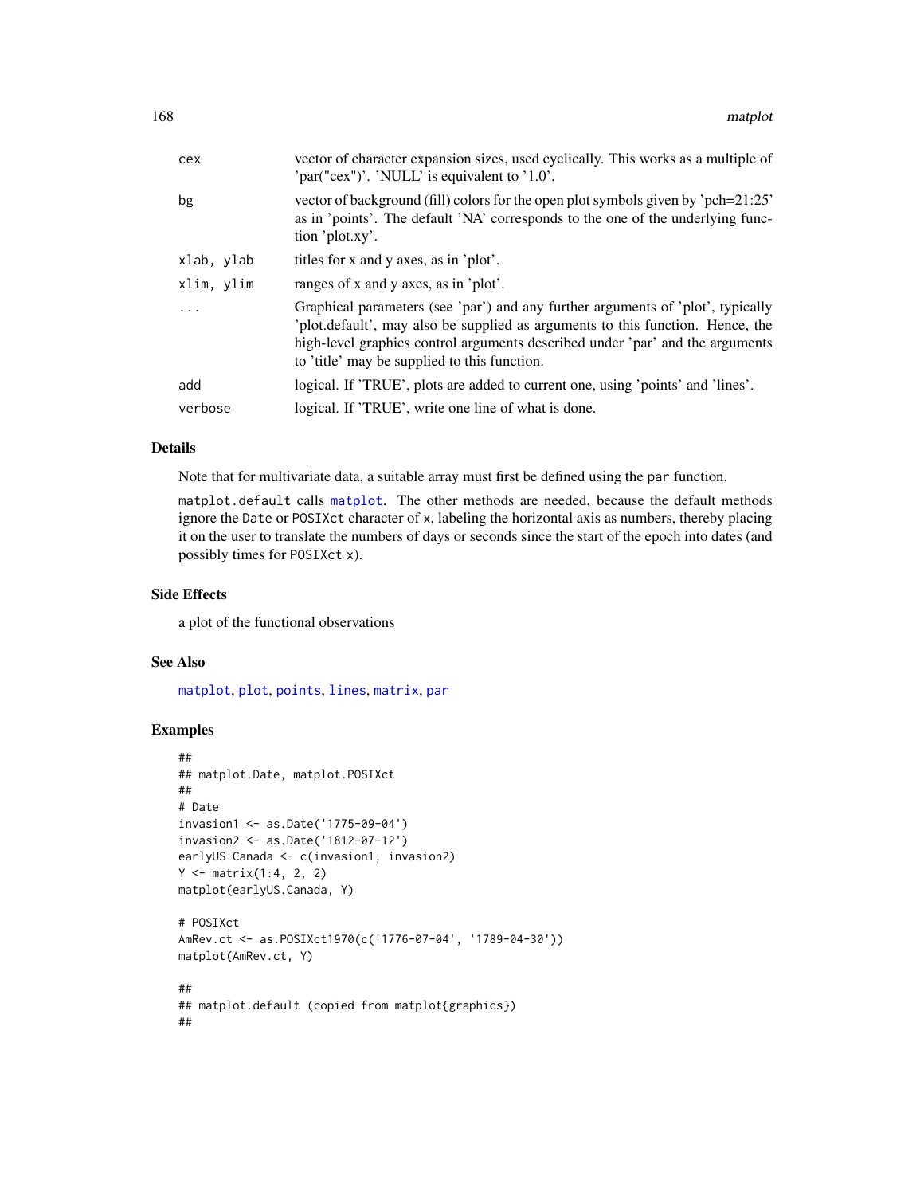| | |
|---|---|
| cex | vector of character expansion sizes, used cyclically. This works as a multiple of 'par("cex")'. 'NULL' is equivalent to '1.0'. |
| bg | vector of background (fill) colors for the open plot symbols given by 'pch=21:25' as in 'points'. The default 'NA' corresponds to the one of the underlying function 'plot.xy'. |
| xlab, ylab | titles for x and y axes, as in 'plot'. |
| xlim, ylim | ranges of x and y axes, as in 'plot'. |
| ... | Graphical parameters (see 'par') and any further arguments of 'plot', typically 'plot.default', may also be supplied as arguments to this function. Hence, the high-level graphics control arguments described under 'par' and the arguments to 'title' may be supplied to this function. |
| add | logical. If 'TRUE', plots are added to current one, using 'points' and 'lines'. |
| verbose | logical. If 'TRUE', write one line of what is done. |

## Details

Note that for multivariate data, a suitable array must first be defined using the `par` function.

`matplot.default` calls `matplot`. The other methods are needed, because the default methods ignore the `Date` or `POSIXct` character of `x`, labeling the horizontal axis as numbers, thereby placing it on the user to translate the numbers of days or seconds since the start of the epoch into dates (and possibly times for `POSIXct` `x`).

## Side Effects

a plot of the functional observations

## See Also

`matplot`, `plot`, `points`, `lines`, `matrix`, `par`

## Examples

```
##
## matplot.Date, matplot.POSIXct
##
# Date
invasion1 <- as.Date('1775-09-04')
invasion2 <- as.Date('1812-07-12')
earlyUS.Canada <- c(invasion1, invasion2)
Y <- matrix(1:4, 2, 2)
matplot(earlyUS.Canada, Y)

# POSIXct
AmRev.ct <- as.POSIXct1970(c('1776-07-04', '1789-04-30'))
matplot(AmRev.ct, Y)

##
## matplot.default (copied from matplot{graphics})
##
```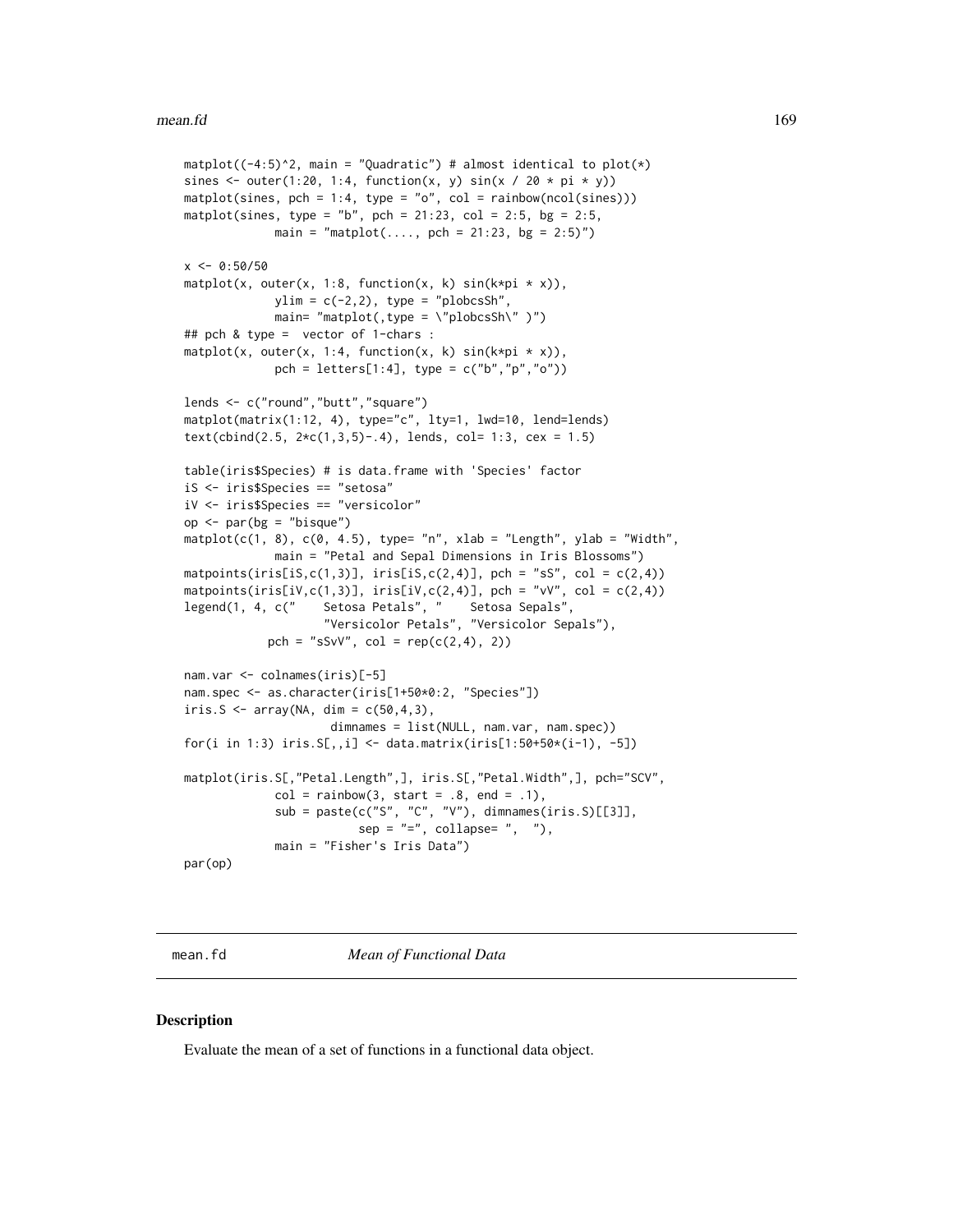```
matplot((-4:5)^2, main = "Quadratic") # almost identical to plot(*)
sines <- outer(1:20, 1:4, function(x, y) sin(x / 20 * pi * y))
matplot(sines, pch = 1:4, type = "o", col = rainbow(ncol(sines)))
matplot(sines, type = "b", pch = 21:23, col = 2:5, bg = 2:5,
            main = "matplot(...., pch = 21:23, bg = 2:5)")

x <- 0:50/50
matplot(x, outer(x, 1:8, function(x, k) sin(k*pi * x)),
            ylim = c(-2,2), type = "plobcsSh",
            main= "matplot(,type = \"plobcsSh\" )")
## pch & type =  vector of 1-chars :
matplot(x, outer(x, 1:4, function(x, k) sin(k*pi * x)),
            pch = letters[1:4], type = c("b","p","o"))

lends <- c("round","butt","square")
matplot(matrix(1:12, 4), type="c", lty=1, lwd=10, lend=lends)
text(cbind(2.5, 2*c(1,3,5)-.4), lends, col= 1:3, cex = 1.5)

table(iris$Species) # is data.frame with 'Species' factor
iS <- iris$Species == "setosa"
iV <- iris$Species == "versicolor"
op <- par(bg = "bisque")
matplot(c(1, 8), c(0, 4.5), type= "n", xlab = "Length", ylab = "Width",
            main = "Petal and Sepal Dimensions in Iris Blossoms")
matpoints(iris[iS,c(1,3)], iris[iS,c(2,4)], pch = "sS", col = c(2,4))
matpoints(iris[iV,c(1,3)], iris[iV,c(2,4)], pch = "vV", col = c(2,4))
legend(1, 4, c("    Setosa Petals", "    Setosa Sepals",
                    "Versicolor Petals", "Versicolor Sepals"),
           pch = "sSvV", col = rep(c(2,4), 2))

nam.var <- colnames(iris)[-5]
nam.spec <- as.character(iris[1+50*0:2, "Species"])
iris.S <- array(NA, dim = c(50,4,3),
                    dimnames = list(NULL, nam.var, nam.spec))
for(i in 1:3) iris.S[,,i] <- data.matrix(iris[1:50+50*(i-1), -5])

matplot(iris.S[,"Petal.Length",], iris.S[,"Petal.Width",], pch="SCV",
            col = rainbow(3, start = .8, end = .1),
            sub = paste(c("S", "C", "V"), dimnames(iris.S)[[3]],
                        sep = "=", collapse= ",  "),
            main = "Fisher's Iris Data")
par(op)
```

---

mean.fd *Mean of Functional Data*

---

## Description

Evaluate the mean of a set of functions in a functional data object.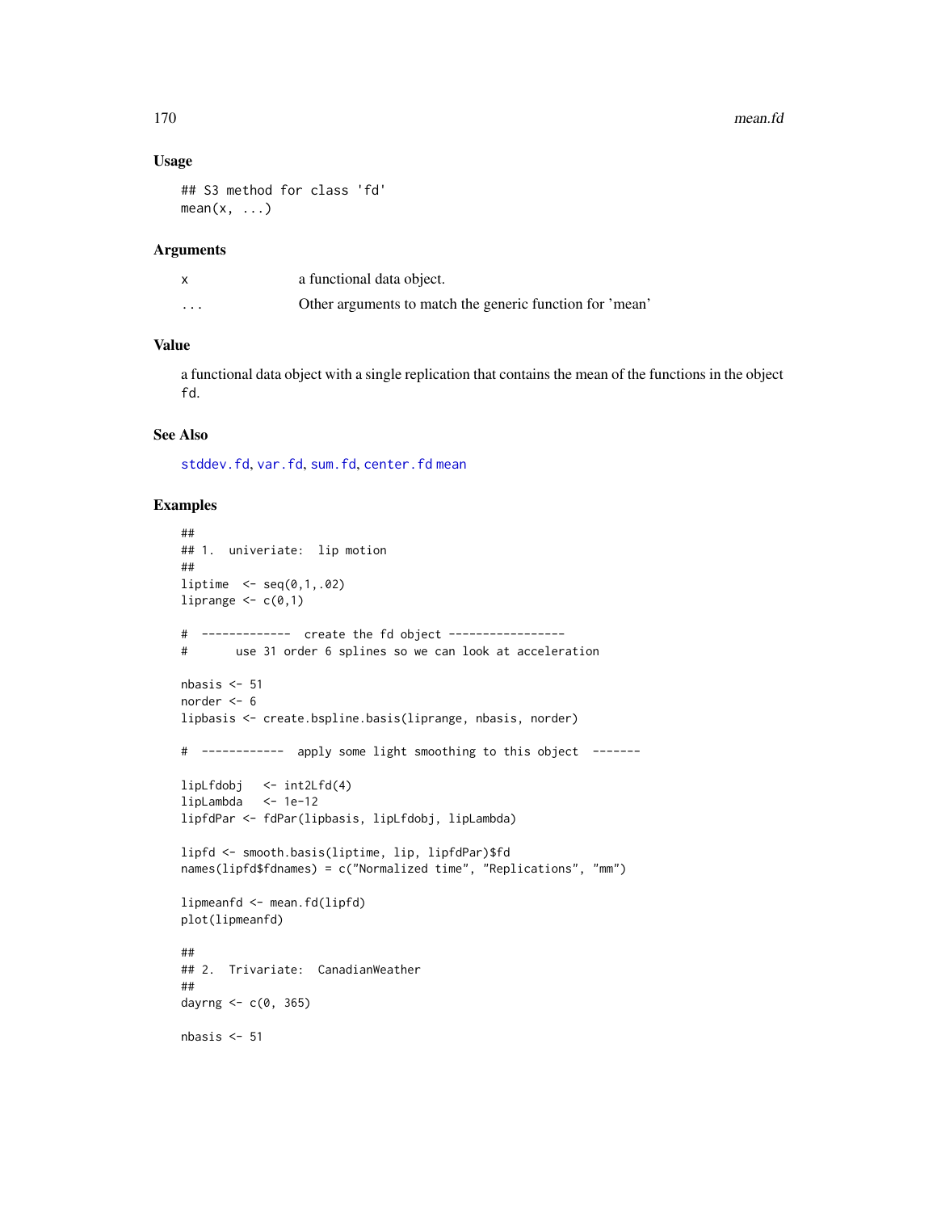## Usage

```
## S3 method for class 'fd'
mean(x, ...)
```

## Arguments

| | |
|---|---|
| x | a functional data object. |
| ... | Other arguments to match the generic function for 'mean' |

## Value

a functional data object with a single replication that contains the mean of the functions in the object fd.

## See Also

stddev.fd, var.fd, sum.fd, center.fd mean

## Examples

```
##
## 1.  univeriate:  lip motion
##
liptime  <- seq(0,1,.02)
liprange <- c(0,1)

#  -------------  create the fd object -----------------
#       use 31 order 6 splines so we can look at acceleration

nbasis <- 51
norder <- 6
lipbasis <- create.bspline.basis(liprange, nbasis, norder)

#  ------------  apply some light smoothing to this object  -------

lipLfdobj   <- int2Lfd(4)
lipLambda   <- 1e-12
lipfdPar <- fdPar(lipbasis, lipLfdobj, lipLambda)

lipfd <- smooth.basis(liptime, lip, lipfdPar)$fd
names(lipfd$fdnames) = c("Normalized time", "Replications", "mm")

lipmeanfd <- mean.fd(lipfd)
plot(lipmeanfd)

##
## 2.  Trivariate:  CanadianWeather
##
dayrng <- c(0, 365)

nbasis <- 51
```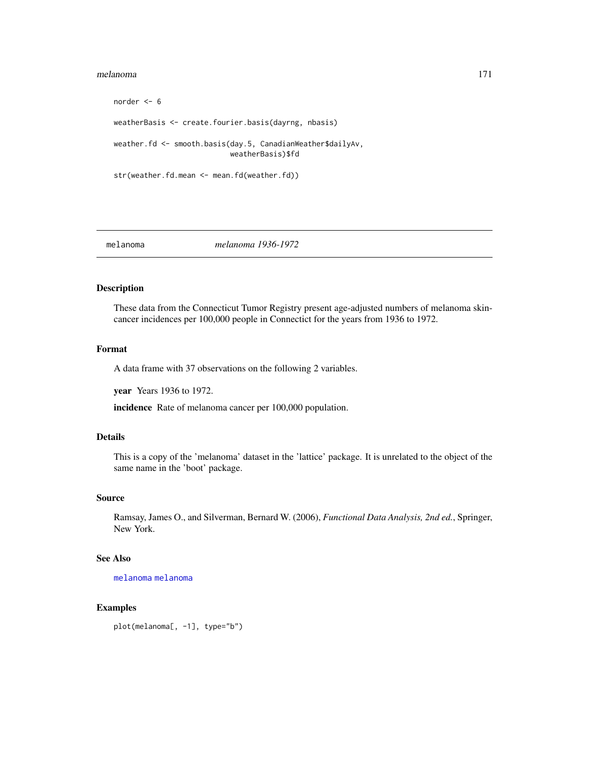```
norder <- 6

weatherBasis <- create.fourier.basis(dayrng, nbasis)

weather.fd <- smooth.basis(day.5, CanadianWeather$dailyAv,
                           weatherBasis)$fd

str(weather.fd.mean <- mean.fd(weather.fd))
```

---

## melanoma *melanoma 1936-1972*

---

### Description

These data from the Connecticut Tumor Registry present age-adjusted numbers of melanoma skin-cancer incidences per 100,000 people in Connectict for the years from 1936 to 1972.

### Format

A data frame with 37 observations on the following 2 variables.

**year** Years 1936 to 1972.

**incidence** Rate of melanoma cancer per 100,000 population.

### Details

This is a copy of the 'melanoma' dataset in the 'lattice' package. It is unrelated to the object of the same name in the 'boot' package.

### Source

Ramsay, James O., and Silverman, Bernard W. (2006), *Functional Data Analysis, 2nd ed.*, Springer, New York.

### See Also

melanoma melanoma

### Examples

```
plot(melanoma[, -1], type="b")
```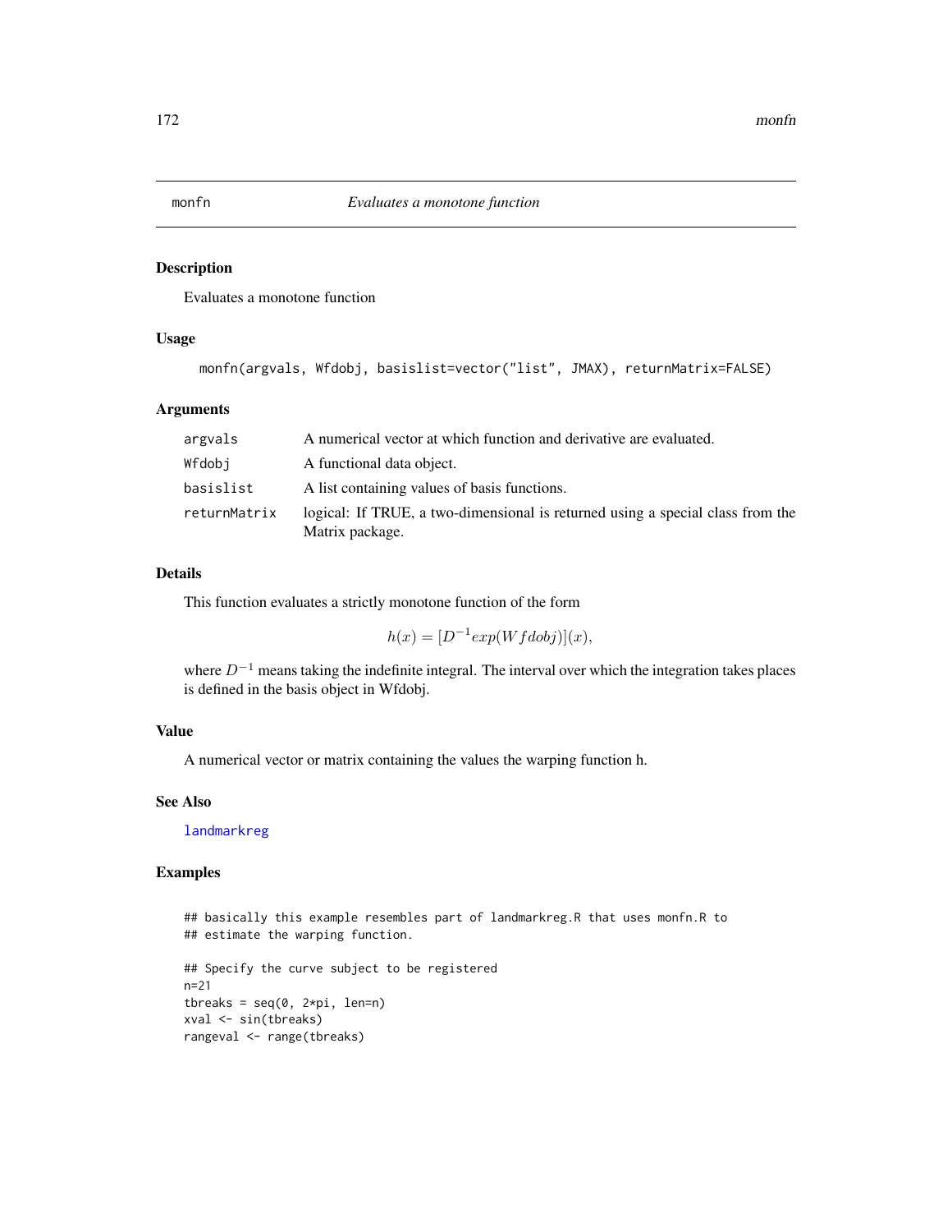## monfn — *Evaluates a monotone function*

### Description

Evaluates a monotone function

### Usage

```
monfn(argvals, Wfdobj, basislist=vector("list", JMAX), returnMatrix=FALSE)
```

### Arguments

| | |
|---|---|
| argvals | A numerical vector at which function and derivative are evaluated. |
| Wfdobj | A functional data object. |
| basislist | A list containing values of basis functions. |
| returnMatrix | logical: If TRUE, a two-dimensional is returned using a special class from the Matrix package. |

### Details

This function evaluates a strictly monotone function of the form

$$h(x) = [D^{-1}exp(Wfdobj)](x),$$

where $D^{-1}$ means taking the indefinite integral. The interval over which the integration takes places is defined in the basis object in Wfdobj.

### Value

A numerical vector or matrix containing the values the warping function h.

### See Also

landmarkreg

### Examples

```
## basically this example resembles part of landmarkreg.R that uses monfn.R to
## estimate the warping function.

## Specify the curve subject to be registered
n=21
tbreaks = seq(0, 2*pi, len=n)
xval <- sin(tbreaks)
rangeval <- range(tbreaks)
```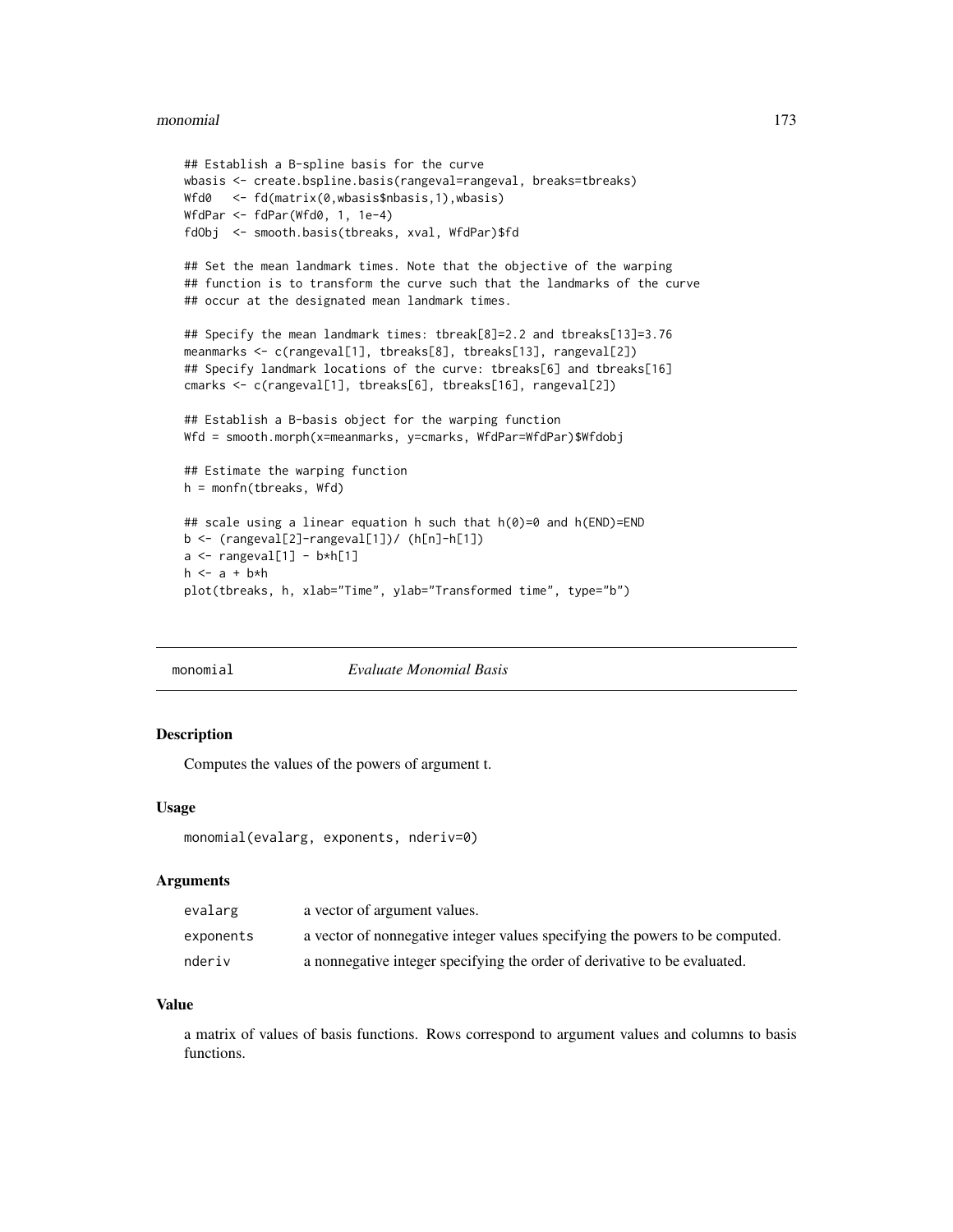```
## Establish a B-spline basis for the curve
wbasis <- create.bspline.basis(rangeval=rangeval, breaks=tbreaks)
Wfd0   <- fd(matrix(0,wbasis$nbasis,1),wbasis)
WfdPar <- fdPar(Wfd0, 1, 1e-4)
fdObj  <- smooth.basis(tbreaks, xval, WfdPar)$fd

## Set the mean landmark times. Note that the objective of the warping
## function is to transform the curve such that the landmarks of the curve
## occur at the designated mean landmark times.

## Specify the mean landmark times: tbreak[8]=2.2 and tbreaks[13]=3.76
meanmarks <- c(rangeval[1], tbreaks[8], tbreaks[13], rangeval[2])
## Specify landmark locations of the curve: tbreaks[6] and tbreaks[16]
cmarks <- c(rangeval[1], tbreaks[6], tbreaks[16], rangeval[2])

## Establish a B-basis object for the warping function
Wfd = smooth.morph(x=meanmarks, y=cmarks, WfdPar=WfdPar)$Wfdobj

## Estimate the warping function
h = monfn(tbreaks, Wfd)

## scale using a linear equation h such that h(0)=0 and h(END)=END
b <- (rangeval[2]-rangeval[1])/ (h[n]-h[1])
a <- rangeval[1] - b*h[1]
h <- a + b*h
plot(tbreaks, h, xlab="Time", ylab="Transformed time", type="b")
```

---

## monomial — *Evaluate Monomial Basis*

### Description

Computes the values of the powers of argument t.

### Usage

```
monomial(evalarg, exponents, nderiv=0)
```

### Arguments

| | |
|---|---|
| evalarg | a vector of argument values. |
| exponents | a vector of nonnegative integer values specifying the powers to be computed. |
| nderiv | a nonnegative integer specifying the order of derivative to be evaluated. |

### Value

a matrix of values of basis functions. Rows correspond to argument values and columns to basis functions.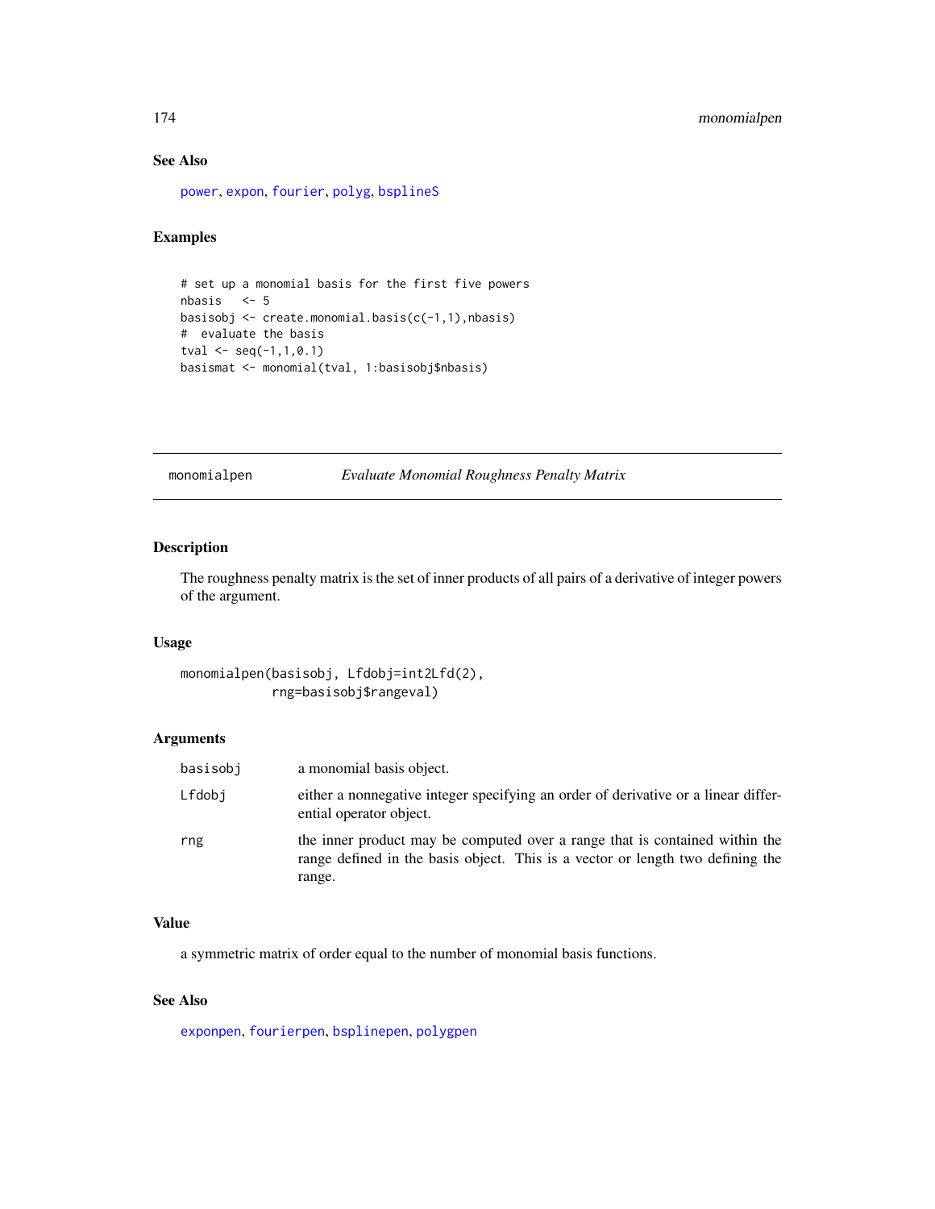## See Also

power, expon, fourier, polyg, bsplineS

## Examples

```
# set up a monomial basis for the first five powers
nbasis   <- 5
basisobj <- create.monomial.basis(c(-1,1),nbasis)
#  evaluate the basis
tval <- seq(-1,1,0.1)
basismat <- monomial(tval, 1:basisobj$nbasis)
```

---

# monomialpen — *Evaluate Monomial Roughness Penalty Matrix*

---

## Description

The roughness penalty matrix is the set of inner products of all pairs of a derivative of integer powers of the argument.

## Usage

```
monomialpen(basisobj, Lfdobj=int2Lfd(2),
            rng=basisobj$rangeval)
```

## Arguments

| | |
|---|---|
| basisobj | a monomial basis object. |
| Lfdobj | either a nonnegative integer specifying an order of derivative or a linear differential operator object. |
| rng | the inner product may be computed over a range that is contained within the range defined in the basis object. This is a vector or length two defining the range. |

## Value

a symmetric matrix of order equal to the number of monomial basis functions.

## See Also

exponpen, fourierpen, bsplinepen, polygpen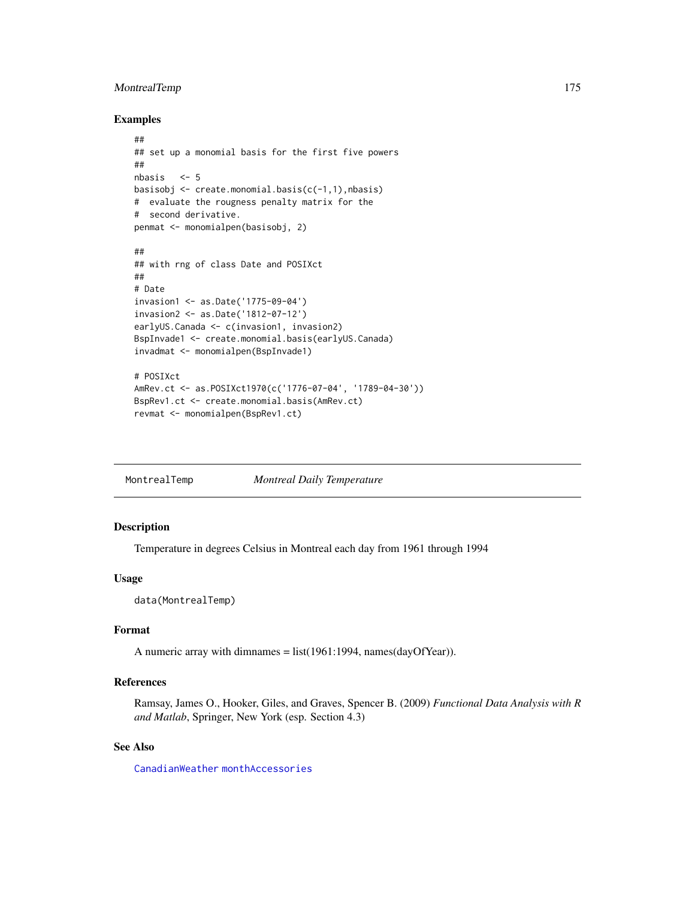### Examples

```
##
## set up a monomial basis for the first five powers
##
nbasis   <- 5
basisobj <- create.monomial.basis(c(-1,1),nbasis)
#  evaluate the rougness penalty matrix for the
#  second derivative.
penmat <- monomialpen(basisobj, 2)

##
## with rng of class Date and POSIXct
##
# Date
invasion1 <- as.Date('1775-09-04')
invasion2 <- as.Date('1812-07-12')
earlyUS.Canada <- c(invasion1, invasion2)
BspInvade1 <- create.monomial.basis(earlyUS.Canada)
invadmat <- monomialpen(BspInvade1)

# POSIXct
AmRev.ct <- as.POSIXct1970(c('1776-07-04', '1789-04-30'))
BspRev1.ct <- create.monomial.basis(AmRev.ct)
revmat <- monomialpen(BspRev1.ct)
```

---

## MontrealTemp *Montreal Daily Temperature*

### Description

Temperature in degrees Celsius in Montreal each day from 1961 through 1994

### Usage

```
data(MontrealTemp)
```

### Format

A numeric array with dimnames = list(1961:1994, names(dayOfYear)).

### References

Ramsay, James O., Hooker, Giles, and Graves, Spencer B. (2009) *Functional Data Analysis with R and Matlab*, Springer, New York (esp. Section 4.3)

### See Also

CanadianWeather monthAccessories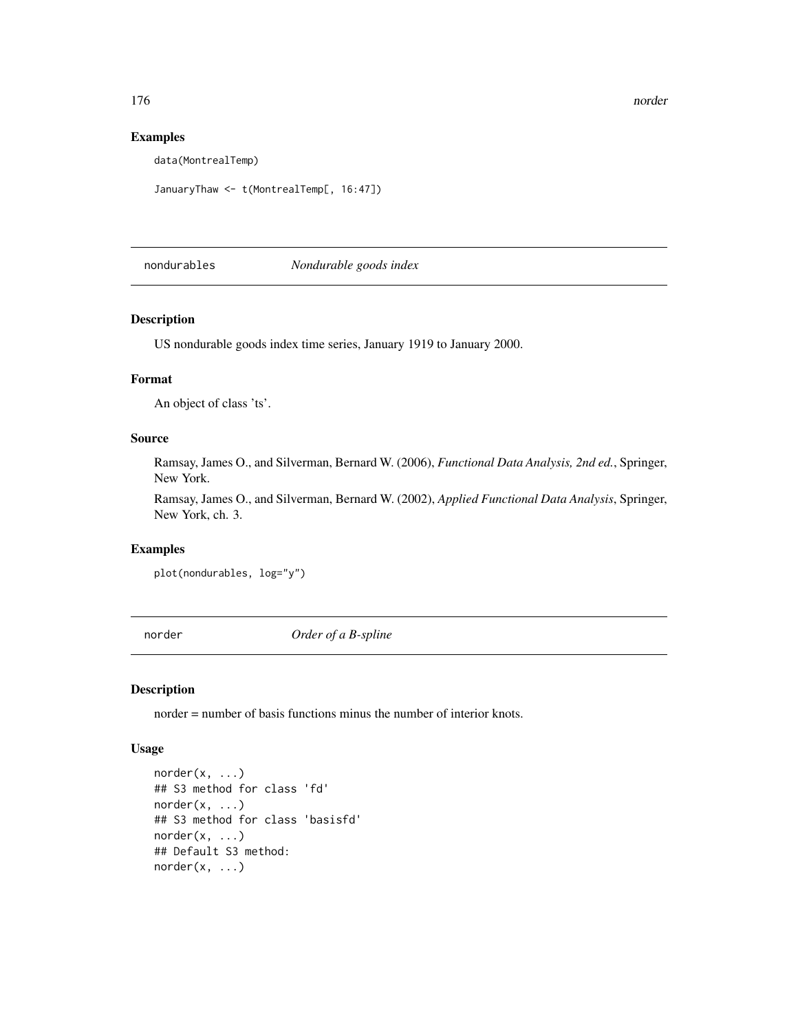### Examples

```
data(MontrealTemp)

JanuaryThaw <- t(MontrealTemp[, 16:47])
```

---

## nondurables — *Nondurable goods index*

### Description

US nondurable goods index time series, January 1919 to January 2000.

### Format

An object of class 'ts'.

### Source

Ramsay, James O., and Silverman, Bernard W. (2006), *Functional Data Analysis, 2nd ed.*, Springer, New York.

Ramsay, James O., and Silverman, Bernard W. (2002), *Applied Functional Data Analysis*, Springer, New York, ch. 3.

### Examples

```
plot(nondurables, log="y")
```

---

## norder — *Order of a B-spline*

### Description

norder = number of basis functions minus the number of interior knots.

### Usage

```
norder(x, ...)
## S3 method for class 'fd'
norder(x, ...)
## S3 method for class 'basisfd'
norder(x, ...)
## Default S3 method:
norder(x, ...)
```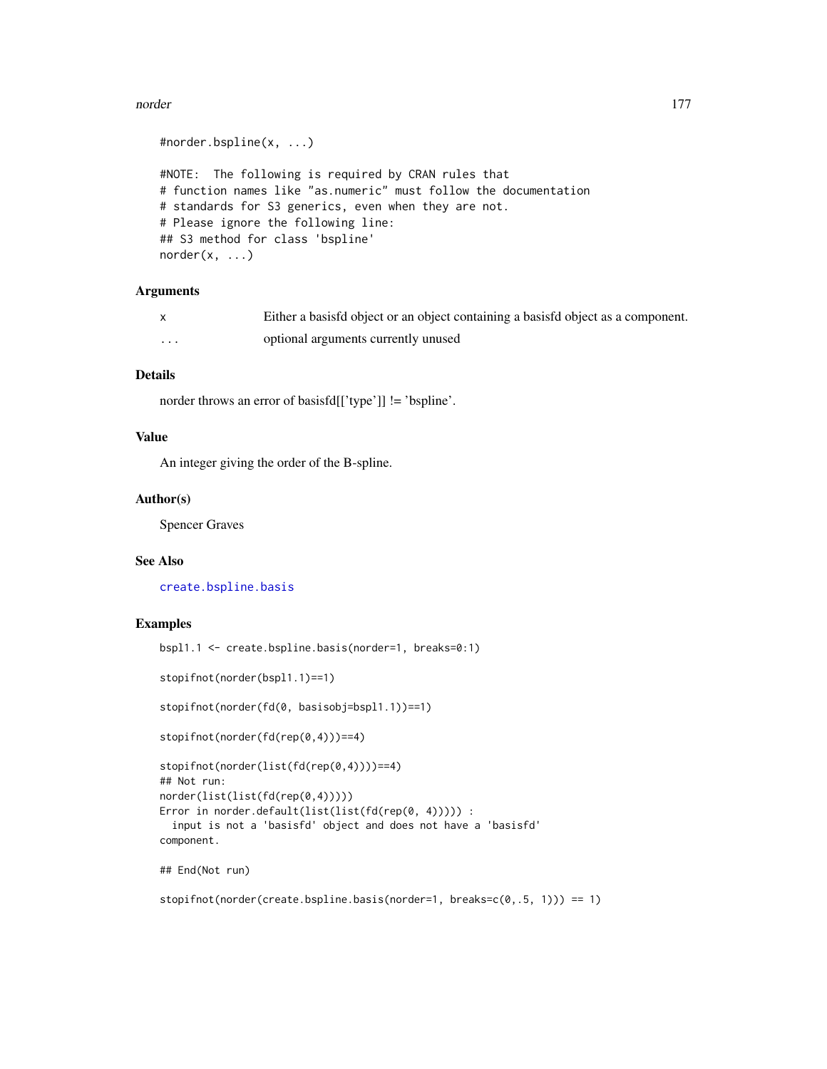```
#norder.bspline(x, ...)

#NOTE:  The following is required by CRAN rules that
# function names like "as.numeric" must follow the documentation
# standards for S3 generics, even when they are not.
# Please ignore the following line:
## S3 method for class 'bspline'
norder(x, ...)
```

### Arguments

| | |
|---|---|
| x | Either a basisfd object or an object containing a basisfd object as a component. |
| ... | optional arguments currently unused |

### Details

norder throws an error of basisfd[['type']] != 'bspline'.

### Value

An integer giving the order of the B-spline.

### Author(s)

Spencer Graves

### See Also

create.bspline.basis

### Examples

```
bspl1.1 <- create.bspline.basis(norder=1, breaks=0:1)

stopifnot(norder(bspl1.1)==1)

stopifnot(norder(fd(0, basisobj=bspl1.1))==1)

stopifnot(norder(fd(rep(0,4)))==4)

stopifnot(norder(list(fd(rep(0,4))))==4)
## Not run:
norder(list(list(fd(rep(0,4)))))
Error in norder.default(list(list(fd(rep(0, 4))))) :
  input is not a 'basisfd' object and does not have a 'basisfd'
component.

## End(Not run)

stopifnot(norder(create.bspline.basis(norder=1, breaks=c(0,.5, 1))) == 1)
```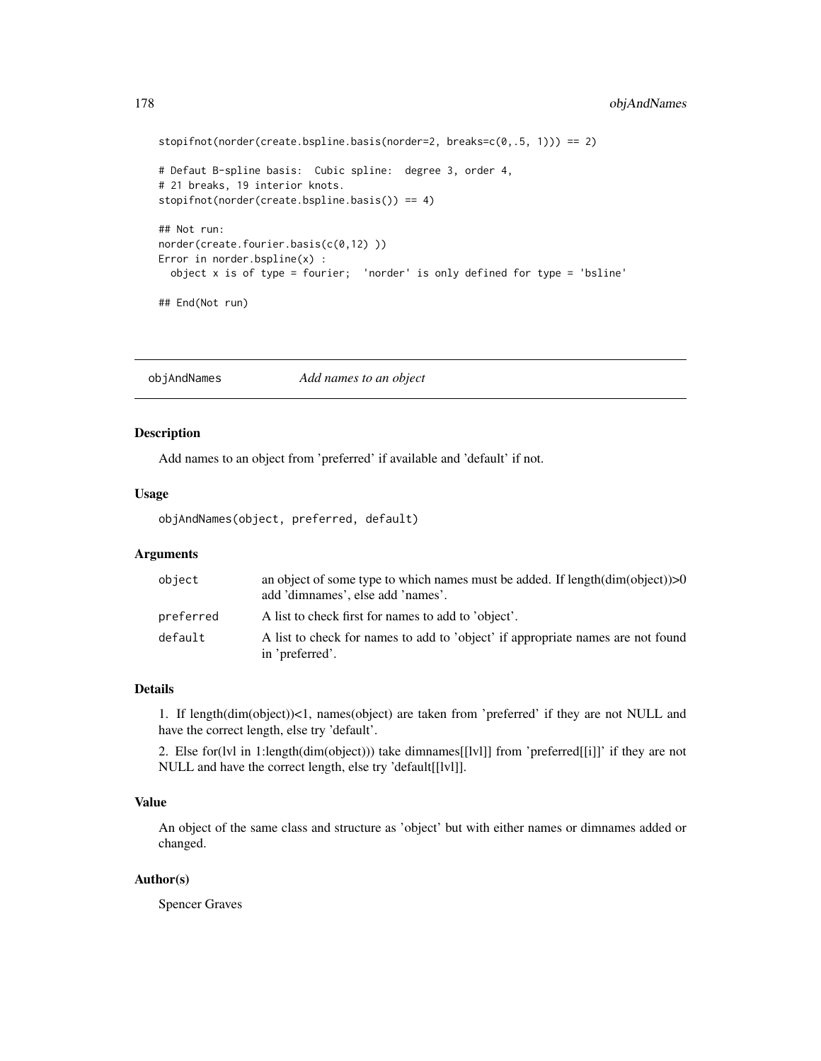```
stopifnot(norder(create.bspline.basis(norder=2, breaks=c(0,.5, 1))) == 2)

# Defaut B-spline basis:  Cubic spline:  degree 3, order 4,
# 21 breaks, 19 interior knots.
stopifnot(norder(create.bspline.basis()) == 4)

## Not run:
norder(create.fourier.basis(c(0,12) ))
Error in norder.bspline(x) :
  object x is of type = fourier;  'norder' is only defined for type = 'bsline'

## End(Not run)
```

## objAndNames — *Add names to an object*

### Description

Add names to an object from 'preferred' if available and 'default' if not.

### Usage

```
objAndNames(object, preferred, default)
```

### Arguments

| | |
|---|---|
| object | an object of some type to which names must be added. If length(dim(object))>0 add 'dimnames', else add 'names'. |
| preferred | A list to check first for names to add to 'object'. |
| default | A list to check for names to add to 'object' if appropriate names are not found in 'preferred'. |

### Details

1. If length(dim(object))<1, names(object) are taken from 'preferred' if they are not NULL and have the correct length, else try 'default'.

2. Else for(lvl in 1:length(dim(object))) take dimnames[[lvl]] from 'preferred[[i]]' if they are not NULL and have the correct length, else try 'default[[lvl]].

### Value

An object of the same class and structure as 'object' but with either names or dimnames added or changed.

### Author(s)

Spencer Graves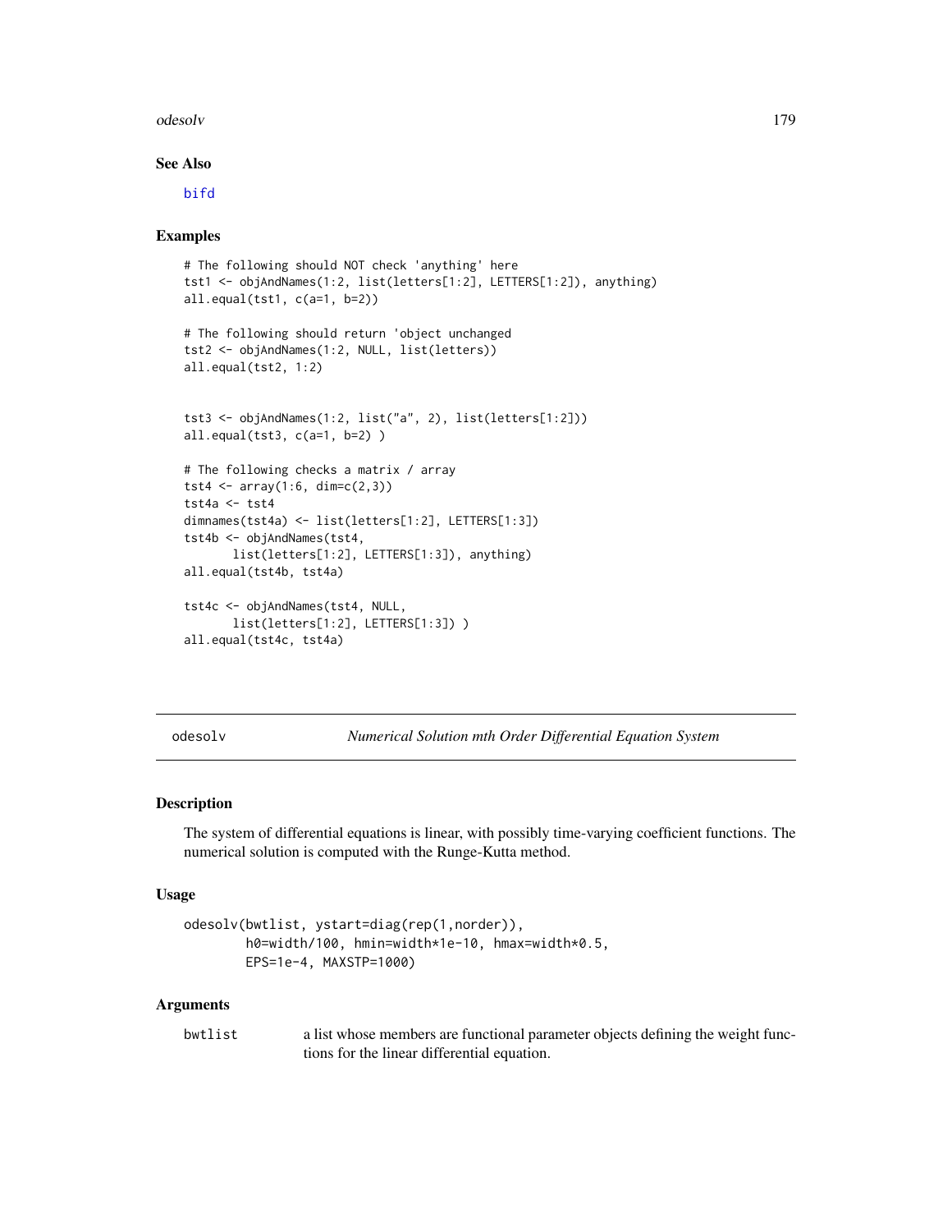### See Also

bifd

### Examples

```
# The following should NOT check 'anything' here
tst1 <- objAndNames(1:2, list(letters[1:2], LETTERS[1:2]), anything)
all.equal(tst1, c(a=1, b=2))

# The following should return 'object unchanged
tst2 <- objAndNames(1:2, NULL, list(letters))
all.equal(tst2, 1:2)


tst3 <- objAndNames(1:2, list("a", 2), list(letters[1:2]))
all.equal(tst3, c(a=1, b=2) )

# The following checks a matrix / array
tst4 <- array(1:6, dim=c(2,3))
tst4a <- tst4
dimnames(tst4a) <- list(letters[1:2], LETTERS[1:3])
tst4b <- objAndNames(tst4,
       list(letters[1:2], LETTERS[1:3]), anything)
all.equal(tst4b, tst4a)

tst4c <- objAndNames(tst4, NULL,
       list(letters[1:2], LETTERS[1:3]) )
all.equal(tst4c, tst4a)
```

---

## odesolv &nbsp;&nbsp;&nbsp;&nbsp; *Numerical Solution mth Order Differential Equation System*

### Description

The system of differential equations is linear, with possibly time-varying coefficient functions. The numerical solution is computed with the Runge-Kutta method.

### Usage

```
odesolv(bwtlist, ystart=diag(rep(1,norder)),
        h0=width/100, hmin=width*1e-10, hmax=width*0.5,
        EPS=1e-4, MAXSTP=1000)
```

### Arguments

| | |
|---|---|
| bwtlist | a list whose members are functional parameter objects defining the weight functions for the linear differential equation. |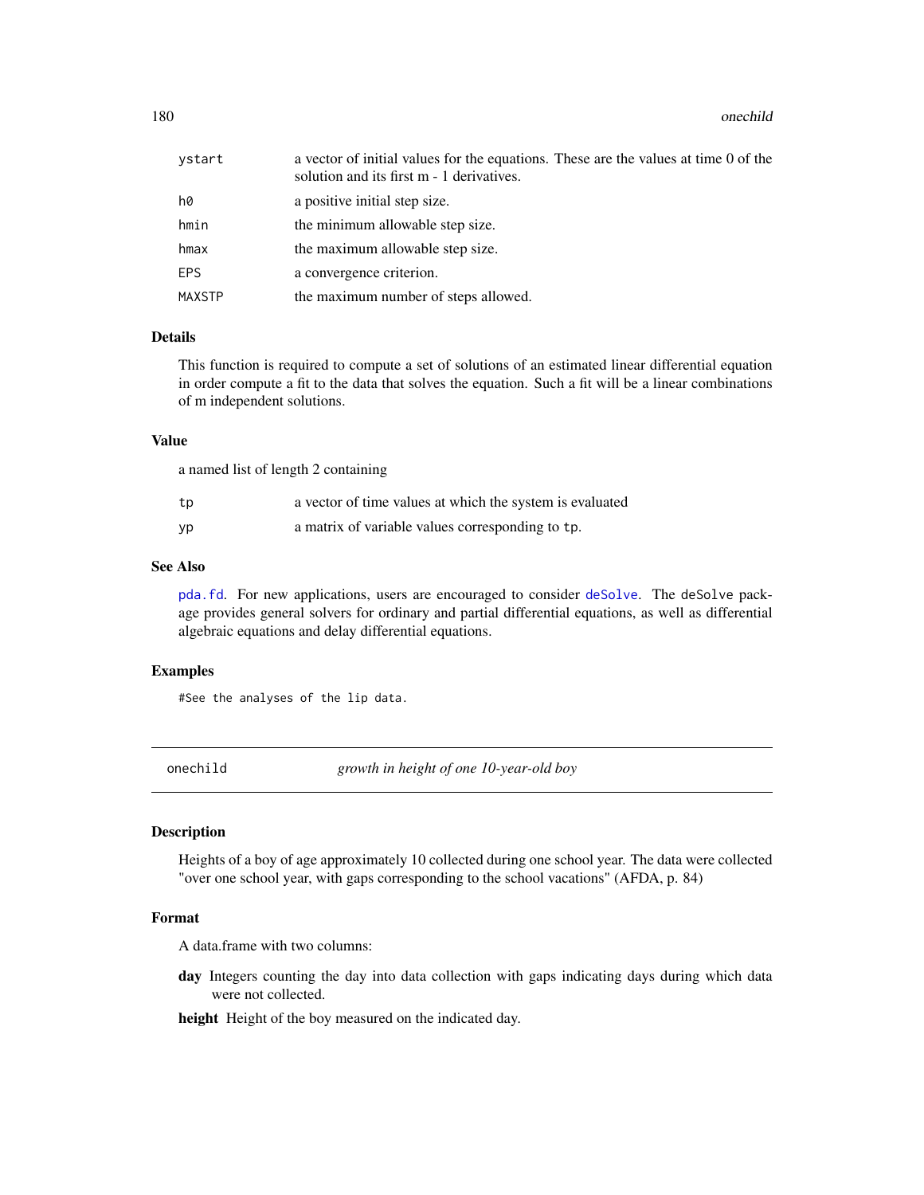| | |
|---|---|
| `ystart` | a vector of initial values for the equations. These are the values at time 0 of the solution and its first m - 1 derivatives. |
| `h0` | a positive initial step size. |
| `hmin` | the minimum allowable step size. |
| `hmax` | the maximum allowable step size. |
| `EPS` | a convergence criterion. |
| `MAXSTP` | the maximum number of steps allowed. |

### Details

This function is required to compute a set of solutions of an estimated linear differential equation in order compute a fit to the data that solves the equation. Such a fit will be a linear combinations of m independent solutions.

### Value

a named list of length 2 containing

| | |
|---|---|
| `tp` | a vector of time values at which the system is evaluated |
| `yp` | a matrix of variable values corresponding to `tp`. |

### See Also

`pda.fd`. For new applications, users are encouraged to consider `deSolve`. The `deSolve` package provides general solvers for ordinary and partial differential equations, as well as differential algebraic equations and delay differential equations.

### Examples

```
#See the analyses of the lip data.
```

---

## onechild — *growth in height of one 10-year-old boy*

### Description

Heights of a boy of age approximately 10 collected during one school year. The data were collected "over one school year, with gaps corresponding to the school vacations" (AFDA, p. 84)

### Format

A data.frame with two columns:

**day** Integers counting the day into data collection with gaps indicating days during which data were not collected.

**height** Height of the boy measured on the indicated day.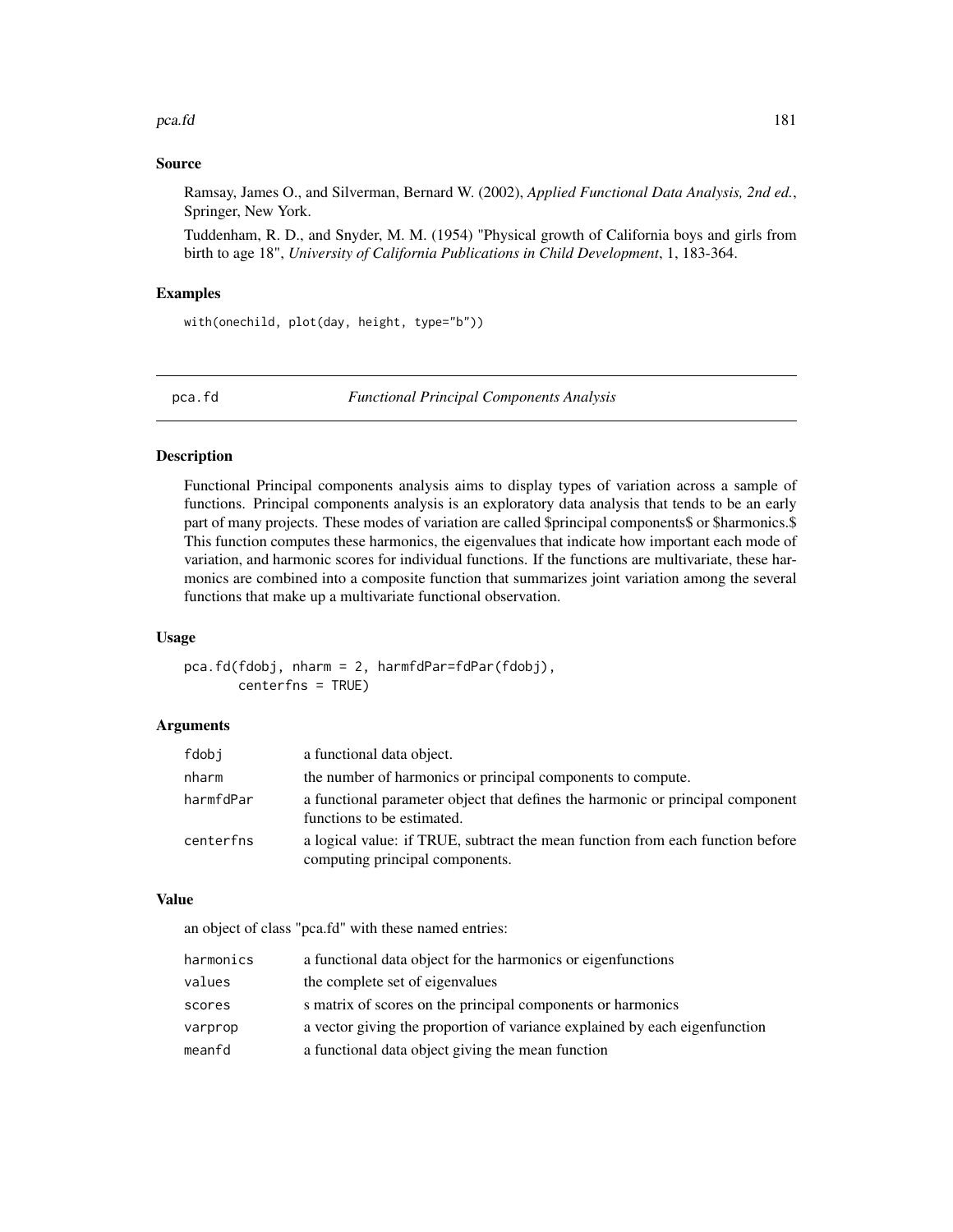## Source

Ramsay, James O., and Silverman, Bernard W. (2002), *Applied Functional Data Analysis, 2nd ed.*, Springer, New York.

Tuddenham, R. D., and Snyder, M. M. (1954) "Physical growth of California boys and girls from birth to age 18", *University of California Publications in Child Development*, 1, 183-364.

## Examples

```
with(onechild, plot(day, height, type="b"))
```

---

# pca.fd — *Functional Principal Components Analysis*

## Description

Functional Principal components analysis aims to display types of variation across a sample of functions. Principal components analysis is an exploratory data analysis that tends to be an early part of many projects. These modes of variation are called $principal components$ or $harmonics.$ This function computes these harmonics, the eigenvalues that indicate how important each mode of variation, and harmonic scores for individual functions. If the functions are multivariate, these harmonics are combined into a composite function that summarizes joint variation among the several functions that make up a multivariate functional observation.

## Usage

```
pca.fd(fdobj, nharm = 2, harmfdPar=fdPar(fdobj),
       centerfns = TRUE)
```

## Arguments

| | |
|---|---|
| fdobj | a functional data object. |
| nharm | the number of harmonics or principal components to compute. |
| harmfdPar | a functional parameter object that defines the harmonic or principal component functions to be estimated. |
| centerfns | a logical value: if TRUE, subtract the mean function from each function before computing principal components. |

## Value

an object of class "pca.fd" with these named entries:

| | |
|---|---|
| harmonics | a functional data object for the harmonics or eigenfunctions |
| values | the complete set of eigenvalues |
| scores | s matrix of scores on the principal components or harmonics |
| varprop | a vector giving the proportion of variance explained by each eigenfunction |
| meanfd | a functional data object giving the mean function |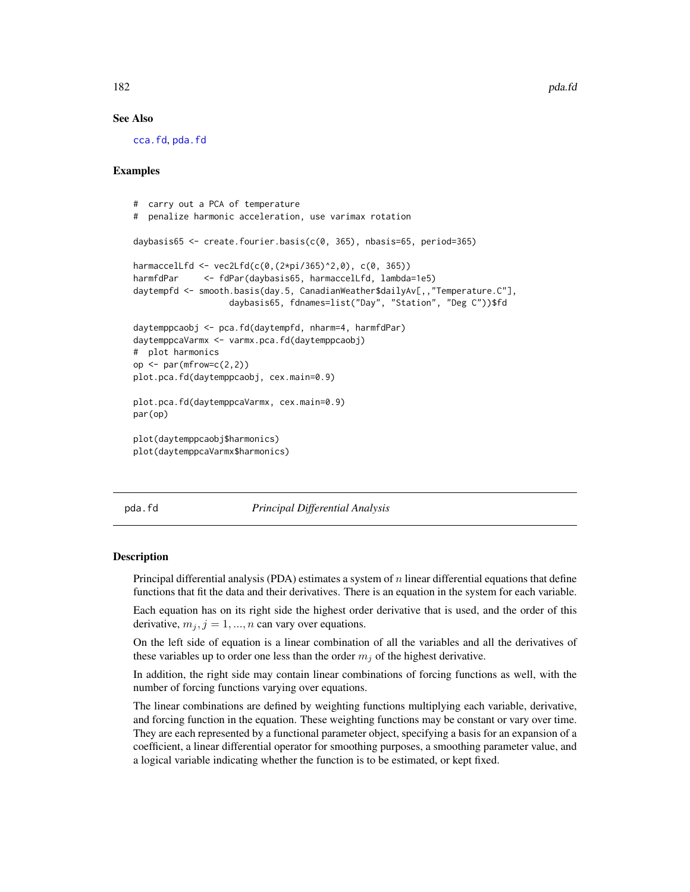### See Also

cca.fd, pda.fd

### Examples

```
#  carry out a PCA of temperature
#  penalize harmonic acceleration, use varimax rotation

daybasis65 <- create.fourier.basis(c(0, 365), nbasis=65, period=365)

harmaccelLfd <- vec2Lfd(c(0,(2*pi/365)^2,0), c(0, 365))
harmfdPar     <- fdPar(daybasis65, harmaccelLfd, lambda=1e5)
daytempfd <- smooth.basis(day.5, CanadianWeather$dailyAv[,,"Temperature.C"],
                   daybasis65, fdnames=list("Day", "Station", "Deg C"))$fd

daytemppcaobj <- pca.fd(daytempfd, nharm=4, harmfdPar)
daytemppcaVarmx <- varmx.pca.fd(daytemppcaobj)
#  plot harmonics
op <- par(mfrow=c(2,2))
plot.pca.fd(daytemppcaobj, cex.main=0.9)

plot.pca.fd(daytemppcaVarmx, cex.main=0.9)
par(op)

plot(daytemppcaobj$harmonics)
plot(daytemppcaVarmx$harmonics)
```

## pda.fd — *Principal Differential Analysis*

### Description

Principal differential analysis (PDA) estimates a system of $n$ linear differential equations that define functions that fit the data and their derivatives. There is an equation in the system for each variable.

Each equation has on its right side the highest order derivative that is used, and the order of this derivative, $m_j, j = 1, ..., n$ can vary over equations.

On the left side of equation is a linear combination of all the variables and all the derivatives of these variables up to order one less than the order $m_j$ of the highest derivative.

In addition, the right side may contain linear combinations of forcing functions as well, with the number of forcing functions varying over equations.

The linear combinations are defined by weighting functions multiplying each variable, derivative, and forcing function in the equation. These weighting functions may be constant or vary over time. They are each represented by a functional parameter object, specifying a basis for an expansion of a coefficient, a linear differential operator for smoothing purposes, a smoothing parameter value, and a logical variable indicating whether the function is to be estimated, or kept fixed.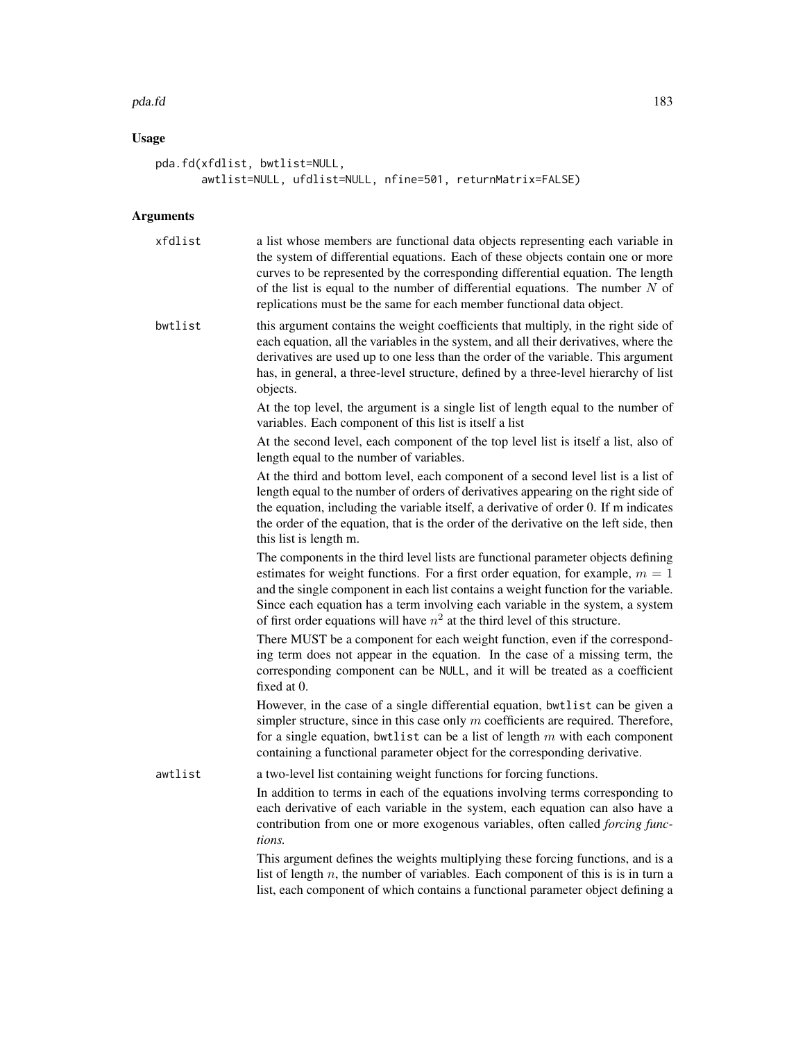## Usage

```
pda.fd(xfdlist, bwtlist=NULL,
       awtlist=NULL, ufdlist=NULL, nfine=501, returnMatrix=FALSE)
```

## Arguments

**xfdlist** a list whose members are functional data objects representing each variable in the system of differential equations. Each of these objects contain one or more curves to be represented by the corresponding differential equation. The length of the list is equal to the number of differential equations. The number $N$ of replications must be the same for each member functional data object.

**bwtlist** this argument contains the weight coefficients that multiply, in the right side of each equation, all the variables in the system, and all their derivatives, where the derivatives are used up to one less than the order of the variable. This argument has, in general, a three-level structure, defined by a three-level hierarchy of list objects.

At the top level, the argument is a single list of length equal to the number of variables. Each component of this list is itself a list

At the second level, each component of the top level list is itself a list, also of length equal to the number of variables.

At the third and bottom level, each component of a second level list is a list of length equal to the number of orders of derivatives appearing on the right side of the equation, including the variable itself, a derivative of order 0. If m indicates the order of the equation, that is the order of the derivative on the left side, then this list is length m.

The components in the third level lists are functional parameter objects defining estimates for weight functions. For a first order equation, for example, $m = 1$ and the single component in each list contains a weight function for the variable. Since each equation has a term involving each variable in the system, a system of first order equations will have $n^2$ at the third level of this structure.

There MUST be a component for each weight function, even if the corresponding term does not appear in the equation. In the case of a missing term, the corresponding component can be `NULL`, and it will be treated as a coefficient fixed at 0.

However, in the case of a single differential equation, `bwtlist` can be given a simpler structure, since in this case only $m$ coefficients are required. Therefore, for a single equation, `bwtlist` can be a list of length $m$ with each component containing a functional parameter object for the corresponding derivative.

**awtlist** a two-level list containing weight functions for forcing functions.

In addition to terms in each of the equations involving terms corresponding to each derivative of each variable in the system, each equation can also have a contribution from one or more exogenous variables, often called *forcing functions.*

This argument defines the weights multiplying these forcing functions, and is a list of length $n$, the number of variables. Each component of this is is in turn a list, each component of which contains a functional parameter object defining a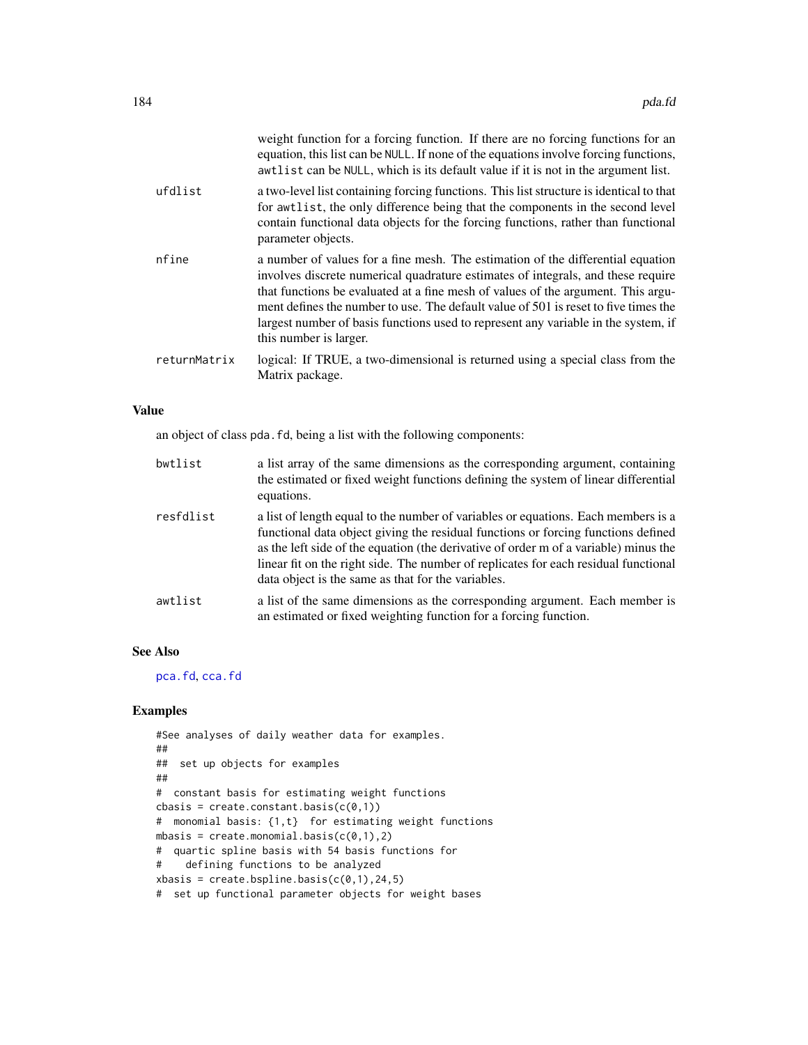weight function for a forcing function. If there are no forcing functions for an equation, this list can be NULL. If none of the equations involve forcing functions, awtlist can be NULL, which is its default value if it is not in the argument list.

ufdlist
: a two-level list containing forcing functions. This list structure is identical to that for awtlist, the only difference being that the components in the second level contain functional data objects for the forcing functions, rather than functional parameter objects.

nfine
: a number of values for a fine mesh. The estimation of the differential equation involves discrete numerical quadrature estimates of integrals, and these require that functions be evaluated at a fine mesh of values of the argument. This argument defines the number to use. The default value of 501 is reset to five times the largest number of basis functions used to represent any variable in the system, if this number is larger.

returnMatrix
: logical: If TRUE, a two-dimensional is returned using a special class from the Matrix package.

### Value

an object of class pda.fd, being a list with the following components:

bwtlist
: a list array of the same dimensions as the corresponding argument, containing the estimated or fixed weight functions defining the system of linear differential equations.

resfdlist
: a list of length equal to the number of variables or equations. Each members is a functional data object giving the residual functions or forcing functions defined as the left side of the equation (the derivative of order m of a variable) minus the linear fit on the right side. The number of replicates for each residual functional data object is the same as that for the variables.

awtlist
: a list of the same dimensions as the corresponding argument. Each member is an estimated or fixed weighting function for a forcing function.

### See Also

pca.fd, cca.fd

### Examples

```
#See analyses of daily weather data for examples.
##
##  set up objects for examples
##
#  constant basis for estimating weight functions
cbasis = create.constant.basis(c(0,1))
#  monomial basis: {1,t}  for estimating weight functions
mbasis = create.monomial.basis(c(0,1),2)
#  quartic spline basis with 54 basis functions for
#    defining functions to be analyzed
xbasis = create.bspline.basis(c(0,1),24,5)
#  set up functional parameter objects for weight bases
```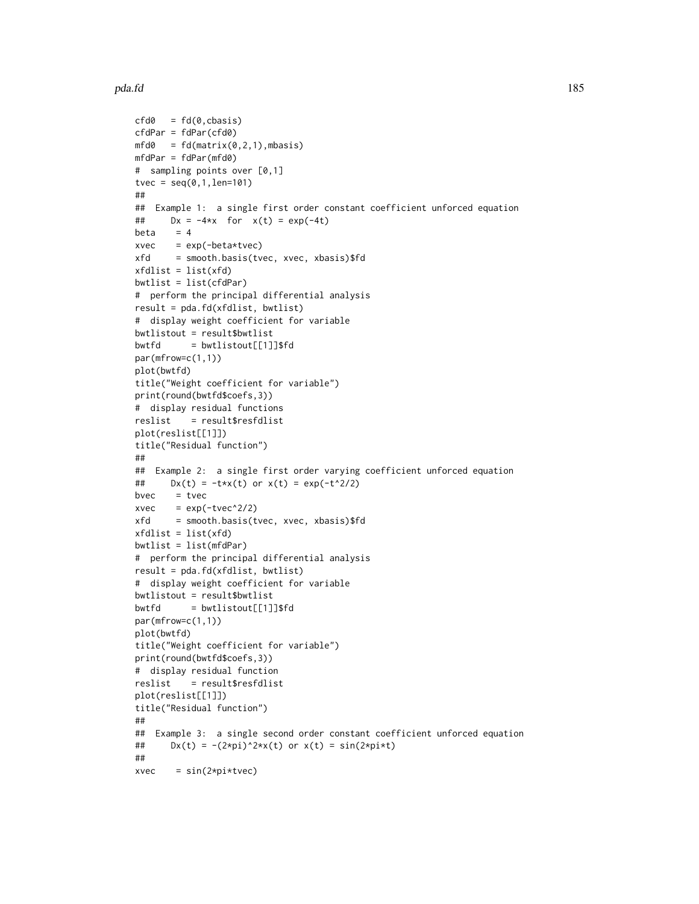```
cfd0   = fd(0,cbasis)
cfdPar = fdPar(cfd0)
mfd0   = fd(matrix(0,2,1),mbasis)
mfdPar = fdPar(mfd0)
#  sampling points over [0,1]
tvec = seq(0,1,len=101)
##
##  Example 1:  a single first order constant coefficient unforced equation
##     Dx = -4*x  for  x(t) = exp(-4t)
beta    = 4
xvec    = exp(-beta*tvec)
xfd     = smooth.basis(tvec, xvec, xbasis)$fd
xfdlist = list(xfd)
bwtlist = list(cfdPar)
#  perform the principal differential analysis
result = pda.fd(xfdlist, bwtlist)
#  display weight coefficient for variable
bwtlistout = result$bwtlist
bwtfd      = bwtlistout[[1]]$fd
par(mfrow=c(1,1))
plot(bwtfd)
title("Weight coefficient for variable")
print(round(bwtfd$coefs,3))
#  display residual functions
reslist    = result$resfdlist
plot(reslist[[1]])
title("Residual function")
##
##  Example 2:  a single first order varying coefficient unforced equation
##     Dx(t) = -t*x(t) or x(t) = exp(-t^2/2)
bvec    = tvec
xvec    = exp(-tvec^2/2)
xfd     = smooth.basis(tvec, xvec, xbasis)$fd
xfdlist = list(xfd)
bwtlist = list(mfdPar)
#  perform the principal differential analysis
result = pda.fd(xfdlist, bwtlist)
#  display weight coefficient for variable
bwtlistout = result$bwtlist
bwtfd      = bwtlistout[[1]]$fd
par(mfrow=c(1,1))
plot(bwtfd)
title("Weight coefficient for variable")
print(round(bwtfd$coefs,3))
#  display residual function
reslist    = result$resfdlist
plot(reslist[[1]])
title("Residual function")
##
##  Example 3:  a single second order constant coefficient unforced equation
##     Dx(t) = -(2*pi)^2*x(t) or x(t) = sin(2*pi*t)
##
xvec    = sin(2*pi*tvec)
```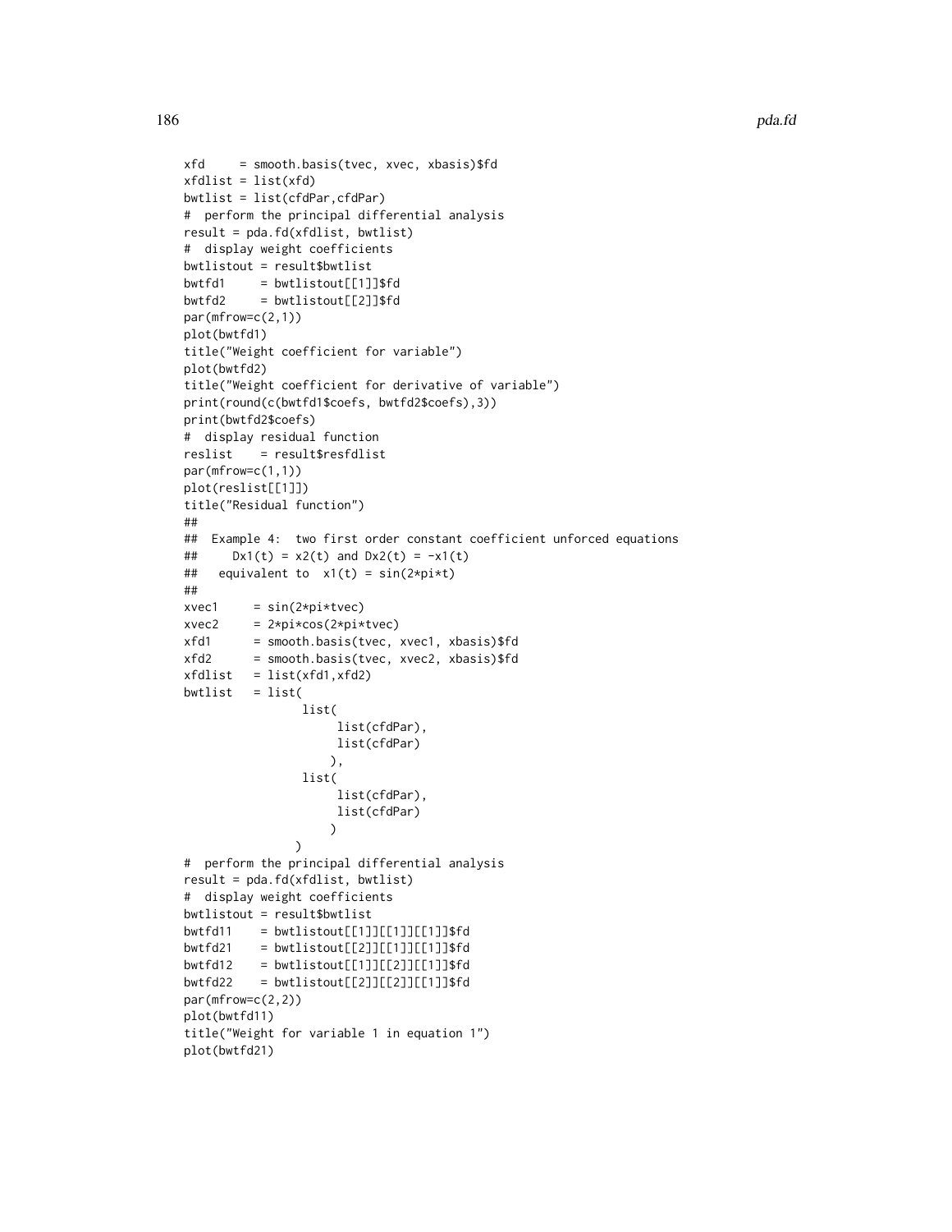```
xfd     = smooth.basis(tvec, xvec, xbasis)$fd
xfdlist = list(xfd)
bwtlist = list(cfdPar,cfdPar)
#  perform the principal differential analysis
result = pda.fd(xfdlist, bwtlist)
#  display weight coefficients
bwtlistout = result$bwtlist
bwtfd1     = bwtlistout[[1]]$fd
bwtfd2     = bwtlistout[[2]]$fd
par(mfrow=c(2,1))
plot(bwtfd1)
title("Weight coefficient for variable")
plot(bwtfd2)
title("Weight coefficient for derivative of variable")
print(round(c(bwtfd1$coefs, bwtfd2$coefs),3))
print(bwtfd2$coefs)
#  display residual function
reslist    = result$resfdlist
par(mfrow=c(1,1))
plot(reslist[[1]])
title("Residual function")
##
##  Example 4:  two first order constant coefficient unforced equations
##     Dx1(t) = x2(t) and Dx2(t) = -x1(t)
##   equivalent to  x1(t) = sin(2*pi*t)
##
xvec1     = sin(2*pi*tvec)
xvec2     = 2*pi*cos(2*pi*tvec)
xfd1      = smooth.basis(tvec, xvec1, xbasis)$fd
xfd2      = smooth.basis(tvec, xvec2, xbasis)$fd
xfdlist   = list(xfd1,xfd2)
bwtlist   = list(
                 list(
                      list(cfdPar),
                      list(cfdPar)
                     ),
                 list(
                      list(cfdPar),
                      list(cfdPar)
                     )
                )
#  perform the principal differential analysis
result = pda.fd(xfdlist, bwtlist)
#  display weight coefficients
bwtlistout = result$bwtlist
bwtfd11    = bwtlistout[[1]][[1]][[1]]$fd
bwtfd21    = bwtlistout[[2]][[1]][[1]]$fd
bwtfd12    = bwtlistout[[1]][[2]][[1]]$fd
bwtfd22    = bwtlistout[[2]][[2]][[1]]$fd
par(mfrow=c(2,2))
plot(bwtfd11)
title("Weight for variable 1 in equation 1")
plot(bwtfd21)
```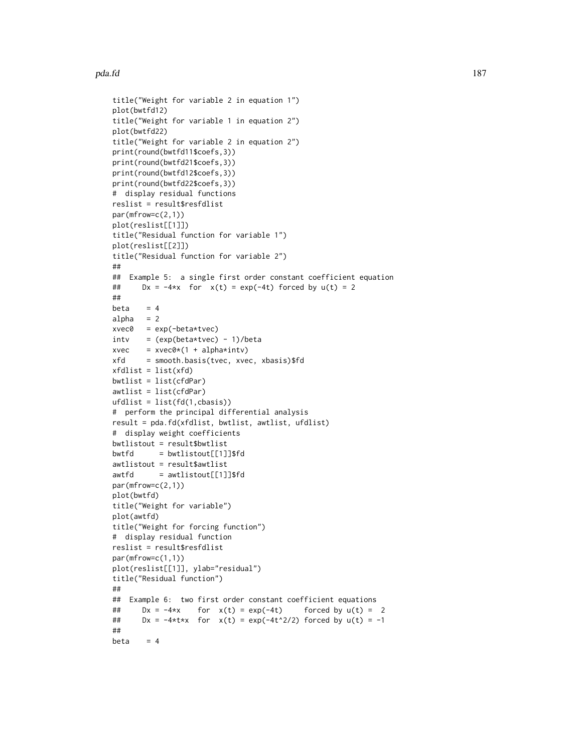```
title("Weight for variable 2 in equation 1")
plot(bwtfd12)
title("Weight for variable 1 in equation 2")
plot(bwtfd22)
title("Weight for variable 2 in equation 2")
print(round(bwtfd11$coefs,3))
print(round(bwtfd21$coefs,3))
print(round(bwtfd12$coefs,3))
print(round(bwtfd22$coefs,3))
#  display residual functions
reslist = result$resfdlist
par(mfrow=c(2,1))
plot(reslist[[1]])
title("Residual function for variable 1")
plot(reslist[[2]])
title("Residual function for variable 2")
##
##  Example 5:  a single first order constant coefficient equation
##     Dx = -4*x  for  x(t) = exp(-4t) forced by u(t) = 2
##
beta    = 4
alpha   = 2
xvec0   = exp(-beta*tvec)
intv    = (exp(beta*tvec) - 1)/beta
xvec    = xvec0*(1 + alpha*intv)
xfd     = smooth.basis(tvec, xvec, xbasis)$fd
xfdlist = list(xfd)
bwtlist = list(cfdPar)
awtlist = list(cfdPar)
ufdlist = list(fd(1,cbasis))
#  perform the principal differential analysis
result = pda.fd(xfdlist, bwtlist, awtlist, ufdlist)
#  display weight coefficients
bwtlistout = result$bwtlist
bwtfd      = bwtlistout[[1]]$fd
awtlistout = result$awtlist
awtfd      = awtlistout[[1]]$fd
par(mfrow=c(2,1))
plot(bwtfd)
title("Weight for variable")
plot(awtfd)
title("Weight for forcing function")
#  display residual function
reslist = result$resfdlist
par(mfrow=c(1,1))
plot(reslist[[1]], ylab="residual")
title("Residual function")
##
##  Example 6:  two first order constant coefficient equations
##     Dx = -4*x    for  x(t) = exp(-4t)     forced by u(t) =  2
##     Dx = -4*t*x  for  x(t) = exp(-4t^2/2) forced by u(t) = -1
##
beta    = 4
```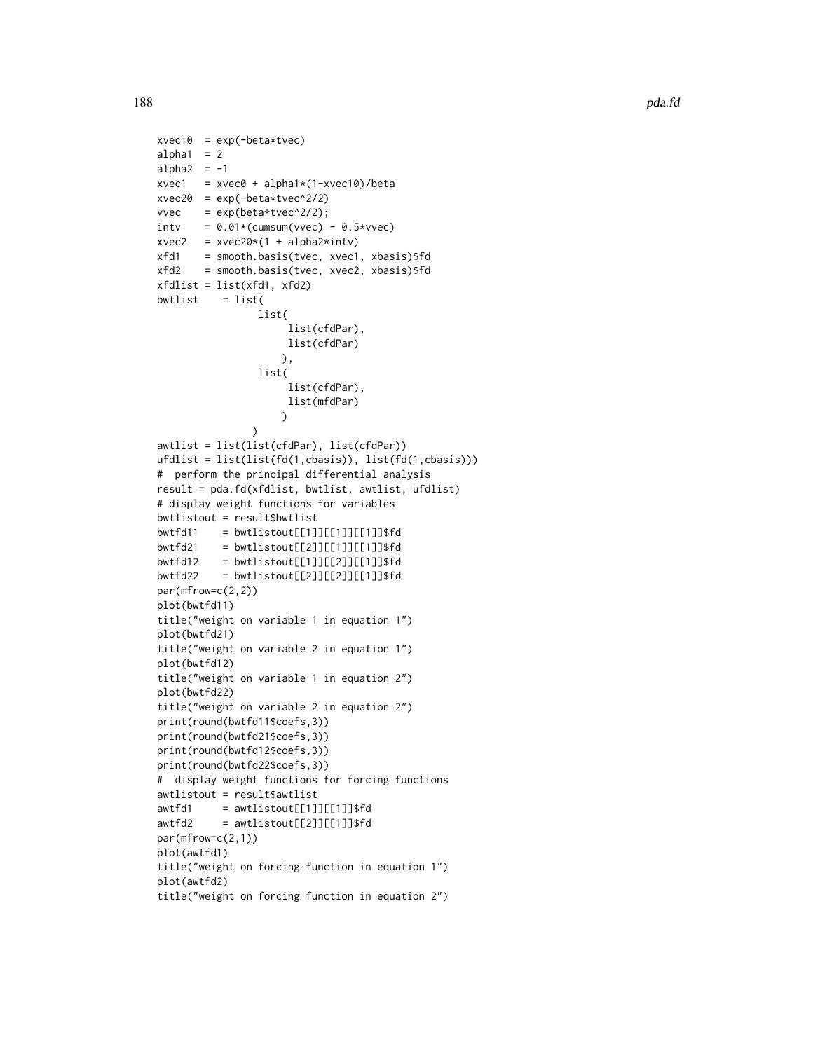```
xvec10  = exp(-beta*tvec)
alpha1  = 2
alpha2  = -1
xvec1   = xvec0 + alpha1*(1-xvec10)/beta
xvec20  = exp(-beta*tvec^2/2)
vvec    = exp(beta*tvec^2/2);
intv    = 0.01*(cumsum(vvec) - 0.5*vvec)
xvec2   = xvec20*(1 + alpha2*intv)
xfd1    = smooth.basis(tvec, xvec1, xbasis)$fd
xfd2    = smooth.basis(tvec, xvec2, xbasis)$fd
xfdlist = list(xfd1, xfd2)
bwtlist    = list(
                 list(
                      list(cfdPar),
                      list(cfdPar)
                     ),
                 list(
                      list(cfdPar),
                      list(mfdPar)
                     )
                )
awtlist = list(list(cfdPar), list(cfdPar))
ufdlist = list(list(fd(1,cbasis)), list(fd(1,cbasis)))
#  perform the principal differential analysis
result = pda.fd(xfdlist, bwtlist, awtlist, ufdlist)
# display weight functions for variables
bwtlistout = result$bwtlist
bwtfd11    = bwtlistout[[1]][[1]][[1]]$fd
bwtfd21    = bwtlistout[[2]][[1]][[1]]$fd
bwtfd12    = bwtlistout[[1]][[2]][[1]]$fd
bwtfd22    = bwtlistout[[2]][[2]][[1]]$fd
par(mfrow=c(2,2))
plot(bwtfd11)
title("weight on variable 1 in equation 1")
plot(bwtfd21)
title("weight on variable 2 in equation 1")
plot(bwtfd12)
title("weight on variable 1 in equation 2")
plot(bwtfd22)
title("weight on variable 2 in equation 2")
print(round(bwtfd11$coefs,3))
print(round(bwtfd21$coefs,3))
print(round(bwtfd12$coefs,3))
print(round(bwtfd22$coefs,3))
#  display weight functions for forcing functions
awtlistout = result$awtlist
awtfd1     = awtlistout[[1]][[1]]$fd
awtfd2     = awtlistout[[2]][[1]]$fd
par(mfrow=c(2,1))
plot(awtfd1)
title("weight on forcing function in equation 1")
plot(awtfd2)
title("weight on forcing function in equation 2")
```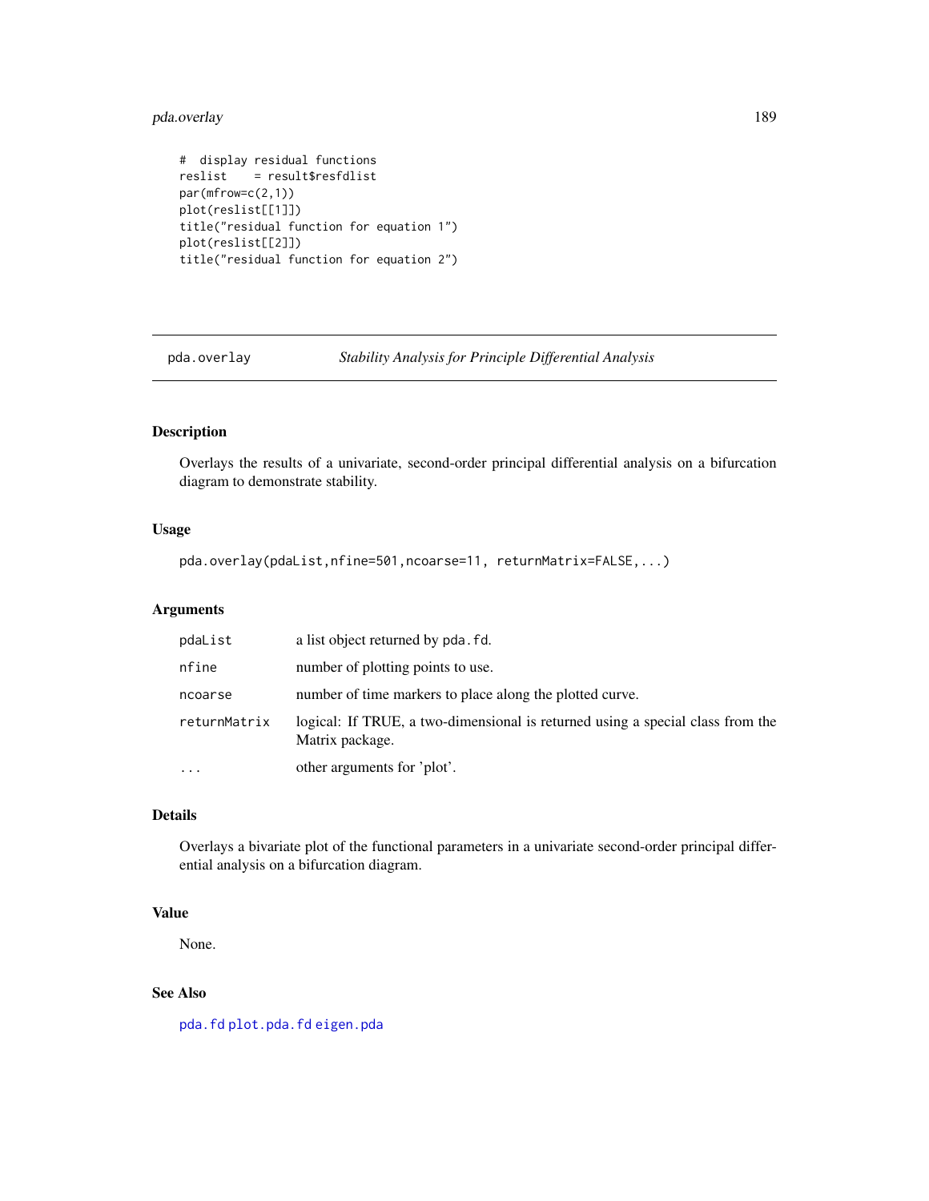```
#  display residual functions
reslist    = result$resfdlist
par(mfrow=c(2,1))
plot(reslist[[1]])
title("residual function for equation 1")
plot(reslist[[2]])
title("residual function for equation 2")
```

---

## pda.overlay — *Stability Analysis for Principle Differential Analysis*

---

### Description

Overlays the results of a univariate, second-order principal differential analysis on a bifurcation diagram to demonstrate stability.

### Usage

```
pda.overlay(pdaList,nfine=501,ncoarse=11, returnMatrix=FALSE,...)
```

### Arguments

| | |
|---|---|
| pdaList | a list object returned by pda.fd. |
| nfine | number of plotting points to use. |
| ncoarse | number of time markers to place along the plotted curve. |
| returnMatrix | logical: If TRUE, a two-dimensional is returned using a special class from the Matrix package. |
| ... | other arguments for 'plot'. |

### Details

Overlays a bivariate plot of the functional parameters in a univariate second-order principal differential analysis on a bifurcation diagram.

### Value

None.

### See Also

pda.fd plot.pda.fd eigen.pda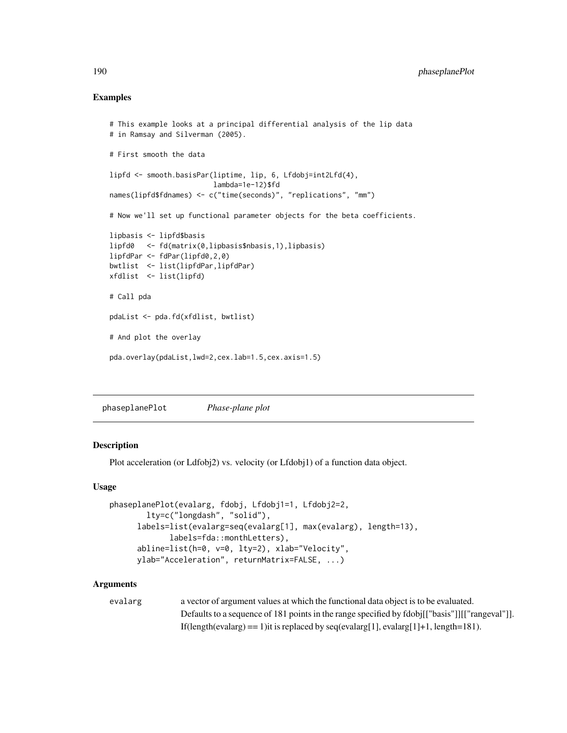## Examples

```
# This example looks at a principal differential analysis of the lip data
# in Ramsay and Silverman (2005).

# First smooth the data

lipfd <- smooth.basisPar(liptime, lip, 6, Lfdobj=int2Lfd(4),
                         lambda=1e-12)$fd
names(lipfd$fdnames) <- c("time(seconds)", "replications", "mm")

# Now we'll set up functional parameter objects for the beta coefficients.

lipbasis <- lipfd$basis
lipfd0   <- fd(matrix(0,lipbasis$nbasis,1),lipbasis)
lipfdPar <- fdPar(lipfd0,2,0)
bwtlist  <- list(lipfdPar,lipfdPar)
xfdlist  <- list(lipfd)

# Call pda

pdaList <- pda.fd(xfdlist, bwtlist)

# And plot the overlay

pda.overlay(pdaList,lwd=2,cex.lab=1.5,cex.axis=1.5)
```

---

# phaseplanePlot *Phase-plane plot*

---

## Description

Plot acceleration (or Ldfobj2) vs. velocity (or Lfdobj1) of a function data object.

## Usage

```
phaseplanePlot(evalarg, fdobj, Lfdobj1=1, Lfdobj2=2,
        lty=c("longdash", "solid"),
      labels=list(evalarg=seq(evalarg[1], max(evalarg), length=13),
            labels=fda::monthLetters),
      abline=list(h=0, v=0, lty=2), xlab="Velocity",
      ylab="Acceleration", returnMatrix=FALSE, ...)
```

## Arguments

**evalarg** a vector of argument values at which the functional data object is to be evaluated. Defaults to a sequence of 181 points in the range specified by fdobj[["basis"]][["rangeval"]]. If(length(evalarg) == 1)it is replaced by seq(evalarg[1], evalarg[1]+1, length=181).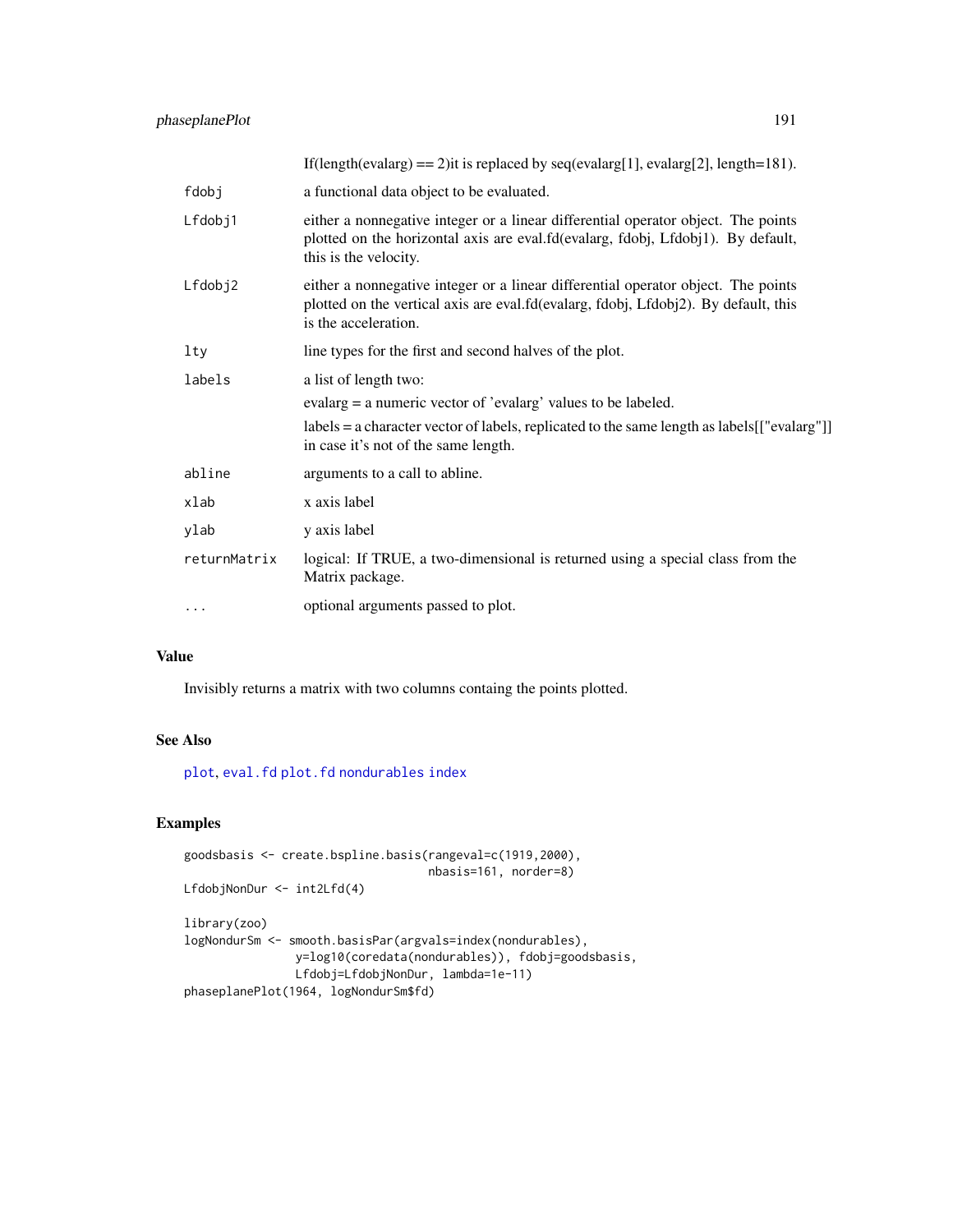If(length(evalarg) == 2)it is replaced by seq(evalarg[1], evalarg[2], length=181).

| | |
|---|---|
| fdobj | a functional data object to be evaluated. |
| Lfdobj1 | either a nonnegative integer or a linear differential operator object. The points plotted on the horizontal axis are eval.fd(evalarg, fdobj, Lfdobj1). By default, this is the velocity. |
| Lfdobj2 | either a nonnegative integer or a linear differential operator object. The points plotted on the vertical axis are eval.fd(evalarg, fdobj, Lfdobj2). By default, this is the acceleration. |
| lty | line types for the first and second halves of the plot. |
| labels | a list of length two: evalarg = a numeric vector of 'evalarg' values to be labeled. labels = a character vector of labels, replicated to the same length as labels[["evalarg"]] in case it's not of the same length. |
| abline | arguments to a call to abline. |
| xlab | x axis label |
| ylab | y axis label |
| returnMatrix | logical: If TRUE, a two-dimensional is returned using a special class from the Matrix package. |
| ... | optional arguments passed to plot. |

## Value

Invisibly returns a matrix with two columns containg the points plotted.

## See Also

plot, eval.fd plot.fd nondurables index

## Examples

```
goodsbasis <- create.bspline.basis(rangeval=c(1919,2000),
                                   nbasis=161, norder=8)
LfdobjNonDur <- int2Lfd(4)

library(zoo)
logNondurSm <- smooth.basisPar(argvals=index(nondurables),
                y=log10(coredata(nondurables)), fdobj=goodsbasis,
                Lfdobj=LfdobjNonDur, lambda=1e-11)
phaseplanePlot(1964, logNondurSm$fd)
```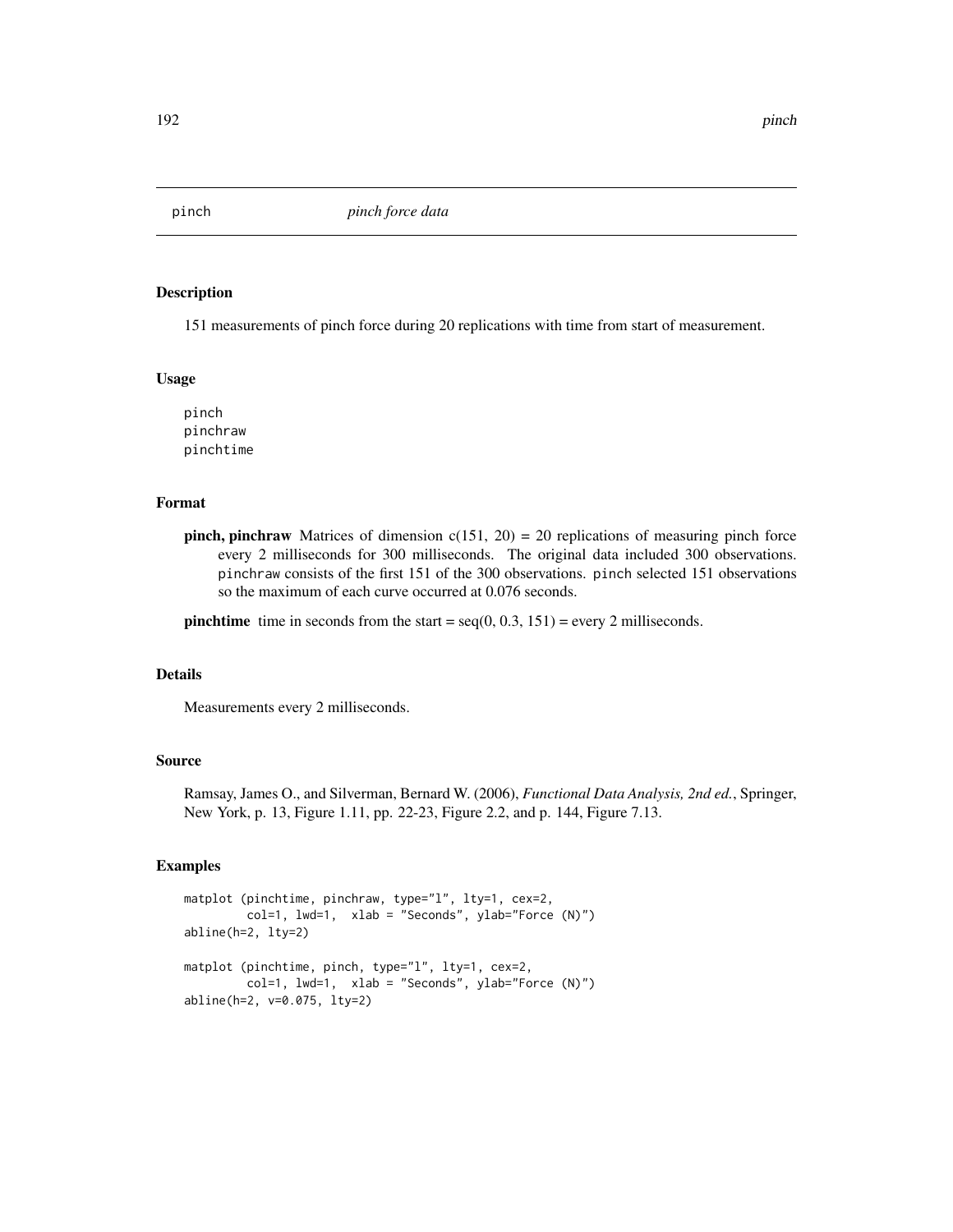pinch *pinch force data*

## Description

151 measurements of pinch force during 20 replications with time from start of measurement.

## Usage

```
pinch
pinchraw
pinchtime
```

## Format

**pinch, pinchraw** Matrices of dimension c(151, 20) = 20 replications of measuring pinch force every 2 milliseconds for 300 milliseconds. The original data included 300 observations. `pinchraw` consists of the first 151 of the 300 observations. `pinch` selected 151 observations so the maximum of each curve occurred at 0.076 seconds.

**pinchtime** time in seconds from the start = seq(0, 0.3, 151) = every 2 milliseconds.

## Details

Measurements every 2 milliseconds.

## Source

Ramsay, James O., and Silverman, Bernard W. (2006), *Functional Data Analysis, 2nd ed.*, Springer, New York, p. 13, Figure 1.11, pp. 22-23, Figure 2.2, and p. 144, Figure 7.13.

## Examples

```
matplot (pinchtime, pinchraw, type="l", lty=1, cex=2,
         col=1, lwd=1,  xlab = "Seconds", ylab="Force (N)")
abline(h=2, lty=2)

matplot (pinchtime, pinch, type="l", lty=1, cex=2,
         col=1, lwd=1,  xlab = "Seconds", ylab="Force (N)")
abline(h=2, v=0.075, lty=2)
```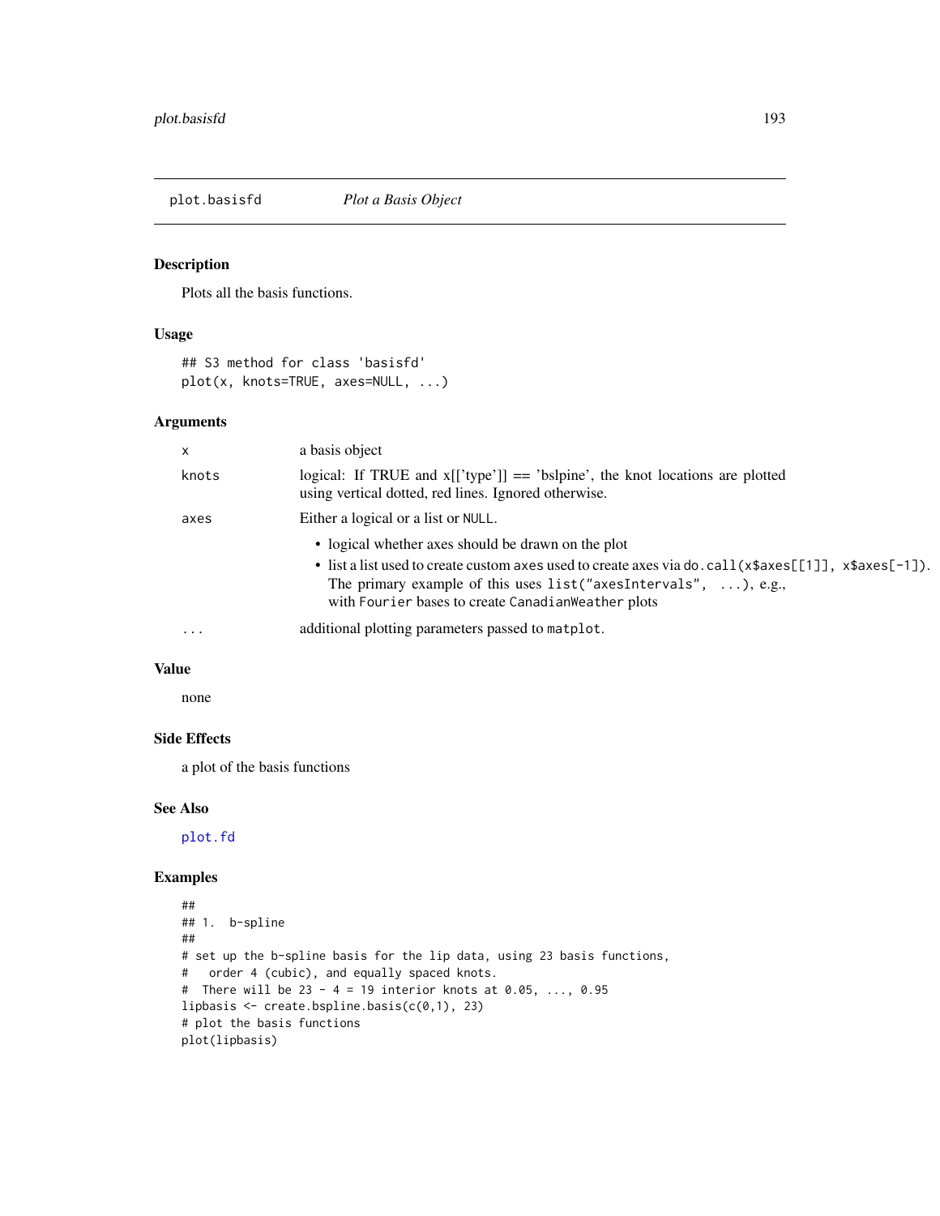plot.basisfd    *Plot a Basis Object*

## Description

Plots all the basis functions.

## Usage

```
## S3 method for class 'basisfd'
plot(x, knots=TRUE, axes=NULL, ...)
```

## Arguments

| | |
|---|---|
| `x` | a basis object |
| `knots` | logical: If TRUE and x[['type']] == 'bslpine', the knot locations are plotted using vertical dotted, red lines. Ignored otherwise. |
| `axes` | Either a logical or a list or `NULL`.<br>• logical whether axes should be drawn on the plot<br>• list a list used to create custom `axes` used to create axes via `do.call(x$axes[[1]], x$axes[-1])`. The primary example of this uses `list("axesIntervals", ...)`, e.g., with `Fourier` bases to create `CanadianWeather` plots |
| `...` | additional plotting parameters passed to `matplot`. |

## Value

none

## Side Effects

a plot of the basis functions

## See Also

`plot.fd`

## Examples

```
##
## 1.  b-spline
##
# set up the b-spline basis for the lip data, using 23 basis functions,
#   order 4 (cubic), and equally spaced knots.
#  There will be 23 - 4 = 19 interior knots at 0.05, ..., 0.95
lipbasis <- create.bspline.basis(c(0,1), 23)
# plot the basis functions
plot(lipbasis)
```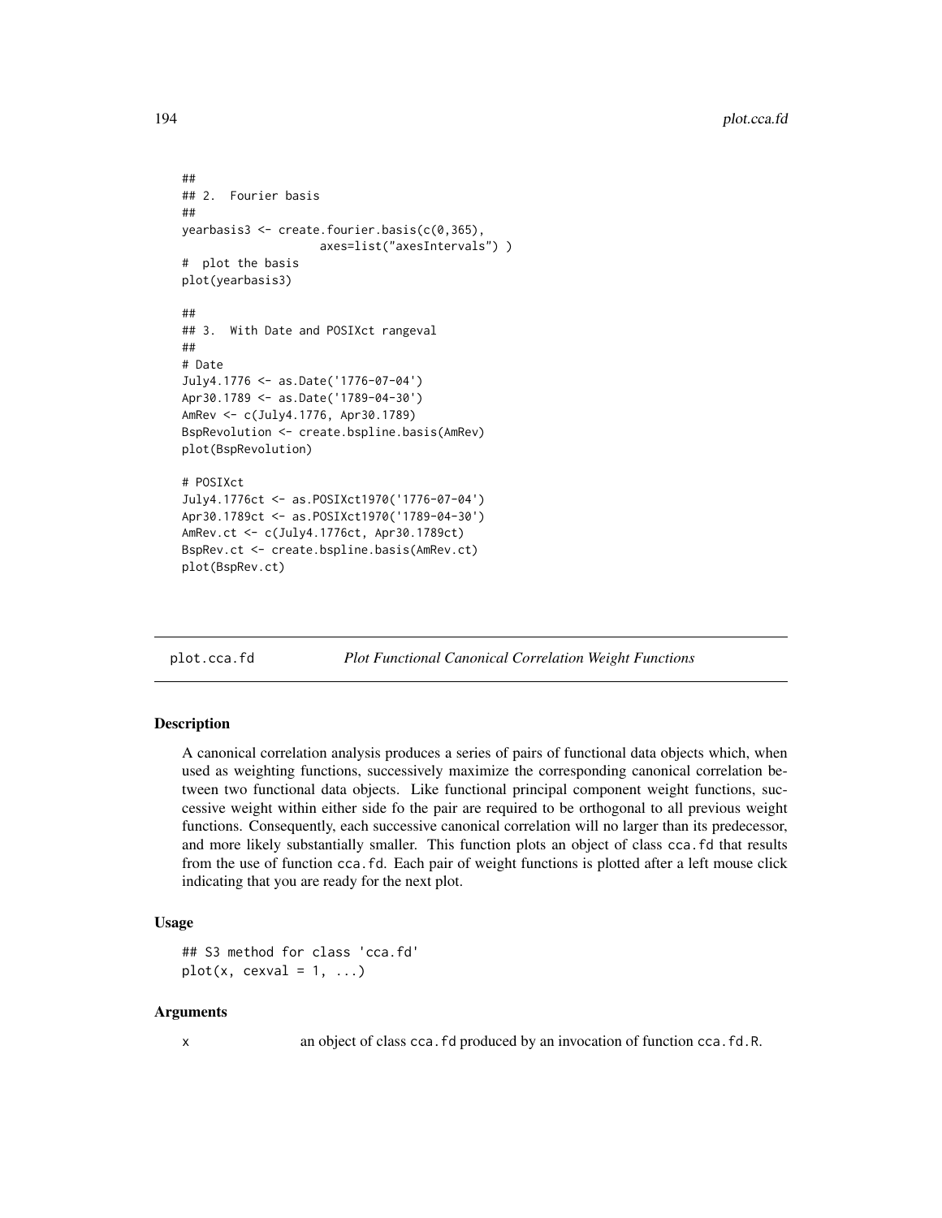```
##
## 2.  Fourier basis
##
yearbasis3 <- create.fourier.basis(c(0,365),
                    axes=list("axesIntervals") )
#  plot the basis
plot(yearbasis3)

##
## 3.  With Date and POSIXct rangeval
##
# Date
July4.1776 <- as.Date('1776-07-04')
Apr30.1789 <- as.Date('1789-04-30')
AmRev <- c(July4.1776, Apr30.1789)
BspRevolution <- create.bspline.basis(AmRev)
plot(BspRevolution)

# POSIXct
July4.1776ct <- as.POSIXct1970('1776-07-04')
Apr30.1789ct <- as.POSIXct1970('1789-04-30')
AmRev.ct <- c(July4.1776ct, Apr30.1789ct)
BspRev.ct <- create.bspline.basis(AmRev.ct)
plot(BspRev.ct)
```

---

plot.cca.fd    *Plot Functional Canonical Correlation Weight Functions*

---

### Description

A canonical correlation analysis produces a series of pairs of functional data objects which, when used as weighting functions, successively maximize the corresponding canonical correlation between two functional data objects. Like functional principal component weight functions, successive weight within either side fo the pair are required to be orthogonal to all previous weight functions. Consequently, each successive canonical correlation will no larger than its predecessor, and more likely substantially smaller. This function plots an object of class cca.fd that results from the use of function cca.fd. Each pair of weight functions is plotted after a left mouse click indicating that you are ready for the next plot.

### Usage

```
## S3 method for class 'cca.fd'
plot(x, cexval = 1, ...)
```

### Arguments

x    an object of class cca.fd produced by an invocation of function cca.fd.R.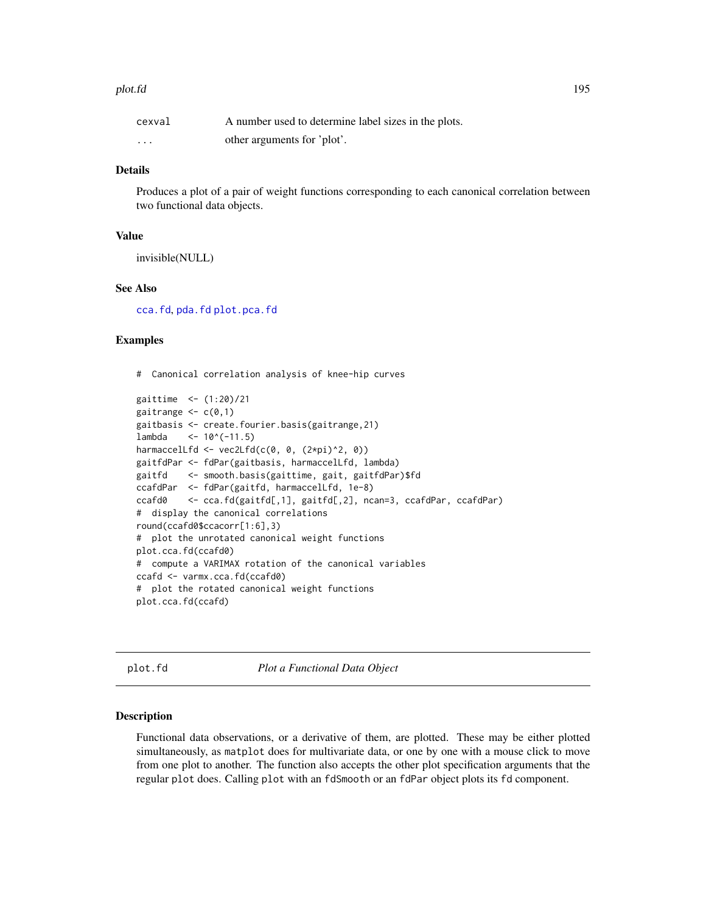| | |
|---|---|
| cexval | A number used to determine label sizes in the plots. |
| ... | other arguments for 'plot'. |

### Details

Produces a plot of a pair of weight functions corresponding to each canonical correlation between two functional data objects.

### Value

invisible(NULL)

### See Also

cca.fd, pda.fd plot.pca.fd

### Examples

```
#  Canonical correlation analysis of knee-hip curves

gaittime  <- (1:20)/21
gaitrange <- c(0,1)
gaitbasis <- create.fourier.basis(gaitrange,21)
lambda    <- 10^(-11.5)
harmaccelLfd <- vec2Lfd(c(0, 0, (2*pi)^2, 0))
gaitfdPar <- fdPar(gaitbasis, harmaccelLfd, lambda)
gaitfd    <- smooth.basis(gaittime, gait, gaitfdPar)$fd
ccafdPar  <- fdPar(gaitfd, harmaccelLfd, 1e-8)
ccafd0    <- cca.fd(gaitfd[,1], gaitfd[,2], ncan=3, ccafdPar, ccafdPar)
#  display the canonical correlations
round(ccafd0$ccacorr[1:6],3)
#  plot the unrotated canonical weight functions
plot.cca.fd(ccafd0)
#  compute a VARIMAX rotation of the canonical variables
ccafd <- varmx.cca.fd(ccafd0)
#  plot the rotated canonical weight functions
plot.cca.fd(ccafd)
```

---

## plot.fd    *Plot a Functional Data Object*

---

### Description

Functional data observations, or a derivative of them, are plotted. These may be either plotted simultaneously, as matplot does for multivariate data, or one by one with a mouse click to move from one plot to another. The function also accepts the other plot specification arguments that the regular plot does. Calling plot with an fdSmooth or an fdPar object plots its fd component.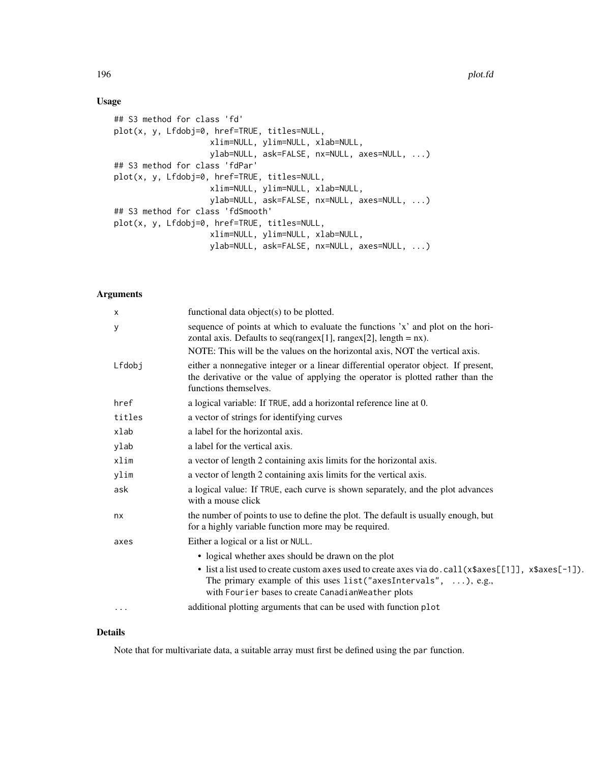## Usage

```
## S3 method for class 'fd'
plot(x, y, Lfdobj=0, href=TRUE, titles=NULL,
                    xlim=NULL, ylim=NULL, xlab=NULL,
                    ylab=NULL, ask=FALSE, nx=NULL, axes=NULL, ...)
## S3 method for class 'fdPar'
plot(x, y, Lfdobj=0, href=TRUE, titles=NULL,
                    xlim=NULL, ylim=NULL, xlab=NULL,
                    ylab=NULL, ask=FALSE, nx=NULL, axes=NULL, ...)
## S3 method for class 'fdSmooth'
plot(x, y, Lfdobj=0, href=TRUE, titles=NULL,
                    xlim=NULL, ylim=NULL, xlab=NULL,
                    ylab=NULL, ask=FALSE, nx=NULL, axes=NULL, ...)
```

## Arguments

| | |
|---|---|
| x | functional data object(s) to be plotted. |
| y | sequence of points at which to evaluate the functions 'x' and plot on the horizontal axis. Defaults to seq(rangex[1], rangex[2], length = nx).<br>NOTE: This will be the values on the horizontal axis, NOT the vertical axis. |
| Lfdobj | either a nonnegative integer or a linear differential operator object. If present, the derivative or the value of applying the operator is plotted rather than the functions themselves. |
| href | a logical variable: If TRUE, add a horizontal reference line at 0. |
| titles | a vector of strings for identifying curves |
| xlab | a label for the horizontal axis. |
| ylab | a label for the vertical axis. |
| xlim | a vector of length 2 containing axis limits for the horizontal axis. |
| ylim | a vector of length 2 containing axis limits for the vertical axis. |
| ask | a logical value: If TRUE, each curve is shown separately, and the plot advances with a mouse click |
| nx | the number of points to use to define the plot. The default is usually enough, but for a highly variable function more may be required. |
| axes | Either a logical or a list or NULL.<br>• logical whether axes should be drawn on the plot<br>• list a list used to create custom axes used to create axes via do.call(x$axes[[1]], x$axes[-1]). The primary example of this uses list("axesIntervals", ...), e.g., with Fourier bases to create CanadianWeather plots |
| ... | additional plotting arguments that can be used with function plot |

## Details

Note that for multivariate data, a suitable array must first be defined using the par function.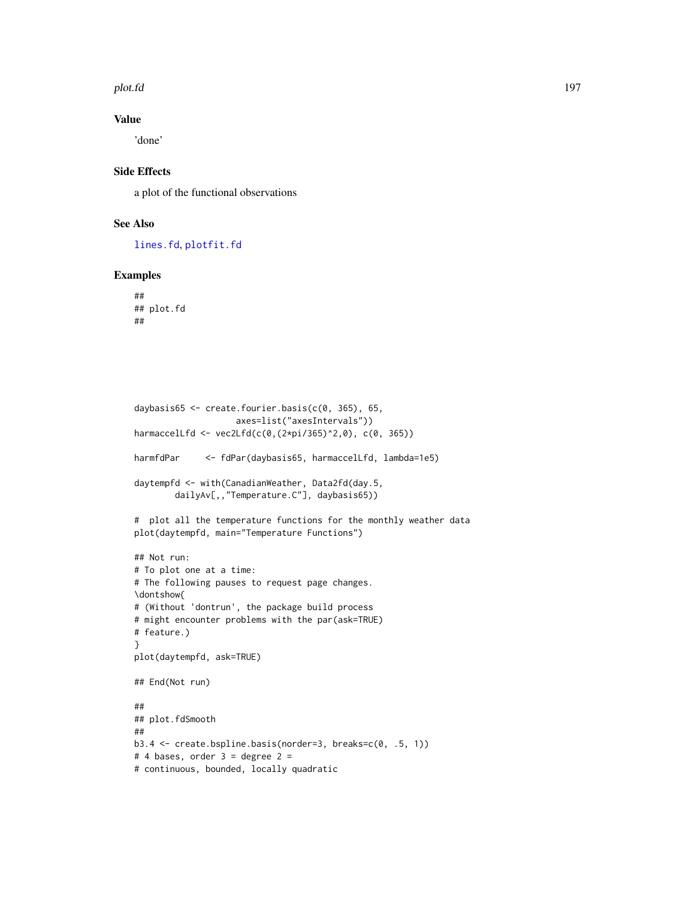### Value

'done'

### Side Effects

a plot of the functional observations

### See Also

lines.fd, plotfit.fd

### Examples

```
##
## plot.fd
##





daybasis65 <- create.fourier.basis(c(0, 365), 65,
                    axes=list("axesIntervals"))
harmaccelLfd <- vec2Lfd(c(0,(2*pi/365)^2,0), c(0, 365))

harmfdPar     <- fdPar(daybasis65, harmaccelLfd, lambda=1e5)

daytempfd <- with(CanadianWeather, Data2fd(day.5,
        dailyAv[,,"Temperature.C"], daybasis65))

#  plot all the temperature functions for the monthly weather data
plot(daytempfd, main="Temperature Functions")

## Not run:
# To plot one at a time:
# The following pauses to request page changes.
\dontshow{
# (Without 'dontrun', the package build process
# might encounter problems with the par(ask=TRUE)
# feature.)
}
plot(daytempfd, ask=TRUE)

## End(Not run)

##
## plot.fdSmooth
##
b3.4 <- create.bspline.basis(norder=3, breaks=c(0, .5, 1))
# 4 bases, order 3 = degree 2 =
# continuous, bounded, locally quadratic
```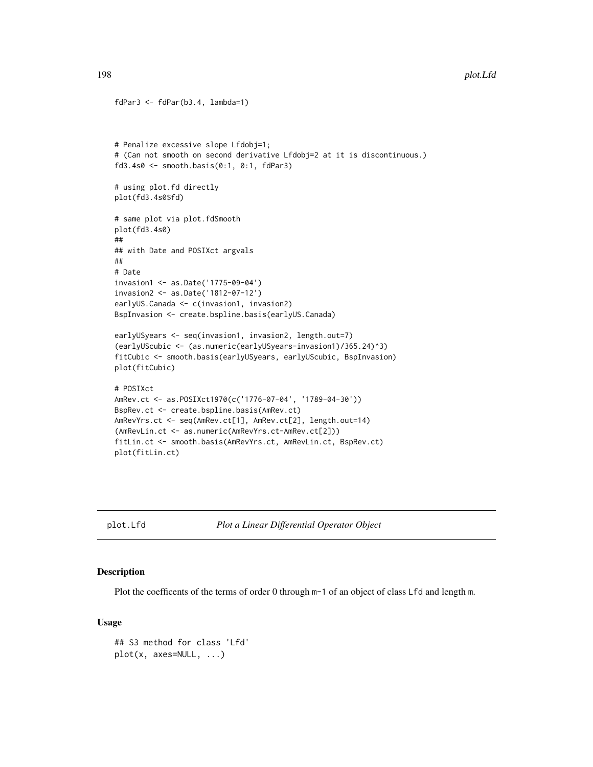```
fdPar3 <- fdPar(b3.4, lambda=1)


# Penalize excessive slope Lfdobj=1;
# (Can not smooth on second derivative Lfdobj=2 at it is discontinuous.)
fd3.4s0 <- smooth.basis(0:1, 0:1, fdPar3)

# using plot.fd directly
plot(fd3.4s0$fd)

# same plot via plot.fdSmooth
plot(fd3.4s0)
##
## with Date and POSIXct argvals
##
# Date
invasion1 <- as.Date('1775-09-04')
invasion2 <- as.Date('1812-07-12')
earlyUS.Canada <- c(invasion1, invasion2)
BspInvasion <- create.bspline.basis(earlyUS.Canada)

earlyUSyears <- seq(invasion1, invasion2, length.out=7)
(earlyUScubic <- (as.numeric(earlyUSyears-invasion1)/365.24)^3)
fitCubic <- smooth.basis(earlyUSyears, earlyUScubic, BspInvasion)
plot(fitCubic)

# POSIXct
AmRev.ct <- as.POSIXct1970(c('1776-07-04', '1789-04-30'))
BspRev.ct <- create.bspline.basis(AmRev.ct)
AmRevYrs.ct <- seq(AmRev.ct[1], AmRev.ct[2], length.out=14)
(AmRevLin.ct <- as.numeric(AmRevYrs.ct-AmRev.ct[2]))
fitLin.ct <- smooth.basis(AmRevYrs.ct, AmRevLin.ct, BspRev.ct)
plot(fitLin.ct)
```

---

plot.Lfd *Plot a Linear Differential Operator Object*

---

## Description

Plot the coefficents of the terms of order 0 through m-1 of an object of class Lfd and length m.

## Usage

```
## S3 method for class 'Lfd'
plot(x, axes=NULL, ...)
```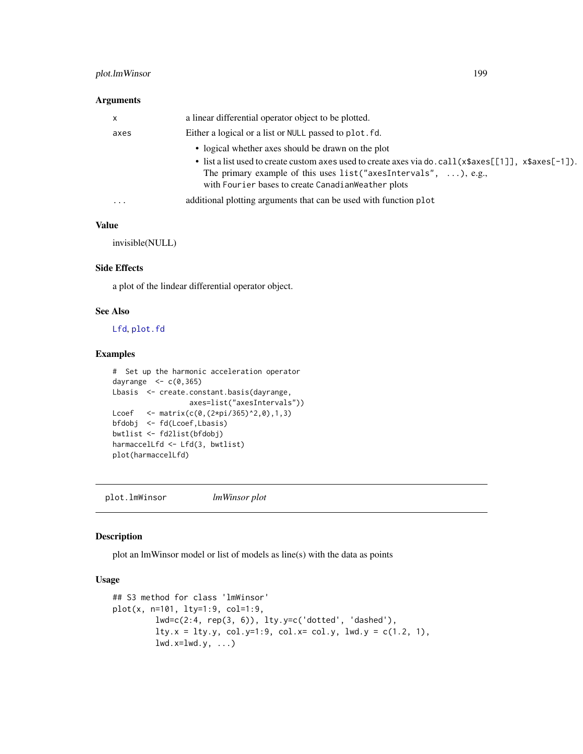### Arguments

| | |
|---|---|
| x | a linear differential operator object to be plotted. |
| axes | Either a logical or a list or NULL passed to plot.fd.<br>• logical whether axes should be drawn on the plot<br>• list a list used to create custom axes used to create axes via do.call(x$axes[[1]], x$axes[-1]). The primary example of this uses list("axesIntervals", ...), e.g., with Fourier bases to create CanadianWeather plots |
| ... | additional plotting arguments that can be used with function plot |

### Value

invisible(NULL)

### Side Effects

a plot of the lindear differential operator object.

### See Also

Lfd, plot.fd

### Examples

```
#  Set up the harmonic acceleration operator
dayrange  <- c(0,365)
Lbasis  <- create.constant.basis(dayrange,
                axes=list("axesIntervals"))
Lcoef   <- matrix(c(0,(2*pi/365)^2,0),1,3)
bfdobj  <- fd(Lcoef,Lbasis)
bwtlist <- fd2list(bfdobj)
harmaccelLfd <- Lfd(3, bwtlist)
plot(harmaccelLfd)
```

---

## plot.lmWinsor    *lmWinsor plot*

### Description

plot an lmWinsor model or list of models as line(s) with the data as points

### Usage

```
## S3 method for class 'lmWinsor'
plot(x, n=101, lty=1:9, col=1:9,
         lwd=c(2:4, rep(3, 6)), lty.y=c('dotted', 'dashed'),
         lty.x = lty.y, col.y=1:9, col.x= col.y, lwd.y = c(1.2, 1),
         lwd.x=lwd.y, ...)
```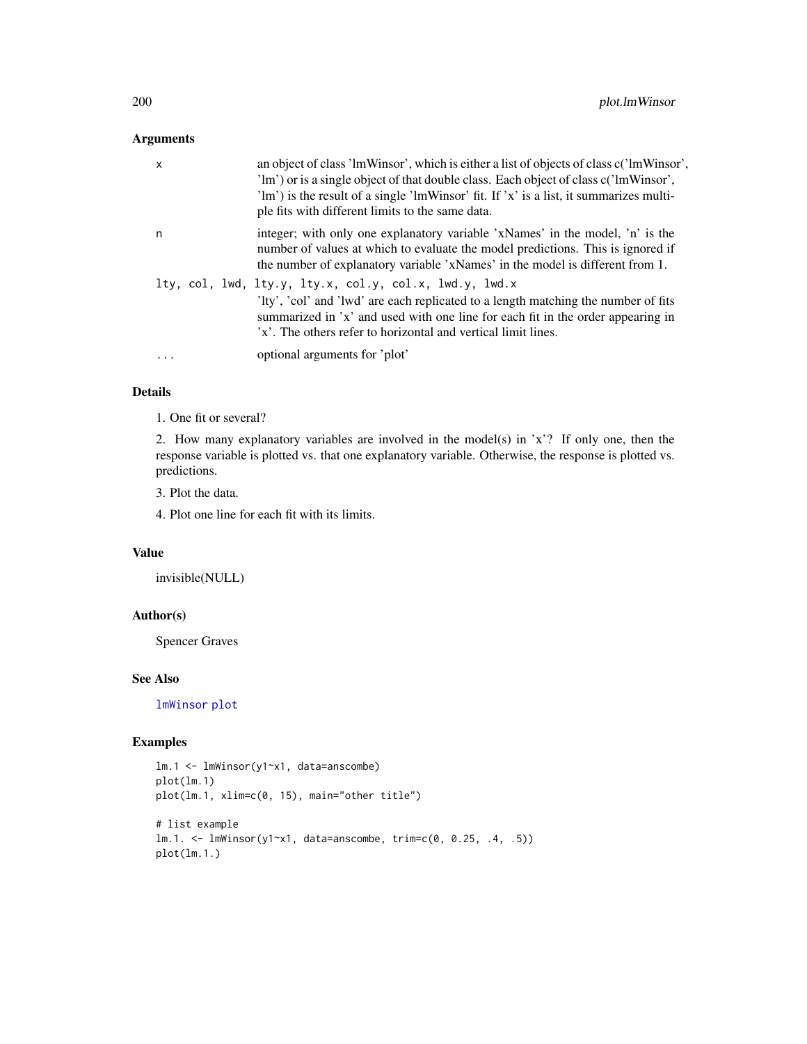## Arguments

| | |
|---|---|
| x | an object of class 'lmWinsor', which is either a list of objects of class c('lmWinsor', 'lm') or is a single object of that double class. Each object of class c('lmWinsor', 'lm') is the result of a single 'lmWinsor' fit. If 'x' is a list, it summarizes multiple fits with different limits to the same data. |
| n | integer; with only one explanatory variable 'xNames' in the model, 'n' is the number of values at which to evaluate the model predictions. This is ignored if the number of explanatory variable 'xNames' in the model is different from 1. |
| lty, col, lwd, lty.y, lty.x, col.y, col.x, lwd.y, lwd.x | 'lty', 'col' and 'lwd' are each replicated to a length matching the number of fits summarized in 'x' and used with one line for each fit in the order appearing in 'x'. The others refer to horizontal and vertical limit lines. |
| ... | optional arguments for 'plot' |

## Details

1. One fit or several?

2. How many explanatory variables are involved in the model(s) in 'x'? If only one, then the response variable is plotted vs. that one explanatory variable. Otherwise, the response is plotted vs. predictions.

3. Plot the data.

4. Plot one line for each fit with its limits.

## Value

invisible(NULL)

## Author(s)

Spencer Graves

## See Also

lmWinsor plot

## Examples

```
lm.1 <- lmWinsor(y1~x1, data=anscombe)
plot(lm.1)
plot(lm.1, xlim=c(0, 15), main="other title")

# list example
lm.1. <- lmWinsor(y1~x1, data=anscombe, trim=c(0, 0.25, .4, .5))
plot(lm.1.)
```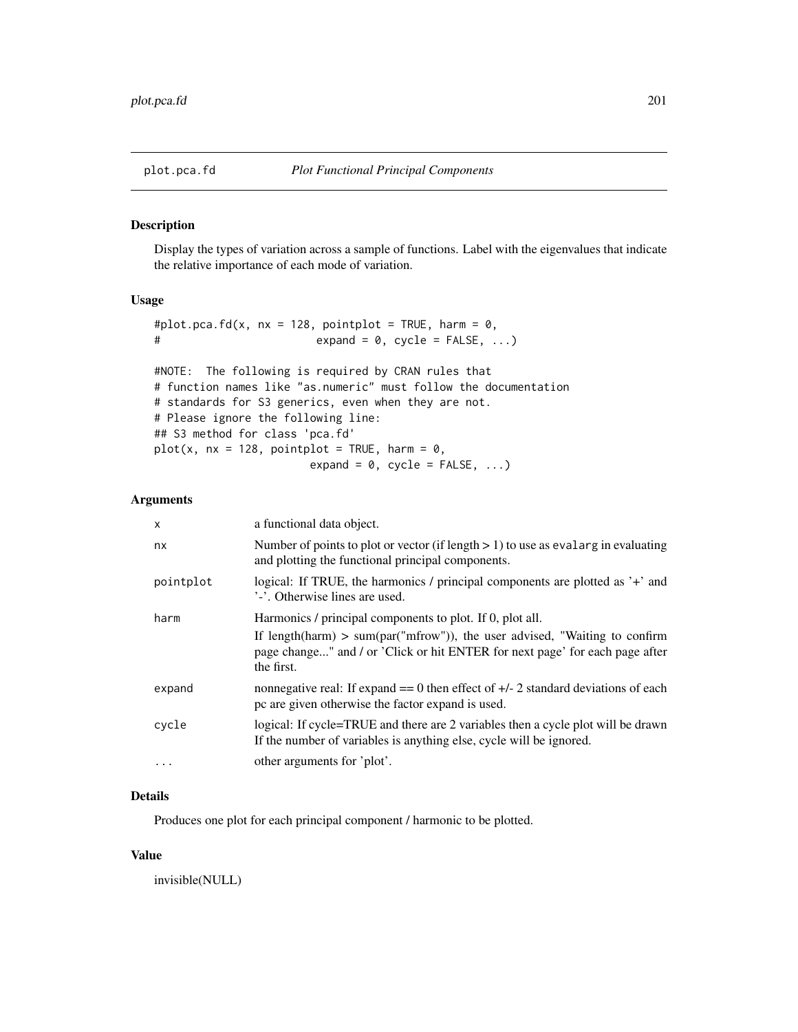## plot.pca.fd *Plot Functional Principal Components*

### Description

Display the types of variation across a sample of functions. Label with the eigenvalues that indicate the relative importance of each mode of variation.

### Usage

```
#plot.pca.fd(x, nx = 128, pointplot = TRUE, harm = 0,
#                        expand = 0, cycle = FALSE, ...)

#NOTE:  The following is required by CRAN rules that
# function names like "as.numeric" must follow the documentation
# standards for S3 generics, even when they are not.
# Please ignore the following line:
## S3 method for class 'pca.fd'
plot(x, nx = 128, pointplot = TRUE, harm = 0,
                        expand = 0, cycle = FALSE, ...)
```

### Arguments

| | |
|---|---|
| `x` | a functional data object. |
| `nx` | Number of points to plot or vector (if length > 1) to use as `evalarg` in evaluating and plotting the functional principal components. |
| `pointplot` | logical: If TRUE, the harmonics / principal components are plotted as '+' and '-'. Otherwise lines are used. |
| `harm` | Harmonics / principal components to plot. If 0, plot all.<br>If length(harm) > sum(par("mfrow")), the user advised, "Waiting to confirm page change..." and / or 'Click or hit ENTER for next page' for each page after the first. |
| `expand` | nonnegative real: If expand == 0 then effect of +/- 2 standard deviations of each pc are given otherwise the factor expand is used. |
| `cycle` | logical: If cycle=TRUE and there are 2 variables then a cycle plot will be drawn If the number of variables is anything else, cycle will be ignored. |
| `...` | other arguments for 'plot'. |

### Details

Produces one plot for each principal component / harmonic to be plotted.

### Value

invisible(NULL)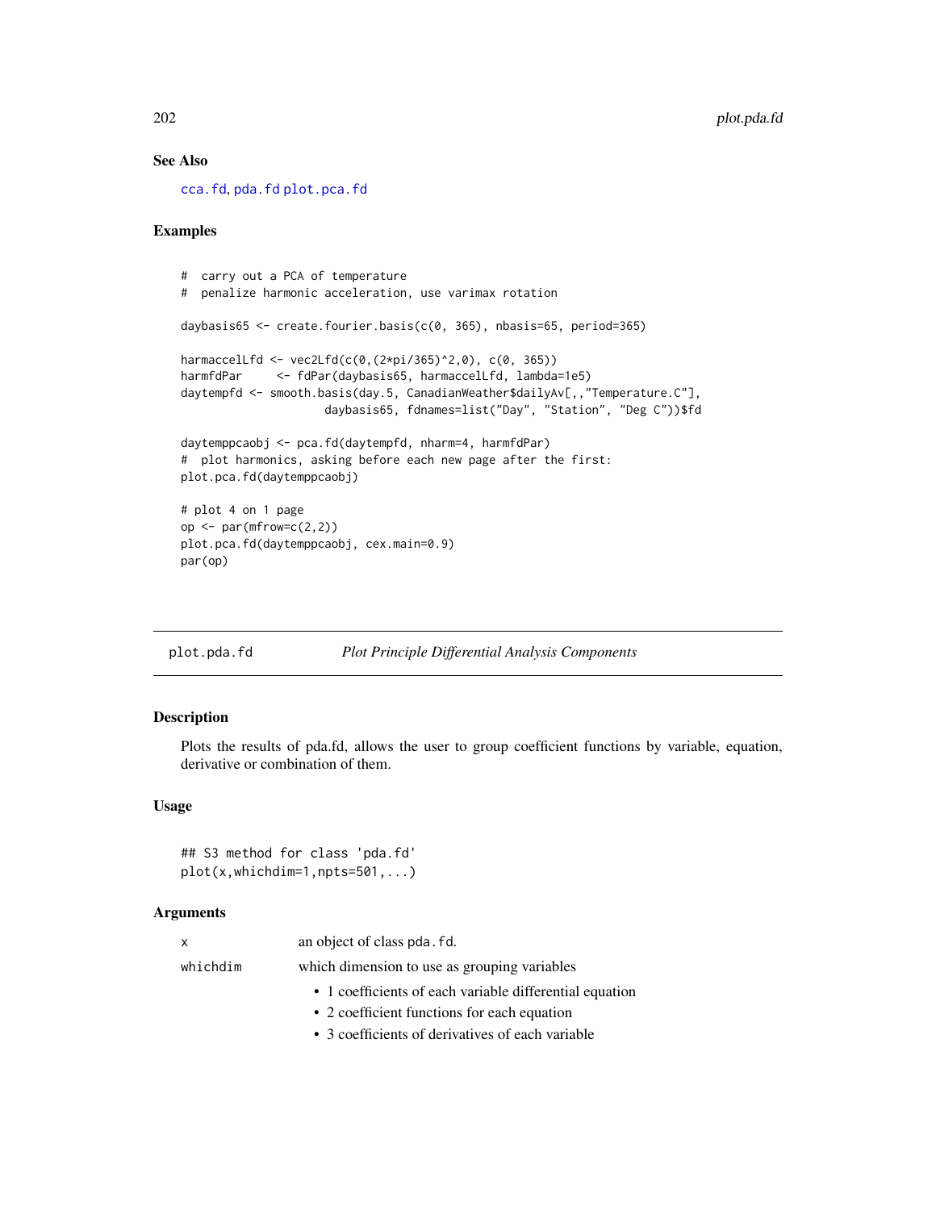### See Also

cca.fd, pda.fd plot.pca.fd

### Examples

```
#  carry out a PCA of temperature
#  penalize harmonic acceleration, use varimax rotation

daybasis65 <- create.fourier.basis(c(0, 365), nbasis=65, period=365)

harmaccelLfd <- vec2Lfd(c(0,(2*pi/365)^2,0), c(0, 365))
harmfdPar     <- fdPar(daybasis65, harmaccelLfd, lambda=1e5)
daytempfd <- smooth.basis(day.5, CanadianWeather$dailyAv[,,"Temperature.C"],
                    daybasis65, fdnames=list("Day", "Station", "Deg C"))$fd

daytemppcaobj <- pca.fd(daytempfd, nharm=4, harmfdPar)
#  plot harmonics, asking before each new page after the first:
plot.pca.fd(daytemppcaobj)

# plot 4 on 1 page
op <- par(mfrow=c(2,2))
plot.pca.fd(daytemppcaobj, cex.main=0.9)
par(op)
```

---

## plot.pda.fd *Plot Principle Differential Analysis Components*

### Description

Plots the results of pda.fd, allows the user to group coefficient functions by variable, equation, derivative or combination of them.

### Usage

```
## S3 method for class 'pda.fd'
plot(x,whichdim=1,npts=501,...)
```

### Arguments

| | |
|---|---|
| x | an object of class pda.fd. |
| whichdim | which dimension to use as grouping variables<br>• 1 coefficients of each variable differential equation<br>• 2 coefficient functions for each equation<br>• 3 coefficients of derivatives of each variable |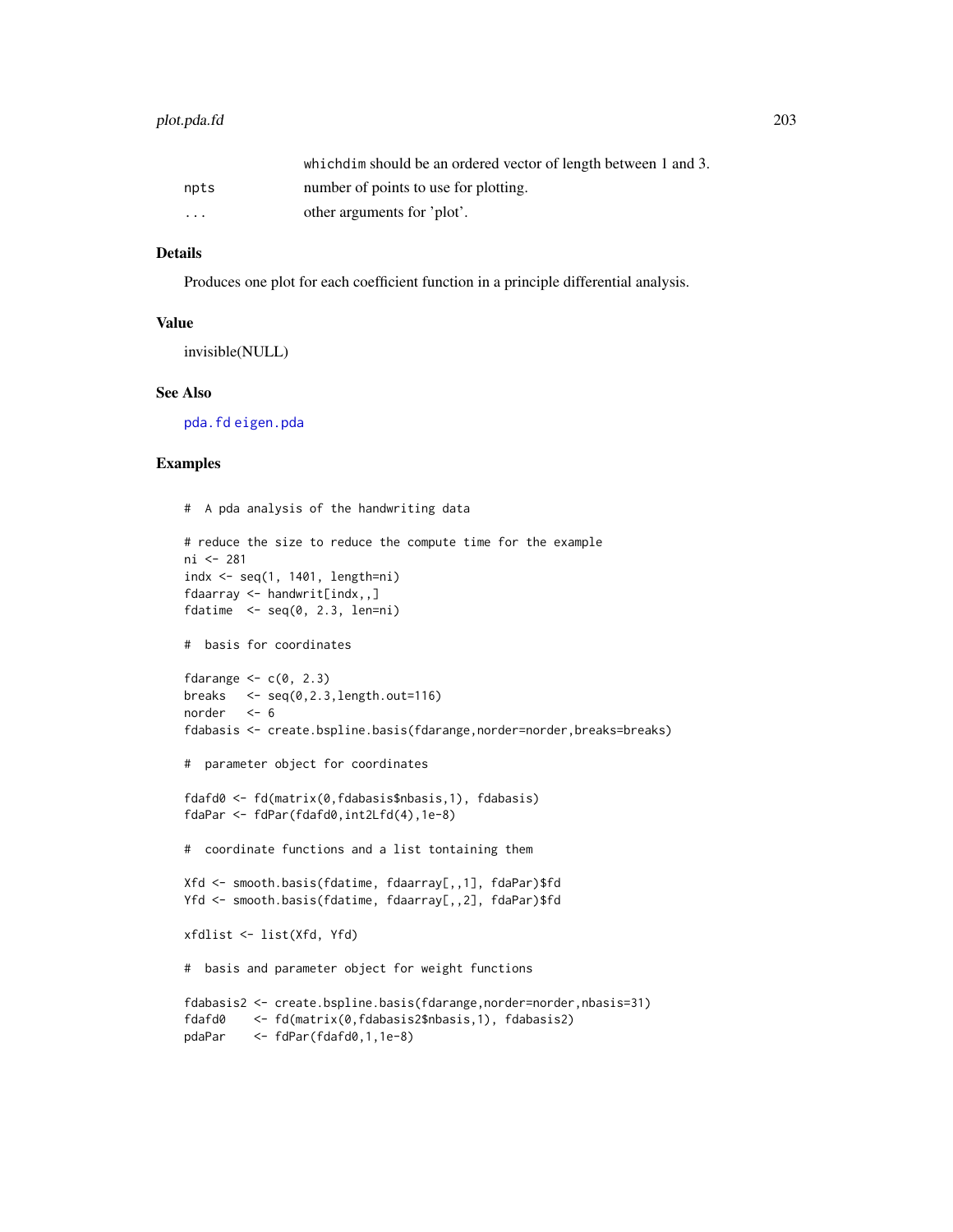|  |  |
| --- | --- |
|  | whichdim should be an ordered vector of length between 1 and 3. |
| npts | number of points to use for plotting. |
| ... | other arguments for 'plot'. |

## Details

Produces one plot for each coefficient function in a principle differential analysis.

## Value

invisible(NULL)

## See Also

pda.fd eigen.pda

## Examples

```
#  A pda analysis of the handwriting data

# reduce the size to reduce the compute time for the example
ni <- 281
indx <- seq(1, 1401, length=ni)
fdaarray <- handwrit[indx,,]
fdatime  <- seq(0, 2.3, len=ni)

#  basis for coordinates

fdarange <- c(0, 2.3)
breaks   <- seq(0,2.3,length.out=116)
norder   <- 6
fdabasis <- create.bspline.basis(fdarange,norder=norder,breaks=breaks)

#  parameter object for coordinates

fdafd0 <- fd(matrix(0,fdabasis$nbasis,1), fdabasis)
fdaPar <- fdPar(fdafd0,int2Lfd(4),1e-8)

#  coordinate functions and a list tontaining them

Xfd <- smooth.basis(fdatime, fdaarray[,,1], fdaPar)$fd
Yfd <- smooth.basis(fdatime, fdaarray[,,2], fdaPar)$fd

xfdlist <- list(Xfd, Yfd)

#  basis and parameter object for weight functions

fdabasis2 <- create.bspline.basis(fdarange,norder=norder,nbasis=31)
fdafd0    <- fd(matrix(0,fdabasis2$nbasis,1), fdabasis2)
pdaPar    <- fdPar(fdafd0,1,1e-8)
```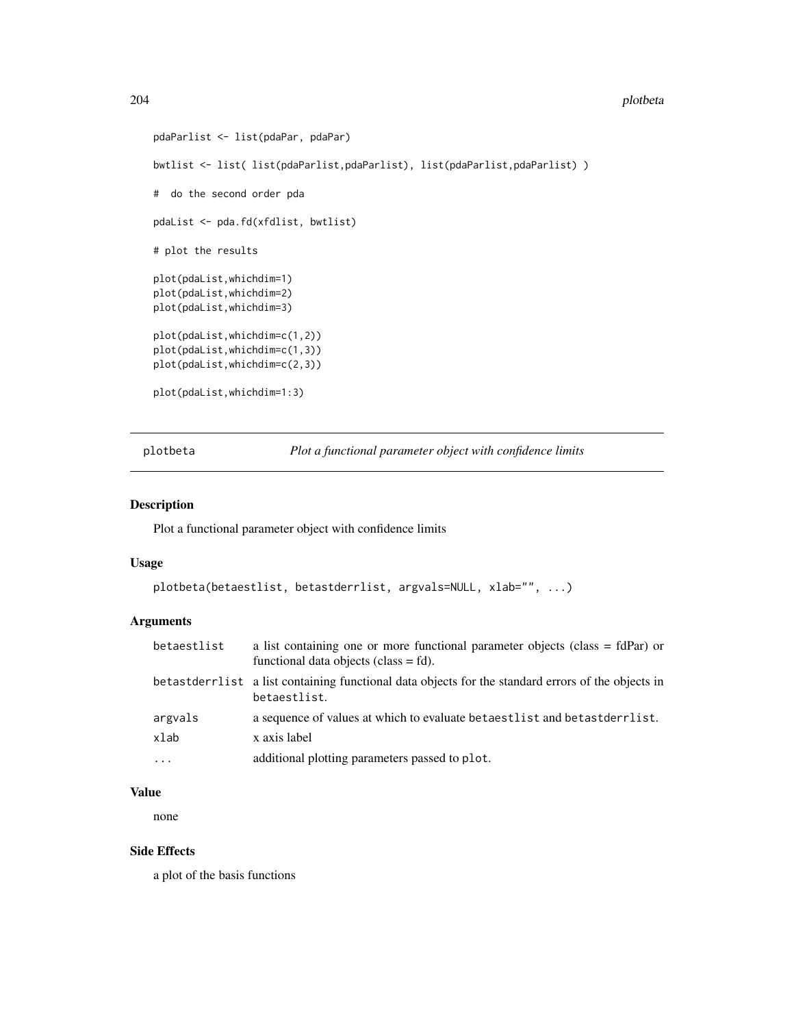```
pdaParlist <- list(pdaPar, pdaPar)

bwtlist <- list( list(pdaParlist,pdaParlist), list(pdaParlist,pdaParlist) )

#  do the second order pda

pdaList <- pda.fd(xfdlist, bwtlist)

# plot the results

plot(pdaList,whichdim=1)
plot(pdaList,whichdim=2)
plot(pdaList,whichdim=3)

plot(pdaList,whichdim=c(1,2))
plot(pdaList,whichdim=c(1,3))
plot(pdaList,whichdim=c(2,3))

plot(pdaList,whichdim=1:3)
```

## plotbeta — *Plot a functional parameter object with confidence limits*

### Description

Plot a functional parameter object with confidence limits

### Usage

```
plotbeta(betaestlist, betastderrlist, argvals=NULL, xlab="", ...)
```

### Arguments

| | |
|---|---|
| `betaestlist` | a list containing one or more functional parameter objects (class = fdPar) or functional data objects (class = fd). |
| `betastderrlist` | a list containing functional data objects for the standard errors of the objects in `betaestlist`. |
| `argvals` | a sequence of values at which to evaluate `betaestlist` and `betastderrlist`. |
| `xlab` | x axis label |
| `...` | additional plotting parameters passed to `plot`. |

### Value

none

### Side Effects

a plot of the basis functions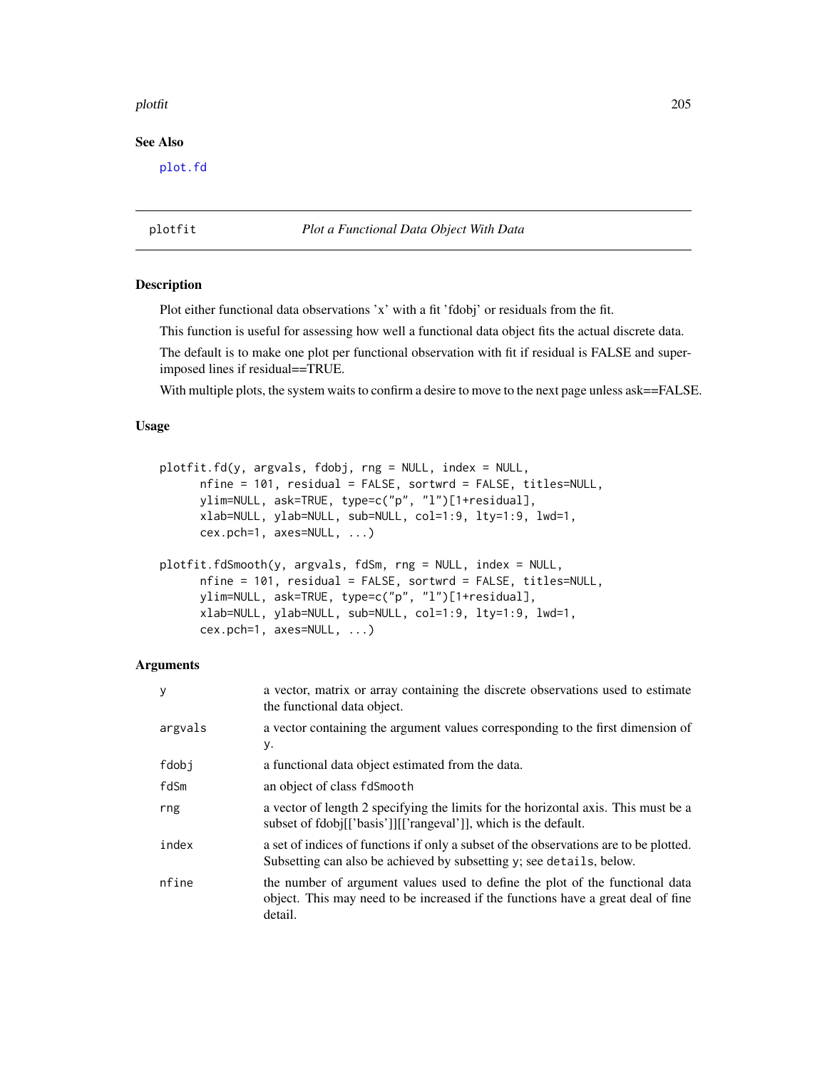## See Also

plot.fd

---

# plotfit — *Plot a Functional Data Object With Data*

## Description

Plot either functional data observations 'x' with a fit 'fdobj' or residuals from the fit.

This function is useful for assessing how well a functional data object fits the actual discrete data.

The default is to make one plot per functional observation with fit if residual is FALSE and superimposed lines if residual==TRUE.

With multiple plots, the system waits to confirm a desire to move to the next page unless ask==FALSE.

## Usage

```
plotfit.fd(y, argvals, fdobj, rng = NULL, index = NULL,
      nfine = 101, residual = FALSE, sortwrd = FALSE, titles=NULL,
      ylim=NULL, ask=TRUE, type=c("p", "l")[1+residual],
      xlab=NULL, ylab=NULL, sub=NULL, col=1:9, lty=1:9, lwd=1,
      cex.pch=1, axes=NULL, ...)

plotfit.fdSmooth(y, argvals, fdSm, rng = NULL, index = NULL,
      nfine = 101, residual = FALSE, sortwrd = FALSE, titles=NULL,
      ylim=NULL, ask=TRUE, type=c("p", "l")[1+residual],
      xlab=NULL, ylab=NULL, sub=NULL, col=1:9, lty=1:9, lwd=1,
      cex.pch=1, axes=NULL, ...)
```

## Arguments

| | |
|---|---|
| `y` | a vector, matrix or array containing the discrete observations used to estimate the functional data object. |
| `argvals` | a vector containing the argument values corresponding to the first dimension of `y`. |
| `fdobj` | a functional data object estimated from the data. |
| `fdSm` | an object of class `fdSmooth` |
| `rng` | a vector of length 2 specifying the limits for the horizontal axis. This must be a subset of fdobj[['basis']][['rangeval']], which is the default. |
| `index` | a set of indices of functions if only a subset of the observations are to be plotted. Subsetting can also be achieved by subsetting `y`; see `details`, below. |
| `nfine` | the number of argument values used to define the plot of the functional data object. This may need to be increased if the functions have a great deal of fine detail. |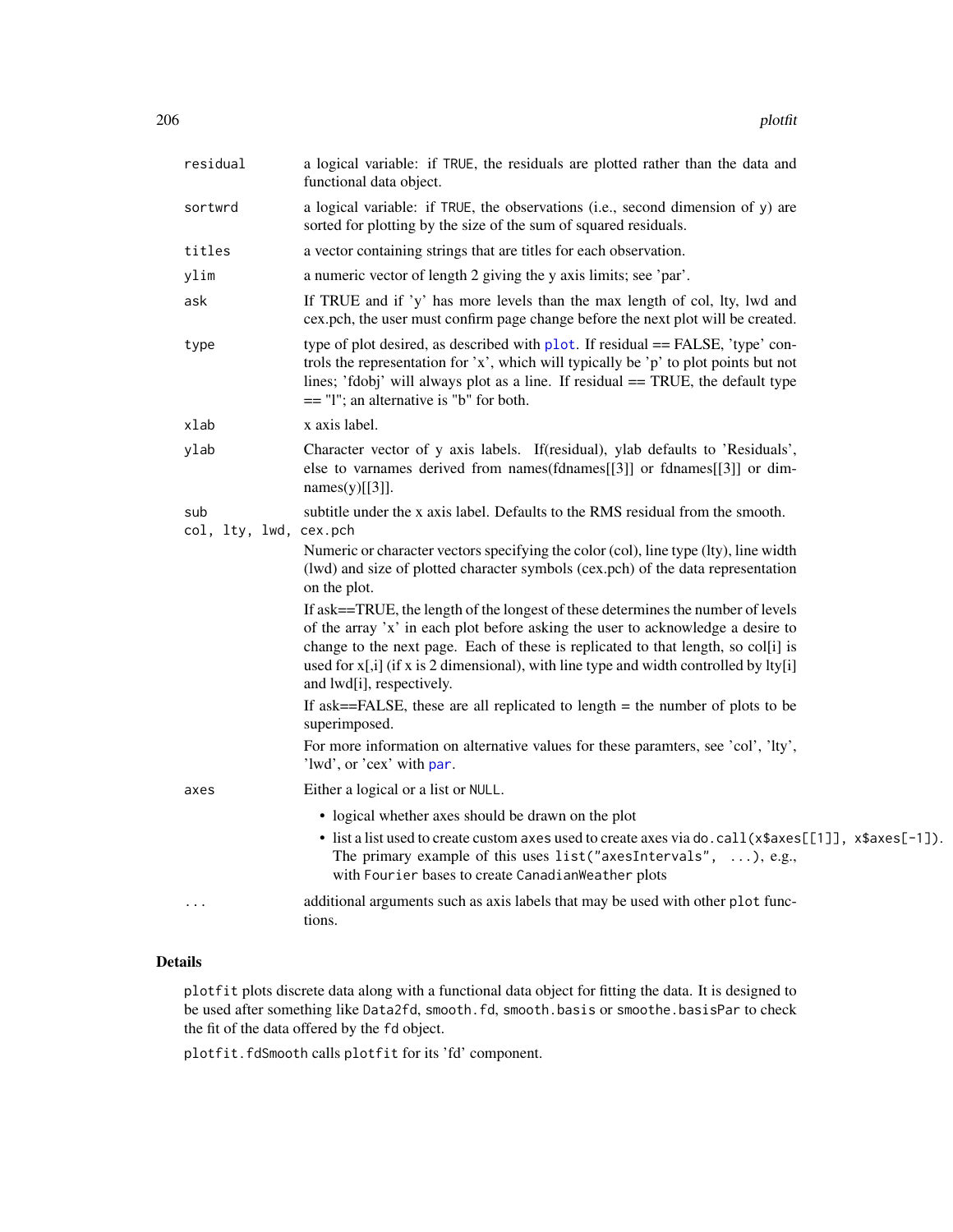| | |
|---|---|
| `residual` | a logical variable: if `TRUE`, the residuals are plotted rather than the data and functional data object. |
| `sortwrd` | a logical variable: if `TRUE`, the observations (i.e., second dimension of y) are sorted for plotting by the size of the sum of squared residuals. |
| `titles` | a vector containing strings that are titles for each observation. |
| `ylim` | a numeric vector of length 2 giving the y axis limits; see 'par'. |
| `ask` | If TRUE and if 'y' has more levels than the max length of col, lty, lwd and cex.pch, the user must confirm page change before the next plot will be created. |
| `type` | type of plot desired, as described with `plot`. If residual == FALSE, 'type' controls the representation for 'x', which will typically be 'p' to plot points but not lines; 'fdobj' will always plot as a line. If residual == TRUE, the default type == "l"; an alternative is "b" for both. |
| `xlab` | x axis label. |
| `ylab` | Character vector of y axis labels. If(residual), ylab defaults to 'Residuals', else to varnames derived from names(fdnames[[3]] or fdnames[[3]] or dimnames(y)[[3]]. |
| `sub` | subtitle under the x axis label. Defaults to the RMS residual from the smooth. |
| `col, lty, lwd, cex.pch` | Numeric or character vectors specifying the color (col), line type (lty), line width (lwd) and size of plotted character symbols (cex.pch) of the data representation on the plot.<br><br>If ask==TRUE, the length of the longest of these determines the number of levels of the array 'x' in each plot before asking the user to acknowledge a desire to change to the next page. Each of these is replicated to that length, so col[i] is used for x[,i] (if x is 2 dimensional), with line type and width controlled by lty[i] and lwd[i], respectively.<br><br>If ask==FALSE, these are all replicated to length = the number of plots to be superimposed.<br><br>For more information on alternative values for these paramters, see 'col', 'lty', 'lwd', or 'cex' with `par`. |
| `axes` | Either a logical or a list or `NULL`.<br><br>• logical whether axes should be drawn on the plot<br>• list a list used to create custom `axes` used to create axes via `do.call(x$axes[[1]], x$axes[-1])`. The primary example of this uses `list("axesIntervals", ...)`, e.g., with `Fourier` bases to create `CanadianWeather` plots |
| `...` | additional arguments such as axis labels that may be used with other `plot` functions. |

## Details

`plotfit` plots discrete data along with a functional data object for fitting the data. It is designed to be used after something like `Data2fd`, `smooth.fd`, `smooth.basis` or `smoothe.basisPar` to check the fit of the data offered by the `fd` object.

`plotfit.fdSmooth` calls `plotfit` for its 'fd' component.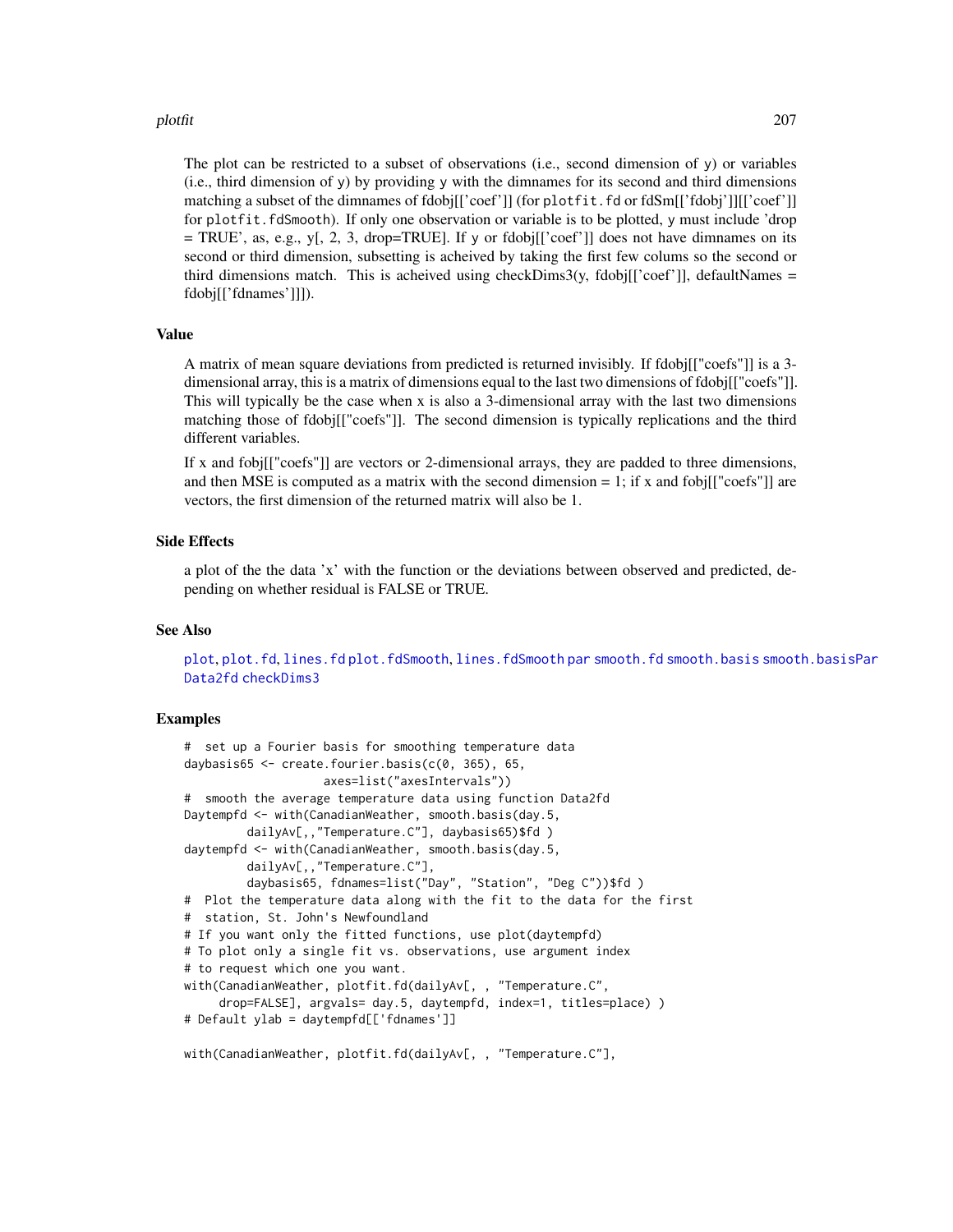The plot can be restricted to a subset of observations (i.e., second dimension of y) or variables (i.e., third dimension of y) by providing y with the dimnames for its second and third dimensions matching a subset of the dimnames of fdobj[['coef']] (for plotfit.fd or fdSm[['fdobj']][['coef']] for plotfit.fdSmooth). If only one observation or variable is to be plotted, y must include 'drop = TRUE', as, e.g., y[, 2, 3, drop=TRUE]. If y or fdobj[['coef']] does not have dimnames on its second or third dimension, subsetting is acheived by taking the first few colums so the second or third dimensions match. This is acheived using checkDims3(y, fdobj[['coef']], defaultNames = fdobj[['fdnames']]]).

## Value

A matrix of mean square deviations from predicted is returned invisibly. If fdobj[["coefs"]] is a 3-dimensional array, this is a matrix of dimensions equal to the last two dimensions of fdobj[["coefs"]]. This will typically be the case when x is also a 3-dimensional array with the last two dimensions matching those of fdobj[["coefs"]]. The second dimension is typically replications and the third different variables.

If x and fobj[["coefs"]] are vectors or 2-dimensional arrays, they are padded to three dimensions, and then MSE is computed as a matrix with the second dimension = 1; if x and fobj[["coefs"]] are vectors, the first dimension of the returned matrix will also be 1.

## Side Effects

a plot of the the data 'x' with the function or the deviations between observed and predicted, depending on whether residual is FALSE or TRUE.

## See Also

plot, plot.fd, lines.fd plot.fdSmooth, lines.fdSmooth par smooth.fd smooth.basis smooth.basisPar Data2fd checkDims3

## Examples

```
#  set up a Fourier basis for smoothing temperature data
daybasis65 <- create.fourier.basis(c(0, 365), 65,
                    axes=list("axesIntervals"))
#  smooth the average temperature data using function Data2fd
Daytempfd <- with(CanadianWeather, smooth.basis(day.5,
        dailyAv[,,"Temperature.C"], daybasis65)$fd )
daytempfd <- with(CanadianWeather, smooth.basis(day.5,
        dailyAv[,,"Temperature.C"],
        daybasis65, fdnames=list("Day", "Station", "Deg C"))$fd )
#  Plot the temperature data along with the fit to the data for the first
#  station, St. John's Newfoundland
# If you want only the fitted functions, use plot(daytempfd)
# To plot only a single fit vs. observations, use argument index
# to request which one you want.
with(CanadianWeather, plotfit.fd(dailyAv[, , "Temperature.C",
     drop=FALSE], argvals= day.5, daytempfd, index=1, titles=place) )
# Default ylab = daytempfd[['fdnames']]

with(CanadianWeather, plotfit.fd(dailyAv[, , "Temperature.C"],
```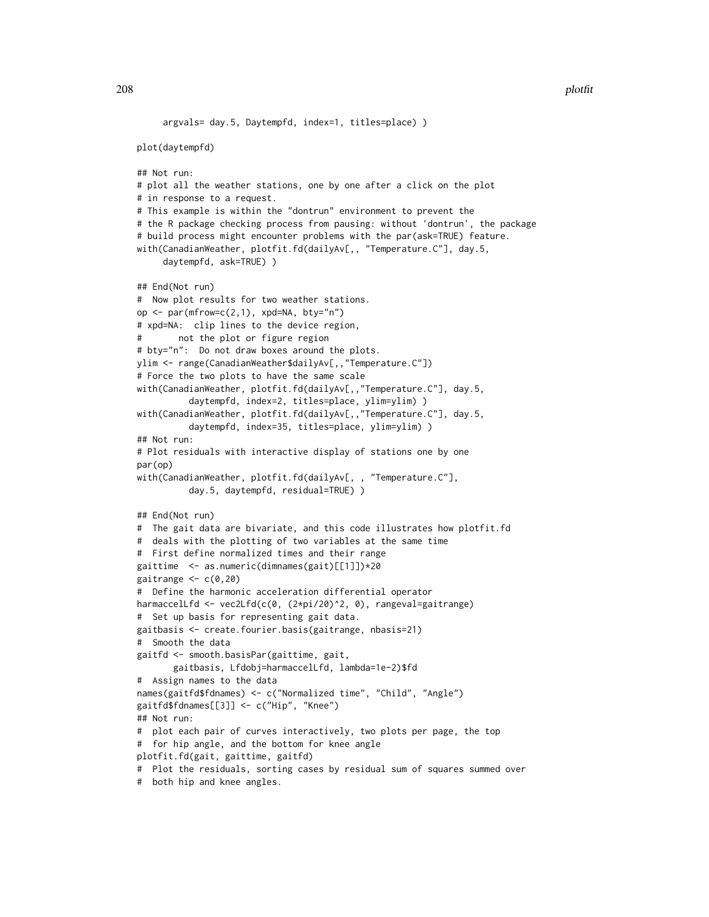```
     argvals= day.5, Daytempfd, index=1, titles=place) )

plot(daytempfd)

## Not run:
# plot all the weather stations, one by one after a click on the plot
# in response to a request.
# This example is within the "dontrun" environment to prevent the
# the R package checking process from pausing: without 'dontrun', the package
# build process might encounter problems with the par(ask=TRUE) feature.
with(CanadianWeather, plotfit.fd(dailyAv[,, "Temperature.C"], day.5,
     daytempfd, ask=TRUE) )

## End(Not run)
#  Now plot results for two weather stations.
op <- par(mfrow=c(2,1), xpd=NA, bty="n")
# xpd=NA:  clip lines to the device region,
#       not the plot or figure region
# bty="n":  Do not draw boxes around the plots.
ylim <- range(CanadianWeather$dailyAv[,,"Temperature.C"])
# Force the two plots to have the same scale
with(CanadianWeather, plotfit.fd(dailyAv[,,"Temperature.C"], day.5,
          daytempfd, index=2, titles=place, ylim=ylim) )
with(CanadianWeather, plotfit.fd(dailyAv[,,"Temperature.C"], day.5,
          daytempfd, index=35, titles=place, ylim=ylim) )
## Not run:
# Plot residuals with interactive display of stations one by one
par(op)
with(CanadianWeather, plotfit.fd(dailyAv[, , "Temperature.C"],
          day.5, daytempfd, residual=TRUE) )

## End(Not run)
#  The gait data are bivariate, and this code illustrates how plotfit.fd
#  deals with the plotting of two variables at the same time
#  First define normalized times and their range
gaittime  <- as.numeric(dimnames(gait)[[1]])*20
gaitrange <- c(0,20)
#  Define the harmonic acceleration differential operator
harmaccelLfd <- vec2Lfd(c(0, (2*pi/20)^2, 0), rangeval=gaitrange)
#  Set up basis for representing gait data.
gaitbasis <- create.fourier.basis(gaitrange, nbasis=21)
#  Smooth the data
gaitfd <- smooth.basisPar(gaittime, gait,
       gaitbasis, Lfdobj=harmaccelLfd, lambda=1e-2)$fd
#  Assign names to the data
names(gaitfd$fdnames) <- c("Normalized time", "Child", "Angle")
gaitfd$fdnames[[3]] <- c("Hip", "Knee")
## Not run:
#  plot each pair of curves interactively, two plots per page, the top
#  for hip angle, and the bottom for knee angle
plotfit.fd(gait, gaittime, gaitfd)
#  Plot the residuals, sorting cases by residual sum of squares summed over
#  both hip and knee angles.
```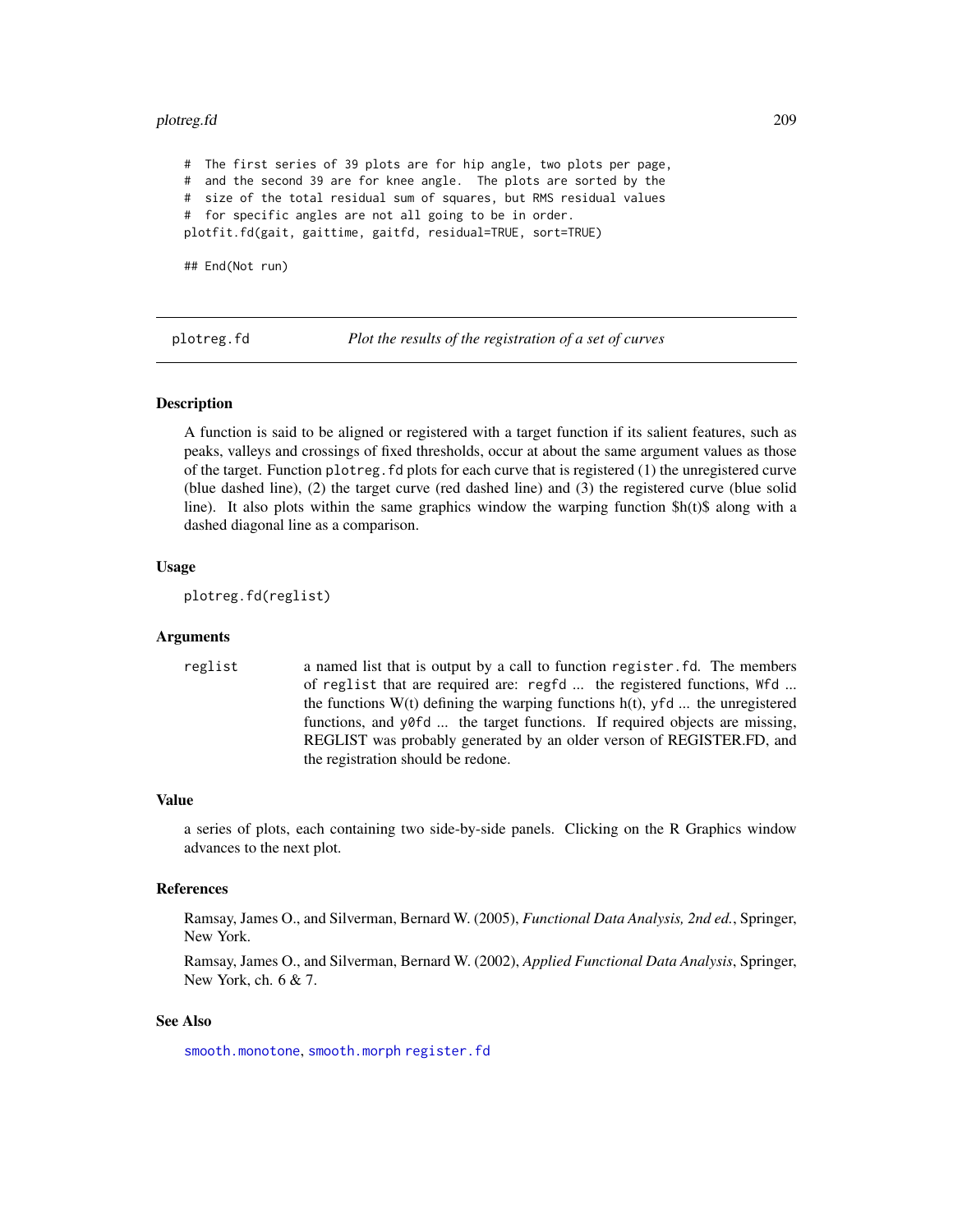```
#  The first series of 39 plots are for hip angle, two plots per page,
#  and the second 39 are for knee angle.  The plots are sorted by the
#  size of the total residual sum of squares, but RMS residual values
#  for specific angles are not all going to be in order.
plotfit.fd(gait, gaittime, gaitfd, residual=TRUE, sort=TRUE)

## End(Not run)
```

---

## plotreg.fd — *Plot the results of the registration of a set of curves*

### Description

A function is said to be aligned or registered with a target function if its salient features, such as peaks, valleys and crossings of fixed thresholds, occur at about the same argument values as those of the target. Function `plotreg.fd` plots for each curve that is registered (1) the unregistered curve (blue dashed line), (2) the target curve (red dashed line) and (3) the registered curve (blue solid line). It also plots within the same graphics window the warping function $h(t)$ along with a dashed diagonal line as a comparison.

### Usage

```
plotreg.fd(reglist)
```

### Arguments

`reglist` a named list that is output by a call to function `register.fd`. The members of `reglist` that are required are: `regfd` ... the registered functions, `Wfd` ... the functions W(t) defining the warping functions h(t), `yfd` ... the unregistered functions, and `y0fd` ... the target functions. If required objects are missing, REGLIST was probably generated by an older verson of REGISTER.FD, and the registration should be redone.

### Value

a series of plots, each containing two side-by-side panels. Clicking on the R Graphics window advances to the next plot.

### References

Ramsay, James O., and Silverman, Bernard W. (2005), *Functional Data Analysis, 2nd ed.*, Springer, New York.

Ramsay, James O., and Silverman, Bernard W. (2002), *Applied Functional Data Analysis*, Springer, New York, ch. 6 & 7.

### See Also

`smooth.monotone`, `smooth.morph` `register.fd`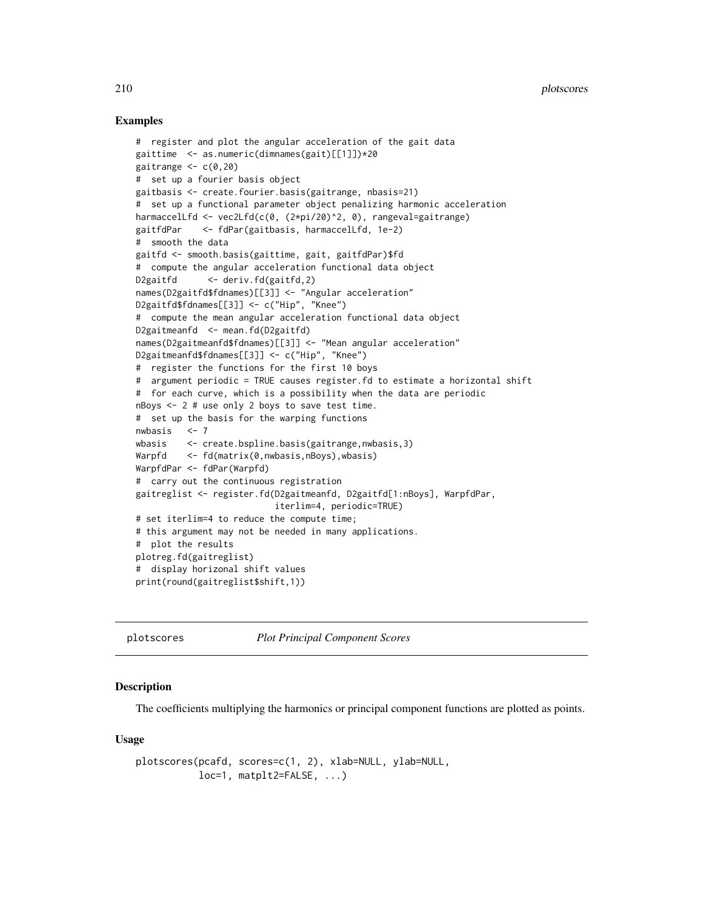## Examples

```
#  register and plot the angular acceleration of the gait data
gaittime  <- as.numeric(dimnames(gait)[[1]])*20
gaitrange <- c(0,20)
#  set up a fourier basis object
gaitbasis <- create.fourier.basis(gaitrange, nbasis=21)
#  set up a functional parameter object penalizing harmonic acceleration
harmaccelLfd <- vec2Lfd(c(0, (2*pi/20)^2, 0), rangeval=gaitrange)
gaitfdPar    <- fdPar(gaitbasis, harmaccelLfd, 1e-2)
#  smooth the data
gaitfd <- smooth.basis(gaittime, gait, gaitfdPar)$fd
#  compute the angular acceleration functional data object
D2gaitfd      <- deriv.fd(gaitfd,2)
names(D2gaitfd$fdnames)[[3]] <- "Angular acceleration"
D2gaitfd$fdnames[[3]] <- c("Hip", "Knee")
#  compute the mean angular acceleration functional data object
D2gaitmeanfd  <- mean.fd(D2gaitfd)
names(D2gaitmeanfd$fdnames)[[3]] <- "Mean angular acceleration"
D2gaitmeanfd$fdnames[[3]] <- c("Hip", "Knee")
#  register the functions for the first 10 boys
#  argument periodic = TRUE causes register.fd to estimate a horizontal shift
#  for each curve, which is a possibility when the data are periodic
nBoys <- 2 # use only 2 boys to save test time.
#  set up the basis for the warping functions
nwbasis   <- 7
wbasis    <- create.bspline.basis(gaitrange,nwbasis,3)
Warpfd    <- fd(matrix(0,nwbasis,nBoys),wbasis)
WarpfdPar <- fdPar(Warpfd)
#  carry out the continuous registration
gaitreglist <- register.fd(D2gaitmeanfd, D2gaitfd[1:nBoys], WarpfdPar,
                           iterlim=4, periodic=TRUE)
# set iterlim=4 to reduce the compute time;
# this argument may not be needed in many applications.
#  plot the results
plotreg.fd(gaitreglist)
#  display horizonal shift values
print(round(gaitreglist$shift,1))
```

---

# plotscores    *Plot Principal Component Scores*

## Description

The coefficients multiplying the harmonics or principal component functions are plotted as points.

## Usage

```
plotscores(pcafd, scores=c(1, 2), xlab=NULL, ylab=NULL,
           loc=1, matplt2=FALSE, ...)
```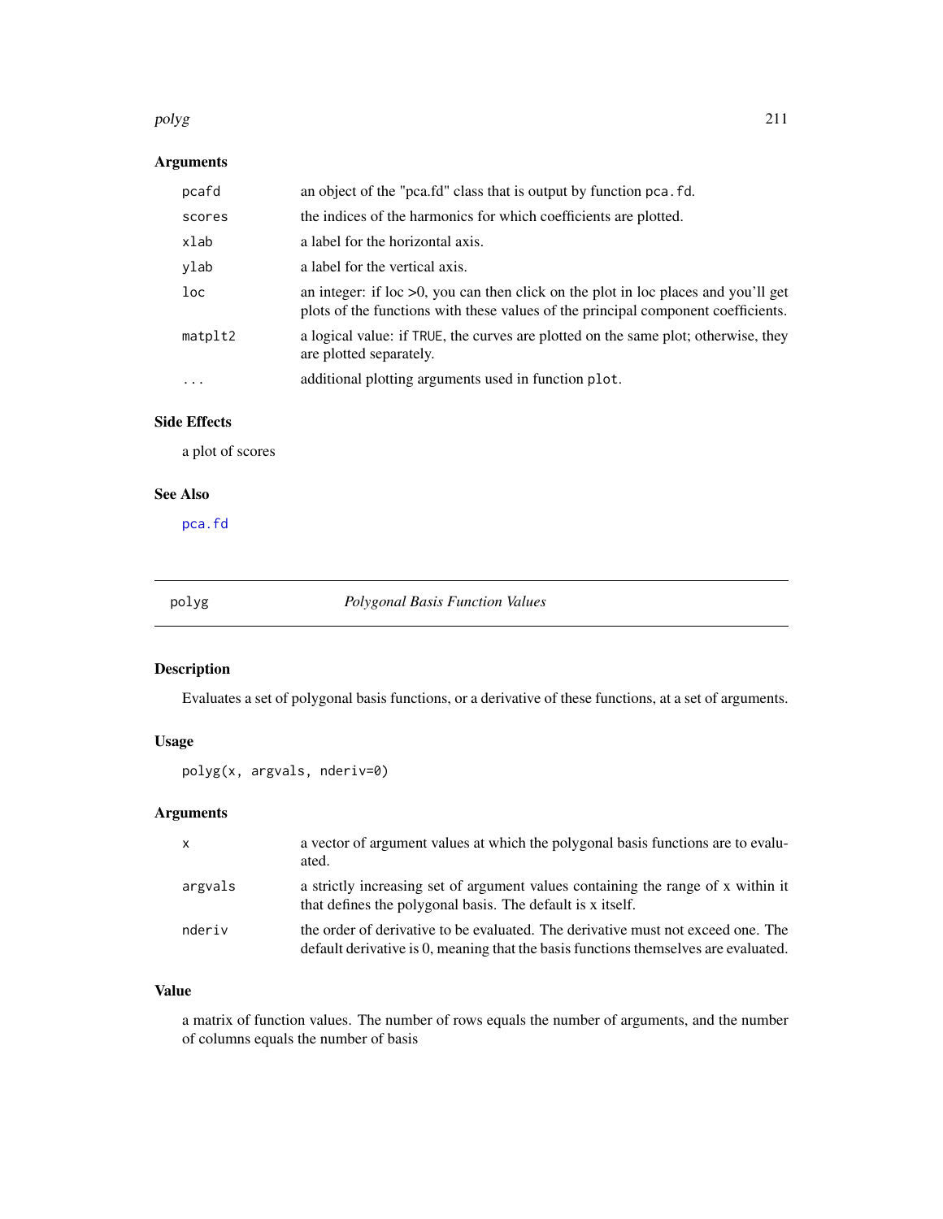### Arguments

| | |
|---|---|
| pcafd | an object of the "pca.fd" class that is output by function `pca.fd`. |
| scores | the indices of the harmonics for which coefficients are plotted. |
| xlab | a label for the horizontal axis. |
| ylab | a label for the vertical axis. |
| loc | an integer: if loc >0, you can then click on the plot in loc places and you'll get plots of the functions with these values of the principal component coefficients. |
| matplt2 | a logical value: if `TRUE`, the curves are plotted on the same plot; otherwise, they are plotted separately. |
| ... | additional plotting arguments used in function `plot`. |

### Side Effects

a plot of scores

### See Also

`pca.fd`

---

## polyg — *Polygonal Basis Function Values*

### Description

Evaluates a set of polygonal basis functions, or a derivative of these functions, at a set of arguments.

### Usage

```
polyg(x, argvals, nderiv=0)
```

### Arguments

| | |
|---|---|
| x | a vector of argument values at which the polygonal basis functions are to evaluated. |
| argvals | a strictly increasing set of argument values containing the range of x within it that defines the polygonal basis. The default is x itself. |
| nderiv | the order of derivative to be evaluated. The derivative must not exceed one. The default derivative is 0, meaning that the basis functions themselves are evaluated. |

### Value

a matrix of function values. The number of rows equals the number of arguments, and the number of columns equals the number of basis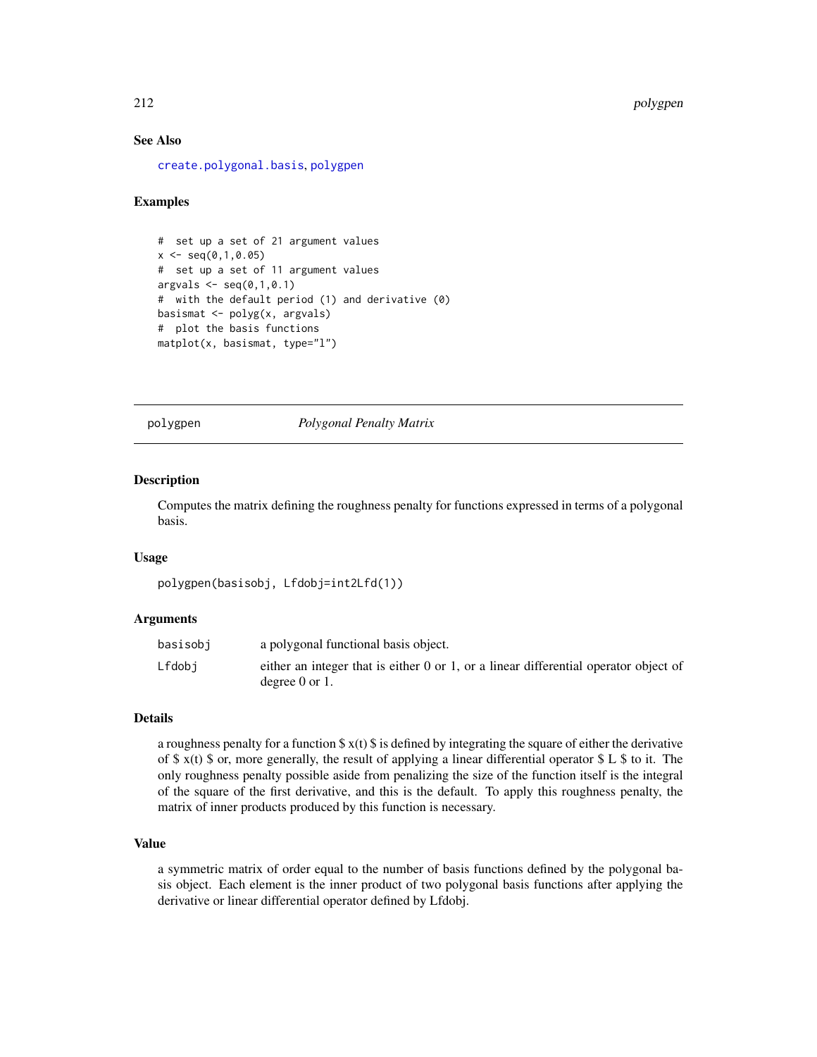### See Also

create.polygonal.basis, polygpen

### Examples

```
#  set up a set of 21 argument values
x <- seq(0,1,0.05)
#  set up a set of 11 argument values
argvals <- seq(0,1,0.1)
#  with the default period (1) and derivative (0)
basismat <- polyg(x, argvals)
#  plot the basis functions
matplot(x, basismat, type="l")
```

---

## polygpen *Polygonal Penalty Matrix*

### Description

Computes the matrix defining the roughness penalty for functions expressed in terms of a polygonal basis.

### Usage

```
polygpen(basisobj, Lfdobj=int2Lfd(1))
```

### Arguments

| | |
|---|---|
| basisobj | a polygonal functional basis object. |
| Lfdobj | either an integer that is either 0 or 1, or a linear differential operator object of degree 0 or 1. |

### Details

a roughness penalty for a function $x(t)$ is defined by integrating the square of either the derivative of $x(t)$ or, more generally, the result of applying a linear differential operator $L$ to it. The only roughness penalty possible aside from penalizing the size of the function itself is the integral of the square of the first derivative, and this is the default. To apply this roughness penalty, the matrix of inner products produced by this function is necessary.

### Value

a symmetric matrix of order equal to the number of basis functions defined by the polygonal basis object. Each element is the inner product of two polygonal basis functions after applying the derivative or linear differential operator defined by Lfdobj.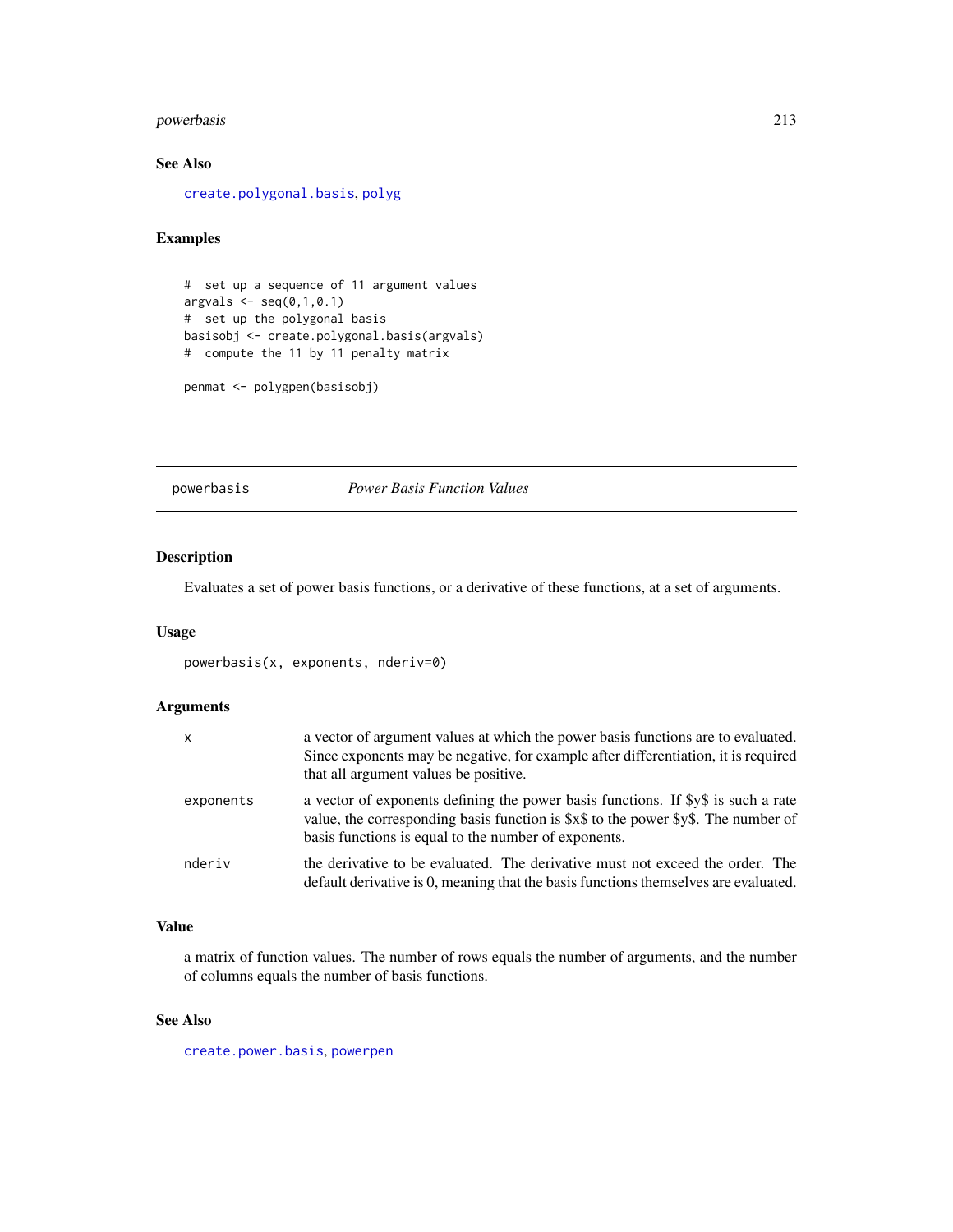## See Also

create.polygonal.basis, polyg

## Examples

```
#  set up a sequence of 11 argument values
argvals <- seq(0,1,0.1)
#  set up the polygonal basis
basisobj <- create.polygonal.basis(argvals)
#  compute the 11 by 11 penalty matrix

penmat <- polygpen(basisobj)
```

---

# powerbasis — *Power Basis Function Values*

---

## Description

Evaluates a set of power basis functions, or a derivative of these functions, at a set of arguments.

## Usage

```
powerbasis(x, exponents, nderiv=0)
```

## Arguments

| | |
|---|---|
| x | a vector of argument values at which the power basis functions are to evaluated. Since exponents may be negative, for example after differentiation, it is required that all argument values be positive. |
| exponents | a vector of exponents defining the power basis functions. If $y$ is such a rate value, the corresponding basis function is $x$ to the power $y$. The number of basis functions is equal to the number of exponents. |
| nderiv | the derivative to be evaluated. The derivative must not exceed the order. The default derivative is 0, meaning that the basis functions themselves are evaluated. |

## Value

a matrix of function values. The number of rows equals the number of arguments, and the number of columns equals the number of basis functions.

## See Also

create.power.basis, powerpen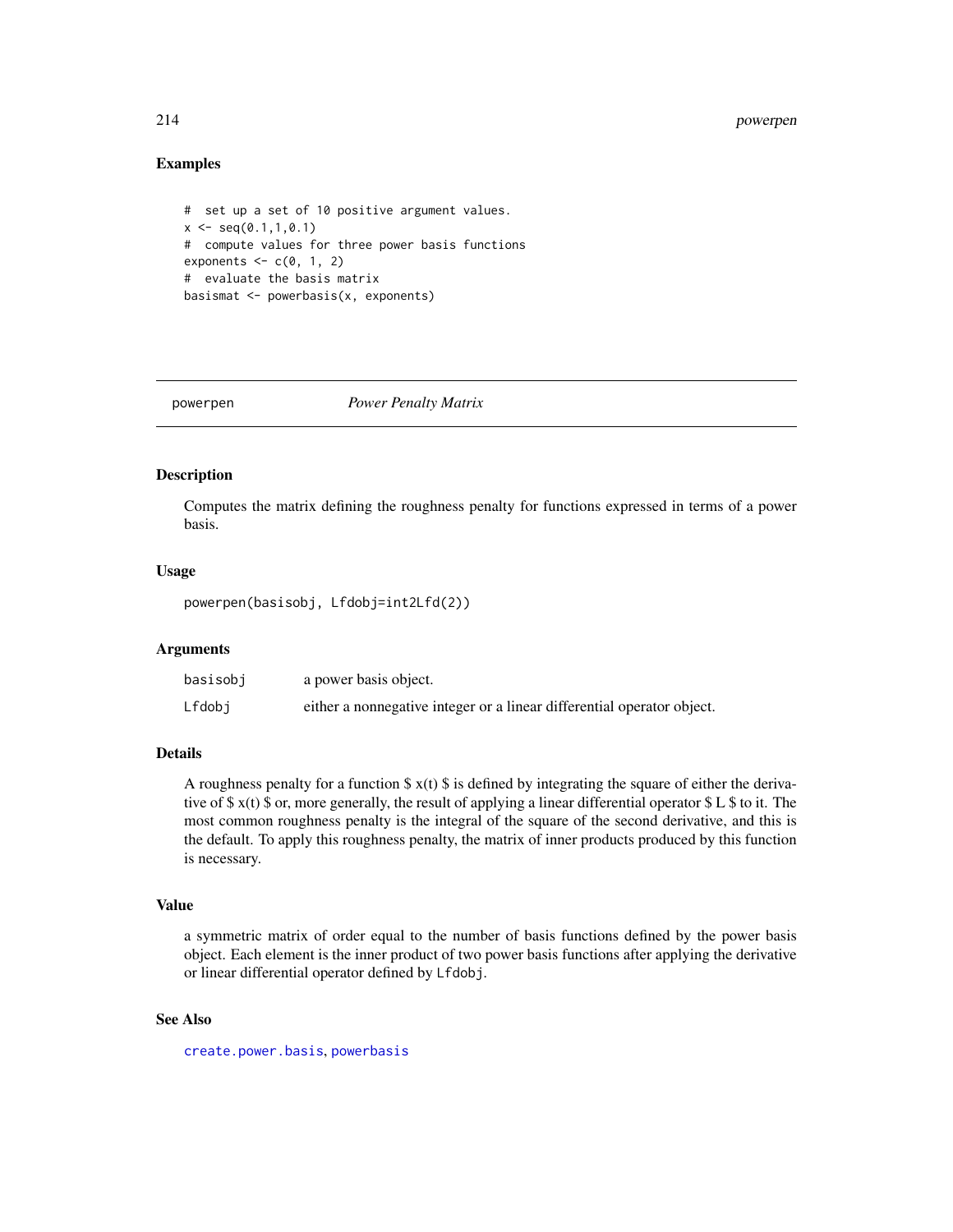## Examples

```
#  set up a set of 10 positive argument values.
x <- seq(0.1,1,0.1)
#  compute values for three power basis functions
exponents <- c(0, 1, 2)
#  evaluate the basis matrix
basismat <- powerbasis(x, exponents)
```

---

# powerpen *Power Penalty Matrix*

---

## Description

Computes the matrix defining the roughness penalty for functions expressed in terms of a power basis.

## Usage

```
powerpen(basisobj, Lfdobj=int2Lfd(2))
```

## Arguments

| | |
|---|---|
| basisobj | a power basis object. |
| Lfdobj | either a nonnegative integer or a linear differential operator object. |

## Details

A roughness penalty for a function $x(t)$ is defined by integrating the square of either the derivative of $x(t)$ or, more generally, the result of applying a linear differential operator $L$ to it. The most common roughness penalty is the integral of the square of the second derivative, and this is the default. To apply this roughness penalty, the matrix of inner products produced by this function is necessary.

## Value

a symmetric matrix of order equal to the number of basis functions defined by the power basis object. Each element is the inner product of two power basis functions after applying the derivative or linear differential operator defined by `Lfdobj`.

## See Also

`create.power.basis`, `powerbasis`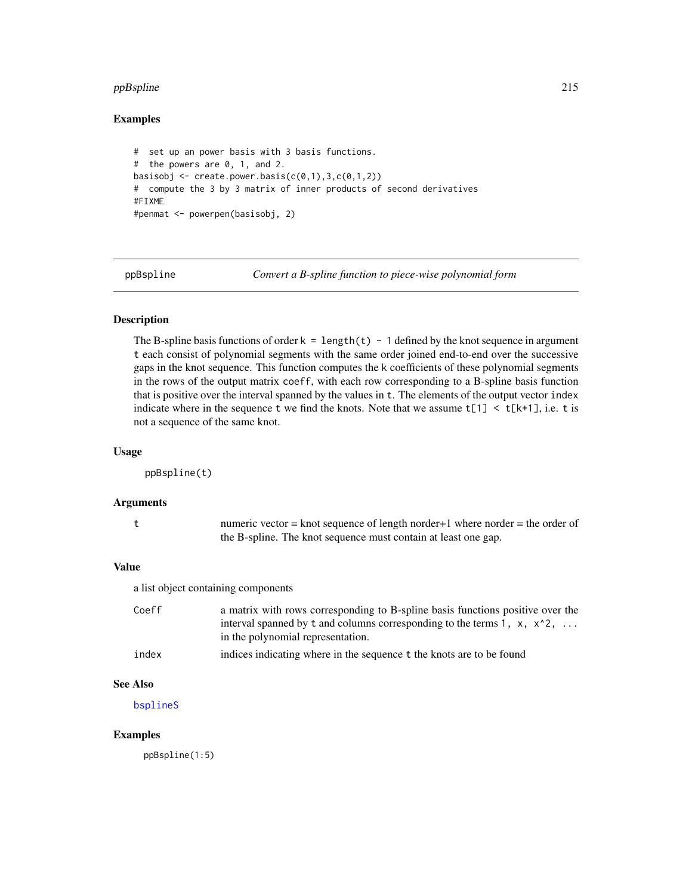## Examples

```
#  set up an power basis with 3 basis functions.
#  the powers are 0, 1, and 2.
basisobj <- create.power.basis(c(0,1),3,c(0,1,2))
#  compute the 3 by 3 matrix of inner products of second derivatives
#FIXME
#penmat <- powerpen(basisobj, 2)
```

---

# ppBspline *Convert a B-spline function to piece-wise polynomial form*

---

## Description

The B-spline basis functions of order `k = length(t) - 1` defined by the knot sequence in argument `t` each consist of polynomial segments with the same order joined end-to-end over the successive gaps in the knot sequence. This function computes the `k` coefficients of these polynomial segments in the rows of the output matrix `coeff`, with each row corresponding to a B-spline basis function that is positive over the interval spanned by the values in `t`. The elements of the output vector `index` indicate where in the sequence `t` we find the knots. Note that we assume `t[1] < t[k+1]`, i.e. `t` is not a sequence of the same knot.

## Usage

```
ppBspline(t)
```

## Arguments

| | |
|---|---|
| t | numeric vector = knot sequence of length norder+1 where norder = the order of the B-spline. The knot sequence must contain at least one gap. |

## Value

a list object containing components

| | |
|---|---|
| Coeff | a matrix with rows corresponding to B-spline basis functions positive over the interval spanned by `t` and columns corresponding to the terms `1, x, x^2, ...` in the polynomial representation. |
| index | indices indicating where in the sequence `t` the knots are to be found |

## See Also

bsplineS

## Examples

```
ppBspline(1:5)
```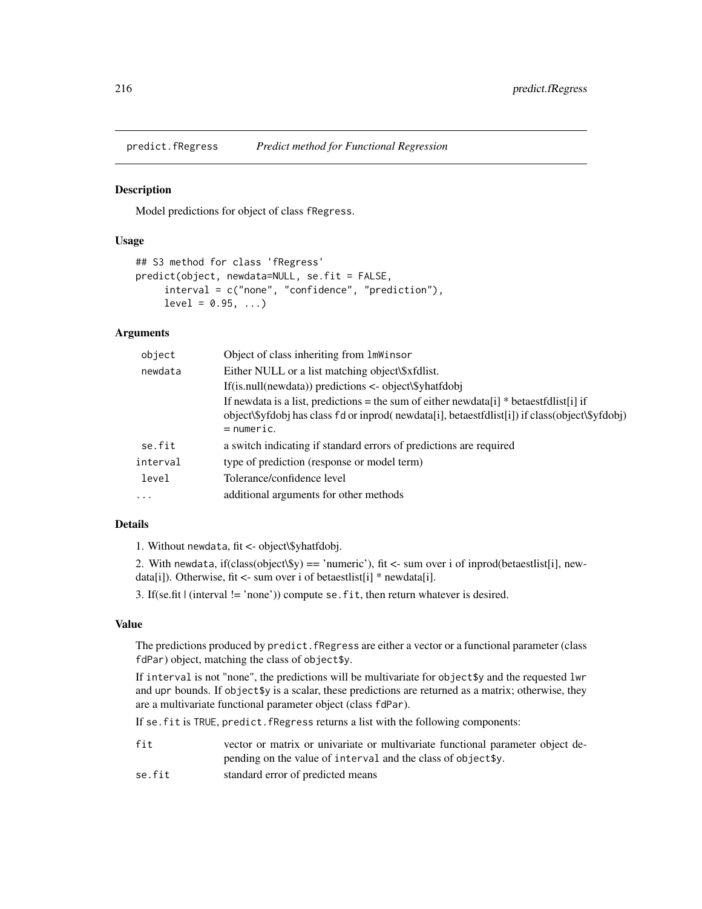# predict.fRegress *Predict method for Functional Regression*

## Description

Model predictions for object of class fRegress.

## Usage

```
## S3 method for class 'fRegress'
predict(object, newdata=NULL, se.fit = FALSE,
     interval = c("none", "confidence", "prediction"),
     level = 0.95, ...)
```

## Arguments

| | |
|---|---|
| object | Object of class inheriting from lmWinsor |
| newdata | Either NULL or a list matching object\$xfdlist.<br>If(is.null(newdata)) predictions <- object\$yhatfdobj<br>If newdata is a list, predictions = the sum of either newdata[i] * betaestfdlist[i] if object\$yfdobj has class fd or inprod( newdata[i], betaestfdlist[i]) if class(object\$yfdobj) = numeric. |
| se.fit | a switch indicating if standard errors of predictions are required |
| interval | type of prediction (response or model term) |
| level | Tolerance/confidence level |
| ... | additional arguments for other methods |

## Details

1. Without newdata, fit <- object\$yhatfdobj.

2. With newdata, if(class(object\$y) == 'numeric'), fit <- sum over i of inprod(betaestlist[i], newdata[i]). Otherwise, fit <- sum over i of betaestlist[i] * newdata[i].

3. If(se.fit | (interval != 'none')) compute se.fit, then return whatever is desired.

## Value

The predictions produced by predict.fRegress are either a vector or a functional parameter (class fdPar) object, matching the class of object$y.

If interval is not "none", the predictions will be multivariate for object$y and the requested lwr and upr bounds. If object$y is a scalar, these predictions are returned as a matrix; otherwise, they are a multivariate functional parameter object (class fdPar).

If se.fit is TRUE, predict.fRegress returns a list with the following components:

| | |
|---|---|
| fit | vector or matrix or univariate or multivariate functional parameter object depending on the value of interval and the class of object$y. |
| se.fit | standard error of predicted means |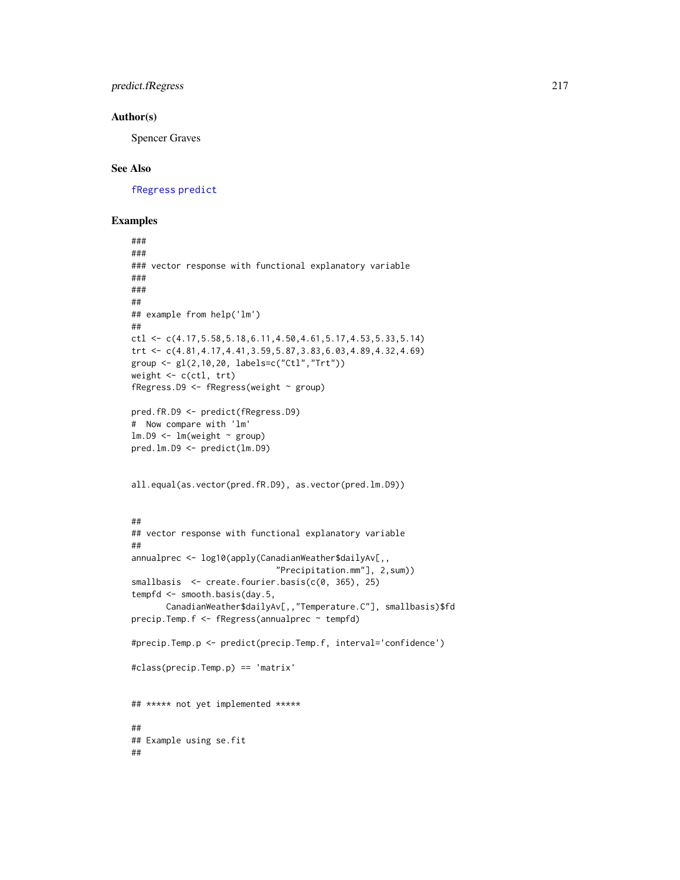## Author(s)

Spencer Graves

## See Also

fRegress predict

## Examples

```
###
###
### vector response with functional explanatory variable
###
###
##
## example from help('lm')
##
ctl <- c(4.17,5.58,5.18,6.11,4.50,4.61,5.17,4.53,5.33,5.14)
trt <- c(4.81,4.17,4.41,3.59,5.87,3.83,6.03,4.89,4.32,4.69)
group <- gl(2,10,20, labels=c("Ctl","Trt"))
weight <- c(ctl, trt)
fRegress.D9 <- fRegress(weight ~ group)

pred.fR.D9 <- predict(fRegress.D9)
#  Now compare with 'lm'
lm.D9 <- lm(weight ~ group)
pred.lm.D9 <- predict(lm.D9)


all.equal(as.vector(pred.fR.D9), as.vector(pred.lm.D9))


##
## vector response with functional explanatory variable
##
annualprec <- log10(apply(CanadianWeather$dailyAv[,,
                         "Precipitation.mm"], 2,sum))
smallbasis  <- create.fourier.basis(c(0, 365), 25)
tempfd <- smooth.basis(day.5,
       CanadianWeather$dailyAv[,,"Temperature.C"], smallbasis)$fd
precip.Temp.f <- fRegress(annualprec ~ tempfd)

#precip.Temp.p <- predict(precip.Temp.f, interval='confidence')

#class(precip.Temp.p) == 'matrix'


## ***** not yet implemented *****

##
## Example using se.fit
##
```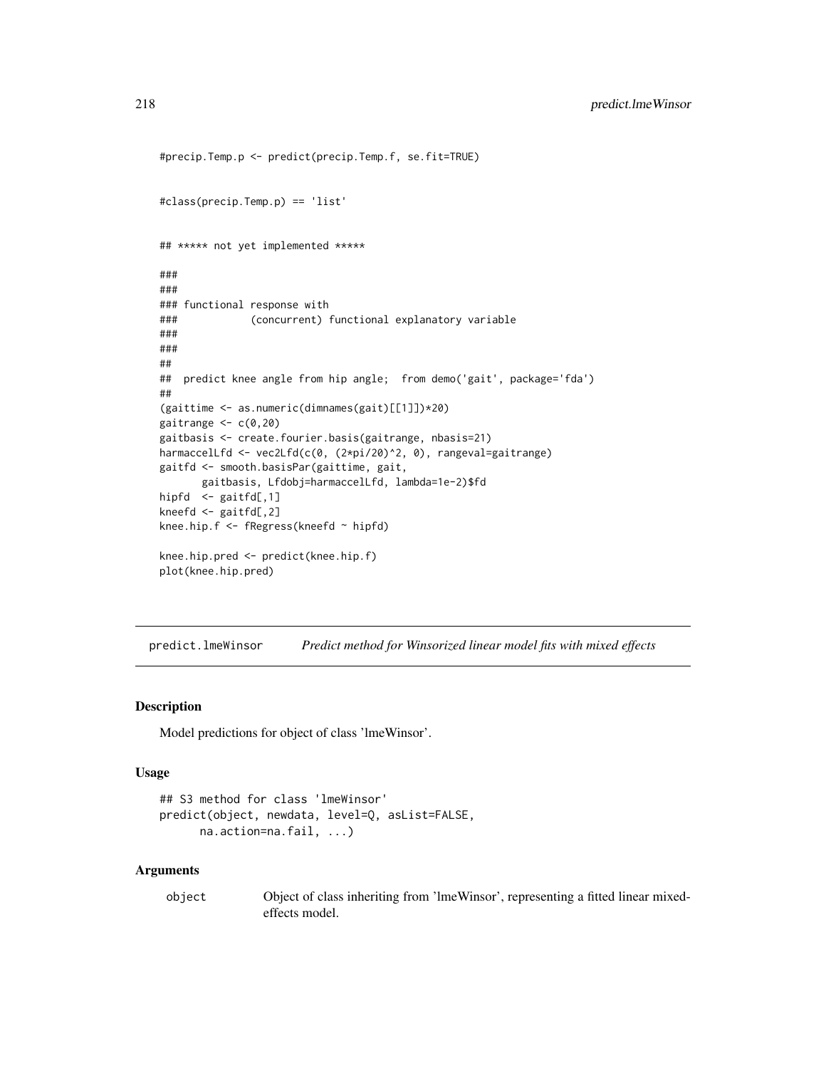```
#precip.Temp.p <- predict(precip.Temp.f, se.fit=TRUE)


#class(precip.Temp.p) == 'list'


## ***** not yet implemented *****

###
###
### functional response with
###            (concurrent) functional explanatory variable
###
###
##
##  predict knee angle from hip angle;  from demo('gait', package='fda')
##
(gaittime <- as.numeric(dimnames(gait)[[1]])*20)
gaitrange <- c(0,20)
gaitbasis <- create.fourier.basis(gaitrange, nbasis=21)
harmaccelLfd <- vec2Lfd(c(0, (2*pi/20)^2, 0), rangeval=gaitrange)
gaitfd <- smooth.basisPar(gaittime, gait,
       gaitbasis, Lfdobj=harmaccelLfd, lambda=1e-2)$fd
hipfd  <- gaitfd[,1]
kneefd <- gaitfd[,2]
knee.hip.f <- fRegress(kneefd ~ hipfd)

knee.hip.pred <- predict(knee.hip.f)
plot(knee.hip.pred)
```

---

## predict.lmeWinsor — *Predict method for Winsorized linear model fits with mixed effects*

### Description

Model predictions for object of class 'lmeWinsor'.

### Usage

```
## S3 method for class 'lmeWinsor'
predict(object, newdata, level=Q, asList=FALSE,
      na.action=na.fail, ...)
```

### Arguments

| | |
|---|---|
| `object` | Object of class inheriting from 'lmeWinsor', representing a fitted linear mixed-effects model. |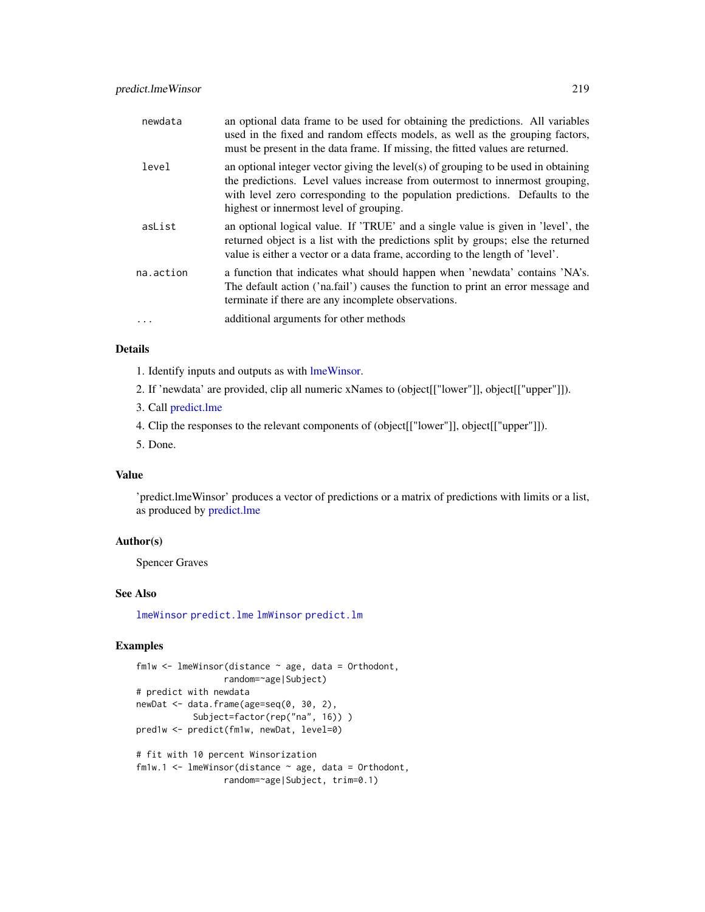| | |
|---|---|
| newdata | an optional data frame to be used for obtaining the predictions. All variables used in the fixed and random effects models, as well as the grouping factors, must be present in the data frame. If missing, the fitted values are returned. |
| level | an optional integer vector giving the level(s) of grouping to be used in obtaining the predictions. Level values increase from outermost to innermost grouping, with level zero corresponding to the population predictions. Defaults to the highest or innermost level of grouping. |
| asList | an optional logical value. If 'TRUE' and a single value is given in 'level', the returned object is a list with the predictions split by groups; else the returned value is either a vector or a data frame, according to the length of 'level'. |
| na.action | a function that indicates what should happen when 'newdata' contains 'NA's. The default action ('na.fail') causes the function to print an error message and terminate if there are any incomplete observations. |
| ... | additional arguments for other methods |

### Details

1. Identify inputs and outputs as with lmeWinsor.
2. If 'newdata' are provided, clip all numeric xNames to (object[["lower"]], object[["upper"]]).
3. Call predict.lme
4. Clip the responses to the relevant components of (object[["lower"]], object[["upper"]]).
5. Done.

### Value

'predict.lmeWinsor' produces a vector of predictions or a matrix of predictions with limits or a list, as produced by predict.lme

### Author(s)

Spencer Graves

### See Also

lmeWinsor predict.lme lmWinsor predict.lm

### Examples

```
fm1w <- lmeWinsor(distance ~ age, data = Orthodont,
                random=~age|Subject)
# predict with newdata
newDat <- data.frame(age=seq(0, 30, 2),
           Subject=factor(rep("na", 16)) )
pred1w <- predict(fm1w, newDat, level=0)

# fit with 10 percent Winsorization
fm1w.1 <- lmeWinsor(distance ~ age, data = Orthodont,
                random=~age|Subject, trim=0.1)
```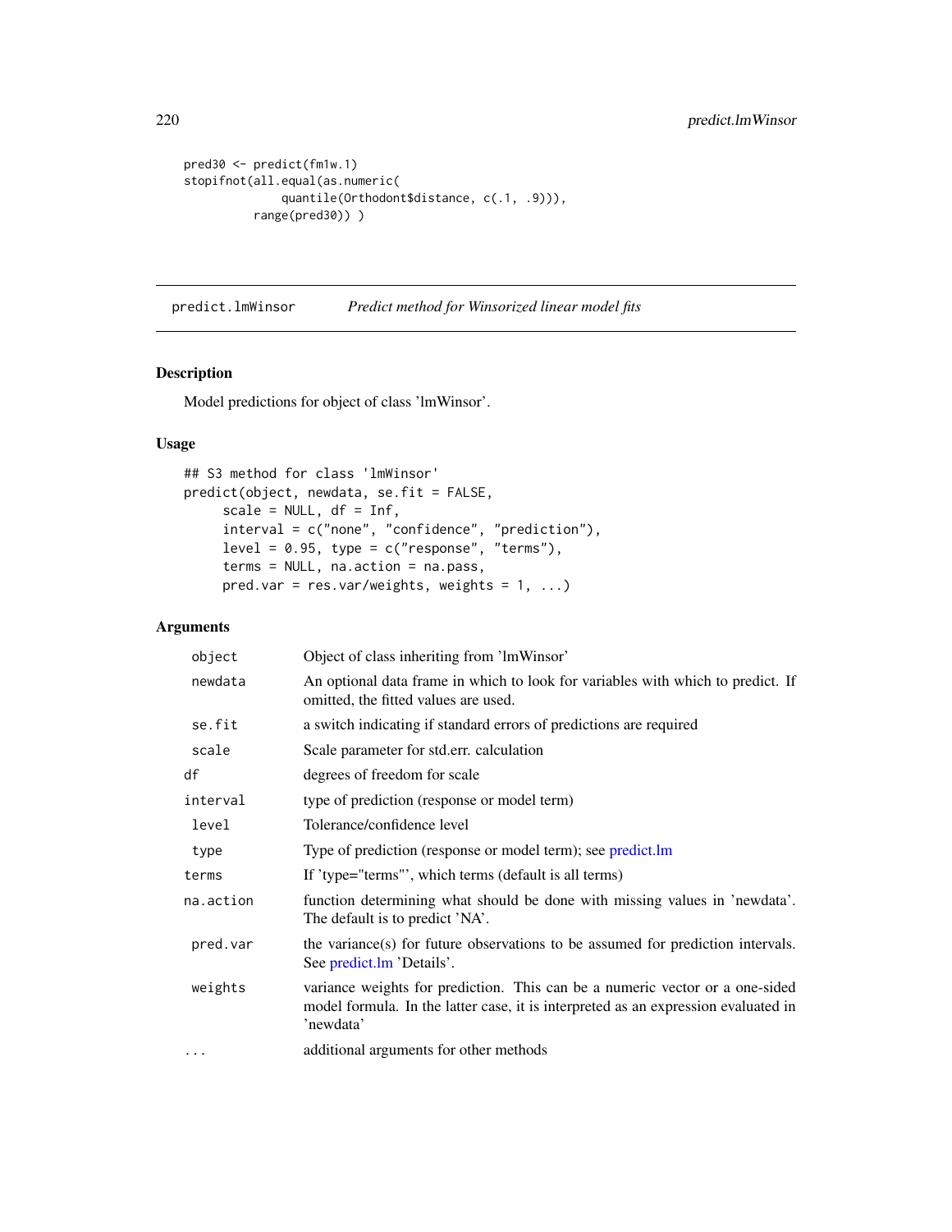```
pred30 <- predict(fm1w.1)
stopifnot(all.equal(as.numeric(
              quantile(Orthodont$distance, c(.1, .9))),
          range(pred30)) )
```

---

## predict.lmWinsor — *Predict method for Winsorized linear model fits*

### Description

Model predictions for object of class 'lmWinsor'.

### Usage

```
## S3 method for class 'lmWinsor'
predict(object, newdata, se.fit = FALSE,
     scale = NULL, df = Inf,
     interval = c("none", "confidence", "prediction"),
     level = 0.95, type = c("response", "terms"),
     terms = NULL, na.action = na.pass,
     pred.var = res.var/weights, weights = 1, ...)
```

### Arguments

| | |
|---|---|
| `object` | Object of class inheriting from 'lmWinsor' |
| `newdata` | An optional data frame in which to look for variables with which to predict. If omitted, the fitted values are used. |
| `se.fit` | a switch indicating if standard errors of predictions are required |
| `scale` | Scale parameter for std.err. calculation |
| `df` | degrees of freedom for scale |
| `interval` | type of prediction (response or model term) |
| `level` | Tolerance/confidence level |
| `type` | Type of prediction (response or model term); see predict.lm |
| `terms` | If 'type="terms"', which terms (default is all terms) |
| `na.action` | function determining what should be done with missing values in 'newdata'. The default is to predict 'NA'. |
| `pred.var` | the variance(s) for future observations to be assumed for prediction intervals. See predict.lm 'Details'. |
| `weights` | variance weights for prediction. This can be a numeric vector or a one-sided model formula. In the latter case, it is interpreted as an expression evaluated in 'newdata' |
| `...` | additional arguments for other methods |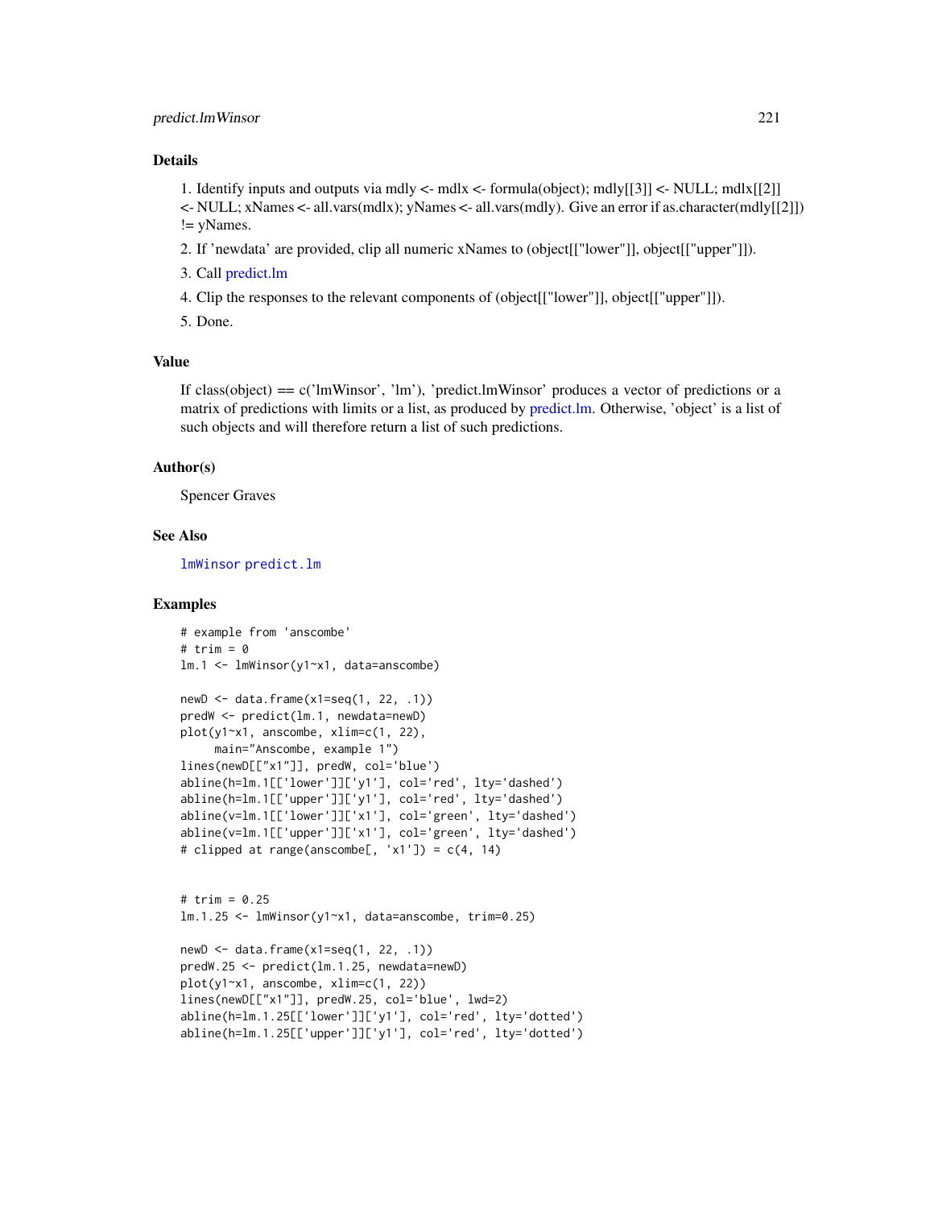## Details

1. Identify inputs and outputs via mdly <- mdlx <- formula(object); mdly[[3]] <- NULL; mdlx[[2]] <- NULL; xNames <- all.vars(mdlx); yNames <- all.vars(mdly). Give an error if as.character(mdly[[2]]) != yNames.

2. If 'newdata' are provided, clip all numeric xNames to (object[["lower"]], object[["upper"]]).

3. Call predict.lm

4. Clip the responses to the relevant components of (object[["lower"]], object[["upper"]]).

5. Done.

## Value

If class(object) == c('lmWinsor', 'lm'), 'predict.lmWinsor' produces a vector of predictions or a matrix of predictions with limits or a list, as produced by predict.lm. Otherwise, 'object' is a list of such objects and will therefore return a list of such predictions.

## Author(s)

Spencer Graves

## See Also

`lmWinsor` `predict.lm`

## Examples

```
# example from 'anscombe'
# trim = 0
lm.1 <- lmWinsor(y1~x1, data=anscombe)

newD <- data.frame(x1=seq(1, 22, .1))
predW <- predict(lm.1, newdata=newD)
plot(y1~x1, anscombe, xlim=c(1, 22),
     main="Anscombe, example 1")
lines(newD[["x1"]], predW, col='blue')
abline(h=lm.1[['lower']]['y1'], col='red', lty='dashed')
abline(h=lm.1[['upper']]['y1'], col='red', lty='dashed')
abline(v=lm.1[['lower']]['x1'], col='green', lty='dashed')
abline(v=lm.1[['upper']]['x1'], col='green', lty='dashed')
# clipped at range(anscombe[, 'x1']) = c(4, 14)


# trim = 0.25
lm.1.25 <- lmWinsor(y1~x1, data=anscombe, trim=0.25)

newD <- data.frame(x1=seq(1, 22, .1))
predW.25 <- predict(lm.1.25, newdata=newD)
plot(y1~x1, anscombe, xlim=c(1, 22))
lines(newD[["x1"]], predW.25, col='blue', lwd=2)
abline(h=lm.1.25[['lower']]['y1'], col='red', lty='dotted')
abline(h=lm.1.25[['upper']]['y1'], col='red', lty='dotted')
```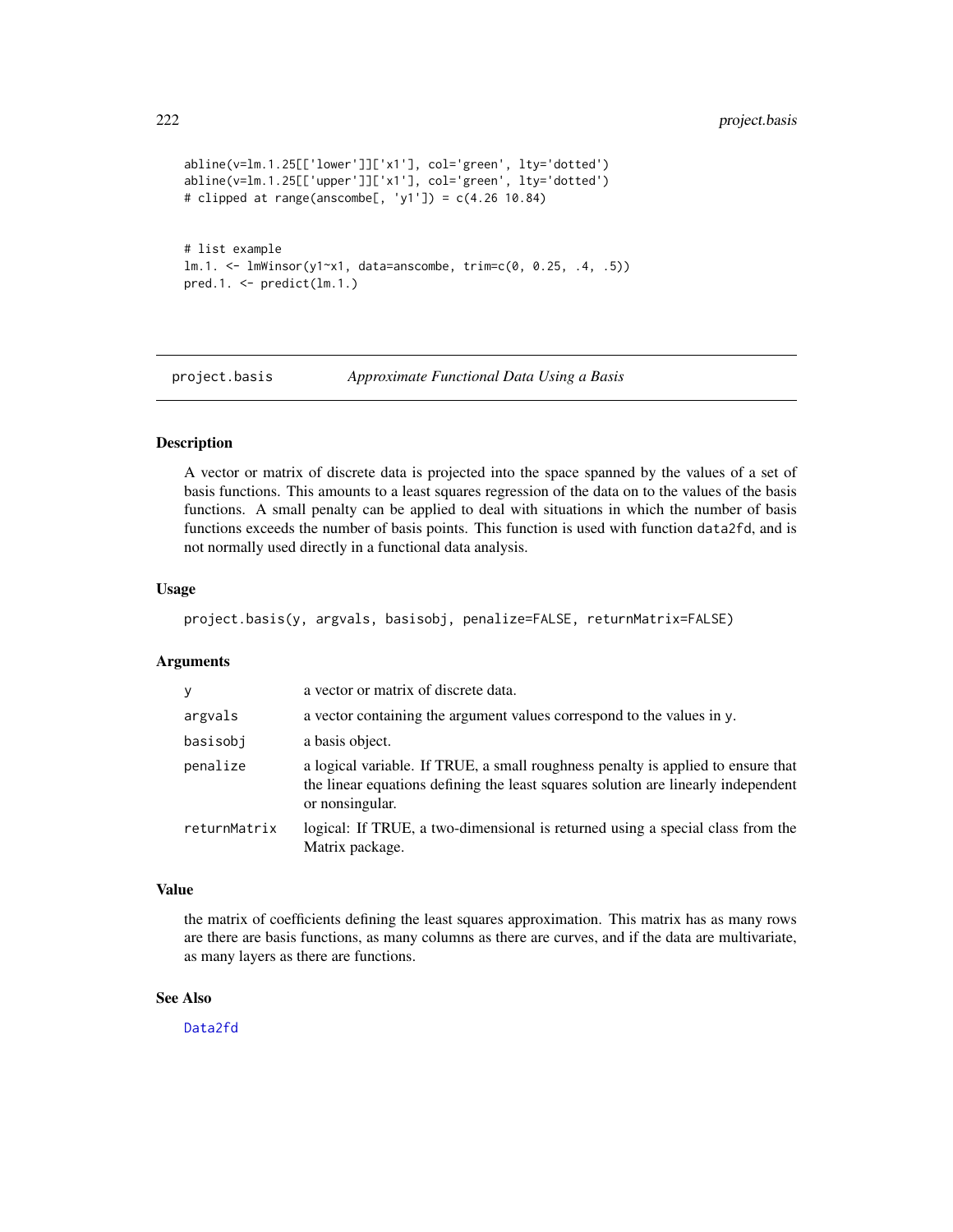```
abline(v=lm.1.25[['lower']]['x1'], col='green', lty='dotted')
abline(v=lm.1.25[['upper']]['x1'], col='green', lty='dotted')
# clipped at range(anscombe[, 'y1']) = c(4.26 10.84)


# list example
lm.1. <- lmWinsor(y1~x1, data=anscombe, trim=c(0, 0.25, .4, .5))
pred.1. <- predict(lm.1.)
```

---

## project.basis — *Approximate Functional Data Using a Basis*

### Description

A vector or matrix of discrete data is projected into the space spanned by the values of a set of basis functions. This amounts to a least squares regression of the data on to the values of the basis functions. A small penalty can be applied to deal with situations in which the number of basis functions exceeds the number of basis points. This function is used with function data2fd, and is not normally used directly in a functional data analysis.

### Usage

```
project.basis(y, argvals, basisobj, penalize=FALSE, returnMatrix=FALSE)
```

### Arguments

| | |
|---|---|
| y | a vector or matrix of discrete data. |
| argvals | a vector containing the argument values correspond to the values in y. |
| basisobj | a basis object. |
| penalize | a logical variable. If TRUE, a small roughness penalty is applied to ensure that the linear equations defining the least squares solution are linearly independent or nonsingular. |
| returnMatrix | logical: If TRUE, a two-dimensional is returned using a special class from the Matrix package. |

### Value

the matrix of coefficients defining the least squares approximation. This matrix has as many rows are there are basis functions, as many columns as there are curves, and if the data are multivariate, as many layers as there are functions.

### See Also

Data2fd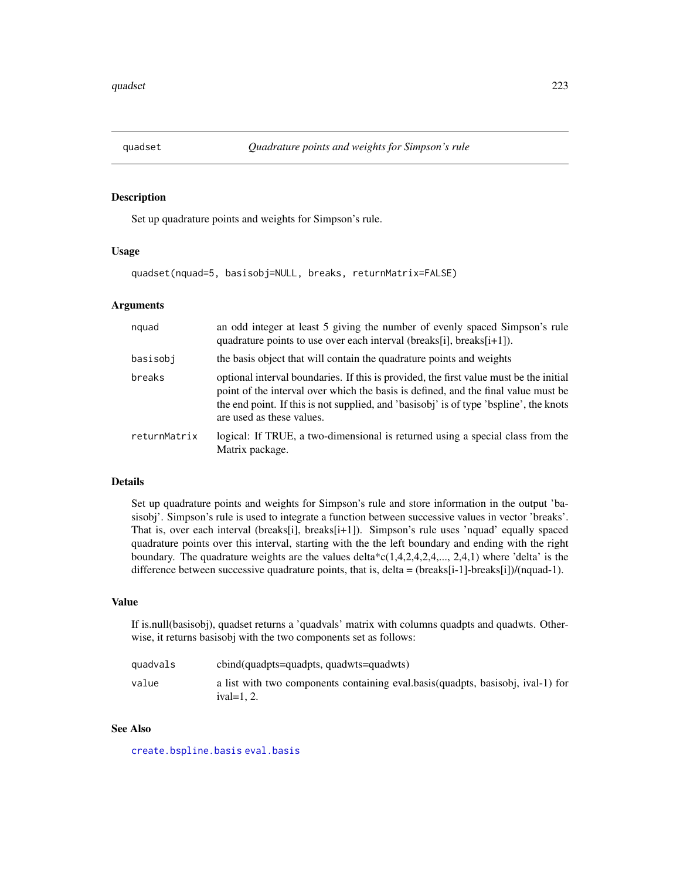## quadset — *Quadrature points and weights for Simpson's rule*

### Description

Set up quadrature points and weights for Simpson's rule.

### Usage

```
quadset(nquad=5, basisobj=NULL, breaks, returnMatrix=FALSE)
```

### Arguments

| | |
|---|---|
| `nquad` | an odd integer at least 5 giving the number of evenly spaced Simpson's rule quadrature points to use over each interval (breaks[i], breaks[i+1]). |
| `basisobj` | the basis object that will contain the quadrature points and weights |
| `breaks` | optional interval boundaries. If this is provided, the first value must be the initial point of the interval over which the basis is defined, and the final value must be the end point. If this is not supplied, and 'basisobj' is of type 'bspline', the knots are used as these values. |
| `returnMatrix` | logical: If TRUE, a two-dimensional is returned using a special class from the Matrix package. |

### Details

Set up quadrature points and weights for Simpson's rule and store information in the output 'basisobj'. Simpson's rule is used to integrate a function between successive values in vector 'breaks'. That is, over each interval (breaks[i], breaks[i+1]). Simpson's rule uses 'nquad' equally spaced quadrature points over this interval, starting with the the left boundary and ending with the right boundary. The quadrature weights are the values delta*c(1,4,2,4,2,4,..., 2,4,1) where 'delta' is the difference between successive quadrature points, that is, delta = (breaks[i-1]-breaks[i])/(nquad-1).

### Value

If is.null(basisobj), quadset returns a 'quadvals' matrix with columns quadpts and quadwts. Otherwise, it returns basisobj with the two components set as follows:

| | |
|---|---|
| `quadvals` | cbind(quadpts=quadpts, quadwts=quadwts) |
| `value` | a list with two components containing eval.basis(quadpts, basisobj, ival-1) for ival=1, 2. |

### See Also

`create.bspline.basis` `eval.basis`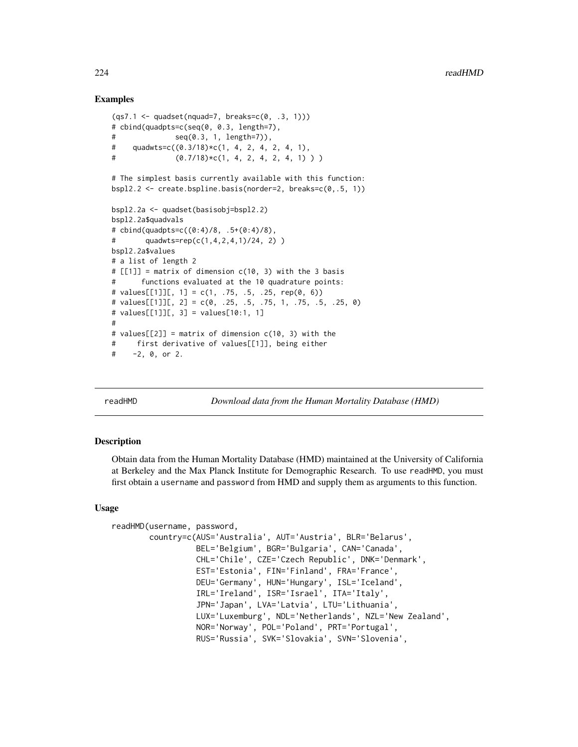### Examples

```
(qs7.1 <- quadset(nquad=7, breaks=c(0, .3, 1)))
# cbind(quadpts=c(seq(0, 0.3, length=7),
#              seq(0.3, 1, length=7)),
#    quadwts=c((0.3/18)*c(1, 4, 2, 4, 2, 4, 1),
#              (0.7/18)*c(1, 4, 2, 4, 2, 4, 1) ) )

# The simplest basis currently available with this function:
bspl2.2 <- create.bspline.basis(norder=2, breaks=c(0,.5, 1))

bspl2.2a <- quadset(basisobj=bspl2.2)
bspl2.2a$quadvals
# cbind(quadpts=c((0:4)/8, .5+(0:4)/8),
#       quadwts=rep(c(1,4,2,4,1)/24, 2) )
bspl2.2a$values
# a list of length 2
# [[1]] = matrix of dimension c(10, 3) with the 3 basis
#      functions evaluated at the 10 quadrature points:
# values[[1]][, 1] = c(1, .75, .5, .25, rep(0, 6))
# values[[1]][, 2] = c(0, .25, .5, .75, 1, .75, .5, .25, 0)
# values[[1]][, 3] = values[10:1, 1]
#
# values[[2]] = matrix of dimension c(10, 3) with the
#     first derivative of values[[1]], being either
#    -2, 0, or 2.
```

---

## readHMD — *Download data from the Human Mortality Database (HMD)*

---

### Description

Obtain data from the Human Mortality Database (HMD) maintained at the University of California at Berkeley and the Max Planck Institute for Demographic Research. To use readHMD, you must first obtain a username and password from HMD and supply them as arguments to this function.

### Usage

```
readHMD(username, password,
        country=c(AUS='Australia', AUT='Austria', BLR='Belarus',
                  BEL='Belgium', BGR='Bulgaria', CAN='Canada',
                  CHL='Chile', CZE='Czech Republic', DNK='Denmark',
                  EST='Estonia', FIN='Finland', FRA='France',
                  DEU='Germany', HUN='Hungary', ISL='Iceland',
                  IRL='Ireland', ISR='Israel', ITA='Italy',
                  JPN='Japan', LVA='Latvia', LTU='Lithuania',
                  LUX='Luxemburg', NDL='Netherlands', NZL='New Zealand',
                  NOR='Norway', POL='Poland', PRT='Portugal',
                  RUS='Russia', SVK='Slovakia', SVN='Slovenia',
```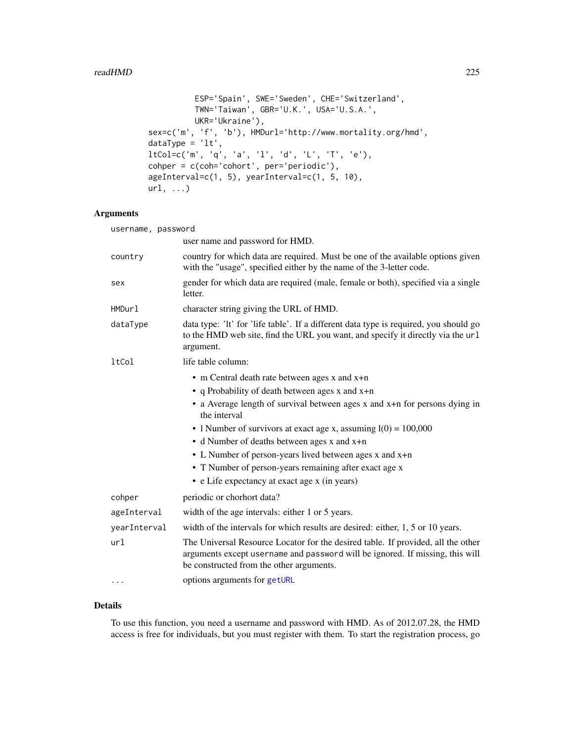```
                ESP='Spain', SWE='Sweden', CHE='Switzerland',
                TWN='Taiwan', GBR='U.K.', USA='U.S.A.',
                UKR='Ukraine'),
        sex=c('m', 'f', 'b'), HMDurl='http://www.mortality.org/hmd',
        dataType = 'lt',
        ltCol=c('m', 'q', 'a', 'l', 'd', 'L', 'T', 'e'),
        cohper = c(coh='cohort', per='periodic'),
        ageInterval=c(1, 5), yearInterval=c(1, 5, 10),
        url, ...)
```

## Arguments

**username, password**
: user name and password for HMD.

**country**
: country for which data are required. Must be one of the available options given with the "usage", specified either by the name of the 3-letter code.

**sex**
: gender for which data are required (male, female or both), specified via a single letter.

**HMDurl**
: character string giving the URL of HMD.

**dataType**
: data type: 'lt' for 'life table'. If a different data type is required, you should go to the HMD web site, find the URL you want, and specify it directly via the `url` argument.

**ltCol**
: life table column:

- m Central death rate between ages x and x+n
- q Probability of death between ages x and x+n
- a Average length of survival between ages x and x+n for persons dying in the interval
- l Number of survivors at exact age x, assuming l(0) = 100,000
- d Number of deaths between ages x and x+n
- L Number of person-years lived between ages x and x+n
- T Number of person-years remaining after exact age x
- e Life expectancy at exact age x (in years)

**cohper**
: periodic or chorhort data?

**ageInterval**
: width of the age intervals: either 1 or 5 years.

**yearInterval**
: width of the intervals for which results are desired: either, 1, 5 or 10 years.

**url**
: The Universal Resource Locator for the desired table. If provided, all the other arguments except `username` and `password` will be ignored. If missing, this will be constructed from the other arguments.

**...**
: options arguments for `getURL`

## Details

To use this function, you need a username and password with HMD. As of 2012.07.28, the HMD access is free for individuals, but you must register with them. To start the registration process, go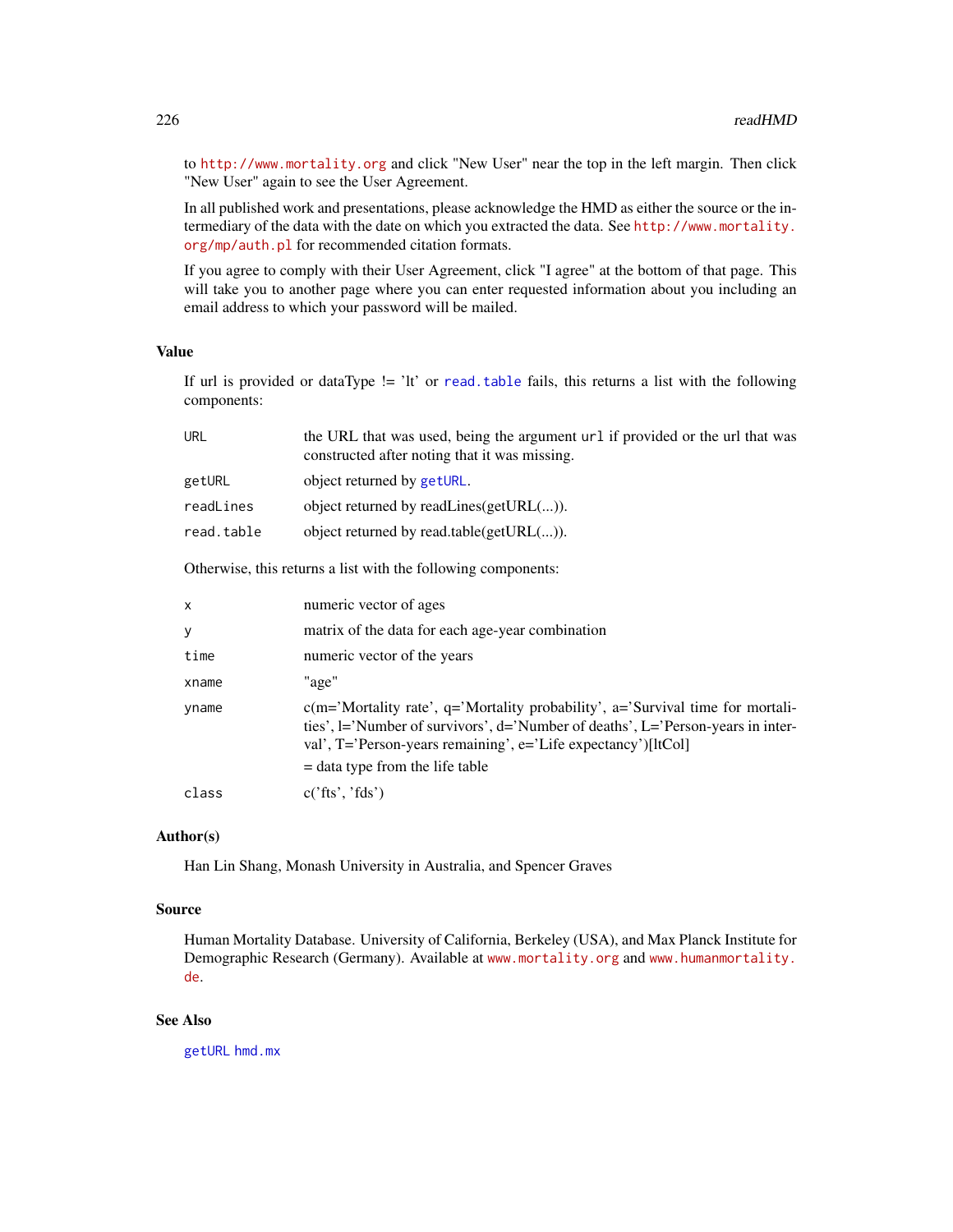to http://www.mortality.org and click "New User" near the top in the left margin. Then click "New User" again to see the User Agreement.

In all published work and presentations, please acknowledge the HMD as either the source or the intermediary of the data with the date on which you extracted the data. See http://www.mortality.org/mp/auth.pl for recommended citation formats.

If you agree to comply with their User Agreement, click "I agree" at the bottom of that page. This will take you to another page where you can enter requested information about you including an email address to which your password will be mailed.

## Value

If url is provided or dataType != 'lt' or read.table fails, this returns a list with the following components:

| | |
|---|---|
| URL | the URL that was used, being the argument url if provided or the url that was constructed after noting that it was missing. |
| getURL | object returned by getURL. |
| readLines | object returned by readLines(getURL(...)). |
| read.table | object returned by read.table(getURL(...)). |

Otherwise, this returns a list with the following components:

| | |
|---|---|
| x | numeric vector of ages |
| y | matrix of the data for each age-year combination |
| time | numeric vector of the years |
| xname | "age" |
| yname | c(m='Mortality rate', q='Mortality probability', a='Survival time for mortalities', l='Number of survivors', d='Number of deaths', L='Person-years in interval', T='Person-years remaining', e='Life expectancy')[ltCol] = data type from the life table |
| class | c('fts', 'fds') |

## Author(s)

Han Lin Shang, Monash University in Australia, and Spencer Graves

## Source

Human Mortality Database. University of California, Berkeley (USA), and Max Planck Institute for Demographic Research (Germany). Available at www.mortality.org and www.humanmortality.de.

## See Also

getURL hmd.mx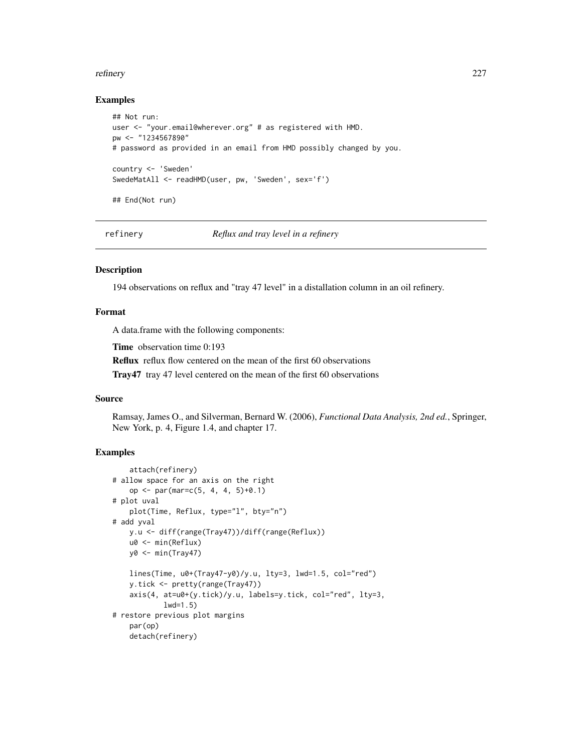## Examples

```
## Not run:
user <- "your.email@wherever.org" # as registered with HMD.
pw <- "1234567890"
# password as provided in an email from HMD possibly changed by you.

country <- 'Sweden'
SwedeMatAll <- readHMD(user, pw, 'Sweden', sex='f')

## End(Not run)
```

---

refinery *Reflux and tray level in a refinery*

---

## Description

194 observations on reflux and "tray 47 level" in a distallation column in an oil refinery.

## Format

A data.frame with the following components:

**Time** observation time 0:193

**Reflux** reflux flow centered on the mean of the first 60 observations

**Tray47** tray 47 level centered on the mean of the first 60 observations

## Source

Ramsay, James O., and Silverman, Bernard W. (2006), *Functional Data Analysis, 2nd ed.*, Springer, New York, p. 4, Figure 1.4, and chapter 17.

## Examples

```
    attach(refinery)
# allow space for an axis on the right
    op <- par(mar=c(5, 4, 4, 5)+0.1)
# plot uval
    plot(Time, Reflux, type="l", bty="n")
# add yval
    y.u <- diff(range(Tray47))/diff(range(Reflux))
    u0 <- min(Reflux)
    y0 <- min(Tray47)

    lines(Time, u0+(Tray47-y0)/y.u, lty=3, lwd=1.5, col="red")
    y.tick <- pretty(range(Tray47))
    axis(4, at=u0+(y.tick)/y.u, labels=y.tick, col="red", lty=3,
            lwd=1.5)
# restore previous plot margins
    par(op)
    detach(refinery)
```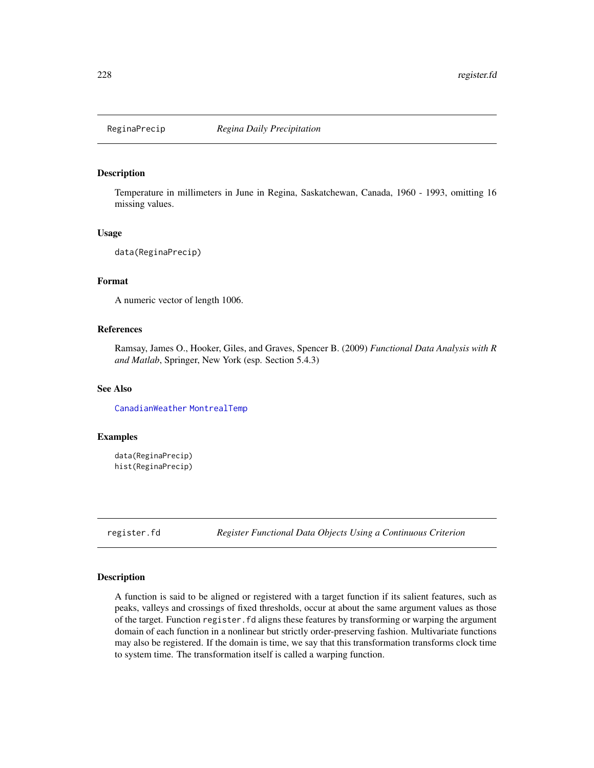## ReginaPrecip *Regina Daily Precipitation*

### Description

Temperature in millimeters in June in Regina, Saskatchewan, Canada, 1960 - 1993, omitting 16 missing values.

### Usage

```
data(ReginaPrecip)
```

### Format

A numeric vector of length 1006.

### References

Ramsay, James O., Hooker, Giles, and Graves, Spencer B. (2009) *Functional Data Analysis with R and Matlab*, Springer, New York (esp. Section 5.4.3)

### See Also

CanadianWeather MontrealTemp

### Examples

```
data(ReginaPrecip)
hist(ReginaPrecip)
```

## register.fd *Register Functional Data Objects Using a Continuous Criterion*

### Description

A function is said to be aligned or registered with a target function if its salient features, such as peaks, valleys and crossings of fixed thresholds, occur at about the same argument values as those of the target. Function register.fd aligns these features by transforming or warping the argument domain of each function in a nonlinear but strictly order-preserving fashion. Multivariate functions may also be registered. If the domain is time, we say that this transformation transforms clock time to system time. The transformation itself is called a warping function.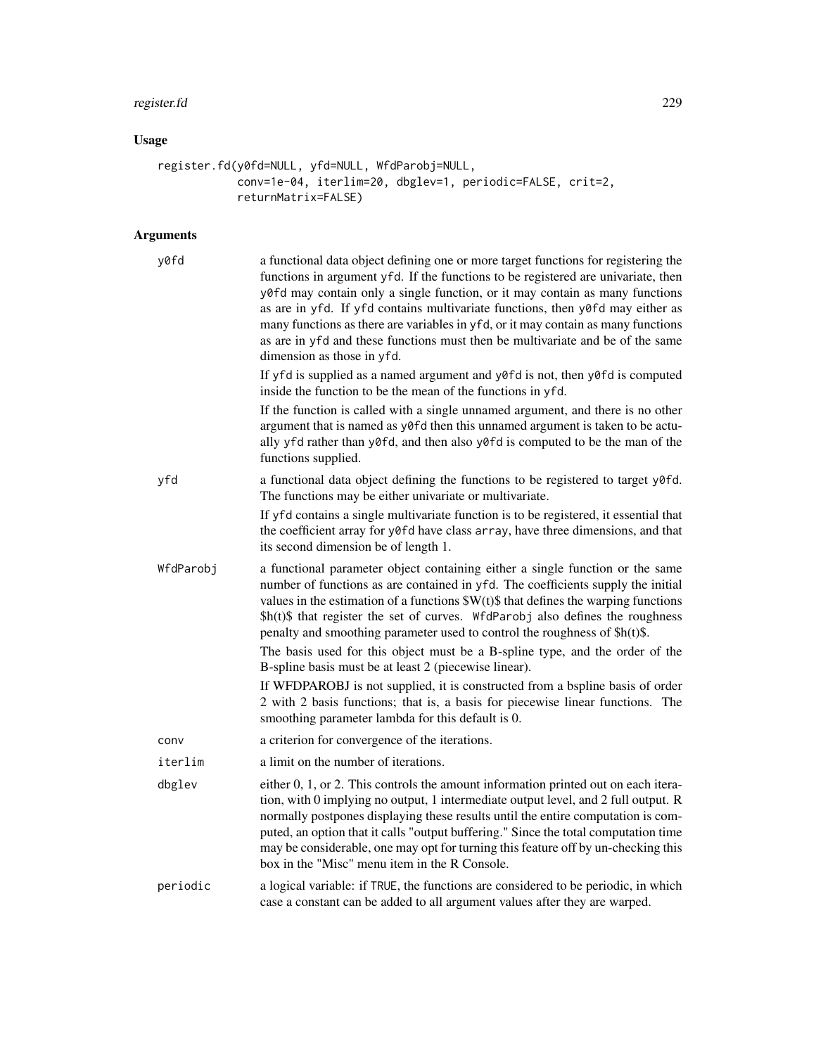## Usage

```
register.fd(y0fd=NULL, yfd=NULL, WfdParobj=NULL,
            conv=1e-04, iterlim=20, dbglev=1, periodic=FALSE, crit=2,
            returnMatrix=FALSE)
```

## Arguments

**y0fd**
a functional data object defining one or more target functions for registering the functions in argument yfd. If the functions to be registered are univariate, then y0fd may contain only a single function, or it may contain as many functions as are in yfd. If yfd contains multivariate functions, then y0fd may either as many functions as there are variables in yfd, or it may contain as many functions as are in yfd and these functions must then be multivariate and be of the same dimension as those in yfd.

If yfd is supplied as a named argument and y0fd is not, then y0fd is computed inside the function to be the mean of the functions in yfd.

If the function is called with a single unnamed argument, and there is no other argument that is named as y0fd then this unnamed argument is taken to be actually yfd rather than y0fd, and then also y0fd is computed to be the man of the functions supplied.

**yfd**
a functional data object defining the functions to be registered to target y0fd. The functions may be either univariate or multivariate.

If yfd contains a single multivariate function is to be registered, it essential that the coefficient array for y0fd have class array, have three dimensions, and that its second dimension be of length 1.

**WfdParobj**
a functional parameter object containing either a single function or the same number of functions as are contained in yfd. The coefficients supply the initial values in the estimation of a functions $W(t)$ that defines the warping functions $h(t)$ that register the set of curves. WfdParobj also defines the roughness penalty and smoothing parameter used to control the roughness of $h(t)$.

The basis used for this object must be a B-spline type, and the order of the B-spline basis must be at least 2 (piecewise linear).

If WFDPAROBJ is not supplied, it is constructed from a bspline basis of order 2 with 2 basis functions; that is, a basis for piecewise linear functions. The smoothing parameter lambda for this default is 0.

**conv**
a criterion for convergence of the iterations.

**iterlim**
a limit on the number of iterations.

**dbglev**
either 0, 1, or 2. This controls the amount information printed out on each iteration, with 0 implying no output, 1 intermediate output level, and 2 full output. R normally postpones displaying these results until the entire computation is computed, an option that it calls "output buffering." Since the total computation time may be considerable, one may opt for turning this feature off by un-checking this box in the "Misc" menu item in the R Console.

**periodic**
a logical variable: if TRUE, the functions are considered to be periodic, in which case a constant can be added to all argument values after they are warped.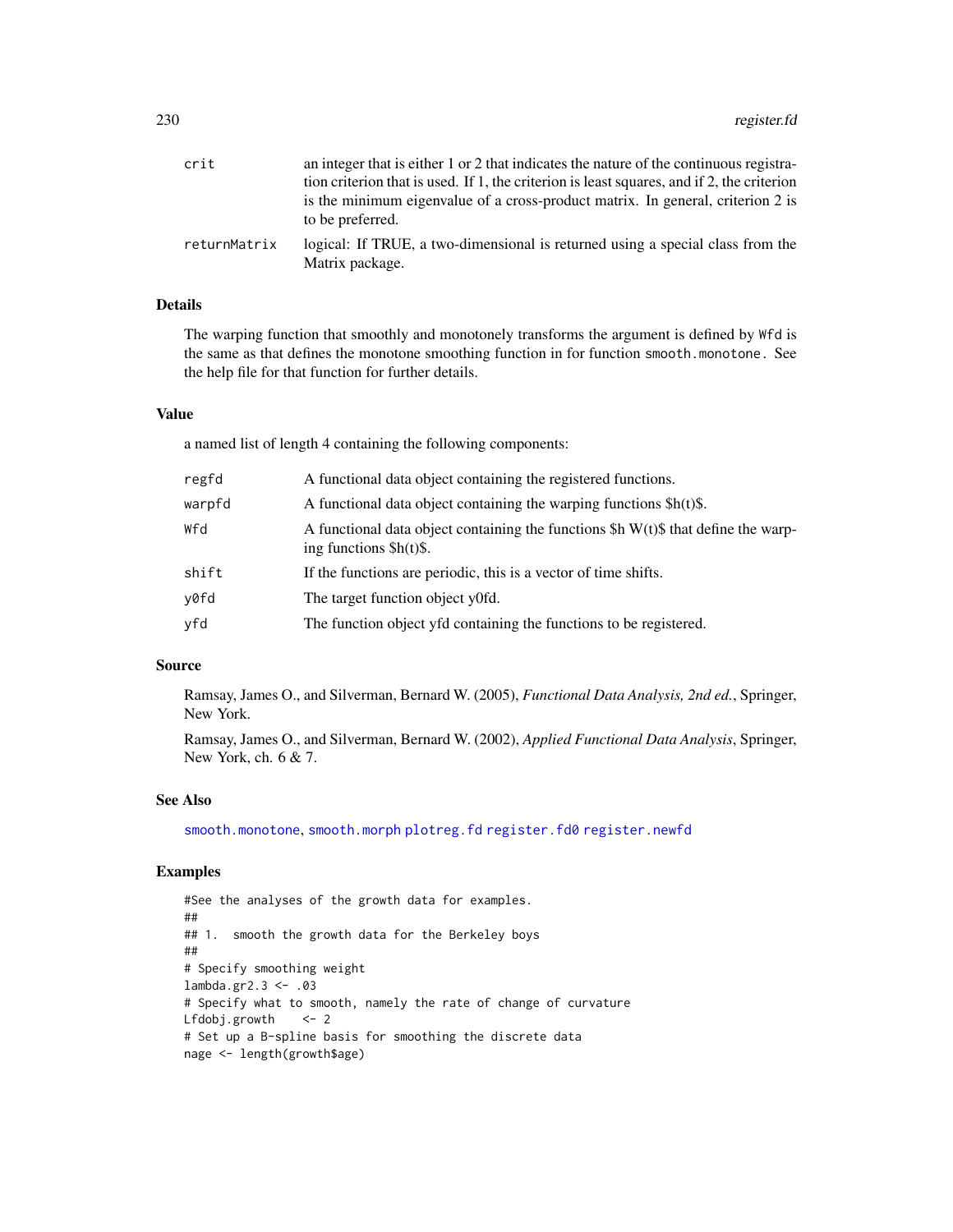| | |
|---|---|
| crit | an integer that is either 1 or 2 that indicates the nature of the continuous registration criterion that is used. If 1, the criterion is least squares, and if 2, the criterion is the minimum eigenvalue of a cross-product matrix. In general, criterion 2 is to be preferred. |
| returnMatrix | logical: If TRUE, a two-dimensional is returned using a special class from the Matrix package. |

## Details

The warping function that smoothly and monotonely transforms the argument is defined by `Wfd` is the same as that defines the monotone smoothing function in for function `smooth.monotone`. See the help file for that function for further details.

## Value

a named list of length 4 containing the following components:

| | |
|---|---|
| regfd | A functional data object containing the registered functions. |
| warpfd | A functional data object containing the warping functions $h(t)$. |
| Wfd | A functional data object containing the functions $h W(t)$ that define the warping functions $h(t)$. |
| shift | If the functions are periodic, this is a vector of time shifts. |
| y0fd | The target function object y0fd. |
| yfd | The function object yfd containing the functions to be registered. |

## Source

Ramsay, James O., and Silverman, Bernard W. (2005), *Functional Data Analysis, 2nd ed.*, Springer, New York.

Ramsay, James O., and Silverman, Bernard W. (2002), *Applied Functional Data Analysis*, Springer, New York, ch. 6 & 7.

## See Also

smooth.monotone, smooth.morph plotreg.fd register.fd0 register.newfd

## Examples

```
#See the analyses of the growth data for examples.
##
## 1.  smooth the growth data for the Berkeley boys
##
# Specify smoothing weight
lambda.gr2.3 <- .03
# Specify what to smooth, namely the rate of change of curvature
Lfdobj.growth    <- 2
# Set up a B-spline basis for smoothing the discrete data
nage <- length(growth$age)
```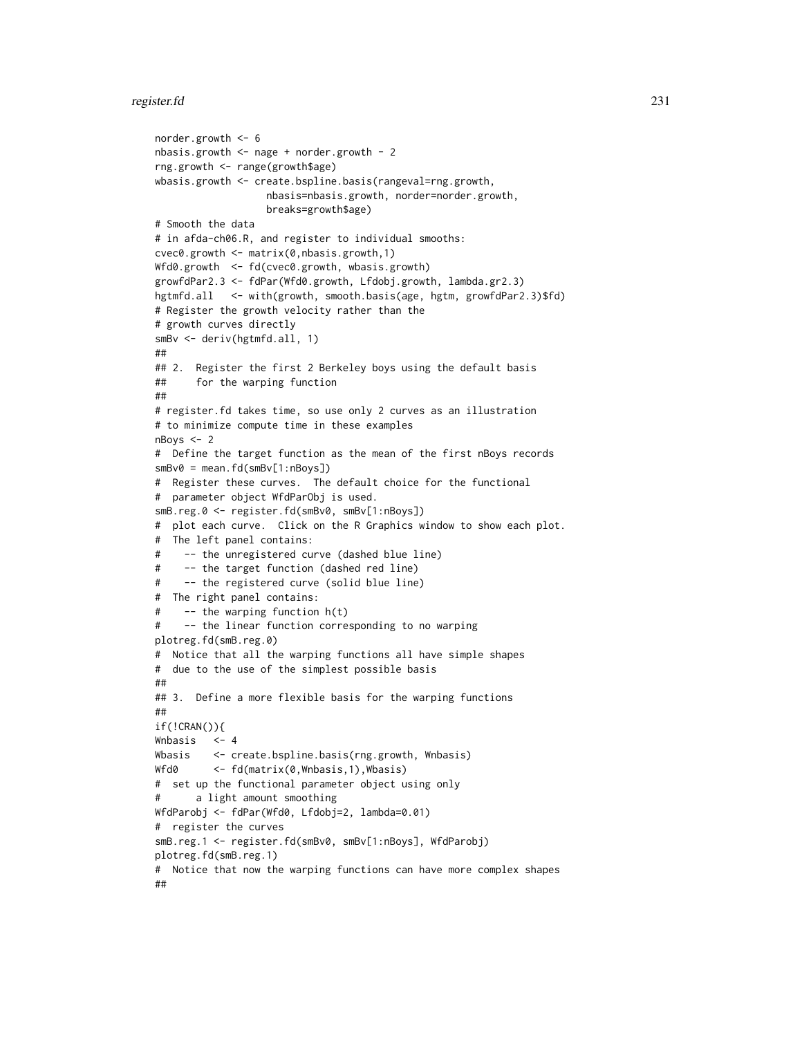```
norder.growth <- 6
nbasis.growth <- nage + norder.growth - 2
rng.growth <- range(growth$age)
wbasis.growth <- create.bspline.basis(rangeval=rng.growth,
                   nbasis=nbasis.growth, norder=norder.growth,
                   breaks=growth$age)
# Smooth the data
# in afda-ch06.R, and register to individual smooths:
cvec0.growth <- matrix(0,nbasis.growth,1)
Wfd0.growth  <- fd(cvec0.growth, wbasis.growth)
growfdPar2.3 <- fdPar(Wfd0.growth, Lfdobj.growth, lambda.gr2.3)
hgtmfd.all   <- with(growth, smooth.basis(age, hgtm, growfdPar2.3)$fd)
# Register the growth velocity rather than the
# growth curves directly
smBv <- deriv(hgtmfd.all, 1)
##
## 2.  Register the first 2 Berkeley boys using the default basis
##     for the warping function
##
# register.fd takes time, so use only 2 curves as an illustration
# to minimize compute time in these examples
nBoys <- 2
#  Define the target function as the mean of the first nBoys records
smBv0 = mean.fd(smBv[1:nBoys])
#  Register these curves.  The default choice for the functional
#  parameter object WfdParObj is used.
smB.reg.0 <- register.fd(smBv0, smBv[1:nBoys])
#  plot each curve.  Click on the R Graphics window to show each plot.
#  The left panel contains:
#    -- the unregistered curve (dashed blue line)
#    -- the target function (dashed red line)
#    -- the registered curve (solid blue line)
#  The right panel contains:
#    -- the warping function h(t)
#    -- the linear function corresponding to no warping
plotreg.fd(smB.reg.0)
#  Notice that all the warping functions all have simple shapes
#  due to the use of the simplest possible basis
##
## 3.  Define a more flexible basis for the warping functions
##
if(!CRAN()){
Wnbasis   <- 4
Wbasis    <- create.bspline.basis(rng.growth, Wnbasis)
Wfd0      <- fd(matrix(0,Wnbasis,1),Wbasis)
#  set up the functional parameter object using only
#      a light amount smoothing
WfdParobj <- fdPar(Wfd0, Lfdobj=2, lambda=0.01)
#  register the curves
smB.reg.1 <- register.fd(smBv0, smBv[1:nBoys], WfdParobj)
plotreg.fd(smB.reg.1)
#  Notice that now the warping functions can have more complex shapes
##
```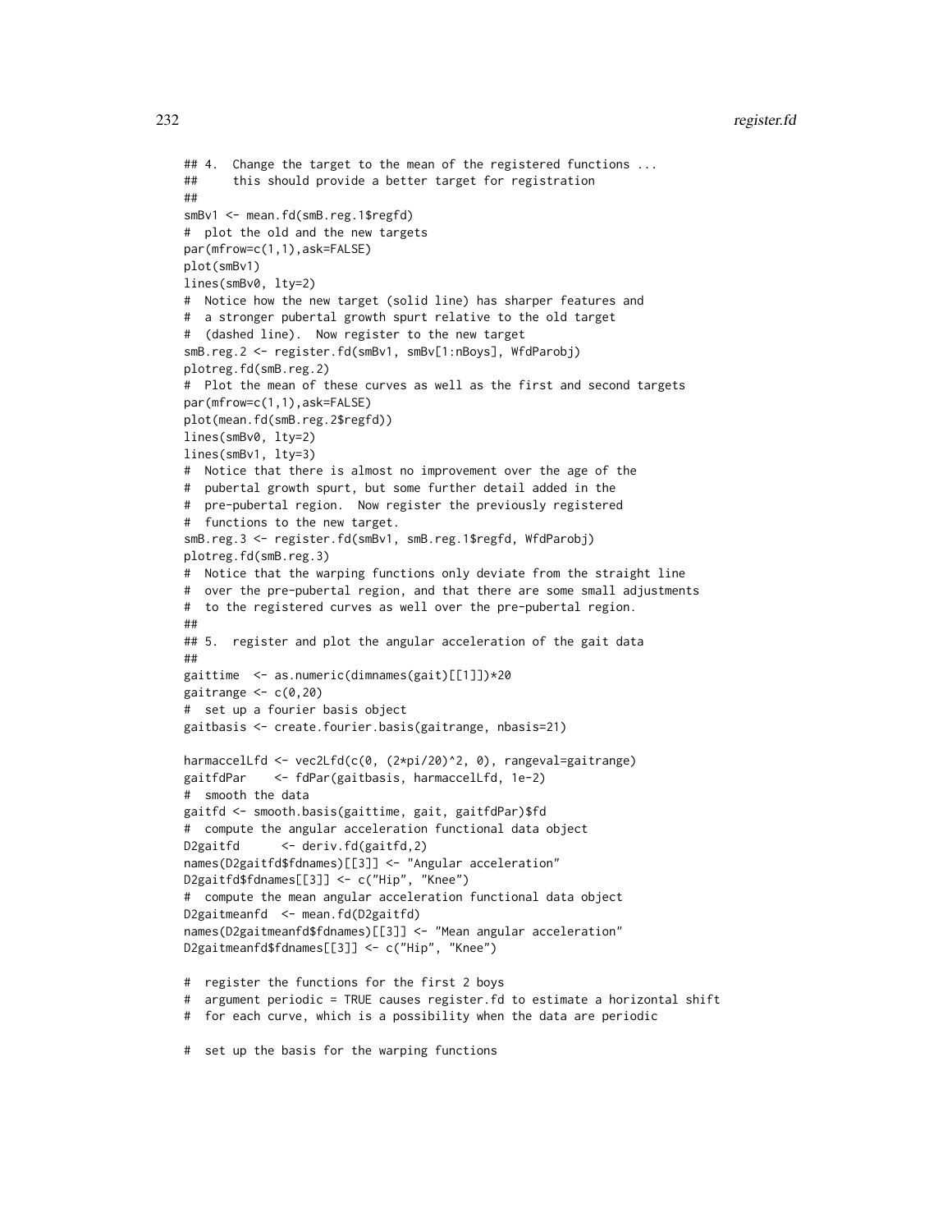```
## 4.  Change the target to the mean of the registered functions ...
##      this should provide a better target for registration
##
smBv1 <- mean.fd(smB.reg.1$regfd)
#  plot the old and the new targets
par(mfrow=c(1,1),ask=FALSE)
plot(smBv1)
lines(smBv0, lty=2)
#  Notice how the new target (solid line) has sharper features and
#  a stronger pubertal growth spurt relative to the old target
#  (dashed line).  Now register to the new target
smB.reg.2 <- register.fd(smBv1, smBv[1:nBoys], WfdParobj)
plotreg.fd(smB.reg.2)
#  Plot the mean of these curves as well as the first and second targets
par(mfrow=c(1,1),ask=FALSE)
plot(mean.fd(smB.reg.2$regfd))
lines(smBv0, lty=2)
lines(smBv1, lty=3)
#  Notice that there is almost no improvement over the age of the
#  pubertal growth spurt, but some further detail added in the
#  pre-pubertal region.  Now register the previously registered
#  functions to the new target.
smB.reg.3 <- register.fd(smBv1, smB.reg.1$regfd, WfdParobj)
plotreg.fd(smB.reg.3)
#  Notice that the warping functions only deviate from the straight line
#  over the pre-pubertal region, and that there are some small adjustments
#  to the registered curves as well over the pre-pubertal region.
##
## 5.  register and plot the angular acceleration of the gait data
##
gaittime  <- as.numeric(dimnames(gait)[[1]])*20
gaitrange <- c(0,20)
#  set up a fourier basis object
gaitbasis <- create.fourier.basis(gaitrange, nbasis=21)

harmaccelLfd <- vec2Lfd(c(0, (2*pi/20)^2, 0), rangeval=gaitrange)
gaitfdPar    <- fdPar(gaitbasis, harmaccelLfd, 1e-2)
#  smooth the data
gaitfd <- smooth.basis(gaittime, gait, gaitfdPar)$fd
#  compute the angular acceleration functional data object
D2gaitfd      <- deriv.fd(gaitfd,2)
names(D2gaitfd$fdnames)[[3]] <- "Angular acceleration"
D2gaitfd$fdnames[[3]] <- c("Hip", "Knee")
#  compute the mean angular acceleration functional data object
D2gaitmeanfd  <- mean.fd(D2gaitfd)
names(D2gaitmeanfd$fdnames)[[3]] <- "Mean angular acceleration"
D2gaitmeanfd$fdnames[[3]] <- c("Hip", "Knee")

#  register the functions for the first 2 boys
#  argument periodic = TRUE causes register.fd to estimate a horizontal shift
#  for each curve, which is a possibility when the data are periodic

#  set up the basis for the warping functions
```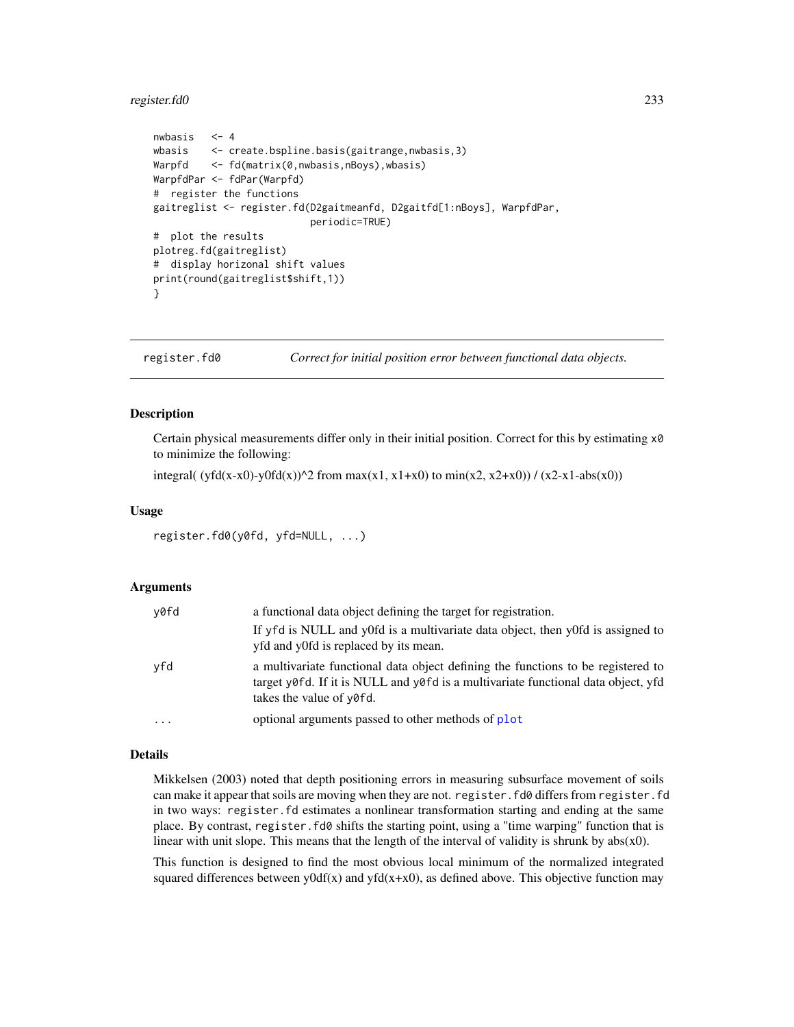```
nwbasis   <- 4
wbasis    <- create.bspline.basis(gaitrange,nwbasis,3)
Warpfd    <- fd(matrix(0,nwbasis,nBoys),wbasis)
WarpfdPar <- fdPar(Warpfd)
#  register the functions
gaitreglist <- register.fd(D2gaitmeanfd, D2gaitfd[1:nBoys], WarpfdPar,
                           periodic=TRUE)
#  plot the results
plotreg.fd(gaitreglist)
#  display horizonal shift values
print(round(gaitreglist$shift,1))
}
```

---

## register.fd0 — *Correct for initial position error between functional data objects.*

### Description

Certain physical measurements differ only in their initial position. Correct for this by estimating `x0` to minimize the following:

integral( (yfd(x-x0)-y0fd(x))^2 from max(x1, x1+x0) to min(x2, x2+x0)) / (x2-x1-abs(x0))

### Usage

```
register.fd0(y0fd, yfd=NULL, ...)
```

### Arguments

| | |
|---|---|
| `y0fd` | a functional data object defining the target for registration. If `yfd` is NULL and y0fd is a multivariate data object, then y0fd is assigned to yfd and y0fd is replaced by its mean. |
| `yfd` | a multivariate functional data object defining the functions to be registered to target `y0fd`. If it is NULL and `y0fd` is a multivariate functional data object, yfd takes the value of `y0fd`. |
| `...` | optional arguments passed to other methods of `plot` |

### Details

Mikkelsen (2003) noted that depth positioning errors in measuring subsurface movement of soils can make it appear that soils are moving when they are not. `register.fd0` differs from `register.fd` in two ways: `register.fd` estimates a nonlinear transformation starting and ending at the same place. By contrast, `register.fd0` shifts the starting point, using a "time warping" function that is linear with unit slope. This means that the length of the interval of validity is shrunk by abs(x0).

This function is designed to find the most obvious local minimum of the normalized integrated squared differences between y0df(x) and yfd(x+x0), as defined above. This objective function may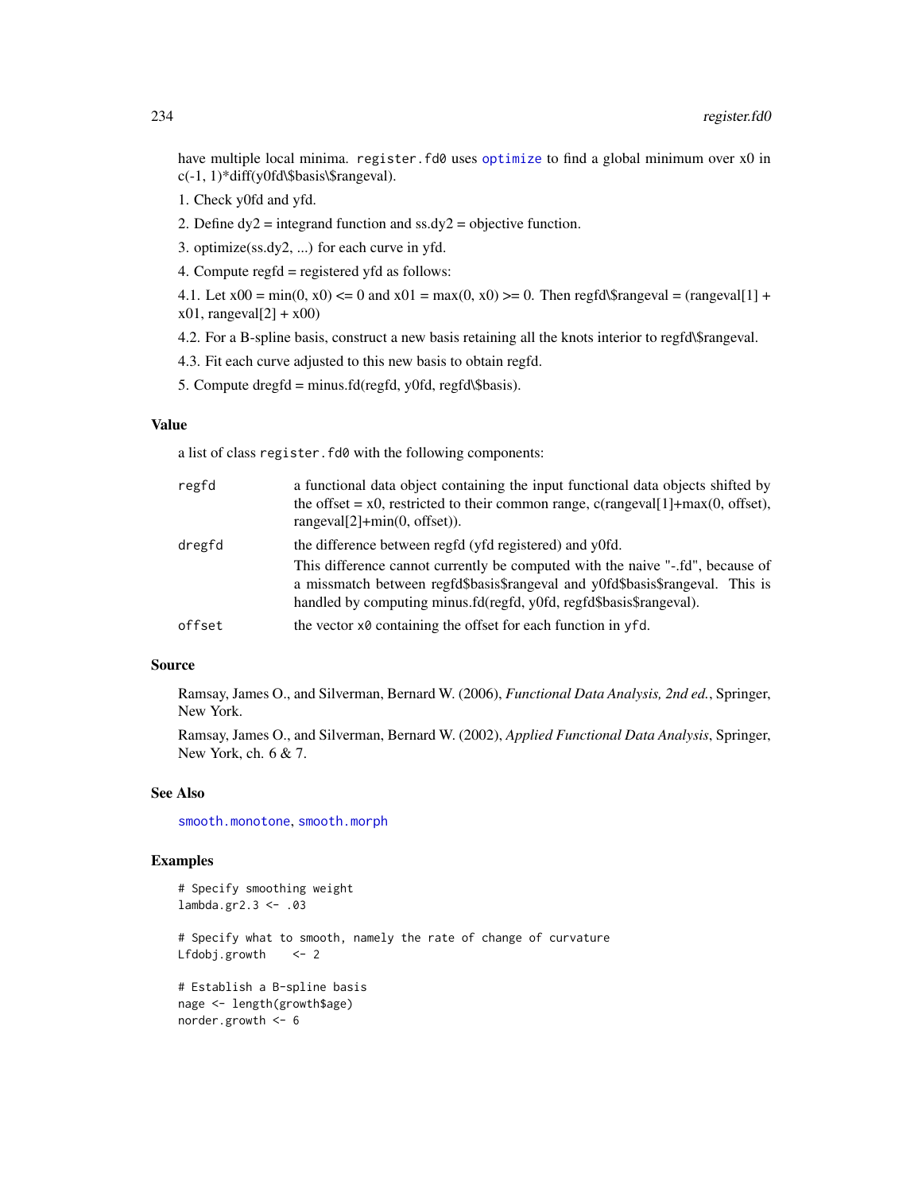have multiple local minima. register.fd0 uses optimize to find a global minimum over x0 in c(-1, 1)*diff(y0fd\$basis\$rangeval).

1. Check y0fd and yfd.

2. Define dy2 = integrand function and ss.dy2 = objective function.

3. optimize(ss.dy2, ...) for each curve in yfd.

4. Compute regfd = registered yfd as follows:

4.1. Let x00 = min(0, x0) <= 0 and x01 = max(0, x0) >= 0. Then regfd\$rangeval = (rangeval[1] + x01, rangeval[2] + x00)

4.2. For a B-spline basis, construct a new basis retaining all the knots interior to regfd\$rangeval.

4.3. Fit each curve adjusted to this new basis to obtain regfd.

5. Compute dregfd = minus.fd(regfd, y0fd, regfd\$basis).

## Value

a list of class register.fd0 with the following components:

regfd
: a functional data object containing the input functional data objects shifted by the offset = x0, restricted to their common range, c(rangeval[1]+max(0, offset), rangeval[2]+min(0, offset)).

dregfd
: the difference between regfd (yfd registered) and y0fd.

  This difference cannot currently be computed with the naive "-.fd", because of a missmatch between regfd$basis$rangeval and y0fd$basis$rangeval. This is handled by computing minus.fd(regfd, y0fd, regfd$basis$rangeval).

offset
: the vector x0 containing the offset for each function in yfd.

## Source

Ramsay, James O., and Silverman, Bernard W. (2006), *Functional Data Analysis, 2nd ed.*, Springer, New York.

Ramsay, James O., and Silverman, Bernard W. (2002), *Applied Functional Data Analysis*, Springer, New York, ch. 6 & 7.

## See Also

smooth.monotone, smooth.morph

## Examples

```
# Specify smoothing weight
lambda.gr2.3 <- .03

# Specify what to smooth, namely the rate of change of curvature
Lfdobj.growth    <- 2

# Establish a B-spline basis
nage <- length(growth$age)
norder.growth <- 6
```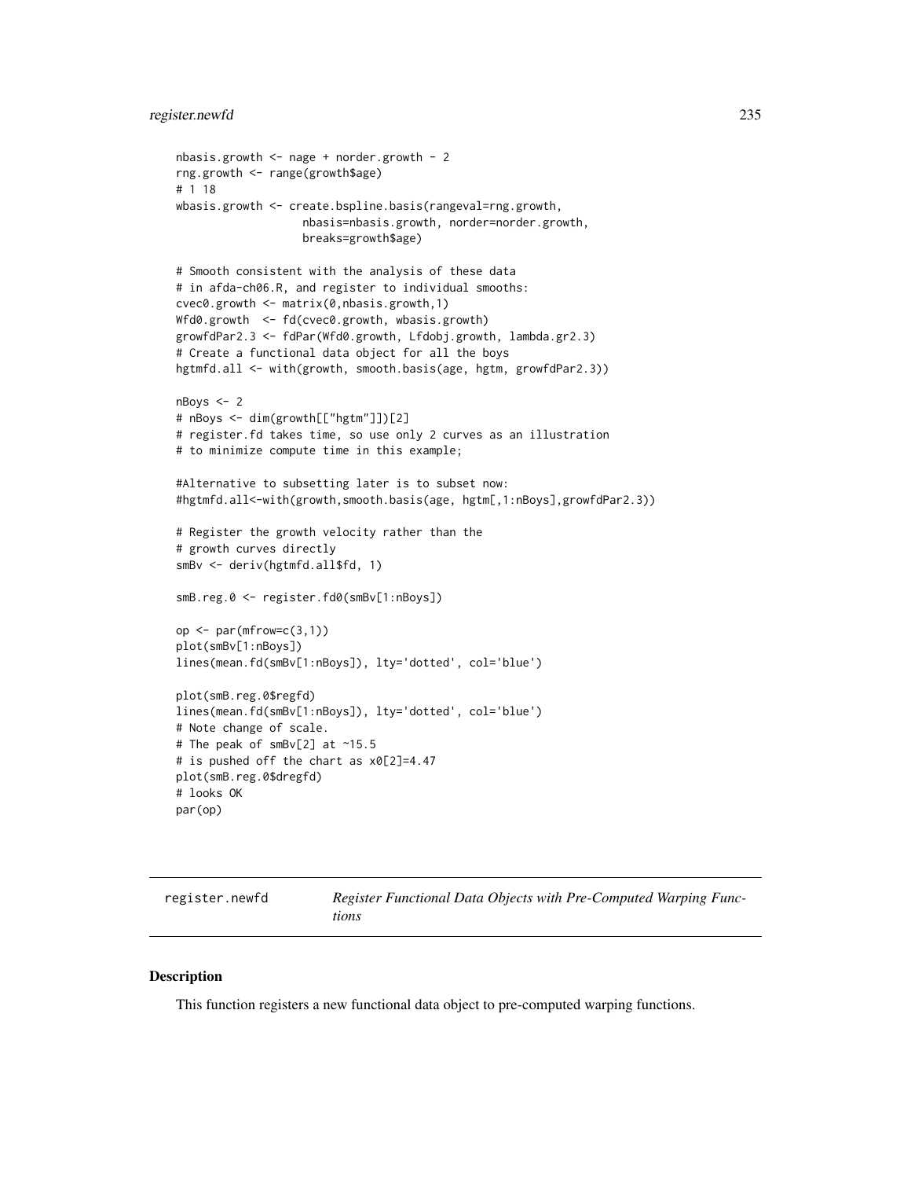```
nbasis.growth <- nage + norder.growth - 2
rng.growth <- range(growth$age)
# 1 18
wbasis.growth <- create.bspline.basis(rangeval=rng.growth,
                   nbasis=nbasis.growth, norder=norder.growth,
                   breaks=growth$age)

# Smooth consistent with the analysis of these data
# in afda-ch06.R, and register to individual smooths:
cvec0.growth <- matrix(0,nbasis.growth,1)
Wfd0.growth  <- fd(cvec0.growth, wbasis.growth)
growfdPar2.3 <- fdPar(Wfd0.growth, Lfdobj.growth, lambda.gr2.3)
# Create a functional data object for all the boys
hgtmfd.all <- with(growth, smooth.basis(age, hgtm, growfdPar2.3))

nBoys <- 2
# nBoys <- dim(growth[["hgtm"]])[2]
# register.fd takes time, so use only 2 curves as an illustration
# to minimize compute time in this example;

#Alternative to subsetting later is to subset now:
#hgtmfd.all<-with(growth,smooth.basis(age, hgtm[,1:nBoys],growfdPar2.3))

# Register the growth velocity rather than the
# growth curves directly
smBv <- deriv(hgtmfd.all$fd, 1)

smB.reg.0 <- register.fd0(smBv[1:nBoys])

op <- par(mfrow=c(3,1))
plot(smBv[1:nBoys])
lines(mean.fd(smBv[1:nBoys]), lty='dotted', col='blue')

plot(smB.reg.0$regfd)
lines(mean.fd(smBv[1:nBoys]), lty='dotted', col='blue')
# Note change of scale.
# The peak of smBv[2] at ~15.5
# is pushed off the chart as x0[2]=4.47
plot(smB.reg.0$dregfd)
# looks OK
par(op)
```

---

register.newfd *Register Functional Data Objects with Pre-Computed Warping Functions*

---

## Description

This function registers a new functional data object to pre-computed warping functions.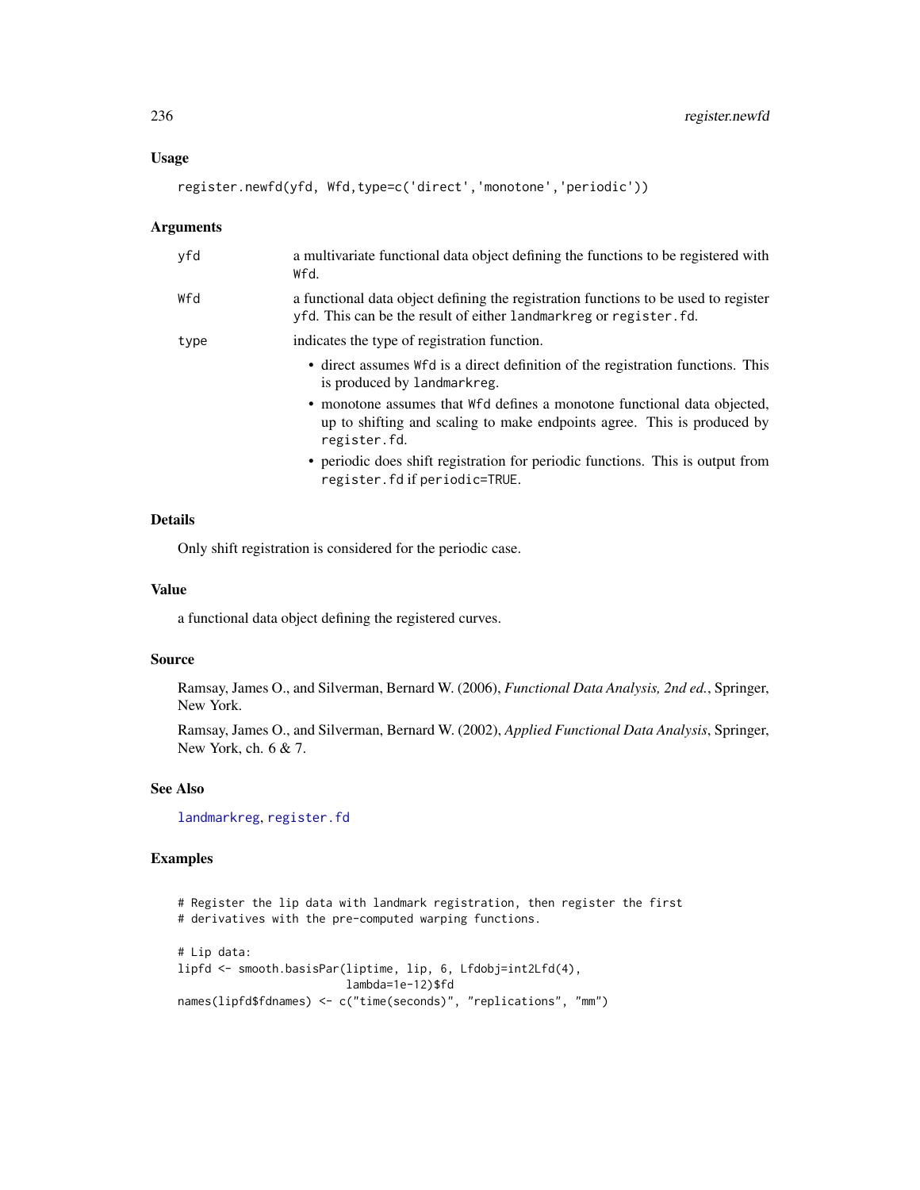### Usage

```
register.newfd(yfd, Wfd,type=c('direct','monotone','periodic'))
```

### Arguments

| | |
|---|---|
| yfd | a multivariate functional data object defining the functions to be registered with Wfd. |
| Wfd | a functional data object defining the registration functions to be used to register yfd. This can be the result of either landmarkreg or register.fd. |
| type | indicates the type of registration function. |

- direct assumes Wfd is a direct definition of the registration functions. This is produced by landmarkreg.
- monotone assumes that Wfd defines a monotone functional data objected, up to shifting and scaling to make endpoints agree. This is produced by register.fd.
- periodic does shift registration for periodic functions. This is output from register.fd if periodic=TRUE.

### Details

Only shift registration is considered for the periodic case.

### Value

a functional data object defining the registered curves.

### Source

Ramsay, James O., and Silverman, Bernard W. (2006), *Functional Data Analysis, 2nd ed.*, Springer, New York.

Ramsay, James O., and Silverman, Bernard W. (2002), *Applied Functional Data Analysis*, Springer, New York, ch. 6 & 7.

### See Also

landmarkreg, register.fd

### Examples

```
# Register the lip data with landmark registration, then register the first
# derivatives with the pre-computed warping functions.

# Lip data:
lipfd <- smooth.basisPar(liptime, lip, 6, Lfdobj=int2Lfd(4),
                         lambda=1e-12)$fd
names(lipfd$fdnames) <- c("time(seconds)", "replications", "mm")
```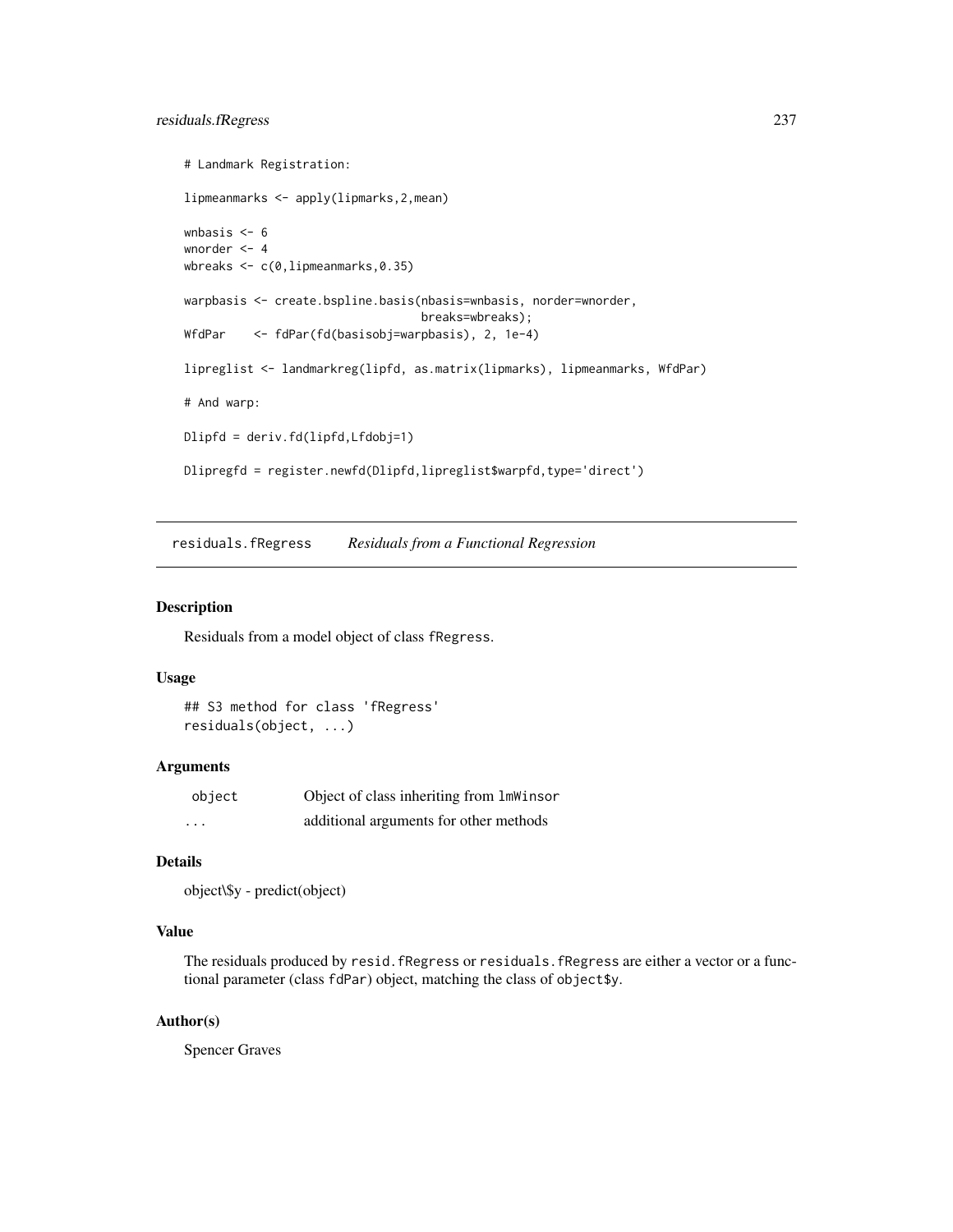```
# Landmark Registration:

lipmeanmarks <- apply(lipmarks,2,mean)

wnbasis <- 6
wnorder <- 4
wbreaks <- c(0,lipmeanmarks,0.35)

warpbasis <- create.bspline.basis(nbasis=wnbasis, norder=wnorder,
                                  breaks=wbreaks);
WfdPar    <- fdPar(fd(basisobj=warpbasis), 2, 1e-4)

lipreglist <- landmarkreg(lipfd, as.matrix(lipmarks), lipmeanmarks, WfdPar)

# And warp:

Dlipfd = deriv.fd(lipfd,Lfdobj=1)

Dlipregfd = register.newfd(Dlipfd,lipreglist$warpfd,type='direct')
```

---

## residuals.fRegress    *Residuals from a Functional Regression*

### Description

Residuals from a model object of class fRegress.

### Usage

```
## S3 method for class 'fRegress'
residuals(object, ...)
```

### Arguments

| | |
|---|---|
| object | Object of class inheriting from lmWinsor |
| ... | additional arguments for other methods |

### Details

object\$y - predict(object)

### Value

The residuals produced by resid.fRegress or residuals.fRegress are either a vector or a functional parameter (class fdPar) object, matching the class of object$y.

### Author(s)

Spencer Graves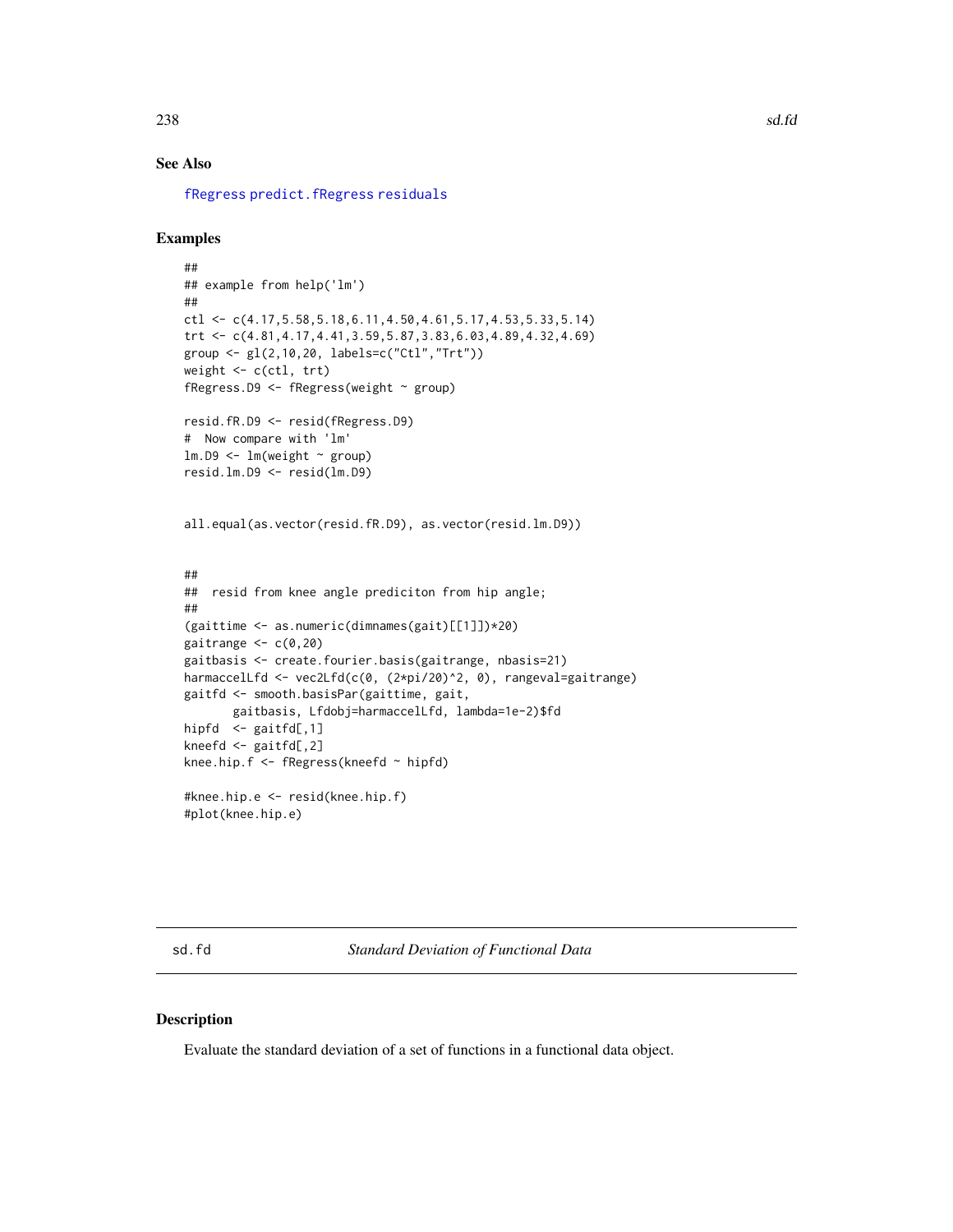## See Also

fRegress predict.fRegress residuals

## Examples

```
##
## example from help('lm')
##
ctl <- c(4.17,5.58,5.18,6.11,4.50,4.61,5.17,4.53,5.33,5.14)
trt <- c(4.81,4.17,4.41,3.59,5.87,3.83,6.03,4.89,4.32,4.69)
group <- gl(2,10,20, labels=c("Ctl","Trt"))
weight <- c(ctl, trt)
fRegress.D9 <- fRegress(weight ~ group)

resid.fR.D9 <- resid(fRegress.D9)
#  Now compare with 'lm'
lm.D9 <- lm(weight ~ group)
resid.lm.D9 <- resid(lm.D9)


all.equal(as.vector(resid.fR.D9), as.vector(resid.lm.D9))


##
##  resid from knee angle prediciton from hip angle;
##
(gaittime <- as.numeric(dimnames(gait)[[1]])*20)
gaitrange <- c(0,20)
gaitbasis <- create.fourier.basis(gaitrange, nbasis=21)
harmaccelLfd <- vec2Lfd(c(0, (2*pi/20)^2, 0), rangeval=gaitrange)
gaitfd <- smooth.basisPar(gaittime, gait,
       gaitbasis, Lfdobj=harmaccelLfd, lambda=1e-2)$fd
hipfd  <- gaitfd[,1]
kneefd <- gaitfd[,2]
knee.hip.f <- fRegress(kneefd ~ hipfd)

#knee.hip.e <- resid(knee.hip.f)
#plot(knee.hip.e)
```

---

# sd.fd — *Standard Deviation of Functional Data*

## Description

Evaluate the standard deviation of a set of functions in a functional data object.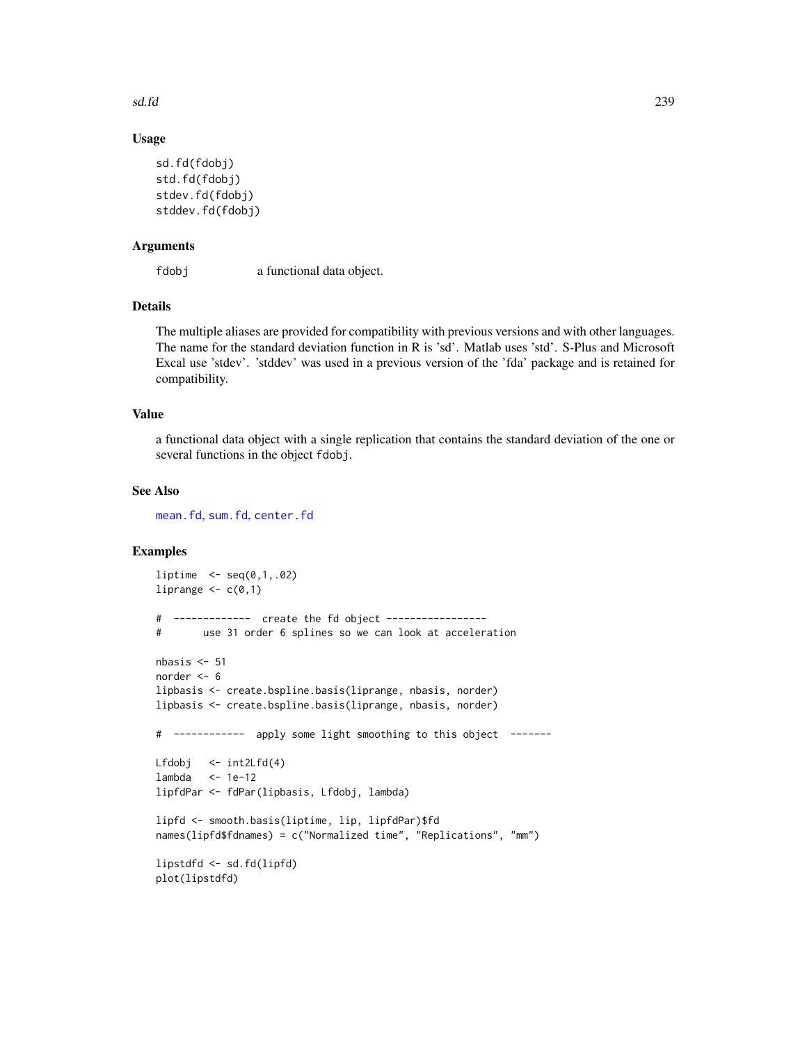## Usage

```
sd.fd(fdobj)
std.fd(fdobj)
stdev.fd(fdobj)
stddev.fd(fdobj)
```

## Arguments

fdobj a functional data object.

## Details

The multiple aliases are provided for compatibility with previous versions and with other languages. The name for the standard deviation function in R is 'sd'. Matlab uses 'std'. S-Plus and Microsoft Excal use 'stdev'. 'stddev' was used in a previous version of the 'fda' package and is retained for compatibility.

## Value

a functional data object with a single replication that contains the standard deviation of the one or several functions in the object fdobj.

## See Also

mean.fd, sum.fd, center.fd

## Examples

```
liptime  <- seq(0,1,.02)
liprange <- c(0,1)

#  -------------  create the fd object -----------------
#       use 31 order 6 splines so we can look at acceleration

nbasis <- 51
norder <- 6
lipbasis <- create.bspline.basis(liprange, nbasis, norder)
lipbasis <- create.bspline.basis(liprange, nbasis, norder)

#  ------------  apply some light smoothing to this object  -------

Lfdobj   <- int2Lfd(4)
lambda   <- 1e-12
lipfdPar <- fdPar(lipbasis, Lfdobj, lambda)

lipfd <- smooth.basis(liptime, lip, lipfdPar)$fd
names(lipfd$fdnames) = c("Normalized time", "Replications", "mm")

lipstdfd <- sd.fd(lipfd)
plot(lipstdfd)
```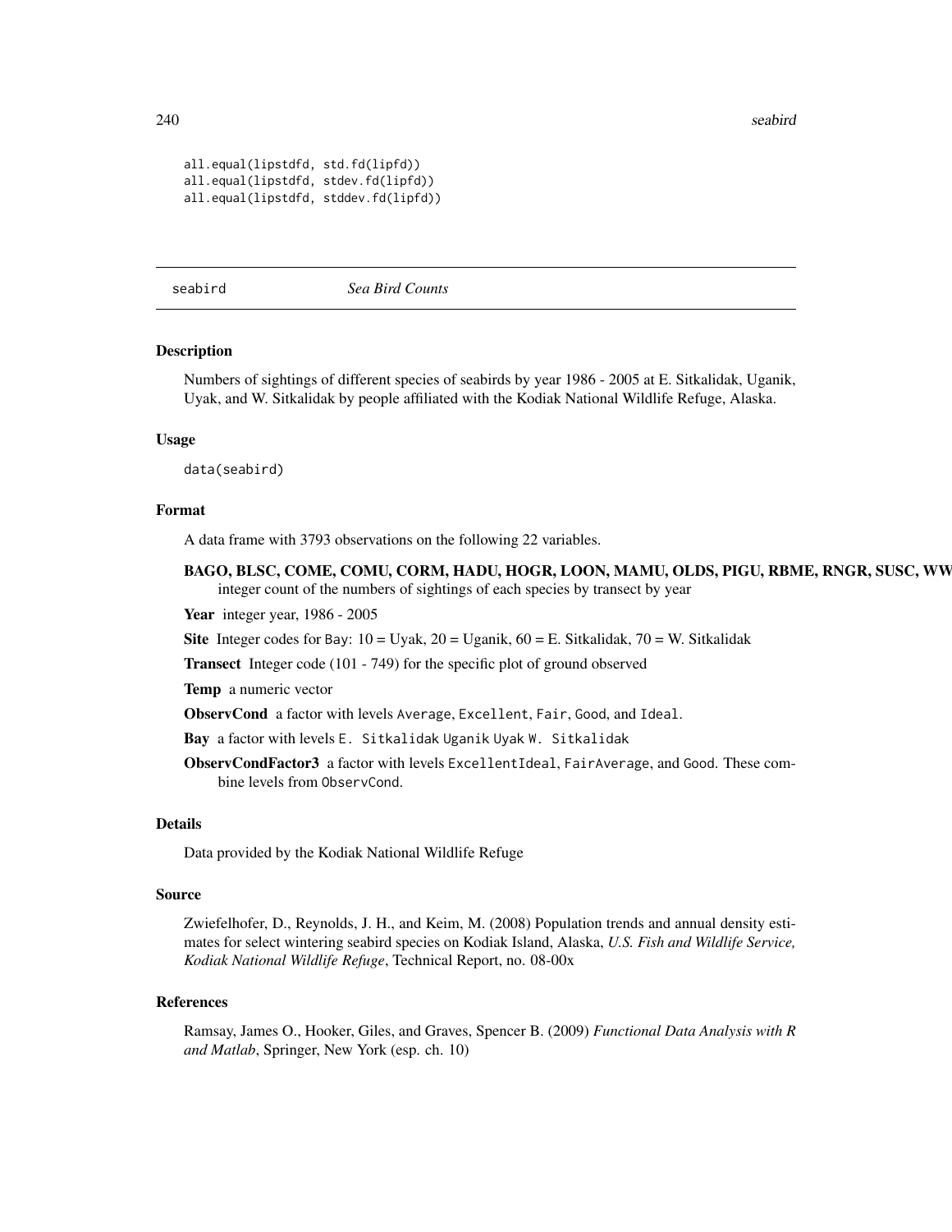```
all.equal(lipstdfd, std.fd(lipfd))
all.equal(lipstdfd, stdev.fd(lipfd))
all.equal(lipstdfd, stddev.fd(lipfd))
```

---

`seabird` *Sea Bird Counts*

---

## Description

Numbers of sightings of different species of seabirds by year 1986 - 2005 at E. Sitkalidak, Uganik, Uyak, and W. Sitkalidak by people affiliated with the Kodiak National Wildlife Refuge, Alaska.

## Usage

```
data(seabird)
```

## Format

A data frame with 3793 observations on the following 22 variables.

**BAGO, BLSC, COME, COMU, CORM, HADU, HOGR, LOON, MAMU, OLDS, PIGU, RBME, RNGR, SUSC, WW**
: integer count of the numbers of sightings of each species by transect by year

**Year** integer year, 1986 - 2005

**Site** Integer codes for `Bay`: 10 = Uyak, 20 = Uganik, 60 = E. Sitkalidak, 70 = W. Sitkalidak

**Transect** Integer code (101 - 749) for the specific plot of ground observed

**Temp** a numeric vector

**ObservCond** a factor with levels `Average`, `Excellent`, `Fair`, `Good`, and `Ideal`.

**Bay** a factor with levels `E. Sitkalidak` `Uganik` `Uyak` `W. Sitkalidak`

**ObservCondFactor3** a factor with levels `ExcellentIdeal`, `FairAverage`, and `Good`. These combine levels from `ObservCond`.

## Details

Data provided by the Kodiak National Wildlife Refuge

## Source

Zwiefelhofer, D., Reynolds, J. H., and Keim, M. (2008) Population trends and annual density estimates for select wintering seabird species on Kodiak Island, Alaska, *U.S. Fish and Wildlife Service, Kodiak National Wildlife Refuge*, Technical Report, no. 08-00x

## References

Ramsay, James O., Hooker, Giles, and Graves, Spencer B. (2009) *Functional Data Analysis with R and Matlab*, Springer, New York (esp. ch. 10)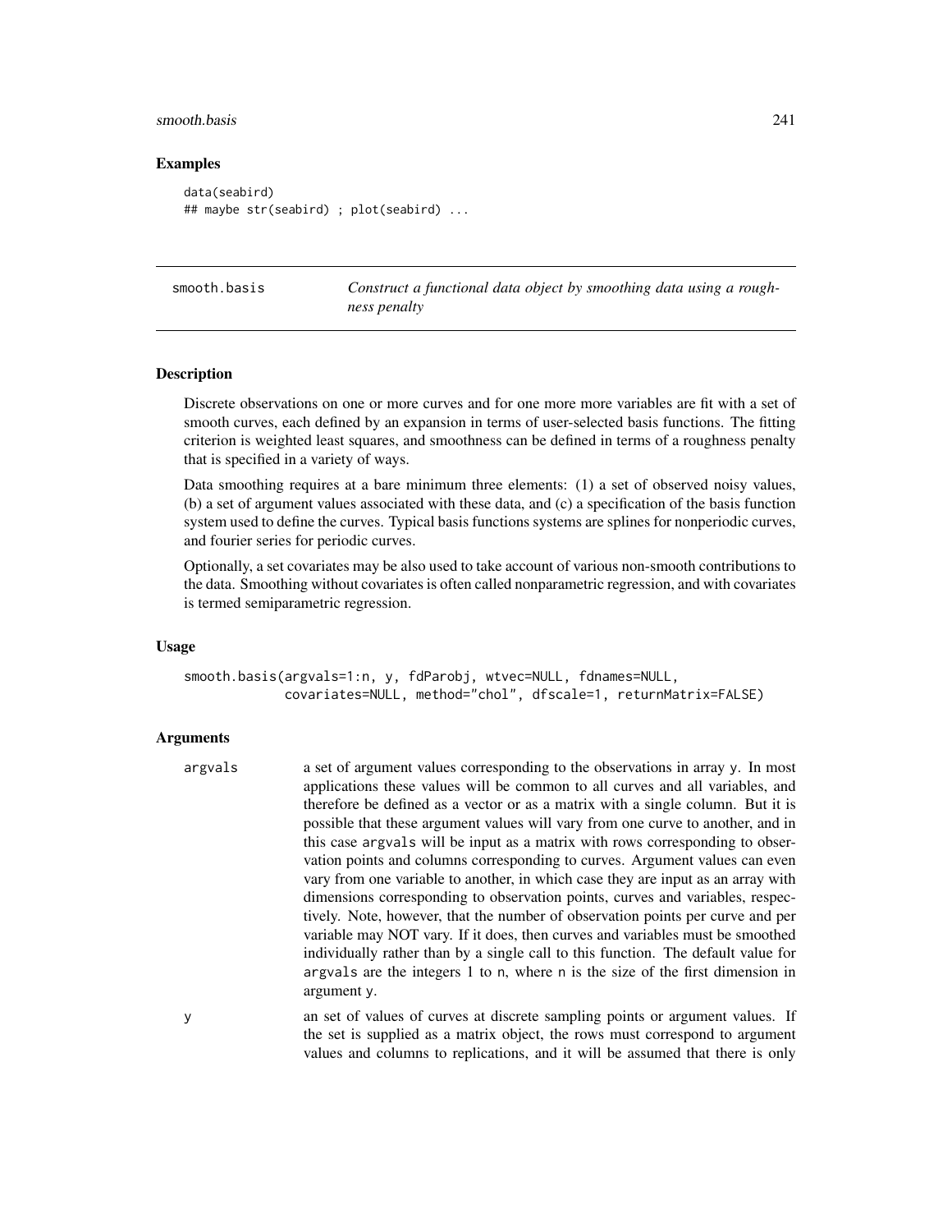### Examples

```
data(seabird)
## maybe str(seabird) ; plot(seabird) ...
```

---

## smooth.basis — *Construct a functional data object by smoothing data using a roughness penalty*

---

### Description

Discrete observations on one or more curves and for one more more variables are fit with a set of smooth curves, each defined by an expansion in terms of user-selected basis functions. The fitting criterion is weighted least squares, and smoothness can be defined in terms of a roughness penalty that is specified in a variety of ways.

Data smoothing requires at a bare minimum three elements: (1) a set of observed noisy values, (b) a set of argument values associated with these data, and (c) a specification of the basis function system used to define the curves. Typical basis functions systems are splines for nonperiodic curves, and fourier series for periodic curves.

Optionally, a set covariates may be also used to take account of various non-smooth contributions to the data. Smoothing without covariates is often called nonparametric regression, and with covariates is termed semiparametric regression.

### Usage

```
smooth.basis(argvals=1:n, y, fdParobj, wtvec=NULL, fdnames=NULL,
             covariates=NULL, method="chol", dfscale=1, returnMatrix=FALSE)
```

### Arguments

`argvals` a set of argument values corresponding to the observations in array `y`. In most applications these values will be common to all curves and all variables, and therefore be defined as a vector or as a matrix with a single column. But it is possible that these argument values will vary from one curve to another, and in this case `argvals` will be input as a matrix with rows corresponding to observation points and columns corresponding to curves. Argument values can even vary from one variable to another, in which case they are input as an array with dimensions corresponding to observation points, curves and variables, respectively. Note, however, that the number of observation points per curve and per variable may NOT vary. If it does, then curves and variables must be smoothed individually rather than by a single call to this function. The default value for `argvals` are the integers 1 to `n`, where `n` is the size of the first dimension in argument `y`.

`y` an set of values of curves at discrete sampling points or argument values. If the set is supplied as a matrix object, the rows must correspond to argument values and columns to replications, and it will be assumed that there is only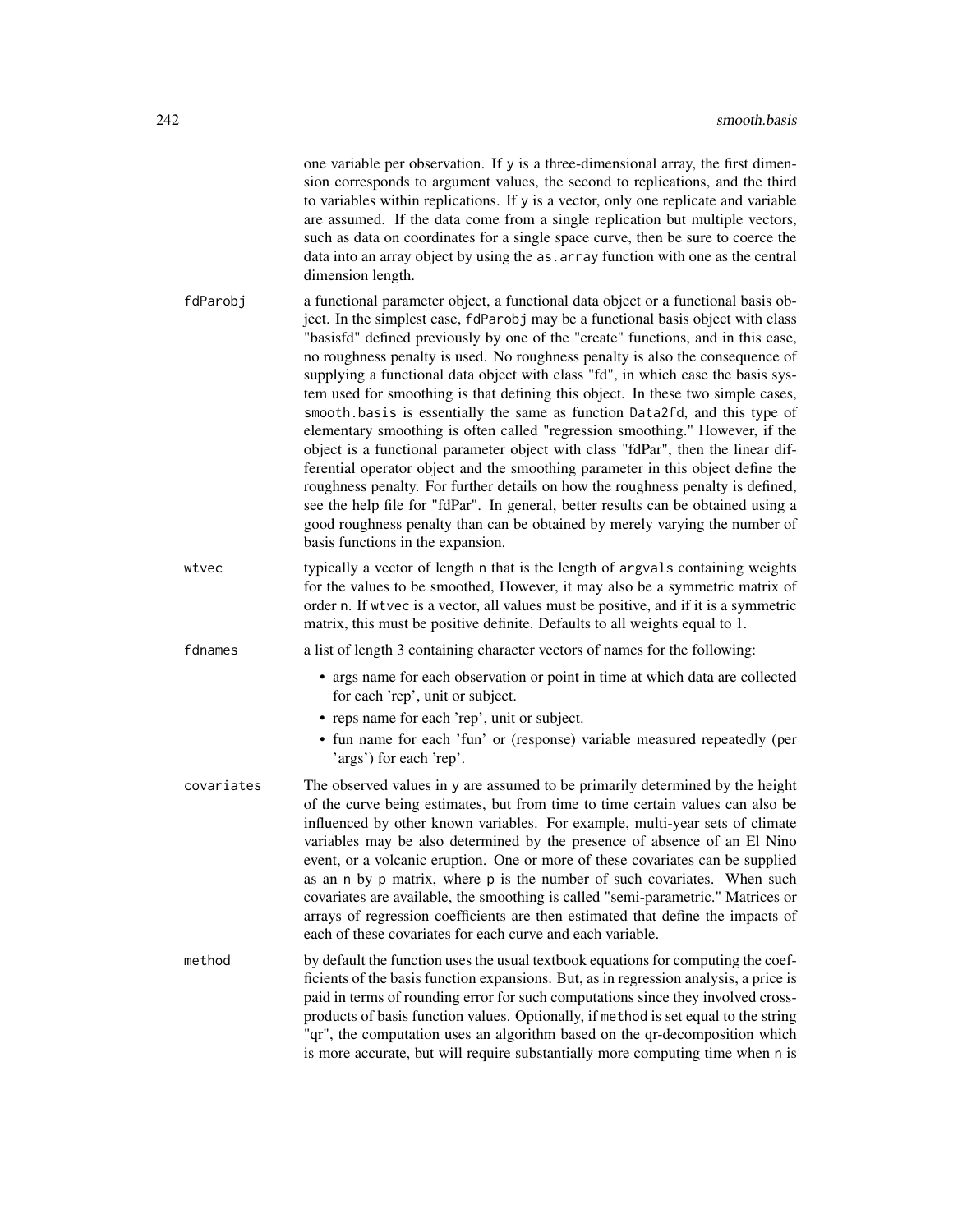one variable per observation. If y is a three-dimensional array, the first dimension corresponds to argument values, the second to replications, and the third to variables within replications. If y is a vector, only one replicate and variable are assumed. If the data come from a single replication but multiple vectors, such as data on coordinates for a single space curve, then be sure to coerce the data into an array object by using the as.array function with one as the central dimension length.

fdParobj
: a functional parameter object, a functional data object or a functional basis object. In the simplest case, fdParobj may be a functional basis object with class "basisfd" defined previously by one of the "create" functions, and in this case, no roughness penalty is used. No roughness penalty is also the consequence of supplying a functional data object with class "fd", in which case the basis system used for smoothing is that defining this object. In these two simple cases, smooth.basis is essentially the same as function Data2fd, and this type of elementary smoothing is often called "regression smoothing." However, if the object is a functional parameter object with class "fdPar", then the linear differential operator object and the smoothing parameter in this object define the roughness penalty. For further details on how the roughness penalty is defined, see the help file for "fdPar". In general, better results can be obtained using a good roughness penalty than can be obtained by merely varying the number of basis functions in the expansion.

wtvec
: typically a vector of length n that is the length of argvals containing weights for the values to be smoothed, However, it may also be a symmetric matrix of order n. If wtvec is a vector, all values must be positive, and if it is a symmetric matrix, this must be positive definite. Defaults to all weights equal to 1.

fdnames
: a list of length 3 containing character vectors of names for the following:

- args name for each observation or point in time at which data are collected for each 'rep', unit or subject.
- reps name for each 'rep', unit or subject.
- fun name for each 'fun' or (response) variable measured repeatedly (per 'args') for each 'rep'.

covariates
: The observed values in y are assumed to be primarily determined by the height of the curve being estimates, but from time to time certain values can also be influenced by other known variables. For example, multi-year sets of climate variables may be also determined by the presence of absence of an El Nino event, or a volcanic eruption. One or more of these covariates can be supplied as an n by p matrix, where p is the number of such covariates. When such covariates are available, the smoothing is called "semi-parametric." Matrices or arrays of regression coefficients are then estimated that define the impacts of each of these covariates for each curve and each variable.

method
: by default the function uses the usual textbook equations for computing the coefficients of the basis function expansions. But, as in regression analysis, a price is paid in terms of rounding error for such computations since they involved cross-products of basis function values. Optionally, if method is set equal to the string "qr", the computation uses an algorithm based on the qr-decomposition which is more accurate, but will require substantially more computing time when n is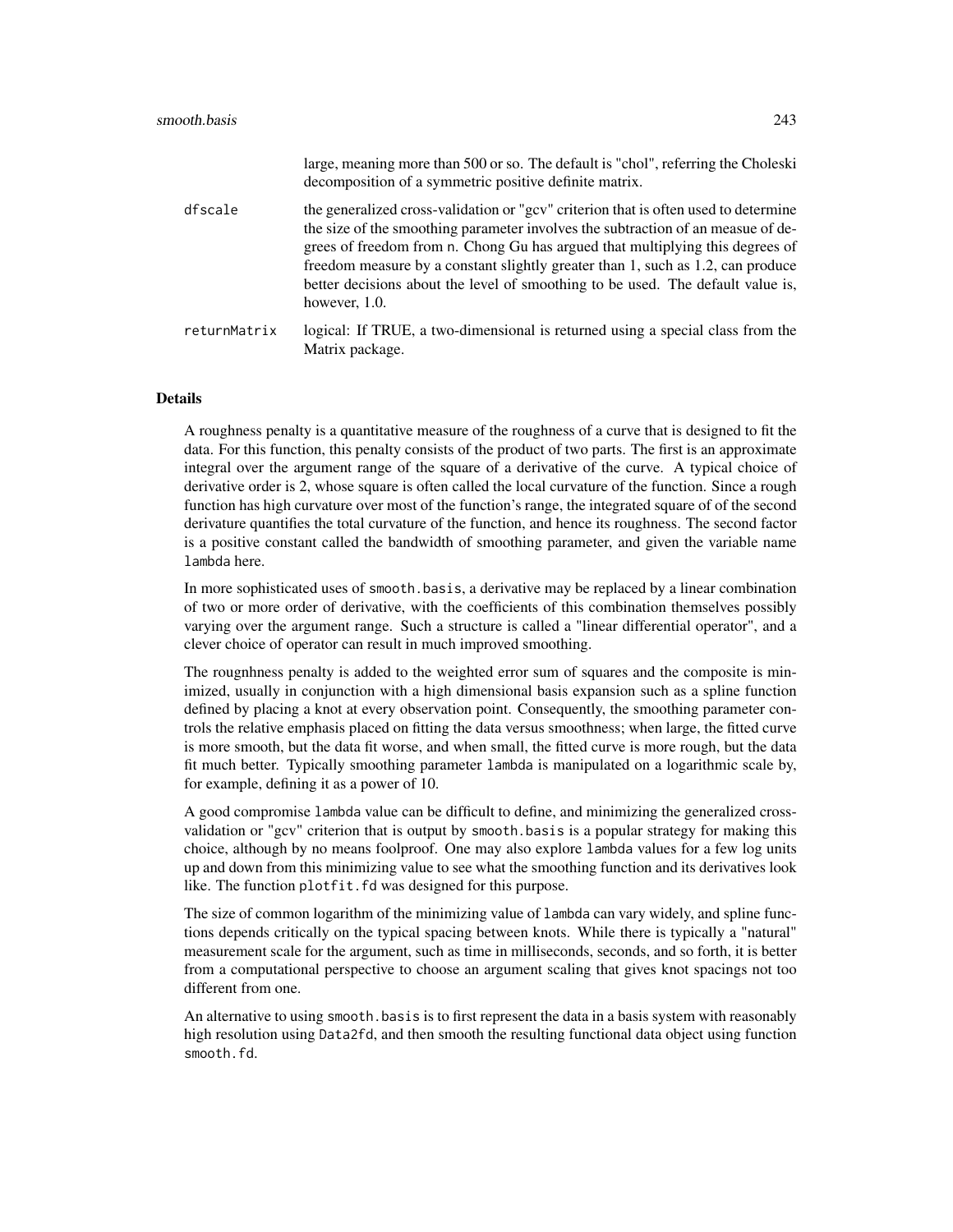large, meaning more than 500 or so. The default is "chol", referring the Choleski decomposition of a symmetric positive definite matrix.

`dfscale` the generalized cross-validation or "gcv" criterion that is often used to determine the size of the smoothing parameter involves the subtraction of an measue of degrees of freedom from `n`. Chong Gu has argued that multiplying this degrees of freedom measure by a constant slightly greater than 1, such as 1.2, can produce better decisions about the level of smoothing to be used. The default value is, however, 1.0.

`returnMatrix` logical: If TRUE, a two-dimensional is returned using a special class from the Matrix package.

### Details

A roughness penalty is a quantitative measure of the roughness of a curve that is designed to fit the data. For this function, this penalty consists of the product of two parts. The first is an approximate integral over the argument range of the square of a derivative of the curve. A typical choice of derivative order is 2, whose square is often called the local curvature of the function. Since a rough function has high curvature over most of the function's range, the integrated square of of the second derivature quantifies the total curvature of the function, and hence its roughness. The second factor is a positive constant called the bandwidth of smoothing parameter, and given the variable name `lambda` here.

In more sophisticated uses of `smooth.basis`, a derivative may be replaced by a linear combination of two or more order of derivative, with the coefficients of this combination themselves possibly varying over the argument range. Such a structure is called a "linear differential operator", and a clever choice of operator can result in much improved smoothing.

The rougnhness penalty is added to the weighted error sum of squares and the composite is minimized, usually in conjunction with a high dimensional basis expansion such as a spline function defined by placing a knot at every observation point. Consequently, the smoothing parameter controls the relative emphasis placed on fitting the data versus smoothness; when large, the fitted curve is more smooth, but the data fit worse, and when small, the fitted curve is more rough, but the data fit much better. Typically smoothing parameter `lambda` is manipulated on a logarithmic scale by, for example, defining it as a power of 10.

A good compromise `lambda` value can be difficult to define, and minimizing the generalized cross-validation or "gcv" criterion that is output by `smooth.basis` is a popular strategy for making this choice, although by no means foolproof. One may also explore `lambda` values for a few log units up and down from this minimizing value to see what the smoothing function and its derivatives look like. The function `plotfit.fd` was designed for this purpose.

The size of common logarithm of the minimizing value of `lambda` can vary widely, and spline functions depends critically on the typical spacing between knots. While there is typically a "natural" measurement scale for the argument, such as time in milliseconds, seconds, and so forth, it is better from a computational perspective to choose an argument scaling that gives knot spacings not too different from one.

An alternative to using `smooth.basis` is to first represent the data in a basis system with reasonably high resolution using `Data2fd`, and then smooth the resulting functional data object using function `smooth.fd`.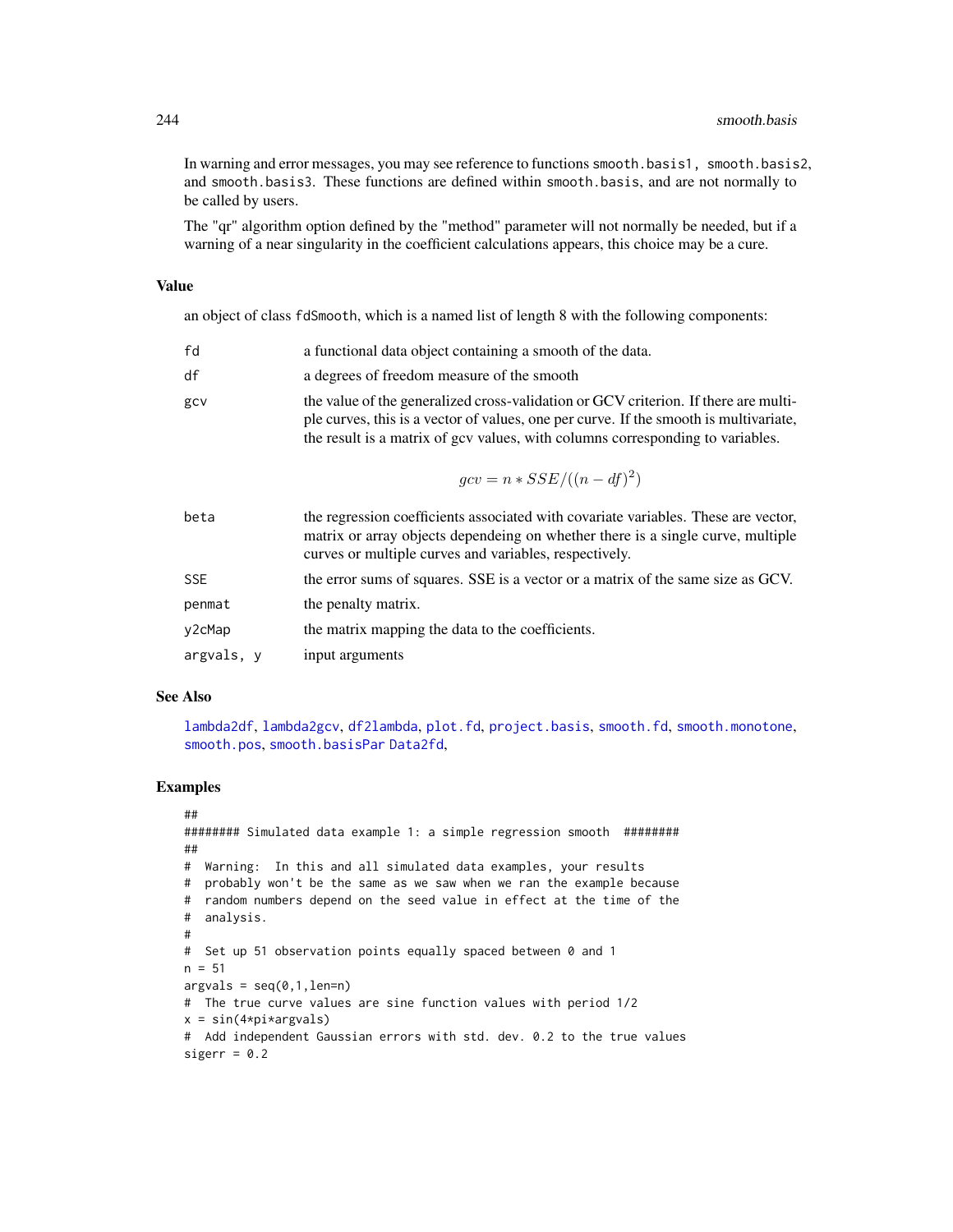In warning and error messages, you may see reference to functions smooth.basis1, smooth.basis2, and smooth.basis3. These functions are defined within smooth.basis, and are not normally to be called by users.

The "qr" algorithm option defined by the "method" parameter will not normally be needed, but if a warning of a near singularity in the coefficient calculations appears, this choice may be a cure.

### Value

an object of class fdSmooth, which is a named list of length 8 with the following components:

fd
: a functional data object containing a smooth of the data.

df
: a degrees of freedom measure of the smooth

gcv
: the value of the generalized cross-validation or GCV criterion. If there are multiple curves, this is a vector of values, one per curve. If the smooth is multivariate, the result is a matrix of gcv values, with columns corresponding to variables.

$$gcv = n * SSE/((n - df)^2)$$

beta
: the regression coefficients associated with covariate variables. These are vector, matrix or array objects dependeing on whether there is a single curve, multiple curves or multiple curves and variables, respectively.

SSE
: the error sums of squares. SSE is a vector or a matrix of the same size as GCV.

penmat
: the penalty matrix.

y2cMap
: the matrix mapping the data to the coefficients.

argvals, y
: input arguments

### See Also

lambda2df, lambda2gcv, df2lambda, plot.fd, project.basis, smooth.fd, smooth.monotone, smooth.pos, smooth.basisPar Data2fd,

### Examples

```
##
######## Simulated data example 1: a simple regression smooth  ########
##
#  Warning:  In this and all simulated data examples, your results
#  probably won't be the same as we saw when we ran the example because
#  random numbers depend on the seed value in effect at the time of the
#  analysis.
#
#  Set up 51 observation points equally spaced between 0 and 1
n = 51
argvals = seq(0,1,len=n)
#  The true curve values are sine function values with period 1/2
x = sin(4*pi*argvals)
#  Add independent Gaussian errors with std. dev. 0.2 to the true values
sigerr = 0.2
```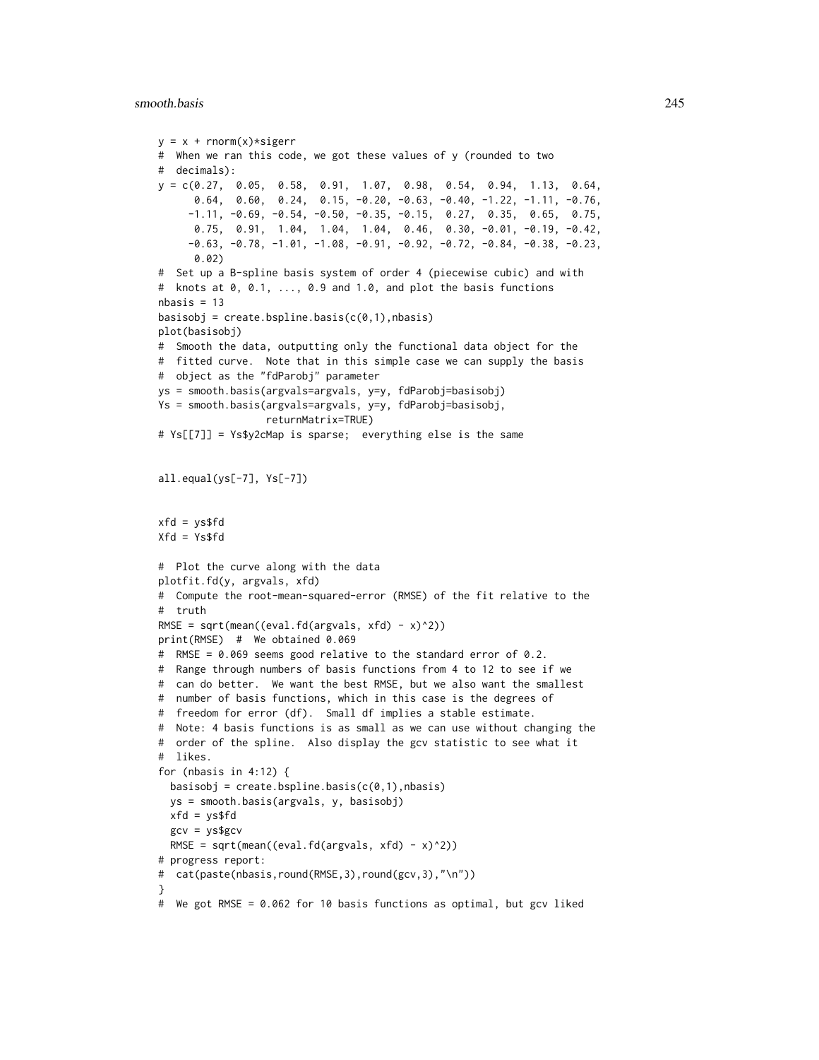```
y = x + rnorm(x)*sigerr
#  When we ran this code, we got these values of y (rounded to two
#  decimals):
y = c(0.27,  0.05,  0.58,  0.91,  1.07,  0.98,  0.54,  0.94,  1.13,  0.64,
      0.64,  0.60,  0.24,  0.15, -0.20, -0.63, -0.40, -1.22, -1.11, -0.76,
     -1.11, -0.69, -0.54, -0.50, -0.35, -0.15,  0.27,  0.35,  0.65,  0.75,
      0.75,  0.91,  1.04,  1.04,  1.04,  0.46,  0.30, -0.01, -0.19, -0.42,
     -0.63, -0.78, -1.01, -1.08, -0.91, -0.92, -0.72, -0.84, -0.38, -0.23,
      0.02)
#  Set up a B-spline basis system of order 4 (piecewise cubic) and with
#  knots at 0, 0.1, ..., 0.9 and 1.0, and plot the basis functions
nbasis = 13
basisobj = create.bspline.basis(c(0,1),nbasis)
plot(basisobj)
#  Smooth the data, outputting only the functional data object for the
#  fitted curve.  Note that in this simple case we can supply the basis
#  object as the "fdParobj" parameter
ys = smooth.basis(argvals=argvals, y=y, fdParobj=basisobj)
Ys = smooth.basis(argvals=argvals, y=y, fdParobj=basisobj,
                  returnMatrix=TRUE)
# Ys[[7]] = Ys$y2cMap is sparse;  everything else is the same


all.equal(ys[-7], Ys[-7])


xfd = ys$fd
Xfd = Ys$fd

#  Plot the curve along with the data
plotfit.fd(y, argvals, xfd)
#  Compute the root-mean-squared-error (RMSE) of the fit relative to the
#  truth
RMSE = sqrt(mean((eval.fd(argvals, xfd) - x)^2))
print(RMSE)  #  We obtained 0.069
#  RMSE = 0.069 seems good relative to the standard error of 0.2.
#  Range through numbers of basis functions from 4 to 12 to see if we
#  can do better.  We want the best RMSE, but we also want the smallest
#  number of basis functions, which in this case is the degrees of
#  freedom for error (df).  Small df implies a stable estimate.
#  Note: 4 basis functions is as small as we can use without changing the
#  order of the spline.  Also display the gcv statistic to see what it
#  likes.
for (nbasis in 4:12) {
  basisobj = create.bspline.basis(c(0,1),nbasis)
  ys = smooth.basis(argvals, y, basisobj)
  xfd = ys$fd
  gcv = ys$gcv
  RMSE = sqrt(mean((eval.fd(argvals, xfd) - x)^2))
# progress report:
#  cat(paste(nbasis,round(RMSE,3),round(gcv,3),"\n"))
}
#  We got RMSE = 0.062 for 10 basis functions as optimal, but gcv liked
```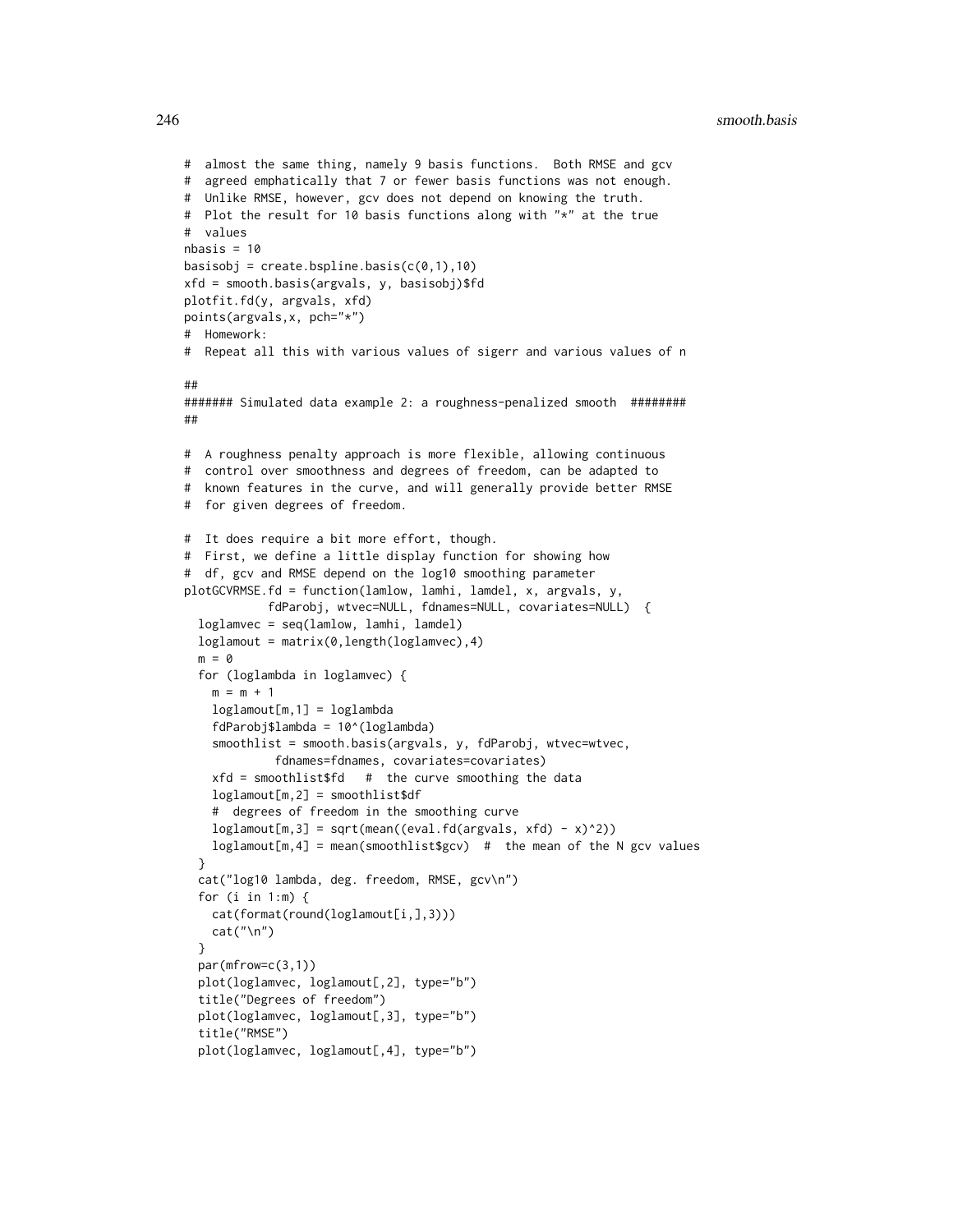```
#  almost the same thing, namely 9 basis functions.  Both RMSE and gcv
#  agreed emphatically that 7 or fewer basis functions was not enough.
#  Unlike RMSE, however, gcv does not depend on knowing the truth.
#  Plot the result for 10 basis functions along with "*" at the true
#  values
nbasis = 10
basisobj = create.bspline.basis(c(0,1),10)
xfd = smooth.basis(argvals, y, basisobj)$fd
plotfit.fd(y, argvals, xfd)
points(argvals,x, pch="*")
#  Homework:
#  Repeat all this with various values of sigerr and various values of n

##
####### Simulated data example 2: a roughness-penalized smooth  ########
##

#  A roughness penalty approach is more flexible, allowing continuous
#  control over smoothness and degrees of freedom, can be adapted to
#  known features in the curve, and will generally provide better RMSE
#  for given degrees of freedom.

#  It does require a bit more effort, though.
#  First, we define a little display function for showing how
#  df, gcv and RMSE depend on the log10 smoothing parameter
plotGCVRMSE.fd = function(lamlow, lamhi, lamdel, x, argvals, y,
           fdParobj, wtvec=NULL, fdnames=NULL, covariates=NULL)  {
  loglamvec = seq(lamlow, lamhi, lamdel)
  loglamout = matrix(0,length(loglamvec),4)
  m = 0
  for (loglambda in loglamvec) {
    m = m + 1
    loglamout[m,1] = loglambda
    fdParobj$lambda = 10^(loglambda)
    smoothlist = smooth.basis(argvals, y, fdParobj, wtvec=wtvec,
             fdnames=fdnames, covariates=covariates)
    xfd = smoothlist$fd   #  the curve smoothing the data
    loglamout[m,2] = smoothlist$df
    #  degrees of freedom in the smoothing curve
    loglamout[m,3] = sqrt(mean((eval.fd(argvals, xfd) - x)^2))
    loglamout[m,4] = mean(smoothlist$gcv)  #  the mean of the N gcv values
  }
  cat("log10 lambda, deg. freedom, RMSE, gcv\n")
  for (i in 1:m) {
    cat(format(round(loglamout[i,],3)))
    cat("\n")
  }
  par(mfrow=c(3,1))
  plot(loglamvec, loglamout[,2], type="b")
  title("Degrees of freedom")
  plot(loglamvec, loglamout[,3], type="b")
  title("RMSE")
  plot(loglamvec, loglamout[,4], type="b")
```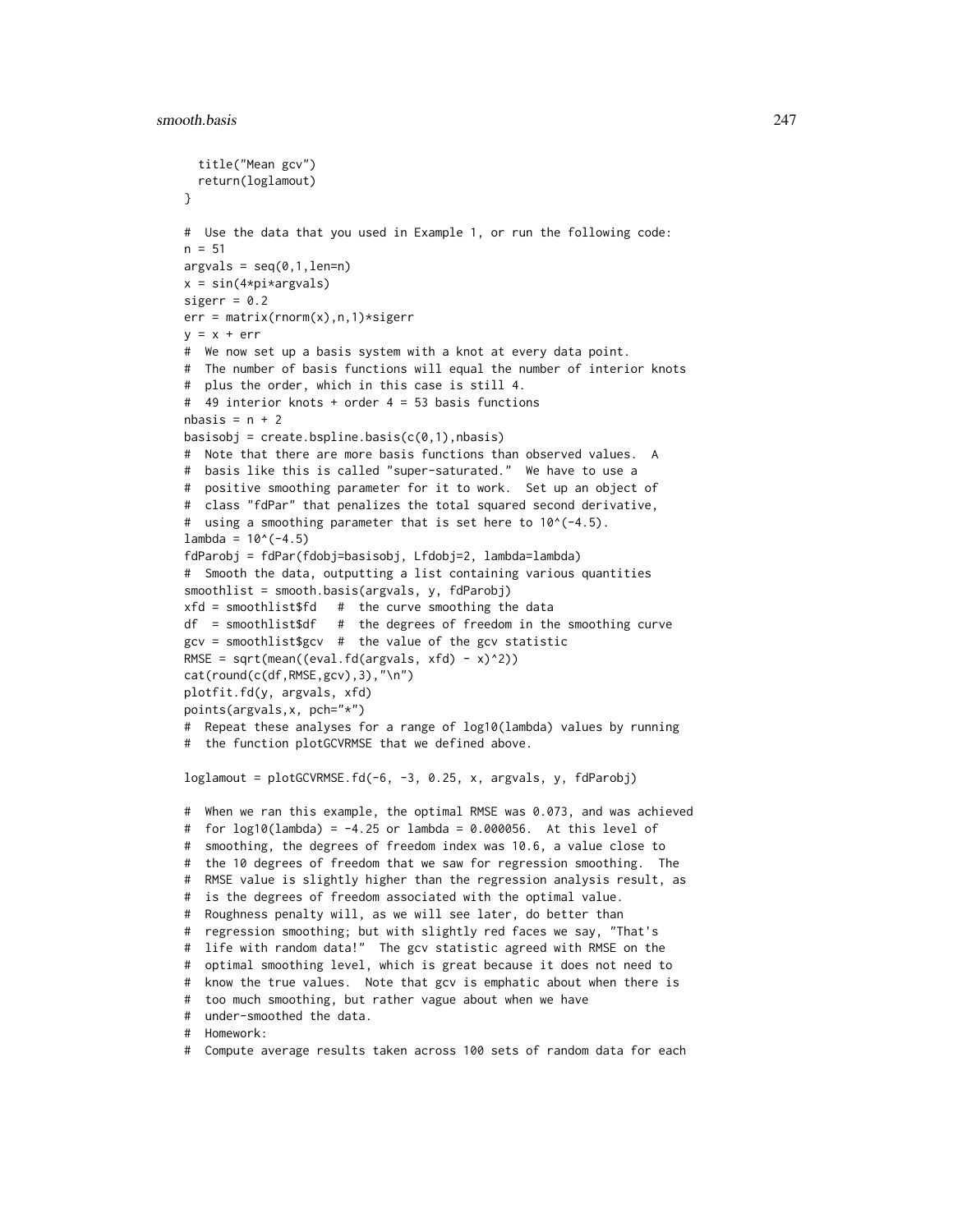```
  title("Mean gcv")
  return(loglamout)
}

#  Use the data that you used in Example 1, or run the following code:
n = 51
argvals = seq(0,1,len=n)
x = sin(4*pi*argvals)
sigerr = 0.2
err = matrix(rnorm(x),n,1)*sigerr
y = x + err
#  We now set up a basis system with a knot at every data point.
#  The number of basis functions will equal the number of interior knots
#  plus the order, which in this case is still 4.
#  49 interior knots + order 4 = 53 basis functions
nbasis = n + 2
basisobj = create.bspline.basis(c(0,1),nbasis)
#  Note that there are more basis functions than observed values.  A
#  basis like this is called "super-saturated."  We have to use a
#  positive smoothing parameter for it to work.  Set up an object of
#  class "fdPar" that penalizes the total squared second derivative,
#  using a smoothing parameter that is set here to 10^(-4.5).
lambda = 10^(-4.5)
fdParobj = fdPar(fdobj=basisobj, Lfdobj=2, lambda=lambda)
#  Smooth the data, outputting a list containing various quantities
smoothlist = smooth.basis(argvals, y, fdParobj)
xfd = smoothlist$fd   #  the curve smoothing the data
df  = smoothlist$df   #  the degrees of freedom in the smoothing curve
gcv = smoothlist$gcv  #  the value of the gcv statistic
RMSE = sqrt(mean((eval.fd(argvals, xfd) - x)^2))
cat(round(c(df,RMSE,gcv),3),"\n")
plotfit.fd(y, argvals, xfd)
points(argvals,x, pch="*")
#  Repeat these analyses for a range of log10(lambda) values by running
#  the function plotGCVRMSE that we defined above.

loglamout = plotGCVRMSE.fd(-6, -3, 0.25, x, argvals, y, fdParobj)

#  When we ran this example, the optimal RMSE was 0.073, and was achieved
#  for log10(lambda) = -4.25 or lambda = 0.000056.  At this level of
#  smoothing, the degrees of freedom index was 10.6, a value close to
#  the 10 degrees of freedom that we saw for regression smoothing.  The
#  RMSE value is slightly higher than the regression analysis result, as
#  is the degrees of freedom associated with the optimal value.
#  Roughness penalty will, as we will see later, do better than
#  regression smoothing; but with slightly red faces we say, "That's
#  life with random data!"  The gcv statistic agreed with RMSE on the
#  optimal smoothing level, which is great because it does not need to
#  know the true values.  Note that gcv is emphatic about when there is
#  too much smoothing, but rather vague about when we have
#  under-smoothed the data.
#  Homework:
#  Compute average results taken across 100 sets of random data for each
```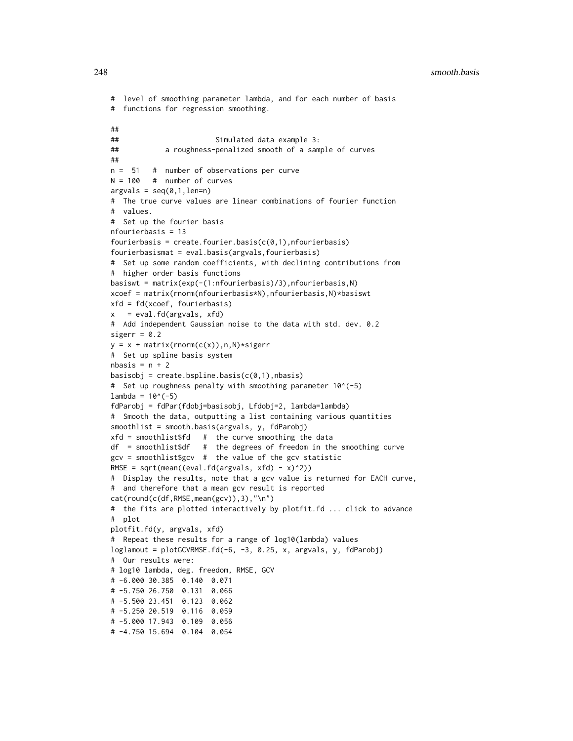```
#  level of smoothing parameter lambda, and for each number of basis
#  functions for regression smoothing.

##
##                      Simulated data example 3:
##           a roughness-penalized smooth of a sample of curves
##
n =  51   #  number of observations per curve
N = 100   #  number of curves
argvals = seq(0,1,len=n)
#  The true curve values are linear combinations of fourier function
#  values.
#  Set up the fourier basis
nfourierbasis = 13
fourierbasis = create.fourier.basis(c(0,1),nfourierbasis)
fourierbasismat = eval.basis(argvals,fourierbasis)
#  Set up some random coefficients, with declining contributions from
#  higher order basis functions
basiswt = matrix(exp(-(1:nfourierbasis)/3),nfourierbasis,N)
xcoef = matrix(rnorm(nfourierbasis*N),nfourierbasis,N)*basiswt
xfd = fd(xcoef, fourierbasis)
x   = eval.fd(argvals, xfd)
#  Add independent Gaussian noise to the data with std. dev. 0.2
sigerr = 0.2
y = x + matrix(rnorm(c(x)),n,N)*sigerr
#  Set up spline basis system
nbasis = n + 2
basisobj = create.bspline.basis(c(0,1),nbasis)
#  Set up roughness penalty with smoothing parameter 10^(-5)
lambda = 10^(-5)
fdParobj = fdPar(fdobj=basisobj, Lfdobj=2, lambda=lambda)
#  Smooth the data, outputting a list containing various quantities
smoothlist = smooth.basis(argvals, y, fdParobj)
xfd = smoothlist$fd   #  the curve smoothing the data
df  = smoothlist$df   #  the degrees of freedom in the smoothing curve
gcv = smoothlist$gcv  #  the value of the gcv statistic
RMSE = sqrt(mean((eval.fd(argvals, xfd) - x)^2))
#  Display the results, note that a gcv value is returned for EACH curve,
#  and therefore that a mean gcv result is reported
cat(round(c(df,RMSE,mean(gcv)),3),"\n")
#  the fits are plotted interactively by plotfit.fd ... click to advance
#  plot
plotfit.fd(y, argvals, xfd)
#  Repeat these results for a range of log10(lambda) values
loglamout = plotGCVRMSE.fd(-6, -3, 0.25, x, argvals, y, fdParobj)
#  Our results were:
# log10 lambda, deg. freedom, RMSE, GCV
# -6.000 30.385  0.140  0.071
# -5.750 26.750  0.131  0.066
# -5.500 23.451  0.123  0.062
# -5.250 20.519  0.116  0.059
# -5.000 17.943  0.109  0.056
# -4.750 15.694  0.104  0.054
```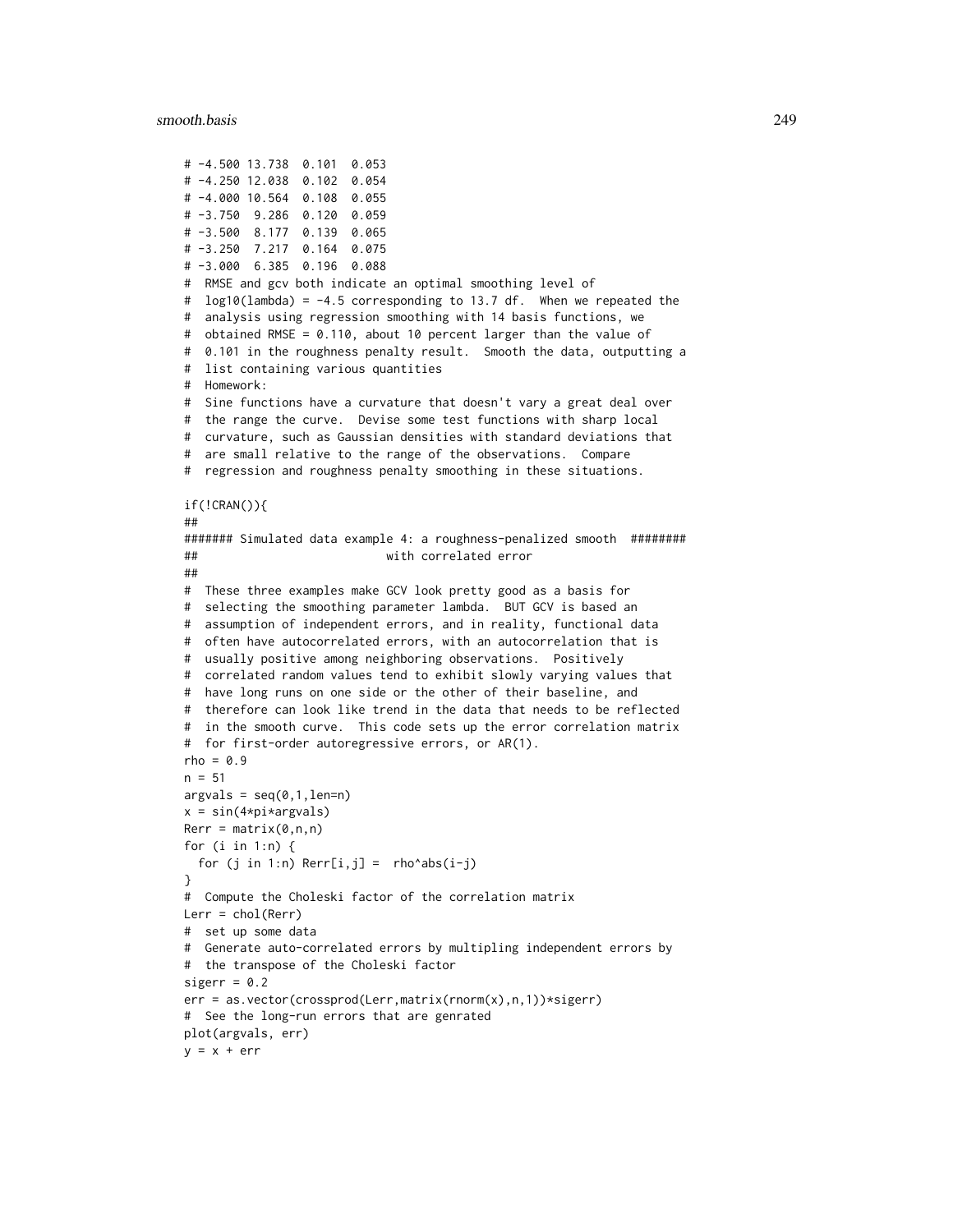```
# -4.500 13.738  0.101  0.053
# -4.250 12.038  0.102  0.054
# -4.000 10.564  0.108  0.055
# -3.750  9.286  0.120  0.059
# -3.500  8.177  0.139  0.065
# -3.250  7.217  0.164  0.075
# -3.000  6.385  0.196  0.088
#  RMSE and gcv both indicate an optimal smoothing level of
#  log10(lambda) = -4.5 corresponding to 13.7 df.  When we repeated the
#  analysis using regression smoothing with 14 basis functions, we
#  obtained RMSE = 0.110, about 10 percent larger than the value of
#  0.101 in the roughness penalty result.  Smooth the data, outputting a
#  list containing various quantities
#  Homework:
#  Sine functions have a curvature that doesn't vary a great deal over
#  the range the curve.  Devise some test functions with sharp local
#  curvature, such as Gaussian densities with standard deviations that
#  are small relative to the range of the observations.  Compare
#  regression and roughness penalty smoothing in these situations.

if(!CRAN()){
##
####### Simulated data example 4: a roughness-penalized smooth  ########
##                            with correlated error
##
#  These three examples make GCV look pretty good as a basis for
#  selecting the smoothing parameter lambda.  BUT GCV is based an
#  assumption of independent errors, and in reality, functional data
#  often have autocorrelated errors, with an autocorrelation that is
#  usually positive among neighboring observations.  Positively
#  correlated random values tend to exhibit slowly varying values that
#  have long runs on one side or the other of their baseline, and
#  therefore can look like trend in the data that needs to be reflected
#  in the smooth curve.  This code sets up the error correlation matrix
#  for first-order autoregressive errors, or AR(1).
rho = 0.9
n = 51
argvals = seq(0,1,len=n)
x = sin(4*pi*argvals)
Rerr = matrix(0,n,n)
for (i in 1:n) {
  for (j in 1:n) Rerr[i,j] =  rho^abs(i-j)
}
#  Compute the Choleski factor of the correlation matrix
Lerr = chol(Rerr)
#  set up some data
#  Generate auto-correlated errors by multipling independent errors by
#  the transpose of the Choleski factor
sigerr = 0.2
err = as.vector(crossprod(Lerr,matrix(rnorm(x),n,1))*sigerr)
#  See the long-run errors that are genrated
plot(argvals, err)
y = x + err
```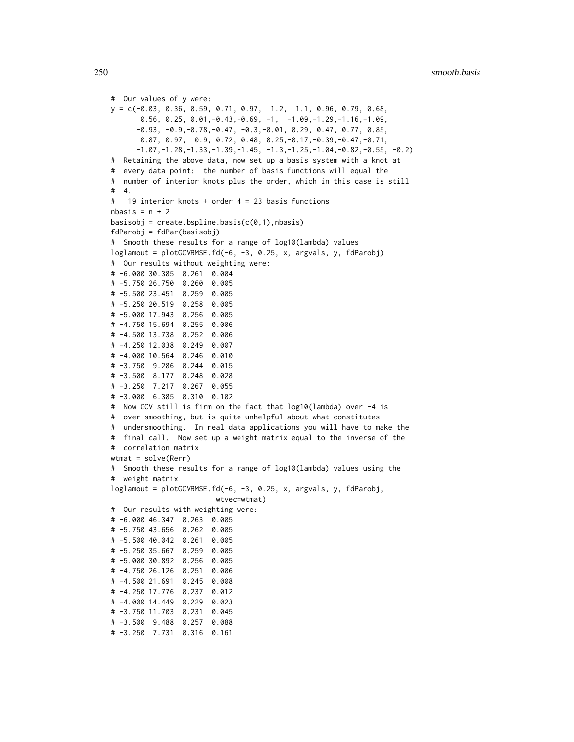```
#  Our values of y were:
y = c(-0.03, 0.36, 0.59, 0.71, 0.97,  1.2,  1.1, 0.96, 0.79, 0.68,
       0.56, 0.25, 0.01,-0.43,-0.69, -1,  -1.09,-1.29,-1.16,-1.09,
      -0.93, -0.9,-0.78,-0.47, -0.3,-0.01, 0.29, 0.47, 0.77, 0.85,
       0.87, 0.97,  0.9, 0.72, 0.48, 0.25,-0.17,-0.39,-0.47,-0.71,
      -1.07,-1.28,-1.33,-1.39,-1.45, -1.3,-1.25,-1.04,-0.82,-0.55, -0.2)
#  Retaining the above data, now set up a basis system with a knot at
#  every data point:  the number of basis functions will equal the
#  number of interior knots plus the order, which in this case is still
#  4.
#   19 interior knots + order 4 = 23 basis functions
nbasis = n + 2
basisobj = create.bspline.basis(c(0,1),nbasis)
fdParobj = fdPar(basisobj)
#  Smooth these results for a range of log10(lambda) values
loglamout = plotGCVRMSE.fd(-6, -3, 0.25, x, argvals, y, fdParobj)
#  Our results without weighting were:
# -6.000 30.385  0.261  0.004
# -5.750 26.750  0.260  0.005
# -5.500 23.451  0.259  0.005
# -5.250 20.519  0.258  0.005
# -5.000 17.943  0.256  0.005
# -4.750 15.694  0.255  0.006
# -4.500 13.738  0.252  0.006
# -4.250 12.038  0.249  0.007
# -4.000 10.564  0.246  0.010
# -3.750  9.286  0.244  0.015
# -3.500  8.177  0.248  0.028
# -3.250  7.217  0.267  0.055
# -3.000  6.385  0.310  0.102
#  Now GCV still is firm on the fact that log10(lambda) over -4 is
#  over-smoothing, but is quite unhelpful about what constitutes
#  undersmoothing.  In real data applications you will have to make the
#  final call.  Now set up a weight matrix equal to the inverse of the
#  correlation matrix
wtmat = solve(Rerr)
#  Smooth these results for a range of log10(lambda) values using the
#  weight matrix
loglamout = plotGCVRMSE.fd(-6, -3, 0.25, x, argvals, y, fdParobj,
                           wtvec=wtmat)
#  Our results with weighting were:
# -6.000 46.347  0.263  0.005
# -5.750 43.656  0.262  0.005
# -5.500 40.042  0.261  0.005
# -5.250 35.667  0.259  0.005
# -5.000 30.892  0.256  0.005
# -4.750 26.126  0.251  0.006
# -4.500 21.691  0.245  0.008
# -4.250 17.776  0.237  0.012
# -4.000 14.449  0.229  0.023
# -3.750 11.703  0.231  0.045
# -3.500  9.488  0.257  0.088
# -3.250  7.731  0.316  0.161
```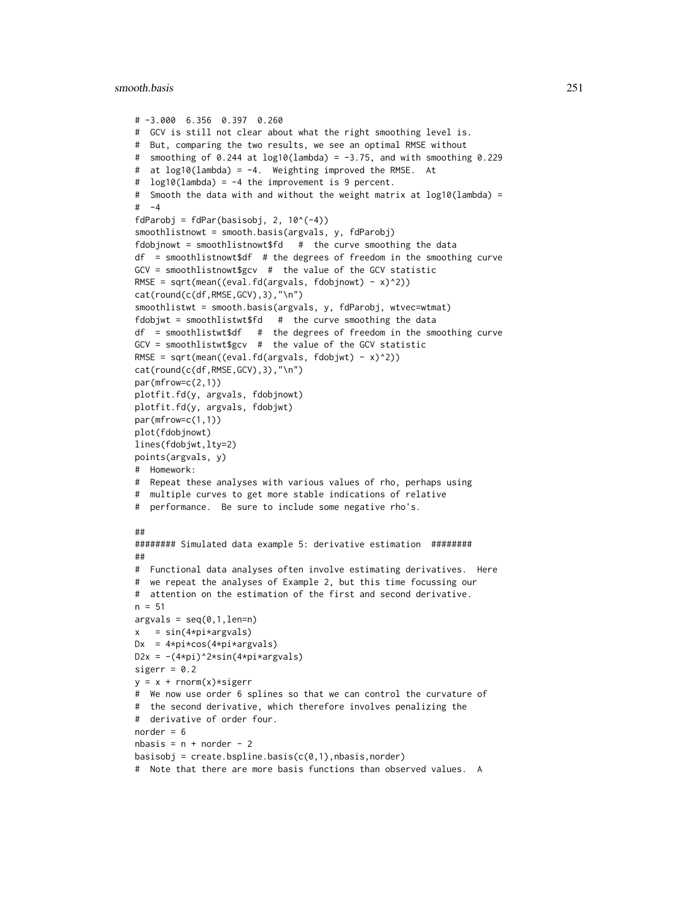```
# -3.000  6.356  0.397  0.260
#  GCV is still not clear about what the right smoothing level is.
#  But, comparing the two results, we see an optimal RMSE without
#  smoothing of 0.244 at log10(lambda) = -3.75, and with smoothing 0.229
#  at log10(lambda) = -4.  Weighting improved the RMSE.  At
#  log10(lambda) = -4 the improvement is 9 percent.
#  Smooth the data with and without the weight matrix at log10(lambda) =
#  -4
fdParobj = fdPar(basisobj, 2, 10^(-4))
smoothlistnowt = smooth.basis(argvals, y, fdParobj)
fdobjnowt = smoothlistnowt$fd   #  the curve smoothing the data
df  = smoothlistnowt$df  # the degrees of freedom in the smoothing curve
GCV = smoothlistnowt$gcv  #  the value of the GCV statistic
RMSE = sqrt(mean((eval.fd(argvals, fdobjnowt) - x)^2))
cat(round(c(df,RMSE,GCV),3),"\n")
smoothlistwt = smooth.basis(argvals, y, fdParobj, wtvec=wtmat)
fdobjwt = smoothlistwt$fd   #  the curve smoothing the data
df  = smoothlistwt$df   #  the degrees of freedom in the smoothing curve
GCV = smoothlistwt$gcv  #  the value of the GCV statistic
RMSE = sqrt(mean((eval.fd(argvals, fdobjwt) - x)^2))
cat(round(c(df,RMSE,GCV),3),"\n")
par(mfrow=c(2,1))
plotfit.fd(y, argvals, fdobjnowt)
plotfit.fd(y, argvals, fdobjwt)
par(mfrow=c(1,1))
plot(fdobjnowt)
lines(fdobjwt,lty=2)
points(argvals, y)
#  Homework:
#  Repeat these analyses with various values of rho, perhaps using
#  multiple curves to get more stable indications of relative
#  performance.  Be sure to include some negative rho's.

##
######## Simulated data example 5: derivative estimation  ########
##
#  Functional data analyses often involve estimating derivatives.  Here
#  we repeat the analyses of Example 2, but this time focussing our
#  attention on the estimation of the first and second derivative.
n = 51
argvals = seq(0,1,len=n)
x   = sin(4*pi*argvals)
Dx  = 4*pi*cos(4*pi*argvals)
D2x = -(4*pi)^2*sin(4*pi*argvals)
sigerr = 0.2
y = x + rnorm(x)*sigerr
#  We now use order 6 splines so that we can control the curvature of
#  the second derivative, which therefore involves penalizing the
#  derivative of order four.
norder = 6
nbasis = n + norder - 2
basisobj = create.bspline.basis(c(0,1),nbasis,norder)
#  Note that there are more basis functions than observed values.  A
```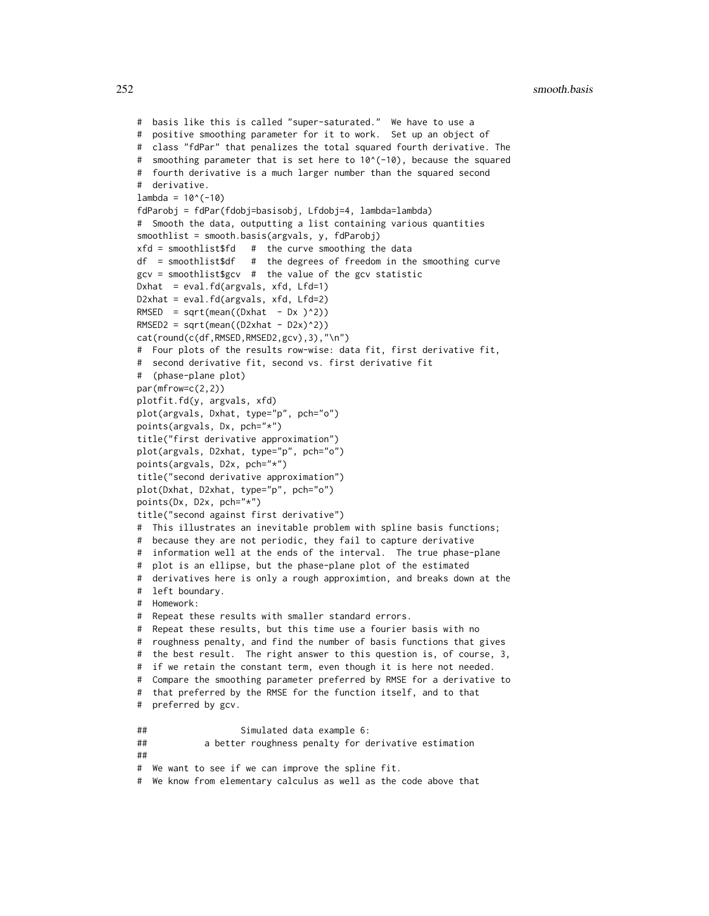```
#  basis like this is called "super-saturated."  We have to use a
#  positive smoothing parameter for it to work.  Set up an object of
#  class "fdPar" that penalizes the total squared fourth derivative. The
#  smoothing parameter that is set here to 10^(-10), because the squared
#  fourth derivative is a much larger number than the squared second
#  derivative.
lambda = 10^(-10)
fdParobj = fdPar(fdobj=basisobj, Lfdobj=4, lambda=lambda)
#  Smooth the data, outputting a list containing various quantities
smoothlist = smooth.basis(argvals, y, fdParobj)
xfd = smoothlist$fd   #  the curve smoothing the data
df  = smoothlist$df   #  the degrees of freedom in the smoothing curve
gcv = smoothlist$gcv  #  the value of the gcv statistic
Dxhat  = eval.fd(argvals, xfd, Lfd=1)
D2xhat = eval.fd(argvals, xfd, Lfd=2)
RMSED  = sqrt(mean((Dxhat  - Dx )^2))
RMSED2 = sqrt(mean((D2xhat - D2x)^2))
cat(round(c(df,RMSED,RMSED2,gcv),3),"\n")
#  Four plots of the results row-wise: data fit, first derivative fit,
#  second derivative fit, second vs. first derivative fit
#  (phase-plane plot)
par(mfrow=c(2,2))
plotfit.fd(y, argvals, xfd)
plot(argvals, Dxhat, type="p", pch="o")
points(argvals, Dx, pch="*")
title("first derivative approximation")
plot(argvals, D2xhat, type="p", pch="o")
points(argvals, D2x, pch="*")
title("second derivative approximation")
plot(Dxhat, D2xhat, type="p", pch="o")
points(Dx, D2x, pch="*")
title("second against first derivative")
#  This illustrates an inevitable problem with spline basis functions;
#  because they are not periodic, they fail to capture derivative
#  information well at the ends of the interval.  The true phase-plane
#  plot is an ellipse, but the phase-plane plot of the estimated
#  derivatives here is only a rough approximtion, and breaks down at the
#  left boundary.
#  Homework:
#  Repeat these results with smaller standard errors.
#  Repeat these results, but this time use a fourier basis with no
#  roughness penalty, and find the number of basis functions that gives
#  the best result.  The right answer to this question is, of course, 3,
#  if we retain the constant term, even though it is here not needed.
#  Compare the smoothing parameter preferred by RMSE for a derivative to
#  that preferred by the RMSE for the function itself, and to that
#  preferred by gcv.

##                  Simulated data example 6:
##           a better roughness penalty for derivative estimation
##
#  We want to see if we can improve the spline fit.
#  We know from elementary calculus as well as the code above that
```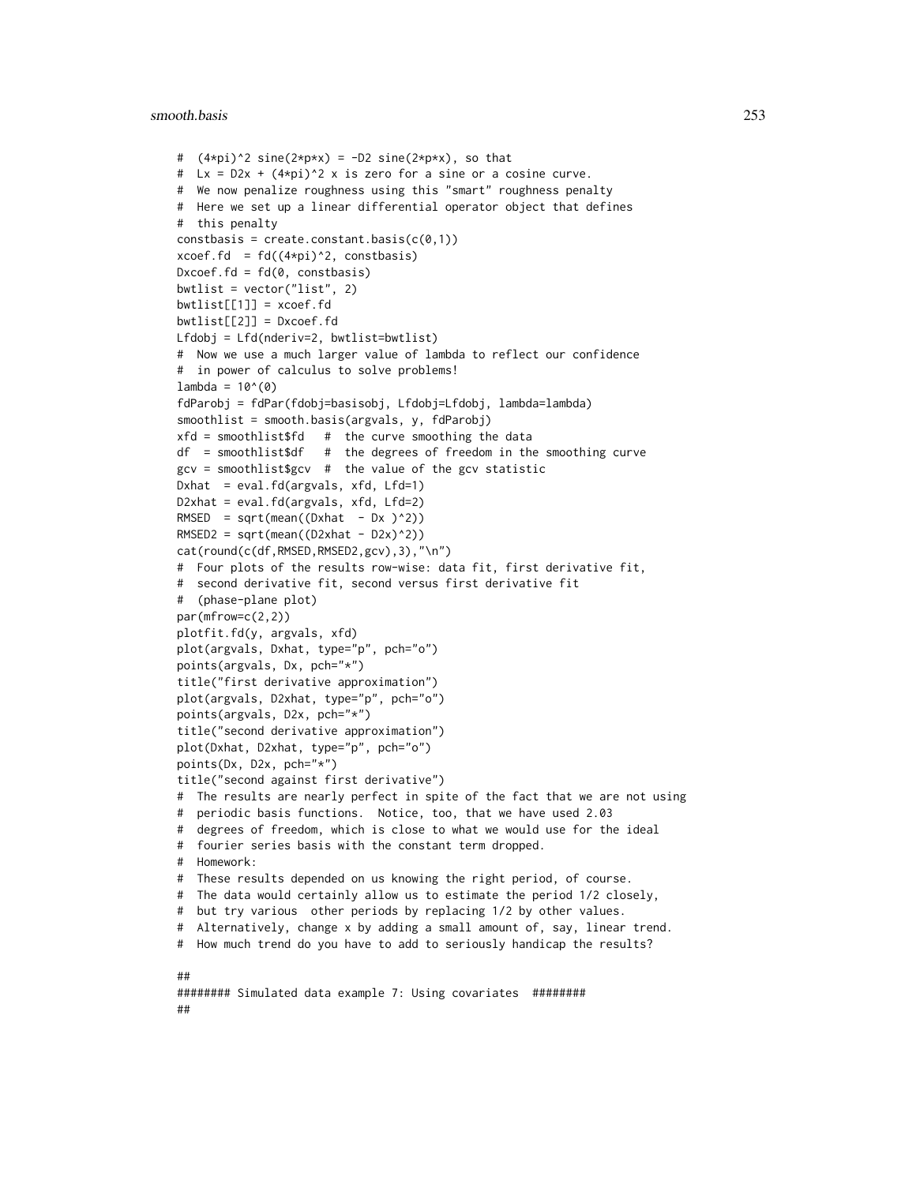```
#  (4*pi)^2 sine(2*p*x) = -D2 sine(2*p*x), so that
#  Lx = D2x + (4*pi)^2 x is zero for a sine or a cosine curve.
#  We now penalize roughness using this "smart" roughness penalty
#  Here we set up a linear differential operator object that defines
#  this penalty
constbasis = create.constant.basis(c(0,1))
xcoef.fd  = fd((4*pi)^2, constbasis)
Dxcoef.fd = fd(0, constbasis)
bwtlist = vector("list", 2)
bwtlist[[1]] = xcoef.fd
bwtlist[[2]] = Dxcoef.fd
Lfdobj = Lfd(nderiv=2, bwtlist=bwtlist)
#  Now we use a much larger value of lambda to reflect our confidence
#  in power of calculus to solve problems!
lambda = 10^(0)
fdParobj = fdPar(fdobj=basisobj, Lfdobj=Lfdobj, lambda=lambda)
smoothlist = smooth.basis(argvals, y, fdParobj)
xfd = smoothlist$fd   #  the curve smoothing the data
df  = smoothlist$df   #  the degrees of freedom in the smoothing curve
gcv = smoothlist$gcv  #  the value of the gcv statistic
Dxhat  = eval.fd(argvals, xfd, Lfd=1)
D2xhat = eval.fd(argvals, xfd, Lfd=2)
RMSED  = sqrt(mean((Dxhat  - Dx )^2))
RMSED2 = sqrt(mean((D2xhat - D2x)^2))
cat(round(c(df,RMSED,RMSED2,gcv),3),"\n")
#  Four plots of the results row-wise: data fit, first derivative fit,
#  second derivative fit, second versus first derivative fit
#  (phase-plane plot)
par(mfrow=c(2,2))
plotfit.fd(y, argvals, xfd)
plot(argvals, Dxhat, type="p", pch="o")
points(argvals, Dx, pch="*")
title("first derivative approximation")
plot(argvals, D2xhat, type="p", pch="o")
points(argvals, D2x, pch="*")
title("second derivative approximation")
plot(Dxhat, D2xhat, type="p", pch="o")
points(Dx, D2x, pch="*")
title("second against first derivative")
#  The results are nearly perfect in spite of the fact that we are not using
#  periodic basis functions.  Notice, too, that we have used 2.03
#  degrees of freedom, which is close to what we would use for the ideal
#  fourier series basis with the constant term dropped.
#  Homework:
#  These results depended on us knowing the right period, of course.
#  The data would certainly allow us to estimate the period 1/2 closely,
#  but try various  other periods by replacing 1/2 by other values.
#  Alternatively, change x by adding a small amount of, say, linear trend.
#  How much trend do you have to add to seriously handicap the results?

##
######## Simulated data example 7: Using covariates  ########
##
```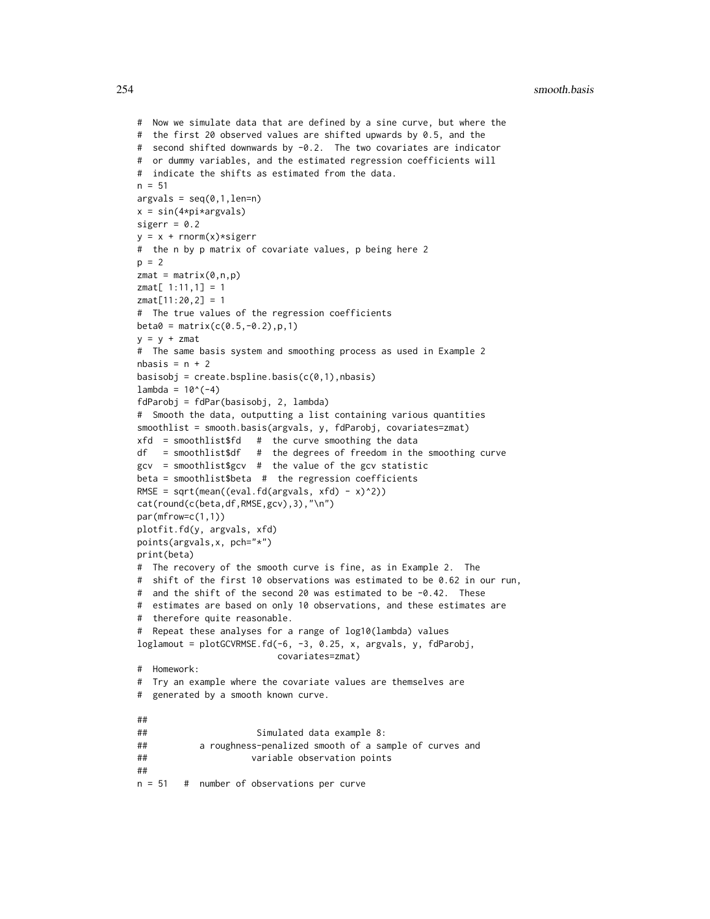```
#  Now we simulate data that are defined by a sine curve, but where the
#  the first 20 observed values are shifted upwards by 0.5, and the
#  second shifted downwards by -0.2.  The two covariates are indicator
#  or dummy variables, and the estimated regression coefficients will
#  indicate the shifts as estimated from the data.
n = 51
argvals = seq(0,1,len=n)
x = sin(4*pi*argvals)
sigerr = 0.2
y = x + rnorm(x)*sigerr
#  the n by p matrix of covariate values, p being here 2
p = 2
zmat = matrix(0,n,p)
zmat[ 1:11,1] = 1
zmat[11:20,2] = 1
#  The true values of the regression coefficients
beta0 = matrix(c(0.5,-0.2),p,1)
y = y + zmat
#  The same basis system and smoothing process as used in Example 2
nbasis = n + 2
basisobj = create.bspline.basis(c(0,1),nbasis)
lambda = 10^(-4)
fdParobj = fdPar(basisobj, 2, lambda)
#  Smooth the data, outputting a list containing various quantities
smoothlist = smooth.basis(argvals, y, fdParobj, covariates=zmat)
xfd  = smoothlist$fd   #  the curve smoothing the data
df   = smoothlist$df   #  the degrees of freedom in the smoothing curve
gcv  = smoothlist$gcv  #  the value of the gcv statistic
beta = smoothlist$beta  #  the regression coefficients
RMSE = sqrt(mean((eval.fd(argvals, xfd) - x)^2))
cat(round(c(beta,df,RMSE,gcv),3),"\n")
par(mfrow=c(1,1))
plotfit.fd(y, argvals, xfd)
points(argvals,x, pch="*")
print(beta)
#  The recovery of the smooth curve is fine, as in Example 2.  The
#  shift of the first 10 observations was estimated to be 0.62 in our run,
#  and the shift of the second 20 was estimated to be -0.42.  These
#  estimates are based on only 10 observations, and these estimates are
#  therefore quite reasonable.
#  Repeat these analyses for a range of log10(lambda) values
loglamout = plotGCVRMSE.fd(-6, -3, 0.25, x, argvals, y, fdParobj,
                           covariates=zmat)
#  Homework:
#  Try an example where the covariate values are themselves are
#  generated by a smooth known curve.

##
##                    Simulated data example 8:
##          a roughness-penalized smooth of a sample of curves and
##                   variable observation points
##
n = 51   #  number of observations per curve
```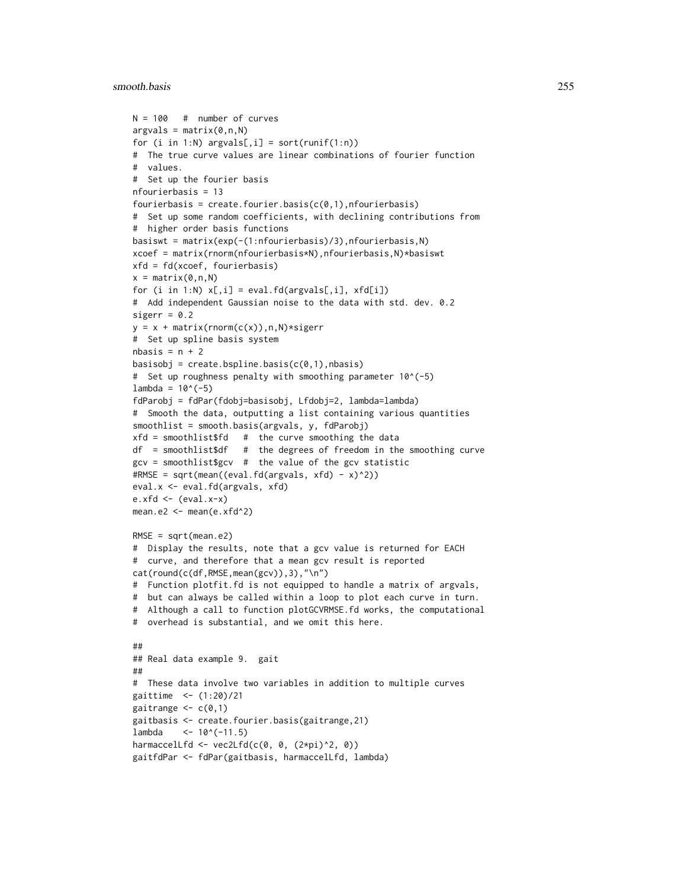```
N = 100   #  number of curves
argvals = matrix(0,n,N)
for (i in 1:N) argvals[,i] = sort(runif(1:n))
#  The true curve values are linear combinations of fourier function
#  values.
#  Set up the fourier basis
nfourierbasis = 13
fourierbasis = create.fourier.basis(c(0,1),nfourierbasis)
#  Set up some random coefficients, with declining contributions from
#  higher order basis functions
basiswt = matrix(exp(-(1:nfourierbasis)/3),nfourierbasis,N)
xcoef = matrix(rnorm(nfourierbasis*N),nfourierbasis,N)*basiswt
xfd = fd(xcoef, fourierbasis)
x = matrix(0,n,N)
for (i in 1:N) x[,i] = eval.fd(argvals[,i], xfd[i])
#  Add independent Gaussian noise to the data with std. dev. 0.2
sigerr = 0.2
y = x + matrix(rnorm(c(x)),n,N)*sigerr
#  Set up spline basis system
nbasis = n + 2
basisobj = create.bspline.basis(c(0,1),nbasis)
#  Set up roughness penalty with smoothing parameter 10^(-5)
lambda = 10^(-5)
fdParobj = fdPar(fdobj=basisobj, Lfdobj=2, lambda=lambda)
#  Smooth the data, outputting a list containing various quantities
smoothlist = smooth.basis(argvals, y, fdParobj)
xfd = smoothlist$fd   #  the curve smoothing the data
df  = smoothlist$df   #  the degrees of freedom in the smoothing curve
gcv = smoothlist$gcv  #  the value of the gcv statistic
#RMSE = sqrt(mean((eval.fd(argvals, xfd) - x)^2))
eval.x <- eval.fd(argvals, xfd)
e.xfd <- (eval.x-x)
mean.e2 <- mean(e.xfd^2)

RMSE = sqrt(mean.e2)
#  Display the results, note that a gcv value is returned for EACH
#  curve, and therefore that a mean gcv result is reported
cat(round(c(df,RMSE,mean(gcv)),3),"\n")
#  Function plotfit.fd is not equipped to handle a matrix of argvals,
#  but can always be called within a loop to plot each curve in turn.
#  Although a call to function plotGCVRMSE.fd works, the computational
#  overhead is substantial, and we omit this here.

##
## Real data example 9.  gait
##
#  These data involve two variables in addition to multiple curves
gaittime  <- (1:20)/21
gaitrange <- c(0,1)
gaitbasis <- create.fourier.basis(gaitrange,21)
lambda    <- 10^(-11.5)
harmaccelLfd <- vec2Lfd(c(0, 0, (2*pi)^2, 0))
gaitfdPar <- fdPar(gaitbasis, harmaccelLfd, lambda)
```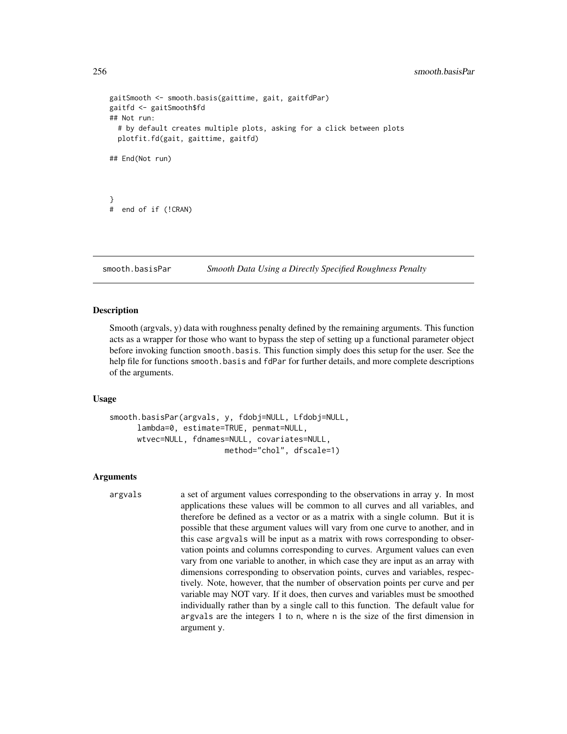```
gaitSmooth <- smooth.basis(gaittime, gait, gaitfdPar)
gaitfd <- gaitSmooth$fd
## Not run:
  # by default creates multiple plots, asking for a click between plots
  plotfit.fd(gait, gaittime, gaitfd)

## End(Not run)



}
#  end of if (!CRAN)
```

## smooth.basisPar *Smooth Data Using a Directly Specified Roughness Penalty*

### Description

Smooth (argvals, y) data with roughness penalty defined by the remaining arguments. This function acts as a wrapper for those who want to bypass the step of setting up a functional parameter object before invoking function `smooth.basis`. This function simply does this setup for the user. See the help file for functions `smooth.basis` and `fdPar` for further details, and more complete descriptions of the arguments.

### Usage

```
smooth.basisPar(argvals, y, fdobj=NULL, Lfdobj=NULL,
      lambda=0, estimate=TRUE, penmat=NULL,
      wtvec=NULL, fdnames=NULL, covariates=NULL,
                         method="chol", dfscale=1)
```

### Arguments

`argvals` a set of argument values corresponding to the observations in array `y`. In most applications these values will be common to all curves and all variables, and therefore be defined as a vector or as a matrix with a single column. But it is possible that these argument values will vary from one curve to another, and in this case `argvals` will be input as a matrix with rows corresponding to observation points and columns corresponding to curves. Argument values can even vary from one variable to another, in which case they are input as an array with dimensions corresponding to observation points, curves and variables, respectively. Note, however, that the number of observation points per curve and per variable may NOT vary. If it does, then curves and variables must be smoothed individually rather than by a single call to this function. The default value for `argvals` are the integers 1 to `n`, where `n` is the size of the first dimension in argument `y`.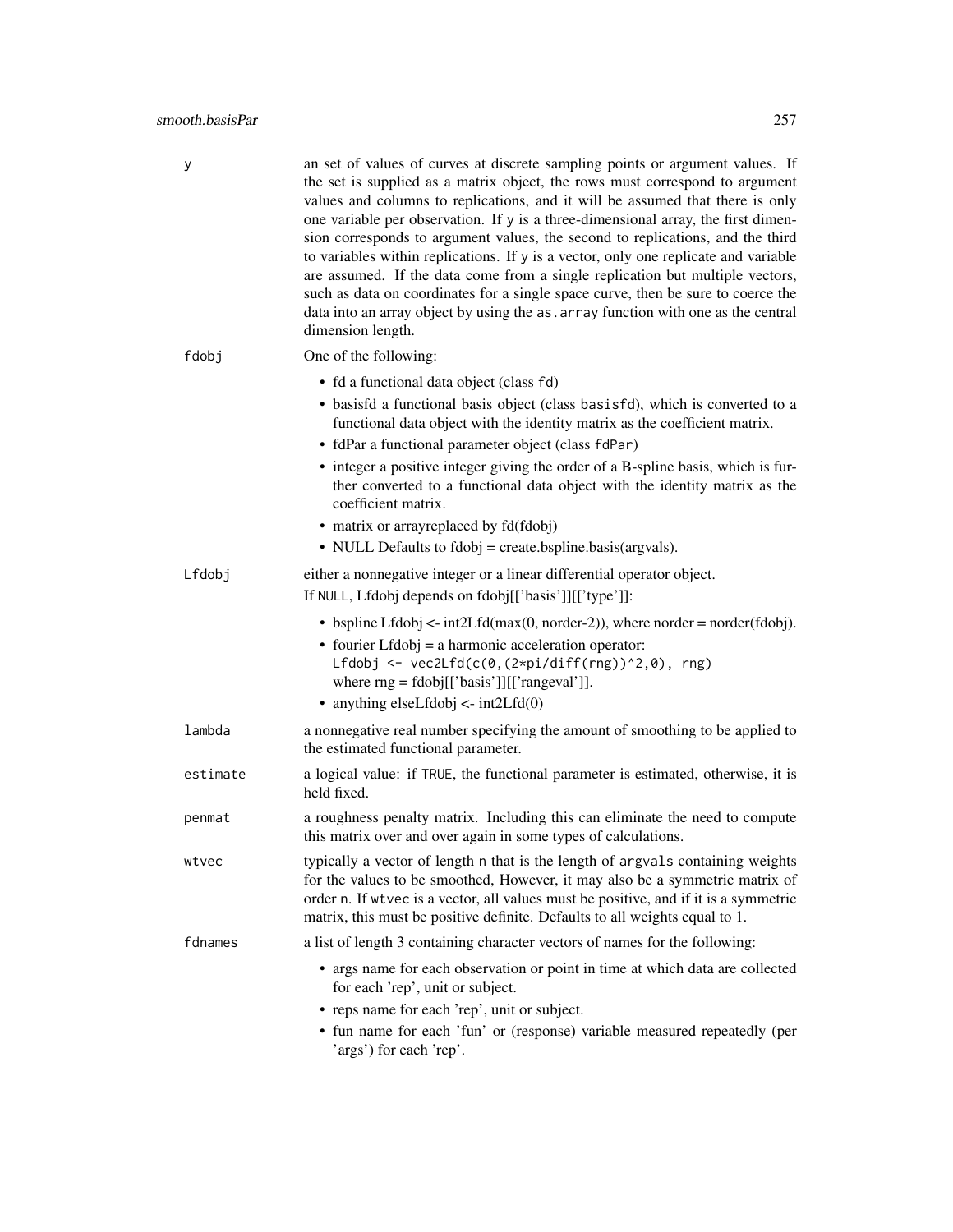y
: an set of values of curves at discrete sampling points or argument values. If the set is supplied as a matrix object, the rows must correspond to argument values and columns to replications, and it will be assumed that there is only one variable per observation. If y is a three-dimensional array, the first dimension corresponds to argument values, the second to replications, and the third to variables within replications. If y is a vector, only one replicate and variable are assumed. If the data come from a single replication but multiple vectors, such as data on coordinates for a single space curve, then be sure to coerce the data into an array object by using the `as.array` function with one as the central dimension length.

fdobj
: One of the following:

- fd a functional data object (class `fd`)
- basisfd a functional basis object (class `basisfd`), which is converted to a functional data object with the identity matrix as the coefficient matrix.
- fdPar a functional parameter object (class `fdPar`)
- integer a positive integer giving the order of a B-spline basis, which is further converted to a functional data object with the identity matrix as the coefficient matrix.
- matrix or arrayreplaced by fd(fdobj)
- NULL Defaults to fdobj = create.bspline.basis(argvals).

Lfdobj
: either a nonnegative integer or a linear differential operator object. If `NULL`, Lfdobj depends on fdobj[['basis']][['type']]:

- bspline Lfdobj <- int2Lfd(max(0, norder-2)), where norder = norder(fdobj).
- fourier Lfdobj = a harmonic acceleration operator:
  `Lfdobj <- vec2Lfd(c(0,(2*pi/diff(rng))^2,0), rng)`
  where rng = fdobj[['basis']][['rangeval']].
- anything elseLfdobj <- int2Lfd(0)

lambda
: a nonnegative real number specifying the amount of smoothing to be applied to the estimated functional parameter.

estimate
: a logical value: if `TRUE`, the functional parameter is estimated, otherwise, it is held fixed.

penmat
: a roughness penalty matrix. Including this can eliminate the need to compute this matrix over and over again in some types of calculations.

wtvec
: typically a vector of length `n` that is the length of `argvals` containing weights for the values to be smoothed, However, it may also be a symmetric matrix of order `n`. If `wtvec` is a vector, all values must be positive, and if it is a symmetric matrix, this must be positive definite. Defaults to all weights equal to 1.

fdnames
: a list of length 3 containing character vectors of names for the following:

- args name for each observation or point in time at which data are collected for each 'rep', unit or subject.
- reps name for each 'rep', unit or subject.
- fun name for each 'fun' or (response) variable measured repeatedly (per 'args') for each 'rep'.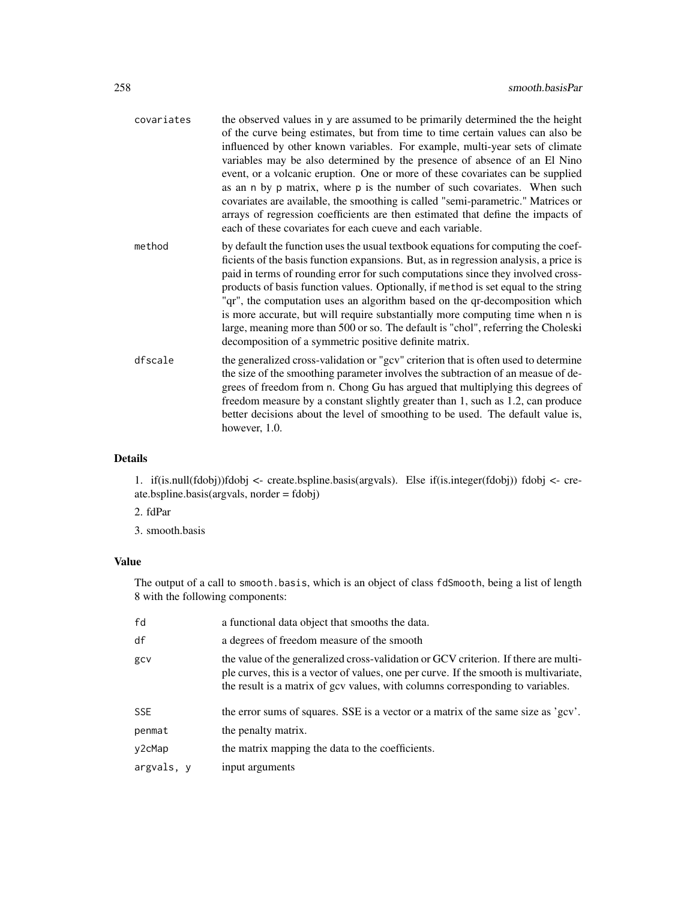| | |
|---|---|
| covariates | the observed values in y are assumed to be primarily determined the the height of the curve being estimates, but from time to time certain values can also be influenced by other known variables. For example, multi-year sets of climate variables may be also determined by the presence of absence of an El Nino event, or a volcanic eruption. One or more of these covariates can be supplied as an n by p matrix, where p is the number of such covariates. When such covariates are available, the smoothing is called "semi-parametric." Matrices or arrays of regression coefficients are then estimated that define the impacts of each of these covariates for each cueve and each variable. |
| method | by default the function uses the usual textbook equations for computing the coefficients of the basis function expansions. But, as in regression analysis, a price is paid in terms of rounding error for such computations since they involved cross-products of basis function values. Optionally, if method is set equal to the string "qr", the computation uses an algorithm based on the qr-decomposition which is more accurate, but will require substantially more computing time when n is large, meaning more than 500 or so. The default is "chol", referring the Choleski decomposition of a symmetric positive definite matrix. |
| dfscale | the generalized cross-validation or "gcv" criterion that is often used to determine the size of the smoothing parameter involves the subtraction of an measue of degrees of freedom from n. Chong Gu has argued that multiplying this degrees of freedom measure by a constant slightly greater than 1, such as 1.2, can produce better decisions about the level of smoothing to be used. The default value is, however, 1.0. |

## Details

1. if(is.null(fdobj))fdobj <- create.bspline.basis(argvals). Else if(is.integer(fdobj)) fdobj <- create.bspline.basis(argvals, norder = fdobj)

2. fdPar

3. smooth.basis

## Value

The output of a call to smooth.basis, which is an object of class fdSmooth, being a list of length 8 with the following components:

| | |
|---|---|
| fd | a functional data object that smooths the data. |
| df | a degrees of freedom measure of the smooth |
| gcv | the value of the generalized cross-validation or GCV criterion. If there are multiple curves, this is a vector of values, one per curve. If the smooth is multivariate, the result is a matrix of gcv values, with columns corresponding to variables. |
| SSE | the error sums of squares. SSE is a vector or a matrix of the same size as 'gcv'. |
| penmat | the penalty matrix. |
| y2cMap | the matrix mapping the data to the coefficients. |
| argvals, y | input arguments |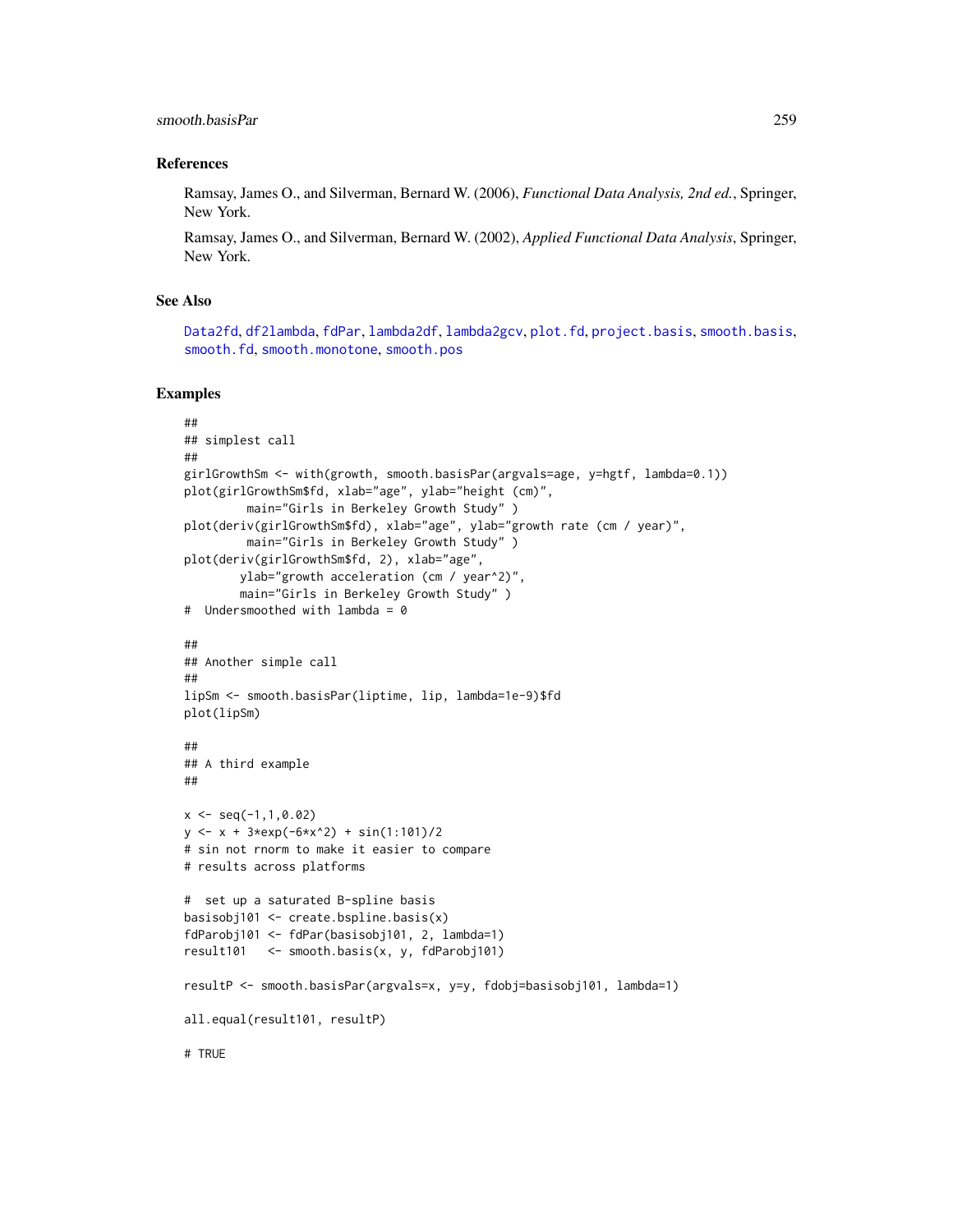## References

Ramsay, James O., and Silverman, Bernard W. (2006), *Functional Data Analysis, 2nd ed.*, Springer, New York.

Ramsay, James O., and Silverman, Bernard W. (2002), *Applied Functional Data Analysis*, Springer, New York.

## See Also

Data2fd, df2lambda, fdPar, lambda2df, lambda2gcv, plot.fd, project.basis, smooth.basis, smooth.fd, smooth.monotone, smooth.pos

## Examples

```
##
## simplest call
##
girlGrowthSm <- with(growth, smooth.basisPar(argvals=age, y=hgtf, lambda=0.1))
plot(girlGrowthSm$fd, xlab="age", ylab="height (cm)",
         main="Girls in Berkeley Growth Study" )
plot(deriv(girlGrowthSm$fd), xlab="age", ylab="growth rate (cm / year)",
         main="Girls in Berkeley Growth Study" )
plot(deriv(girlGrowthSm$fd, 2), xlab="age",
        ylab="growth acceleration (cm / year^2)",
        main="Girls in Berkeley Growth Study" )
#  Undersmoothed with lambda = 0

##
## Another simple call
##
lipSm <- smooth.basisPar(liptime, lip, lambda=1e-9)$fd
plot(lipSm)

##
## A third example
##

x <- seq(-1,1,0.02)
y <- x + 3*exp(-6*x^2) + sin(1:101)/2
# sin not rnorm to make it easier to compare
# results across platforms

#  set up a saturated B-spline basis
basisobj101 <- create.bspline.basis(x)
fdParobj101 <- fdPar(basisobj101, 2, lambda=1)
result101   <- smooth.basis(x, y, fdParobj101)

resultP <- smooth.basisPar(argvals=x, y=y, fdobj=basisobj101, lambda=1)

all.equal(result101, resultP)

# TRUE
```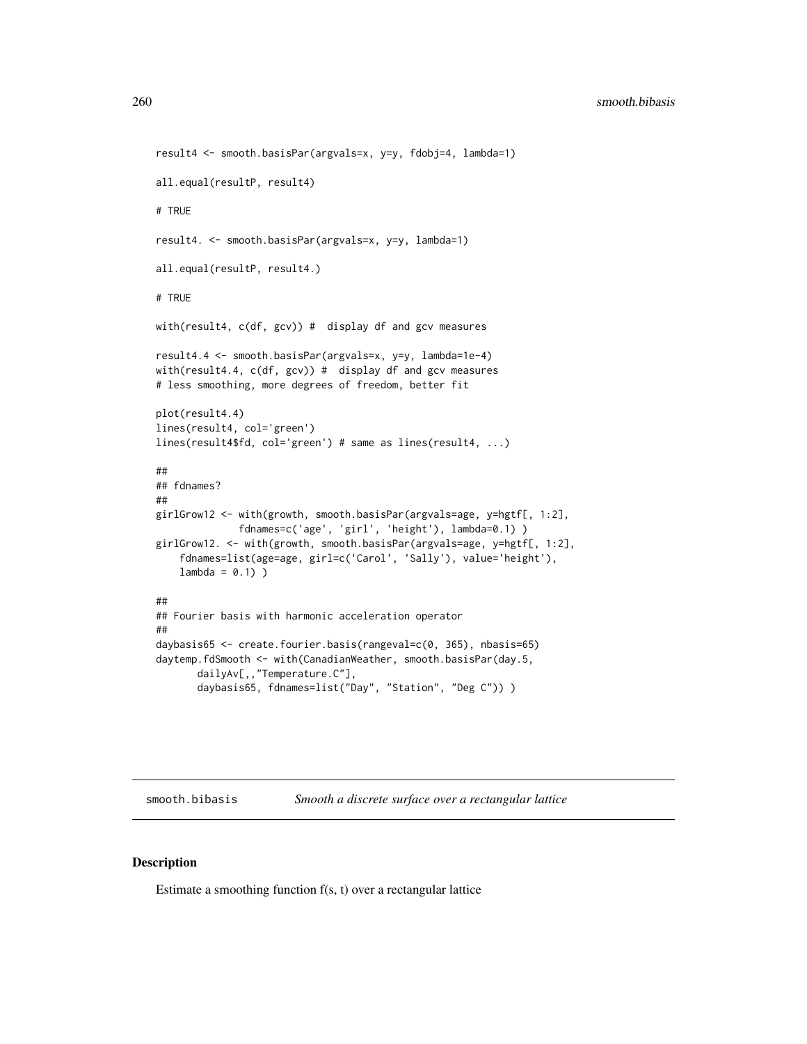```
result4 <- smooth.basisPar(argvals=x, y=y, fdobj=4, lambda=1)

all.equal(resultP, result4)

# TRUE

result4. <- smooth.basisPar(argvals=x, y=y, lambda=1)

all.equal(resultP, result4.)

# TRUE

with(result4, c(df, gcv)) #  display df and gcv measures

result4.4 <- smooth.basisPar(argvals=x, y=y, lambda=1e-4)
with(result4.4, c(df, gcv)) #  display df and gcv measures
# less smoothing, more degrees of freedom, better fit

plot(result4.4)
lines(result4, col='green')
lines(result4$fd, col='green') # same as lines(result4, ...)

##
## fdnames?
##
girlGrow12 <- with(growth, smooth.basisPar(argvals=age, y=hgtf[, 1:2],
             fdnames=c('age', 'girl', 'height'), lambda=0.1) )
girlGrow12. <- with(growth, smooth.basisPar(argvals=age, y=hgtf[, 1:2],
    fdnames=list(age=age, girl=c('Carol', 'Sally'), value='height'),
    lambda = 0.1) )

##
## Fourier basis with harmonic acceleration operator
##
daybasis65 <- create.fourier.basis(rangeval=c(0, 365), nbasis=65)
daytemp.fdSmooth <- with(CanadianWeather, smooth.basisPar(day.5,
       dailyAv[,,"Temperature.C"],
       daybasis65, fdnames=list("Day", "Station", "Deg C")) )
```

---

## smooth.bibasis *Smooth a discrete surface over a rectangular lattice*

### Description

Estimate a smoothing function f(s, t) over a rectangular lattice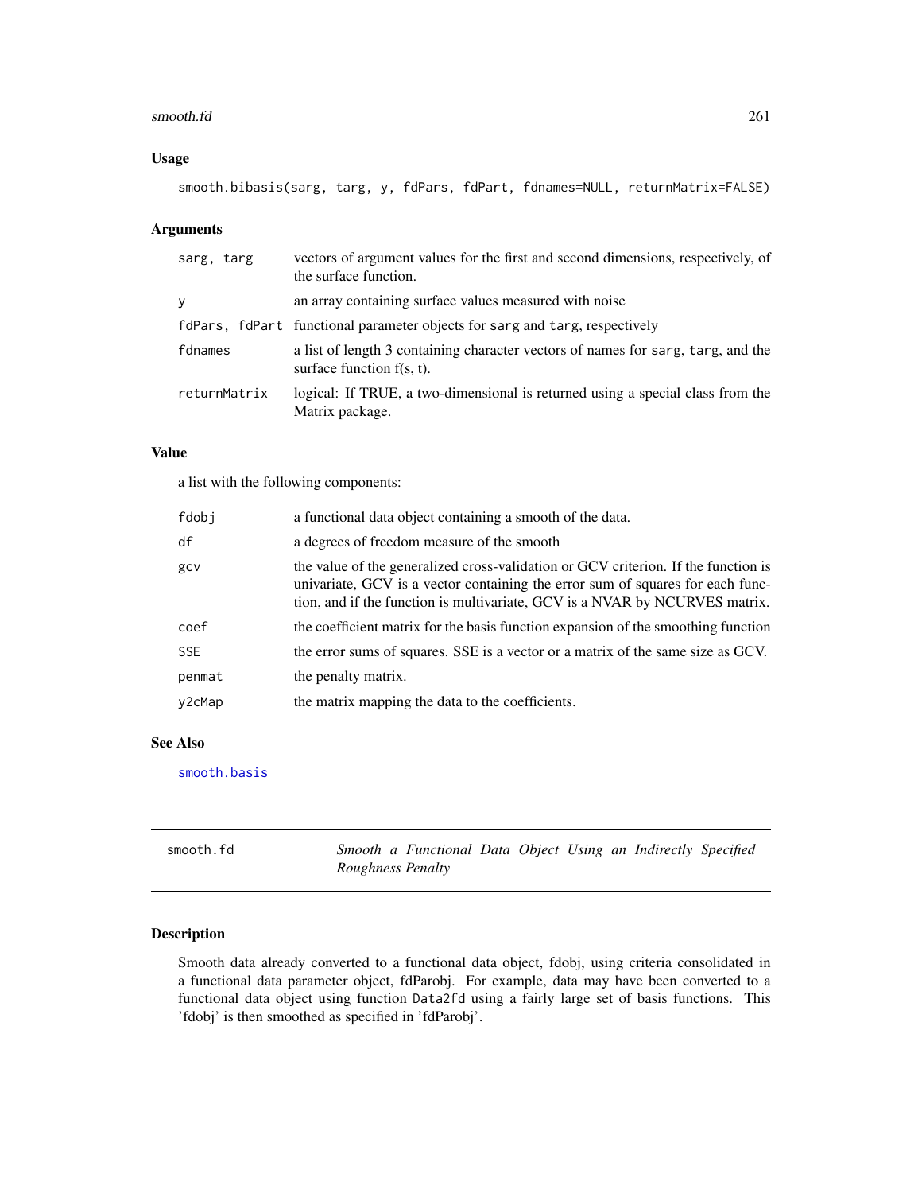### Usage

```
smooth.bibasis(sarg, targ, y, fdPars, fdPart, fdnames=NULL, returnMatrix=FALSE)
```

### Arguments

| | |
|---|---|
| sarg, targ | vectors of argument values for the first and second dimensions, respectively, of the surface function. |
| y | an array containing surface values measured with noise |
| fdPars, fdPart | functional parameter objects for sarg and targ, respectively |
| fdnames | a list of length 3 containing character vectors of names for sarg, targ, and the surface function f(s, t). |
| returnMatrix | logical: If TRUE, a two-dimensional is returned using a special class from the Matrix package. |

### Value

a list with the following components:

| | |
|---|---|
| fdobj | a functional data object containing a smooth of the data. |
| df | a degrees of freedom measure of the smooth |
| gcv | the value of the generalized cross-validation or GCV criterion. If the function is univariate, GCV is a vector containing the error sum of squares for each function, and if the function is multivariate, GCV is a NVAR by NCURVES matrix. |
| coef | the coefficient matrix for the basis function expansion of the smoothing function |
| SSE | the error sums of squares. SSE is a vector or a matrix of the same size as GCV. |
| penmat | the penalty matrix. |
| y2cMap | the matrix mapping the data to the coefficients. |

### See Also

smooth.basis

---

## smooth.fd — *Smooth a Functional Data Object Using an Indirectly Specified Roughness Penalty*

### Description

Smooth data already converted to a functional data object, fdobj, using criteria consolidated in a functional data parameter object, fdParobj. For example, data may have been converted to a functional data object using function Data2fd using a fairly large set of basis functions. This 'fdobj' is then smoothed as specified in 'fdParobj'.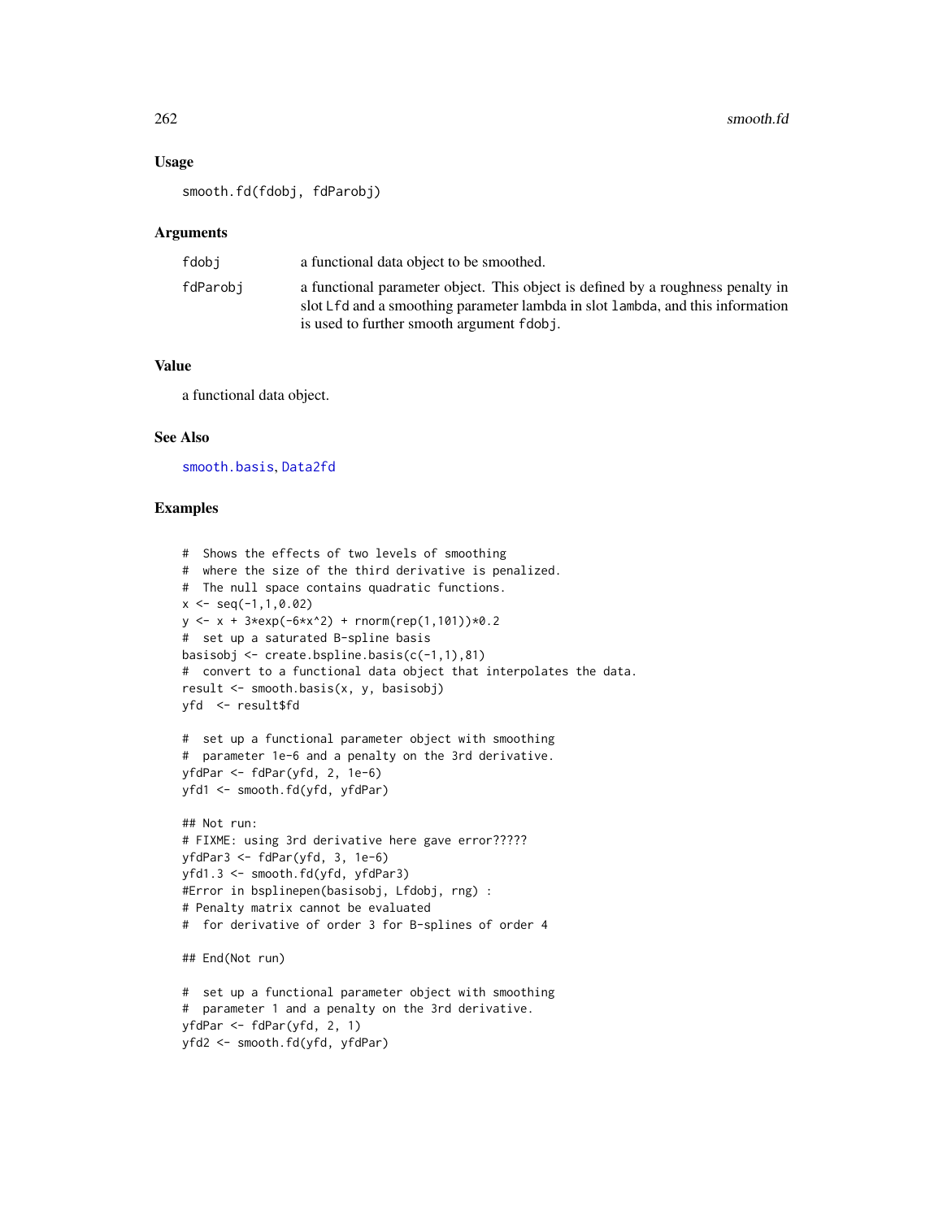## Usage

```
smooth.fd(fdobj, fdParobj)
```

## Arguments

| | |
|---|---|
| fdobj | a functional data object to be smoothed. |
| fdParobj | a functional parameter object. This object is defined by a roughness penalty in slot Lfd and a smoothing parameter lambda in slot lambda, and this information is used to further smooth argument fdobj. |

## Value

a functional data object.

## See Also

smooth.basis, Data2fd

## Examples

```
#  Shows the effects of two levels of smoothing
#  where the size of the third derivative is penalized.
#  The null space contains quadratic functions.
x <- seq(-1,1,0.02)
y <- x + 3*exp(-6*x^2) + rnorm(rep(1,101))*0.2
#  set up a saturated B-spline basis
basisobj <- create.bspline.basis(c(-1,1),81)
#  convert to a functional data object that interpolates the data.
result <- smooth.basis(x, y, basisobj)
yfd  <- result$fd

#  set up a functional parameter object with smoothing
#  parameter 1e-6 and a penalty on the 3rd derivative.
yfdPar <- fdPar(yfd, 2, 1e-6)
yfd1 <- smooth.fd(yfd, yfdPar)

## Not run:
# FIXME: using 3rd derivative here gave error?????
yfdPar3 <- fdPar(yfd, 3, 1e-6)
yfd1.3 <- smooth.fd(yfd, yfdPar3)
#Error in bsplinepen(basisobj, Lfdobj, rng) :
# Penalty matrix cannot be evaluated
#  for derivative of order 3 for B-splines of order 4

## End(Not run)

#  set up a functional parameter object with smoothing
#  parameter 1 and a penalty on the 3rd derivative.
yfdPar <- fdPar(yfd, 2, 1)
yfd2 <- smooth.fd(yfd, yfdPar)
```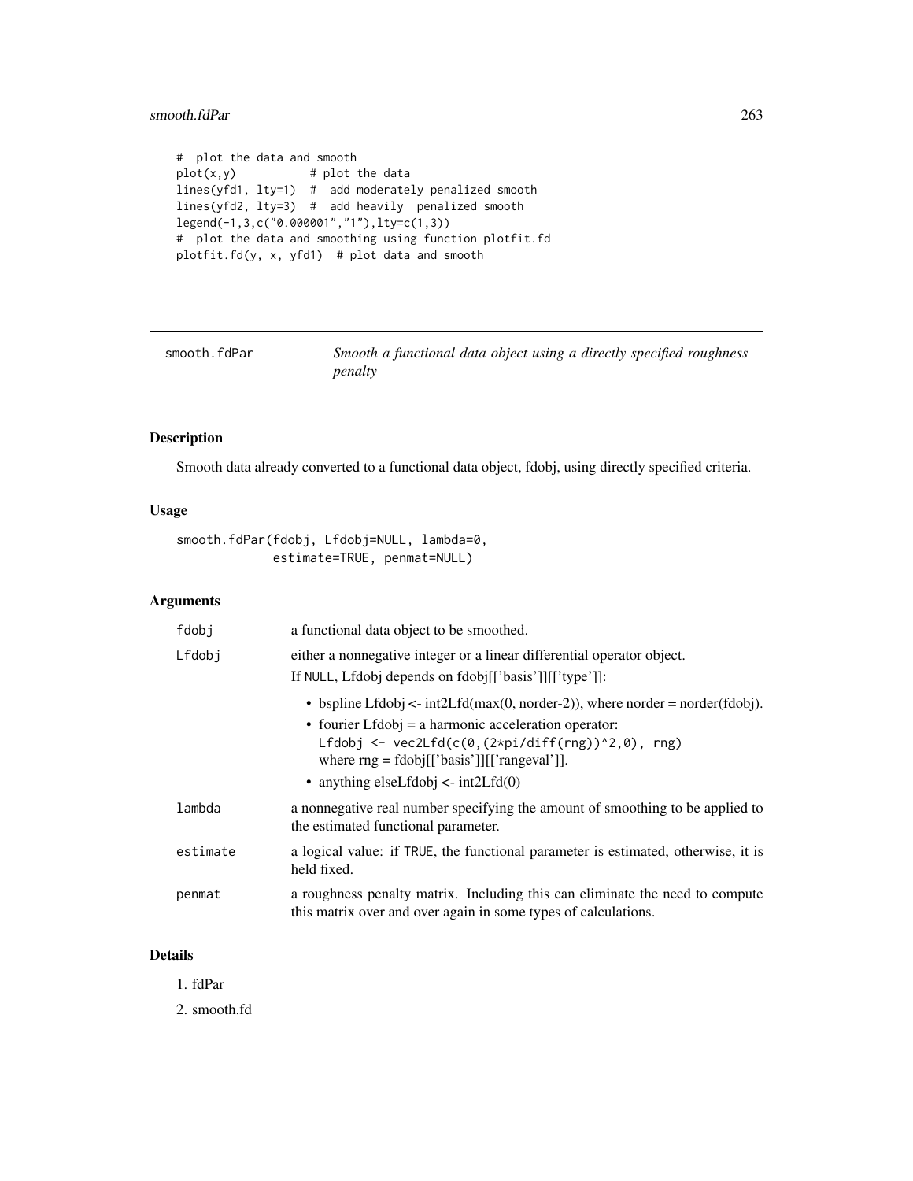```
#  plot the data and smooth
plot(x,y)           # plot the data
lines(yfd1, lty=1)  #  add moderately penalized smooth
lines(yfd2, lty=3)  #  add heavily  penalized smooth
legend(-1,3,c("0.000001","1"),lty=c(1,3))
#  plot the data and smoothing using function plotfit.fd
plotfit.fd(y, x, yfd1)  # plot data and smooth
```

---

## smooth.fdPar — *Smooth a functional data object using a directly specified roughness penalty*

---

### Description

Smooth data already converted to a functional data object, fdobj, using directly specified criteria.

### Usage

```
smooth.fdPar(fdobj, Lfdobj=NULL, lambda=0,
             estimate=TRUE, penmat=NULL)
```

### Arguments

| | |
|---|---|
| fdobj | a functional data object to be smoothed. |
| Lfdobj | either a nonnegative integer or a linear differential operator object. If NULL, Lfdobj depends on fdobj[['basis']][['type']]: <br> • bspline Lfdobj <- int2Lfd(max(0, norder-2)), where norder = norder(fdobj). <br> • fourier Lfdobj = a harmonic acceleration operator: `Lfdobj <- vec2Lfd(c(0,(2*pi/diff(rng))^2,0), rng)` where rng = fdobj[['basis']][['rangeval']]. <br> • anything elseLfdobj <- int2Lfd(0) |
| lambda | a nonnegative real number specifying the amount of smoothing to be applied to the estimated functional parameter. |
| estimate | a logical value: if TRUE, the functional parameter is estimated, otherwise, it is held fixed. |
| penmat | a roughness penalty matrix. Including this can eliminate the need to compute this matrix over and over again in some types of calculations. |

### Details

1. fdPar
2. smooth.fd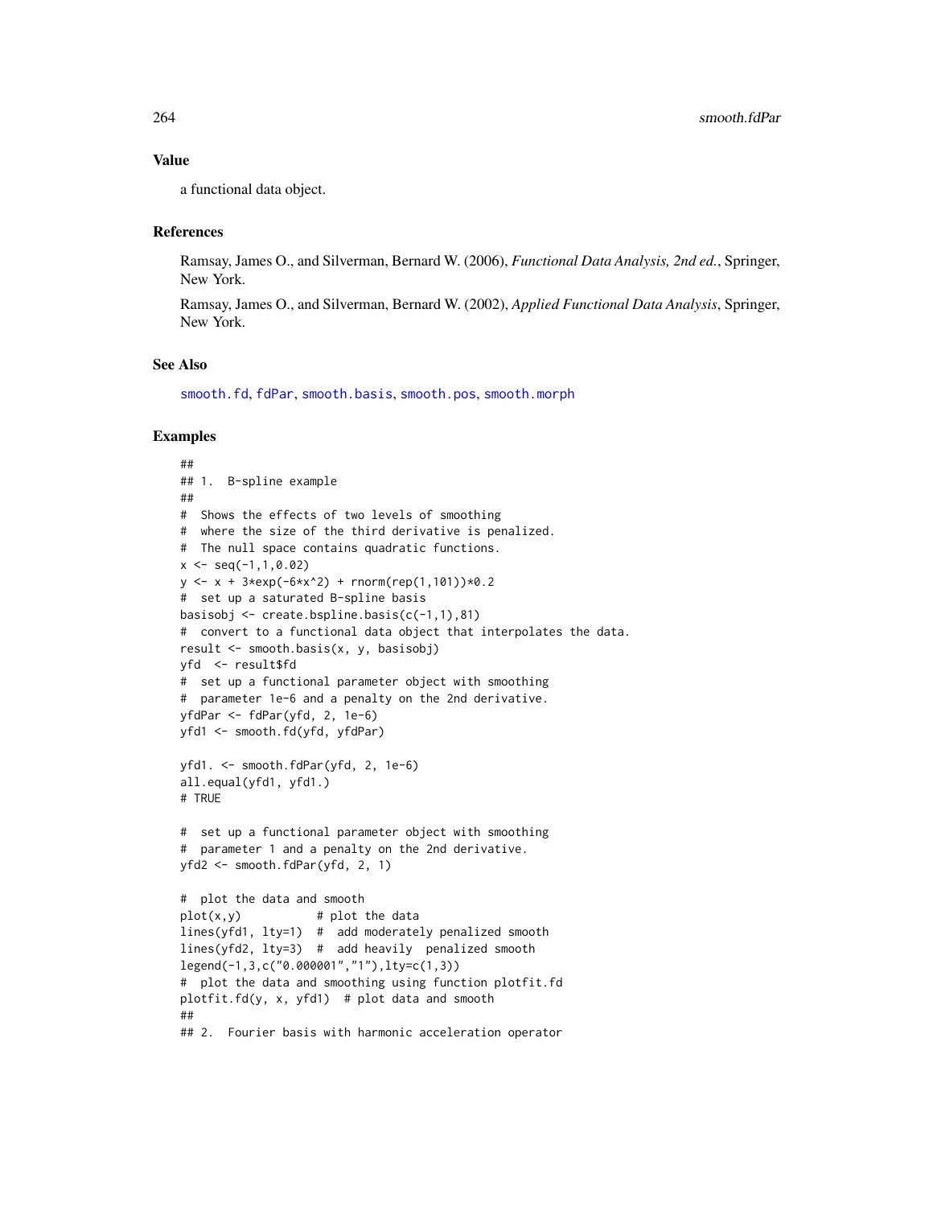### Value

a functional data object.

### References

Ramsay, James O., and Silverman, Bernard W. (2006), *Functional Data Analysis, 2nd ed.*, Springer, New York.

Ramsay, James O., and Silverman, Bernard W. (2002), *Applied Functional Data Analysis*, Springer, New York.

### See Also

smooth.fd, fdPar, smooth.basis, smooth.pos, smooth.morph

### Examples

```
##
## 1.  B-spline example
##
#  Shows the effects of two levels of smoothing
#  where the size of the third derivative is penalized.
#  The null space contains quadratic functions.
x <- seq(-1,1,0.02)
y <- x + 3*exp(-6*x^2) + rnorm(rep(1,101))*0.2
#  set up a saturated B-spline basis
basisobj <- create.bspline.basis(c(-1,1),81)
#  convert to a functional data object that interpolates the data.
result <- smooth.basis(x, y, basisobj)
yfd  <- result$fd
#  set up a functional parameter object with smoothing
#  parameter 1e-6 and a penalty on the 2nd derivative.
yfdPar <- fdPar(yfd, 2, 1e-6)
yfd1 <- smooth.fd(yfd, yfdPar)

yfd1. <- smooth.fdPar(yfd, 2, 1e-6)
all.equal(yfd1, yfd1.)
# TRUE

#  set up a functional parameter object with smoothing
#  parameter 1 and a penalty on the 2nd derivative.
yfd2 <- smooth.fdPar(yfd, 2, 1)

#  plot the data and smooth
plot(x,y)           # plot the data
lines(yfd1, lty=1)  #  add moderately penalized smooth
lines(yfd2, lty=3)  #  add heavily  penalized smooth
legend(-1,3,c("0.000001","1"),lty=c(1,3))
#  plot the data and smoothing using function plotfit.fd
plotfit.fd(y, x, yfd1)  # plot data and smooth
##
## 2.  Fourier basis with harmonic acceleration operator
```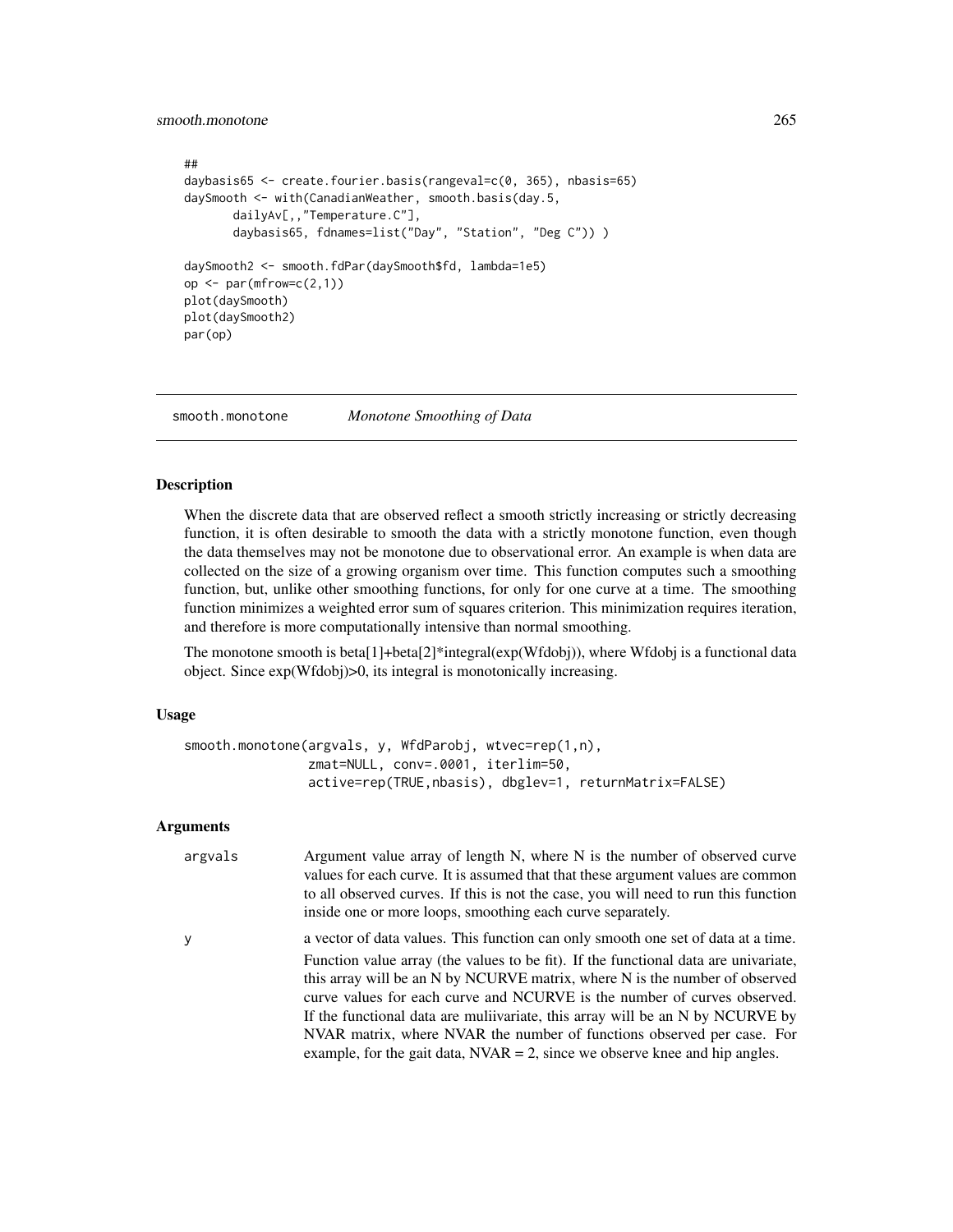```
##
daybasis65 <- create.fourier.basis(rangeval=c(0, 365), nbasis=65)
daySmooth <- with(CanadianWeather, smooth.basis(day.5,
       dailyAv[,,"Temperature.C"],
       daybasis65, fdnames=list("Day", "Station", "Deg C")) )

daySmooth2 <- smooth.fdPar(daySmooth$fd, lambda=1e5)
op <- par(mfrow=c(2,1))
plot(daySmooth)
plot(daySmooth2)
par(op)
```

---

## smooth.monotone *Monotone Smoothing of Data*

### Description

When the discrete data that are observed reflect a smooth strictly increasing or strictly decreasing function, it is often desirable to smooth the data with a strictly monotone function, even though the data themselves may not be monotone due to observational error. An example is when data are collected on the size of a growing organism over time. This function computes such a smoothing function, but, unlike other smoothing functions, for only for one curve at a time. The smoothing function minimizes a weighted error sum of squares criterion. This minimization requires iteration, and therefore is more computationally intensive than normal smoothing.

The monotone smooth is beta[1]+beta[2]*integral(exp(Wfdobj)), where Wfdobj is a functional data object. Since exp(Wfdobj)>0, its integral is monotonically increasing.

### Usage

```
smooth.monotone(argvals, y, WfdParobj, wtvec=rep(1,n),
                zmat=NULL, conv=.0001, iterlim=50,
                active=rep(TRUE,nbasis), dbglev=1, returnMatrix=FALSE)
```

### Arguments

argvals
: Argument value array of length N, where N is the number of observed curve values for each curve. It is assumed that that these argument values are common to all observed curves. If this is not the case, you will need to run this function inside one or more loops, smoothing each curve separately.

y
: a vector of data values. This function can only smooth one set of data at a time.

  Function value array (the values to be fit). If the functional data are univariate, this array will be an N by NCURVE matrix, where N is the number of observed curve values for each curve and NCURVE is the number of curves observed. If the functional data are muliivariate, this array will be an N by NCURVE by NVAR matrix, where NVAR the number of functions observed per case. For example, for the gait data, NVAR = 2, since we observe knee and hip angles.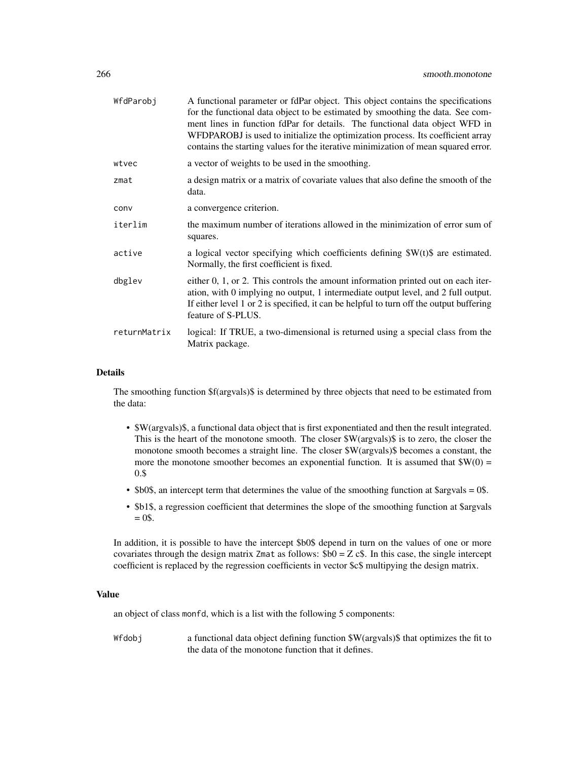| | |
|---|---|
| WfdParobj | A functional parameter or fdPar object. This object contains the specifications for the functional data object to be estimated by smoothing the data. See comment lines in function fdPar for details. The functional data object WFD in WFDPAROBJ is used to initialize the optimization process. Its coefficient array contains the starting values for the iterative minimization of mean squared error. |
| wtvec | a vector of weights to be used in the smoothing. |
| zmat | a design matrix or a matrix of covariate values that also define the smooth of the data. |
| conv | a convergence criterion. |
| iterlim | the maximum number of iterations allowed in the minimization of error sum of squares. |
| active | a logical vector specifying which coefficients defining $W(t)$ are estimated. Normally, the first coefficient is fixed. |
| dbglev | either 0, 1, or 2. This controls the amount information printed out on each iteration, with 0 implying no output, 1 intermediate output level, and 2 full output. If either level 1 or 2 is specified, it can be helpful to turn off the output buffering feature of S-PLUS. |
| returnMatrix | logical: If TRUE, a two-dimensional is returned using a special class from the Matrix package. |

### Details

The smoothing function $f(argvals)$ is determined by three objects that need to be estimated from the data:

- $W(argvals)$, a functional data object that is first exponentiated and then the result integrated. This is the heart of the monotone smooth. The closer $W(argvals)$ is to zero, the closer the monotone smooth becomes a straight line. The closer $W(argvals)$ becomes a constant, the more the monotone smoother becomes an exponential function. It is assumed that $W(0) = 0.$
- $b0$, an intercept term that determines the value of the smoothing function at $argvals = 0$.
- $b1$, a regression coefficient that determines the slope of the smoothing function at $argvals = 0$.

In addition, it is possible to have the intercept $b0$ depend in turn on the values of one or more covariates through the design matrix Zmat as follows: $b0 = Z c$. In this case, the single intercept coefficient is replaced by the regression coefficients in vector $c$ multipying the design matrix.

### Value

an object of class monfd, which is a list with the following 5 components:

| | |
|---|---|
| Wfdobj | a functional data object defining function $W(argvals)$ that optimizes the fit to the data of the monotone function that it defines. |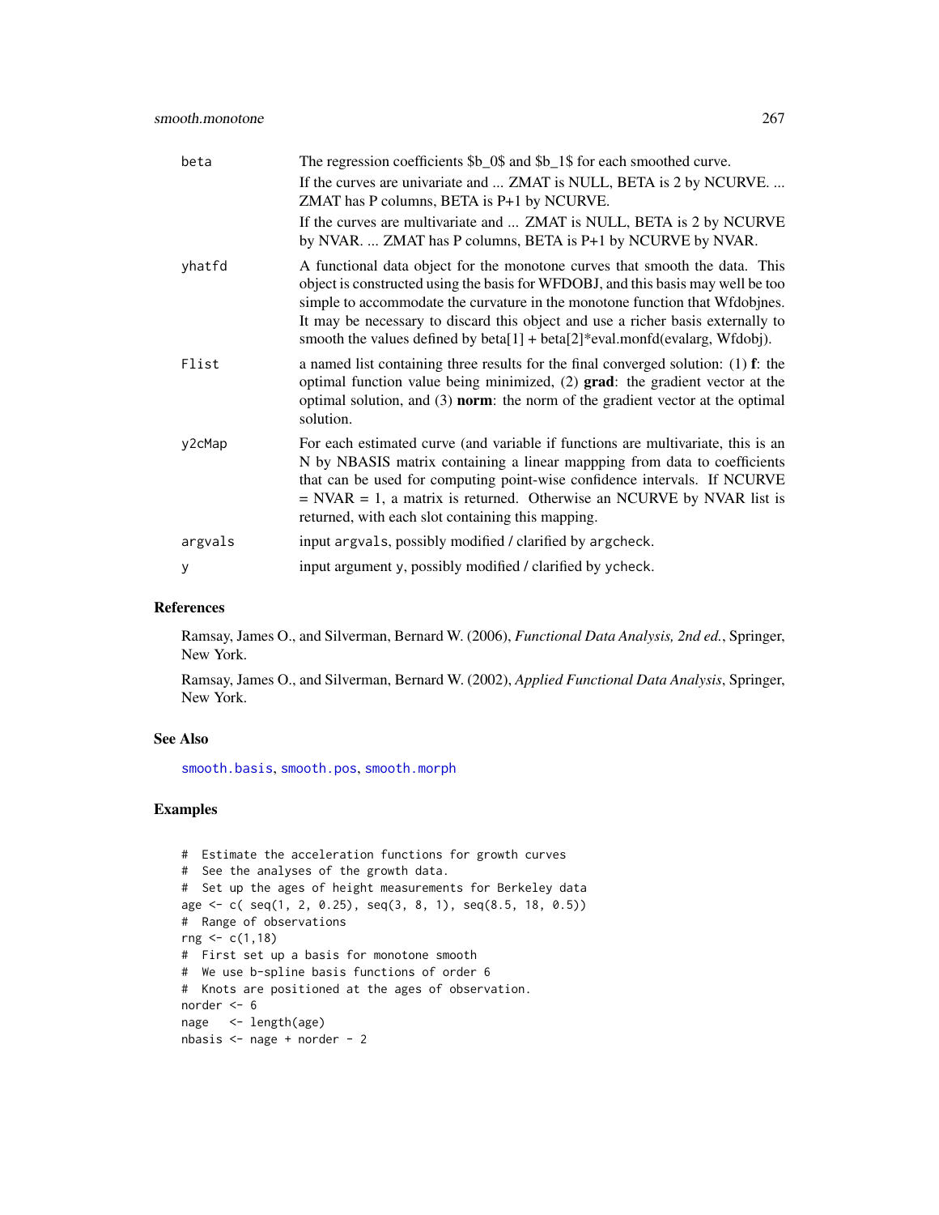| | |
|---|---|
| beta | The regression coefficients $b_0$ and $b_1$ for each smoothed curve. If the curves are univariate and ... ZMAT is NULL, BETA is 2 by NCURVE. ... ZMAT has P columns, BETA is P+1 by NCURVE. If the curves are multivariate and ... ZMAT is NULL, BETA is 2 by NCURVE by NVAR. ... ZMAT has P columns, BETA is P+1 by NCURVE by NVAR. |
| yhatfd | A functional data object for the monotone curves that smooth the data. This object is constructed using the basis for WFDOBJ, and this basis may well be too simple to accommodate the curvature in the monotone function that Wfdobjnes. It may be necessary to discard this object and use a richer basis externally to smooth the values defined by beta[1] + beta[2]*eval.monfd(evalarg, Wfdobj). |
| Flist | a named list containing three results for the final converged solution: (1) **f**: the optimal function value being minimized, (2) **grad**: the gradient vector at the optimal solution, and (3) **norm**: the norm of the gradient vector at the optimal solution. |
| y2cMap | For each estimated curve (and variable if functions are multivariate, this is an N by NBASIS matrix containing a linear mappping from data to coefficients that can be used for computing point-wise confidence intervals. If NCURVE = NVAR = 1, a matrix is returned. Otherwise an NCURVE by NVAR list is returned, with each slot containing this mapping. |
| argvals | input argvals, possibly modified / clarified by argcheck. |
| y | input argument y, possibly modified / clarified by ycheck. |

## References

Ramsay, James O., and Silverman, Bernard W. (2006), *Functional Data Analysis, 2nd ed.*, Springer, New York.

Ramsay, James O., and Silverman, Bernard W. (2002), *Applied Functional Data Analysis*, Springer, New York.

## See Also

smooth.basis, smooth.pos, smooth.morph

## Examples

```
#  Estimate the acceleration functions for growth curves
#  See the analyses of the growth data.
#  Set up the ages of height measurements for Berkeley data
age <- c( seq(1, 2, 0.25), seq(3, 8, 1), seq(8.5, 18, 0.5))
#  Range of observations
rng <- c(1,18)
#  First set up a basis for monotone smooth
#  We use b-spline basis functions of order 6
#  Knots are positioned at the ages of observation.
norder <- 6
nage   <- length(age)
nbasis <- nage + norder - 2
```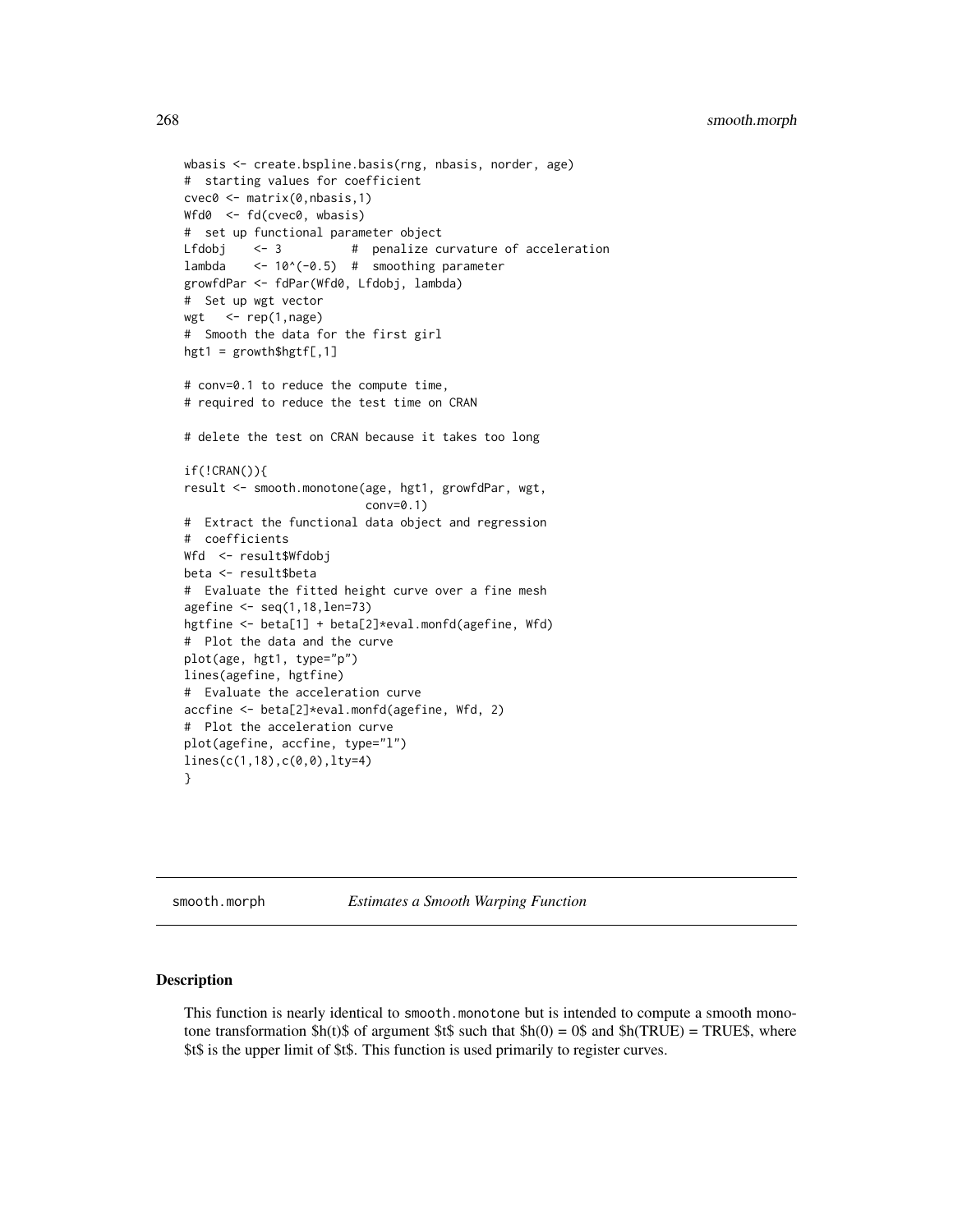```
wbasis <- create.bspline.basis(rng, nbasis, norder, age)
#  starting values for coefficient
cvec0 <- matrix(0,nbasis,1)
Wfd0  <- fd(cvec0, wbasis)
#  set up functional parameter object
Lfdobj    <- 3          #  penalize curvature of acceleration
lambda    <- 10^(-0.5)  #  smoothing parameter
growfdPar <- fdPar(Wfd0, Lfdobj, lambda)
#  Set up wgt vector
wgt   <- rep(1,nage)
#  Smooth the data for the first girl
hgt1 = growth$hgtf[,1]

# conv=0.1 to reduce the compute time,
# required to reduce the test time on CRAN

# delete the test on CRAN because it takes too long

if(!CRAN()){
result <- smooth.monotone(age, hgt1, growfdPar, wgt,
                          conv=0.1)
#  Extract the functional data object and regression
#  coefficients
Wfd  <- result$Wfdobj
beta <- result$beta
#  Evaluate the fitted height curve over a fine mesh
agefine <- seq(1,18,len=73)
hgtfine <- beta[1] + beta[2]*eval.monfd(agefine, Wfd)
#  Plot the data and the curve
plot(age, hgt1, type="p")
lines(agefine, hgtfine)
#  Evaluate the acceleration curve
accfine <- beta[2]*eval.monfd(agefine, Wfd, 2)
#  Plot the acceleration curve
plot(agefine, accfine, type="l")
lines(c(1,18),c(0,0),lty=4)
}
```

---

## smooth.morph — *Estimates a Smooth Warping Function*

### Description

This function is nearly identical to smooth.monotone but is intended to compute a smooth monotone transformation $h(t)$ of argument $t$ such that $h(0) = 0$ and $h(TRUE) = TRUE$, where $t$ is the upper limit of $t$. This function is used primarily to register curves.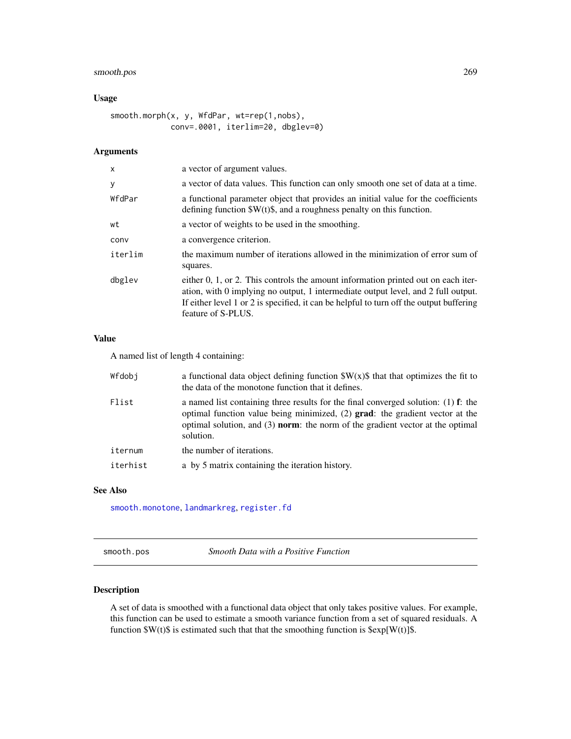## Usage

```
smooth.morph(x, y, WfdPar, wt=rep(1,nobs),
             conv=.0001, iterlim=20, dbglev=0)
```

## Arguments

| | |
|---|---|
| x | a vector of argument values. |
| y | a vector of data values. This function can only smooth one set of data at a time. |
| WfdPar | a functional parameter object that provides an initial value for the coefficients defining function $W(t)$, and a roughness penalty on this function. |
| wt | a vector of weights to be used in the smoothing. |
| conv | a convergence criterion. |
| iterlim | the maximum number of iterations allowed in the minimization of error sum of squares. |
| dbglev | either 0, 1, or 2. This controls the amount information printed out on each iteration, with 0 implying no output, 1 intermediate output level, and 2 full output. If either level 1 or 2 is specified, it can be helpful to turn off the output buffering feature of S-PLUS. |

## Value

A named list of length 4 containing:

| | |
|---|---|
| Wfdobj | a functional data object defining function $W(x)$ that that optimizes the fit to the data of the monotone function that it defines. |
| Flist | a named list containing three results for the final converged solution: (1) **f**: the optimal function value being minimized, (2) **grad**: the gradient vector at the optimal solution, and (3) **norm**: the norm of the gradient vector at the optimal solution. |
| iternum | the number of iterations. |
| iterhist | a by 5 matrix containing the iteration history. |

## See Also

smooth.monotone, landmarkreg, register.fd

---

smooth.pos &nbsp;&nbsp;&nbsp;&nbsp; *Smooth Data with a Positive Function*

---

## Description

A set of data is smoothed with a functional data object that only takes positive values. For example, this function can be used to estimate a smooth variance function from a set of squared residuals. A function $W(t)$ is estimated such that that the smoothing function is $exp[W(t)]$.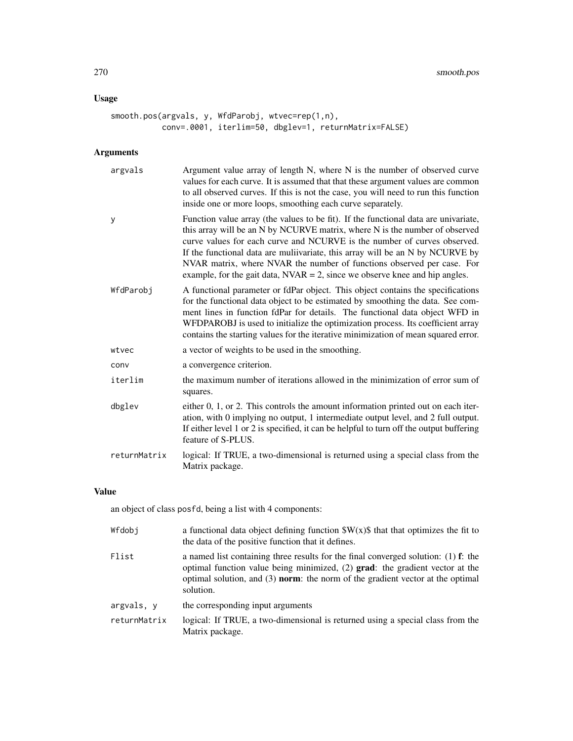## Usage

```
smooth.pos(argvals, y, WfdParobj, wtvec=rep(1,n),
           conv=.0001, iterlim=50, dbglev=1, returnMatrix=FALSE)
```

## Arguments

| | |
|---|---|
| argvals | Argument value array of length N, where N is the number of observed curve values for each curve. It is assumed that that these argument values are common to all observed curves. If this is not the case, you will need to run this function inside one or more loops, smoothing each curve separately. |
| y | Function value array (the values to be fit). If the functional data are univariate, this array will be an N by NCURVE matrix, where N is the number of observed curve values for each curve and NCURVE is the number of curves observed. If the functional data are muliivariate, this array will be an N by NCURVE by NVAR matrix, where NVAR the number of functions observed per case. For example, for the gait data, NVAR = 2, since we observe knee and hip angles. |
| WfdParobj | A functional parameter or fdPar object. This object contains the specifications for the functional data object to be estimated by smoothing the data. See comment lines in function fdPar for details. The functional data object WFD in WFDPAROBJ is used to initialize the optimization process. Its coefficient array contains the starting values for the iterative minimization of mean squared error. |
| wtvec | a vector of weights to be used in the smoothing. |
| conv | a convergence criterion. |
| iterlim | the maximum number of iterations allowed in the minimization of error sum of squares. |
| dbglev | either 0, 1, or 2. This controls the amount information printed out on each iteration, with 0 implying no output, 1 intermediate output level, and 2 full output. If either level 1 or 2 is specified, it can be helpful to turn off the output buffering feature of S-PLUS. |
| returnMatrix | logical: If TRUE, a two-dimensional is returned using a special class from the Matrix package. |

## Value

an object of class posfd, being a list with 4 components:

| | |
|---|---|
| Wfdobj | a functional data object defining function $W(x)$ that that optimizes the fit to the data of the positive function that it defines. |
| Flist | a named list containing three results for the final converged solution: (1) **f**: the optimal function value being minimized, (2) **grad**: the gradient vector at the optimal solution, and (3) **norm**: the norm of the gradient vector at the optimal solution. |
| argvals, y | the corresponding input arguments |
| returnMatrix | logical: If TRUE, a two-dimensional is returned using a special class from the Matrix package. |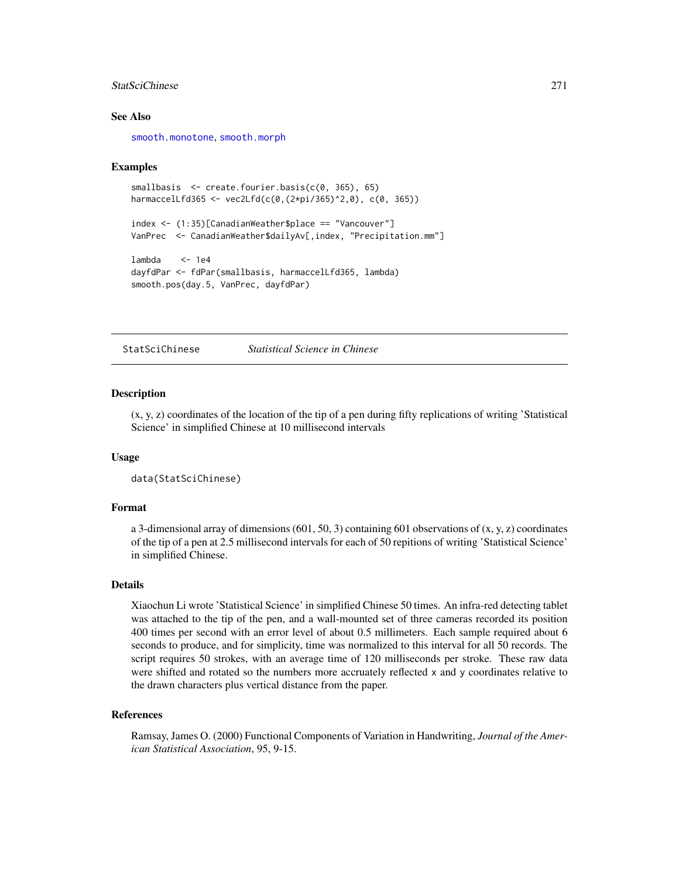## See Also

smooth.monotone, smooth.morph

## Examples

```
smallbasis  <- create.fourier.basis(c(0, 365), 65)
harmaccelLfd365 <- vec2Lfd(c(0,(2*pi/365)^2,0), c(0, 365))

index <- (1:35)[CanadianWeather$place == "Vancouver"]
VanPrec  <- CanadianWeather$dailyAv[,index, "Precipitation.mm"]

lambda    <- 1e4
dayfdPar <- fdPar(smallbasis, harmaccelLfd365, lambda)
smooth.pos(day.5, VanPrec, dayfdPar)
```

---

# StatSciChinese &nbsp;&nbsp;&nbsp;&nbsp; *Statistical Science in Chinese*

## Description

(x, y, z) coordinates of the location of the tip of a pen during fifty replications of writing 'Statistical Science' in simplified Chinese at 10 millisecond intervals

## Usage

```
data(StatSciChinese)
```

## Format

a 3-dimensional array of dimensions (601, 50, 3) containing 601 observations of (x, y, z) coordinates of the tip of a pen at 2.5 millisecond intervals for each of 50 repitions of writing 'Statistical Science' in simplified Chinese.

## Details

Xiaochun Li wrote 'Statistical Science' in simplified Chinese 50 times. An infra-red detecting tablet was attached to the tip of the pen, and a wall-mounted set of three cameras recorded its position 400 times per second with an error level of about 0.5 millimeters. Each sample required about 6 seconds to produce, and for simplicity, time was normalized to this interval for all 50 records. The script requires 50 strokes, with an average time of 120 milliseconds per stroke. These raw data were shifted and rotated so the numbers more accruately reflected `x` and `y` coordinates relative to the drawn characters plus vertical distance from the paper.

## References

Ramsay, James O. (2000) Functional Components of Variation in Handwriting, *Journal of the American Statistical Association*, 95, 9-15.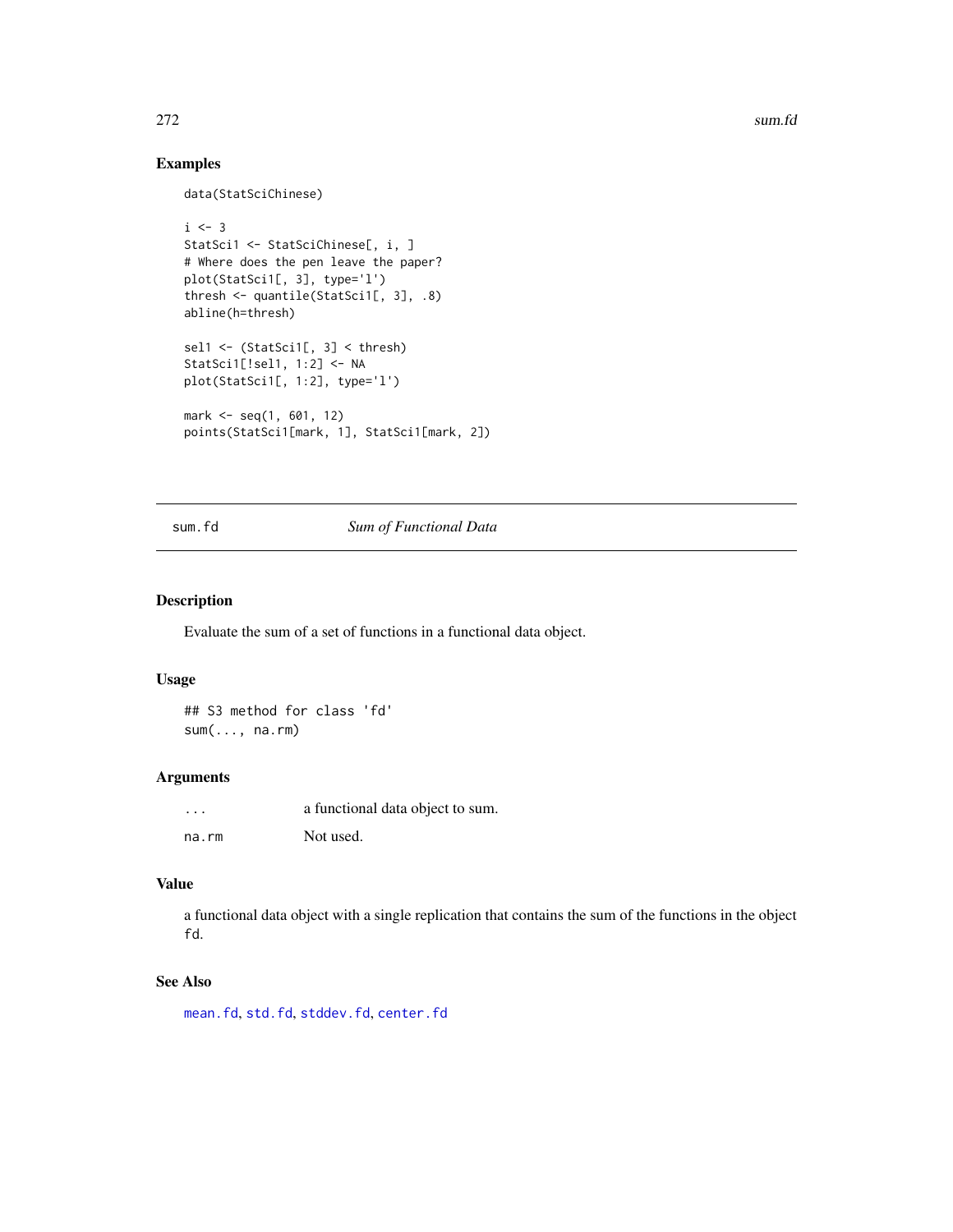### Examples

```
data(StatSciChinese)

i <- 3
StatSci1 <- StatSciChinese[, i, ]
# Where does the pen leave the paper?
plot(StatSci1[, 3], type='l')
thresh <- quantile(StatSci1[, 3], .8)
abline(h=thresh)

sel1 <- (StatSci1[, 3] < thresh)
StatSci1[!sel1, 1:2] <- NA
plot(StatSci1[, 1:2], type='l')

mark <- seq(1, 601, 12)
points(StatSci1[mark, 1], StatSci1[mark, 2])
```

---

## sum.fd — *Sum of Functional Data*

### Description

Evaluate the sum of a set of functions in a functional data object.

### Usage

```
## S3 method for class 'fd'
sum(..., na.rm)
```

### Arguments

| | |
|---|---|
| `...` | a functional data object to sum. |
| `na.rm` | Not used. |

### Value

a functional data object with a single replication that contains the sum of the functions in the object `fd`.

### See Also

`mean.fd`, `std.fd`, `stddev.fd`, `center.fd`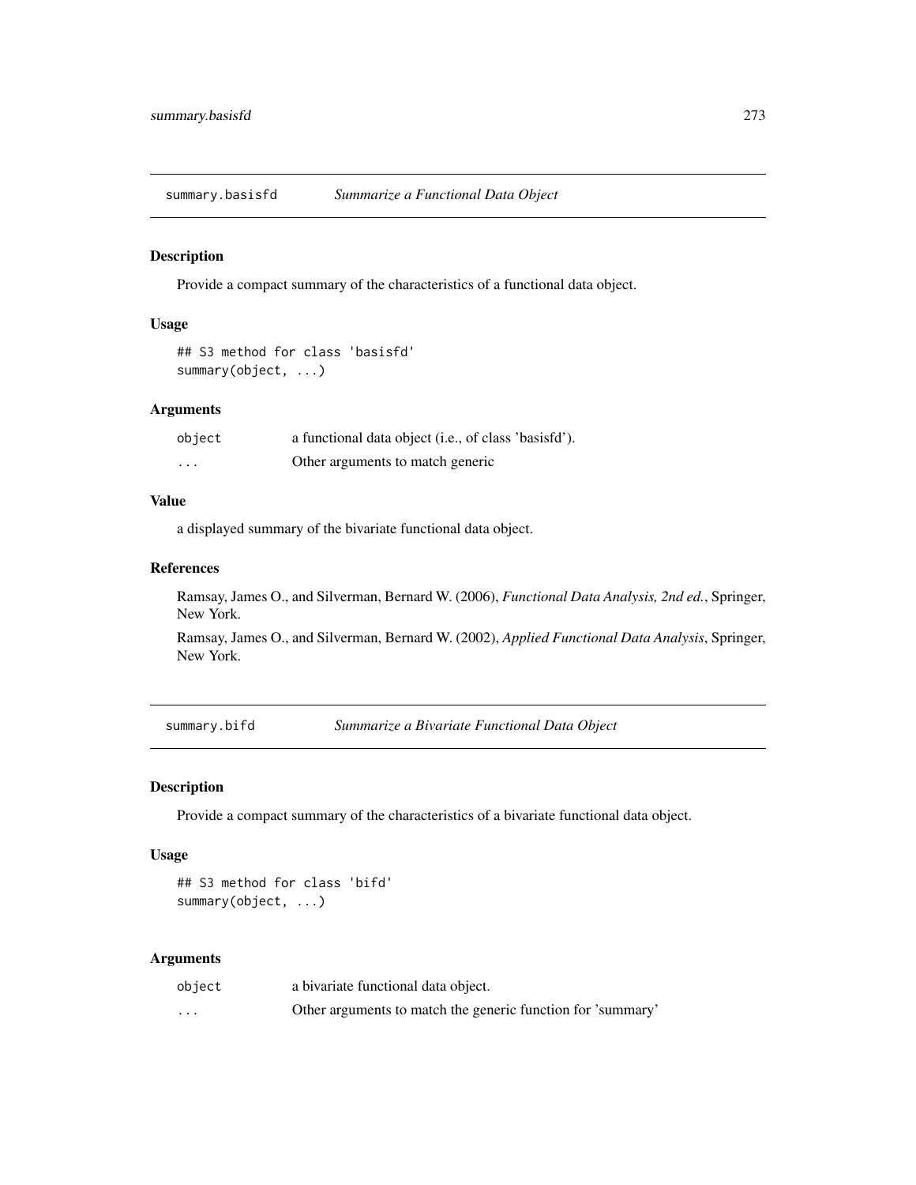## summary.basisfd *Summarize a Functional Data Object*

### Description

Provide a compact summary of the characteristics of a functional data object.

### Usage

```
## S3 method for class 'basisfd'
summary(object, ...)
```

### Arguments

| | |
|---|---|
| `object` | a functional data object (i.e., of class 'basisfd'). |
| `...` | Other arguments to match generic |

### Value

a displayed summary of the bivariate functional data object.

### References

Ramsay, James O., and Silverman, Bernard W. (2006), *Functional Data Analysis, 2nd ed.*, Springer, New York.

Ramsay, James O., and Silverman, Bernard W. (2002), *Applied Functional Data Analysis*, Springer, New York.

## summary.bifd *Summarize a Bivariate Functional Data Object*

### Description

Provide a compact summary of the characteristics of a bivariate functional data object.

### Usage

```
## S3 method for class 'bifd'
summary(object, ...)
```

### Arguments

| | |
|---|---|
| `object` | a bivariate functional data object. |
| `...` | Other arguments to match the generic function for 'summary' |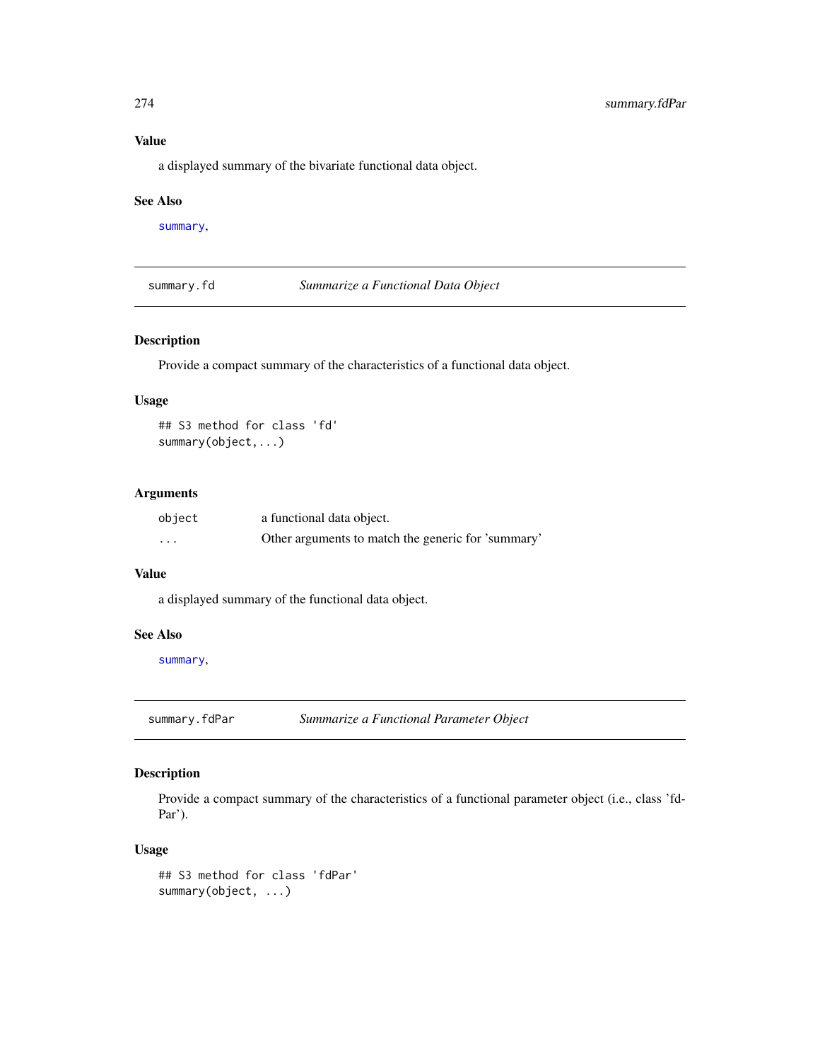### Value

a displayed summary of the bivariate functional data object.

### See Also

summary,

## summary.fd — *Summarize a Functional Data Object*

### Description

Provide a compact summary of the characteristics of a functional data object.

### Usage

```
## S3 method for class 'fd'
summary(object,...)
```

### Arguments

| | |
|---|---|
| object | a functional data object. |
| ... | Other arguments to match the generic for 'summary' |

### Value

a displayed summary of the functional data object.

### See Also

summary,

## summary.fdPar — *Summarize a Functional Parameter Object*

### Description

Provide a compact summary of the characteristics of a functional parameter object (i.e., class 'fdPar').

### Usage

```
## S3 method for class 'fdPar'
summary(object, ...)
```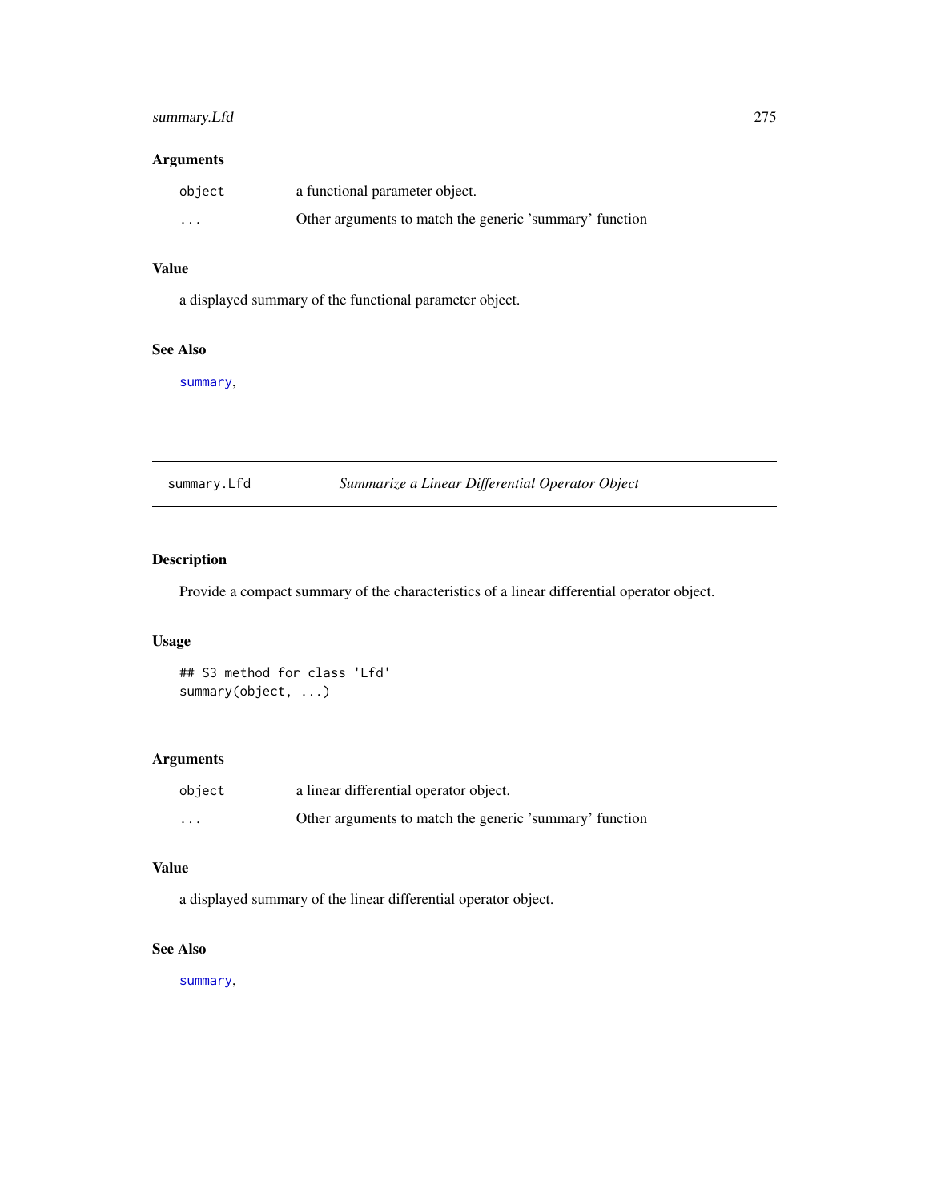### Arguments

| | |
|---|---|
| `object` | a functional parameter object. |
| `...` | Other arguments to match the generic 'summary' function |

### Value

a displayed summary of the functional parameter object.

### See Also

`summary`,

---

## summary.Lfd — *Summarize a Linear Differential Operator Object*

---

### Description

Provide a compact summary of the characteristics of a linear differential operator object.

### Usage

```
## S3 method for class 'Lfd'
summary(object, ...)
```

### Arguments

| | |
|---|---|
| `object` | a linear differential operator object. |
| `...` | Other arguments to match the generic 'summary' function |

### Value

a displayed summary of the linear differential operator object.

### See Also

`summary`,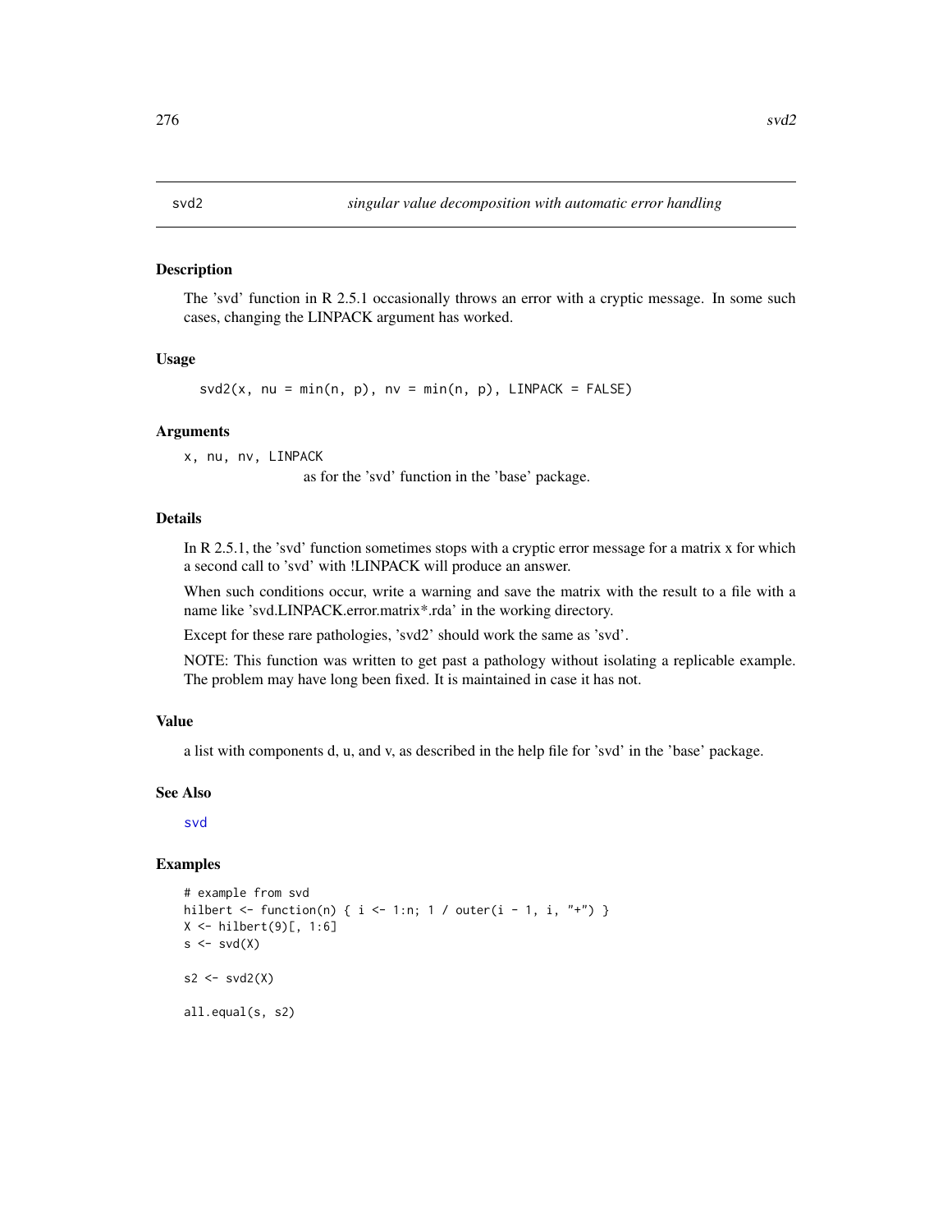# svd2 — *singular value decomposition with automatic error handling*

## Description

The 'svd' function in R 2.5.1 occasionally throws an error with a cryptic message. In some such cases, changing the LINPACK argument has worked.

## Usage

```
svd2(x, nu = min(n, p), nv = min(n, p), LINPACK = FALSE)
```

## Arguments

x, nu, nv, LINPACK
: as for the 'svd' function in the 'base' package.

## Details

In R 2.5.1, the 'svd' function sometimes stops with a cryptic error message for a matrix x for which a second call to 'svd' with !LINPACK will produce an answer.

When such conditions occur, write a warning and save the matrix with the result to a file with a name like 'svd.LINPACK.error.matrix*.rda' in the working directory.

Except for these rare pathologies, 'svd2' should work the same as 'svd'.

NOTE: This function was written to get past a pathology without isolating a replicable example. The problem may have long been fixed. It is maintained in case it has not.

## Value

a list with components d, u, and v, as described in the help file for 'svd' in the 'base' package.

## See Also

svd

## Examples

```
# example from svd
hilbert <- function(n) { i <- 1:n; 1 / outer(i - 1, i, "+") }
X <- hilbert(9)[, 1:6]
s <- svd(X)

s2 <- svd2(X)

all.equal(s, s2)
```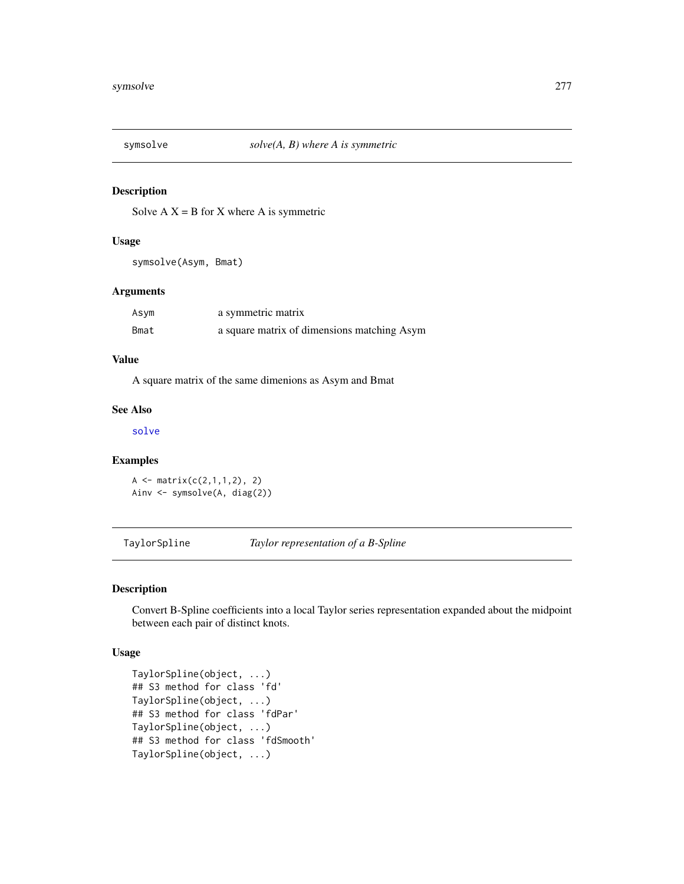## symsolve *solve(A, B) where A is symmetric*

### Description

Solve A X = B for X where A is symmetric

### Usage

```
symsolve(Asym, Bmat)
```

### Arguments

| | |
|---|---|
| Asym | a symmetric matrix |
| Bmat | a square matrix of dimensions matching Asym |

### Value

A square matrix of the same dimenions as Asym and Bmat

### See Also

solve

### Examples

```
A <- matrix(c(2,1,1,2), 2)
Ainv <- symsolve(A, diag(2))
```

## TaylorSpline *Taylor representation of a B-Spline*

### Description

Convert B-Spline coefficients into a local Taylor series representation expanded about the midpoint between each pair of distinct knots.

### Usage

```
TaylorSpline(object, ...)
## S3 method for class 'fd'
TaylorSpline(object, ...)
## S3 method for class 'fdPar'
TaylorSpline(object, ...)
## S3 method for class 'fdSmooth'
TaylorSpline(object, ...)
```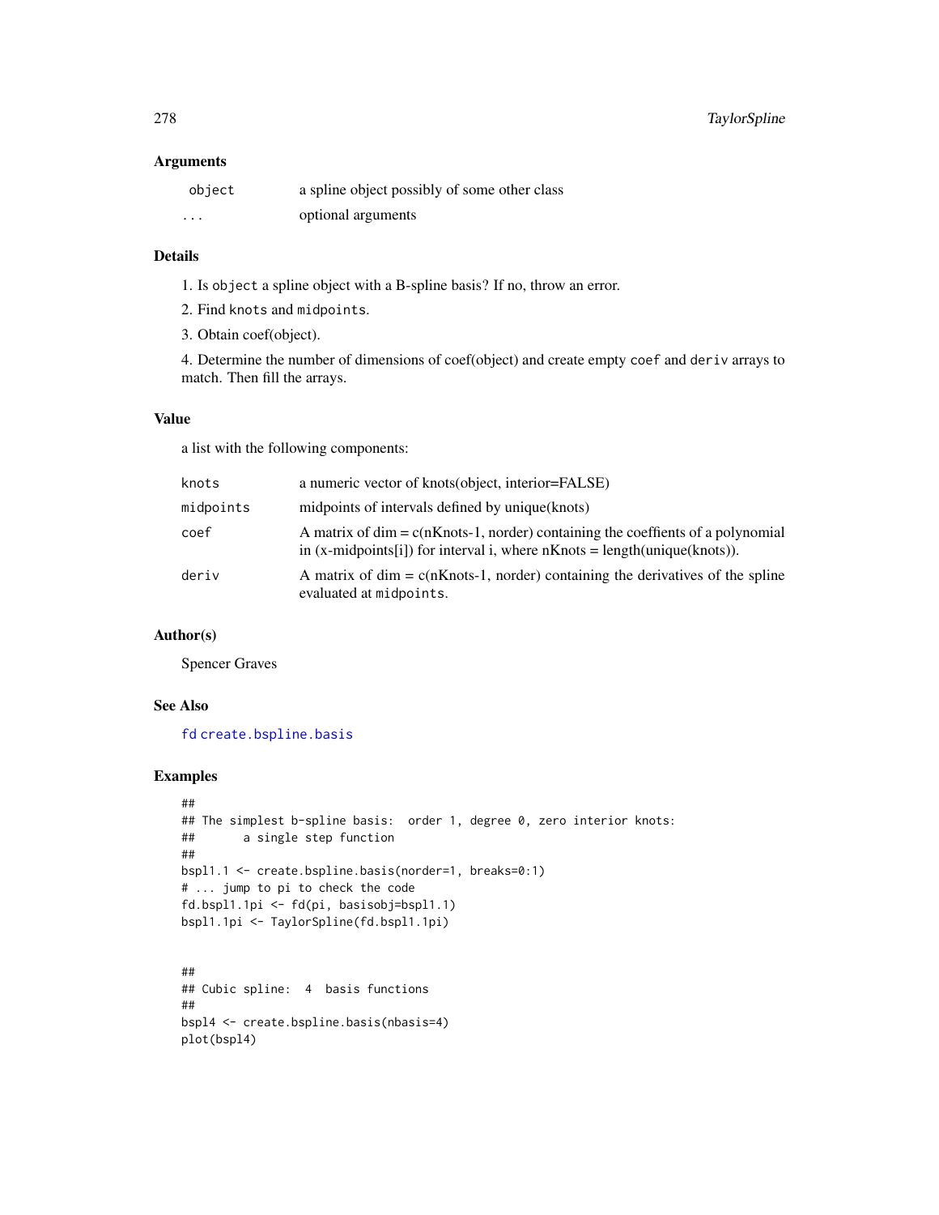### Arguments

| | |
|---|---|
| `object` | a spline object possibly of some other class |
| `...` | optional arguments |

### Details

1. Is `object` a spline object with a B-spline basis? If no, throw an error.

2. Find `knots` and `midpoints`.

3. Obtain coef(object).

4. Determine the number of dimensions of coef(object) and create empty `coef` and `deriv` arrays to match. Then fill the arrays.

### Value

a list with the following components:

| | |
|---|---|
| `knots` | a numeric vector of knots(object, interior=FALSE) |
| `midpoints` | midpoints of intervals defined by unique(knots) |
| `coef` | A matrix of dim = c(nKnots-1, norder) containing the coeffients of a polynomial in (x-midpoints[i]) for interval i, where nKnots = length(unique(knots)). |
| `deriv` | A matrix of dim = c(nKnots-1, norder) containing the derivatives of the spline evaluated at `midpoints`. |

### Author(s)

Spencer Graves

### See Also

`fd` `create.bspline.basis`

### Examples

```
##
## The simplest b-spline basis:  order 1, degree 0, zero interior knots:
##       a single step function
##
bspl1.1 <- create.bspline.basis(norder=1, breaks=0:1)
# ... jump to pi to check the code
fd.bspl1.1pi <- fd(pi, basisobj=bspl1.1)
bspl1.1pi <- TaylorSpline(fd.bspl1.1pi)


##
## Cubic spline:  4  basis functions
##
bspl4 <- create.bspline.basis(nbasis=4)
plot(bspl4)
```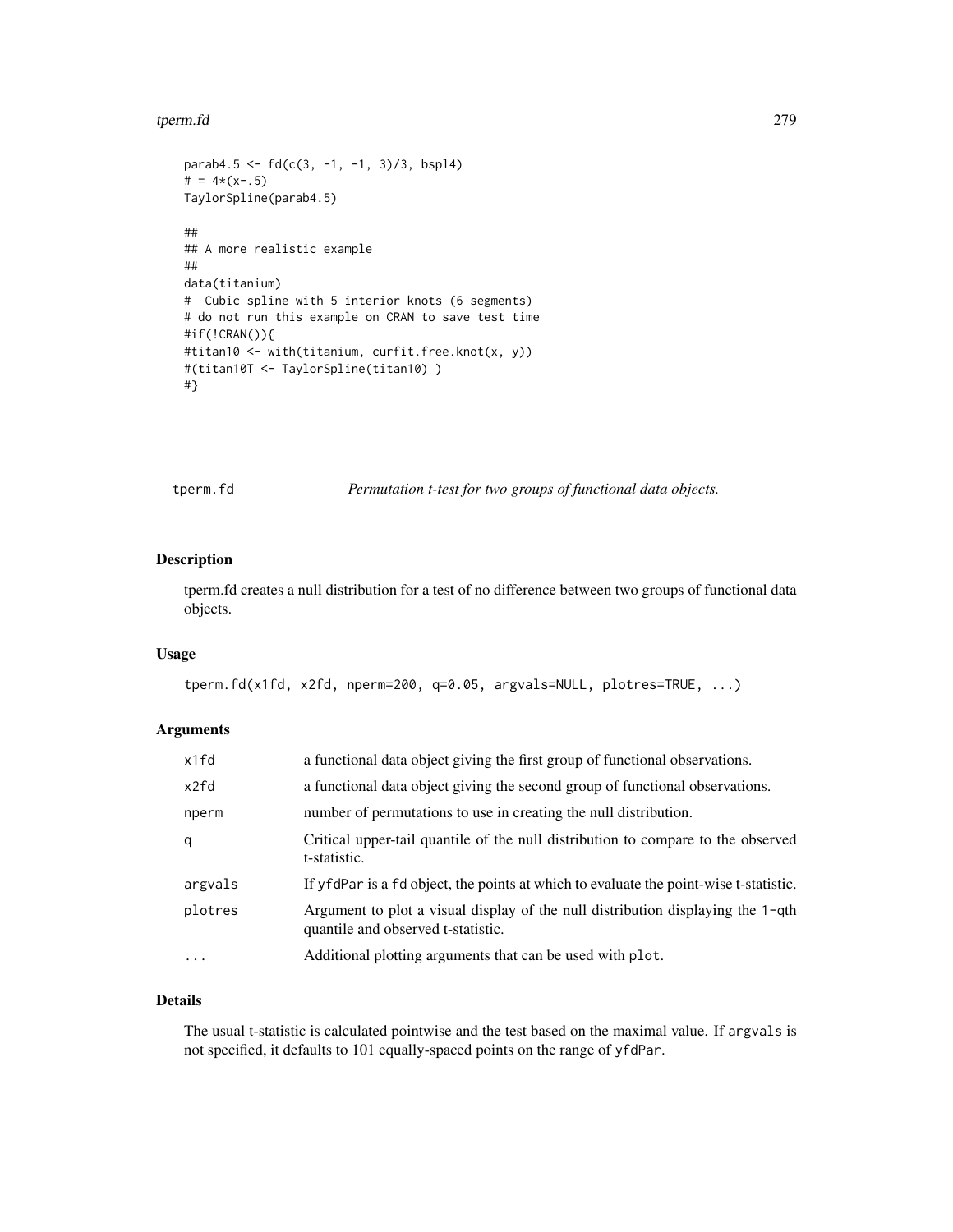```
parab4.5 <- fd(c(3, -1, -1, 3)/3, bspl4)
# = 4*(x-.5)
TaylorSpline(parab4.5)

##
## A more realistic example
##
data(titanium)
#  Cubic spline with 5 interior knots (6 segments)
# do not run this example on CRAN to save test time
#if(!CRAN()){
#titan10 <- with(titanium, curfit.free.knot(x, y))
#(titan10T <- TaylorSpline(titan10) )
#}
```

---

## tperm.fd — *Permutation t-test for two groups of functional data objects.*

### Description

tperm.fd creates a null distribution for a test of no difference between two groups of functional data objects.

### Usage

```
tperm.fd(x1fd, x2fd, nperm=200, q=0.05, argvals=NULL, plotres=TRUE, ...)
```

### Arguments

| | |
|---|---|
| x1fd | a functional data object giving the first group of functional observations. |
| x2fd | a functional data object giving the second group of functional observations. |
| nperm | number of permutations to use in creating the null distribution. |
| q | Critical upper-tail quantile of the null distribution to compare to the observed t-statistic. |
| argvals | If `yfdPar` is a `fd` object, the points at which to evaluate the point-wise t-statistic. |
| plotres | Argument to plot a visual display of the null distribution displaying the `1-q`th quantile and observed t-statistic. |
| ... | Additional plotting arguments that can be used with `plot`. |

### Details

The usual t-statistic is calculated pointwise and the test based on the maximal value. If `argvals` is not specified, it defaults to 101 equally-spaced points on the range of `yfdPar`.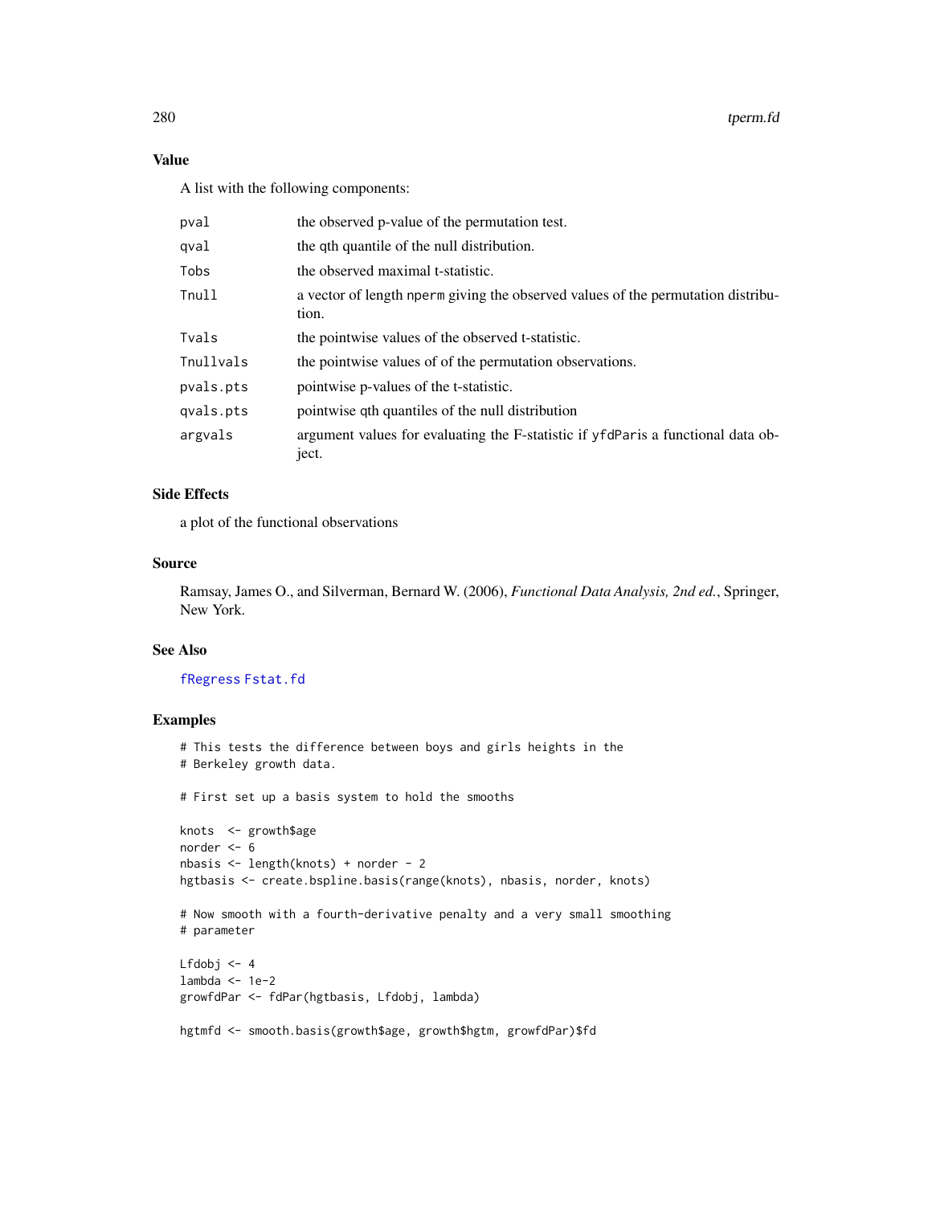### Value

A list with the following components:

| | |
|---|---|
| pval | the observed p-value of the permutation test. |
| qval | the qth quantile of the null distribution. |
| Tobs | the observed maximal t-statistic. |
| Tnull | a vector of length nperm giving the observed values of the permutation distribution. |
| Tvals | the pointwise values of the observed t-statistic. |
| Tnullvals | the pointwise values of of the permutation observations. |
| pvals.pts | pointwise p-values of the t-statistic. |
| qvals.pts | pointwise qth quantiles of the null distribution |
| argvals | argument values for evaluating the F-statistic if yfdParis a functional data object. |

### Side Effects

a plot of the functional observations

### Source

Ramsay, James O., and Silverman, Bernard W. (2006), *Functional Data Analysis, 2nd ed.*, Springer, New York.

### See Also

fRegress Fstat.fd

### Examples

```
# This tests the difference between boys and girls heights in the
# Berkeley growth data.

# First set up a basis system to hold the smooths

knots  <- growth$age
norder <- 6
nbasis <- length(knots) + norder - 2
hgtbasis <- create.bspline.basis(range(knots), nbasis, norder, knots)

# Now smooth with a fourth-derivative penalty and a very small smoothing
# parameter

Lfdobj <- 4
lambda <- 1e-2
growfdPar <- fdPar(hgtbasis, Lfdobj, lambda)

hgtmfd <- smooth.basis(growth$age, growth$hgtm, growfdPar)$fd
```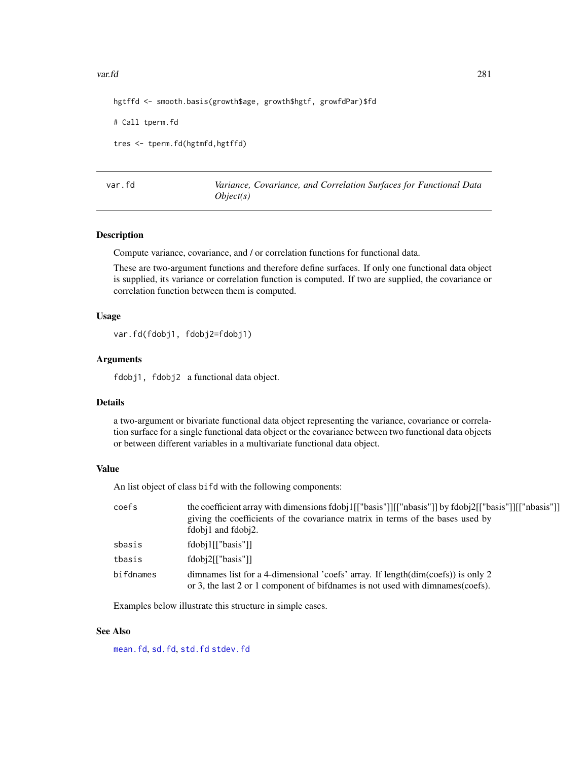```
hgtffd <- smooth.basis(growth$age, growth$hgtf, growfdPar)$fd

# Call tperm.fd

tres <- tperm.fd(hgtmfd,hgtffd)
```

---

## var.fd — *Variance, Covariance, and Correlation Surfaces for Functional Data Object(s)*

---

### Description

Compute variance, covariance, and / or correlation functions for functional data.

These are two-argument functions and therefore define surfaces. If only one functional data object is supplied, its variance or correlation function is computed. If two are supplied, the covariance or correlation function between them is computed.

### Usage

```
var.fd(fdobj1, fdobj2=fdobj1)
```

### Arguments

| | |
|---|---|
| `fdobj1, fdobj2` | a functional data object. |

### Details

a two-argument or bivariate functional data object representing the variance, covariance or correlation surface for a single functional data object or the covariance between two functional data objects or between different variables in a multivariate functional data object.

### Value

An list object of class `bifd` with the following components:

| | |
|---|---|
| `coefs` | the coefficient array with dimensions fdobj1[["basis"]][["nbasis"]] by fdobj2[["basis"]][["nbasis"]] giving the coefficients of the covariance matrix in terms of the bases used by fdobj1 and fdobj2. |
| `sbasis` | fdobj1[["basis"]] |
| `tbasis` | fdobj2[["basis"]] |
| `bifdnames` | dimnames list for a 4-dimensional 'coefs' array. If length(dim(coefs)) is only 2 or 3, the last 2 or 1 component of bifdnames is not used with dimnames(coefs). |

Examples below illustrate this structure in simple cases.

### See Also

`mean.fd`, `sd.fd`, `std.fd` `stdev.fd`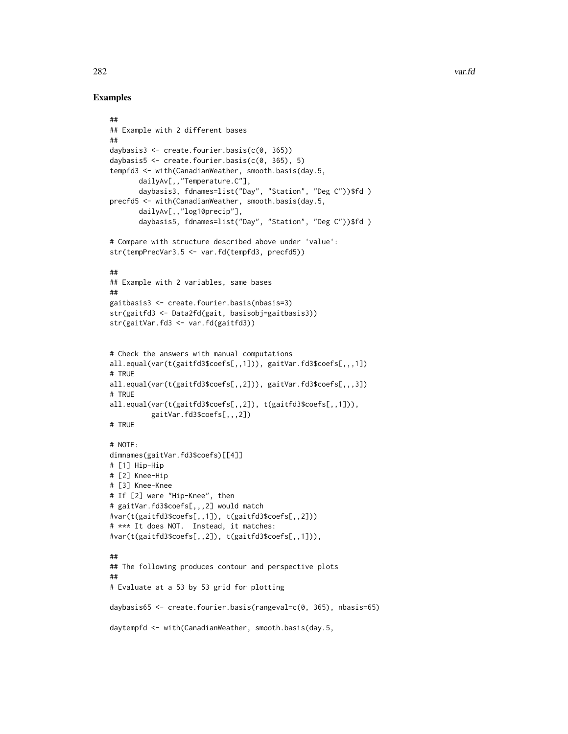## Examples

```
##
## Example with 2 different bases
##
daybasis3 <- create.fourier.basis(c(0, 365))
daybasis5 <- create.fourier.basis(c(0, 365), 5)
tempfd3 <- with(CanadianWeather, smooth.basis(day.5,
       dailyAv[,,"Temperature.C"],
       daybasis3, fdnames=list("Day", "Station", "Deg C"))$fd )
precfd5 <- with(CanadianWeather, smooth.basis(day.5,
       dailyAv[,,"log10precip"],
       daybasis5, fdnames=list("Day", "Station", "Deg C"))$fd )

# Compare with structure described above under 'value':
str(tempPrecVar3.5 <- var.fd(tempfd3, precfd5))

##
## Example with 2 variables, same bases
##
gaitbasis3 <- create.fourier.basis(nbasis=3)
str(gaitfd3 <- Data2fd(gait, basisobj=gaitbasis3))
str(gaitVar.fd3 <- var.fd(gaitfd3))


# Check the answers with manual computations
all.equal(var(t(gaitfd3$coefs[,,1])), gaitVar.fd3$coefs[,,,1])
# TRUE
all.equal(var(t(gaitfd3$coefs[,,2])), gaitVar.fd3$coefs[,,,3])
# TRUE
all.equal(var(t(gaitfd3$coefs[,,2]), t(gaitfd3$coefs[,,1])),
          gaitVar.fd3$coefs[,,,2])
# TRUE

# NOTE:
dimnames(gaitVar.fd3$coefs)[[4]]
# [1] Hip-Hip
# [2] Knee-Hip
# [3] Knee-Knee
# If [2] were "Hip-Knee", then
# gaitVar.fd3$coefs[,,,2] would match
#var(t(gaitfd3$coefs[,,1]), t(gaitfd3$coefs[,,2]))
# *** It does NOT.  Instead, it matches:
#var(t(gaitfd3$coefs[,,2]), t(gaitfd3$coefs[,,1])),

##
## The following produces contour and perspective plots
##
# Evaluate at a 53 by 53 grid for plotting

daybasis65 <- create.fourier.basis(rangeval=c(0, 365), nbasis=65)

daytempfd <- with(CanadianWeather, smooth.basis(day.5,
```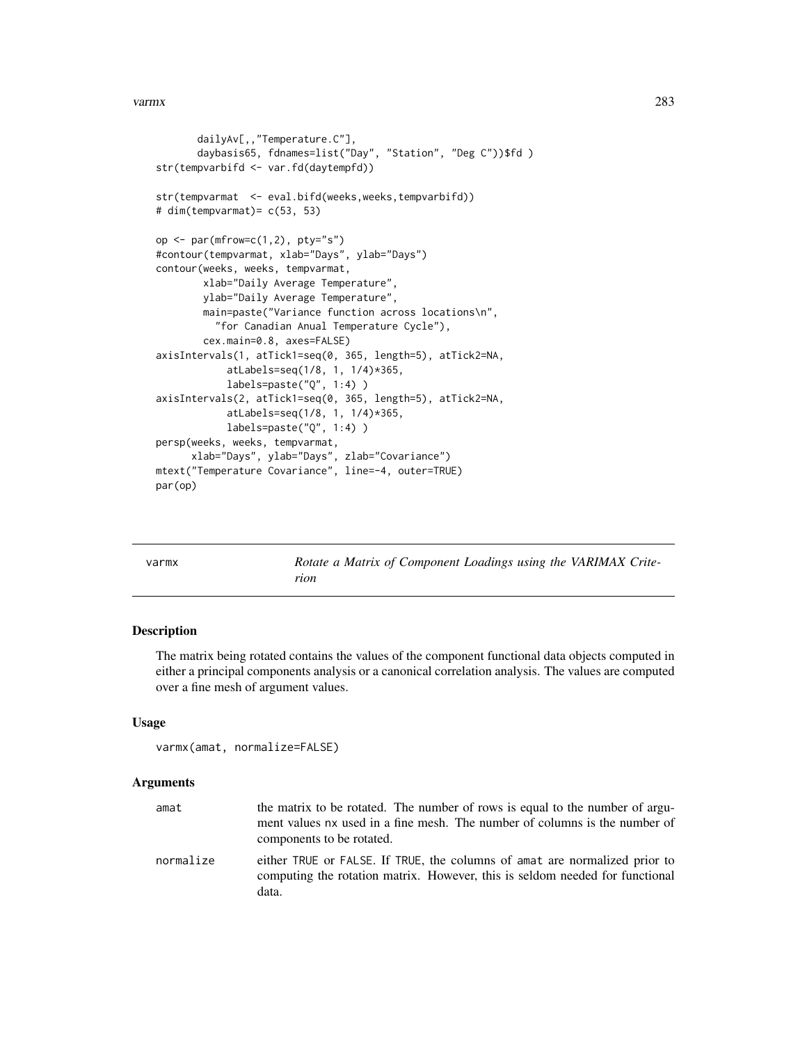```
       dailyAv[,,"Temperature.C"],
       daybasis65, fdnames=list("Day", "Station", "Deg C"))$fd )
str(tempvarbifd <- var.fd(daytempfd))

str(tempvarmat  <- eval.bifd(weeks,weeks,tempvarbifd))
# dim(tempvarmat)= c(53, 53)

op <- par(mfrow=c(1,2), pty="s")
#contour(tempvarmat, xlab="Days", ylab="Days")
contour(weeks, weeks, tempvarmat,
        xlab="Daily Average Temperature",
        ylab="Daily Average Temperature",
        main=paste("Variance function across locations\n",
          "for Canadian Anual Temperature Cycle"),
        cex.main=0.8, axes=FALSE)
axisIntervals(1, atTick1=seq(0, 365, length=5), atTick2=NA,
            atLabels=seq(1/8, 1, 1/4)*365,
            labels=paste("Q", 1:4) )
axisIntervals(2, atTick1=seq(0, 365, length=5), atTick2=NA,
            atLabels=seq(1/8, 1, 1/4)*365,
            labels=paste("Q", 1:4) )
persp(weeks, weeks, tempvarmat,
      xlab="Days", ylab="Days", zlab="Covariance")
mtext("Temperature Covariance", line=-4, outer=TRUE)
par(op)
```

---

## varmx — *Rotate a Matrix of Component Loadings using the VARIMAX Criterion*

### Description

The matrix being rotated contains the values of the component functional data objects computed in either a principal components analysis or a canonical correlation analysis. The values are computed over a fine mesh of argument values.

### Usage

```
varmx(amat, normalize=FALSE)
```

### Arguments

| | |
|---|---|
| amat | the matrix to be rotated. The number of rows is equal to the number of argument values nx used in a fine mesh. The number of columns is the number of components to be rotated. |
| normalize | either TRUE or FALSE. If TRUE, the columns of amat are normalized prior to computing the rotation matrix. However, this is seldom needed for functional data. |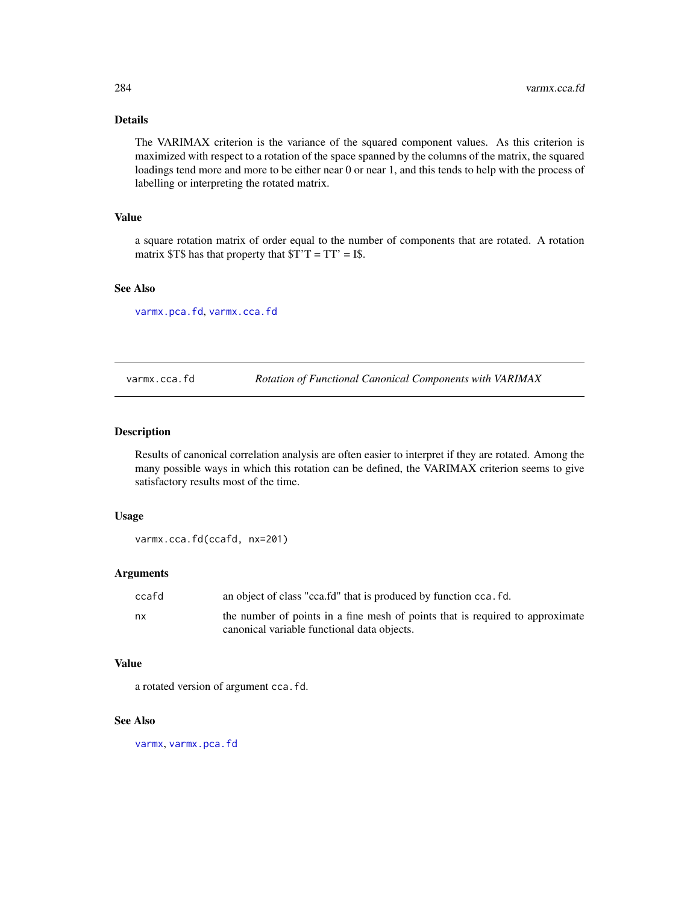### Details

The VARIMAX criterion is the variance of the squared component values. As this criterion is maximized with respect to a rotation of the space spanned by the columns of the matrix, the squared loadings tend more and more to be either near 0 or near 1, and this tends to help with the process of labelling or interpreting the rotated matrix.

### Value

a square rotation matrix of order equal to the number of components that are rotated. A rotation matrix \$T\$ has that property that \$T'T = TT' = I\$.

### See Also

varmx.pca.fd, varmx.cca.fd

---

## varmx.cca.fd — *Rotation of Functional Canonical Components with VARIMAX*

### Description

Results of canonical correlation analysis are often easier to interpret if they are rotated. Among the many possible ways in which this rotation can be defined, the VARIMAX criterion seems to give satisfactory results most of the time.

### Usage

```
varmx.cca.fd(ccafd, nx=201)
```

### Arguments

| | |
|---|---|
| ccafd | an object of class "cca.fd" that is produced by function cca.fd. |
| nx | the number of points in a fine mesh of points that is required to approximate canonical variable functional data objects. |

### Value

a rotated version of argument cca.fd.

### See Also

varmx, varmx.pca.fd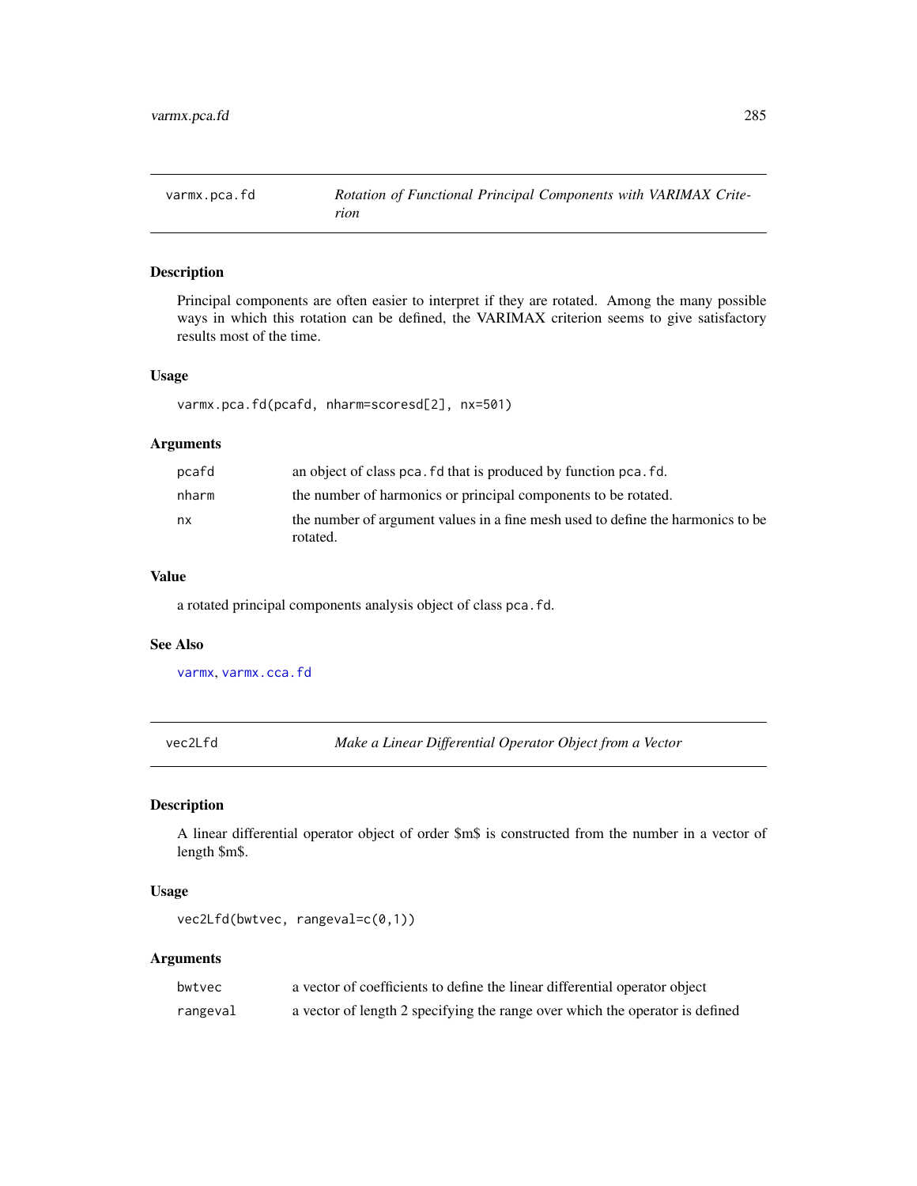## varmx.pca.fd — *Rotation of Functional Principal Components with VARIMAX Criterion*

### Description

Principal components are often easier to interpret if they are rotated. Among the many possible ways in which this rotation can be defined, the VARIMAX criterion seems to give satisfactory results most of the time.

### Usage

```
varmx.pca.fd(pcafd, nharm=scoresd[2], nx=501)
```

### Arguments

| | |
|---|---|
| pcafd | an object of class pca.fd that is produced by function pca.fd. |
| nharm | the number of harmonics or principal components to be rotated. |
| nx | the number of argument values in a fine mesh used to define the harmonics to be rotated. |

### Value

a rotated principal components analysis object of class pca.fd.

### See Also

varmx, varmx.cca.fd

## vec2Lfd — *Make a Linear Differential Operator Object from a Vector*

### Description

A linear differential operator object of order $m$ is constructed from the number in a vector of length $m$.

### Usage

```
vec2Lfd(bwtvec, rangeval=c(0,1))
```

### Arguments

| | |
|---|---|
| bwtvec | a vector of coefficients to define the linear differential operator object |
| rangeval | a vector of length 2 specifying the range over which the operator is defined |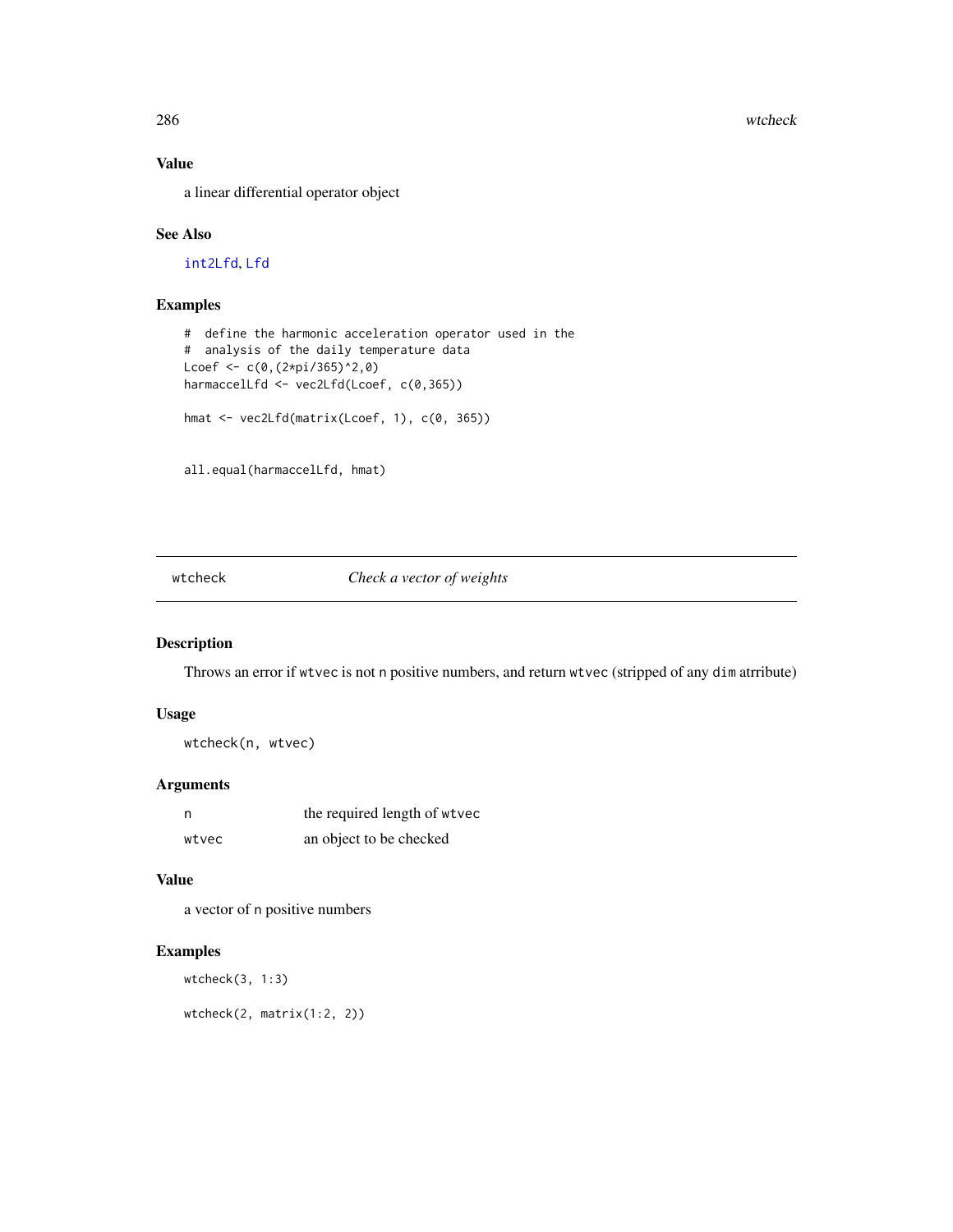### Value

a linear differential operator object

### See Also

int2Lfd, Lfd

### Examples

```
#  define the harmonic acceleration operator used in the
#  analysis of the daily temperature data
Lcoef <- c(0,(2*pi/365)^2,0)
harmaccelLfd <- vec2Lfd(Lcoef, c(0,365))

hmat <- vec2Lfd(matrix(Lcoef, 1), c(0, 365))


all.equal(harmaccelLfd, hmat)
```

---

## wtcheck *Check a vector of weights*

---

### Description

Throws an error if `wtvec` is not `n` positive numbers, and return `wtvec` (stripped of any `dim` atrribute)

### Usage

```
wtcheck(n, wtvec)
```

### Arguments

| | |
|---|---|
| n | the required length of `wtvec` |
| wtvec | an object to be checked |

### Value

a vector of `n` positive numbers

### Examples

```
wtcheck(3, 1:3)

wtcheck(2, matrix(1:2, 2))
```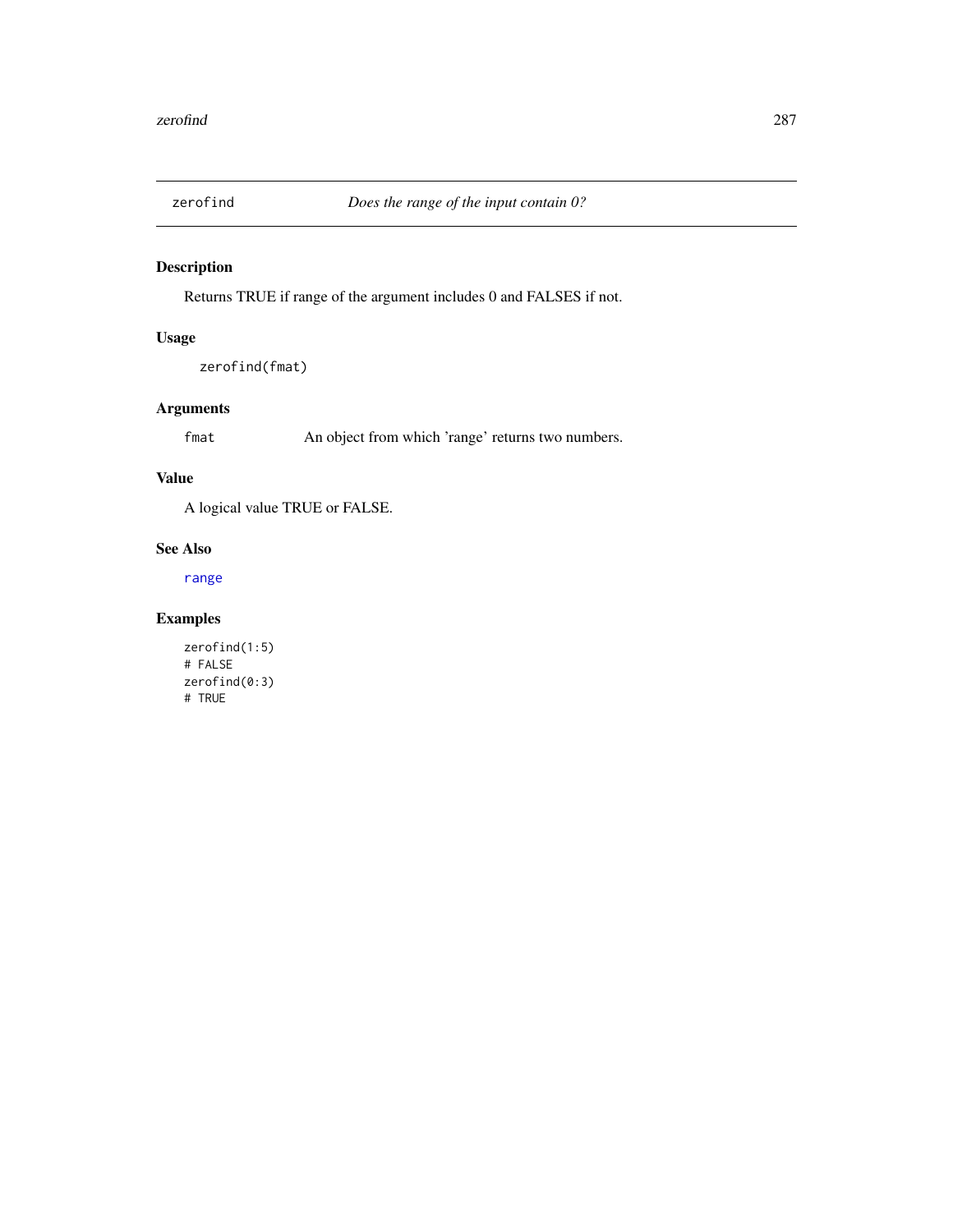# zerofind *Does the range of the input contain 0?*

## Description

Returns TRUE if range of the argument includes 0 and FALSES if not.

## Usage

```
zerofind(fmat)
```

## Arguments

`fmat` An object from which 'range' returns two numbers.

## Value

A logical value TRUE or FALSE.

## See Also

range

## Examples

```
zerofind(1:5)
# FALSE
zerofind(0:3)
# TRUE
```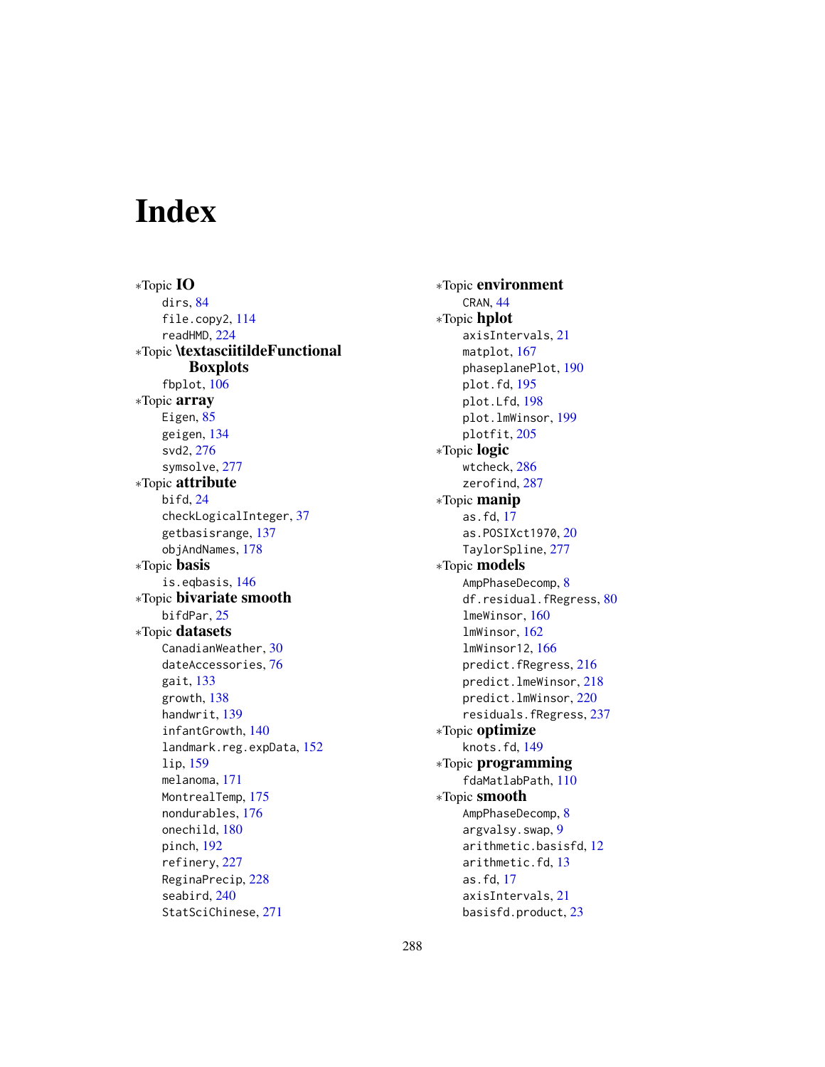# Index

*Topic **IO**
- dirs, 84
- file.copy2, 114
- readHMD, 224

*Topic **\textasciitildeFunctional Boxplots**
- fbplot, 106

*Topic **array**
- Eigen, 85
- geigen, 134
- svd2, 276
- symsolve, 277

*Topic **attribute**
- bifd, 24
- checkLogicalInteger, 37
- getbasisrange, 137
- objAndNames, 178

*Topic **basis**
- is.eqbasis, 146

*Topic **bivariate smooth**
- bifdPar, 25

*Topic **datasets**
- CanadianWeather, 30
- dateAccessories, 76
- gait, 133
- growth, 138
- handwrit, 139
- infantGrowth, 140
- landmark.reg.expData, 152
- lip, 159
- melanoma, 171
- MontrealTemp, 175
- nondurables, 176
- onechild, 180
- pinch, 192
- refinery, 227
- ReginaPrecip, 228
- seabird, 240
- StatSciChinese, 271

*Topic **environment**
- CRAN, 44

*Topic **hplot**
- axisIntervals, 21
- matplot, 167
- phaseplanePlot, 190
- plot.fd, 195
- plot.Lfd, 198
- plot.lmWinsor, 199
- plotfit, 205

*Topic **logic**
- wtcheck, 286
- zerofind, 287

*Topic **manip**
- as.fd, 17
- as.POSIXct1970, 20
- TaylorSpline, 277

*Topic **models**
- AmpPhaseDecomp, 8
- df.residual.fRegress, 80
- lmeWinsor, 160
- lmWinsor, 162
- lmWinsor12, 166
- predict.fRegress, 216
- predict.lmeWinsor, 218
- predict.lmWinsor, 220
- residuals.fRegress, 237

*Topic **optimize**
- knots.fd, 149

*Topic **programming**
- fdaMatlabPath, 110

*Topic **smooth**
- AmpPhaseDecomp, 8
- argvalsy.swap, 9
- arithmetic.basisfd, 12
- arithmetic.fd, 13
- as.fd, 17
- axisIntervals, 21
- basisfd.product, 23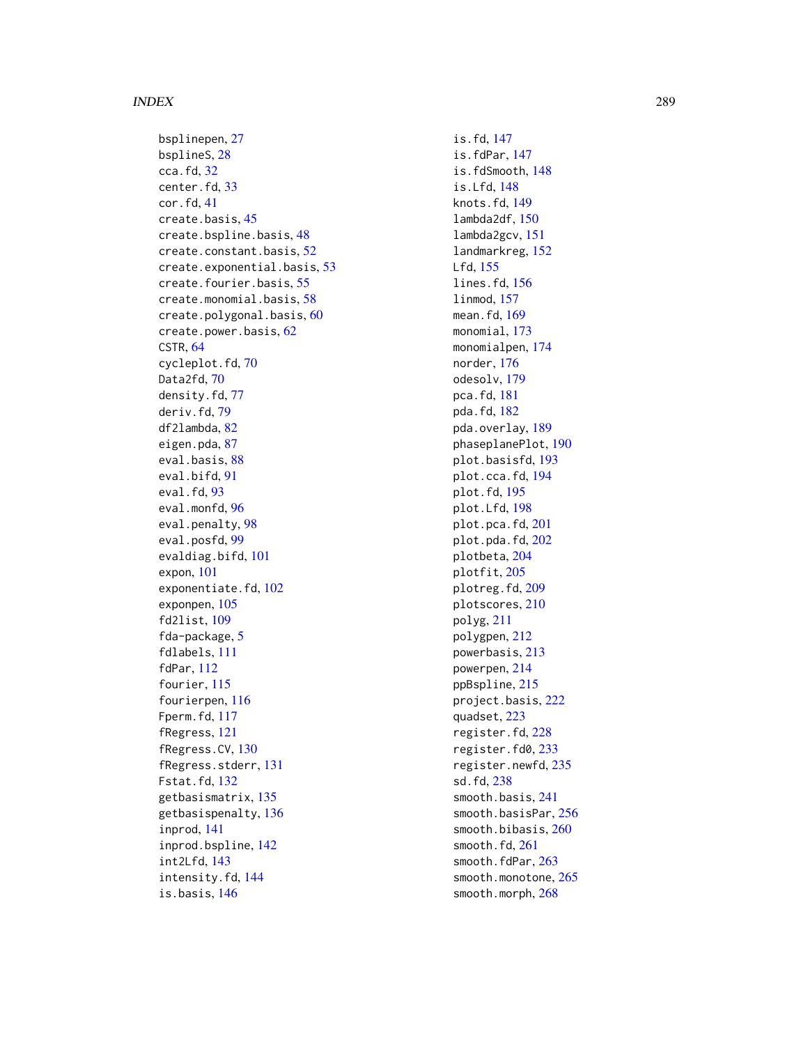bsplinepen, 27
bsplineS, 28
cca.fd, 32
center.fd, 33
cor.fd, 41
create.basis, 45
create.bspline.basis, 48
create.constant.basis, 52
create.exponential.basis, 53
create.fourier.basis, 55
create.monomial.basis, 58
create.polygonal.basis, 60
create.power.basis, 62
CSTR, 64
cycleplot.fd, 70
Data2fd, 70
density.fd, 77
deriv.fd, 79
df2lambda, 82
eigen.pda, 87
eval.basis, 88
eval.bifd, 91
eval.fd, 93
eval.monfd, 96
eval.penalty, 98
eval.posfd, 99
evaldiag.bifd, 101
expon, 101
exponentiate.fd, 102
exponpen, 105
fd2list, 109
fda-package, 5
fdlabels, 111
fdPar, 112
fourier, 115
fourierpen, 116
Fperm.fd, 117
fRegress, 121
fRegress.CV, 130
fRegress.stderr, 131
Fstat.fd, 132
getbasismatrix, 135
getbasispenalty, 136
inprod, 141
inprod.bspline, 142
int2Lfd, 143
intensity.fd, 144
is.basis, 146
is.fd, 147
is.fdPar, 147
is.fdSmooth, 148
is.Lfd, 148
knots.fd, 149
lambda2df, 150
lambda2gcv, 151
landmarkreg, 152
Lfd, 155
lines.fd, 156
linmod, 157
mean.fd, 169
monomial, 173
monomialpen, 174
norder, 176
odesolv, 179
pca.fd, 181
pda.fd, 182
pda.overlay, 189
phaseplanePlot, 190
plot.basisfd, 193
plot.cca.fd, 194
plot.fd, 195
plot.Lfd, 198
plot.pca.fd, 201
plot.pda.fd, 202
plotbeta, 204
plotfit, 205
plotreg.fd, 209
plotscores, 210
polyg, 211
polygpen, 212
powerbasis, 213
powerpen, 214
ppBspline, 215
project.basis, 222
quadset, 223
register.fd, 228
register.fd0, 233
register.newfd, 235
sd.fd, 238
smooth.basis, 241
smooth.basisPar, 256
smooth.bibasis, 260
smooth.fd, 261
smooth.fdPar, 263
smooth.monotone, 265
smooth.morph, 268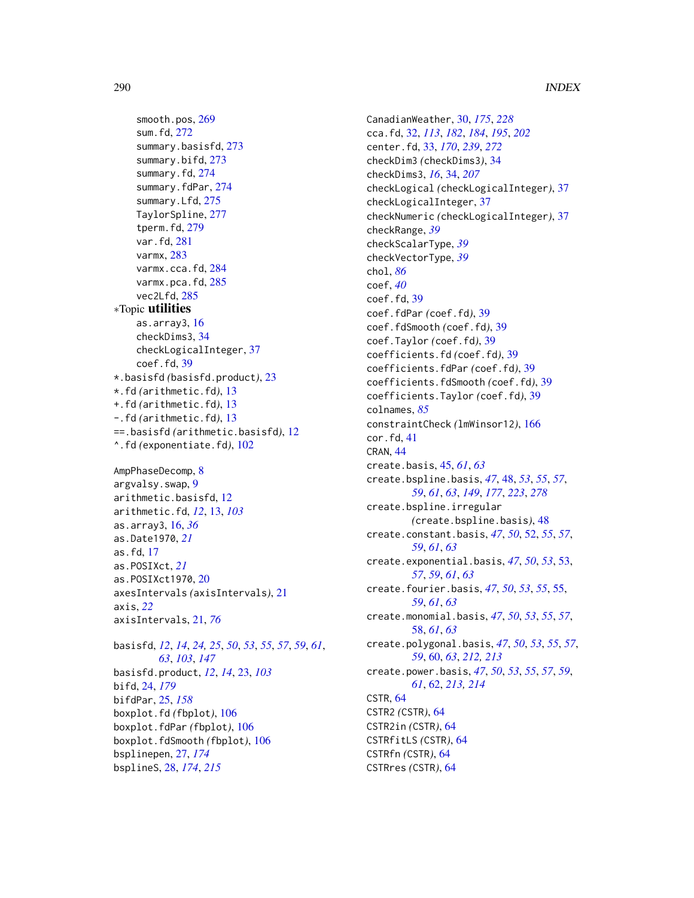smooth.pos, 269
sum.fd, 272
summary.basisfd, 273
summary.bifd, 273
summary.fd, 274
summary.fdPar, 274
summary.Lfd, 275
TaylorSpline, 277
tperm.fd, 279
var.fd, 281
varmx, 283
varmx.cca.fd, 284
varmx.pca.fd, 285
vec2Lfd, 285

*Topic **utilities**
as.array3, 16
checkDims3, 34
checkLogicalInteger, 37
coef.fd, 39

*.basisfd *(basisfd.product)*, 23
*.fd *(arithmetic.fd)*, 13
+.fd *(arithmetic.fd)*, 13
-.fd *(arithmetic.fd)*, 13
==.basisfd *(arithmetic.basisfd)*, 12
^.fd *(exponentiate.fd)*, 102

AmpPhaseDecomp, 8
argvalsy.swap, 9
arithmetic.basisfd, 12
arithmetic.fd, *12*, 13, *103*
as.array3, 16, *36*
as.Date1970, *21*
as.fd, 17
as.POSIXct, *21*
as.POSIXct1970, 20
axesIntervals *(axisIntervals)*, 21
axis, *22*
axisIntervals, 21, *76*

basisfd, *12*, *14*, *24, 25*, *50*, *53*, *55*, *57*, *59*, *61*, *63*, *103*, *147*
basisfd.product, *12*, *14*, 23, *103*
bifd, 24, *179*
bifdPar, 25, *158*
boxplot.fd *(fbplot)*, 106
boxplot.fdPar *(fbplot)*, 106
boxplot.fdSmooth *(fbplot)*, 106
bsplinepen, 27, *174*
bsplineS, 28, *174*, *215*

CanadianWeather, 30, *175*, *228*
cca.fd, 32, *113*, *182*, *184*, *195*, *202*
center.fd, 33, *170*, *239*, *272*
checkDim3 *(checkDims3)*, 34
checkDims3, *16*, 34, *207*
checkLogical *(checkLogicalInteger)*, 37
checkLogicalInteger, 37
checkNumeric *(checkLogicalInteger)*, 37
checkRange, *39*
checkScalarType, *39*
checkVectorType, *39*
chol, *86*
coef, *40*
coef.fd, 39
coef.fdPar *(coef.fd)*, 39
coef.fdSmooth *(coef.fd)*, 39
coef.Taylor *(coef.fd)*, 39
coefficients.fd *(coef.fd)*, 39
coefficients.fdPar *(coef.fd)*, 39
coefficients.fdSmooth *(coef.fd)*, 39
coefficients.Taylor *(coef.fd)*, 39
colnames, *85*
constraintCheck *(lmWinsor12)*, 166
cor.fd, 41
CRAN, 44
create.basis, 45, *61*, *63*
create.bspline.basis, *47*, 48, *53*, *55*, *57*, *59*, *61*, *63*, *149*, *177*, *223*, *278*
create.bspline.irregular *(create.bspline.basis)*, 48
create.constant.basis, *47*, *50*, 52, *55*, *57*, *59*, *61*, *63*
create.exponential.basis, *47*, *50*, *53*, 53, *57*, *59*, *61*, *63*
create.fourier.basis, *47*, *50*, *53*, *55*, 55, *59*, *61*, *63*
create.monomial.basis, *47*, *50*, *53*, *55*, *57*, 58, *61*, *63*
create.polygonal.basis, *47*, *50*, *53*, *55*, *57*, *59*, 60, *63*, *212, 213*
create.power.basis, *47*, *50*, *53*, *55*, *57*, *59*, *61*, 62, *213, 214*
CSTR, 64
CSTR2 *(CSTR)*, 64
CSTR2in *(CSTR)*, 64
CSTRfitLS *(CSTR)*, 64
CSTRfn *(CSTR)*, 64
CSTRres *(CSTR)*, 64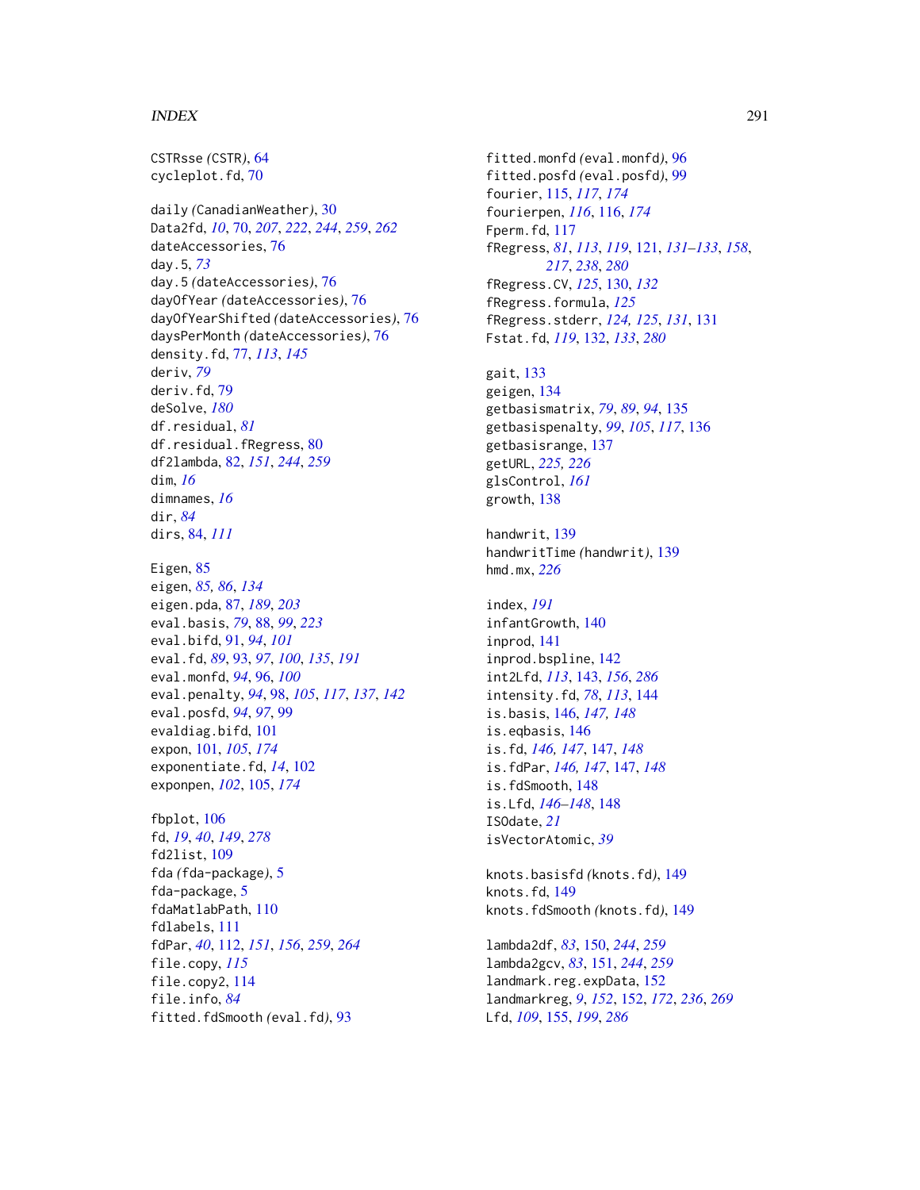CSTRsse *(CSTR)*, 64
cycleplot.fd, 70

daily *(CanadianWeather)*, 30
Data2fd, *10*, 70, *207*, *222*, *244*, *259*, *262*
dateAccessories, 76
day.5, *73*
day.5 *(dateAccessories)*, 76
dayOfYear *(dateAccessories)*, 76
dayOfYearShifted *(dateAccessories)*, 76
daysPerMonth *(dateAccessories)*, 76
density.fd, 77, *113*, *145*
deriv, *79*
deriv.fd, 79
deSolve, *180*
df.residual, *81*
df.residual.fRegress, 80
df2lambda, 82, *151*, *244*, *259*
dim, *16*
dimnames, *16*
dir, *84*
dirs, 84, *111*

Eigen, 85
eigen, *85, 86*, *134*
eigen.pda, 87, *189*, *203*
eval.basis, *79*, 88, *99*, *223*
eval.bifd, 91, *94*, *101*
eval.fd, *89*, 93, *97*, *100*, *135*, *191*
eval.monfd, *94*, 96, *100*
eval.penalty, *94*, 98, *105*, *117*, *137*, *142*
eval.posfd, *94*, *97*, 99
evaldiag.bifd, 101
expon, 101, *105*, *174*
exponentiate.fd, *14*, 102
exponpen, *102*, 105, *174*

fbplot, 106
fd, *19*, *40*, *149*, *278*
fd2list, 109
fda *(fda-package)*, 5
fda-package, 5
fdaMatlabPath, 110
fdlabels, 111
fdPar, *40*, 112, *151*, *156*, *259*, *264*
file.copy, *115*
file.copy2, 114
file.info, *84*
fitted.fdSmooth *(eval.fd)*, 93
fitted.monfd *(eval.monfd)*, 96
fitted.posfd *(eval.posfd)*, 99
fourier, 115, *117*, *174*
fourierpen, *116*, 116, *174*
Fperm.fd, 117
fRegress, *81*, *113*, *119*, 121, *131–133*, *158*, *217*, *238*, *280*
fRegress.CV, *125*, 130, *132*
fRegress.formula, *125*
fRegress.stderr, *124, 125*, *131*, 131
Fstat.fd, *119*, 132, *133*, *280*

gait, 133
geigen, 134
getbasismatrix, *79*, *89*, *94*, 135
getbasispenalty, *99*, *105*, *117*, 136
getbasisrange, 137
getURL, *225, 226*
glsControl, *161*
growth, 138

handwrit, 139
handwritTime *(handwrit)*, 139
hmd.mx, *226*

index, *191*
infantGrowth, 140
inprod, 141
inprod.bspline, 142
int2Lfd, *113*, 143, *156*, *286*
intensity.fd, *78*, *113*, 144
is.basis, 146, *147*, *148*
is.eqbasis, 146
is.fd, *146, 147*, 147, *148*
is.fdPar, *146, 147*, 147, *148*
is.fdSmooth, 148
is.Lfd, *146–148*, 148
ISOdate, *21*
isVectorAtomic, *39*

knots.basisfd *(knots.fd)*, 149
knots.fd, 149
knots.fdSmooth *(knots.fd)*, 149

lambda2df, *83*, 150, *244*, *259*
lambda2gcv, *83*, 151, *244*, *259*
landmark.reg.expData, 152
landmarkreg, *9*, *152*, 152, *172*, *236*, *269*
Lfd, *109*, 155, *199*, *286*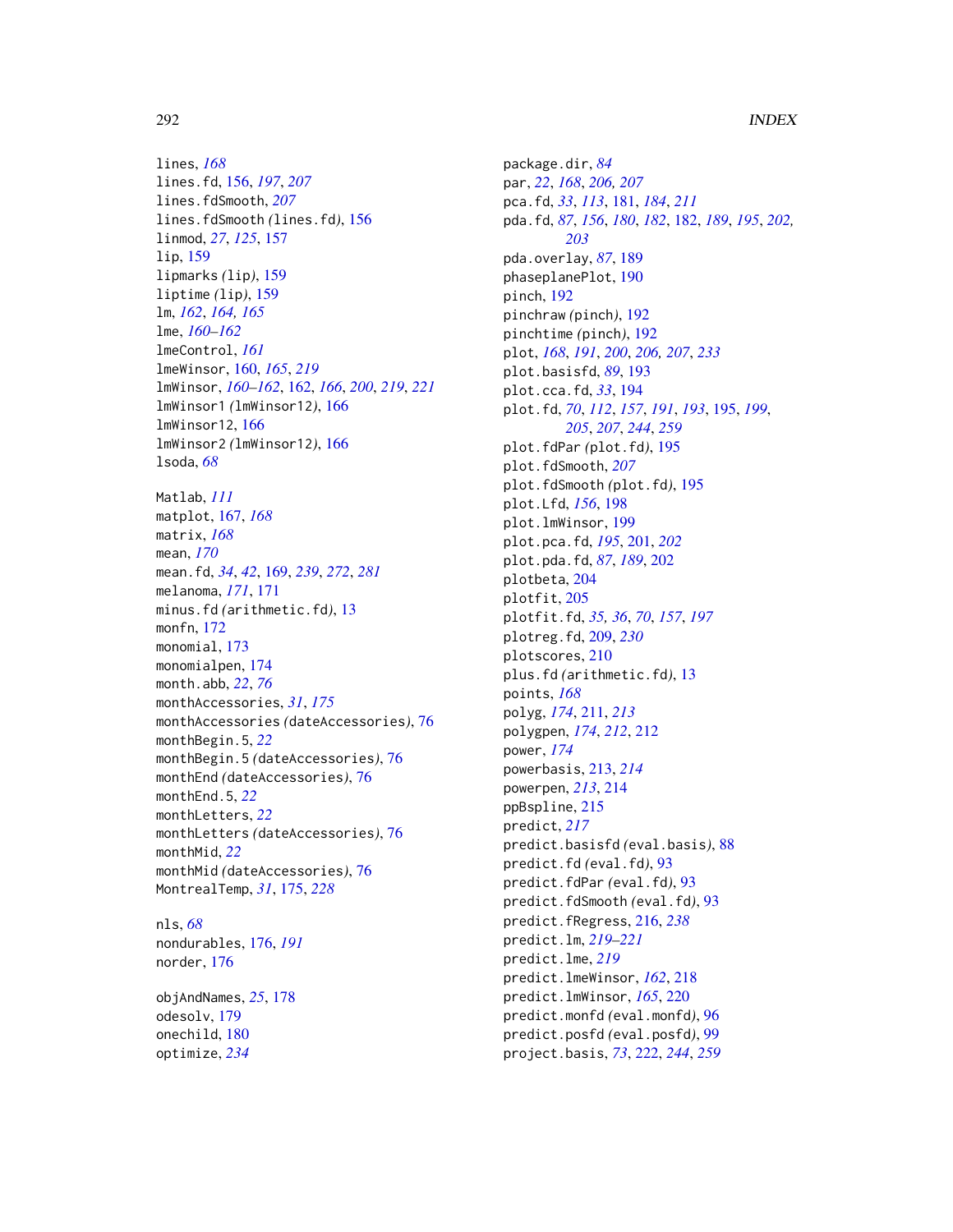lines, *168*
lines.fd, 156, *197*, *207*
lines.fdSmooth, *207*
lines.fdSmooth *(*lines.fd*)*, 156
linmod, *27*, *125*, 157
lip, 159
lipmarks *(*lip*)*, 159
liptime *(*lip*)*, 159
lm, *162*, *164, 165*
lme, *160–162*
lmeControl, *161*
lmeWinsor, 160, *165*, *219*
lmWinsor, *160–162*, 162, *166*, *200*, *219*, *221*
lmWinsor1 *(*lmWinsor12*)*, 166
lmWinsor12, 166
lmWinsor2 *(*lmWinsor12*)*, 166
lsoda, *68*

Matlab, *111*
matplot, 167, *168*
matrix, *168*
mean, *170*
mean.fd, *34*, *42*, 169, *239*, *272*, *281*
melanoma, *171*, 171
minus.fd *(*arithmetic.fd*)*, 13
monfn, 172
monomial, 173
monomialpen, 174
month.abb, *22*, *76*
monthAccessories, *31*, *175*
monthAccessories *(*dateAccessories*)*, 76
monthBegin.5, *22*
monthBegin.5 *(*dateAccessories*)*, 76
monthEnd *(*dateAccessories*)*, 76
monthEnd.5, *22*
monthLetters, *22*
monthLetters *(*dateAccessories*)*, 76
monthMid, *22*
monthMid *(*dateAccessories*)*, 76
MontrealTemp, *31*, 175, *228*

nls, *68*
nondurables, 176, *191*
norder, 176

objAndNames, *25*, 178
odesolv, 179
onechild, 180
optimize, *234*

package.dir, *84*
par, *22*, *168*, *206, 207*
pca.fd, *33*, *113*, 181, *184*, *211*
pda.fd, *87*, *156*, *180*, *182*, 182, *189*, *195*, *202, 203*
pda.overlay, *87*, 189
phaseplanePlot, 190
pinch, 192
pinchraw *(*pinch*)*, 192
pinchtime *(*pinch*)*, 192
plot, *168*, *191*, *200*, *206, 207*, *233*
plot.basisfd, *89*, 193
plot.cca.fd, *33*, 194
plot.fd, *70*, *112*, *157*, *191*, *193*, 195, *199*, *205*, *207*, *244*, *259*
plot.fdPar *(*plot.fd*)*, 195
plot.fdSmooth, *207*
plot.fdSmooth *(*plot.fd*)*, 195
plot.Lfd, *156*, 198
plot.lmWinsor, 199
plot.pca.fd, *195*, 201, *202*
plot.pda.fd, *87*, *189*, 202
plotbeta, 204
plotfit, 205
plotfit.fd, *35, 36*, *70*, *157*, *197*
plotreg.fd, 209, *230*
plotscores, 210
plus.fd *(*arithmetic.fd*)*, 13
points, *168*
polyg, *174*, 211, *213*
polygpen, *174*, *212*, 212
power, *174*
powerbasis, 213, *214*
powerpen, *213*, 214
ppBspline, 215
predict, *217*
predict.basisfd *(*eval.basis*)*, 88
predict.fd *(*eval.fd*)*, 93
predict.fdPar *(*eval.fd*)*, 93
predict.fdSmooth *(*eval.fd*)*, 93
predict.fRegress, 216, *238*
predict.lm, *219–221*
predict.lme, *219*
predict.lmeWinsor, *162*, 218
predict.lmWinsor, *165*, 220
predict.monfd *(*eval.monfd*)*, 96
predict.posfd *(*eval.posfd*)*, 99
project.basis, *73*, 222, *244*, *259*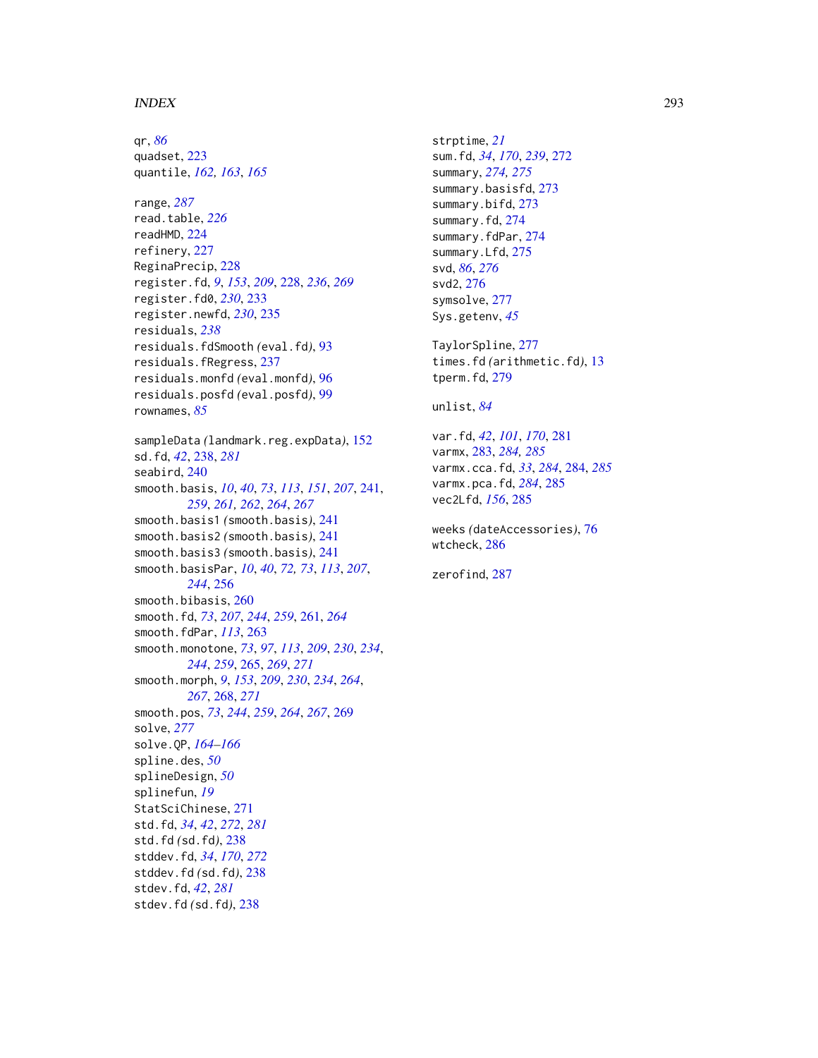qr, *86*
quadset, 223
quantile, *162, 163*, *165*

range, *287*
read.table, *226*
readHMD, 224
refinery, 227
ReginaPrecip, 228
register.fd, *9*, *153*, *209*, 228, *236*, *269*
register.fd0, *230*, 233
register.newfd, *230*, 235
residuals, *238*
residuals.fdSmooth *(eval.fd)*, 93
residuals.fRegress, 237
residuals.monfd *(eval.monfd)*, 96
residuals.posfd *(eval.posfd)*, 99
rownames, *85*

sampleData *(landmark.reg.expData)*, 152
sd.fd, *42*, 238, *281*
seabird, 240
smooth.basis, *10*, *40*, *73*, *113*, *151*, *207*, 241, *259*, *261, 262*, *264*, *267*
smooth.basis1 *(smooth.basis)*, 241
smooth.basis2 *(smooth.basis)*, 241
smooth.basis3 *(smooth.basis)*, 241
smooth.basisPar, *10*, *40*, *72, 73*, *113*, *207*, *244*, 256
smooth.bibasis, 260
smooth.fd, *73*, *207*, *244*, *259*, 261, *264*
smooth.fdPar, *113*, 263
smooth.monotone, *73*, *97*, *113*, *209*, *230*, *234*, *244*, *259*, 265, *269*, *271*
smooth.morph, *9*, *153*, *209*, *230*, *234*, *264*, *267*, 268, *271*
smooth.pos, *73*, *244*, *259*, *264*, *267*, 269
solve, *277*
solve.QP, *164–166*
spline.des, *50*
splineDesign, *50*
splinefun, *19*
StatSciChinese, 271
std.fd, *34*, *42*, *272*, *281*
std.fd *(sd.fd)*, 238
stddev.fd, *34*, *170*, *272*
stddev.fd *(sd.fd)*, 238
stdev.fd, *42*, *281*
stdev.fd *(sd.fd)*, 238
strptime, *21*
sum.fd, *34*, *170*, *239*, 272
summary, *274, 275*
summary.basisfd, 273
summary.bifd, 273
summary.fd, 274
summary.fdPar, 274
summary.Lfd, 275
svd, *86*, *276*
svd2, 276
symsolve, 277
Sys.getenv, *45*

TaylorSpline, 277
times.fd *(arithmetic.fd)*, 13
tperm.fd, 279

unlist, *84*

var.fd, *42*, *101*, *170*, 281
varmx, 283, *284, 285*
varmx.cca.fd, *33*, *284*, 284, *285*
varmx.pca.fd, *284*, 285
vec2Lfd, *156*, 285

weeks *(dateAccessories)*, 76
wtcheck, 286

zerofind, 287